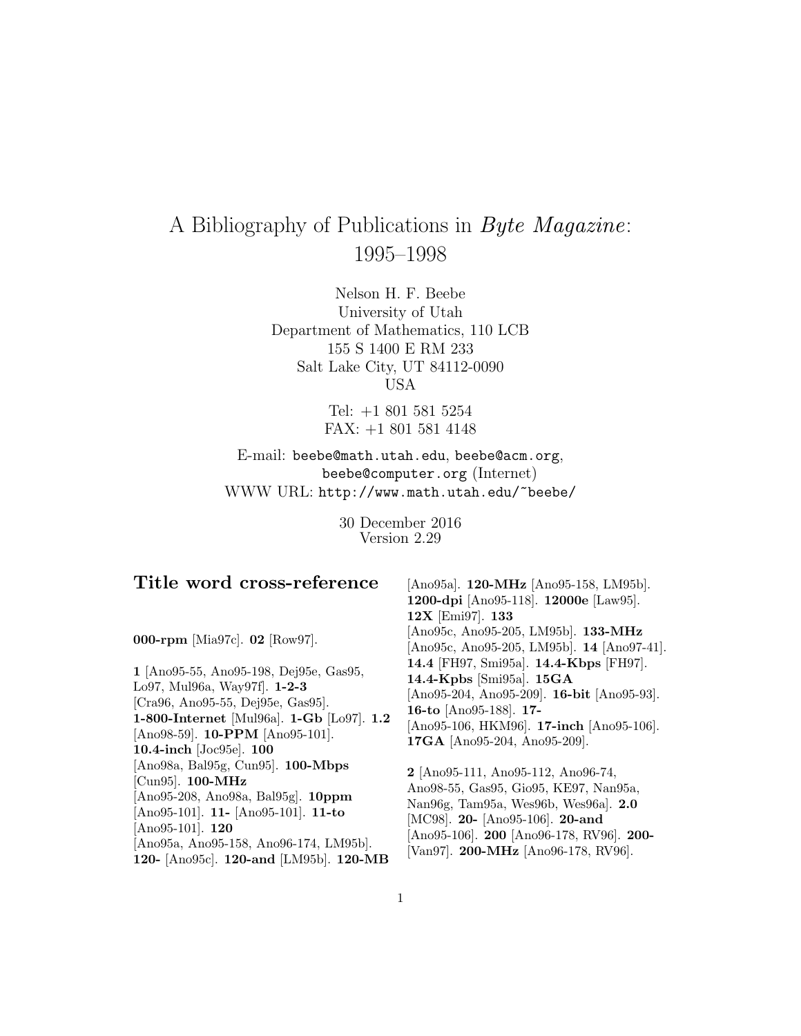# A Bibliography of Publications in *Byte Magazine*: 1995–1998

Nelson H. F. Beebe
University of Utah
Department of Mathematics, 110 LCB
155 S 1400 E RM 233
Salt Lake City, UT 84112-0090
USA

Tel: +1 801 581 5254
FAX: +1 801 581 4148

E-mail: `beebe@math.utah.edu`, `beebe@acm.org`, `beebe@computer.org` (Internet)
WWW URL: `http://www.math.utah.edu/~beebe/`

30 December 2016
Version 2.29

## Title word cross-reference

**000-rpm** [Mia97c]. **02** [Row97].

**1** [Ano95-55, Ano95-198, Dej95e, Gas95, Lo97, Mul96a, Way97f]. **1-2-3** [Cra96, Ano95-55, Dej95e, Gas95]. **1-800-Internet** [Mul96a]. **1-Gb** [Lo97]. **1.2** [Ano98-59]. **10-PPM** [Ano95-101]. **10.4-inch** [Joc95e]. **100** [Ano98a, Bal95g, Cun95]. **100-Mbps** [Cun95]. **100-MHz** [Ano95-208, Ano98a, Bal95g]. **10ppm** [Ano95-101]. **11-** [Ano95-101]. **11-to** [Ano95-101]. **120** [Ano95a, Ano95-158, Ano96-174, LM95b]. **120-** [Ano95c]. **120-and** [LM95b]. **120-MB** [Ano95a]. **120-MHz** [Ano95-158, LM95b]. **1200-dpi** [Ano95-118]. **12000e** [Law95]. **12X** [Emi97]. **133** [Ano95c, Ano95-205, LM95b]. **133-MHz** [Ano95c, Ano95-205, LM95b]. **14** [Ano97-41]. **14.4** [FH97, Smi95a]. **14.4-Kbps** [FH97]. **14.4-Kpbs** [Smi95a]. **15GA** [Ano95-204, Ano95-209]. **16-bit** [Ano95-93]. **16-to** [Ano95-188]. **17-** [Ano95-106, HKM96]. **17-inch** [Ano95-106]. **17GA** [Ano95-204, Ano95-209].

**2** [Ano95-111, Ano95-112, Ano96-74, Ano98-55, Gas95, Gio95, KE97, Nan95a, Nan96g, Tam95a, Wes96b, Wes96a]. **2.0** [MC98]. **20-** [Ano95-106]. **20-and** [Ano95-106]. **200** [Ano96-178, RV96]. **200-** [Van97]. **200-MHz** [Ano96-178, RV96].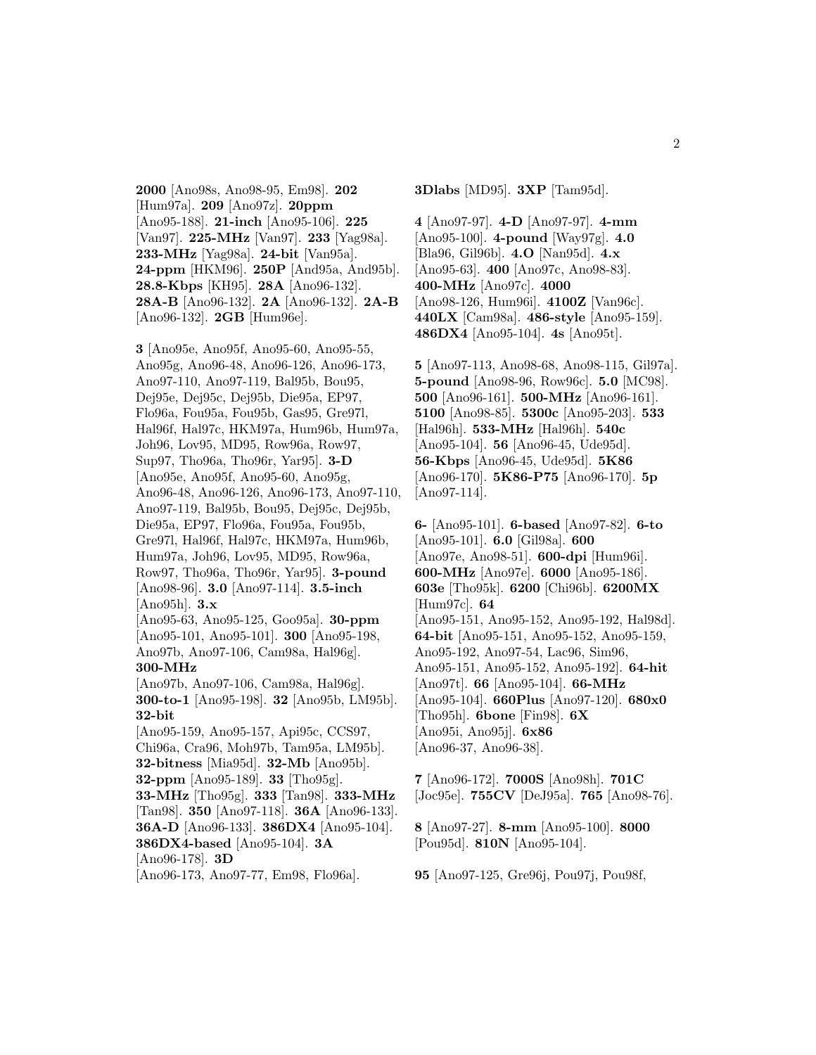**2000** [Ano98s, Ano98-95, Em98]. **202** [Hum97a]. **209** [Ano97z]. **20ppm** [Ano95-188]. **21-inch** [Ano95-106]. **225** [Van97]. **225-MHz** [Van97]. **233** [Yag98a]. **233-MHz** [Yag98a]. **24-bit** [Van95a]. **24-ppm** [HKM96]. **250P** [And95a, And95b]. **28.8-Kbps** [KH95]. **28A** [Ano96-132]. **28A-B** [Ano96-132]. **2A** [Ano96-132]. **2A-B** [Ano96-132]. **2GB** [Hum96e].

**3** [Ano95e, Ano95f, Ano95-60, Ano95-55, Ano95g, Ano96-48, Ano96-126, Ano96-173, Ano97-110, Ano97-119, Bal95b, Bou95, Dej95e, Dej95c, Dej95b, Die95a, EP97, Flo96a, Fou95a, Fou95b, Gas95, Gre97l, Hal96f, Hal97c, HKM97a, Hum96b, Hum97a, Joh96, Lov95, MD95, Row96a, Row97, Sup97, Tho96a, Tho96r, Yar95]. **3-D** [Ano95e, Ano95f, Ano95-60, Ano95g, Ano96-48, Ano96-126, Ano96-173, Ano97-110, Ano97-119, Bal95b, Bou95, Dej95c, Dej95b, Die95a, EP97, Flo96a, Fou95a, Fou95b, Gre97l, Hal96f, Hal97c, HKM97a, Hum96b, Hum97a, Joh96, Lov95, MD95, Row96a, Row97, Tho96a, Tho96r, Yar95]. **3-pound** [Ano98-96]. **3.0** [Ano97-114]. **3.5-inch** [Ano95h]. **3.x** [Ano95-63, Ano95-125, Goo95a]. **30-ppm** [Ano95-101, Ano95-101]. **300** [Ano95-198, Ano97b, Ano97-106, Cam98a, Hal96g]. **300-MHz** [Ano97b, Ano97-106, Cam98a, Hal96g]. **300-to-1** [Ano95-198]. **32** [Ano95b, LM95b]. **32-bit** [Ano95-159, Ano95-157, Api95c, CCS97, Chi96a, Cra96, Moh97b, Tam95a, LM95b]. **32-bitness** [Mia95d]. **32-Mb** [Ano95b]. **32-ppm** [Ano95-189]. **33** [Tho95g]. **33-MHz** [Tho95g]. **333** [Tan98]. **333-MHz** [Tan98]. **350** [Ano97-118]. **36A** [Ano96-133]. **36A-D** [Ano96-133]. **386DX4** [Ano95-104]. **386DX4-based** [Ano95-104]. **3A** [Ano96-178]. **3D** [Ano96-173, Ano97-77, Em98, Flo96a]. **3Dlabs** [MD95]. **3XP** [Tam95d].

**4** [Ano97-97]. **4-D** [Ano97-97]. **4-mm** [Ano95-100]. **4-pound** [Way97g]. **4.0** [Bla96, Gil96b]. **4.O** [Nan95d]. **4.x** [Ano95-63]. **400** [Ano97c, Ano98-83]. **400-MHz** [Ano97c]. **4000** [Ano98-126, Hum96i]. **4100Z** [Van96c]. **440LX** [Cam98a]. **486-style** [Ano95-159]. **486DX4** [Ano95-104]. **4s** [Ano95t].

**5** [Ano97-113, Ano98-68, Ano98-115, Gil97a]. **5-pound** [Ano98-96, Row96c]. **5.0** [MC98]. **500** [Ano96-161]. **500-MHz** [Ano96-161]. **5100** [Ano98-85]. **5300c** [Ano95-203]. **533** [Hal96h]. **533-MHz** [Hal96h]. **540c** [Ano95-104]. **56** [Ano96-45, Ude95d]. **56-Kbps** [Ano96-45, Ude95d]. **5K86** [Ano96-170]. **5K86-P75** [Ano96-170]. **5p** [Ano97-114].

**6-** [Ano95-101]. **6-based** [Ano97-82]. **6-to** [Ano95-101]. **6.0** [Gil98a]. **600** [Ano97e, Ano98-51]. **600-dpi** [Hum96i]. **600-MHz** [Ano97e]. **6000** [Ano95-186]. **603e** [Tho95k]. **6200** [Chi96b]. **6200MX** [Hum97c]. **64** [Ano95-151, Ano95-152, Ano95-192, Hal98d]. **64-bit** [Ano95-151, Ano95-152, Ano95-159, Ano95-192, Ano97-54, Lac96, Sim96, Ano95-151, Ano95-152, Ano95-192]. **64-hit** [Ano97t]. **66** [Ano95-104]. **66-MHz** [Ano95-104]. **660Plus** [Ano97-120]. **680x0** [Tho95h]. **6bone** [Fin98]. **6X** [Ano95i, Ano95j]. **6x86** [Ano96-37, Ano96-38].

**7** [Ano96-172]. **7000S** [Ano98h]. **701C** [Joc95e]. **755CV** [DeJ95a]. **765** [Ano98-76].

**8** [Ano97-27]. **8-mm** [Ano95-100]. **8000** [Pou95d]. **810N** [Ano95-104].

**95** [Ano97-125, Gre96j, Pou97j, Pou98f,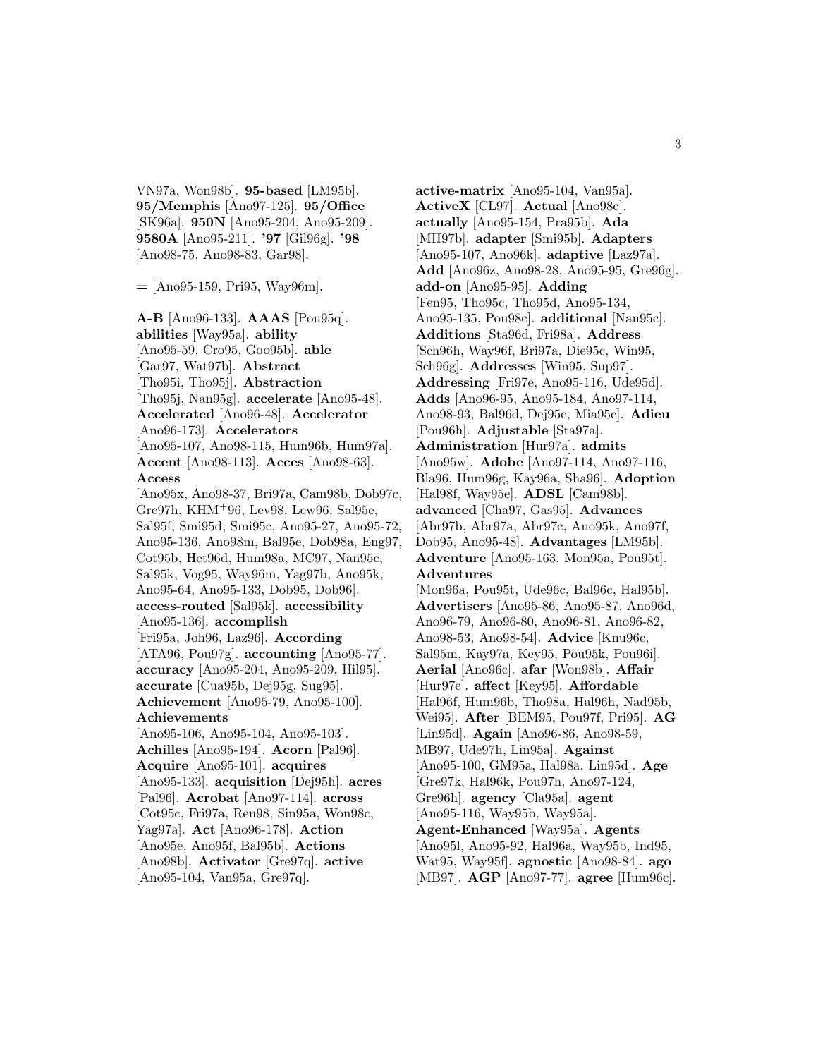VN97a, Won98b]. **95-based** [LM95b]. **95/Memphis** [Ano97-125]. **95/Office** [SK96a]. **950N** [Ano95-204, Ano95-209]. **9580A** [Ano95-211]. **'97** [Gil96g]. **'98** [Ano98-75, Ano98-83, Gar98].

**=** [Ano95-159, Pri95, Way96m].

**A-B** [Ano96-133]. **AAAS** [Pou95q]. **abilities** [Way95a]. **ability** [Ano95-59, Cro95, Goo95b]. **able** [Gar97, Wat97b]. **Abstract** [Tho95i, Tho95j]. **Abstraction** [Tho95j, Nan95g]. **accelerate** [Ano95-48]. **Accelerated** [Ano96-48]. **Accelerator** [Ano96-173]. **Accelerators** [Ano95-107, Ano98-115, Hum96b, Hum97a]. **Accent** [Ano98-113]. **Acces** [Ano98-63]. **Access** [Ano95x, Ano98-37, Bri97a, Cam98b, Dob97c, Gre97h, KHM+96, Lev98, Lew96, Sal95e, Sal95f, Smi95d, Smi95c, Ano95-27, Ano95-72, Ano95-136, Ano98m, Bal95e, Dob98a, Eng97, Cot95b, Het96d, Hum98a, MC97, Nan95c, Sal95k, Vog95, Way96m, Yag97b, Ano95k, Ano95-64, Ano95-133, Dob95, Dob96]. **access-routed** [Sal95k]. **accessibility** [Ano95-136]. **accomplish** [Fri95a, Joh96, Laz96]. **According** [ATA96, Pou97g]. **accounting** [Ano95-77]. **accuracy** [Ano95-204, Ano95-209, Hil95]. **accurate** [Cua95b, Dej95g, Sug95]. **Achievement** [Ano95-79, Ano95-100]. **Achievements** [Ano95-106, Ano95-104, Ano95-103]. **Achilles** [Ano95-194]. **Acorn** [Pal96]. **Acquire** [Ano95-101]. **acquires** [Ano95-133]. **acquisition** [Dej95h]. **acres** [Pal96]. **Acrobat** [Ano97-114]. **across** [Cot95c, Fri97a, Ren98, Sin95a, Won98c, Yag97a]. **Act** [Ano96-178]. **Action** [Ano95e, Ano95f, Bal95b]. **Actions** [Ano98b]. **Activator** [Gre97q]. **active** [Ano95-104, Van95a, Gre97q]. **active-matrix** [Ano95-104, Van95a]. **ActiveX** [CL97]. **Actual** [Ano98c]. **actually** [Ano95-154, Pra95b]. **Ada** [MH97b]. **adapter** [Smi95b]. **Adapters** [Ano95-107, Ano96k]. **adaptive** [Laz97a]. **Add** [Ano96z, Ano98-28, Ano95-95, Gre96g]. **add-on** [Ano95-95]. **Adding** [Fen95, Tho95c, Tho95d, Ano95-134, Ano95-135, Pou98c]. **additional** [Nan95c]. **Additions** [Sta96d, Fri98a]. **Address** [Sch96h, Way96f, Bri97a, Die95c, Win95, Sch96g]. **Addresses** [Win95, Sup97]. **Addressing** [Fri97e, Ano95-116, Ude95d]. **Adds** [Ano96-95, Ano95-184, Ano97-114, Ano98-93, Bal96d, Dej95e, Mia95c]. **Adieu** [Pou96h]. **Adjustable** [Sta97a]. **Administration** [Hur97a]. **admits** [Ano95w]. **Adobe** [Ano97-114, Ano97-116, Bla96, Hum96g, Kay96a, Sha96]. **Adoption** [Hal98f, Way95e]. **ADSL** [Cam98b]. **advanced** [Cha97, Gas95]. **Advances** [Abr97b, Abr97a, Abr97c, Ano95k, Ano97f, Dob95, Ano95-48]. **Advantages** [LM95b]. **Adventure** [Ano95-163, Mon95a, Pou95t]. **Adventures** [Mon96a, Pou95t, Ude96c, Bal96c, Hal95b]. **Advertisers** [Ano95-86, Ano95-87, Ano96d, Ano96-79, Ano96-80, Ano96-81, Ano96-82, Ano98-53, Ano98-54]. **Advice** [Knu96c, Sal95m, Kay97a, Key95, Pou95k, Pou96i]. **Aerial** [Ano96c]. **afar** [Won98b]. **Affair** [Hur97e]. **affect** [Key95]. **Affordable** [Hal96f, Hum96b, Tho98a, Hal96h, Nad95b, Wei95]. **After** [BEM95, Pou97f, Pri95]. **AG** [Lin95d]. **Again** [Ano96-86, Ano98-59, MB97, Ude97h, Lin95a]. **Against** [Ano95-100, GM95a, Hal98a, Lin95d]. **Age** [Gre97k, Hal96k, Pou97h, Ano97-124, Gre96h]. **agency** [Cla95a]. **agent** [Ano95-116, Way95b, Way95a]. **Agent-Enhanced** [Way95a]. **Agents** [Ano95l, Ano95-92, Hal96a, Way95b, Ind95, Wat95, Way95f]. **agnostic** [Ano98-84]. **ago** [MB97]. **AGP** [Ano97-77]. **agree** [Hum96c].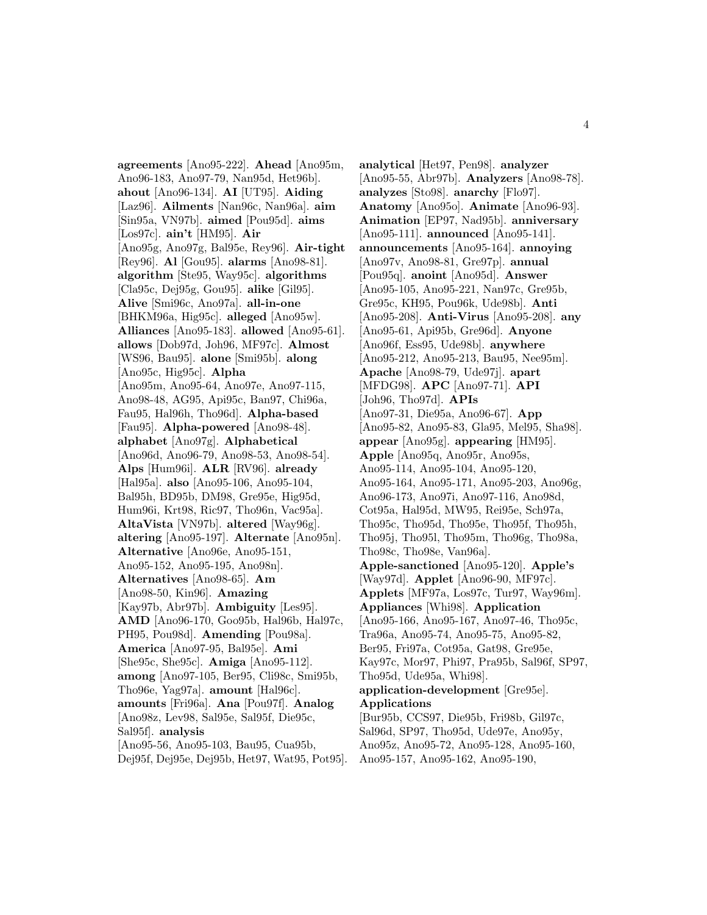**agreements** [Ano95-222]. **Ahead** [Ano95m, Ano96-183, Ano97-79, Nan95d, Het96b]. **ahout** [Ano96-134]. **AI** [UT95]. **Aiding** [Laz96]. **Ailments** [Nan96c, Nan96a]. **aim** [Sin95a, VN97b]. **aimed** [Pou95d]. **aims** [Los97c]. **ain't** [HM95]. **Air** [Ano95g, Ano97g, Bal95e, Rey96]. **Air-tight** [Rey96]. **Al** [Gou95]. **alarms** [Ano98-81]. **algorithm** [Ste95, Way95c]. **algorithms** [Cla95c, Dej95g, Gou95]. **alike** [Gil95]. **Alive** [Smi96c, Ano97a]. **all-in-one** [BHKM96a, Hig95c]. **alleged** [Ano95w]. **Alliances** [Ano95-183]. **allowed** [Ano95-61]. **allows** [Dob97d, Joh96, MF97c]. **Almost** [WS96, Bau95]. **alone** [Smi95b]. **along** [Ano95c, Hig95c]. **Alpha** [Ano95m, Ano95-64, Ano97e, Ano97-115, Ano98-48, AG95, Api95c, Ban97, Chi96a, Fau95, Hal96h, Tho96d]. **Alpha-based** [Fau95]. **Alpha-powered** [Ano98-48]. **alphabet** [Ano97g]. **Alphabetical** [Ano96d, Ano96-79, Ano98-53, Ano98-54]. **Alps** [Hum96i]. **ALR** [RV96]. **already** [Hal95a]. **also** [Ano95-106, Ano95-104, Bal95h, BD95b, DM98, Gre95e, Hig95d, Hum96i, Krt98, Ric97, Tho96n, Vac95a]. **AltaVista** [VN97b]. **altered** [Way96g]. **altering** [Ano95-197]. **Alternate** [Ano95n]. **Alternative** [Ano96e, Ano95-151, Ano95-152, Ano95-195, Ano98n]. **Alternatives** [Ano98-65]. **Am** [Ano98-50, Kin96]. **Amazing** [Kay97b, Abr97b]. **Ambiguity** [Les95]. **AMD** [Ano96-170, Goo95b, Hal96b, Hal97c, PH95, Pou98d]. **Amending** [Pou98a]. **America** [Ano97-95, Bal95e]. **Ami** [She95c, She95c]. **Amiga** [Ano95-112]. **among** [Ano97-105, Ber95, Cli98c, Smi95b, Tho96e, Yag97a]. **amount** [Hal96c]. **amounts** [Fri96a]. **Ana** [Pou97f]. **Analog** [Ano98z, Lev98, Sal95e, Sal95f, Die95c, Sal95f]. **analysis** [Ano95-56, Ano95-103, Bau95, Cua95b, Dej95f, Dej95e, Dej95b, Het97, Wat95, Pot95]. **analytical** [Het97, Pen98]. **analyzer** [Ano95-55, Abr97b]. **Analyzers** [Ano98-78]. **analyzes** [Sto98]. **anarchy** [Flo97]. **Anatomy** [Ano95o]. **Animate** [Ano96-93]. **Animation** [EP97, Nad95b]. **anniversary** [Ano95-111]. **announced** [Ano95-141]. **announcements** [Ano95-164]. **annoying** [Ano97v, Ano98-81, Gre97p]. **annual** [Pou95q]. **anoint** [Ano95d]. **Answer** [Ano95-105, Ano95-221, Nan97c, Gre95b, Gre95c, KH95, Pou96k, Ude98b]. **Anti** [Ano95-208]. **Anti-Virus** [Ano95-208]. **any** [Ano95-61, Api95b, Gre96d]. **Anyone** [Ano96f, Ess95, Ude98b]. **anywhere** [Ano95-212, Ano95-213, Bau95, Nee95m]. **Apache** [Ano98-79, Ude97j]. **apart** [MFDG98]. **APC** [Ano97-71]. **API** [Joh96, Tho97d]. **APIs** [Ano97-31, Die95a, Ano96-67]. **App** [Ano95-82, Ano95-83, Gla95, Mel95, Sha98]. **appear** [Ano95g]. **appearing** [HM95]. **Apple** [Ano95q, Ano95r, Ano95s, Ano95-114, Ano95-104, Ano95-120, Ano95-164, Ano95-171, Ano95-203, Ano96g, Ano96-173, Ano97i, Ano97-116, Ano98d, Cot95a, Hal95d, MW95, Rei95e, Sch97a, Tho95c, Tho95d, Tho95e, Tho95f, Tho95h, Tho95j, Tho95l, Tho95m, Tho96g, Tho98a, Tho98c, Tho98e, Van96a]. **Apple-sanctioned** [Ano95-120]. **Apple's** [Way97d]. **Applet** [Ano96-90, MF97c]. **Applets** [MF97a, Los97c, Tur97, Way96m]. **Appliances** [Whi98]. **Application** [Ano95-166, Ano95-167, Ano97-46, Tho95c, Tra96a, Ano95-74, Ano95-75, Ano95-82, Ber95, Fri97a, Cot95a, Gat98, Gre95e, Kay97c, Mor97, Phi97, Pra95b, Sal96f, SP97, Tho95d, Ude95a, Whi98]. **application-development** [Gre95e]. **Applications** [Bur95b, CCS97, Die95b, Fri98b, Gil97c, Sal96d, SP97, Tho95d, Ude97e, Ano95y, Ano95z, Ano95-72, Ano95-128, Ano95-160, Ano95-157, Ano95-162, Ano95-190,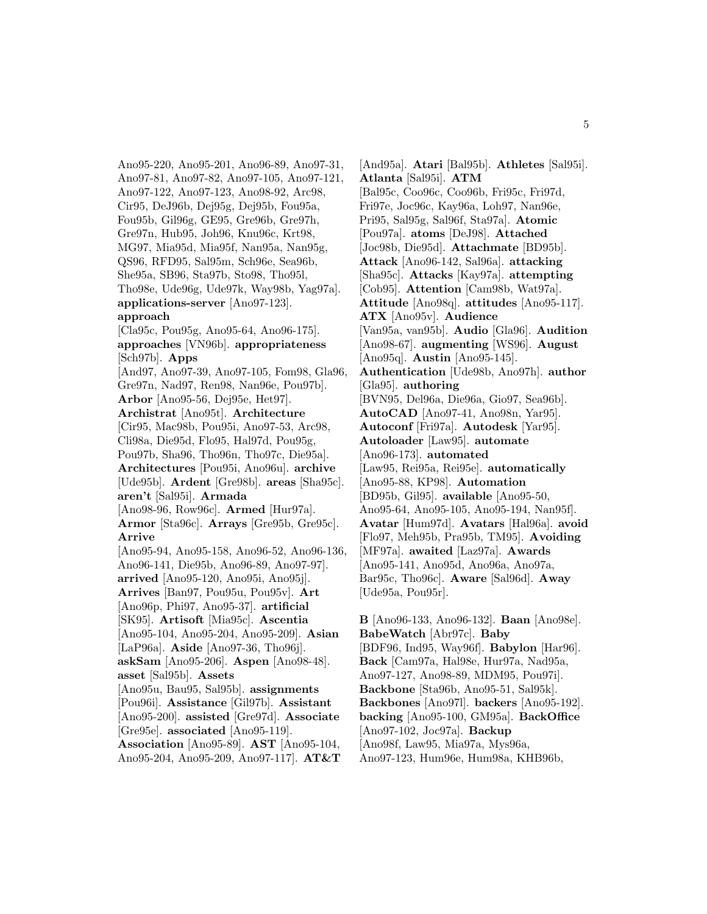Ano95-220, Ano95-201, Ano96-89, Ano97-31, Ano97-81, Ano97-82, Ano97-105, Ano97-121, Ano97-122, Ano97-123, Ano98-92, Arc98, Cir95, DeJ96b, Dej95g, Dej95b, Fou95a, Fou95b, Gil96g, GE95, Gre96b, Gre97h, Gre97n, Hub95, Joh96, Knu96c, Krt98, MG97, Mia95d, Mia95f, Nan95a, Nan95g, QS96, RFD95, Sal95m, Sch96e, Sea96b, She95a, SB96, Sta97b, Sto98, Tho95l, Tho98e, Ude96g, Ude97k, Way98b, Yag97a]. **applications-server** [Ano97-123]. **approach** [Cla95c, Pou95g, Ano95-64, Ano96-175]. **approaches** [VN96b]. **appropriateness** [Sch97b]. **Apps** [And97, Ano97-39, Ano97-105, Fom98, Gla96, Gre97n, Nad97, Ren98, Nan96e, Pou97b]. **Arbor** [Ano95-56, Dej95e, Het97]. **Archistrat** [Ano95t]. **Architecture** [Cir95, Mac98b, Pou95i, Ano97-53, Arc98, Cli98a, Die95d, Flo95, Hal97d, Pou95g, Pou97b, Sha96, Tho96n, Tho97c, Die95a]. **Architectures** [Pou95i, Ano96u]. **archive** [Ude95b]. **Ardent** [Gre98b]. **areas** [Sha95c]. **aren't** [Sal95i]. **Armada** [Ano98-96, Row96c]. **Armed** [Hur97a]. **Armor** [Sta96c]. **Arrays** [Gre95b, Gre95c]. **Arrive** [Ano95-94, Ano95-158, Ano96-52, Ano96-136, Ano96-141, Die95b, Ano96-89, Ano97-97]. **arrived** [Ano95-120, Ano95i, Ano95j]. **Arrives** [Ban97, Pou95u, Pou95v]. **Art** [Ano96p, Phi97, Ano95-37]. **artificial** [SK95]. **Artisoft** [Mia95c]. **Ascentia** [Ano95-104, Ano95-204, Ano95-209]. **Asian** [LaP96a]. **Aside** [Ano97-36, Tho96j]. **askSam** [Ano95-206]. **Aspen** [Ano98-48]. **asset** [Sal95b]. **Assets** [Ano95u, Bau95, Sal95b]. **assignments** [Pou96i]. **Assistance** [Gil97b]. **Assistant** [Ano95-200]. **assisted** [Gre97d]. **Associate** [Gre95e]. **associated** [Ano95-119]. **Association** [Ano95-89]. **AST** [Ano95-104, Ano95-204, Ano95-209, Ano97-117]. **AT&T** [And95a]. **Atari** [Bal95b]. **Athletes** [Sal95i]. **Atlanta** [Sal95i]. **ATM** [Bal95c, Coo96c, Coo96b, Fri95c, Fri97d, Fri97e, Joc96c, Kay96a, Loh97, Nan96e, Pri95, Sal95g, Sal96f, Sta97a]. **Atomic** [Pou97a]. **atoms** [DeJ98]. **Attached** [Joc98b, Die95d]. **Attachmate** [BD95b]. **Attack** [Ano96-142, Sal96a]. **attacking** [Sha95c]. **Attacks** [Kay97a]. **attempting** [Cob95]. **Attention** [Cam98b, Wat97a]. **Attitude** [Ano98q]. **attitudes** [Ano95-117]. **ATX** [Ano95v]. **Audience** [Van95a, van95b]. **Audio** [Gla96]. **Audition** [Ano98-67]. **augmenting** [WS96]. **August** [Ano95q]. **Austin** [Ano95-145]. **Authentication** [Ude98b, Ano97h]. **author** [Gla95]. **authoring** [BVN95, Del96a, Die96a, Gio97, Sea96b]. **AutoCAD** [Ano97-41, Ano98n, Yar95]. **Autoconf** [Fri97a]. **Autodesk** [Yar95]. **Autoloader** [Law95]. **automate** [Ano96-173]. **automated** [Law95, Rei95a, Rei95e]. **automatically** [Ano95-88, KP98]. **Automation** [BD95b, Gil95]. **available** [Ano95-50, Ano95-64, Ano95-105, Ano95-194, Nan95f]. **Avatar** [Hum97d]. **Avatars** [Hal96a]. **avoid** [Flo97, Meh95b, Pra95b, TM95]. **Avoiding** [MF97a]. **awaited** [Laz97a]. **Awards** [Ano95-141, Ano95d, Ano96a, Ano97a, Bar95c, Tho96c]. **Aware** [Sal96d]. **Away** [Ude95a, Pou95r].

**B** [Ano96-133, Ano96-132]. **Baan** [Ano98e]. **BabeWatch** [Abr97c]. **Baby** [BDF96, Ind95, Way96f]. **Babylon** [Har96]. **Back** [Cam97a, Hal98e, Hur97a, Nad95a, Ano97-127, Ano98-89, MDM95, Pou97i]. **Backbone** [Sta96b, Ano95-51, Sal95k]. **Backbones** [Ano97l]. **backers** [Ano95-192]. **backing** [Ano95-100, GM95a]. **BackOffice** [Ano97-102, Joc97a]. **Backup** [Ano98f, Law95, Mia97a, Mys96a, Ano97-123, Hum96e, Hum98a, KHB96b,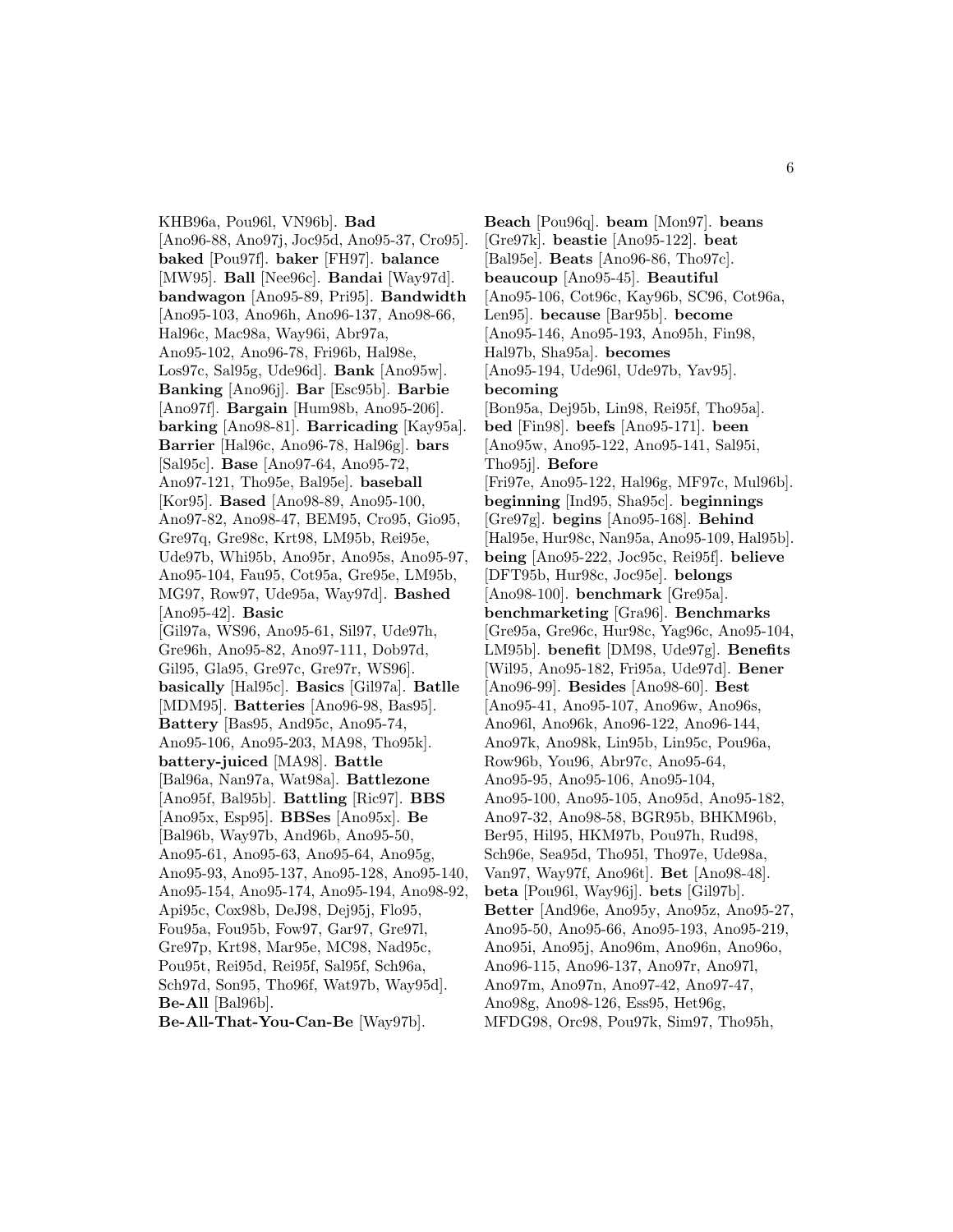KHB96a, Pou96l, VN96b]. **Bad** [Ano96-88, Ano97j, Joc95d, Ano95-37, Cro95]. **baked** [Pou97f]. **baker** [FH97]. **balance** [MW95]. **Ball** [Nee96c]. **Bandai** [Way97d]. **bandwagon** [Ano95-89, Pri95]. **Bandwidth** [Ano95-103, Ano96h, Ano96-137, Ano98-66, Hal96c, Mac98a, Way96i, Abr97a, Ano95-102, Ano96-78, Fri96b, Hal98e, Los97c, Sal95g, Ude96d]. **Bank** [Ano95w]. **Banking** [Ano96j]. **Bar** [Esc95b]. **Barbie** [Ano97f]. **Bargain** [Hum98b, Ano95-206]. **barking** [Ano98-81]. **Barricading** [Kay95a]. **Barrier** [Hal96c, Ano96-78, Hal96g]. **bars** [Sal95c]. **Base** [Ano97-64, Ano95-72, Ano97-121, Tho95e, Bal95e]. **baseball** [Kor95]. **Based** [Ano98-89, Ano95-100, Ano97-82, Ano98-47, BEM95, Cro95, Gio95, Gre97q, Gre98c, Krt98, LM95b, Rei95e, Ude97b, Whi95b, Ano95r, Ano95s, Ano95-97, Ano95-104, Fau95, Cot95a, Gre95e, LM95b, MG97, Row97, Ude95a, Way97d]. **Bashed** [Ano95-42]. **Basic** [Gil97a, WS96, Ano95-61, Sil97, Ude97h, Gre96h, Ano95-82, Ano97-111, Dob97d, Gil95, Gla95, Gre97c, Gre97r, WS96]. **basically** [Hal95c]. **Basics** [Gil97a]. **Batlle** [MDM95]. **Batteries** [Ano96-98, Bas95]. **Battery** [Bas95, And95c, Ano95-74, Ano95-106, Ano95-203, MA98, Tho95k]. **battery-juiced** [MA98]. **Battle** [Bal96a, Nan97a, Wat98a]. **Battlezone** [Ano95f, Bal95b]. **Battling** [Ric97]. **BBS** [Ano95x, Esp95]. **BBSes** [Ano95x]. **Be** [Bal96b, Way97b, And96b, Ano95-50, Ano95-61, Ano95-63, Ano95-64, Ano95g, Ano95-93, Ano95-137, Ano95-128, Ano95-140, Ano95-154, Ano95-174, Ano95-194, Ano98-92, Api95c, Cox98b, DeJ98, Dej95j, Flo95, Fou95a, Fou95b, Fow97, Gar97, Gre97l, Gre97p, Krt98, Mar95e, MC98, Nad95c, Pou95t, Rei95d, Rei95f, Sal95f, Sch96a, Sch97d, Son95, Tho96f, Wat97b, Way95d]. **Be-All** [Bal96b]. **Be-All-That-You-Can-Be** [Way97b].

**Beach** [Pou96q]. **beam** [Mon97]. **beans** [Gre97k]. **beastie** [Ano95-122]. **beat** [Bal95e]. **Beats** [Ano96-86, Tho97c]. **beaucoup** [Ano95-45]. **Beautiful** [Ano95-106, Cot96c, Kay96b, SC96, Cot96a, Len95]. **because** [Bar95b]. **become** [Ano95-146, Ano95-193, Ano95h, Fin98, Hal97b, Sha95a]. **becomes** [Ano95-194, Ude96l, Ude97b, Yav95]. **becoming** [Bon95a, Dej95b, Lin98, Rei95f, Tho95a]. **bed** [Fin98]. **beefs** [Ano95-171]. **been** [Ano95w, Ano95-122, Ano95-141, Sal95i, Tho95j]. **Before** [Fri97e, Ano95-122, Hal96g, MF97c, Mul96b]. **beginning** [Ind95, Sha95c]. **beginnings** [Gre97g]. **begins** [Ano95-168]. **Behind** [Hal95e, Hur98c, Nan95a, Ano95-109, Hal95b]. **being** [Ano95-222, Joc95c, Rei95f]. **believe** [DFT95b, Hur98c, Joc95e]. **belongs** [Ano98-100]. **benchmark** [Gre95a]. **benchmarketing** [Gra96]. **Benchmarks** [Gre95a, Gre96c, Hur98c, Yag96c, Ano95-104, LM95b]. **benefit** [DM98, Ude97g]. **Benefits** [Wil95, Ano95-182, Fri95a, Ude97d]. **Bener** [Ano96-99]. **Besides** [Ano98-60]. **Best** [Ano95-41, Ano95-107, Ano96w, Ano96s, Ano96l, Ano96k, Ano96-122, Ano96-144, Ano97k, Ano98k, Lin95b, Lin95c, Pou96a, Row96b, You96, Abr97c, Ano95-64, Ano95-95, Ano95-106, Ano95-104, Ano95-100, Ano95-105, Ano95d, Ano95-182, Ano97-32, Ano98-58, BGR95b, BHKM96b, Ber95, Hil95, HKM97b, Pou97h, Rud98, Sch96e, Sea95d, Tho95l, Tho97e, Ude98a, Van97, Way97f, Ano96t]. **Bet** [Ano98-48]. **beta** [Pou96l, Way96j]. **bets** [Gil97b]. **Better** [And96e, Ano95y, Ano95z, Ano95-27, Ano95-50, Ano95-66, Ano95-193, Ano95-219, Ano95i, Ano95j, Ano96m, Ano96n, Ano96o, Ano96-115, Ano96-137, Ano97r, Ano97l, Ano97m, Ano97n, Ano97-42, Ano97-47, Ano98g, Ano98-126, Ess95, Het96g, MFDG98, Orc98, Pou97k, Sim97, Tho95h,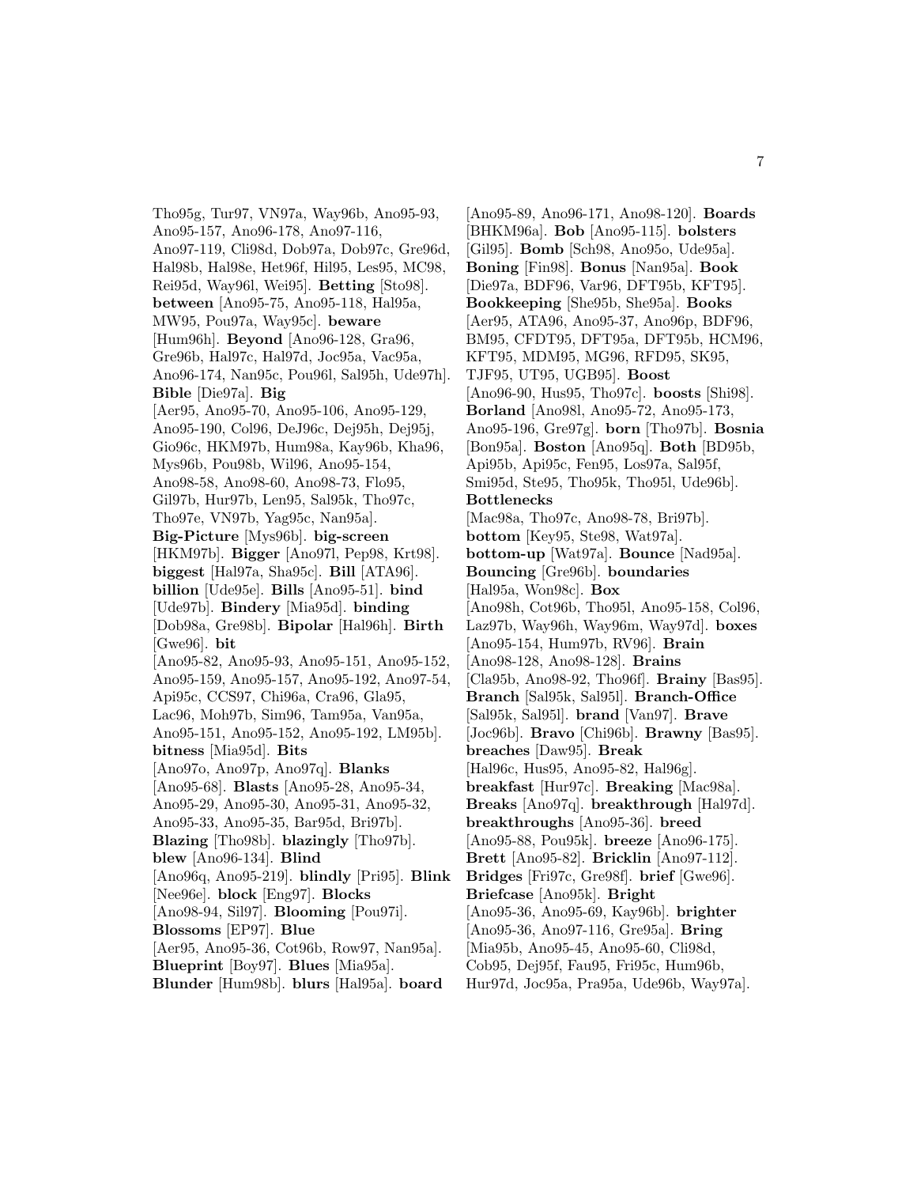Tho95g, Tur97, VN97a, Way96b, Ano95-93, Ano95-157, Ano96-178, Ano97-116, Ano97-119, Cli98d, Dob97a, Dob97c, Gre96d, Hal98b, Hal98e, Het96f, Hil95, Les95, MC98, Rei95d, Way96l, Wei95]. **Betting** [Sto98]. **between** [Ano95-75, Ano95-118, Hal95a, MW95, Pou97a, Way95c]. **beware** [Hum96h]. **Beyond** [Ano96-128, Gra96, Gre96b, Hal97c, Hal97d, Joc95a, Vac95a, Ano96-174, Nan95c, Pou96l, Sal95h, Ude97h]. **Bible** [Die97a]. **Big** [Aer95, Ano95-70, Ano95-106, Ano95-129, Ano95-190, Col96, DeJ96c, Dej95h, Dej95j, Gio96c, HKM97b, Hum98a, Kay96b, Kha96, Mys96b, Pou98b, Wil96, Ano95-154, Ano98-58, Ano98-60, Ano98-73, Flo95, Gil97b, Hur97b, Len95, Sal95k, Tho97c, Tho97e, VN97b, Yag95c, Nan95a]. **Big-Picture** [Mys96b]. **big-screen** [HKM97b]. **Bigger** [Ano97l, Pep98, Krt98]. **biggest** [Hal97a, Sha95c]. **Bill** [ATA96]. **billion** [Ude95e]. **Bills** [Ano95-51]. **bind** [Ude97b]. **Bindery** [Mia95d]. **binding** [Dob98a, Gre98b]. **Bipolar** [Hal96h]. **Birth** [Gwe96]. **bit** [Ano95-82, Ano95-93, Ano95-151, Ano95-152, Ano95-159, Ano95-157, Ano95-192, Ano97-54, Api95c, CCS97, Chi96a, Cra96, Gla95, Lac96, Moh97b, Sim96, Tam95a, Van95a, Ano95-151, Ano95-152, Ano95-192, LM95b]. **bitness** [Mia95d]. **Bits** [Ano97o, Ano97p, Ano97q]. **Blanks** [Ano95-68]. **Blasts** [Ano95-28, Ano95-34, Ano95-29, Ano95-30, Ano95-31, Ano95-32, Ano95-33, Ano95-35, Bar95d, Bri97b]. **Blazing** [Tho98b]. **blazingly** [Tho97b]. **blew** [Ano96-134]. **Blind** [Ano96q, Ano95-219]. **blindly** [Pri95]. **Blink** [Nee96e]. **block** [Eng97]. **Blocks** [Ano98-94, Sil97]. **Blooming** [Pou97i]. **Blossoms** [EP97]. **Blue** [Aer95, Ano95-36, Cot96b, Row97, Nan95a]. **Blueprint** [Boy97]. **Blues** [Mia95a]. **Blunder** [Hum98b]. **blurs** [Hal95a]. **board** [Ano95-89, Ano96-171, Ano98-120]. **Boards** [BHKM96a]. **Bob** [Ano95-115]. **bolsters** [Gil95]. **Bomb** [Sch98, Ano95o, Ude95a]. **Boning** [Fin98]. **Bonus** [Nan95a]. **Book** [Die97a, BDF96, Var96, DFT95b, KFT95]. **Bookkeeping** [She95b, She95a]. **Books** [Aer95, ATA96, Ano95-37, Ano96p, BDF96, BM95, CFDT95, DFT95a, DFT95b, HCM96, KFT95, MDM95, MG96, RFD95, SK95, TJF95, UT95, UGB95]. **Boost** [Ano96-90, Hus95, Tho97c]. **boosts** [Shi98]. **Borland** [Ano98l, Ano95-72, Ano95-173, Ano95-196, Gre97g]. **born** [Tho97b]. **Bosnia** [Bon95a]. **Boston** [Ano95q]. **Both** [BD95b, Api95b, Api95c, Fen95, Los97a, Sal95f, Smi95d, Ste95, Tho95k, Tho95l, Ude96b]. **Bottlenecks** [Mac98a, Tho97c, Ano98-78, Bri97b]. **bottom** [Key95, Ste98, Wat97a]. **bottom-up** [Wat97a]. **Bounce** [Nad95a]. **Bouncing** [Gre96b]. **boundaries** [Hal95a, Won98c]. **Box** [Ano98h, Cot96b, Tho95l, Ano95-158, Col96, Laz97b, Way96h, Way96m, Way97d]. **boxes** [Ano95-154, Hum97b, RV96]. **Brain** [Ano98-128, Ano98-128]. **Brains** [Cla95b, Ano98-92, Tho96f]. **Brainy** [Bas95]. **Branch** [Sal95k, Sal95l]. **Branch-Office** [Sal95k, Sal95l]. **brand** [Van97]. **Brave** [Joc96b]. **Bravo** [Chi96b]. **Brawny** [Bas95]. **breaches** [Daw95]. **Break** [Hal96c, Hus95, Ano95-82, Hal96g]. **breakfast** [Hur97c]. **Breaking** [Mac98a]. **Breaks** [Ano97q]. **breakthrough** [Hal97d]. **breakthroughs** [Ano95-36]. **breed** [Ano95-88, Pou95k]. **breeze** [Ano96-175]. **Brett** [Ano95-82]. **Bricklin** [Ano97-112]. **Bridges** [Fri97c, Gre98f]. **brief** [Gwe96]. **Briefcase** [Ano95k]. **Bright** [Ano95-36, Ano95-69, Kay96b]. **brighter** [Ano95-36, Ano97-116, Gre95a]. **Bring** [Mia95b, Ano95-45, Ano95-60, Cli98d, Cob95, Dej95f, Fau95, Fri95c, Hum96b, Hur97d, Joc95a, Pra95a, Ude96b, Way97a].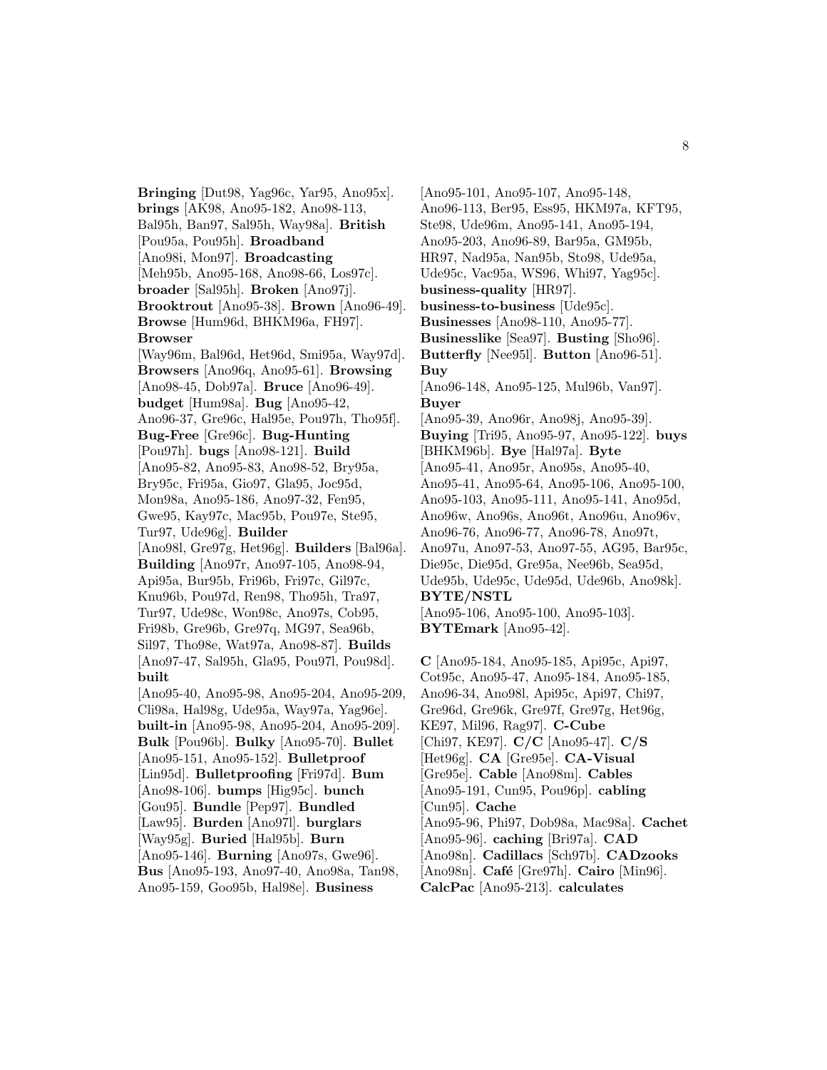**Bringing** [Dut98, Yag96c, Yar95, Ano95x]. **brings** [AK98, Ano95-182, Ano98-113, Bal95h, Ban97, Sal95h, Way98a]. **British** [Pou95a, Pou95h]. **Broadband** [Ano98i, Mon97]. **Broadcasting** [Meh95b, Ano95-168, Ano98-66, Los97c]. **broader** [Sal95h]. **Broken** [Ano97j]. **Brooktrout** [Ano95-38]. **Brown** [Ano96-49]. **Browse** [Hum96d, BHKM96a, FH97]. **Browser** [Way96m, Bal96d, Het96d, Smi95a, Way97d]. **Browsers** [Ano96q, Ano95-61]. **Browsing** [Ano98-45, Dob97a]. **Bruce** [Ano96-49]. **budget** [Hum98a]. **Bug** [Ano95-42, Ano96-37, Gre96c, Hal95e, Pou97h, Tho95f]. **Bug-Free** [Gre96c]. **Bug-Hunting** [Pou97h]. **bugs** [Ano98-121]. **Build** [Ano95-82, Ano95-83, Ano98-52, Bry95a, Bry95c, Fri95a, Gio97, Gla95, Joc95d, Mon98a, Ano95-186, Ano97-32, Fen95, Gwe95, Kay97c, Mac95b, Pou97e, Ste95, Tur97, Ude96g]. **Builder** [Ano98l, Gre97g, Het96g]. **Builders** [Bal96a]. **Building** [Ano97r, Ano97-105, Ano98-94, Api95a, Bur95b, Fri96b, Fri97c, Gil97c, Knu96b, Pou97d, Ren98, Tho95h, Tra97, Tur97, Ude98c, Won98c, Ano97s, Cob95, Fri98b, Gre96b, Gre97q, MG97, Sea96b, Sil97, Tho98e, Wat97a, Ano98-87]. **Builds** [Ano97-47, Sal95h, Gla95, Pou97l, Pou98d]. **built** [Ano95-40, Ano95-98, Ano95-204, Ano95-209, Cli98a, Hal98g, Ude95a, Way97a, Yag96e]. **built-in** [Ano95-98, Ano95-204, Ano95-209]. **Bulk** [Pou96b]. **Bulky** [Ano95-70]. **Bullet** [Ano95-151, Ano95-152]. **Bulletproof** [Lin95d]. **Bulletproofing** [Fri97d]. **Bum** [Ano98-106]. **bumps** [Hig95c]. **bunch** [Gou95]. **Bundle** [Pep97]. **Bundled** [Law95]. **Burden** [Ano97l]. **burglars** [Way95g]. **Buried** [Hal95b]. **Burn** [Ano95-146]. **Burning** [Ano97s, Gwe96]. **Bus** [Ano95-193, Ano97-40, Ano98a, Tan98, Ano95-159, Goo95b, Hal98e]. **Business** [Ano95-101, Ano95-107, Ano95-148, Ano96-113, Ber95, Ess95, HKM97a, KFT95, Ste98, Ude96m, Ano95-141, Ano95-194, Ano95-203, Ano96-89, Bar95a, GM95b, HR97, Nad95a, Nan95b, Sto98, Ude95a, Ude95c, Vac95a, WS96, Whi97, Yag95c]. **business-quality** [HR97]. **business-to-business** [Ude95c]. **Businesses** [Ano98-110, Ano95-77]. **Businesslike** [Sea97]. **Busting** [Sho96]. **Butterfly** [Nee95l]. **Button** [Ano96-51]. **Buy** [Ano96-148, Ano95-125, Mul96b, Van97]. **Buyer** [Ano95-39, Ano96r, Ano98j, Ano95-39]. **Buying** [Tri95, Ano95-97, Ano95-122]. **buys** [BHKM96b]. **Bye** [Hal97a]. **Byte** [Ano95-41, Ano95r, Ano95s, Ano95-40, Ano95-41, Ano95-64, Ano95-106, Ano95-100, Ano95-103, Ano95-111, Ano95-141, Ano95d, Ano96w, Ano96s, Ano96t, Ano96u, Ano96v, Ano96-76, Ano96-77, Ano96-78, Ano97t, Ano97u, Ano97-53, Ano97-55, AG95, Bar95c, Die95c, Die95d, Gre95a, Nee96b, Sea95d, Ude95b, Ude95c, Ude95d, Ude96b, Ano98k]. **BYTE/NSTL** [Ano95-106, Ano95-100, Ano95-103]. **BYTEmark** [Ano95-42].

**C** [Ano95-184, Ano95-185, Api95c, Api97, Cot95c, Ano95-47, Ano95-184, Ano95-185, Ano96-34, Ano98l, Api95c, Api97, Chi97, Gre96d, Gre96k, Gre97f, Gre97g, Het96g, KE97, Mil96, Rag97]. **C-Cube** [Chi97, KE97]. **C/C** [Ano95-47]. **C/S** [Het96g]. **CA** [Gre95e]. **CA-Visual** [Gre95e]. **Cable** [Ano98m]. **Cables** [Ano95-191, Cun95, Pou96p]. **cabling** [Cun95]. **Cache** [Ano95-96, Phi97, Dob98a, Mac98a]. **Cachet** [Ano95-96]. **caching** [Bri97a]. **CAD** [Ano98n]. **Cadillacs** [Sch97b]. **CADzooks** [Ano98n]. **Café** [Gre97h]. **Cairo** [Min96]. **CalcPac** [Ano95-213]. **calculates**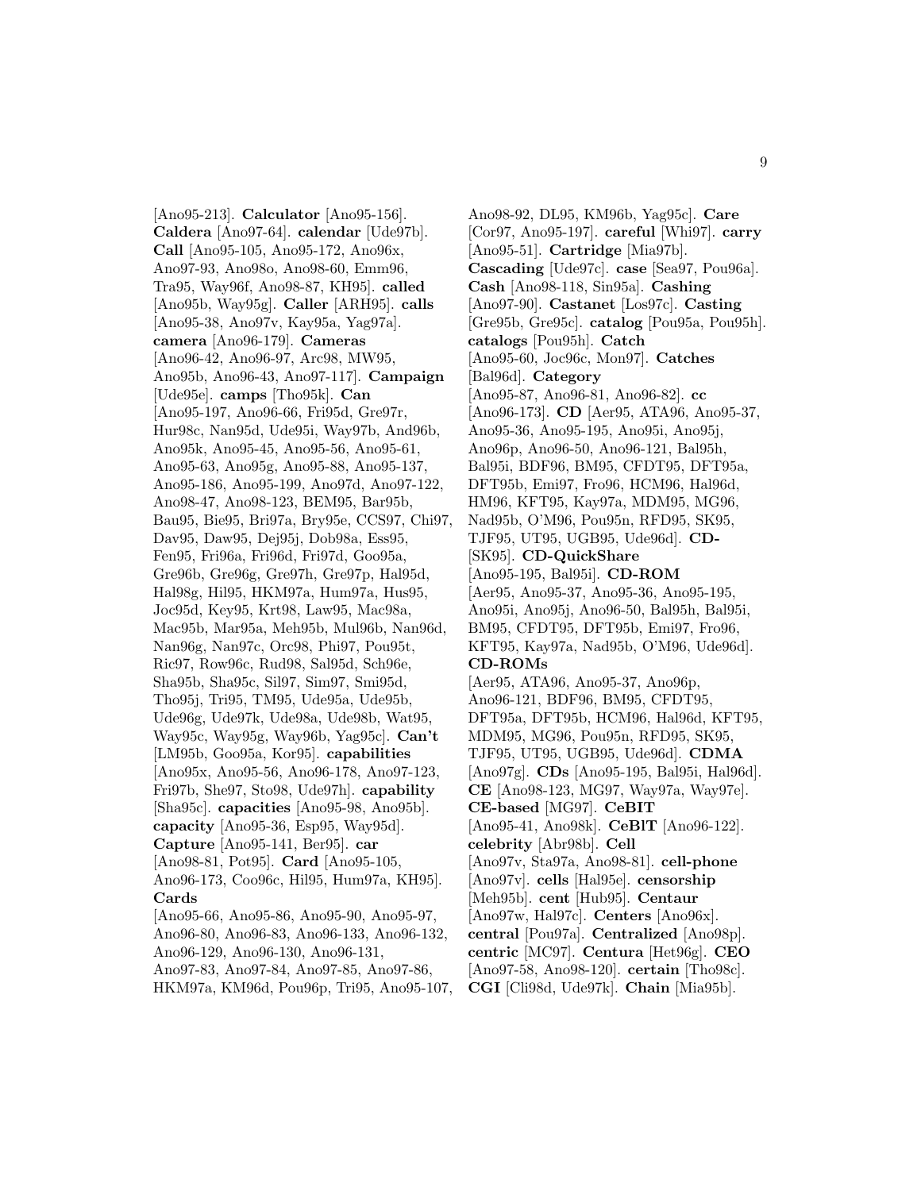[Ano95-213]. **Calculator** [Ano95-156]. **Caldera** [Ano97-64]. **calendar** [Ude97b]. **Call** [Ano95-105, Ano95-172, Ano96x, Ano97-93, Ano98o, Ano98-60, Emm96, Tra95, Way96f, Ano98-87, KH95]. **called** [Ano95b, Way95g]. **Caller** [ARH95]. **calls** [Ano95-38, Ano97v, Kay95a, Yag97a]. **camera** [Ano96-179]. **Cameras** [Ano96-42, Ano96-97, Arc98, MW95, Ano95b, Ano96-43, Ano97-117]. **Campaign** [Ude95e]. **camps** [Tho95k]. **Can** [Ano95-197, Ano96-66, Fri95d, Gre97r, Hur98c, Nan95d, Ude95i, Way97b, And96b, Ano95k, Ano95-45, Ano95-56, Ano95-61, Ano95-63, Ano95g, Ano95-88, Ano95-137, Ano95-186, Ano95-199, Ano97d, Ano97-122, Ano98-47, Ano98-123, BEM95, Bar95b, Bau95, Bie95, Bri97a, Bry95e, CCS97, Chi97, Dav95, Daw95, Dej95j, Dob98a, Ess95, Fen95, Fri96a, Fri96d, Fri97d, Goo95a, Gre96b, Gre96g, Gre97h, Gre97p, Hal95d, Hal98g, Hil95, HKM97a, Hum97a, Hus95, Joc95d, Key95, Krt98, Law95, Mac98a, Mac95b, Mar95a, Meh95b, Mul96b, Nan96d, Nan96g, Nan97c, Orc98, Phi97, Pou95t, Ric97, Row96c, Rud98, Sal95d, Sch96e, Sha95b, Sha95c, Sil97, Sim97, Smi95d, Tho95j, Tri95, TM95, Ude95a, Ude95b, Ude96g, Ude97k, Ude98a, Ude98b, Wat95, Way95c, Way95g, Way96b, Yag95c]. **Can't** [LM95b, Goo95a, Kor95]. **capabilities** [Ano95x, Ano95-56, Ano96-178, Ano97-123, Fri97b, She97, Sto98, Ude97h]. **capability** [Sha95c]. **capacities** [Ano95-98, Ano95b]. **capacity** [Ano95-36, Esp95, Way95d]. **Capture** [Ano95-141, Ber95]. **car** [Ano98-81, Pot95]. **Card** [Ano95-105, Ano96-173, Coo96c, Hil95, Hum97a, KH95]. **Cards** [Ano95-66, Ano95-86, Ano95-90, Ano95-97, Ano96-80, Ano96-83, Ano96-133, Ano96-132, Ano96-129, Ano96-130, Ano96-131, Ano97-83, Ano97-84, Ano97-85, Ano97-86, HKM97a, KM96d, Pou96p, Tri95, Ano95-107, Ano98-92, DL95, KM96b, Yag95c]. **Care** [Cor97, Ano95-197]. **careful** [Whi97]. **carry** [Ano95-51]. **Cartridge** [Mia97b]. **Cascading** [Ude97c]. **case** [Sea97, Pou96a]. **Cash** [Ano98-118, Sin95a]. **Cashing** [Ano97-90]. **Castanet** [Los97c]. **Casting** [Gre95b, Gre95c]. **catalog** [Pou95a, Pou95h]. **catalogs** [Pou95h]. **Catch** [Ano95-60, Joc96c, Mon97]. **Catches** [Bal96d]. **Category** [Ano95-87, Ano96-81, Ano96-82]. **cc** [Ano96-173]. **CD** [Aer95, ATA96, Ano95-37, Ano95-36, Ano95-195, Ano95i, Ano95j, Ano96p, Ano96-50, Ano96-121, Bal95h, Bal95i, BDF96, BM95, CFDT95, DFT95a, DFT95b, Emi97, Fro96, HCM96, Hal96d, HM96, KFT95, Kay97a, MDM95, MG96, Nad95b, O'M96, Pou95n, RFD95, SK95, TJF95, UT95, UGB95, Ude96d]. **CD-** [SK95]. **CD-QuickShare** [Ano95-195, Bal95i]. **CD-ROM** [Aer95, Ano95-37, Ano95-36, Ano95-195, Ano95i, Ano95j, Ano96-50, Bal95h, Bal95i, BM95, CFDT95, DFT95b, Emi97, Fro96, KFT95, Kay97a, Nad95b, O'M96, Ude96d]. **CD-ROMs** [Aer95, ATA96, Ano95-37, Ano96p, Ano96-121, BDF96, BM95, CFDT95, DFT95a, DFT95b, HCM96, Hal96d, KFT95, MDM95, MG96, Pou95n, RFD95, SK95, TJF95, UT95, UGB95, Ude96d]. **CDMA** [Ano97g]. **CDs** [Ano95-195, Bal95i, Hal96d]. **CE** [Ano98-123, MG97, Way97a, Way97e]. **CE-based** [MG97]. **CeBIT** [Ano95-41, Ano98k]. **CeBIT** [Ano96-122]. **celebrity** [Abr98b]. **Cell** [Ano97v, Sta97a, Ano98-81]. **cell-phone** [Ano97v]. **cells** [Hal95e]. **censorship** [Meh95b]. **cent** [Hub95]. **Centaur** [Ano97w, Hal97c]. **Centers** [Ano96x]. **central** [Pou97a]. **Centralized** [Ano98p]. **centric** [MC97]. **Centura** [Het96g]. **CEO** [Ano97-58, Ano98-120]. **certain** [Tho98c]. **CGI** [Cli98d, Ude97k]. **Chain** [Mia95b].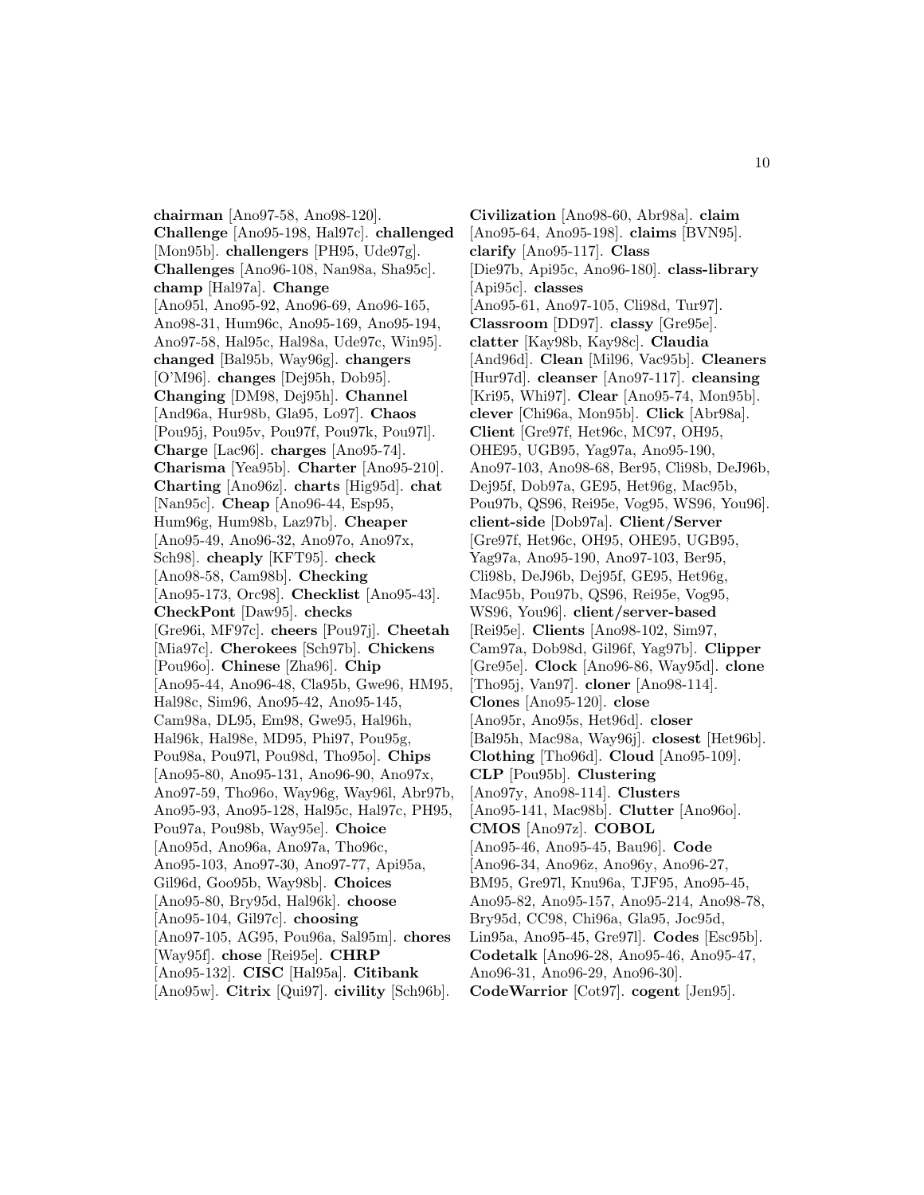**chairman** [Ano97-58, Ano98-120]. **Challenge** [Ano95-198, Hal97c]. **challenged** [Mon95b]. **challengers** [PH95, Ude97g]. **Challenges** [Ano96-108, Nan98a, Sha95c]. **champ** [Hal97a]. **Change** [Ano95l, Ano95-92, Ano96-69, Ano96-165, Ano98-31, Hum96c, Ano95-169, Ano95-194, Ano97-58, Hal95c, Hal98a, Ude97c, Win95]. **changed** [Bal95b, Way96g]. **changers** [O'M96]. **changes** [Dej95h, Dob95]. **Changing** [DM98, Dej95h]. **Channel** [And96a, Hur98b, Gla95, Lo97]. **Chaos** [Pou95j, Pou95v, Pou97f, Pou97k, Pou97l]. **Charge** [Lac96]. **charges** [Ano95-74]. **Charisma** [Yea95b]. **Charter** [Ano95-210]. **Charting** [Ano96z]. **charts** [Hig95d]. **chat** [Nan95c]. **Cheap** [Ano96-44, Esp95, Hum96g, Hum98b, Laz97b]. **Cheaper** [Ano95-49, Ano96-32, Ano97o, Ano97x, Sch98]. **cheaply** [KFT95]. **check** [Ano98-58, Cam98b]. **Checking** [Ano95-173, Orc98]. **Checklist** [Ano95-43]. **CheckPont** [Daw95]. **checks** [Gre96i, MF97c]. **cheers** [Pou97j]. **Cheetah** [Mia97c]. **Cherokees** [Sch97b]. **Chickens** [Pou96o]. **Chinese** [Zha96]. **Chip** [Ano95-44, Ano96-48, Cla95b, Gwe96, HM95, Hal98c, Sim96, Ano95-42, Ano95-145, Cam98a, DL95, Em98, Gwe95, Hal96h, Hal96k, Hal98e, MD95, Phi97, Pou95g, Pou98a, Pou97l, Pou98d, Tho95o]. **Chips** [Ano95-80, Ano95-131, Ano96-90, Ano97x, Ano97-59, Tho96o, Way96g, Way96l, Abr97b, Ano95-93, Ano95-128, Hal95c, Hal97c, PH95, Pou97a, Pou98b, Way95e]. **Choice** [Ano95d, Ano96a, Ano97a, Tho96c, Ano95-103, Ano97-30, Ano97-77, Api95a, Gil96d, Goo95b, Way98b]. **Choices** [Ano95-80, Bry95d, Hal96k]. **choose** [Ano95-104, Gil97c]. **choosing** [Ano97-105, AG95, Pou96a, Sal95m]. **chores** [Way95f]. **chose** [Rei95e]. **CHRP** [Ano95-132]. **CISC** [Hal95a]. **Citibank** [Ano95w]. **Citrix** [Qui97]. **civility** [Sch96b].

**Civilization** [Ano98-60, Abr98a]. **claim** [Ano95-64, Ano95-198]. **claims** [BVN95]. **clarify** [Ano95-117]. **Class** [Die97b, Api95c, Ano96-180]. **class-library** [Api95c]. **classes** [Ano95-61, Ano97-105, Cli98d, Tur97]. **Classroom** [DD97]. **classy** [Gre95e]. **clatter** [Kay98b, Kay98c]. **Claudia** [And96d]. **Clean** [Mil96, Vac95b]. **Cleaners** [Hur97d]. **cleanser** [Ano97-117]. **cleansing** [Kri95, Whi97]. **Clear** [Ano95-74, Mon95b]. **clever** [Chi96a, Mon95b]. **Click** [Abr98a]. **Client** [Gre97f, Het96c, MC97, OH95, OHE95, UGB95, Yag97a, Ano95-190, Ano97-103, Ano98-68, Ber95, Cli98b, DeJ96b, Dej95f, Dob97a, GE95, Het96g, Mac95b, Pou97b, QS96, Rei95e, Vog95, WS96, You96]. **client-side** [Dob97a]. **Client/Server** [Gre97f, Het96c, OH95, OHE95, UGB95, Yag97a, Ano95-190, Ano97-103, Ber95, Cli98b, DeJ96b, Dej95f, GE95, Het96g, Mac95b, Pou97b, QS96, Rei95e, Vog95, WS96, You96]. **client/server-based** [Rei95e]. **Clients** [Ano98-102, Sim97, Cam97a, Dob98d, Gil96f, Yag97b]. **Clipper** [Gre95e]. **Clock** [Ano96-86, Way95d]. **clone** [Tho95j, Van97]. **cloner** [Ano98-114]. **Clones** [Ano95-120]. **close** [Ano95r, Ano95s, Het96d]. **closer** [Bal95h, Mac98a, Way96j]. **closest** [Het96b]. **Clothing** [Tho96d]. **Cloud** [Ano95-109]. **CLP** [Pou95b]. **Clustering** [Ano97y, Ano98-114]. **Clusters** [Ano95-141, Mac98b]. **Clutter** [Ano96o]. **CMOS** [Ano97z]. **COBOL** [Ano95-46, Ano95-45, Bau96]. **Code** [Ano96-34, Ano96z, Ano96y, Ano96-27, BM95, Gre97l, Knu96a, TJF95, Ano95-45, Ano95-82, Ano95-157, Ano95-214, Ano98-78, Bry95d, CC98, Chi96a, Gla95, Joc95d, Lin95a, Ano95-45, Gre97l]. **Codes** [Esc95b]. **Codetalk** [Ano96-28, Ano95-46, Ano95-47, Ano96-31, Ano96-29, Ano96-30]. **CodeWarrior** [Cot97]. **cogent** [Jen95].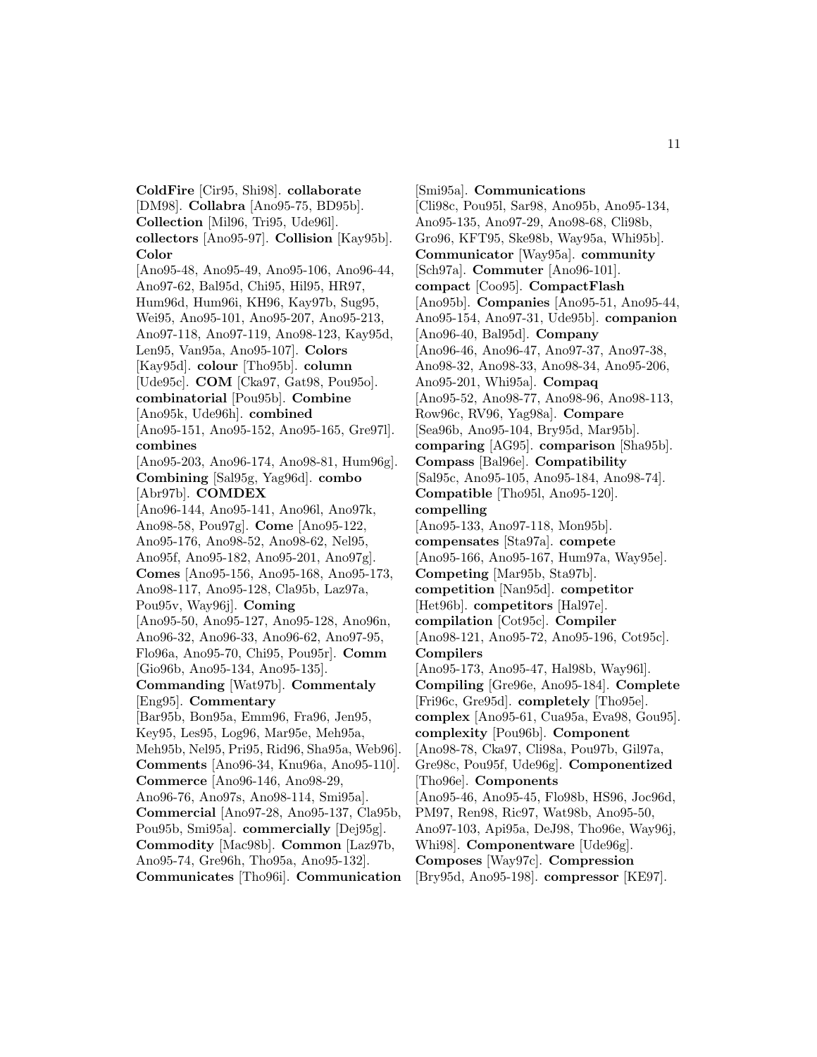**ColdFire** [Cir95, Shi98]. **collaborate** [DM98]. **Collabra** [Ano95-75, BD95b]. **Collection** [Mil96, Tri95, Ude96l]. **collectors** [Ano95-97]. **Collision** [Kay95b]. **Color** [Ano95-48, Ano95-49, Ano95-106, Ano96-44, Ano97-62, Bal95d, Chi95, Hil95, HR97, Hum96d, Hum96i, KH96, Kay97b, Sug95, Wei95, Ano95-101, Ano95-207, Ano95-213, Ano97-118, Ano97-119, Ano98-123, Kay95d, Len95, Van95a, Ano95-107]. **Colors** [Kay95d]. **colour** [Tho95b]. **column** [Ude95c]. **COM** [Cka97, Gat98, Pou95o]. **combinatorial** [Pou95b]. **Combine** [Ano95k, Ude96h]. **combined** [Ano95-151, Ano95-152, Ano95-165, Gre97l]. **combines** [Ano95-203, Ano96-174, Ano98-81, Hum96g]. **Combining** [Sal95g, Yag96d]. **combo** [Abr97b]. **COMDEX** [Ano96-144, Ano95-141, Ano96l, Ano97k, Ano98-58, Pou97g]. **Come** [Ano95-122, Ano95-176, Ano98-52, Ano98-62, Nel95, Ano95f, Ano95-182, Ano95-201, Ano97g]. **Comes** [Ano95-156, Ano95-168, Ano95-173, Ano98-117, Ano95-128, Cla95b, Laz97a, Pou95v, Way96j]. **Coming** [Ano95-50, Ano95-127, Ano95-128, Ano96n, Ano96-32, Ano96-33, Ano96-62, Ano97-95, Flo96a, Ano95-70, Chi95, Pou95r]. **Comm** [Gio96b, Ano95-134, Ano95-135]. **Commanding** [Wat97b]. **Commentaly** [Eng95]. **Commentary** [Bar95b, Bon95a, Emm96, Fra96, Jen95, Key95, Les95, Log96, Mar95e, Meh95a, Meh95b, Nel95, Pri95, Rid96, Sha95a, Web96]. **Comments** [Ano96-34, Knu96a, Ano95-110]. **Commerce** [Ano96-146, Ano98-29, Ano96-76, Ano97s, Ano98-114, Smi95a]. **Commercial** [Ano97-28, Ano95-137, Cla95b, Pou95b, Smi95a]. **commercially** [Dej95g]. **Commodity** [Mac98b]. **Common** [Laz97b, Ano95-74, Gre96h, Tho95a, Ano95-132]. **Communicates** [Tho96i]. **Communication** [Smi95a]. **Communications** [Cli98c, Pou95l, Sar98, Ano95b, Ano95-134, Ano95-135, Ano97-29, Ano98-68, Cli98b, Gro96, KFT95, Ske98b, Way95a, Whi95b]. **Communicator** [Way95a]. **community** [Sch97a]. **Commuter** [Ano96-101]. **compact** [Coo95]. **CompactFlash** [Ano95b]. **Companies** [Ano95-51, Ano95-44, Ano95-154, Ano97-31, Ude95b]. **companion** [Ano96-40, Bal95d]. **Company** [Ano96-46, Ano96-47, Ano97-37, Ano97-38, Ano98-32, Ano98-33, Ano98-34, Ano95-206, Ano95-201, Whi95a]. **Compaq** [Ano95-52, Ano98-77, Ano98-96, Ano98-113, Row96c, RV96, Yag98a]. **Compare** [Sea96b, Ano95-104, Bry95d, Mar95b]. **comparing** [AG95]. **comparison** [Sha95b]. **Compass** [Bal96e]. **Compatibility** [Sal95c, Ano95-105, Ano95-184, Ano98-74]. **Compatible** [Tho95l, Ano95-120]. **compelling** [Ano95-133, Ano97-118, Mon95b]. **compensates** [Sta97a]. **compete** [Ano95-166, Ano95-167, Hum97a, Way95e]. **Competing** [Mar95b, Sta97b]. **competition** [Nan95d]. **competitor** [Het96b]. **competitors** [Hal97e]. **compilation** [Cot95c]. **Compiler** [Ano98-121, Ano95-72, Ano95-196, Cot95c]. **Compilers** [Ano95-173, Ano95-47, Hal98b, Way96l]. **Compiling** [Gre96e, Ano95-184]. **Complete** [Fri96c, Gre95d]. **completely** [Tho95e]. **complex** [Ano95-61, Cua95a, Eva98, Gou95]. **complexity** [Pou96b]. **Component** [Ano98-78, Cka97, Cli98a, Pou97b, Gil97a, Gre98c, Pou95f, Ude96g]. **Componentized** [Tho96e]. **Components** [Ano95-46, Ano95-45, Flo98b, HS96, Joc96d, PM97, Ren98, Ric97, Wat98b, Ano95-50, Ano97-103, Api95a, DeJ98, Tho96e, Way96j, Whi98]. **Componentware** [Ude96g]. **Composes** [Way97c]. **Compression** [Bry95d, Ano95-198]. **compressor** [KE97].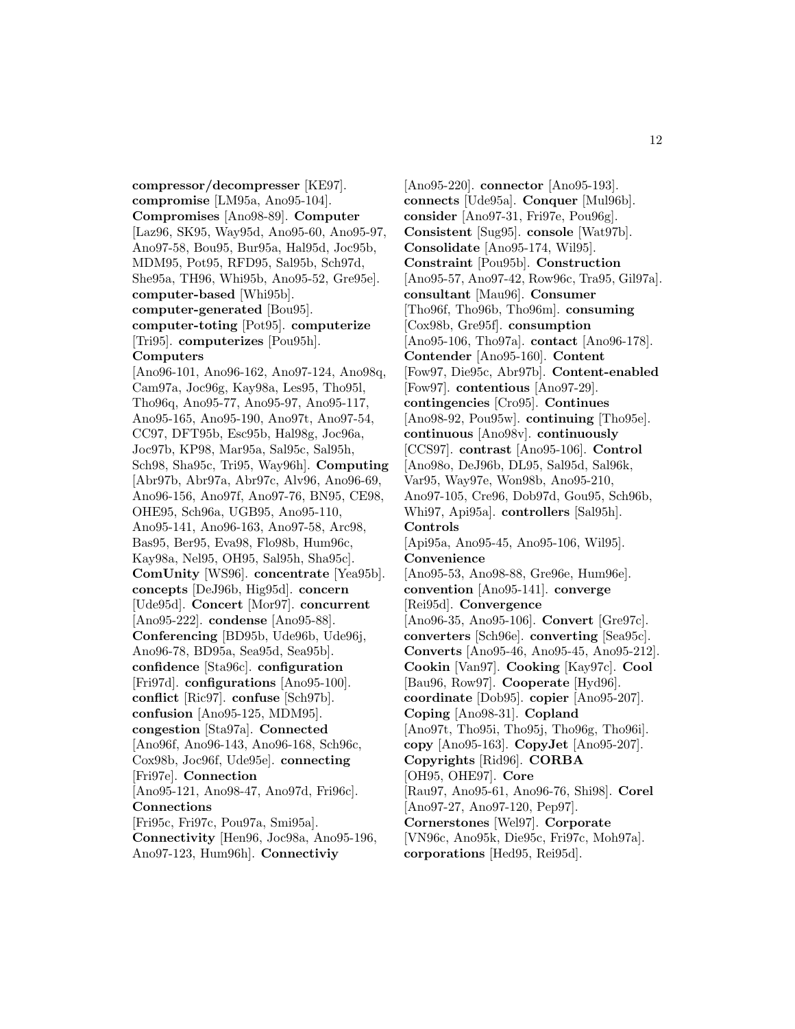**compressor/decompresser** [KE97]. **compromise** [LM95a, Ano95-104]. **Compromises** [Ano98-89]. **Computer** [Laz96, SK95, Way95d, Ano95-60, Ano95-97, Ano97-58, Bou95, Bur95a, Hal95d, Joc95b, MDM95, Pot95, RFD95, Sal95b, Sch97d, She95a, TH96, Whi95b, Ano95-52, Gre95e]. **computer-based** [Whi95b]. **computer-generated** [Bou95]. **computer-toting** [Pot95]. **computerize** [Tri95]. **computerizes** [Pou95h]. **Computers** [Ano96-101, Ano96-162, Ano97-124, Ano98q, Cam97a, Joc96g, Kay98a, Les95, Tho95l, Tho96q, Ano95-77, Ano95-97, Ano95-117, Ano95-165, Ano95-190, Ano97t, Ano97-54, CC97, DFT95b, Esc95b, Hal98g, Joc96a, Joc97b, KP98, Mar95a, Sal95c, Sal95h, Sch98, Sha95c, Tri95, Way96h]. **Computing** [Abr97b, Abr97a, Abr97c, Alv96, Ano96-69, Ano96-156, Ano97f, Ano97-76, BN95, CE98, OHE95, Sch96a, UGB95, Ano95-110, Ano95-141, Ano96-163, Ano97-58, Arc98, Bas95, Ber95, Eva98, Flo98b, Hum96c, Kay98a, Nel95, OH95, Sal95h, Sha95c]. **ComUnity** [WS96]. **concentrate** [Yea95b]. **concepts** [DeJ96b, Hig95d]. **concern** [Ude95d]. **Concert** [Mor97]. **concurrent** [Ano95-222]. **condense** [Ano95-88]. **Conferencing** [BD95b, Ude96b, Ude96j, Ano96-78, BD95a, Sea95d, Sea95b]. **confidence** [Sta96c]. **configuration** [Fri97d]. **configurations** [Ano95-100]. **conflict** [Ric97]. **confuse** [Sch97b]. **confusion** [Ano95-125, MDM95]. **congestion** [Sta97a]. **Connected** [Ano96f, Ano96-143, Ano96-168, Sch96c, Cox98b, Joc96f, Ude95e]. **connecting** [Fri97e]. **Connection** [Ano95-121, Ano98-47, Ano97d, Fri96c]. **Connections** [Fri95c, Fri97c, Pou97a, Smi95a]. **Connectivity** [Hen96, Joc98a, Ano95-196, Ano97-123, Hum96h]. **Connectiviy** [Ano95-220]. **connector** [Ano95-193]. **connects** [Ude95a]. **Conquer** [Mul96b]. **consider** [Ano97-31, Fri97e, Pou96g]. **Consistent** [Sug95]. **console** [Wat97b]. **Consolidate** [Ano95-174, Wil95]. **Constraint** [Pou95b]. **Construction** [Ano95-57, Ano97-42, Row96c, Tra95, Gil97a]. **consultant** [Mau96]. **Consumer** [Tho96f, Tho96b, Tho96m]. **consuming** [Cox98b, Gre95f]. **consumption** [Ano95-106, Tho97a]. **contact** [Ano96-178]. **Contender** [Ano95-160]. **Content** [Fow97, Die95c, Abr97b]. **Content-enabled** [Fow97]. **contentious** [Ano97-29]. **contingencies** [Cro95]. **Continues** [Ano98-92, Pou95w]. **continuing** [Tho95e]. **continuous** [Ano98v]. **continuously** [CCS97]. **contrast** [Ano95-106]. **Control** [Ano98o, DeJ96b, DL95, Sal95d, Sal96k, Var95, Way97e, Won98b, Ano95-210, Ano97-105, Cre96, Dob97d, Gou95, Sch96b, Whi97, Api95a]. **controllers** [Sal95h]. **Controls** [Api95a, Ano95-45, Ano95-106, Wil95]. **Convenience** [Ano95-53, Ano98-88, Gre96e, Hum96e]. **convention** [Ano95-141]. **converge** [Rei95d]. **Convergence** [Ano96-35, Ano95-106]. **Convert** [Gre97c]. **converters** [Sch96e]. **converting** [Sea95c]. **Converts** [Ano95-46, Ano95-45, Ano95-212]. **Cookin** [Van97]. **Cooking** [Kay97c]. **Cool** [Bau96, Row97]. **Cooperate** [Hyd96]. **coordinate** [Dob95]. **copier** [Ano95-207]. **Coping** [Ano98-31]. **Copland** [Ano97t, Tho95i, Tho95j, Tho96g, Tho96i]. **copy** [Ano95-163]. **CopyJet** [Ano95-207]. **Copyrights** [Rid96]. **CORBA** [OH95, OHE97]. **Core** [Rau97, Ano95-61, Ano96-76, Shi98]. **Corel** [Ano97-27, Ano97-120, Pep97]. **Cornerstones** [Wel97]. **Corporate** [VN96c, Ano95k, Die95c, Fri97c, Moh97a]. **corporations** [Hed95, Rei95d].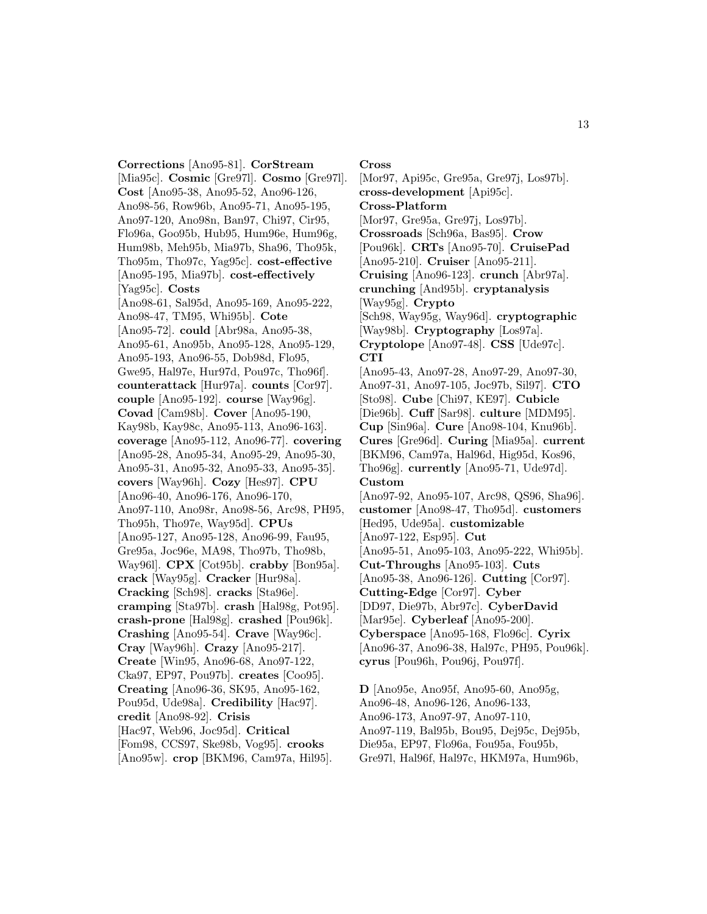**Corrections** [Ano95-81]. **CorStream** [Mia95c]. **Cosmic** [Gre97l]. **Cosmo** [Gre97l]. **Cost** [Ano95-38, Ano95-52, Ano96-126, Ano98-56, Row96b, Ano95-71, Ano95-195, Ano97-120, Ano98n, Ban97, Chi97, Cir95, Flo96a, Goo95b, Hub95, Hum96e, Hum96g, Hum98b, Meh95b, Mia97b, Sha96, Tho95k, Tho95m, Tho97c, Yag95c]. **cost-effective** [Ano95-195, Mia97b]. **cost-effectively** [Yag95c]. **Costs** [Ano98-61, Sal95d, Ano95-169, Ano95-222, Ano98-47, TM95, Whi95b]. **Cote** [Ano95-72]. **could** [Abr98a, Ano95-38, Ano95-61, Ano95b, Ano95-128, Ano95-129, Ano95-193, Ano96-55, Dob98d, Flo95, Gwe95, Hal97e, Hur97d, Pou97c, Tho96f]. **counterattack** [Hur97a]. **counts** [Cor97]. **couple** [Ano95-192]. **course** [Way96g]. **Covad** [Cam98b]. **Cover** [Ano95-190, Kay98b, Kay98c, Ano95-113, Ano96-163]. **coverage** [Ano95-112, Ano96-77]. **covering** [Ano95-28, Ano95-34, Ano95-29, Ano95-30, Ano95-31, Ano95-32, Ano95-33, Ano95-35]. **covers** [Way96h]. **Cozy** [Hes97]. **CPU** [Ano96-40, Ano96-176, Ano96-170, Ano97-110, Ano98r, Ano98-56, Arc98, PH95, Tho95h, Tho97e, Way95d]. **CPUs** [Ano95-127, Ano95-128, Ano96-99, Fau95, Gre95a, Joc96e, MA98, Tho97b, Tho98b, Way96l]. **CPX** [Cot95b]. **crabby** [Bon95a]. **crack** [Way95g]. **Cracker** [Hur98a]. **Cracking** [Sch98]. **cracks** [Sta96e]. **cramping** [Sta97b]. **crash** [Hal98g, Pot95]. **crash-prone** [Hal98g]. **crashed** [Pou96k]. **Crashing** [Ano95-54]. **Crave** [Way96c]. **Cray** [Way96h]. **Crazy** [Ano95-217]. **Create** [Win95, Ano96-68, Ano97-122, Cka97, EP97, Pou97b]. **creates** [Coo95]. **Creating** [Ano96-36, SK95, Ano95-162, Pou95d, Ude98a]. **Credibility** [Hac97]. **credit** [Ano98-92]. **Crisis** [Hac97, Web96, Joc95d]. **Critical** [Fom98, CCS97, Ske98b, Vog95]. **crooks** [Ano95w]. **crop** [BKM96, Cam97a, Hil95].

**Cross** [Mor97, Api95c, Gre95a, Gre97j, Los97b]. **cross-development** [Api95c]. **Cross-Platform** [Mor97, Gre95a, Gre97j, Los97b]. **Crossroads** [Sch96a, Bas95]. **Crow** [Pou96k]. **CRTs** [Ano95-70]. **CruisePad** [Ano95-210]. **Cruiser** [Ano95-211]. **Cruising** [Ano96-123]. **crunch** [Abr97a]. **crunching** [And95b]. **cryptanalysis** [Way95g]. **Crypto** [Sch98, Way95g, Way96d]. **cryptographic** [Way98b]. **Cryptography** [Los97a]. **Cryptolope** [Ano97-48]. **CSS** [Ude97c]. **CTI** [Ano95-43, Ano97-28, Ano97-29, Ano97-30, Ano97-31, Ano97-105, Joc97b, Sil97]. **CTO** [Sto98]. **Cube** [Chi97, KE97]. **Cubicle** [Die96b]. **Cuff** [Sar98]. **culture** [MDM95]. **Cup** [Sin96a]. **Cure** [Ano98-104, Knu96b]. **Cures** [Gre96d]. **Curing** [Mia95a]. **current** [BKM96, Cam97a, Hal96d, Hig95d, Kos96, Tho96g]. **currently** [Ano95-71, Ude97d]. **Custom** [Ano97-92, Ano95-107, Arc98, QS96, Sha96]. **customer** [Ano98-47, Tho95d]. **customers** [Hed95, Ude95a]. **customizable** [Ano97-122, Esp95]. **Cut** [Ano95-51, Ano95-103, Ano95-222, Whi95b]. **Cut-Throughs** [Ano95-103]. **Cuts** [Ano95-38, Ano96-126]. **Cutting** [Cor97]. **Cutting-Edge** [Cor97]. **Cyber** [DD97, Die97b, Abr97c]. **CyberDavid** [Mar95e]. **Cyberleaf** [Ano95-200]. **Cyberspace** [Ano95-168, Flo96c]. **Cyrix** [Ano96-37, Ano96-38, Hal97c, PH95, Pou96k]. **cyrus** [Pou96h, Pou96j, Pou97f].

**D** [Ano95e, Ano95f, Ano95-60, Ano95g, Ano96-48, Ano96-126, Ano96-133, Ano96-173, Ano97-97, Ano97-110, Ano97-119, Bal95b, Bou95, Dej95c, Dej95b, Die95a, EP97, Flo96a, Fou95a, Fou95b, Gre97l, Hal96f, Hal97c, HKM97a, Hum96b,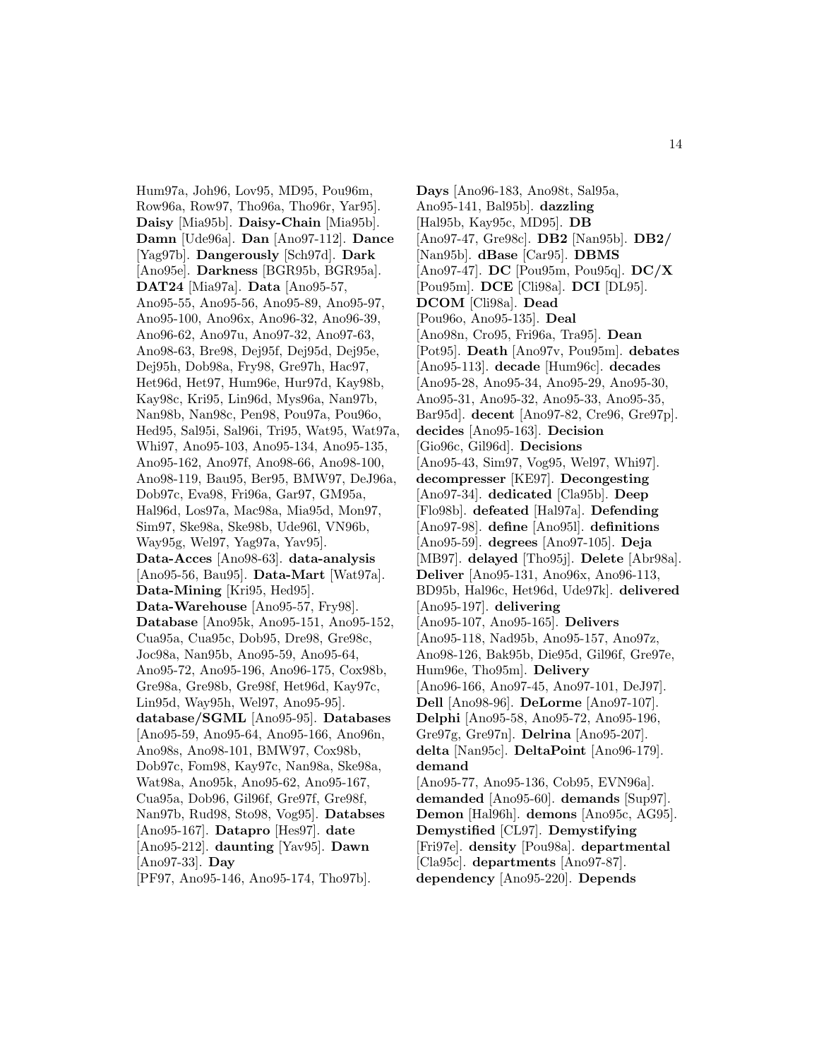Hum97a, Joh96, Lov95, MD95, Pou96m, Row96a, Row97, Tho96a, Tho96r, Yar95]. **Daisy** [Mia95b]. **Daisy-Chain** [Mia95b]. **Damn** [Ude96a]. **Dan** [Ano97-112]. **Dance** [Yag97b]. **Dangerously** [Sch97d]. **Dark** [Ano95e]. **Darkness** [BGR95b, BGR95a]. **DAT24** [Mia97a]. **Data** [Ano95-57, Ano95-55, Ano95-56, Ano95-89, Ano95-97, Ano95-100, Ano96x, Ano96-32, Ano96-39, Ano96-62, Ano97u, Ano97-32, Ano97-63, Ano98-63, Bre98, Dej95f, Dej95d, Dej95e, Dej95h, Dob98a, Fry98, Gre97h, Hac97, Het96d, Het97, Hum96e, Hur97d, Kay98b, Kay98c, Kri95, Lin96d, Mys96a, Nan97b, Nan98b, Nan98c, Pen98, Pou97a, Pou96o, Hed95, Sal95i, Sal96i, Tri95, Wat95, Wat97a, Whi97, Ano95-103, Ano95-134, Ano95-135, Ano95-162, Ano97f, Ano98-66, Ano98-100, Ano98-119, Bau95, Ber95, BMW97, DeJ96a, Dob97c, Eva98, Fri96a, Gar97, GM95a, Hal96d, Los97a, Mac98a, Mia95d, Mon97, Sim97, Ske98a, Ske98b, Ude96l, VN96b, Way95g, Wel97, Yag97a, Yav95]. **Data-Acces** [Ano98-63]. **data-analysis** [Ano95-56, Bau95]. **Data-Mart** [Wat97a]. **Data-Mining** [Kri95, Hed95]. **Data-Warehouse** [Ano95-57, Fry98]. **Database** [Ano95k, Ano95-151, Ano95-152, Cua95a, Cua95c, Dob95, Dre98, Gre98c, Joc98a, Nan95b, Ano95-59, Ano95-64, Ano95-72, Ano95-196, Ano96-175, Cox98b, Gre98a, Gre98b, Gre98f, Het96d, Kay97c, Lin95d, Way95h, Wel97, Ano95-95]. **database/SGML** [Ano95-95]. **Databases** [Ano95-59, Ano95-64, Ano95-166, Ano96n, Ano98s, Ano98-101, BMW97, Cox98b, Dob97c, Fom98, Kay97c, Nan98a, Ske98a, Wat98a, Ano95k, Ano95-62, Ano95-167, Cua95a, Dob96, Gil96f, Gre97f, Gre98f, Nan97b, Rud98, Sto98, Vog95]. **Databses** [Ano95-167]. **Datapro** [Hes97]. **date** [Ano95-212]. **daunting** [Yav95]. **Dawn** [Ano97-33]. **Day** [PF97, Ano95-146, Ano95-174, Tho97b]. **Days** [Ano96-183, Ano98t, Sal95a, Ano95-141, Bal95b]. **dazzling** [Hal95b, Kay95c, MD95]. **DB** [Ano97-47, Gre98c]. **DB2** [Nan95b]. **DB2/** [Nan95b]. **dBase** [Car95]. **DBMS** [Ano97-47]. **DC** [Pou95m, Pou95q]. **DC/X** [Pou95m]. **DCE** [Cli98a]. **DCI** [DL95]. **DCOM** [Cli98a]. **Dead** [Pou96o, Ano95-135]. **Deal** [Ano98n, Cro95, Fri96a, Tra95]. **Dean** [Pot95]. **Death** [Ano97v, Pou95m]. **debates** [Ano95-113]. **decade** [Hum96c]. **decades** [Ano95-28, Ano95-34, Ano95-29, Ano95-30, Ano95-31, Ano95-32, Ano95-33, Ano95-35, Bar95d]. **decent** [Ano97-82, Cre96, Gre97p]. **decides** [Ano95-163]. **Decision** [Gio96c, Gil96d]. **Decisions** [Ano95-43, Sim97, Vog95, Wel97, Whi97]. **decompresser** [KE97]. **Decongesting** [Ano97-34]. **dedicated** [Cla95b]. **Deep** [Flo98b]. **defeated** [Hal97a]. **Defending** [Ano97-98]. **define** [Ano95l]. **definitions** [Ano95-59]. **degrees** [Ano97-105]. **Deja** [MB97]. **delayed** [Tho95j]. **Delete** [Abr98a]. **Deliver** [Ano95-131, Ano96x, Ano96-113, BD95b, Hal96c, Het96d, Ude97k]. **delivered** [Ano95-197]. **delivering** [Ano95-107, Ano95-165]. **Delivers** [Ano95-118, Nad95b, Ano95-157, Ano97z, Ano98-126, Bak95b, Die95d, Gil96f, Gre97e, Hum96e, Tho95m]. **Delivery** [Ano96-166, Ano97-45, Ano97-101, DeJ97]. **Dell** [Ano98-96]. **DeLorme** [Ano97-107]. **Delphi** [Ano95-58, Ano95-72, Ano95-196, Gre97g, Gre97n]. **Delrina** [Ano95-207]. **delta** [Nan95c]. **DeltaPoint** [Ano96-179]. **demand** [Ano95-77, Ano95-136, Cob95, EVN96a]. **demanded** [Ano95-60]. **demands** [Sup97]. **Demon** [Hal96h]. **demons** [Ano95c, AG95]. **Demystified** [CL97]. **Demystifying** [Fri97e]. **density** [Pou98a]. **departmental** [Cla95c]. **departments** [Ano97-87]. **dependency** [Ano95-220]. **Depends**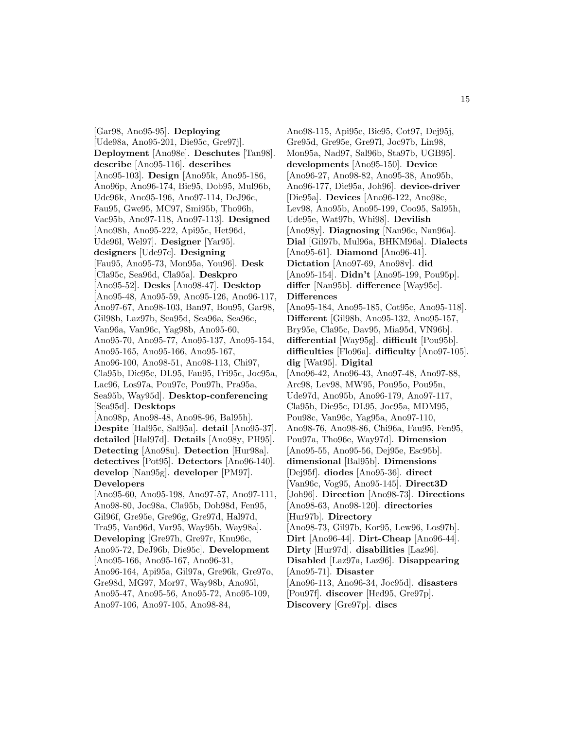[Gar98, Ano95-95]. **Deploying** [Ude98a, Ano95-201, Die95c, Gre97j]. **Deployment** [Ano98e]. **Deschutes** [Tan98]. **describe** [Ano95-116]. **describes** [Ano95-103]. **Design** [Ano95k, Ano95-186, Ano96p, Ano96-174, Bie95, Dob95, Mul96b, Ude96k, Ano95-196, Ano97-114, DeJ96c, Fau95, Gwe95, MC97, Smi95b, Tho96h, Vac95b, Ano97-118, Ano97-113]. **Designed** [Ano98h, Ano95-222, Api95c, Het96d, Ude96l, Wel97]. **Designer** [Yar95]. **designers** [Ude97c]. **Designing** [Fau95, Ano95-73, Mon95a, You96]. **Desk** [Cla95c, Sea96d, Cla95a]. **Deskpro** [Ano95-52]. **Desks** [Ano98-47]. **Desktop** [Ano95-48, Ano95-59, Ano95-126, Ano96-117, Ano97-67, Ano98-103, Ban97, Bou95, Gar98, Gil98b, Laz97b, Sea95d, Sea96a, Sea96c, Van96a, Van96c, Yag98b, Ano95-60, Ano95-70, Ano95-77, Ano95-137, Ano95-154, Ano95-165, Ano95-166, Ano95-167, Ano96-100, Ano98-51, Ano98-113, Chi97, Cla95b, Die95c, DL95, Fau95, Fri95c, Joc95a, Lac96, Los97a, Pou97c, Pou97h, Pra95a, Sea95b, Way95d]. **Desktop-conferencing** [Sea95d]. **Desktops** [Ano98p, Ano98-48, Ano98-96, Bal95h]. **Despite** [Hal95c, Sal95a]. **detail** [Ano95-37]. **detailed** [Hal97d]. **Details** [Ano98y, PH95]. **Detecting** [Ano98u]. **Detection** [Hur98a]. **detectives** [Pot95]. **Detectors** [Ano96-140]. **develop** [Nan95g]. **developer** [PM97]. **Developers** [Ano95-60, Ano95-198, Ano97-57, Ano97-111, Ano98-80, Joc98a, Cla95b, Dob98d, Fen95, Gil96f, Gre95e, Gre96g, Gre97d, Hal97d, Tra95, Van96d, Var95, Way95b, Way98a]. **Developing** [Gre97h, Gre97r, Knu96c, Ano95-72, DeJ96b, Die95c]. **Development** [Ano95-166, Ano95-167, Ano96-31, Ano96-164, Api95a, Gil97a, Gre96k, Gre97o, Gre98d, MG97, Mor97, Way98b, Ano95l, Ano95-47, Ano95-56, Ano95-72, Ano95-109, Ano97-106, Ano97-105, Ano98-84, Ano98-115, Api95c, Bie95, Cot97, Dej95j, Gre95d, Gre95e, Gre97l, Joc97b, Lin98, Mon95a, Nad97, Sal96b, Sta97b, UGB95]. **developments** [Ano95-150]. **Device** [Ano96-27, Ano98-82, Ano95-38, Ano95b, Ano96-177, Die95a, Joh96]. **device-driver** [Die95a]. **Devices** [Ano96-122, Ano98c, Lev98, Ano95b, Ano95-199, Coo95, Sal95h, Ude95e, Wat97b, Whi98]. **Devilish** [Ano98y]. **Diagnosing** [Nan96c, Nan96a]. **Dial** [Gil97b, Mul96a, BHKM96a]. **Dialects** [Ano95-61]. **Diamond** [Ano96-41]. **Dictation** [Ano97-69, Ano98v]. **did** [Ano95-154]. **Didn't** [Ano95-199, Pou95p]. **differ** [Nan95b]. **difference** [Way95c]. **Differences** [Ano95-184, Ano95-185, Cot95c, Ano95-118]. **Different** [Gil98b, Ano95-132, Ano95-157, Bry95e, Cla95c, Dav95, Mia95d, VN96b]. **differential** [Way95g]. **difficult** [Pou95b]. **difficulties** [Flo96a]. **difficulty** [Ano97-105]. **dig** [Wat95]. **Digital** [Ano96-42, Ano96-43, Ano97-48, Ano97-88, Arc98, Lev98, MW95, Pou95o, Pou95n, Ude97d, Ano95b, Ano96-179, Ano97-117, Cla95b, Die95c, DL95, Joc95a, MDM95, Pou98c, Van96c, Yag95a, Ano97-110, Ano98-76, Ano98-86, Chi96a, Fau95, Fen95, Pou97a, Tho96e, Way97d]. **Dimension** [Ano95-55, Ano95-56, Dej95e, Esc95b]. **dimensional** [Bal95b]. **Dimensions** [Dej95f]. **diodes** [Ano95-36]. **direct** [Van96c, Vog95, Ano95-145]. **Direct3D** [Joh96]. **Direction** [Ano98-73]. **Directions** [Ano98-63, Ano98-120]. **directories** [Hur97b]. **Directory** [Ano98-73, Gil97b, Kor95, Lew96, Los97b]. **Dirt** [Ano96-44]. **Dirt-Cheap** [Ano96-44]. **Dirty** [Hur97d]. **disabilities** [Laz96]. **Disabled** [Laz97a, Laz96]. **Disappearing** [Ano95-71]. **Disaster** [Ano96-113, Ano96-34, Joc95d]. **disasters** [Pou97f]. **discover** [Hed95, Gre97p]. **Discovery** [Gre97p]. **discs**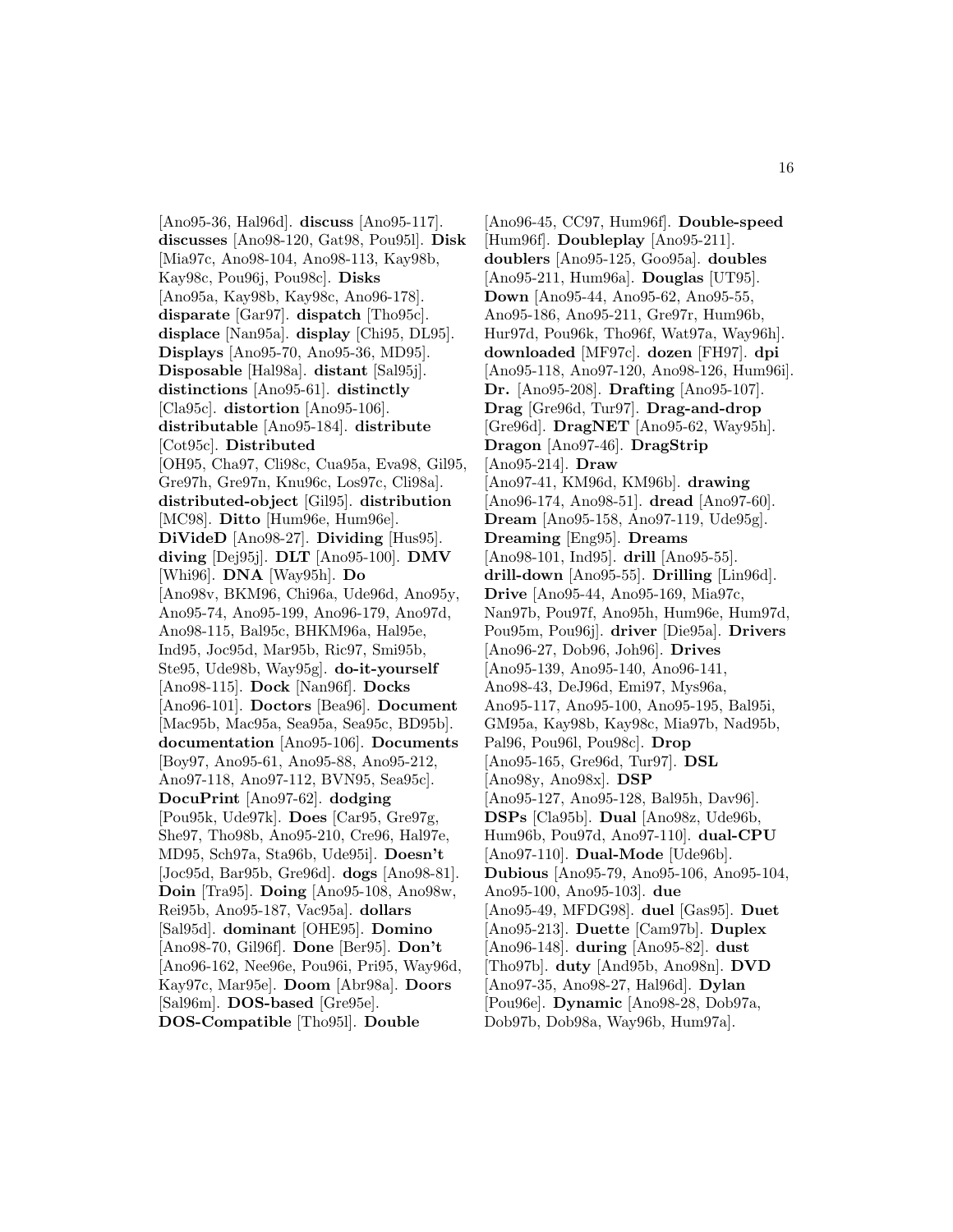[Ano95-36, Hal96d]. **discuss** [Ano95-117]. **discusses** [Ano98-120, Gat98, Pou95l]. **Disk** [Mia97c, Ano98-104, Ano98-113, Kay98b, Kay98c, Pou96j, Pou98c]. **Disks** [Ano95a, Kay98b, Kay98c, Ano96-178]. **disparate** [Gar97]. **dispatch** [Tho95c]. **displace** [Nan95a]. **display** [Chi95, DL95]. **Displays** [Ano95-70, Ano95-36, MD95]. **Disposable** [Hal98a]. **distant** [Sal95j]. **distinctions** [Ano95-61]. **distinctly** [Cla95c]. **distortion** [Ano95-106]. **distributable** [Ano95-184]. **distribute** [Cot95c]. **Distributed** [OH95, Cha97, Cli98c, Cua95a, Eva98, Gil95, Gre97h, Gre97n, Knu96c, Los97c, Cli98a]. **distributed-object** [Gil95]. **distribution** [MC98]. **Ditto** [Hum96e, Hum96e]. **DiVideD** [Ano98-27]. **Dividing** [Hus95]. **diving** [Dej95j]. **DLT** [Ano95-100]. **DMV** [Whi96]. **DNA** [Way95h]. **Do** [Ano98v, BKM96, Chi96a, Ude96d, Ano95y, Ano95-74, Ano95-199, Ano96-179, Ano97d, Ano98-115, Bal95c, BHKM96a, Hal95e, Ind95, Joc95d, Mar95b, Ric97, Smi95b, Ste95, Ude98b, Way95g]. **do-it-yourself** [Ano98-115]. **Dock** [Nan96f]. **Docks** [Ano96-101]. **Doctors** [Bea96]. **Document** [Mac95b, Mac95a, Sea95a, Sea95c, BD95b]. **documentation** [Ano95-106]. **Documents** [Boy97, Ano95-61, Ano95-88, Ano95-212, Ano97-118, Ano97-112, BVN95, Sea95c]. **DocuPrint** [Ano97-62]. **dodging** [Pou95k, Ude97k]. **Does** [Car95, Gre97g, She97, Tho98b, Ano95-210, Cre96, Hal97e, MD95, Sch97a, Sta96b, Ude95i]. **Doesn't** [Joc95d, Bar95b, Gre96d]. **dogs** [Ano98-81]. **Doin** [Tra95]. **Doing** [Ano95-108, Ano98w, Rei95b, Ano95-187, Vac95a]. **dollars** [Sal95d]. **dominant** [OHE95]. **Domino** [Ano98-70, Gil96f]. **Done** [Ber95]. **Don't** [Ano96-162, Nee96e, Pou96i, Pri95, Way96d, Kay97c, Mar95e]. **Doom** [Abr98a]. **Doors** [Sal96m]. **DOS-based** [Gre95e]. **DOS-Compatible** [Tho95l]. **Double** [Ano96-45, CC97, Hum96f]. **Double-speed** [Hum96f]. **Doubleplay** [Ano95-211]. **doublers** [Ano95-125, Goo95a]. **doubles** [Ano95-211, Hum96a]. **Douglas** [UT95]. **Down** [Ano95-44, Ano95-62, Ano95-55, Ano95-186, Ano95-211, Gre97r, Hum96b, Hur97d, Pou96k, Tho96f, Wat97a, Way96h]. **downloaded** [MF97c]. **dozen** [FH97]. **dpi** [Ano95-118, Ano97-120, Ano98-126, Hum96i]. **Dr.** [Ano95-208]. **Drafting** [Ano95-107]. **Drag** [Gre96d, Tur97]. **Drag-and-drop** [Gre96d]. **DragNET** [Ano95-62, Way95h]. **Dragon** [Ano97-46]. **DragStrip** [Ano95-214]. **Draw** [Ano97-41, KM96d, KM96b]. **drawing** [Ano96-174, Ano98-51]. **dread** [Ano97-60]. **Dream** [Ano95-158, Ano97-119, Ude95g]. **Dreaming** [Eng95]. **Dreams** [Ano98-101, Ind95]. **drill** [Ano95-55]. **drill-down** [Ano95-55]. **Drilling** [Lin96d]. **Drive** [Ano95-44, Ano95-169, Mia97c, Nan97b, Pou97f, Ano95h, Hum96e, Hum97d, Pou95m, Pou96j]. **driver** [Die95a]. **Drivers** [Ano96-27, Dob96, Joh96]. **Drives** [Ano95-139, Ano95-140, Ano96-141, Ano98-43, DeJ96d, Emi97, Mys96a, Ano95-117, Ano95-100, Ano95-195, Bal95i, GM95a, Kay98b, Kay98c, Mia97b, Nad95b, Pal96, Pou96l, Pou98c]. **Drop** [Ano95-165, Gre96d, Tur97]. **DSL** [Ano98y, Ano98x]. **DSP** [Ano95-127, Ano95-128, Bal95h, Dav96]. **DSPs** [Cla95b]. **Dual** [Ano98z, Ude96b, Hum96b, Pou97d, Ano97-110]. **dual-CPU** [Ano97-110]. **Dual-Mode** [Ude96b]. **Dubious** [Ano95-79, Ano95-106, Ano95-104, Ano95-100, Ano95-103]. **due** [Ano95-49, MFDG98]. **duel** [Gas95]. **Duet** [Ano95-213]. **Duette** [Cam97b]. **Duplex** [Ano96-148]. **during** [Ano95-82]. **dust** [Tho97b]. **duty** [And95b, Ano98n]. **DVD** [Ano97-35, Ano98-27, Hal96d]. **Dylan** [Pou96e]. **Dynamic** [Ano98-28, Dob97a, Dob97b, Dob98a, Way96b, Hum97a].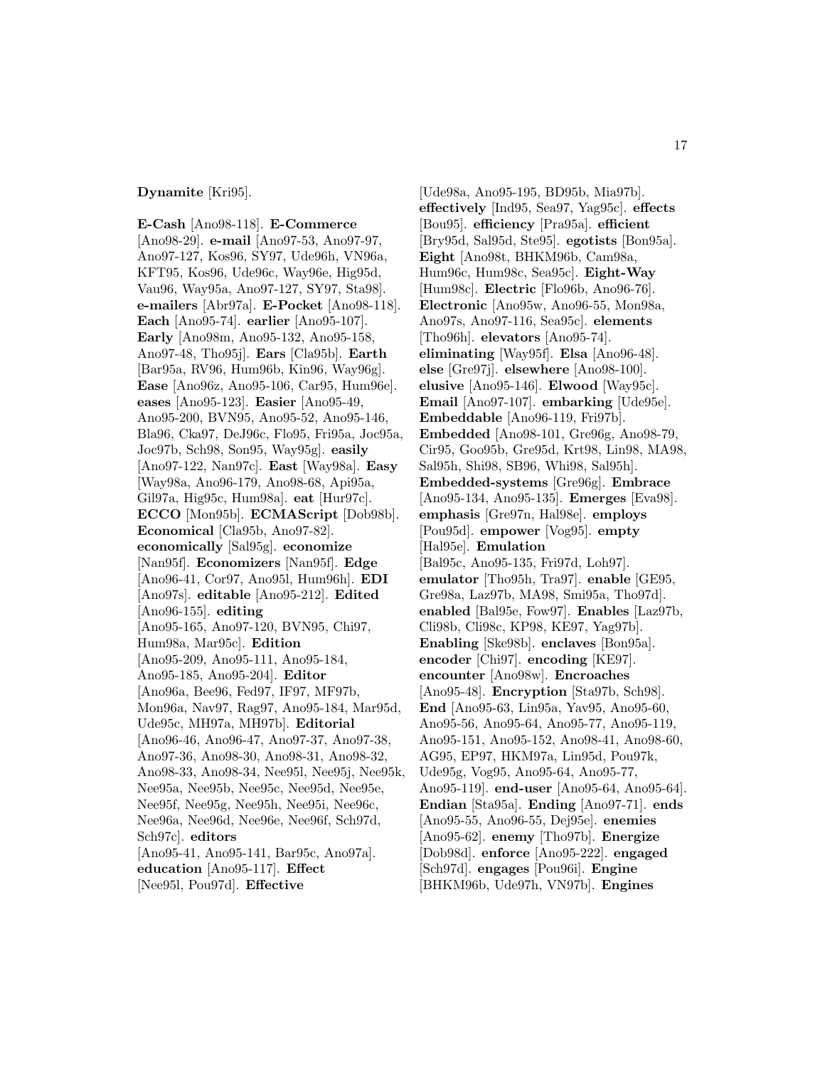**Dynamite** [Kri95].

**E-Cash** [Ano98-118]. **E-Commerce** [Ano98-29]. **e-mail** [Ano97-53, Ano97-97, Ano97-127, Kos96, SY97, Ude96h, VN96a, KFT95, Kos96, Ude96c, Way96e, Hig95d, Vau96, Way95a, Ano97-127, SY97, Sta98]. **e-mailers** [Abr97a]. **E-Pocket** [Ano98-118]. **Each** [Ano95-74]. **earlier** [Ano95-107]. **Early** [Ano98m, Ano95-132, Ano95-158, Ano97-48, Tho95j]. **Ears** [Cla95b]. **Earth** [Bar95a, RV96, Hum96b, Kin96, Way96g]. **Ease** [Ano96z, Ano95-106, Car95, Hum96e]. **eases** [Ano95-123]. **Easier** [Ano95-49, Ano95-200, BVN95, Ano95-52, Ano95-146, Bla96, Cka97, DeJ96c, Flo95, Fri95a, Joc95a, Joc97b, Sch98, Son95, Way95g]. **easily** [Ano97-122, Nan97c]. **East** [Way98a]. **Easy** [Way98a, Ano96-179, Ano98-68, Api95a, Gil97a, Hig95c, Hum98a]. **eat** [Hur97c]. **ECCO** [Mon95b]. **ECMAScript** [Dob98b]. **Economical** [Cla95b, Ano97-82]. **economically** [Sal95g]. **economize** [Nan95f]. **Economizers** [Nan95f]. **Edge** [Ano96-41, Cor97, Ano95l, Hum96h]. **EDI** [Ano97s]. **editable** [Ano95-212]. **Edited** [Ano96-155]. **editing** [Ano95-165, Ano97-120, BVN95, Chi97, Hum98a, Mar95c]. **Edition** [Ano95-209, Ano95-111, Ano95-184, Ano95-185, Ano95-204]. **Editor** [Ano96a, Bee96, Fed97, IF97, MF97b, Mon96a, Nav97, Rag97, Ano95-184, Mar95d, Ude95c, MH97a, MH97b]. **Editorial** [Ano96-46, Ano96-47, Ano97-37, Ano97-38, Ano97-36, Ano98-30, Ano98-31, Ano98-32, Ano98-33, Ano98-34, Nee95l, Nee95j, Nee95k, Nee95a, Nee95b, Nee95c, Nee95d, Nee95e, Nee95f, Nee95g, Nee95h, Nee95i, Nee96c, Nee96a, Nee96d, Nee96e, Nee96f, Sch97d, Sch97c]. **editors** [Ano95-41, Ano95-141, Bar95c, Ano97a]. **education** [Ano95-117]. **Effect** [Nee95l, Pou97d]. **Effective** [Ude98a, Ano95-195, BD95b, Mia97b]. **effectively** [Ind95, Sea97, Yag95c]. **effects** [Bou95]. **efficiency** [Pra95a]. **efficient** [Bry95d, Sal95d, Ste95]. **egotists** [Bon95a]. **Eight** [Ano98t, BHKM96b, Cam98a, Hum96c, Hum98c, Sea95c]. **Eight-Way** [Hum98c]. **Electric** [Flo96b, Ano96-76]. **Electronic** [Ano95w, Ano96-55, Mon98a, Ano97s, Ano97-116, Sea95c]. **elements** [Tho96h]. **elevators** [Ano95-74]. **eliminating** [Way95f]. **Elsa** [Ano96-48]. **else** [Gre97j]. **elsewhere** [Ano98-100]. **elusive** [Ano95-146]. **Elwood** [Way95c]. **Email** [Ano97-107]. **embarking** [Ude95e]. **Embeddable** [Ano96-119, Fri97b]. **Embedded** [Ano98-101, Gre96g, Ano98-79, Cir95, Goo95b, Gre95d, Krt98, Lin98, MA98, Sal95h, Shi98, SB96, Whi98, Sal95h]. **Embedded-systems** [Gre96g]. **Embrace** [Ano95-134, Ano95-135]. **Emerges** [Eva98]. **emphasis** [Gre97n, Hal98e]. **employs** [Pou95d]. **empower** [Vog95]. **empty** [Hal95e]. **Emulation** [Bal95c, Ano95-135, Fri97d, Loh97]. **emulator** [Tho95h, Tra97]. **enable** [GE95, Gre98a, Laz97b, MA98, Smi95a, Tho97d]. **enabled** [Bal95e, Fow97]. **Enables** [Laz97b, Cli98b, Cli98c, KP98, KE97, Yag97b]. **Enabling** [Ske98b]. **enclaves** [Bon95a]. **encoder** [Chi97]. **encoding** [KE97]. **encounter** [Ano98w]. **Encroaches** [Ano95-48]. **Encryption** [Sta97b, Sch98]. **End** [Ano95-63, Lin95a, Yav95, Ano95-60, Ano95-56, Ano95-64, Ano95-77, Ano95-119, Ano95-151, Ano95-152, Ano98-41, Ano98-60, AG95, EP97, HKM97a, Lin95d, Pou97k, Ude95g, Vog95, Ano95-64, Ano95-77, Ano95-119]. **end-user** [Ano95-64, Ano95-64]. **Endian** [Sta95a]. **Ending** [Ano97-71]. **ends** [Ano95-55, Ano96-55, Dej95e]. **enemies** [Ano95-62]. **enemy** [Tho97b]. **Energize** [Dob98d]. **enforce** [Ano95-222]. **engaged** [Sch97d]. **engages** [Pou96i]. **Engine** [BHKM96b, Ude97h, VN97b]. **Engines**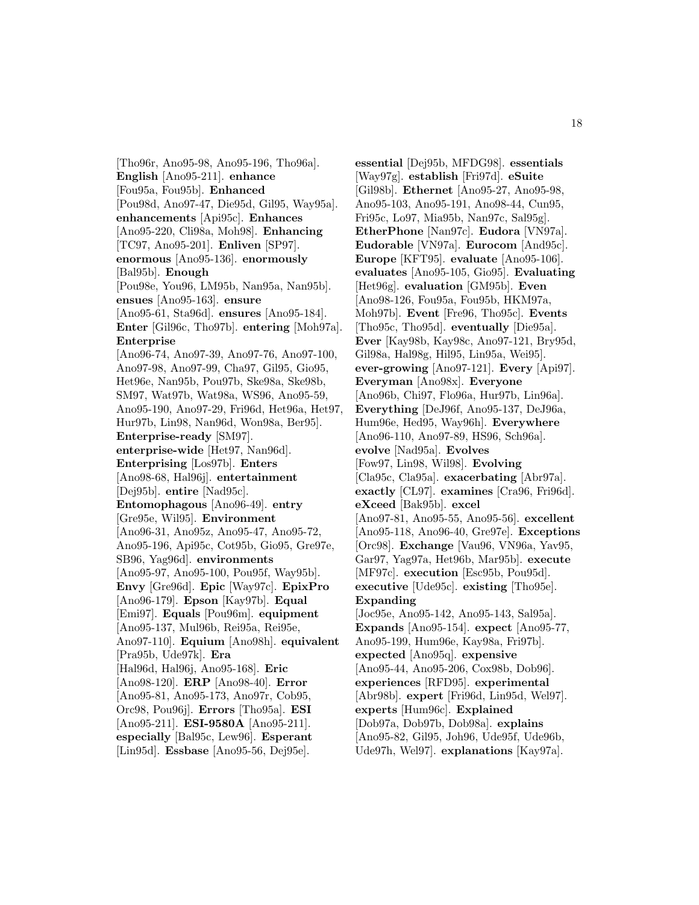[Tho96r, Ano95-98, Ano95-196, Tho96a]. **English** [Ano95-211]. **enhance** [Fou95a, Fou95b]. **Enhanced** [Pou98d, Ano97-47, Die95d, Gil95, Way95a]. **enhancements** [Api95c]. **Enhances** [Ano95-220, Cli98a, Moh98]. **Enhancing** [TC97, Ano95-201]. **Enliven** [SP97]. **enormous** [Ano95-136]. **enormously** [Bal95b]. **Enough** [Pou98e, You96, LM95b, Nan95a, Nan95b]. **ensues** [Ano95-163]. **ensure** [Ano95-61, Sta96d]. **ensures** [Ano95-184]. **Enter** [Gil96c, Tho97b]. **entering** [Moh97a]. **Enterprise** [Ano96-74, Ano97-39, Ano97-76, Ano97-100, Ano97-98, Ano97-99, Cha97, Gil95, Gio95, Het96e, Nan95b, Pou97b, Ske98a, Ske98b, SM97, Wat97b, Wat98a, WS96, Ano95-59, Ano95-190, Ano97-29, Fri96d, Het96a, Het97, Hur97b, Lin98, Nan96d, Won98a, Ber95]. **Enterprise-ready** [SM97]. **enterprise-wide** [Het97, Nan96d]. **Enterprising** [Los97b]. **Enters** [Ano98-68, Hal96j]. **entertainment** [Dej95b]. **entire** [Nad95c]. **Entomophagous** [Ano96-49]. **entry** [Gre95e, Wil95]. **Environment** [Ano96-31, Ano95z, Ano95-47, Ano95-72, Ano95-196, Api95c, Cot95b, Gio95, Gre97e, SB96, Yag96d]. **environments** [Ano95-97, Ano95-100, Pou95f, Way95b]. **Envy** [Gre96d]. **Epic** [Way97c]. **EpixPro** [Ano96-179]. **Epson** [Kay97b]. **Equal** [Emi97]. **Equals** [Pou96m]. **equipment** [Ano95-137, Mul96b, Rei95a, Rei95e, Ano97-110]. **Equium** [Ano98h]. **equivalent** [Pra95b, Ude97k]. **Era** [Hal96d, Hal96j, Ano95-168]. **Eric** [Ano98-120]. **ERP** [Ano98-40]. **Error** [Ano95-81, Ano95-173, Ano97r, Cob95, Orc98, Pou96j]. **Errors** [Tho95a]. **ESI** [Ano95-211]. **ESI-9580A** [Ano95-211]. **especially** [Bal95c, Lew96]. **Esperant** [Lin95d]. **Essbase** [Ano95-56, Dej95e]. **essential** [Dej95b, MFDG98]. **essentials** [Way97g]. **establish** [Fri97d]. **eSuite** [Gil98b]. **Ethernet** [Ano95-27, Ano95-98, Ano95-103, Ano95-191, Ano98-44, Cun95, Fri95c, Lo97, Mia95b, Nan97c, Sal95g]. **EtherPhone** [Nan97c]. **Eudora** [VN97a]. **Eudorable** [VN97a]. **Eurocom** [And95c]. **Europe** [KFT95]. **evaluate** [Ano95-106]. **evaluates** [Ano95-105, Gio95]. **Evaluating** [Het96g]. **evaluation** [GM95b]. **Even** [Ano98-126, Fou95a, Fou95b, HKM97a, Moh97b]. **Event** [Fre96, Tho95c]. **Events** [Tho95c, Tho95d]. **eventually** [Die95a]. **Ever** [Kay98b, Kay98c, Ano97-121, Bry95d, Gil98a, Hal98g, Hil95, Lin95a, Wei95]. **ever-growing** [Ano97-121]. **Every** [Api97]. **Everyman** [Ano98x]. **Everyone** [Ano96b, Chi97, Flo96a, Hur97b, Lin96a]. **Everything** [DeJ96f, Ano95-137, DeJ96a, Hum96e, Hed95, Way96h]. **Everywhere** [Ano96-110, Ano97-89, HS96, Sch96a]. **evolve** [Nad95a]. **Evolves** [Fow97, Lin98, Wil98]. **Evolving** [Cla95c, Cla95a]. **exacerbating** [Abr97a]. **exactly** [CL97]. **examines** [Cra96, Fri96d]. **eXceed** [Bak95b]. **excel** [Ano97-81, Ano95-55, Ano95-56]. **excellent** [Ano95-118, Ano96-40, Gre97e]. **Exceptions** [Orc98]. **Exchange** [Vau96, VN96a, Yav95, Gar97, Yag97a, Het96b, Mar95b]. **execute** [MF97c]. **execution** [Esc95b, Pou95d]. **executive** [Ude95c]. **existing** [Tho95e]. **Expanding** [Joc95e, Ano95-142, Ano95-143, Sal95a]. **Expands** [Ano95-154]. **expect** [Ano95-77, Ano95-199, Hum96e, Kay98a, Fri97b]. **expected** [Ano95q]. **expensive** [Ano95-44, Ano95-206, Cox98b, Dob96]. **experiences** [RFD95]. **experimental** [Abr98b]. **expert** [Fri96d, Lin95d, Wel97]. **experts** [Hum96c]. **Explained** [Dob97a, Dob97b, Dob98a]. **explains** [Ano95-82, Gil95, Joh96, Ude95f, Ude96b, Ude97h, Wel97]. **explanations** [Kay97a].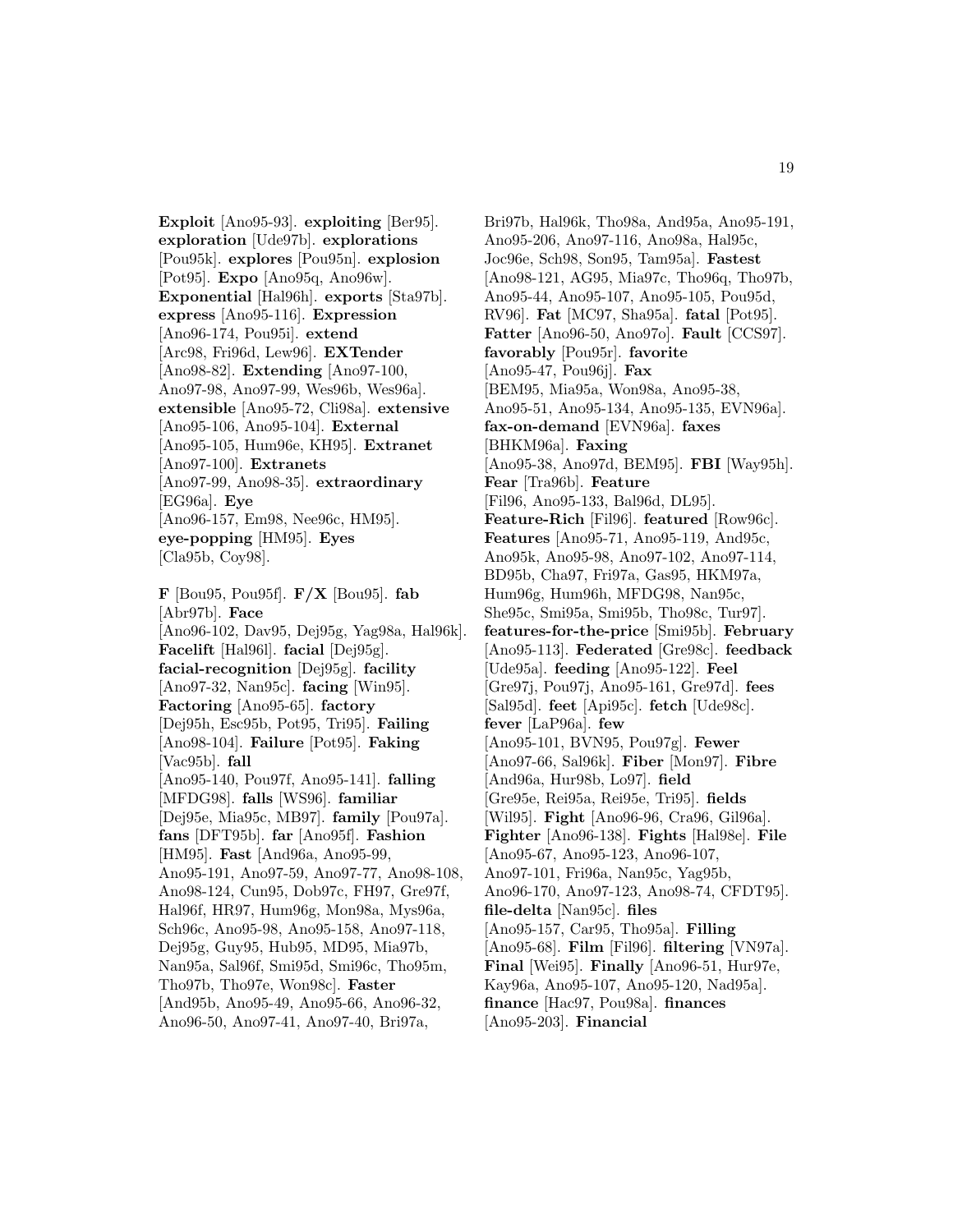**Exploit** [Ano95-93]. **exploiting** [Ber95]. **exploration** [Ude97b]. **explorations** [Pou95k]. **explores** [Pou95n]. **explosion** [Pot95]. **Expo** [Ano95q, Ano96w]. **Exponential** [Hal96h]. **exports** [Sta97b]. **express** [Ano95-116]. **Expression** [Ano96-174, Pou95i]. **extend** [Arc98, Fri96d, Lew96]. **EXTender** [Ano98-82]. **Extending** [Ano97-100, Ano97-98, Ano97-99, Wes96b, Wes96a]. **extensible** [Ano95-72, Cli98a]. **extensive** [Ano95-106, Ano95-104]. **External** [Ano95-105, Hum96e, KH95]. **Extranet** [Ano97-100]. **Extranets** [Ano97-99, Ano98-35]. **extraordinary** [EG96a]. **Eye** [Ano96-157, Em98, Nee96c, HM95]. **eye-popping** [HM95]. **Eyes** [Cla95b, Coy98].

**F** [Bou95, Pou95f]. **F/X** [Bou95]. **fab** [Abr97b]. **Face** [Ano96-102, Dav95, Dej95g, Yag98a, Hal96k]. **Facelift** [Hal96l]. **facial** [Dej95g]. **facial-recognition** [Dej95g]. **facility** [Ano97-32, Nan95c]. **facing** [Win95]. **Factoring** [Ano95-65]. **factory** [Dej95h, Esc95b, Pot95, Tri95]. **Failing** [Ano98-104]. **Failure** [Pot95]. **Faking** [Vac95b]. **fall** [Ano95-140, Pou97f, Ano95-141]. **falling** [MFDG98]. **falls** [WS96]. **familiar** [Dej95e, Mia95c, MB97]. **family** [Pou97a]. **fans** [DFT95b]. **far** [Ano95f]. **Fashion** [HM95]. **Fast** [And96a, Ano95-99, Ano95-191, Ano97-59, Ano97-77, Ano98-108, Ano98-124, Cun95, Dob97c, FH97, Gre97f, Hal96f, HR97, Hum96g, Mon98a, Mys96a, Sch96c, Ano95-98, Ano95-158, Ano97-118, Dej95g, Guy95, Hub95, MD95, Mia97b, Nan95a, Sal96f, Smi95d, Smi96c, Tho95m, Tho97b, Tho97e, Won98c]. **Faster** [And95b, Ano95-49, Ano95-66, Ano96-32, Ano96-50, Ano97-41, Ano97-40, Bri97a, Bri97b, Hal96k, Tho98a, And95a, Ano95-191, Ano95-206, Ano97-116, Ano98a, Hal95c, Joc96e, Sch98, Son95, Tam95a]. **Fastest** [Ano98-121, AG95, Mia97c, Tho96q, Tho97b, Ano95-44, Ano95-107, Ano95-105, Pou95d, RV96]. **Fat** [MC97, Sha95a]. **fatal** [Pot95]. **Fatter** [Ano96-50, Ano97o]. **Fault** [CCS97]. **favorably** [Pou95r]. **favorite** [Ano95-47, Pou96j]. **Fax** [BEM95, Mia95a, Won98a, Ano95-38, Ano95-51, Ano95-134, Ano95-135, EVN96a]. **fax-on-demand** [EVN96a]. **faxes** [BHKM96a]. **Faxing** [Ano95-38, Ano97d, BEM95]. **FBI** [Way95h]. **Fear** [Tra96b]. **Feature** [Fil96, Ano95-133, Bal96d, DL95]. **Feature-Rich** [Fil96]. **featured** [Row96c]. **Features** [Ano95-71, Ano95-119, And95c, Ano95k, Ano95-98, Ano97-102, Ano97-114, BD95b, Cha97, Fri97a, Gas95, HKM97a, Hum96g, Hum96h, MFDG98, Nan95c, She95c, Smi95a, Smi95b, Tho98c, Tur97]. **features-for-the-price** [Smi95b]. **February** [Ano95-113]. **Federated** [Gre98c]. **feedback** [Ude95a]. **feeding** [Ano95-122]. **Feel** [Gre97j, Pou97j, Ano95-161, Gre97d]. **fees** [Sal95d]. **feet** [Api95c]. **fetch** [Ude98c]. **fever** [LaP96a]. **few** [Ano95-101, BVN95, Pou97g]. **Fewer** [Ano97-66, Sal96k]. **Fiber** [Mon97]. **Fibre** [And96a, Hur98b, Lo97]. **field** [Gre95e, Rei95a, Rei95e, Tri95]. **fields** [Wil95]. **Fight** [Ano96-96, Cra96, Gil96a]. **Fighter** [Ano96-138]. **Fights** [Hal98e]. **File** [Ano95-67, Ano95-123, Ano96-107, Ano97-101, Fri96a, Nan95c, Yag95b, Ano96-170, Ano97-123, Ano98-74, CFDT95]. **file-delta** [Nan95c]. **files** [Ano95-157, Car95, Tho95a]. **Filling** [Ano95-68]. **Film** [Fil96]. **filtering** [VN97a]. **Final** [Wei95]. **Finally** [Ano96-51, Hur97e, Kay96a, Ano95-107, Ano95-120, Nad95a]. **finance** [Hac97, Pou98a]. **finances** [Ano95-203]. **Financial**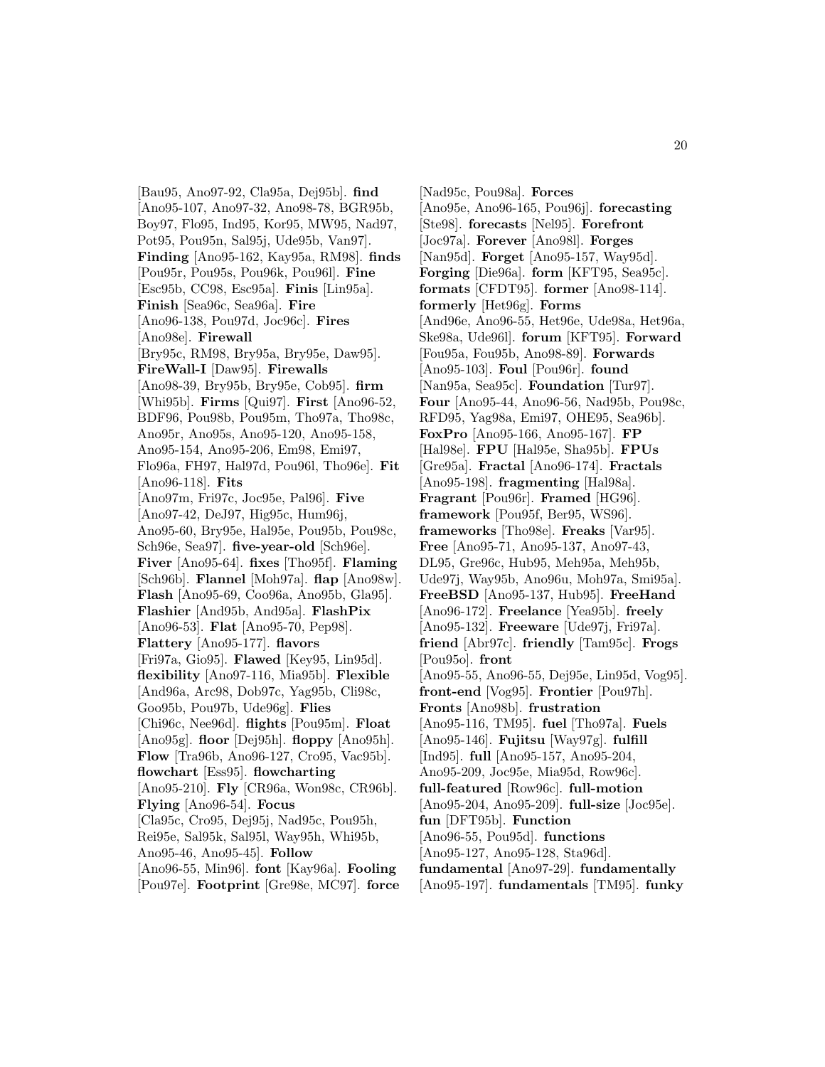[Bau95, Ano97-92, Cla95a, Dej95b]. **find** [Ano95-107, Ano97-32, Ano98-78, BGR95b, Boy97, Flo95, Ind95, Kor95, MW95, Nad97, Pot95, Pou95n, Sal95j, Ude95b, Van97]. **Finding** [Ano95-162, Kay95a, RM98]. **finds** [Pou95r, Pou95s, Pou96k, Pou96l]. **Fine** [Esc95b, CC98, Esc95a]. **Finis** [Lin95a]. **Finish** [Sea96c, Sea96a]. **Fire** [Ano96-138, Pou97d, Joc96c]. **Fires** [Ano98e]. **Firewall** [Bry95c, RM98, Bry95a, Bry95e, Daw95]. **FireWall-I** [Daw95]. **Firewalls** [Ano98-39, Bry95b, Bry95e, Cob95]. **firm** [Whi95b]. **Firms** [Qui97]. **First** [Ano96-52, BDF96, Pou98b, Pou95m, Tho97a, Tho98c, Ano95r, Ano95s, Ano95-120, Ano95-158, Ano95-154, Ano95-206, Em98, Emi97, Flo96a, FH97, Hal97d, Pou96l, Tho96e]. **Fit** [Ano96-118]. **Fits** [Ano97m, Fri97c, Joc95e, Pal96]. **Five** [Ano97-42, DeJ97, Hig95c, Hum96j, Ano95-60, Bry95e, Hal95e, Pou95b, Pou98c, Sch96e, Sea97]. **five-year-old** [Sch96e]. **Fiver** [Ano95-64]. **fixes** [Tho95f]. **Flaming** [Sch96b]. **Flannel** [Moh97a]. **flap** [Ano98w]. **Flash** [Ano95-69, Coo96a, Ano95b, Gla95]. **Flashier** [And95b, And95a]. **FlashPix** [Ano96-53]. **Flat** [Ano95-70, Pep98]. **Flattery** [Ano95-177]. **flavors** [Fri97a, Gio95]. **Flawed** [Key95, Lin95d]. **flexibility** [Ano97-116, Mia95b]. **Flexible** [And96a, Arc98, Dob97c, Yag95b, Cli98c, Goo95b, Pou97b, Ude96g]. **Flies** [Chi96c, Nee96d]. **flights** [Pou95m]. **Float** [Ano95g]. **floor** [Dej95h]. **floppy** [Ano95h]. **Flow** [Tra96b, Ano96-127, Cro95, Vac95b]. **flowchart** [Ess95]. **flowcharting** [Ano95-210]. **Fly** [CR96a, Won98c, CR96b]. **Flying** [Ano96-54]. **Focus** [Cla95c, Cro95, Dej95j, Nad95c, Pou95h, Rei95e, Sal95k, Sal95l, Way95h, Whi95b, Ano95-46, Ano95-45]. **Follow** [Ano96-55, Min96]. **font** [Kay96a]. **Fooling** [Pou97e]. **Footprint** [Gre98e, MC97]. **force** [Nad95c, Pou98a]. **Forces** [Ano95e, Ano96-165, Pou96j]. **forecasting** [Ste98]. **forecasts** [Nel95]. **Forefront** [Joc97a]. **Forever** [Ano98l]. **Forges** [Nan95d]. **Forget** [Ano95-157, Way95d]. **Forging** [Die96a]. **form** [KFT95, Sea95c]. **formats** [CFDT95]. **former** [Ano98-114]. **formerly** [Het96g]. **Forms** [And96e, Ano96-55, Het96e, Ude98a, Het96a, Ske98a, Ude96l]. **forum** [KFT95]. **Forward** [Fou95a, Fou95b, Ano98-89]. **Forwards** [Ano95-103]. **Foul** [Pou96r]. **found** [Nan95a, Sea95c]. **Foundation** [Tur97]. **Four** [Ano95-44, Ano96-56, Nad95b, Pou98c, RFD95, Yag98a, Emi97, OHE95, Sea96b]. **FoxPro** [Ano95-166, Ano95-167]. **FP** [Hal98e]. **FPU** [Hal95e, Sha95b]. **FPUs** [Gre95a]. **Fractal** [Ano96-174]. **Fractals** [Ano95-198]. **fragmenting** [Hal98a]. **Fragrant** [Pou96r]. **Framed** [HG96]. **framework** [Pou95f, Ber95, WS96]. **frameworks** [Tho98e]. **Freaks** [Var95]. **Free** [Ano95-71, Ano95-137, Ano97-43, DL95, Gre96c, Hub95, Meh95a, Meh95b, Ude97j, Way95b, Ano96u, Moh97a, Smi95a]. **FreeBSD** [Ano95-137, Hub95]. **FreeHand** [Ano96-172]. **Freelance** [Yea95b]. **freely** [Ano95-132]. **Freeware** [Ude97j, Fri97a]. **friend** [Abr97c]. **friendly** [Tam95c]. **Frogs** [Pou95o]. **front** [Ano95-55, Ano96-55, Dej95e, Lin95d, Vog95]. **front-end** [Vog95]. **Frontier** [Pou97h]. **Fronts** [Ano98b]. **frustration** [Ano95-116, TM95]. **fuel** [Tho97a]. **Fuels** [Ano95-146]. **Fujitsu** [Way97g]. **fulfill** [Ind95]. **full** [Ano95-157, Ano95-204, Ano95-209, Joc95e, Mia95d, Row96c]. **full-featured** [Row96c]. **full-motion** [Ano95-204, Ano95-209]. **full-size** [Joc95e]. **fun** [DFT95b]. **Function** [Ano96-55, Pou95d]. **functions** [Ano95-127, Ano95-128, Sta96d]. **fundamental** [Ano97-29]. **fundamentally** [Ano95-197]. **fundamentals** [TM95]. **funky**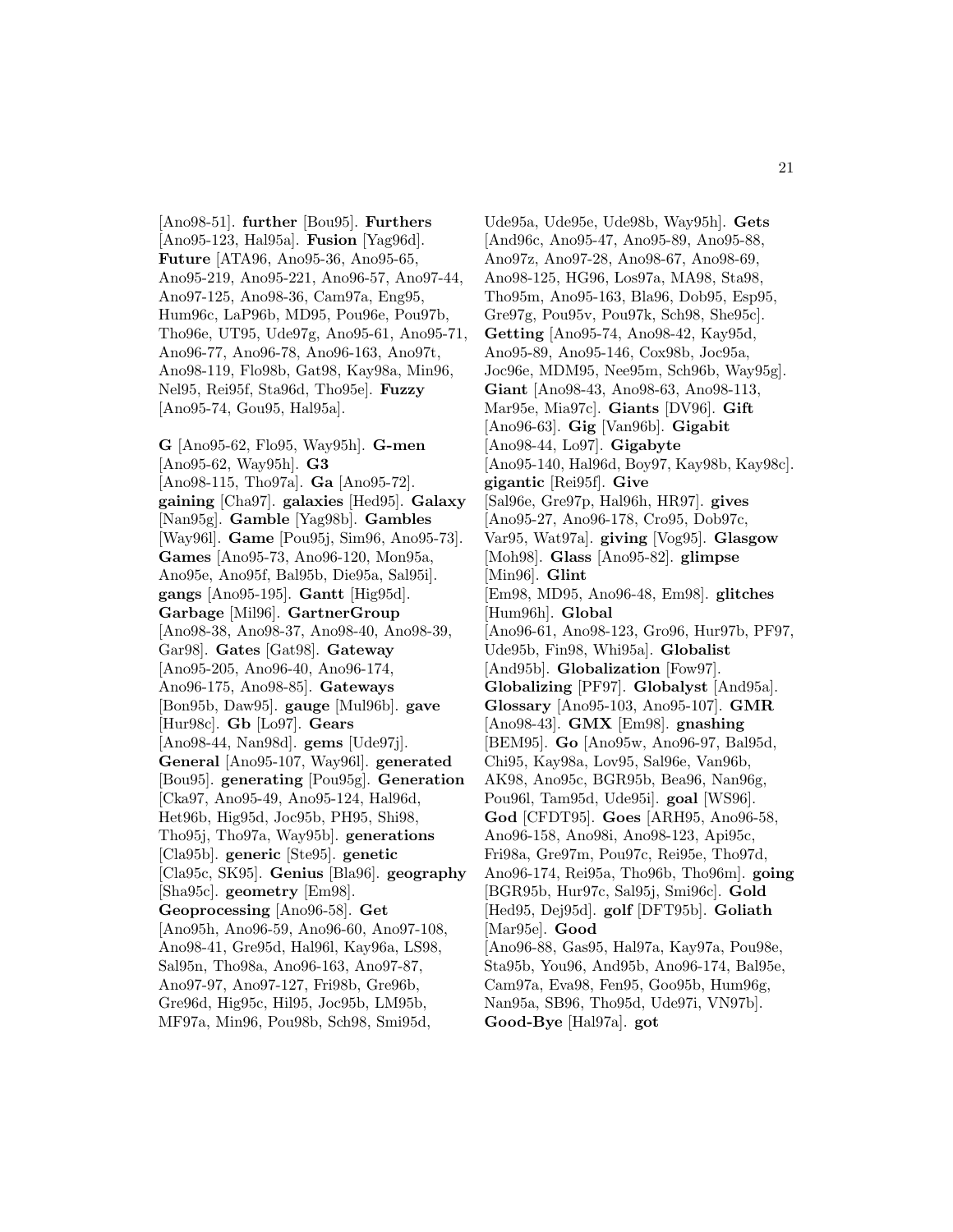[Ano98-51]. **further** [Bou95]. **Furthers** [Ano95-123, Hal95a]. **Fusion** [Yag96d]. **Future** [ATA96, Ano95-36, Ano95-65, Ano95-219, Ano95-221, Ano96-57, Ano97-44, Ano97-125, Ano98-36, Cam97a, Eng95, Hum96c, LaP96b, MD95, Pou96e, Pou97b, Tho96e, UT95, Ude97g, Ano95-61, Ano95-71, Ano96-77, Ano96-78, Ano96-163, Ano97t, Ano98-119, Flo98b, Gat98, Kay98a, Min96, Nel95, Rei95f, Sta96d, Tho95e]. **Fuzzy** [Ano95-74, Gou95, Hal95a].

**G** [Ano95-62, Flo95, Way95h]. **G-men** [Ano95-62, Way95h]. **G3** [Ano98-115, Tho97a]. **Ga** [Ano95-72]. **gaining** [Cha97]. **galaxies** [Hed95]. **Galaxy** [Nan95g]. **Gamble** [Yag98b]. **Gambles** [Way96l]. **Game** [Pou95j, Sim96, Ano95-73]. **Games** [Ano95-73, Ano96-120, Mon95a, Ano95e, Ano95f, Bal95b, Die95a, Sal95i]. **gangs** [Ano95-195]. **Gantt** [Hig95d]. **Garbage** [Mil96]. **GartnerGroup** [Ano98-38, Ano98-37, Ano98-40, Ano98-39, Gar98]. **Gates** [Gat98]. **Gateway** [Ano95-205, Ano96-40, Ano96-174, Ano96-175, Ano98-85]. **Gateways** [Bon95b, Daw95]. **gauge** [Mul96b]. **gave** [Hur98c]. **Gb** [Lo97]. **Gears** [Ano98-44, Nan98d]. **gems** [Ude97j]. **General** [Ano95-107, Way96l]. **generated** [Bou95]. **generating** [Pou95g]. **Generation** [Cka97, Ano95-49, Ano95-124, Hal96d, Het96b, Hig95d, Joc95b, PH95, Shi98, Tho95j, Tho97a, Way95b]. **generations** [Cla95b]. **generic** [Ste95]. **genetic** [Cla95c, SK95]. **Genius** [Bla96]. **geography** [Sha95c]. **geometry** [Em98]. **Geoprocessing** [Ano96-58]. **Get** [Ano95h, Ano96-59, Ano96-60, Ano97-108, Ano98-41, Gre95d, Hal96l, Kay96a, LS98, Sal95n, Tho98a, Ano96-163, Ano97-87, Ano97-97, Ano97-127, Fri98b, Gre96b, Gre96d, Hig95c, Hil95, Joc95b, LM95b, MF97a, Min96, Pou98b, Sch98, Smi95d, Ude95a, Ude95e, Ude98b, Way95h]. **Gets** [And96c, Ano95-47, Ano95-89, Ano95-88, Ano97z, Ano97-28, Ano98-67, Ano98-69, Ano98-125, HG96, Los97a, MA98, Sta98, Tho95m, Ano95-163, Bla96, Dob95, Esp95, Gre97g, Pou95v, Pou97k, Sch98, She95c]. **Getting** [Ano95-74, Ano98-42, Kay95d, Ano95-89, Ano95-146, Cox98b, Joc95a, Joc96e, MDM95, Nee95m, Sch96b, Way95g]. **Giant** [Ano98-43, Ano98-63, Ano98-113, Mar95e, Mia97c]. **Giants** [DV96]. **Gift** [Ano96-63]. **Gig** [Van96b]. **Gigabit** [Ano98-44, Lo97]. **Gigabyte** [Ano95-140, Hal96d, Boy97, Kay98b, Kay98c]. **gigantic** [Rei95f]. **Give** [Sal96e, Gre97p, Hal96h, HR97]. **gives** [Ano95-27, Ano96-178, Cro95, Dob97c, Var95, Wat97a]. **giving** [Vog95]. **Glasgow** [Moh98]. **Glass** [Ano95-82]. **glimpse** [Min96]. **Glint** [Em98, MD95, Ano96-48, Em98]. **glitches** [Hum96h]. **Global** [Ano96-61, Ano98-123, Gro96, Hur97b, PF97, Ude95b, Fin98, Whi95a]. **Globalist** [And95b]. **Globalization** [Fow97]. **Globalizing** [PF97]. **Globalyst** [And95a]. **Glossary** [Ano95-103, Ano95-107]. **GMR** [Ano98-43]. **GMX** [Em98]. **gnashing** [BEM95]. **Go** [Ano95w, Ano96-97, Bal95d, Chi95, Kay98a, Lov95, Sal96e, Van96b, AK98, Ano95c, BGR95b, Bea96, Nan96g, Pou96l, Tam95d, Ude95i]. **goal** [WS96]. **God** [CFDT95]. **Goes** [ARH95, Ano96-58, Ano96-158, Ano98i, Ano98-123, Api95c, Fri98a, Gre97m, Pou97c, Rei95e, Tho97d, Ano96-174, Rei95a, Tho96b, Tho96m]. **going** [BGR95b, Hur97c, Sal95j, Smi96c]. **Gold** [Hed95, Dej95d]. **golf** [DFT95b]. **Goliath** [Mar95e]. **Good** [Ano96-88, Gas95, Hal97a, Kay97a, Pou98e, Sta95b, You96, And95b, Ano96-174, Bal95e, Cam97a, Eva98, Fen95, Goo95b, Hum96g, Nan95a, SB96, Tho95d, Ude97i, VN97b]. **Good-Bye** [Hal97a]. **got**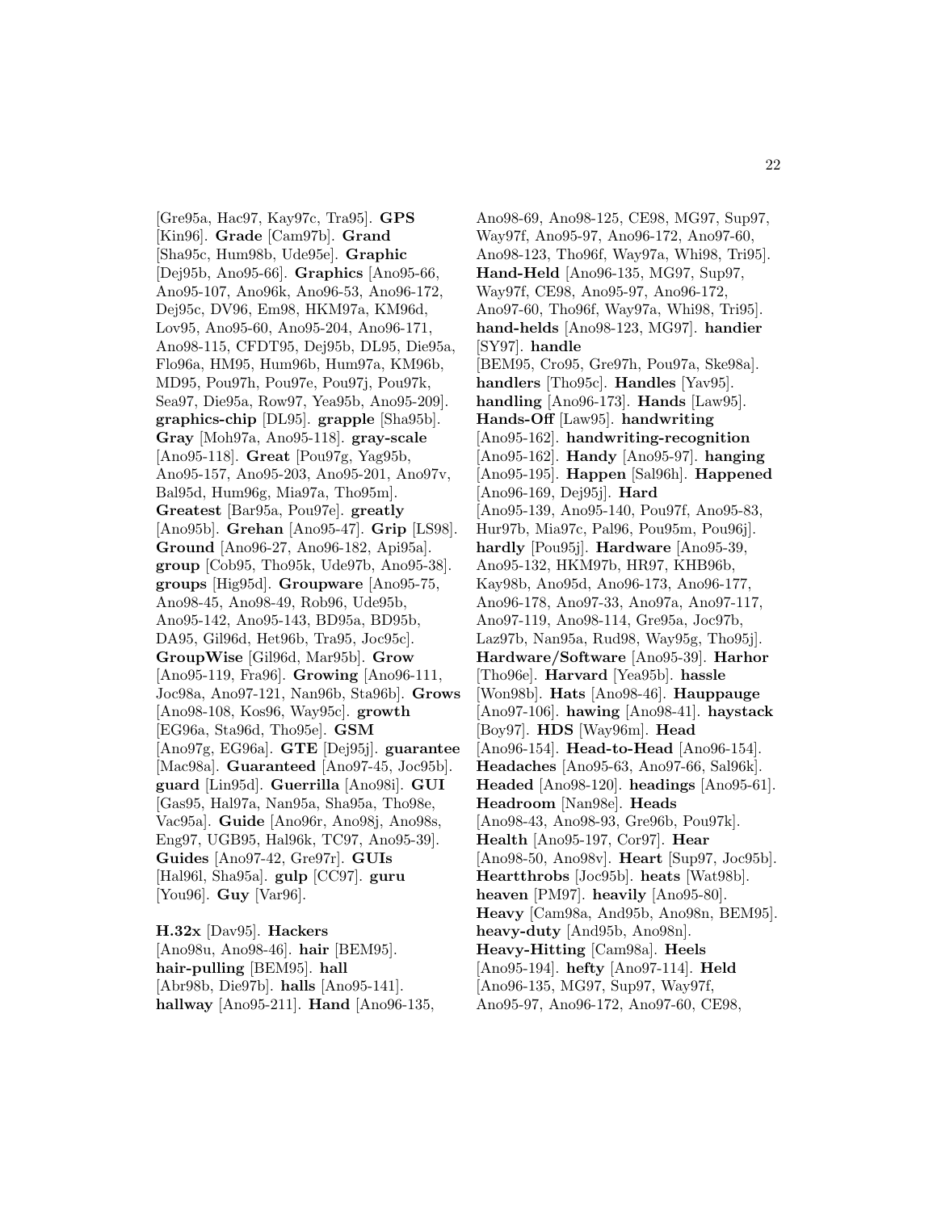[Gre95a, Hac97, Kay97c, Tra95]. **GPS** [Kin96]. **Grade** [Cam97b]. **Grand** [Sha95c, Hum98b, Ude95e]. **Graphic** [Dej95b, Ano95-66]. **Graphics** [Ano95-66, Ano95-107, Ano96k, Ano96-53, Ano96-172, Dej95c, DV96, Em98, HKM97a, KM96d, Lov95, Ano95-60, Ano95-204, Ano96-171, Ano98-115, CFDT95, Dej95b, DL95, Die95a, Flo96a, HM95, Hum96b, Hum97a, KM96b, MD95, Pou97h, Pou97e, Pou97j, Pou97k, Sea97, Die95a, Row97, Yea95b, Ano95-209]. **graphics-chip** [DL95]. **grapple** [Sha95b]. **Gray** [Moh97a, Ano95-118]. **gray-scale** [Ano95-118]. **Great** [Pou97g, Yag95b, Ano95-157, Ano95-203, Ano95-201, Ano97v, Bal95d, Hum96g, Mia97a, Tho95m]. **Greatest** [Bar95a, Pou97e]. **greatly** [Ano95b]. **Grehan** [Ano95-47]. **Grip** [LS98]. **Ground** [Ano96-27, Ano96-182, Api95a]. **group** [Cob95, Tho95k, Ude97b, Ano95-38]. **groups** [Hig95d]. **Groupware** [Ano95-75, Ano98-45, Ano98-49, Rob96, Ude95b, Ano95-142, Ano95-143, BD95a, BD95b, DA95, Gil96d, Het96b, Tra95, Joc95c]. **GroupWise** [Gil96d, Mar95b]. **Grow** [Ano95-119, Fra96]. **Growing** [Ano96-111, Joc98a, Ano97-121, Nan96b, Sta96b]. **Grows** [Ano98-108, Kos96, Way95c]. **growth** [EG96a, Sta96d, Tho95e]. **GSM** [Ano97g, EG96a]. **GTE** [Dej95j]. **guarantee** [Mac98a]. **Guaranteed** [Ano97-45, Joc95b]. **guard** [Lin95d]. **Guerrilla** [Ano98i]. **GUI** [Gas95, Hal97a, Nan95a, Sha95a, Tho98e, Vac95a]. **Guide** [Ano96r, Ano98j, Ano98s, Eng97, UGB95, Hal96k, TC97, Ano95-39]. **Guides** [Ano97-42, Gre97r]. **GUIs** [Hal96l, Sha95a]. **gulp** [CC97]. **guru** [You96]. **Guy** [Var96].

**H.32x** [Dav95]. **Hackers** [Ano98u, Ano98-46]. **hair** [BEM95]. **hair-pulling** [BEM95]. **hall** [Abr98b, Die97b]. **halls** [Ano95-141]. **hallway** [Ano95-211]. **Hand** [Ano96-135, Ano98-69, Ano98-125, CE98, MG97, Sup97, Way97f, Ano95-97, Ano96-172, Ano97-60, Ano98-123, Tho96f, Way97a, Whi98, Tri95]. **Hand-Held** [Ano96-135, MG97, Sup97, Way97f, CE98, Ano95-97, Ano96-172, Ano97-60, Tho96f, Way97a, Whi98, Tri95]. **hand-helds** [Ano98-123, MG97]. **handier** [SY97]. **handle** [BEM95, Cro95, Gre97h, Pou97a, Ske98a]. **handlers** [Tho95c]. **Handles** [Yav95]. **handling** [Ano96-173]. **Hands** [Law95]. **Hands-Off** [Law95]. **handwriting** [Ano95-162]. **handwriting-recognition** [Ano95-162]. **Handy** [Ano95-97]. **hanging** [Ano95-195]. **Happen** [Sal96h]. **Happened** [Ano96-169, Dej95j]. **Hard** [Ano95-139, Ano95-140, Pou97f, Ano95-83, Hur97b, Mia97c, Pal96, Pou95m, Pou96j]. **hardly** [Pou95j]. **Hardware** [Ano95-39, Ano95-132, HKM97b, HR97, KHB96b, Kay98b, Ano95d, Ano96-173, Ano96-177, Ano96-178, Ano97-33, Ano97a, Ano97-117, Ano97-119, Ano98-114, Gre95a, Joc97b, Laz97b, Nan95a, Rud98, Way95g, Tho95j]. **Hardware/Software** [Ano95-39]. **Harhor** [Tho96e]. **Harvard** [Yea95b]. **hassle** [Won98b]. **Hats** [Ano98-46]. **Hauppauge** [Ano97-106]. **hawing** [Ano98-41]. **haystack** [Boy97]. **HDS** [Way96m]. **Head** [Ano96-154]. **Head-to-Head** [Ano96-154]. **Headaches** [Ano95-63, Ano97-66, Sal96k]. **Headed** [Ano98-120]. **headings** [Ano95-61]. **Headroom** [Nan98e]. **Heads** [Ano98-43, Ano98-93, Gre96b, Pou97k]. **Health** [Ano95-197, Cor97]. **Hear** [Ano98-50, Ano98v]. **Heart** [Sup97, Joc95b]. **Heartthrobs** [Joc95b]. **heats** [Wat98b]. **heaven** [PM97]. **heavily** [Ano95-80]. **Heavy** [Cam98a, And95b, Ano98n, BEM95]. **heavy-duty** [And95b, Ano98n]. **Heavy-Hitting** [Cam98a]. **Heels** [Ano95-194]. **hefty** [Ano97-114]. **Held** [Ano96-135, MG97, Sup97, Way97f, Ano95-97, Ano96-172, Ano97-60, CE98,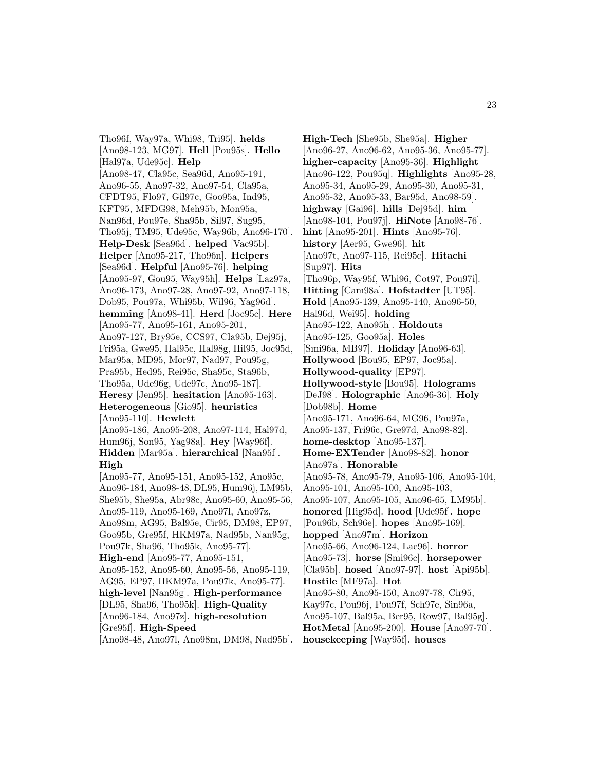Tho96f, Way97a, Whi98, Tri95]. **helds** [Ano98-123, MG97]. **Hell** [Pou95s]. **Hello** [Hal97a, Ude95c]. **Help** [Ano98-47, Cla95c, Sea96d, Ano95-191, Ano96-55, Ano97-32, Ano97-54, Cla95a, CFDT95, Flo97, Gil97c, Goo95a, Ind95, KFT95, MFDG98, Meh95b, Mon95a, Nan96d, Pou97e, Sha95b, Sil97, Sug95, Tho95j, TM95, Ude95c, Way96b, Ano96-170]. **Help-Desk** [Sea96d]. **helped** [Vac95b]. **Helper** [Ano95-217, Tho96n]. **Helpers** [Sea96d]. **Helpful** [Ano95-76]. **helping** [Ano95-97, Gou95, Way95h]. **Helps** [Laz97a, Ano96-173, Ano97-28, Ano97-92, Ano97-118, Dob95, Pou97a, Whi95b, Wil96, Yag96d]. **hemming** [Ano98-41]. **Herd** [Joc95c]. **Here** [Ano95-77, Ano95-161, Ano95-201, Ano97-127, Bry95e, CCS97, Cla95b, Dej95j, Fri95a, Gwe95, Hal95c, Hal98g, Hil95, Joc95d, Mar95a, MD95, Mor97, Nad97, Pou95g, Pra95b, Hed95, Rei95c, Sha95c, Sta96b, Tho95a, Ude96g, Ude97c, Ano95-187]. **Heresy** [Jen95]. **hesitation** [Ano95-163]. **Heterogeneous** [Gio95]. **heuristics** [Ano95-110]. **Hewlett** [Ano95-186, Ano95-208, Ano97-114, Hal97d, Hum96j, Son95, Yag98a]. **Hey** [Way96f]. **Hidden** [Mar95a]. **hierarchical** [Nan95f]. **High** [Ano95-77, Ano95-151, Ano95-152, Ano95c, Ano96-184, Ano98-48, DL95, Hum96j, LM95b, She95b, She95a, Abr98c, Ano95-60, Ano95-56, Ano95-119, Ano95-169, Ano97l, Ano97z, Ano98m, AG95, Bal95e, Cir95, DM98, EP97, Goo95b, Gre95f, HKM97a, Nad95b, Nan95g, Pou97k, Sha96, Tho95k, Ano95-77]. **High-end** [Ano95-77, Ano95-151, Ano95-152, Ano95-60, Ano95-56, Ano95-119, AG95, EP97, HKM97a, Pou97k, Ano95-77]. **high-level** [Nan95g]. **High-performance** [DL95, Sha96, Tho95k]. **High-Quality** [Ano96-184, Ano97z]. **high-resolution** [Gre95f]. **High-Speed** [Ano98-48, Ano97l, Ano98m, DM98, Nad95b].

**High-Tech** [She95b, She95a]. **Higher** [Ano96-27, Ano96-62, Ano95-36, Ano95-77]. **higher-capacity** [Ano95-36]. **Highlight** [Ano96-122, Pou95q]. **Highlights** [Ano95-28, Ano95-34, Ano95-29, Ano95-30, Ano95-31, Ano95-32, Ano95-33, Bar95d, Ano98-59]. **highway** [Gai96]. **hills** [Dej95d]. **him** [Ano98-104, Pou97j]. **HiNote** [Ano98-76]. **hint** [Ano95-201]. **Hints** [Ano95-76]. **history** [Aer95, Gwe96]. **hit** [Ano97t, Ano97-115, Rei95c]. **Hitachi** [Sup97]. **Hits** [Tho96p, Way95f, Whi96, Cot97, Pou97i]. **Hitting** [Cam98a]. **Hofstadter** [UT95]. **Hold** [Ano95-139, Ano95-140, Ano96-50, Hal96d, Wei95]. **holding** [Ano95-122, Ano95h]. **Holdouts** [Ano95-125, Goo95a]. **Holes** [Smi96a, MB97]. **Holiday** [Ano96-63]. **Hollywood** [Bou95, EP97, Joc95a]. **Hollywood-quality** [EP97]. **Hollywood-style** [Bou95]. **Holograms** [DeJ98]. **Holographic** [Ano96-36]. **Holy** [Dob98b]. **Home** [Ano95-171, Ano96-64, MG96, Pou97a, Ano95-137, Fri96c, Gre97d, Ano98-82]. **home-desktop** [Ano95-137]. **Home-EXTender** [Ano98-82]. **honor** [Ano97a]. **Honorable** [Ano95-78, Ano95-79, Ano95-106, Ano95-104, Ano95-101, Ano95-100, Ano95-103, Ano95-107, Ano95-105, Ano96-65, LM95b]. **honored** [Hig95d]. **hood** [Ude95f]. **hope** [Pou96b, Sch96e]. **hopes** [Ano95-169]. **hopped** [Ano97m]. **Horizon** [Ano95-66, Ano96-124, Lac96]. **horror** [Ano95-73]. **horse** [Smi96c]. **horsepower** [Cla95b]. **hosed** [Ano97-97]. **host** [Api95b]. **Hostile** [MF97a]. **Hot** [Ano95-80, Ano95-150, Ano97-78, Cir95, Kay97c, Pou96j, Pou97f, Sch97e, Sin96a, Ano95-107, Bal95a, Ber95, Row97, Bal95g]. **HotMetal** [Ano95-200]. **House** [Ano97-70]. **housekeeping** [Way95f]. **houses**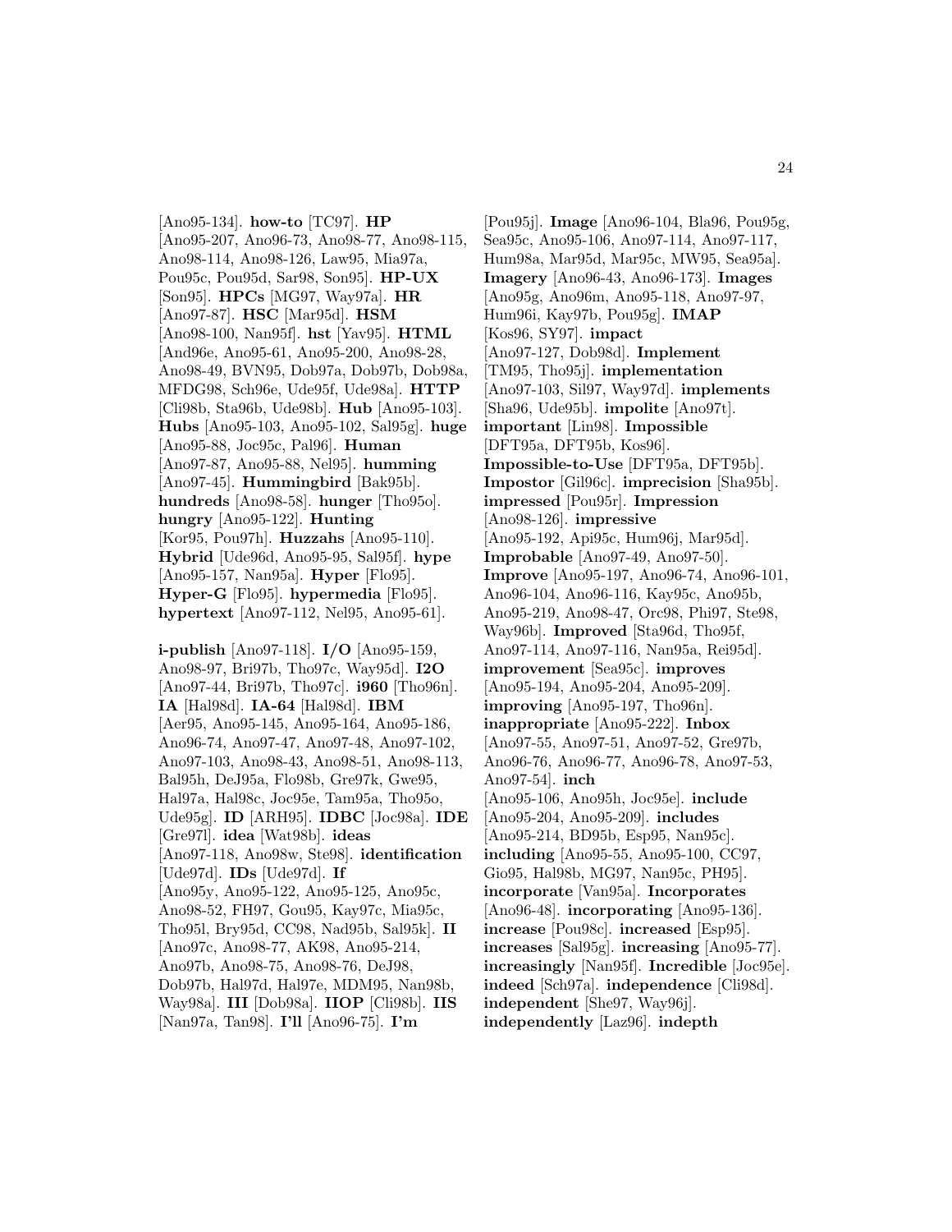[Ano95-134]. **how-to** [TC97]. **HP** [Ano95-207, Ano96-73, Ano98-77, Ano98-115, Ano98-114, Ano98-126, Law95, Mia97a, Pou95c, Pou95d, Sar98, Son95]. **HP-UX** [Son95]. **HPCs** [MG97, Way97a]. **HR** [Ano97-87]. **HSC** [Mar95d]. **HSM** [Ano98-100, Nan95f]. **hst** [Yav95]. **HTML** [And96e, Ano95-61, Ano95-200, Ano98-28, Ano98-49, BVN95, Dob97a, Dob97b, Dob98a, MFDG98, Sch96e, Ude95f, Ude98a]. **HTTP** [Cli98b, Sta96b, Ude98b]. **Hub** [Ano95-103]. **Hubs** [Ano95-103, Ano95-102, Sal95g]. **huge** [Ano95-88, Joc95c, Pal96]. **Human** [Ano97-87, Ano95-88, Nel95]. **humming** [Ano97-45]. **Hummingbird** [Bak95b]. **hundreds** [Ano98-58]. **hunger** [Tho95o]. **hungry** [Ano95-122]. **Hunting** [Kor95, Pou97h]. **Huzzahs** [Ano95-110]. **Hybrid** [Ude96d, Ano95-95, Sal95f]. **hype** [Ano95-157, Nan95a]. **Hyper** [Flo95]. **Hyper-G** [Flo95]. **hypermedia** [Flo95]. **hypertext** [Ano97-112, Nel95, Ano95-61].

**i-publish** [Ano97-118]. **I/O** [Ano95-159, Ano98-97, Bri97b, Tho97c, Way95d]. **I2O** [Ano97-44, Bri97b, Tho97c]. **i960** [Tho96n]. **IA** [Hal98d]. **IA-64** [Hal98d]. **IBM** [Aer95, Ano95-145, Ano95-164, Ano95-186, Ano96-74, Ano97-47, Ano97-48, Ano97-102, Ano97-103, Ano98-43, Ano98-51, Ano98-113, Bal95h, DeJ95a, Flo98b, Gre97k, Gwe95, Hal97a, Hal98c, Joc95e, Tam95a, Tho95o, Ude95g]. **ID** [ARH95]. **IDBC** [Joc98a]. **IDE** [Gre97l]. **idea** [Wat98b]. **ideas** [Ano97-118, Ano98w, Ste98]. **identification** [Ude97d]. **IDs** [Ude97d]. **If** [Ano95y, Ano95-122, Ano95-125, Ano95c, Ano98-52, FH97, Gou95, Kay97c, Mia95c, Tho95l, Bry95d, CC98, Nad95b, Sal95k]. **II** [Ano97c, Ano98-77, AK98, Ano95-214, Ano97b, Ano98-75, Ano98-76, DeJ98, Dob97b, Hal97d, Hal97e, MDM95, Nan98b, Way98a]. **III** [Dob98a]. **IIOP** [Cli98b]. **IIS** [Nan97a, Tan98]. **I'll** [Ano96-75]. **I'm** [Pou95j]. **Image** [Ano96-104, Bla96, Pou95g, Sea95c, Ano95-106, Ano97-114, Ano97-117, Hum98a, Mar95d, Mar95c, MW95, Sea95a]. **Imagery** [Ano96-43, Ano96-173]. **Images** [Ano95g, Ano96m, Ano95-118, Ano97-97, Hum96i, Kay97b, Pou95g]. **IMAP** [Kos96, SY97]. **impact** [Ano97-127, Dob98d]. **Implement** [TM95, Tho95j]. **implementation** [Ano97-103, Sil97, Way97d]. **implements** [Sha96, Ude95b]. **impolite** [Ano97t]. **important** [Lin98]. **Impossible** [DFT95a, DFT95b, Kos96]. **Impossible-to-Use** [DFT95a, DFT95b]. **Impostor** [Gil96c]. **imprecision** [Sha95b]. **impressed** [Pou95r]. **Impression** [Ano98-126]. **impressive** [Ano95-192, Api95c, Hum96j, Mar95d]. **Improbable** [Ano97-49, Ano97-50]. **Improve** [Ano95-197, Ano96-74, Ano96-101, Ano96-104, Ano96-116, Kay95c, Ano95b, Ano95-219, Ano98-47, Orc98, Phi97, Ste98, Way96b]. **Improved** [Sta96d, Tho95f, Ano97-114, Ano97-116, Nan95a, Rei95d]. **improvement** [Sea95c]. **improves** [Ano95-194, Ano95-204, Ano95-209]. **improving** [Ano95-197, Tho96n]. **inappropriate** [Ano95-222]. **Inbox** [Ano97-55, Ano97-51, Ano97-52, Gre97b, Ano96-76, Ano96-77, Ano96-78, Ano97-53, Ano97-54]. **inch** [Ano95-106, Ano95h, Joc95e]. **include** [Ano95-204, Ano95-209]. **includes** [Ano95-214, BD95b, Esp95, Nan95c]. **including** [Ano95-55, Ano95-100, CC97, Gio95, Hal98b, MG97, Nan95c, PH95]. **incorporate** [Van95a]. **Incorporates** [Ano96-48]. **incorporating** [Ano95-136]. **increase** [Pou98c]. **increased** [Esp95]. **increases** [Sal95g]. **increasing** [Ano95-77]. **increasingly** [Nan95f]. **Incredible** [Joc95e]. **indeed** [Sch97a]. **independence** [Cli98d]. **independent** [She97, Way96j]. **independently** [Laz96]. **indepth**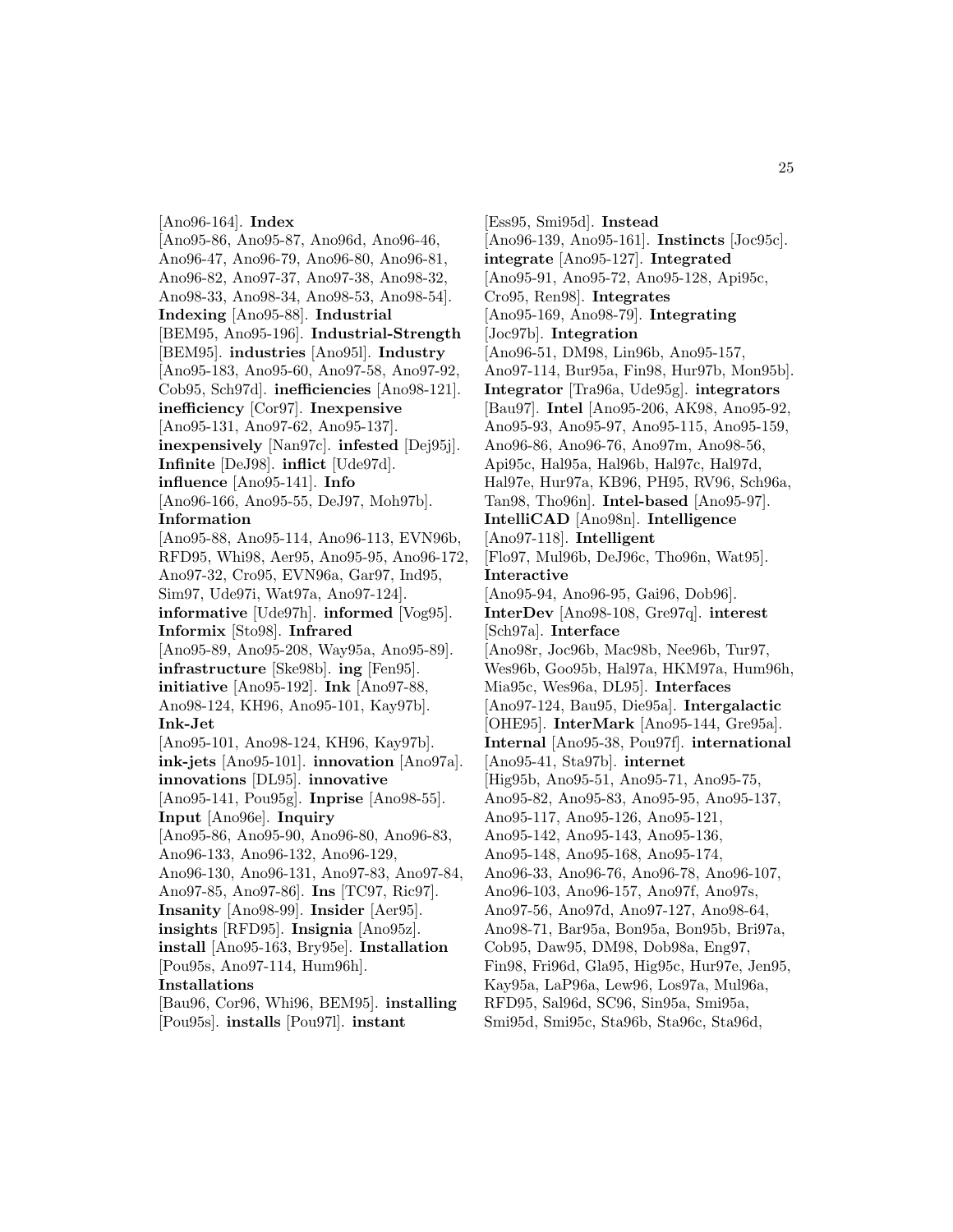[Ano96-164]. **Index** [Ano95-86, Ano95-87, Ano96d, Ano96-46, Ano96-47, Ano96-79, Ano96-80, Ano96-81, Ano96-82, Ano97-37, Ano97-38, Ano98-32, Ano98-33, Ano98-34, Ano98-53, Ano98-54]. **Indexing** [Ano95-88]. **Industrial** [BEM95, Ano95-196]. **Industrial-Strength** [BEM95]. **industries** [Ano95l]. **Industry** [Ano95-183, Ano95-60, Ano97-58, Ano97-92, Cob95, Sch97d]. **inefficiencies** [Ano98-121]. **inefficiency** [Cor97]. **Inexpensive** [Ano95-131, Ano97-62, Ano95-137]. **inexpensively** [Nan97c]. **infested** [Dej95j]. **Infinite** [DeJ98]. **inflict** [Ude97d]. **influence** [Ano95-141]. **Info** [Ano96-166, Ano95-55, DeJ97, Moh97b]. **Information** [Ano95-88, Ano95-114, Ano96-113, EVN96b, RFD95, Whi98, Aer95, Ano95-95, Ano96-172, Ano97-32, Cro95, EVN96a, Gar97, Ind95, Sim97, Ude97i, Wat97a, Ano97-124]. **informative** [Ude97h]. **informed** [Vog95]. **Informix** [Sto98]. **Infrared** [Ano95-89, Ano95-208, Way95a, Ano95-89]. **infrastructure** [Ske98b]. **ing** [Fen95]. **initiative** [Ano95-192]. **Ink** [Ano97-88, Ano98-124, KH96, Ano95-101, Kay97b]. **Ink-Jet** [Ano95-101, Ano98-124, KH96, Kay97b]. **ink-jets** [Ano95-101]. **innovation** [Ano97a]. **innovations** [DL95]. **innovative** [Ano95-141, Pou95g]. **Inprise** [Ano98-55]. **Input** [Ano96e]. **Inquiry** [Ano95-86, Ano95-90, Ano96-80, Ano96-83, Ano96-133, Ano96-132, Ano96-129, Ano96-130, Ano96-131, Ano97-83, Ano97-84, Ano97-85, Ano97-86]. **Ins** [TC97, Ric97]. **Insanity** [Ano98-99]. **Insider** [Aer95]. **insights** [RFD95]. **Insignia** [Ano95z]. **install** [Ano95-163, Bry95e]. **Installation** [Pou95s, Ano97-114, Hum96h]. **Installations** [Bau96, Cor96, Whi96, BEM95]. **installing** [Pou95s]. **installs** [Pou97l]. **instant** [Ess95, Smi95d]. **Instead** [Ano96-139, Ano95-161]. **Instincts** [Joc95c]. **integrate** [Ano95-127]. **Integrated** [Ano95-91, Ano95-72, Ano95-128, Api95c, Cro95, Ren98]. **Integrates** [Ano95-169, Ano98-79]. **Integrating** [Joc97b]. **Integration** [Ano96-51, DM98, Lin96b, Ano95-157, Ano97-114, Bur95a, Fin98, Hur97b, Mon95b]. **Integrator** [Tra96a, Ude95g]. **integrators** [Bau97]. **Intel** [Ano95-206, AK98, Ano95-92, Ano95-93, Ano95-97, Ano95-115, Ano95-159, Ano96-86, Ano96-76, Ano97m, Ano98-56, Api95c, Hal95a, Hal96b, Hal97c, Hal97d, Hal97e, Hur97a, KB96, PH95, RV96, Sch96a, Tan98, Tho96n]. **Intel-based** [Ano95-97]. **IntelliCAD** [Ano98n]. **Intelligence** [Ano97-118]. **Intelligent** [Flo97, Mul96b, DeJ96c, Tho96n, Wat95]. **Interactive** [Ano95-94, Ano96-95, Gai96, Dob96]. **InterDev** [Ano98-108, Gre97q]. **interest** [Sch97a]. **Interface** [Ano98r, Joc96b, Mac98b, Nee96b, Tur97, Wes96b, Goo95b, Hal97a, HKM97a, Hum96h, Mia95c, Wes96a, DL95]. **Interfaces** [Ano97-124, Bau95, Die95a]. **Intergalactic** [OHE95]. **InterMark** [Ano95-144, Gre95a]. **Internal** [Ano95-38, Pou97f]. **international** [Ano95-41, Sta97b]. **internet** [Hig95b, Ano95-51, Ano95-71, Ano95-75, Ano95-82, Ano95-83, Ano95-95, Ano95-137, Ano95-117, Ano95-126, Ano95-121, Ano95-142, Ano95-143, Ano95-136, Ano95-148, Ano95-168, Ano95-174, Ano96-33, Ano96-76, Ano96-78, Ano96-107, Ano96-103, Ano96-157, Ano97f, Ano97s, Ano97-56, Ano97d, Ano97-127, Ano98-64, Ano98-71, Bar95a, Bon95a, Bon95b, Bri97a, Cob95, Daw95, DM98, Dob98a, Eng97, Fin98, Fri96d, Gla95, Hig95c, Hur97e, Jen95, Kay95a, LaP96a, Lew96, Los97a, Mul96a, RFD95, Sal96d, SC96, Sin95a, Smi95a, Smi95d, Smi95c, Sta96b, Sta96c, Sta96d,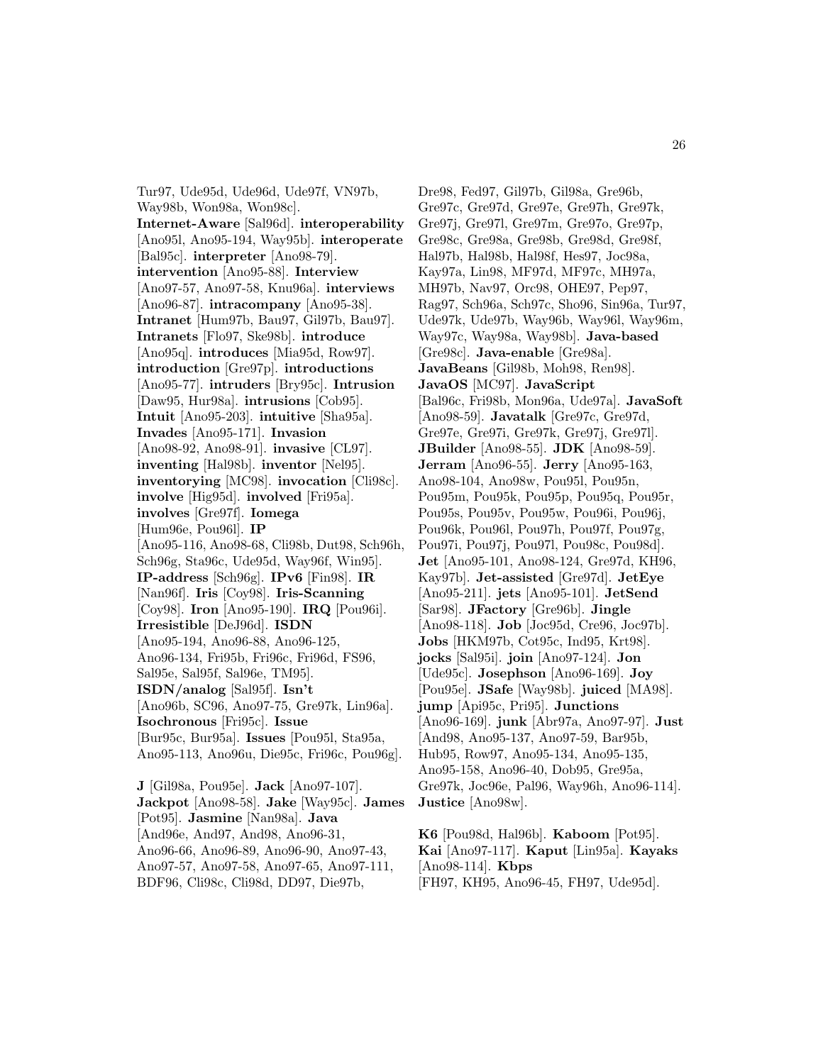Tur97, Ude95d, Ude96d, Ude97f, VN97b, Way98b, Won98a, Won98c]. **Internet-Aware** [Sal96d]. **interoperability** [Ano95l, Ano95-194, Way95b]. **interoperate** [Bal95c]. **interpreter** [Ano98-79]. **intervention** [Ano95-88]. **Interview** [Ano97-57, Ano97-58, Knu96a]. **interviews** [Ano96-87]. **intracompany** [Ano95-38]. **Intranet** [Hum97b, Bau97, Gil97b, Bau97]. **Intranets** [Flo97, Ske98b]. **introduce** [Ano95q]. **introduces** [Mia95d, Row97]. **introduction** [Gre97p]. **introductions** [Ano95-77]. **intruders** [Bry95c]. **Intrusion** [Daw95, Hur98a]. **intrusions** [Cob95]. **Intuit** [Ano95-203]. **intuitive** [Sha95a]. **Invades** [Ano95-171]. **Invasion** [Ano98-92, Ano98-91]. **invasive** [CL97]. **inventing** [Hal98b]. **inventor** [Nel95]. **inventorying** [MC98]. **invocation** [Cli98c]. **involve** [Hig95d]. **involved** [Fri95a]. **involves** [Gre97f]. **Iomega** [Hum96e, Pou96l]. **IP** [Ano95-116, Ano98-68, Cli98b, Dut98, Sch96h, Sch96g, Sta96c, Ude95d, Way96f, Win95]. **IP-address** [Sch96g]. **IPv6** [Fin98]. **IR** [Nan96f]. **Iris** [Coy98]. **Iris-Scanning** [Coy98]. **Iron** [Ano95-190]. **IRQ** [Pou96i]. **Irresistible** [DeJ96d]. **ISDN** [Ano95-194, Ano96-88, Ano96-125, Ano96-134, Fri95b, Fri96c, Fri96d, FS96, Sal95e, Sal95f, Sal96e, TM95]. **ISDN/analog** [Sal95f]. **Isn't** [Ano96b, SC96, Ano97-75, Gre97k, Lin96a]. **Isochronous** [Fri95c]. **Issue** [Bur95c, Bur95a]. **Issues** [Pou95l, Sta95a, Ano95-113, Ano96u, Die95c, Fri96c, Pou96g].

**J** [Gil98a, Pou95e]. **Jack** [Ano97-107]. **Jackpot** [Ano98-58]. **Jake** [Way95c]. **James** [Pot95]. **Jasmine** [Nan98a]. **Java** [And96e, And97, And98, Ano96-31, Ano96-66, Ano96-89, Ano96-90, Ano97-43, Ano97-57, Ano97-58, Ano97-65, Ano97-111, BDF96, Cli98c, Cli98d, DD97, Die97b, Dre98, Fed97, Gil97b, Gil98a, Gre96b, Gre97c, Gre97d, Gre97e, Gre97h, Gre97k, Gre97j, Gre97l, Gre97m, Gre97o, Gre97p, Gre98c, Gre98a, Gre98b, Gre98d, Gre98f, Hal97b, Hal98b, Hal98f, Hes97, Joc98a, Kay97a, Lin98, MF97d, MF97c, MH97a, MH97b, Nav97, Orc98, OHE97, Pep97, Rag97, Sch96a, Sch97c, Sho96, Sin96a, Tur97, Ude97k, Ude97b, Way96b, Way96l, Way96m, Way97c, Way98a, Way98b]. **Java-based** [Gre98c]. **Java-enable** [Gre98a]. **JavaBeans** [Gil98b, Moh98, Ren98]. **JavaOS** [MC97]. **JavaScript** [Bal96c, Fri98b, Mon96a, Ude97a]. **JavaSoft** [Ano98-59]. **Javatalk** [Gre97c, Gre97d, Gre97e, Gre97i, Gre97k, Gre97j, Gre97l]. **JBuilder** [Ano98-55]. **JDK** [Ano98-59]. **Jerram** [Ano96-55]. **Jerry** [Ano95-163, Ano98-104, Ano98w, Pou95l, Pou95n, Pou95m, Pou95k, Pou95p, Pou95q, Pou95r, Pou95s, Pou95v, Pou95w, Pou96i, Pou96j, Pou96k, Pou96l, Pou97h, Pou97f, Pou97g, Pou97i, Pou97j, Pou97l, Pou98c, Pou98d]. **Jet** [Ano95-101, Ano98-124, Gre97d, KH96, Kay97b]. **Jet-assisted** [Gre97d]. **JetEye** [Ano95-211]. **jets** [Ano95-101]. **JetSend** [Sar98]. **JFactory** [Gre96b]. **Jingle** [Ano98-118]. **Job** [Joc95d, Cre96, Joc97b]. **Jobs** [HKM97b, Cot95c, Ind95, Krt98]. **jocks** [Sal95i]. **join** [Ano97-124]. **Jon** [Ude95c]. **Josephson** [Ano96-169]. **Joy** [Pou95e]. **JSafe** [Way98b]. **juiced** [MA98]. **jump** [Api95c, Pri95]. **Junctions** [Ano96-169]. **junk** [Abr97a, Ano97-97]. **Just** [And98, Ano95-137, Ano97-59, Bar95b, Hub95, Row97, Ano95-134, Ano95-135, Ano95-158, Ano96-40, Dob95, Gre95a, Gre97k, Joc96e, Pal96, Way96h, Ano96-114]. **Justice** [Ano98w].

**K6** [Pou98d, Hal96b]. **Kaboom** [Pot95]. **Kai** [Ano97-117]. **Kaput** [Lin95a]. **Kayaks** [Ano98-114]. **Kbps** [FH97, KH95, Ano96-45, FH97, Ude95d].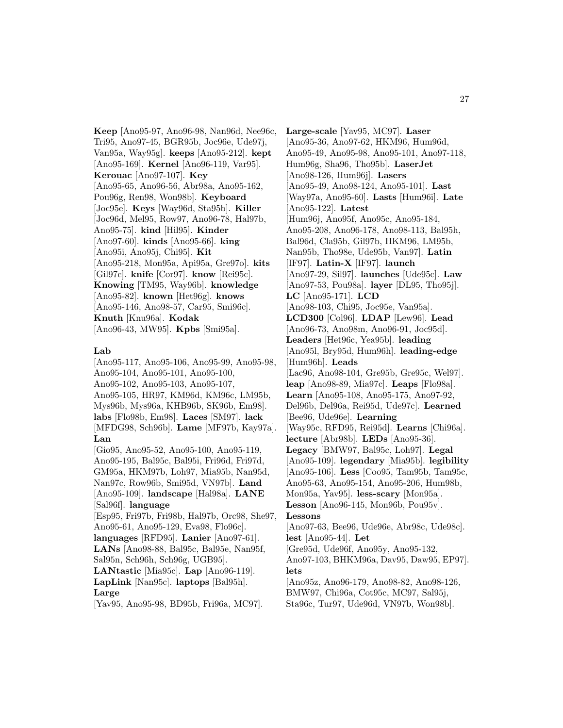**Keep** [Ano95-97, Ano96-98, Nan96d, Nee96c, Tri95, Ano97-45, BGR95b, Joc96e, Ude97j, Van95a, Way95g]. **keeps** [Ano95-212]. **kept** [Ano95-169]. **Kernel** [Ano96-119, Var95]. **Kerouac** [Ano97-107]. **Key** [Ano95-65, Ano96-56, Abr98a, Ano95-162, Pou96g, Ren98, Won98b]. **Keyboard** [Joc95e]. **Keys** [Way96d, Sta95b]. **Killer** [Joc96d, Mel95, Row97, Ano96-78, Hal97b, Ano95-75]. **kind** [Hil95]. **Kinder** [Ano97-60]. **kinds** [Ano95-66]. **king** [Ano95i, Ano95j, Chi95]. **Kit** [Ano95-218, Mon95a, Api95a, Gre97o]. **kits** [Gil97c]. **knife** [Cor97]. **know** [Rei95c]. **Knowing** [TM95, Way96b]. **knowledge** [Ano95-82]. **known** [Het96g]. **knows** [Ano95-146, Ano98-57, Car95, Smi96c]. **Knuth** [Knu96a]. **Kodak** [Ano96-43, MW95]. **Kpbs** [Smi95a].

**Lab** [Ano95-117, Ano95-106, Ano95-99, Ano95-98, Ano95-104, Ano95-101, Ano95-100, Ano95-102, Ano95-103, Ano95-107, Ano95-105, HR97, KM96d, KM96c, LM95b, Mys96b, Mys96a, KHB96b, SK96b, Em98]. **labs** [Flo98b, Em98]. **Laces** [SM97]. **lack** [MFDG98, Sch96b]. **Lame** [MF97b, Kay97a]. **Lan** [Gio95, Ano95-52, Ano95-100, Ano95-119, Ano95-195, Bal95c, Bal95i, Fri96d, Fri97d, GM95a, HKM97b, Loh97, Mia95b, Nan95d, Nan97c, Row96b, Smi95d, VN97b]. **Land** [Ano95-109]. **landscape** [Hal98a]. **LANE** [Sal96f]. **language** [Esp95, Fri97b, Fri98b, Hal97b, Orc98, She97, Ano95-61, Ano95-129, Eva98, Flo96c]. **languages** [RFD95]. **Lanier** [Ano97-61]. **LANs** [Ano98-88, Bal95c, Bal95e, Nan95f, Sal95n, Sch96h, Sch96g, UGB95]. **LANtastic** [Mia95c]. **Lap** [Ano96-119]. **LapLink** [Nan95c]. **laptops** [Bal95h]. **Large** [Yav95, Ano95-98, BD95b, Fri96a, MC97]. **Large-scale** [Yav95, MC97]. **Laser** [Ano95-36, Ano97-62, HKM96, Hum96d, Ano95-49, Ano95-98, Ano95-101, Ano97-118, Hum96g, Sha96, Tho95b]. **LaserJet** [Ano98-126, Hum96j]. **Lasers** [Ano95-49, Ano98-124, Ano95-101]. **Last** [Way97a, Ano95-60]. **Lasts** [Hum96i]. **Late** [Ano95-122]. **Latest** [Hum96j, Ano95f, Ano95c, Ano95-184, Ano95-208, Ano96-178, Ano98-113, Bal95h, Bal96d, Cla95b, Gil97b, HKM96, LM95b, Nan95b, Tho98e, Ude95b, Van97]. **Latin** [IF97]. **Latin-X** [IF97]. **launch** [Ano97-29, Sil97]. **launches** [Ude95c]. **Law** [Ano97-53, Pou98a]. **layer** [DL95, Tho95j]. **LC** [Ano95-171]. **LCD** [Ano98-103, Chi95, Joc95e, Van95a]. **LCD300** [Col96]. **LDAP** [Lew96]. **Lead** [Ano96-73, Ano98m, Ano96-91, Joc95d]. **Leaders** [Het96c, Yea95b]. **leading** [Ano95l, Bry95d, Hum96h]. **leading-edge** [Hum96h]. **Leads** [Lac96, Ano98-104, Gre95b, Gre95c, Wel97]. **leap** [Ano98-89, Mia97c]. **Leaps** [Flo98a]. **Learn** [Ano95-108, Ano95-175, Ano97-92, Del96b, Del96a, Rei95d, Ude97c]. **Learned** [Bee96, Ude96e]. **Learning** [Way95c, RFD95, Rei95d]. **Learns** [Chi96a]. **lecture** [Abr98b]. **LEDs** [Ano95-36]. **Legacy** [BMW97, Bal95c, Loh97]. **Legal** [Ano95-109]. **legendary** [Mia95b]. **legibility** [Ano95-106]. **Less** [Coo95, Tam95b, Tam95c, Ano95-63, Ano95-154, Ano95-206, Hum98b, Mon95a, Yav95]. **less-scary** [Mon95a]. **Lesson** [Ano96-145, Mon96b, Pou95v]. **Lessons** [Ano97-63, Bee96, Ude96e, Abr98c, Ude98c]. **lest** [Ano95-44]. **Let** [Gre95d, Ude96f, Ano95y, Ano95-132, Ano97-103, BHKM96a, Dav95, Daw95, EP97]. **lets** [Ano95z, Ano96-179, Ano98-82, Ano98-126, BMW97, Chi96a, Cot95c, MC97, Sal95j, Sta96c, Tur97, Ude96d, VN97b, Won98b].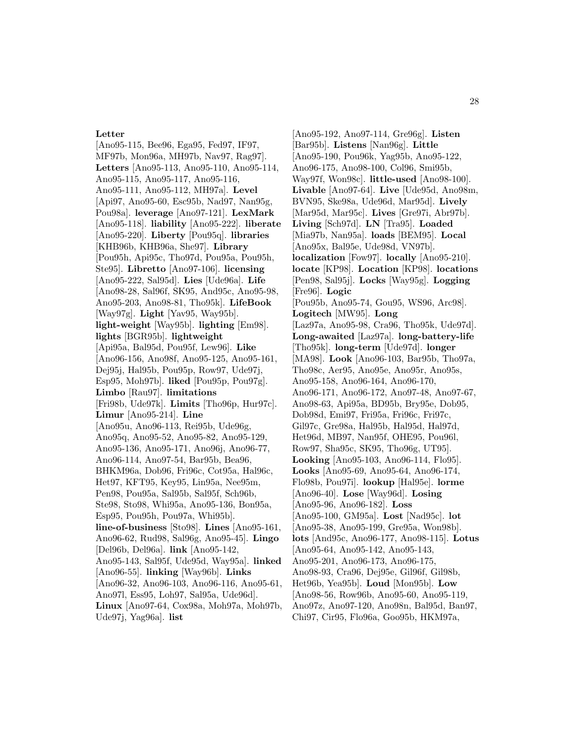**Letter** [Ano95-115, Bee96, Ega95, Fed97, IF97, MF97b, Mon96a, MH97b, Nav97, Rag97]. **Letters** [Ano95-113, Ano95-110, Ano95-114, Ano95-115, Ano95-117, Ano95-116, Ano95-111, Ano95-112, MH97a]. **Level** [Api97, Ano95-60, Esc95b, Nad97, Nan95g, Pou98a]. **leverage** [Ano97-121]. **LexMark** [Ano95-118]. **liability** [Ano95-222]. **liberate** [Ano95-220]. **Liberty** [Pou95q]. **libraries** [KHB96b, KHB96a, She97]. **Library** [Pou95h, Api95c, Tho97d, Pou95a, Pou95h, Ste95]. **Libretto** [Ano97-106]. **licensing** [Ano95-222, Sal95d]. **Lies** [Ude96a]. **Life** [Ano98-28, Sal96f, SK95, And95c, Ano95-98, Ano95-203, Ano98-81, Tho95k]. **LifeBook** [Way97g]. **Light** [Yav95, Way95b]. **light-weight** [Way95b]. **lighting** [Em98]. **lights** [BGR95b]. **lightweight** [Api95a, Bal95d, Pou95f, Lew96]. **Like** [Ano96-156, Ano98f, Ano95-125, Ano95-161, Dej95j, Hal95b, Pou95p, Row97, Ude97j, Esp95, Moh97b]. **liked** [Pou95p, Pou97g]. **Limbo** [Rau97]. **limitations** [Fri98b, Ude97k]. **Limits** [Tho96p, Hur97c]. **Limur** [Ano95-214]. **Line** [Ano95u, Ano96-113, Rei95b, Ude96g, Ano95q, Ano95-52, Ano95-82, Ano95-129, Ano95-136, Ano95-171, Ano96j, Ano96-77, Ano96-114, Ano97-54, Bar95b, Bea96, BHKM96a, Dob96, Fri96c, Cot95a, Hal96c, Het97, KFT95, Key95, Lin95a, Nee95m, Pen98, Pou95a, Sal95b, Sal95f, Sch96b, Ste98, Sto98, Whi95a, Ano95-136, Bon95a, Esp95, Pou95h, Pou97a, Whi95b]. **line-of-business** [Sto98]. **Lines** [Ano95-161, Ano96-62, Rud98, Sal96g, Ano95-45]. **Lingo** [Del96b, Del96a]. **link** [Ano95-142, Ano95-143, Sal95f, Ude95d, Way95a]. **linked** [Ano96-55]. **linking** [Way96b]. **Links** [Ano96-32, Ano96-103, Ano96-116, Ano95-61, Ano97l, Ess95, Loh97, Sal95a, Ude96d]. **Linux** [Ano97-64, Cox98a, Moh97a, Moh97b, Ude97j, Yag96a]. **list** [Ano95-192, Ano97-114, Gre96g]. **Listen** [Bar95b]. **Listens** [Nan96g]. **Little** [Ano95-190, Pou96k, Yag95b, Ano95-122, Ano96-175, Ano98-100, Col96, Smi95b, Way97f, Won98c]. **little-used** [Ano98-100]. **Livable** [Ano97-64]. **Live** [Ude95d, Ano98m, BVN95, Ske98a, Ude96d, Mar95d]. **Lively** [Mar95d, Mar95c]. **Lives** [Gre97i, Abr97b]. **Living** [Sch97d]. **LN** [Tra95]. **Loaded** [Mia97b, Nan95a]. **loads** [BEM95]. **Local** [Ano95x, Bal95e, Ude98d, VN97b]. **localization** [Fow97]. **locally** [Ano95-210]. **locate** [KP98]. **Location** [KP98]. **locations** [Pen98, Sal95j]. **Locks** [Way95g]. **Logging** [Fre96]. **Logic** [Pou95b, Ano95-74, Gou95, WS96, Arc98]. **Logitech** [MW95]. **Long** [Laz97a, Ano95-98, Cra96, Tho95k, Ude97d]. **Long-awaited** [Laz97a]. **long-battery-life** [Tho95k]. **long-term** [Ude97d]. **longer** [MA98]. **Look** [Ano96-103, Bar95b, Tho97a, Tho98c, Aer95, Ano95e, Ano95r, Ano95s, Ano95-158, Ano96-164, Ano96-170, Ano96-171, Ano96-172, Ano97-48, Ano97-67, Ano98-63, Api95a, BD95b, Bry95e, Dob95, Dob98d, Emi97, Fri95a, Fri96c, Fri97c, Gil97c, Gre98a, Hal95b, Hal95d, Hal97d, Het96d, MB97, Nan95f, OHE95, Pou96l, Row97, Sha95c, SK95, Tho96g, UT95]. **Looking** [Ano95-103, Ano96-114, Flo95]. **Looks** [Ano95-69, Ano95-64, Ano96-174, Flo98b, Pou97i]. **lookup** [Hal95e]. **lorme** [Ano96-40]. **Lose** [Way96d]. **Losing** [Ano95-96, Ano96-182]. **Loss** [Ano95-100, GM95a]. **Lost** [Nad95c]. **lot** [Ano95-38, Ano95-199, Gre95a, Won98b]. **lots** [And95c, Ano96-177, Ano98-115]. **Lotus** [Ano95-64, Ano95-142, Ano95-143, Ano95-201, Ano96-173, Ano96-175, Ano98-93, Cra96, Dej95e, Gil96f, Gil98b, Het96b, Yea95b]. **Loud** [Mon95b]. **Low** [Ano98-56, Row96b, Ano95-60, Ano95-119, Ano97z, Ano97-120, Ano98n, Bal95d, Ban97, Chi97, Cir95, Flo96a, Goo95b, HKM97a,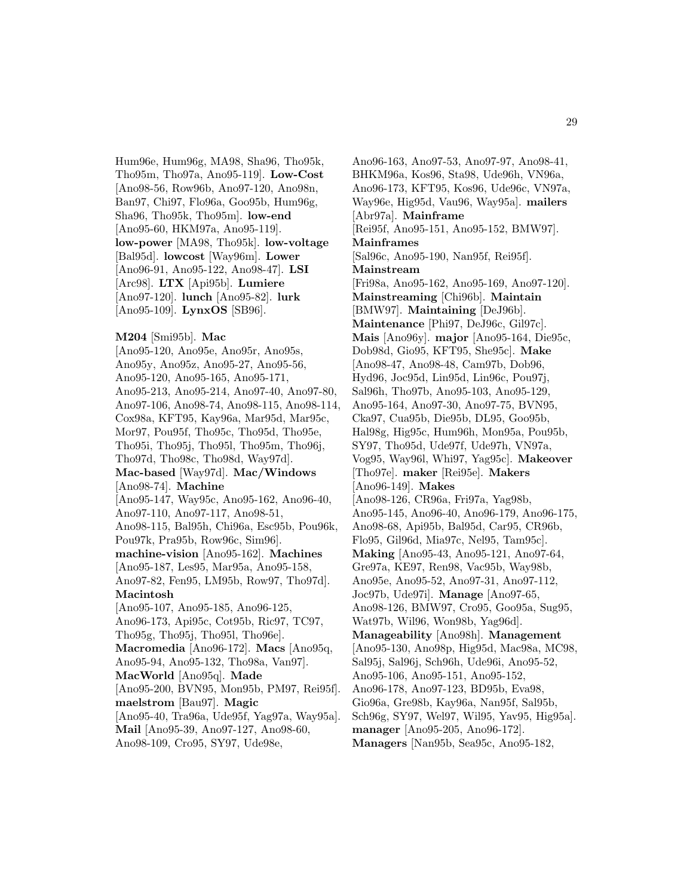Hum96e, Hum96g, MA98, Sha96, Tho95k, Tho95m, Tho97a, Ano95-119]. **Low-Cost** [Ano98-56, Row96b, Ano97-120, Ano98n, Ban97, Chi97, Flo96a, Goo95b, Hum96g, Sha96, Tho95k, Tho95m]. **low-end** [Ano95-60, HKM97a, Ano95-119]. **low-power** [MA98, Tho95k]. **low-voltage** [Bal95d]. **lowcost** [Way96m]. **Lower** [Ano96-91, Ano95-122, Ano98-47]. **LSI** [Arc98]. **LTX** [Api95b]. **Lumiere** [Ano97-120]. **lunch** [Ano95-82]. **lurk** [Ano95-109]. **LynxOS** [SB96].

**M204** [Smi95b]. **Mac** [Ano95-120, Ano95e, Ano95r, Ano95s, Ano95y, Ano95z, Ano95-27, Ano95-56, Ano95-120, Ano95-165, Ano95-171, Ano95-213, Ano95-214, Ano97-40, Ano97-80, Ano97-106, Ano98-74, Ano98-115, Ano98-114, Cox98a, KFT95, Kay96a, Mar95d, Mar95c, Mor97, Pou95f, Tho95c, Tho95d, Tho95e, Tho95i, Tho95j, Tho95l, Tho95m, Tho96j, Tho97d, Tho98c, Tho98d, Way97d]. **Mac-based** [Way97d]. **Mac/Windows** [Ano98-74]. **Machine** [Ano95-147, Way95c, Ano95-162, Ano96-40, Ano97-110, Ano97-117, Ano98-51, Ano98-115, Bal95h, Chi96a, Esc95b, Pou96k, Pou97k, Pra95b, Row96c, Sim96]. **machine-vision** [Ano95-162]. **Machines** [Ano95-187, Les95, Mar95a, Ano95-158, Ano97-82, Fen95, LM95b, Row97, Tho97d]. **Macintosh** [Ano95-107, Ano95-185, Ano96-125, Ano96-173, Api95c, Cot95b, Ric97, TC97, Tho95g, Tho95j, Tho95l, Tho96e]. **Macromedia** [Ano96-172]. **Macs** [Ano95q, Ano95-94, Ano95-132, Tho98a, Van97]. **MacWorld** [Ano95q]. **Made** [Ano95-200, BVN95, Mon95b, PM97, Rei95f]. **maelstrom** [Bau97]. **Magic** [Ano95-40, Tra96a, Ude95f, Yag97a, Way95a]. **Mail** [Ano95-39, Ano97-127, Ano98-60, Ano98-109, Cro95, SY97, Ude98e, Ano96-163, Ano97-53, Ano97-97, Ano98-41, BHKM96a, Kos96, Sta98, Ude96h, VN96a, Ano96-173, KFT95, Kos96, Ude96c, VN97a, Way96e, Hig95d, Vau96, Way95a]. **mailers** [Abr97a]. **Mainframe** [Rei95f, Ano95-151, Ano95-152, BMW97]. **Mainframes** [Sal96c, Ano95-190, Nan95f, Rei95f]. **Mainstream** [Fri98a, Ano95-162, Ano95-169, Ano97-120]. **Mainstreaming** [Chi96b]. **Maintain** [BMW97]. **Maintaining** [DeJ96b]. **Maintenance** [Phi97, DeJ96c, Gil97c]. **Mais** [Ano96y]. **major** [Ano95-164, Die95c, Dob98d, Gio95, KFT95, She95c]. **Make** [Ano98-47, Ano98-48, Cam97b, Dob96, Hyd96, Joc95d, Lin95d, Lin96c, Pou97j, Sal96h, Tho97b, Ano95-103, Ano95-129, Ano95-164, Ano97-30, Ano97-75, BVN95, Cka97, Cua95b, Die95b, DL95, Goo95b, Hal98g, Hig95c, Hum96h, Mon95a, Pou95b, SY97, Tho95d, Ude97f, Ude97h, VN97a, Vog95, Way96l, Whi97, Yag95c]. **Makeover** [Tho97e]. **maker** [Rei95e]. **Makers** [Ano96-149]. **Makes** [Ano98-126, CR96a, Fri97a, Yag98b, Ano95-145, Ano96-40, Ano96-179, Ano96-175, Ano98-68, Api95b, Bal95d, Car95, CR96b, Flo95, Gil96d, Mia97c, Nel95, Tam95c]. **Making** [Ano95-43, Ano95-121, Ano97-64, Gre97a, KE97, Ren98, Vac95b, Way98b, Ano95e, Ano95-52, Ano97-31, Ano97-112, Joc97b, Ude97i]. **Manage** [Ano97-65, Ano98-126, BMW97, Cro95, Goo95a, Sug95, Wat97b, Wil96, Won98b, Yag96d]. **Manageability** [Ano98h]. **Management** [Ano95-130, Ano98p, Hig95d, Mac98a, MC98, Sal95j, Sal96j, Sch96h, Ude96i, Ano95-52, Ano95-106, Ano95-151, Ano95-152, Ano96-178, Ano97-123, BD95b, Eva98, Gio96a, Gre98b, Kay96a, Nan95f, Sal95b, Sch96g, SY97, Wel97, Wil95, Yav95, Hig95a]. **manager** [Ano95-205, Ano96-172]. **Managers** [Nan95b, Sea95c, Ano95-182,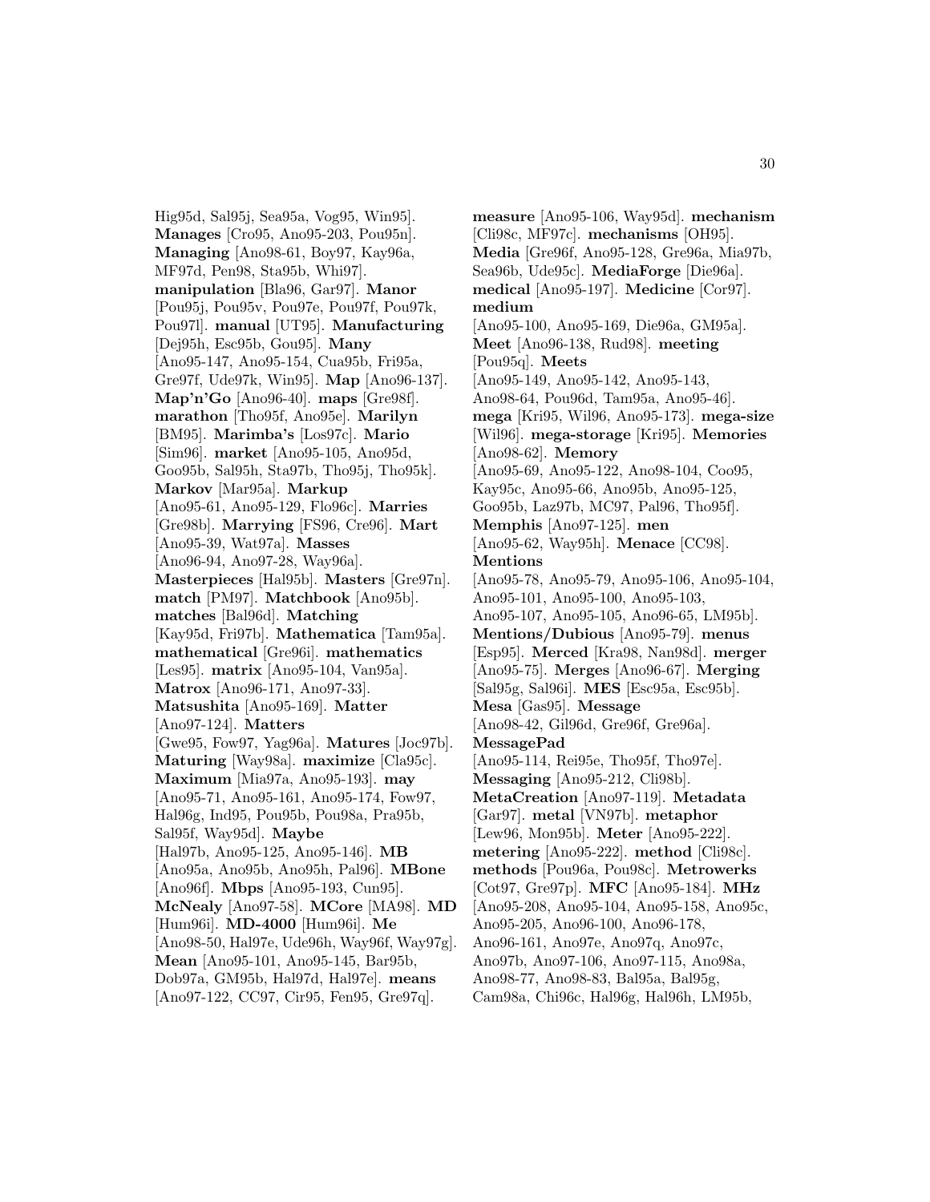Hig95d, Sal95j, Sea95a, Vog95, Win95]. **Manages** [Cro95, Ano95-203, Pou95n]. **Managing** [Ano98-61, Boy97, Kay96a, MF97d, Pen98, Sta95b, Whi97]. **manipulation** [Bla96, Gar97]. **Manor** [Pou95j, Pou95v, Pou97e, Pou97f, Pou97k, Pou97l]. **manual** [UT95]. **Manufacturing** [Dej95h, Esc95b, Gou95]. **Many** [Ano95-147, Ano95-154, Cua95b, Fri95a, Gre97f, Ude97k, Win95]. **Map** [Ano96-137]. **Map'n'Go** [Ano96-40]. **maps** [Gre98f]. **marathon** [Tho95f, Ano95e]. **Marilyn** [BM95]. **Marimba's** [Los97c]. **Mario** [Sim96]. **market** [Ano95-105, Ano95d, Goo95b, Sal95h, Sta97b, Tho95j, Tho95k]. **Markov** [Mar95a]. **Markup** [Ano95-61, Ano95-129, Flo96c]. **Marries** [Gre98b]. **Marrying** [FS96, Cre96]. **Mart** [Ano95-39, Wat97a]. **Masses** [Ano96-94, Ano97-28, Way96a]. **Masterpieces** [Hal95b]. **Masters** [Gre97n]. **match** [PM97]. **Matchbook** [Ano95b]. **matches** [Bal96d]. **Matching** [Kay95d, Fri97b]. **Mathematica** [Tam95a]. **mathematical** [Gre96i]. **mathematics** [Les95]. **matrix** [Ano95-104, Van95a]. **Matrox** [Ano96-171, Ano97-33]. **Matsushita** [Ano95-169]. **Matter** [Ano97-124]. **Matters** [Gwe95, Fow97, Yag96a]. **Matures** [Joc97b]. **Maturing** [Way98a]. **maximize** [Cla95c]. **Maximum** [Mia97a, Ano95-193]. **may** [Ano95-71, Ano95-161, Ano95-174, Fow97, Hal96g, Ind95, Pou95b, Pou98a, Pra95b, Sal95f, Way95d]. **Maybe** [Hal97b, Ano95-125, Ano95-146]. **MB** [Ano95a, Ano95b, Ano95h, Pal96]. **MBone** [Ano96f]. **Mbps** [Ano95-193, Cun95]. **McNealy** [Ano97-58]. **MCore** [MA98]. **MD** [Hum96i]. **MD-4000** [Hum96i]. **Me** [Ano98-50, Hal97e, Ude96h, Way96f, Way97g]. **Mean** [Ano95-101, Ano95-145, Bar95b, Dob97a, GM95b, Hal97d, Hal97e]. **means** [Ano97-122, CC97, Cir95, Fen95, Gre97q].

**measure** [Ano95-106, Way95d]. **mechanism** [Cli98c, MF97c]. **mechanisms** [OH95]. **Media** [Gre96f, Ano95-128, Gre96a, Mia97b, Sea96b, Ude95c]. **MediaForge** [Die96a]. **medical** [Ano95-197]. **Medicine** [Cor97]. **medium** [Ano95-100, Ano95-169, Die96a, GM95a]. **Meet** [Ano96-138, Rud98]. **meeting** [Pou95q]. **Meets** [Ano95-149, Ano95-142, Ano95-143, Ano98-64, Pou96d, Tam95a, Ano95-46]. **mega** [Kri95, Wil96, Ano95-173]. **mega-size** [Wil96]. **mega-storage** [Kri95]. **Memories** [Ano98-62]. **Memory** [Ano95-69, Ano95-122, Ano98-104, Coo95, Kay95c, Ano95-66, Ano95b, Ano95-125, Goo95b, Laz97b, MC97, Pal96, Tho95f]. **Memphis** [Ano97-125]. **men** [Ano95-62, Way95h]. **Menace** [CC98]. **Mentions** [Ano95-78, Ano95-79, Ano95-106, Ano95-104, Ano95-101, Ano95-100, Ano95-103, Ano95-107, Ano95-105, Ano96-65, LM95b]. **Mentions/Dubious** [Ano95-79]. **menus** [Esp95]. **Merced** [Kra98, Nan98d]. **merger** [Ano95-75]. **Merges** [Ano96-67]. **Merging** [Sal95g, Sal96i]. **MES** [Esc95a, Esc95b]. **Mesa** [Gas95]. **Message** [Ano98-42, Gil96d, Gre96f, Gre96a]. **MessagePad** [Ano95-114, Rei95e, Tho95f, Tho97e]. **Messaging** [Ano95-212, Cli98b]. **MetaCreation** [Ano97-119]. **Metadata** [Gar97]. **metal** [VN97b]. **metaphor** [Lew96, Mon95b]. **Meter** [Ano95-222]. **metering** [Ano95-222]. **method** [Cli98c]. **methods** [Pou96a, Pou98c]. **Metrowerks** [Cot97, Gre97p]. **MFC** [Ano95-184]. **MHz** [Ano95-208, Ano95-104, Ano95-158, Ano95c, Ano95-205, Ano96-100, Ano96-178, Ano96-161, Ano97e, Ano97q, Ano97c, Ano97b, Ano97-106, Ano97-115, Ano98a, Ano98-77, Ano98-83, Bal95a, Bal95g, Cam98a, Chi96c, Hal96g, Hal96h, LM95b,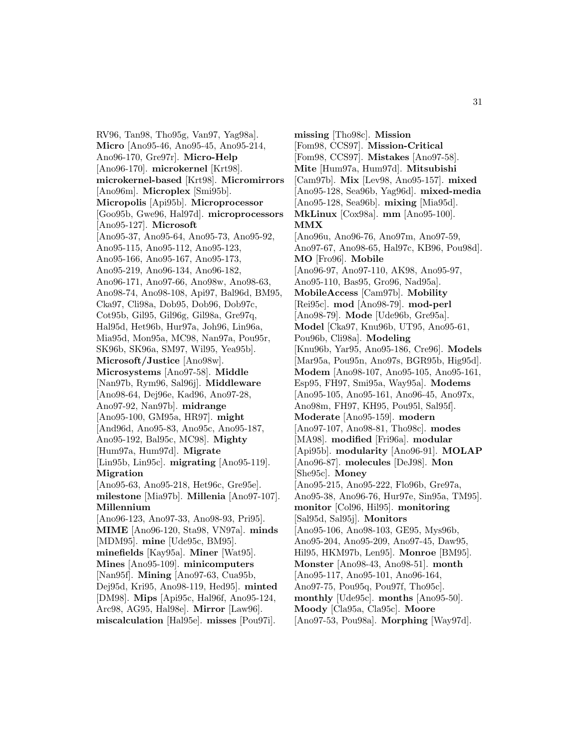RV96, Tan98, Tho95g, Van97, Yag98a]. **Micro** [Ano95-46, Ano95-45, Ano95-214, Ano96-170, Gre97r]. **Micro-Help** [Ano96-170]. **microkernel** [Krt98]. **microkernel-based** [Krt98]. **Micromirrors** [Ano96m]. **Microplex** [Smi95b]. **Micropolis** [Api95b]. **Microprocessor** [Goo95b, Gwe96, Hal97d]. **microprocessors** [Ano95-127]. **Microsoft** [Ano95-37, Ano95-64, Ano95-73, Ano95-92, Ano95-115, Ano95-112, Ano95-123, Ano95-166, Ano95-167, Ano95-173, Ano95-219, Ano96-134, Ano96-182, Ano96-171, Ano97-66, Ano98w, Ano98-63, Ano98-74, Ano98-108, Api97, Bal96d, BM95, Cka97, Cli98a, Dob95, Dob96, Dob97c, Cot95b, Gil95, Gil96g, Gil98a, Gre97q, Hal95d, Het96b, Hur97a, Joh96, Lin96a, Mia95d, Mon95a, MC98, Nan97a, Pou95r, SK96b, SK96a, SM97, Wil95, Yea95b]. **Microsoft/Justice** [Ano98w]. **Microsystems** [Ano97-58]. **Middle** [Nan97b, Rym96, Sal96j]. **Middleware** [Ano98-64, Dej96e, Kad96, Ano97-28, Ano97-92, Nan97b]. **midrange** [Ano95-100, GM95a, HR97]. **might** [And96d, Ano95-83, Ano95c, Ano95-187, Ano95-192, Bal95c, MC98]. **Mighty** [Hum97a, Hum97d]. **Migrate** [Lin95b, Lin95c]. **migrating** [Ano95-119]. **Migration** [Ano95-63, Ano95-218, Het96c, Gre95e]. **milestone** [Mia97b]. **Millenia** [Ano97-107]. **Millennium** [Ano96-123, Ano97-33, Ano98-93, Pri95]. **MIME** [Ano96-120, Sta98, VN97a]. **minds** [MDM95]. **mine** [Ude95c, BM95]. **minefields** [Kay95a]. **Miner** [Wat95]. **Mines** [Ano95-109]. **minicomputers** [Nan95f]. **Mining** [Ano97-63, Cua95b, Dej95d, Kri95, Ano98-119, Hed95]. **minted** [DM98]. **Mips** [Api95c, Hal96f, Ano95-124, Arc98, AG95, Hal98e]. **Mirror** [Law96]. **miscalculation** [Hal95e]. **misses** [Pou97i].

**missing** [Tho98c]. **Mission** [Fom98, CCS97]. **Mission-Critical** [Fom98, CCS97]. **Mistakes** [Ano97-58]. **Mite** [Hum97a, Hum97d]. **Mitsubishi** [Cam97b]. **Mix** [Lev98, Ano95-157]. **mixed** [Ano95-128, Sea96b, Yag96d]. **mixed-media** [Ano95-128, Sea96b]. **mixing** [Mia95d]. **MkLinux** [Cox98a]. **mm** [Ano95-100]. **MMX** [Ano96u, Ano96-76, Ano97m, Ano97-59, Ano97-67, Ano98-65, Hal97c, KB96, Pou98d]. **MO** [Fro96]. **Mobile** [Ano96-97, Ano97-110, AK98, Ano95-97, Ano95-110, Bas95, Gro96, Nad95a]. **MobileAccess** [Cam97b]. **Mobility** [Rei95c]. **mod** [Ano98-79]. **mod-perl** [Ano98-79]. **Mode** [Ude96b, Gre95a]. **Model** [Cka97, Knu96b, UT95, Ano95-61, Pou96b, Cli98a]. **Modeling** [Knu96b, Yar95, Ano95-186, Cre96]. **Models** [Mar95a, Pou95n, Ano97s, BGR95b, Hig95d]. **Modem** [Ano98-107, Ano95-105, Ano95-161, Esp95, FH97, Smi95a, Way95a]. **Modems** [Ano95-105, Ano95-161, Ano96-45, Ano97x, Ano98m, FH97, KH95, Pou95l, Sal95f]. **Moderate** [Ano95-159]. **modern** [Ano97-107, Ano98-81, Tho98c]. **modes** [MA98]. **modified** [Fri96a]. **modular** [Api95b]. **modularity** [Ano96-91]. **MOLAP** [Ano96-87]. **molecules** [DeJ98]. **Mon** [She95c]. **Money** [Ano95-215, Ano95-222, Flo96b, Gre97a, Ano95-38, Ano96-76, Hur97e, Sin95a, TM95]. **monitor** [Col96, Hil95]. **monitoring** [Sal95d, Sal95j]. **Monitors** [Ano95-106, Ano98-103, GE95, Mys96b, Ano95-204, Ano95-209, Ano97-45, Daw95, Hil95, HKM97b, Len95]. **Monroe** [BM95]. **Monster** [Ano98-43, Ano98-51]. **month** [Ano95-117, Ano95-101, Ano96-164, Ano97-75, Pou95q, Pou97f, Tho95c]. **monthly** [Ude95c]. **months** [Ano95-50]. **Moody** [Cla95a, Cla95c]. **Moore** [Ano97-53, Pou98a]. **Morphing** [Way97d].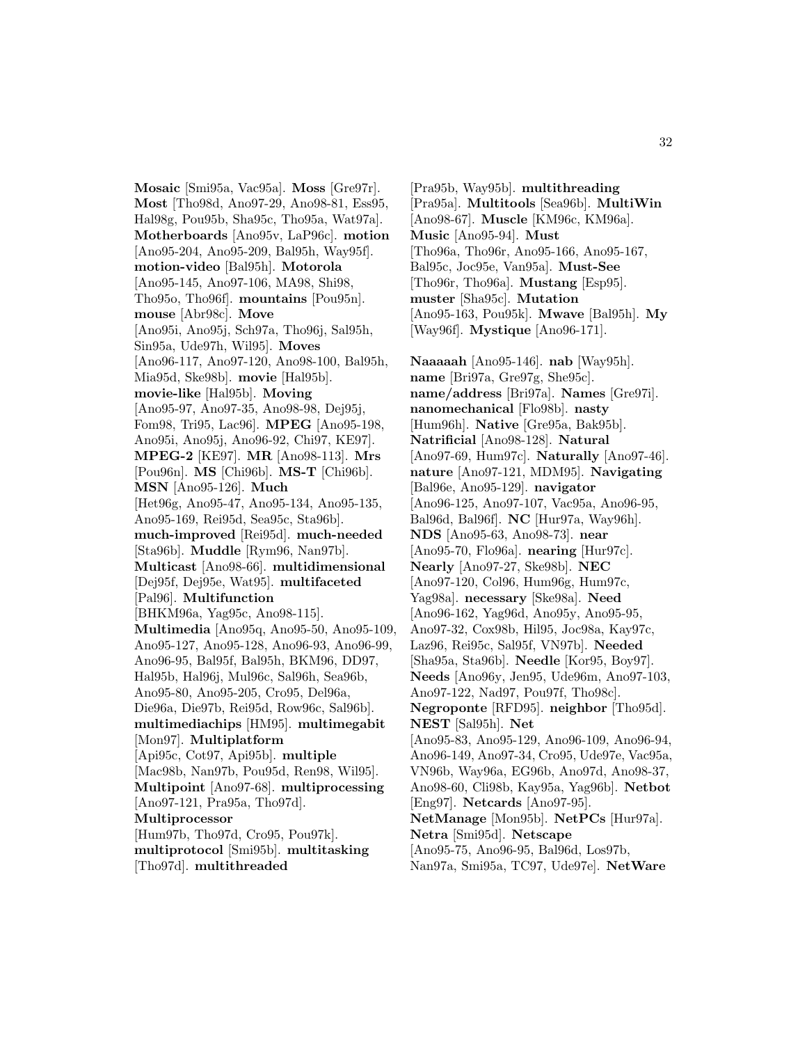**Mosaic** [Smi95a, Vac95a]. **Moss** [Gre97r]. **Most** [Tho98d, Ano97-29, Ano98-81, Ess95, Hal98g, Pou95b, Sha95c, Tho95a, Wat97a]. **Motherboards** [Ano95v, LaP96c]. **motion** [Ano95-204, Ano95-209, Bal95h, Way95f]. **motion-video** [Bal95h]. **Motorola** [Ano95-145, Ano97-106, MA98, Shi98, Tho95o, Tho96f]. **mountains** [Pou95n]. **mouse** [Abr98c]. **Move** [Ano95i, Ano95j, Sch97a, Tho96j, Sal95h, Sin95a, Ude97h, Wil95]. **Moves** [Ano96-117, Ano97-120, Ano98-100, Bal95h, Mia95d, Ske98b]. **movie** [Hal95b]. **movie-like** [Hal95b]. **Moving** [Ano95-97, Ano97-35, Ano98-98, Dej95j, Fom98, Tri95, Lac96]. **MPEG** [Ano95-198, Ano95i, Ano95j, Ano96-92, Chi97, KE97]. **MPEG-2** [KE97]. **MR** [Ano98-113]. **Mrs** [Pou96n]. **MS** [Chi96b]. **MS-T** [Chi96b]. **MSN** [Ano95-126]. **Much** [Het96g, Ano95-47, Ano95-134, Ano95-135, Ano95-169, Rei95d, Sea95c, Sta96b]. **much-improved** [Rei95d]. **much-needed** [Sta96b]. **Muddle** [Rym96, Nan97b]. **Multicast** [Ano98-66]. **multidimensional** [Dej95f, Dej95e, Wat95]. **multifaceted** [Pal96]. **Multifunction** [BHKM96a, Yag95c, Ano98-115]. **Multimedia** [Ano95q, Ano95-50, Ano95-109, Ano95-127, Ano95-128, Ano96-93, Ano96-99, Ano96-95, Bal95f, Bal95h, BKM96, DD97, Hal95b, Hal96j, Mul96c, Sal96h, Sea96b, Ano95-80, Ano95-205, Cro95, Del96a, Die96a, Die97b, Rei95d, Row96c, Sal96b]. **multimediachips** [HM95]. **multimegabit** [Mon97]. **Multiplatform** [Api95c, Cot97, Api95b]. **multiple** [Mac98b, Nan97b, Pou95d, Ren98, Wil95]. **Multipoint** [Ano97-68]. **multiprocessing** [Ano97-121, Pra95a, Tho97d]. **Multiprocessor** [Hum97b, Tho97d, Cro95, Pou97k]. **multiprotocol** [Smi95b]. **multitasking** [Tho97d]. **multithreaded** [Pra95b, Way95b]. **multithreading** [Pra95a]. **Multitools** [Sea96b]. **MultiWin** [Ano98-67]. **Muscle** [KM96c, KM96a]. **Music** [Ano95-94]. **Must** [Tho96a, Tho96r, Ano95-166, Ano95-167, Bal95c, Joc95e, Van95a]. **Must-See** [Tho96r, Tho96a]. **Mustang** [Esp95]. **muster** [Sha95c]. **Mutation** [Ano95-163, Pou95k]. **Mwave** [Bal95h]. **My** [Way96f]. **Mystique** [Ano96-171].

**Naaaaah** [Ano95-146]. **nab** [Way95h]. **name** [Bri97a, Gre97g, She95c]. **name/address** [Bri97a]. **Names** [Gre97i]. **nanomechanical** [Flo98b]. **nasty** [Hum96h]. **Native** [Gre95a, Bak95b]. **Natrificial** [Ano98-128]. **Natural** [Ano97-69, Hum97c]. **Naturally** [Ano97-46]. **nature** [Ano97-121, MDM95]. **Navigating** [Bal96e, Ano95-129]. **navigator** [Ano96-125, Ano97-107, Vac95a, Ano96-95, Bal96d, Bal96f]. **NC** [Hur97a, Way96h]. **NDS** [Ano95-63, Ano98-73]. **near** [Ano95-70, Flo96a]. **nearing** [Hur97c]. **Nearly** [Ano97-27, Ske98b]. **NEC** [Ano97-120, Col96, Hum96g, Hum97c, Yag98a]. **necessary** [Ske98a]. **Need** [Ano96-162, Yag96d, Ano95y, Ano95-95, Ano97-32, Cox98b, Hil95, Joc98a, Kay97c, Laz96, Rei95c, Sal95f, VN97b]. **Needed** [Sha95a, Sta96b]. **Needle** [Kor95, Boy97]. **Needs** [Ano96y, Jen95, Ude96m, Ano97-103, Ano97-122, Nad97, Pou97f, Tho98c]. **Negroponte** [RFD95]. **neighbor** [Tho95d]. **NEST** [Sal95h]. **Net** [Ano95-83, Ano95-129, Ano96-109, Ano96-94, Ano96-149, Ano97-34, Cro95, Ude97e, Vac95a, VN96b, Way96a, EG96b, Ano97d, Ano98-37, Ano98-60, Cli98b, Kay95a, Yag96b]. **Netbot** [Eng97]. **Netcards** [Ano97-95]. **NetManage** [Mon95b]. **NetPCs** [Hur97a]. **Netra** [Smi95d]. **Netscape** [Ano95-75, Ano96-95, Bal96d, Los97b, Nan97a, Smi95a, TC97, Ude97e]. **NetWare**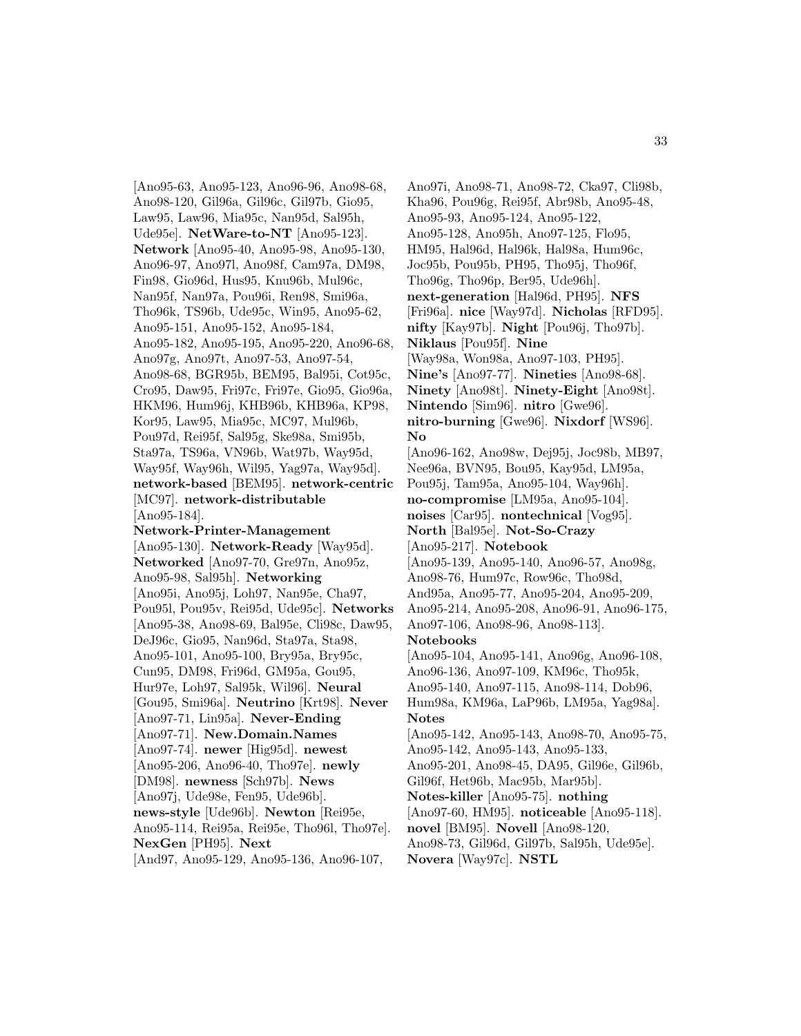[Ano95-63, Ano95-123, Ano96-96, Ano98-68, Ano98-120, Gil96a, Gil96c, Gil97b, Gio95, Law95, Law96, Mia95c, Nan95d, Sal95h, Ude95e]. **NetWare-to-NT** [Ano95-123]. **Network** [Ano95-40, Ano95-98, Ano95-130, Ano96-97, Ano97l, Ano98f, Cam97a, DM98, Fin98, Gio96d, Hus95, Knu96b, Mul96c, Nan95f, Nan97a, Pou96i, Ren98, Smi96a, Tho96k, TS96b, Ude95c, Win95, Ano95-62, Ano95-151, Ano95-152, Ano95-184, Ano95-182, Ano95-195, Ano95-220, Ano96-68, Ano97g, Ano97t, Ano97-53, Ano97-54, Ano98-68, BGR95b, BEM95, Bal95i, Cot95c, Cro95, Daw95, Fri97c, Fri97e, Gio95, Gio96a, HKM96, Hum96j, KHB96b, KHB96a, KP98, Kor95, Law95, Mia95c, MC97, Mul96b, Pou97d, Rei95f, Sal95g, Ske98a, Smi95b, Sta97a, TS96a, VN96b, Wat97b, Way95d, Way95f, Way96h, Wil95, Yag97a, Way95d]. **network-based** [BEM95]. **network-centric** [MC97]. **network-distributable** [Ano95-184]. **Network-Printer-Management** [Ano95-130]. **Network-Ready** [Way95d]. **Networked** [Ano97-70, Gre97n, Ano95z, Ano95-98, Sal95h]. **Networking** [Ano95i, Ano95j, Loh97, Nan95e, Cha97, Pou95l, Pou95v, Rei95d, Ude95c]. **Networks** [Ano95-38, Ano98-69, Bal95e, Cli98c, Daw95, DeJ96c, Gio95, Nan96d, Sta97a, Sta98, Ano95-101, Ano95-100, Bry95a, Bry95c, Cun95, DM98, Fri96d, GM95a, Gou95, Hur97e, Loh97, Sal95k, Wil96]. **Neural** [Gou95, Smi96a]. **Neutrino** [Krt98]. **Never** [Ano97-71, Lin95a]. **Never-Ending** [Ano97-71]. **New.Domain.Names** [Ano97-74]. **newer** [Hig95d]. **newest** [Ano95-206, Ano96-40, Tho97e]. **newly** [DM98]. **newness** [Sch97b]. **News** [Ano97j, Ude98e, Fen95, Ude96b]. **news-style** [Ude96b]. **Newton** [Rei95e, Ano95-114, Rei95a, Rei95e, Tho96l, Tho97e]. **NexGen** [PH95]. **Next** [And97, Ano95-129, Ano95-136, Ano96-107, Ano97i, Ano98-71, Ano98-72, Cka97, Cli98b, Kha96, Pou96g, Rei95f, Abr98b, Ano95-48, Ano95-93, Ano95-124, Ano95-122, Ano95-128, Ano95h, Ano97-125, Flo95, HM95, Hal96d, Hal96k, Hal98a, Hum96c, Joc95b, Pou95b, PH95, Tho95j, Tho96f, Tho96g, Tho96p, Ber95, Ude96h]. **next-generation** [Hal96d, PH95]. **NFS** [Fri96a]. **nice** [Way97d]. **Nicholas** [RFD95]. **nifty** [Kay97b]. **Night** [Pou96j, Tho97b]. **Niklaus** [Pou95f]. **Nine** [Way98a, Won98a, Ano97-103, PH95]. **Nine's** [Ano97-77]. **Nineties** [Ano98-68]. **Ninety** [Ano98t]. **Ninety-Eight** [Ano98t]. **Nintendo** [Sim96]. **nitro** [Gwe96]. **nitro-burning** [Gwe96]. **Nixdorf** [WS96]. **No** [Ano96-162, Ano98w, Dej95j, Joc98b, MB97, Nee96a, BVN95, Bou95, Kay95d, LM95a, Pou95j, Tam95a, Ano95-104, Way96h]. **no-compromise** [LM95a, Ano95-104]. **noises** [Car95]. **nontechnical** [Vog95]. **North** [Bal95e]. **Not-So-Crazy** [Ano95-217]. **Notebook** [Ano95-139, Ano95-140, Ano96-57, Ano98g, Ano98-76, Hum97c, Row96c, Tho98d, And95a, Ano95-77, Ano95-204, Ano95-209, Ano95-214, Ano95-208, Ano96-91, Ano96-175, Ano97-106, Ano98-96, Ano98-113]. **Notebooks** [Ano95-104, Ano95-141, Ano96g, Ano96-108, Ano96-136, Ano97-109, KM96c, Tho95k, Ano95-140, Ano97-115, Ano98-114, Dob96, Hum98a, KM96a, LaP96b, LM95a, Yag98a]. **Notes** [Ano95-142, Ano95-143, Ano98-70, Ano95-75, Ano95-142, Ano95-143, Ano95-133, Ano95-201, Ano98-45, DA95, Gil96e, Gil96b, Gil96f, Het96b, Mac95b, Mar95b]. **Notes-killer** [Ano95-75]. **nothing** [Ano97-60, HM95]. **noticeable** [Ano95-118]. **novel** [BM95]. **Novell** [Ano98-120, Ano98-73, Gil96d, Gil97b, Sal95h, Ude95e]. **Novera** [Way97c]. **NSTL**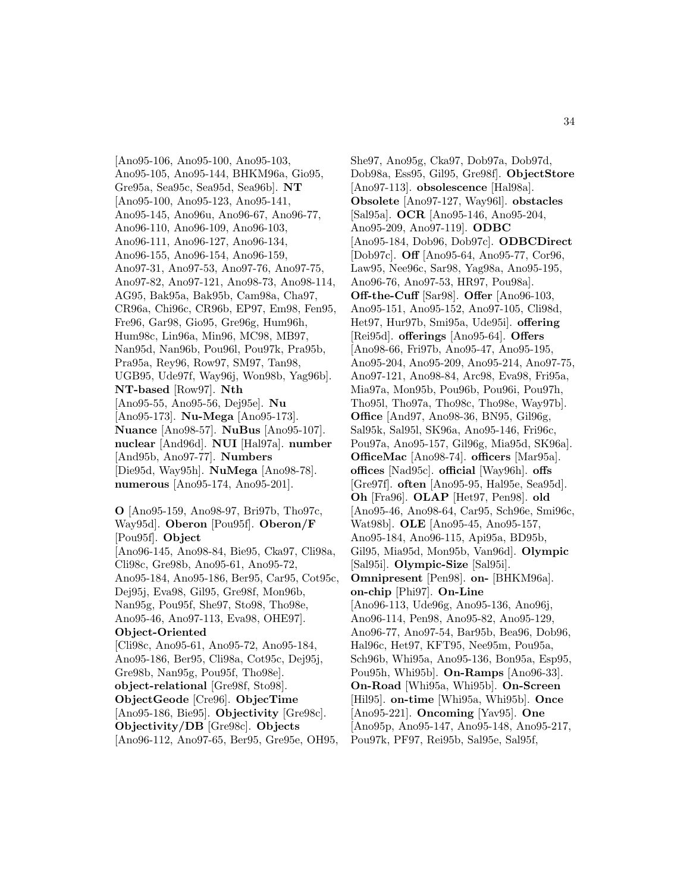[Ano95-106, Ano95-100, Ano95-103, Ano95-105, Ano95-144, BHKM96a, Gio95, Gre95a, Sea95c, Sea95d, Sea96b]. **NT** [Ano95-100, Ano95-123, Ano95-141, Ano95-145, Ano96u, Ano96-67, Ano96-77, Ano96-110, Ano96-109, Ano96-103, Ano96-111, Ano96-127, Ano96-134, Ano96-155, Ano96-154, Ano96-159, Ano97-31, Ano97-53, Ano97-76, Ano97-75, Ano97-82, Ano97-121, Ano98-73, Ano98-114, AG95, Bak95a, Bak95b, Cam98a, Cha97, CR96a, Chi96c, CR96b, EP97, Em98, Fen95, Fre96, Gar98, Gio95, Gre96g, Hum96h, Hum98c, Lin96a, Min96, MC98, MB97, Nan95d, Nan96b, Pou96l, Pou97k, Pra95b, Pra95a, Rey96, Row97, SM97, Tan98, UGB95, Ude97f, Way96j, Won98b, Yag96b]. **NT-based** [Row97]. **Nth** [Ano95-55, Ano95-56, Dej95e]. **Nu** [Ano95-173]. **Nu-Mega** [Ano95-173]. **Nuance** [Ano98-57]. **NuBus** [Ano95-107]. **nuclear** [And96d]. **NUI** [Hal97a]. **number** [And95b, Ano97-77]. **Numbers** [Die95d, Way95h]. **NuMega** [Ano98-78]. **numerous** [Ano95-174, Ano95-201].

**O** [Ano95-159, Ano98-97, Bri97b, Tho97c, Way95d]. **Oberon** [Pou95f]. **Oberon/F** [Pou95f]. **Object** [Ano96-145, Ano98-84, Bie95, Cka97, Cli98a, Cli98c, Gre98b, Ano95-61, Ano95-72, Ano95-184, Ano95-186, Ber95, Car95, Cot95c, Dej95j, Eva98, Gil95, Gre98f, Mon96b, Nan95g, Pou95f, She97, Sto98, Tho98e, Ano95-46, Ano97-113, Eva98, OHE97]. **Object-Oriented** [Cli98c, Ano95-61, Ano95-72, Ano95-184, Ano95-186, Ber95, Cli98a, Cot95c, Dej95j, Gre98b, Nan95g, Pou95f, Tho98e]. **object-relational** [Gre98f, Sto98]. **ObjectGeode** [Cre96]. **ObjecTime** [Ano95-186, Bie95]. **Objectivity** [Gre98c]. **Objectivity/DB** [Gre98c]. **Objects** [Ano96-112, Ano97-65, Ber95, Gre95e, OH95, She97, Ano95g, Cka97, Dob97a, Dob97d, Dob98a, Ess95, Gil95, Gre98f]. **ObjectStore** [Ano97-113]. **obsolescence** [Hal98a]. **Obsolete** [Ano97-127, Way96l]. **obstacles** [Sal95a]. **OCR** [Ano95-146, Ano95-204, Ano95-209, Ano97-119]. **ODBC** [Ano95-184, Dob96, Dob97c]. **ODBCDirect** [Dob97c]. **Off** [Ano95-64, Ano95-77, Cor96, Law95, Nee96c, Sar98, Yag98a, Ano95-195, Ano96-76, Ano97-53, HR97, Pou98a]. **Off-the-Cuff** [Sar98]. **Offer** [Ano96-103, Ano95-151, Ano95-152, Ano97-105, Cli98d, Het97, Hur97b, Smi95a, Ude95i]. **offering** [Rei95d]. **offerings** [Ano95-64]. **Offers** [Ano98-66, Fri97b, Ano95-47, Ano95-195, Ano95-204, Ano95-209, Ano95-214, Ano97-75, Ano97-121, Ano98-84, Arc98, Eva98, Fri95a, Mia97a, Mon95b, Pou96b, Pou96i, Pou97h, Tho95l, Tho97a, Tho98c, Tho98e, Way97b]. **Office** [And97, Ano98-36, BN95, Gil96g, Sal95k, Sal95l, SK96a, Ano95-146, Fri96c, Pou97a, Ano95-157, Gil96g, Mia95d, SK96a]. **OfficeMac** [Ano98-74]. **officers** [Mar95a]. **offices** [Nad95c]. **official** [Way96h]. **offs** [Gre97f]. **often** [Ano95-95, Hal95e, Sea95d]. **Oh** [Fra96]. **OLAP** [Het97, Pen98]. **old** [Ano95-46, Ano98-64, Car95, Sch96e, Smi96c, Wat98b]. **OLE** [Ano95-45, Ano95-157, Ano95-184, Ano96-115, Api95a, BD95b, Gil95, Mia95d, Mon95b, Van96d]. **Olympic** [Sal95i]. **Olympic-Size** [Sal95i]. **Omnipresent** [Pen98]. **on-** [BHKM96a]. **on-chip** [Phi97]. **On-Line** [Ano96-113, Ude96g, Ano95-136, Ano96j, Ano96-114, Pen98, Ano95-82, Ano95-129, Ano96-77, Ano97-54, Bar95b, Bea96, Dob96, Hal96c, Het97, KFT95, Nee95m, Pou95a, Sch96b, Whi95a, Ano95-136, Bon95a, Esp95, Pou95h, Whi95b]. **On-Ramps** [Ano96-33]. **On-Road** [Whi95a, Whi95b]. **On-Screen** [Hil95]. **on-time** [Whi95a, Whi95b]. **Once** [Ano95-221]. **Oncoming** [Yav95]. **One** [Ano95p, Ano95-147, Ano95-148, Ano95-217, Pou97k, PF97, Rei95b, Sal95e, Sal95f,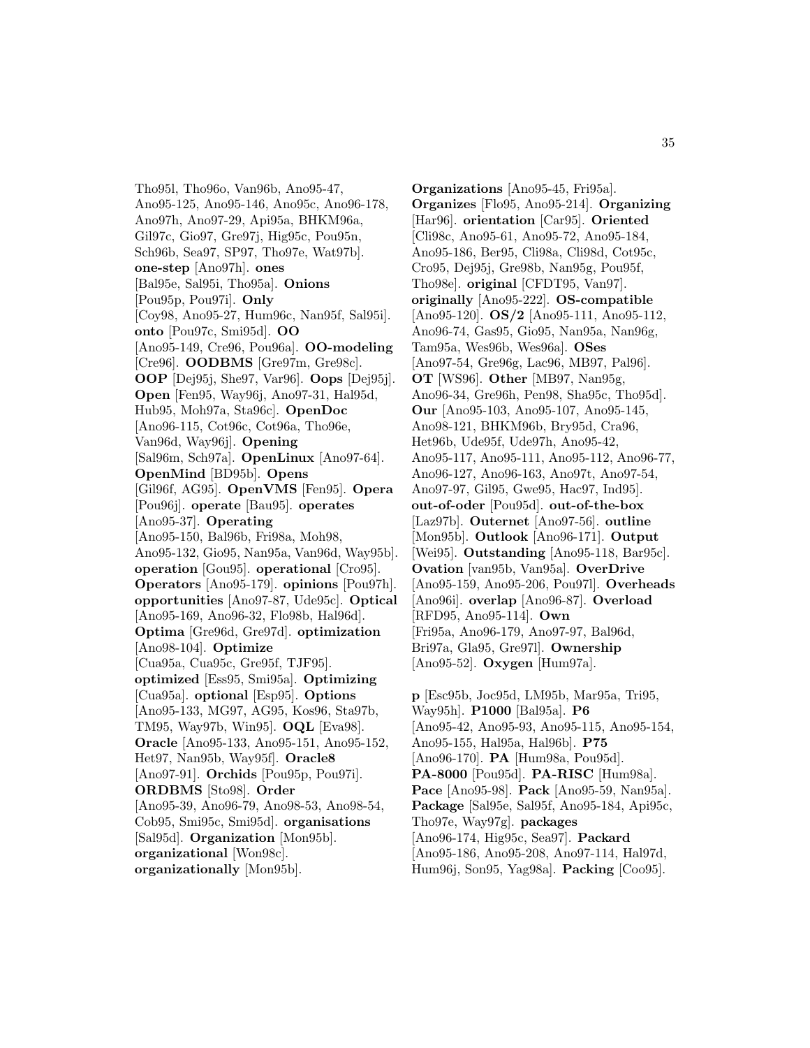Tho95l, Tho96o, Van96b, Ano95-47, Ano95-125, Ano95-146, Ano95c, Ano96-178, Ano97h, Ano97-29, Api95a, BHKM96a, Gil97c, Gio97, Gre97j, Hig95c, Pou95n, Sch96b, Sea97, SP97, Tho97e, Wat97b]. **one-step** [Ano97h]. **ones** [Bal95e, Sal95i, Tho95a]. **Onions** [Pou95p, Pou97i]. **Only** [Coy98, Ano95-27, Hum96c, Nan95f, Sal95i]. **onto** [Pou97c, Smi95d]. **OO** [Ano95-149, Cre96, Pou96a]. **OO-modeling** [Cre96]. **OODBMS** [Gre97m, Gre98c]. **OOP** [Dej95j, She97, Var96]. **Oops** [Dej95j]. **Open** [Fen95, Way96j, Ano97-31, Hal95d, Hub95, Moh97a, Sta96c]. **OpenDoc** [Ano96-115, Cot96c, Cot96a, Tho96e, Van96d, Way96j]. **Opening** [Sal96m, Sch97a]. **OpenLinux** [Ano97-64]. **OpenMind** [BD95b]. **Opens** [Gil96f, AG95]. **OpenVMS** [Fen95]. **Opera** [Pou96j]. **operate** [Bau95]. **operates** [Ano95-37]. **Operating** [Ano95-150, Bal96b, Fri98a, Moh98, Ano95-132, Gio95, Nan95a, Van96d, Way95b]. **operation** [Gou95]. **operational** [Cro95]. **Operators** [Ano95-179]. **opinions** [Pou97h]. **opportunities** [Ano97-87, Ude95c]. **Optical** [Ano95-169, Ano96-32, Flo98b, Hal96d]. **Optima** [Gre96d, Gre97d]. **optimization** [Ano98-104]. **Optimize** [Cua95a, Cua95c, Gre95f, TJF95]. **optimized** [Ess95, Smi95a]. **Optimizing** [Cua95a]. **optional** [Esp95]. **Options** [Ano95-133, MG97, AG95, Kos96, Sta97b, TM95, Way97b, Win95]. **OQL** [Eva98]. **Oracle** [Ano95-133, Ano95-151, Ano95-152, Het97, Nan95b, Way95f]. **Oracle8** [Ano97-91]. **Orchids** [Pou95p, Pou97i]. **ORDBMS** [Sto98]. **Order** [Ano95-39, Ano96-79, Ano98-53, Ano98-54, Cob95, Smi95c, Smi95d]. **organisations** [Sal95d]. **Organization** [Mon95b]. **organizational** [Won98c]. **organizationally** [Mon95b].

**Organizations** [Ano95-45, Fri95a]. **Organizes** [Flo95, Ano95-214]. **Organizing** [Har96]. **orientation** [Car95]. **Oriented** [Cli98c, Ano95-61, Ano95-72, Ano95-184, Ano95-186, Ber95, Cli98a, Cli98d, Cot95c, Cro95, Dej95j, Gre98b, Nan95g, Pou95f, Tho98e]. **original** [CFDT95, Van97]. **originally** [Ano95-222]. **OS-compatible** [Ano95-120]. **OS/2** [Ano95-111, Ano95-112, Ano96-74, Gas95, Gio95, Nan95a, Nan96g, Tam95a, Wes96b, Wes96a]. **OSes** [Ano97-54, Gre96g, Lac96, MB97, Pal96]. **OT** [WS96]. **Other** [MB97, Nan95g, Ano96-34, Gre96h, Pen98, Sha95c, Tho95d]. **Our** [Ano95-103, Ano95-107, Ano95-145, Ano98-121, BHKM96b, Bry95d, Cra96, Het96b, Ude95f, Ude97h, Ano95-42, Ano95-117, Ano95-111, Ano95-112, Ano96-77, Ano96-127, Ano96-163, Ano97t, Ano97-54, Ano97-97, Gil95, Gwe95, Hac97, Ind95]. **out-of-oder** [Pou95d]. **out-of-the-box** [Laz97b]. **Outernet** [Ano97-56]. **outline** [Mon95b]. **Outlook** [Ano96-171]. **Output** [Wei95]. **Outstanding** [Ano95-118, Bar95c]. **Ovation** [van95b, Van95a]. **OverDrive** [Ano95-159, Ano95-206, Pou97l]. **Overheads** [Ano96i]. **overlap** [Ano96-87]. **Overload** [RFD95, Ano95-114]. **Own** [Fri95a, Ano96-179, Ano97-97, Bal96d, Bri97a, Gla95, Gre97l]. **Ownership** [Ano95-52]. **Oxygen** [Hum97a].

**p** [Esc95b, Joc95d, LM95b, Mar95a, Tri95, Way95h]. **P1000** [Bal95a]. **P6** [Ano95-42, Ano95-93, Ano95-115, Ano95-154, Ano95-155, Hal95a, Hal96b]. **P75** [Ano96-170]. **PA** [Hum98a, Pou95d]. **PA-8000** [Pou95d]. **PA-RISC** [Hum98a]. **Pace** [Ano95-98]. **Pack** [Ano95-59, Nan95a]. **Package** [Sal95e, Sal95f, Ano95-184, Api95c, Tho97e, Way97g]. **packages** [Ano96-174, Hig95c, Sea97]. **Packard** [Ano95-186, Ano95-208, Ano97-114, Hal97d, Hum96j, Son95, Yag98a]. **Packing** [Coo95].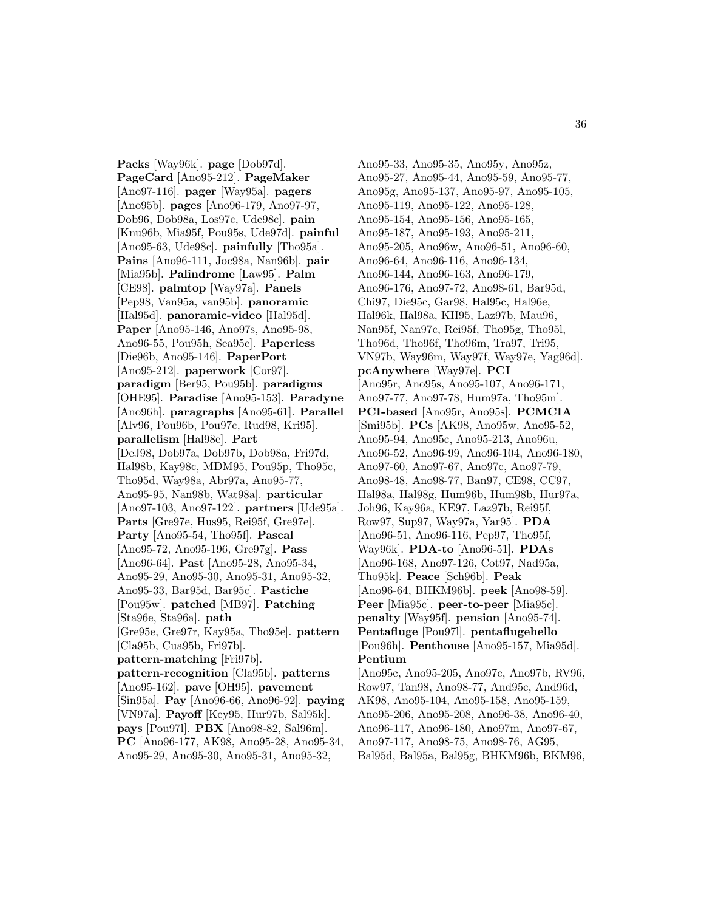**Packs** [Way96k]. **page** [Dob97d]. **PageCard** [Ano95-212]. **PageMaker** [Ano97-116]. **pager** [Way95a]. **pagers** [Ano95b]. **pages** [Ano96-179, Ano97-97, Dob96, Dob98a, Los97c, Ude98c]. **pain** [Knu96b, Mia95f, Pou95s, Ude97d]. **painful** [Ano95-63, Ude98c]. **painfully** [Tho95a]. **Pains** [Ano96-111, Joc98a, Nan96b]. **pair** [Mia95b]. **Palindrome** [Law95]. **Palm** [CE98]. **palmtop** [Way97a]. **Panels** [Pep98, Van95a, van95b]. **panoramic** [Hal95d]. **panoramic-video** [Hal95d]. **Paper** [Ano95-146, Ano97s, Ano95-98, Ano96-55, Pou95h, Sea95c]. **Paperless** [Die96b, Ano95-146]. **PaperPort** [Ano95-212]. **paperwork** [Cor97]. **paradigm** [Ber95, Pou95b]. **paradigms** [OHE95]. **Paradise** [Ano95-153]. **Paradyne** [Ano96h]. **paragraphs** [Ano95-61]. **Parallel** [Alv96, Pou96b, Pou97c, Rud98, Kri95]. **parallelism** [Hal98e]. **Part** [DeJ98, Dob97a, Dob97b, Dob98a, Fri97d, Hal98b, Kay98c, MDM95, Pou95p, Tho95c, Tho95d, Way98a, Abr97a, Ano95-77, Ano95-95, Nan98b, Wat98a]. **particular** [Ano97-103, Ano97-122]. **partners** [Ude95a]. **Parts** [Gre97e, Hus95, Rei95f, Gre97e]. **Party** [Ano95-54, Tho95f]. **Pascal** [Ano95-72, Ano95-196, Gre97g]. **Pass** [Ano96-64]. **Past** [Ano95-28, Ano95-34, Ano95-29, Ano95-30, Ano95-31, Ano95-32, Ano95-33, Bar95d, Bar95c]. **Pastiche** [Pou95w]. **patched** [MB97]. **Patching** [Sta96e, Sta96a]. **path** [Gre95e, Gre97r, Kay95a, Tho95e]. **pattern** [Cla95b, Cua95b, Fri97b]. **pattern-matching** [Fri97b]. **pattern-recognition** [Cla95b]. **patterns** [Ano95-162]. **pave** [OH95]. **pavement** [Sin95a]. **Pay** [Ano96-66, Ano96-92]. **paying** [VN97a]. **Payoff** [Key95, Hur97b, Sal95k]. **pays** [Pou97l]. **PBX** [Ano98-82, Sal96m]. **PC** [Ano96-177, AK98, Ano95-28, Ano95-34, Ano95-29, Ano95-30, Ano95-31, Ano95-32, Ano95-33, Ano95-35, Ano95y, Ano95z, Ano95-27, Ano95-44, Ano95-59, Ano95-77, Ano95g, Ano95-137, Ano95-97, Ano95-105, Ano95-119, Ano95-122, Ano95-128, Ano95-154, Ano95-156, Ano95-165, Ano95-187, Ano95-193, Ano95-211, Ano95-205, Ano96w, Ano96-51, Ano96-60, Ano96-64, Ano96-116, Ano96-134, Ano96-144, Ano96-163, Ano96-179, Ano96-176, Ano97-72, Ano98-61, Bar95d, Chi97, Die95c, Gar98, Hal95c, Hal96e, Hal96k, Hal98a, KH95, Laz97b, Mau96, Nan95f, Nan97c, Rei95f, Tho95g, Tho95l, Tho96d, Tho96f, Tho96m, Tra97, Tri95, VN97b, Way96m, Way97f, Way97e, Yag96d]. **pcAnywhere** [Way97e]. **PCI** [Ano95r, Ano95s, Ano95-107, Ano96-171, Ano97-77, Ano97-78, Hum97a, Tho95m]. **PCI-based** [Ano95r, Ano95s]. **PCMCIA** [Smi95b]. **PCs** [AK98, Ano95w, Ano95-52, Ano95-94, Ano95c, Ano95-213, Ano96u, Ano96-52, Ano96-99, Ano96-104, Ano96-180, Ano97-60, Ano97-67, Ano97c, Ano97-79, Ano98-48, Ano98-77, Ban97, CE98, CC97, Hal98a, Hal98g, Hum96b, Hum98b, Hur97a, Joh96, Kay96a, KE97, Laz97b, Rei95f, Row97, Sup97, Way97a, Yar95]. **PDA** [Ano96-51, Ano96-116, Pep97, Tho95f, Way96k]. **PDA-to** [Ano96-51]. **PDAs** [Ano96-168, Ano97-126, Cot97, Nad95a, Tho95k]. **Peace** [Sch96b]. **Peak** [Ano96-64, BHKM96b]. **peek** [Ano98-59]. **Peer** [Mia95c]. **peer-to-peer** [Mia95c]. **penalty** [Way95f]. **pension** [Ano95-74]. **Pentafluge** [Pou97l]. **pentaflugehello** [Pou96h]. **Penthouse** [Ano95-157, Mia95d]. **Pentium** [Ano95c, Ano95-205, Ano97c, Ano97b, RV96, Row97, Tan98, Ano98-77, And95c, And96d, AK98, Ano95-104, Ano95-158, Ano95-159, Ano95-206, Ano95-208, Ano96-38, Ano96-40, Ano96-117, Ano96-180, Ano97m, Ano97-67, Ano97-117, Ano98-75, Ano98-76, AG95, Bal95d, Bal95a, Bal95g, BHKM96b, BKM96,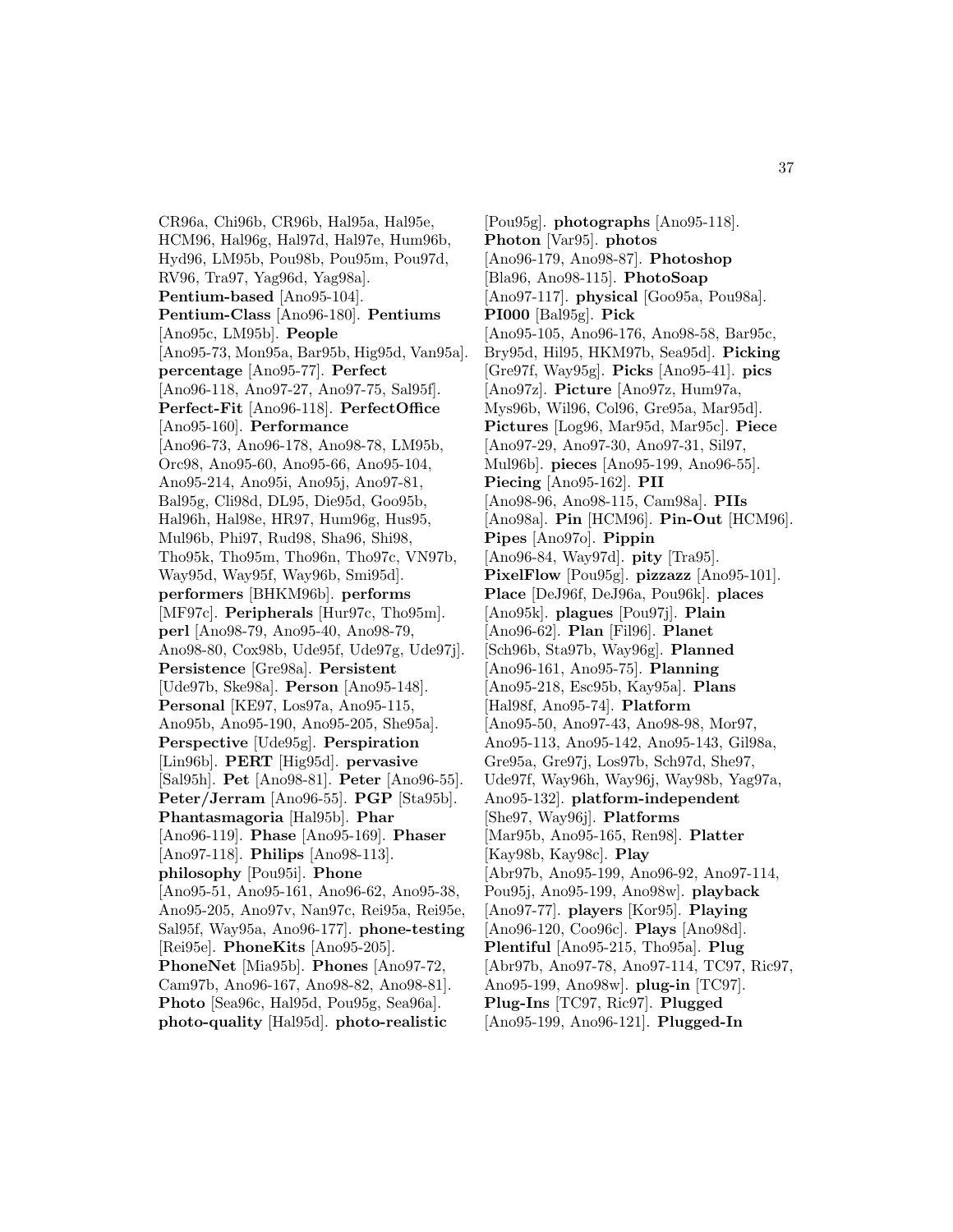CR96a, Chi96b, CR96b, Hal95a, Hal95e, HCM96, Hal96g, Hal97d, Hal97e, Hum96b, Hyd96, LM95b, Pou98b, Pou95m, Pou97d, RV96, Tra97, Yag96d, Yag98a]. **Pentium-based** [Ano95-104]. **Pentium-Class** [Ano96-180]. **Pentiums** [Ano95c, LM95b]. **People** [Ano95-73, Mon95a, Bar95b, Hig95d, Van95a]. **percentage** [Ano95-77]. **Perfect** [Ano96-118, Ano97-27, Ano97-75, Sal95f]. **Perfect-Fit** [Ano96-118]. **PerfectOffice** [Ano95-160]. **Performance** [Ano96-73, Ano96-178, Ano98-78, LM95b, Orc98, Ano95-60, Ano95-66, Ano95-104, Ano95-214, Ano95i, Ano95j, Ano97-81, Bal95g, Cli98d, DL95, Die95d, Goo95b, Hal96h, Hal98e, HR97, Hum96g, Hus95, Mul96b, Phi97, Rud98, Sha96, Shi98, Tho95k, Tho95m, Tho96n, Tho97c, VN97b, Way95d, Way95f, Way96b, Smi95d]. **performers** [BHKM96b]. **performs** [MF97c]. **Peripherals** [Hur97c, Tho95m]. **perl** [Ano98-79, Ano95-40, Ano98-79, Ano98-80, Cox98b, Ude95f, Ude97g, Ude97j]. **Persistence** [Gre98a]. **Persistent** [Ude97b, Ske98a]. **Person** [Ano95-148]. **Personal** [KE97, Los97a, Ano95-115, Ano95b, Ano95-190, Ano95-205, She95a]. **Perspective** [Ude95g]. **Perspiration** [Lin96b]. **PERT** [Hig95d]. **pervasive** [Sal95h]. **Pet** [Ano98-81]. **Peter** [Ano96-55]. **Peter/Jerram** [Ano96-55]. **PGP** [Sta95b]. **Phantasmagoria** [Hal95b]. **Phar** [Ano96-119]. **Phase** [Ano95-169]. **Phaser** [Ano97-118]. **Philips** [Ano98-113]. **philosophy** [Pou95i]. **Phone** [Ano95-51, Ano95-161, Ano96-62, Ano95-38, Ano95-205, Ano97v, Nan97c, Rei95a, Rei95e, Sal95f, Way95a, Ano96-177]. **phone-testing** [Rei95e]. **PhoneKits** [Ano95-205]. **PhoneNet** [Mia95b]. **Phones** [Ano97-72, Cam97b, Ano96-167, Ano98-82, Ano98-81]. **Photo** [Sea96c, Hal95d, Pou95g, Sea96a]. **photo-quality** [Hal95d]. **photo-realistic** [Pou95g]. **photographs** [Ano95-118]. **Photon** [Var95]. **photos** [Ano96-179, Ano98-87]. **Photoshop** [Bla96, Ano98-115]. **PhotoSoap** [Ano97-117]. **physical** [Goo95a, Pou98a]. **PI000** [Bal95g]. **Pick** [Ano95-105, Ano96-176, Ano98-58, Bar95c, Bry95d, Hil95, HKM97b, Sea95d]. **Picking** [Gre97f, Way95g]. **Picks** [Ano95-41]. **pics** [Ano97z]. **Picture** [Ano97z, Hum97a, Mys96b, Wil96, Col96, Gre95a, Mar95d]. **Pictures** [Log96, Mar95d, Mar95c]. **Piece** [Ano97-29, Ano97-30, Ano97-31, Sil97, Mul96b]. **pieces** [Ano95-199, Ano96-55]. **Piecing** [Ano95-162]. **PII** [Ano98-96, Ano98-115, Cam98a]. **PIIs** [Ano98a]. **Pin** [HCM96]. **Pin-Out** [HCM96]. **Pipes** [Ano97o]. **Pippin** [Ano96-84, Way97d]. **pity** [Tra95]. **PixelFlow** [Pou95g]. **pizzazz** [Ano95-101]. **Place** [DeJ96f, DeJ96a, Pou96k]. **places** [Ano95k]. **plagues** [Pou97j]. **Plain** [Ano96-62]. **Plan** [Fil96]. **Planet** [Sch96b, Sta97b, Way96g]. **Planned** [Ano96-161, Ano95-75]. **Planning** [Ano95-218, Esc95b, Kay95a]. **Plans** [Hal98f, Ano95-74]. **Platform** [Ano95-50, Ano97-43, Ano98-98, Mor97, Ano95-113, Ano95-142, Ano95-143, Gil98a, Gre95a, Gre97j, Los97b, Sch97d, She97, Ude97f, Way96h, Way96j, Way98b, Yag97a, Ano95-132]. **platform-independent** [She97, Way96j]. **Platforms** [Mar95b, Ano95-165, Ren98]. **Platter** [Kay98b, Kay98c]. **Play** [Abr97b, Ano95-199, Ano96-92, Ano97-114, Pou95j, Ano95-199, Ano98w]. **playback** [Ano97-77]. **players** [Kor95]. **Playing** [Ano96-120, Coo96c]. **Plays** [Ano98d]. **Plentiful** [Ano95-215, Tho95a]. **Plug** [Abr97b, Ano97-78, Ano97-114, TC97, Ric97, Ano95-199, Ano98w]. **plug-in** [TC97]. **Plug-Ins** [TC97, Ric97]. **Plugged** [Ano95-199, Ano96-121]. **Plugged-In**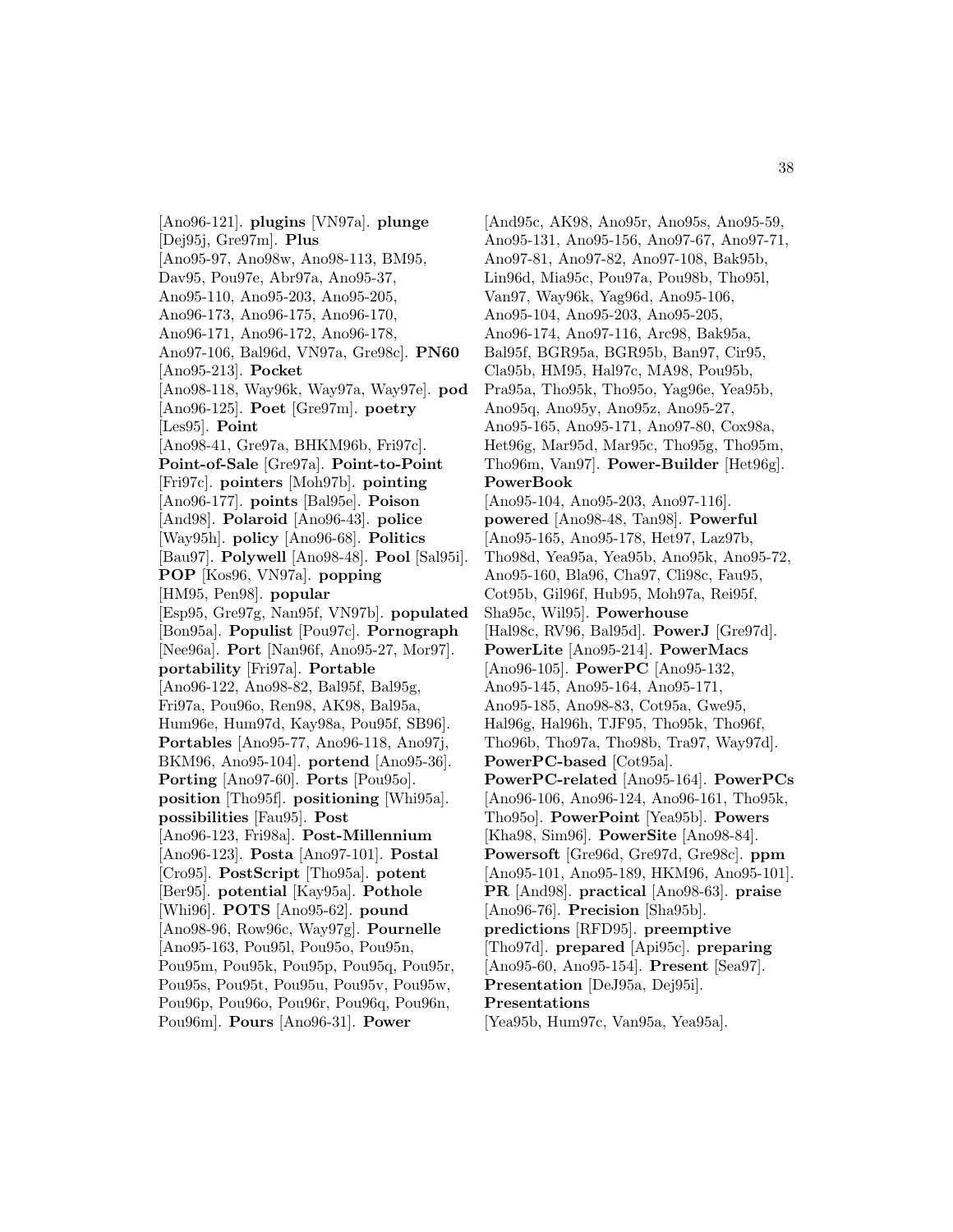[Ano96-121]. **plugins** [VN97a]. **plunge** [Dej95j, Gre97m]. **Plus** [Ano95-97, Ano98w, Ano98-113, BM95, Dav95, Pou97e, Abr97a, Ano95-37, Ano95-110, Ano95-203, Ano95-205, Ano96-173, Ano96-175, Ano96-170, Ano96-171, Ano96-172, Ano96-178, Ano97-106, Bal96d, VN97a, Gre98c]. **PN60** [Ano95-213]. **Pocket** [Ano98-118, Way96k, Way97a, Way97e]. **pod** [Ano96-125]. **Poet** [Gre97m]. **poetry** [Les95]. **Point** [Ano98-41, Gre97a, BHKM96b, Fri97c]. **Point-of-Sale** [Gre97a]. **Point-to-Point** [Fri97c]. **pointers** [Moh97b]. **pointing** [Ano96-177]. **points** [Bal95e]. **Poison** [And98]. **Polaroid** [Ano96-43]. **police** [Way95h]. **policy** [Ano96-68]. **Politics** [Bau97]. **Polywell** [Ano98-48]. **Pool** [Sal95i]. **POP** [Kos96, VN97a]. **popping** [HM95, Pen98]. **popular** [Esp95, Gre97g, Nan95f, VN97b]. **populated** [Bon95a]. **Populist** [Pou97c]. **Pornograph** [Nee96a]. **Port** [Nan96f, Ano95-27, Mor97]. **portability** [Fri97a]. **Portable** [Ano96-122, Ano98-82, Bal95f, Bal95g, Fri97a, Pou96o, Ren98, AK98, Bal95a, Hum96e, Hum97d, Kay98a, Pou95f, SB96]. **Portables** [Ano95-77, Ano96-118, Ano97j, BKM96, Ano95-104]. **portend** [Ano95-36]. **Porting** [Ano97-60]. **Ports** [Pou95o]. **position** [Tho95f]. **positioning** [Whi95a]. **possibilities** [Fau95]. **Post** [Ano96-123, Fri98a]. **Post-Millennium** [Ano96-123]. **Posta** [Ano97-101]. **Postal** [Cro95]. **PostScript** [Tho95a]. **potent** [Ber95]. **potential** [Kay95a]. **Pothole** [Whi96]. **POTS** [Ano95-62]. **pound** [Ano98-96, Row96c, Way97g]. **Pournelle** [Ano95-163, Pou95l, Pou95o, Pou95n, Pou95m, Pou95k, Pou95p, Pou95q, Pou95r, Pou95s, Pou95t, Pou95u, Pou95v, Pou95w, Pou96p, Pou96o, Pou96r, Pou96q, Pou96n, Pou96m]. **Pours** [Ano96-31]. **Power** [And95c, AK98, Ano95r, Ano95s, Ano95-59, Ano95-131, Ano95-156, Ano97-67, Ano97-71, Ano97-81, Ano97-82, Ano97-108, Bak95b, Lin96d, Mia95c, Pou97a, Pou98b, Tho95l, Van97, Way96k, Yag96d, Ano95-106, Ano95-104, Ano95-203, Ano95-205, Ano96-174, Ano97-116, Arc98, Bak95a, Bal95f, BGR95a, BGR95b, Ban97, Cir95, Cla95b, HM95, Hal97c, MA98, Pou95b, Pra95a, Tho95k, Tho95o, Yag96e, Yea95b, Ano95q, Ano95y, Ano95z, Ano95-27, Ano95-165, Ano95-171, Ano97-80, Cox98a, Het96g, Mar95d, Mar95c, Tho95g, Tho95m, Tho96m, Van97]. **Power-Builder** [Het96g]. **PowerBook** [Ano95-104, Ano95-203, Ano97-116]. **powered** [Ano98-48, Tan98]. **Powerful** [Ano95-165, Ano95-178, Het97, Laz97b, Tho98d, Yea95a, Yea95b, Ano95k, Ano95-72, Ano95-160, Bla96, Cha97, Cli98c, Fau95, Cot95b, Gil96f, Hub95, Moh97a, Rei95f, Sha95c, Wil95]. **Powerhouse** [Hal98c, RV96, Bal95d]. **PowerJ** [Gre97d]. **PowerLite** [Ano95-214]. **PowerMacs** [Ano96-105]. **PowerPC** [Ano95-132, Ano95-145, Ano95-164, Ano95-171, Ano95-185, Ano98-83, Cot95a, Gwe95, Hal96g, Hal96h, TJF95, Tho95k, Tho96f, Tho96b, Tho97a, Tho98b, Tra97, Way97d]. **PowerPC-based** [Cot95a]. **PowerPC-related** [Ano95-164]. **PowerPCs** [Ano96-106, Ano96-124, Ano96-161, Tho95k, Tho95o]. **PowerPoint** [Yea95b]. **Powers** [Kha98, Sim96]. **PowerSite** [Ano98-84]. **Powersoft** [Gre96d, Gre97d, Gre98c]. **ppm** [Ano95-101, Ano95-189, HKM96, Ano95-101]. **PR** [And98]. **practical** [Ano98-63]. **praise** [Ano96-76]. **Precision** [Sha95b]. **predictions** [RFD95]. **preemptive** [Tho97d]. **prepared** [Api95c]. **preparing** [Ano95-60, Ano95-154]. **Present** [Sea97]. **Presentation** [DeJ95a, Dej95i]. **Presentations** [Yea95b, Hum97c, Van95a, Yea95a].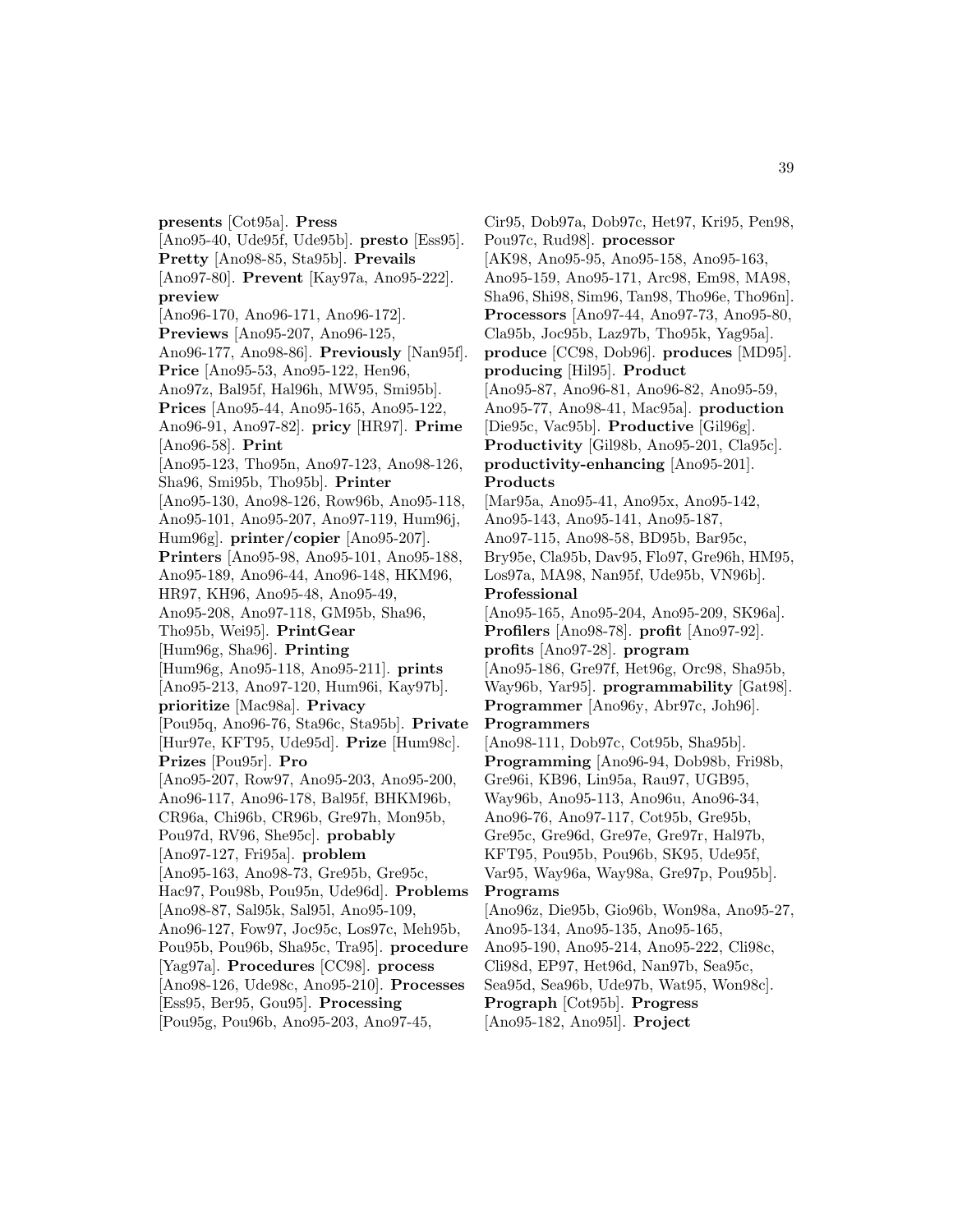**presents** [Cot95a]. **Press** [Ano95-40, Ude95f, Ude95b]. **presto** [Ess95]. **Pretty** [Ano98-85, Sta95b]. **Prevails** [Ano97-80]. **Prevent** [Kay97a, Ano95-222]. **preview** [Ano96-170, Ano96-171, Ano96-172]. **Previews** [Ano95-207, Ano96-125, Ano96-177, Ano98-86]. **Previously** [Nan95f]. **Price** [Ano95-53, Ano95-122, Hen96, Ano97z, Bal95f, Hal96h, MW95, Smi95b]. **Prices** [Ano95-44, Ano95-165, Ano95-122, Ano96-91, Ano97-82]. **pricy** [HR97]. **Prime** [Ano96-58]. **Print** [Ano95-123, Tho95n, Ano97-123, Ano98-126, Sha96, Smi95b, Tho95b]. **Printer** [Ano95-130, Ano98-126, Row96b, Ano95-118, Ano95-101, Ano95-207, Ano97-119, Hum96j, Hum96g]. **printer/copier** [Ano95-207]. **Printers** [Ano95-98, Ano95-101, Ano95-188, Ano95-189, Ano96-44, Ano96-148, HKM96, HR97, KH96, Ano95-48, Ano95-49, Ano95-208, Ano97-118, GM95b, Sha96, Tho95b, Wei95]. **PrintGear** [Hum96g, Sha96]. **Printing** [Hum96g, Ano95-118, Ano95-211]. **prints** [Ano95-213, Ano97-120, Hum96i, Kay97b]. **prioritize** [Mac98a]. **Privacy** [Pou95q, Ano96-76, Sta96c, Sta95b]. **Private** [Hur97e, KFT95, Ude95d]. **Prize** [Hum98c]. **Prizes** [Pou95r]. **Pro** [Ano95-207, Row97, Ano95-203, Ano95-200, Ano96-117, Ano96-178, Bal95f, BHKM96b, CR96a, Chi96b, CR96b, Gre97h, Mon95b, Pou97d, RV96, She95c]. **probably** [Ano97-127, Fri95a]. **problem** [Ano95-163, Ano98-73, Gre95b, Gre95c, Hac97, Pou98b, Pou95n, Ude96d]. **Problems** [Ano98-87, Sal95k, Sal95l, Ano95-109, Ano96-127, Fow97, Joc95c, Los97c, Meh95b, Pou95b, Pou96b, Sha95c, Tra95]. **procedure** [Yag97a]. **Procedures** [CC98]. **process** [Ano98-126, Ude98c, Ano95-210]. **Processes** [Ess95, Ber95, Gou95]. **Processing** [Pou95g, Pou96b, Ano95-203, Ano97-45, Cir95, Dob97a, Dob97c, Het97, Kri95, Pen98, Pou97c, Rud98]. **processor** [AK98, Ano95-95, Ano95-158, Ano95-163, Ano95-159, Ano95-171, Arc98, Em98, MA98, Sha96, Shi98, Sim96, Tan98, Tho96e, Tho96n]. **Processors** [Ano97-44, Ano97-73, Ano95-80, Cla95b, Joc95b, Laz97b, Tho95k, Yag95a]. **produce** [CC98, Dob96]. **produces** [MD95]. **producing** [Hil95]. **Product** [Ano95-87, Ano96-81, Ano96-82, Ano95-59, Ano95-77, Ano98-41, Mac95a]. **production** [Die95c, Vac95b]. **Productive** [Gil96g]. **Productivity** [Gil98b, Ano95-201, Cla95c]. **productivity-enhancing** [Ano95-201]. **Products** [Mar95a, Ano95-41, Ano95x, Ano95-142, Ano95-143, Ano95-141, Ano95-187, Ano97-115, Ano98-58, BD95b, Bar95c, Bry95e, Cla95b, Dav95, Flo97, Gre96h, HM95, Los97a, MA98, Nan95f, Ude95b, VN96b]. **Professional** [Ano95-165, Ano95-204, Ano95-209, SK96a]. **Profilers** [Ano98-78]. **profit** [Ano97-92]. **profits** [Ano97-28]. **program** [Ano95-186, Gre97f, Het96g, Orc98, Sha95b, Way96b, Yar95]. **programmability** [Gat98]. **Programmer** [Ano96y, Abr97c, Joh96]. **Programmers** [Ano98-111, Dob97c, Cot95b, Sha95b]. **Programming** [Ano96-94, Dob98b, Fri98b, Gre96i, KB96, Lin95a, Rau97, UGB95, Way96b, Ano95-113, Ano96u, Ano96-34, Ano96-76, Ano97-117, Cot95b, Gre95b, Gre95c, Gre96d, Gre97e, Gre97r, Hal97b, KFT95, Pou95b, Pou96b, SK95, Ude95f, Var95, Way96a, Way98a, Gre97p, Pou95b]. **Programs** [Ano96z, Die95b, Gio96b, Won98a, Ano95-27, Ano95-134, Ano95-135, Ano95-165, Ano95-190, Ano95-214, Ano95-222, Cli98c, Cli98d, EP97, Het96d, Nan97b, Sea95c, Sea95d, Sea96b, Ude97b, Wat95, Won98c]. **Prograph** [Cot95b]. **Progress** [Ano95-182, Ano95l]. **Project**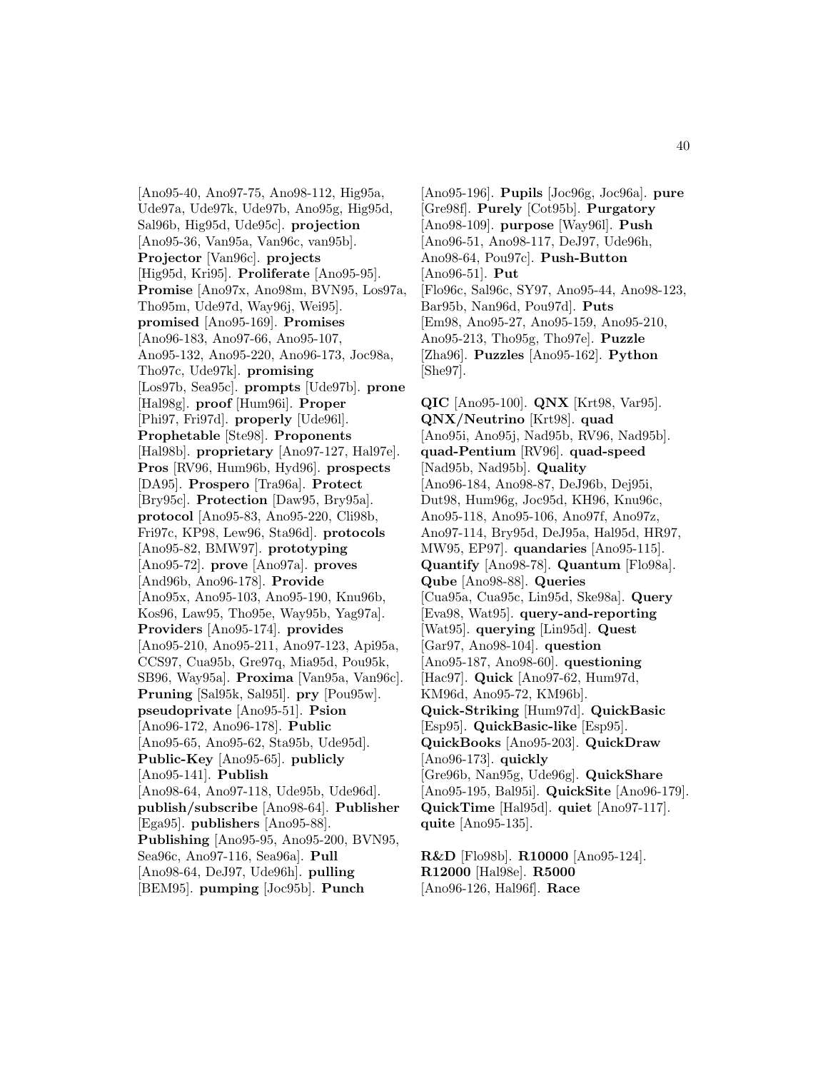[Ano95-40, Ano97-75, Ano98-112, Hig95a, Ude97a, Ude97k, Ude97b, Ano95g, Hig95d, Sal96b, Hig95d, Ude95c]. **projection** [Ano95-36, Van95a, Van96c, van95b]. **Projector** [Van96c]. **projects** [Hig95d, Kri95]. **Proliferate** [Ano95-95]. **Promise** [Ano97x, Ano98m, BVN95, Los97a, Tho95m, Ude97d, Way96j, Wei95]. **promised** [Ano95-169]. **Promises** [Ano96-183, Ano97-66, Ano95-107, Ano95-132, Ano95-220, Ano96-173, Joc98a, Tho97c, Ude97k]. **promising** [Los97b, Sea95c]. **prompts** [Ude97b]. **prone** [Hal98g]. **proof** [Hum96i]. **Proper** [Phi97, Fri97d]. **properly** [Ude96l]. **Prophetable** [Ste98]. **Proponents** [Hal98b]. **proprietary** [Ano97-127, Hal97e]. **Pros** [RV96, Hum96b, Hyd96]. **prospects** [DA95]. **Prospero** [Tra96a]. **Protect** [Bry95c]. **Protection** [Daw95, Bry95a]. **protocol** [Ano95-83, Ano95-220, Cli98b, Fri97c, KP98, Lew96, Sta96d]. **protocols** [Ano95-82, BMW97]. **prototyping** [Ano95-72]. **prove** [Ano97a]. **proves** [And96b, Ano96-178]. **Provide** [Ano95x, Ano95-103, Ano95-190, Knu96b, Kos96, Law95, Tho95e, Way95b, Yag97a]. **Providers** [Ano95-174]. **provides** [Ano95-210, Ano95-211, Ano97-123, Api95a, CCS97, Cua95b, Gre97q, Mia95d, Pou95k, SB96, Way95a]. **Proxima** [Van95a, Van96c]. **Pruning** [Sal95k, Sal95l]. **pry** [Pou95w]. **pseudoprivate** [Ano95-51]. **Psion** [Ano96-172, Ano96-178]. **Public** [Ano95-65, Ano95-62, Sta95b, Ude95d]. **Public-Key** [Ano95-65]. **publicly** [Ano95-141]. **Publish** [Ano98-64, Ano97-118, Ude95b, Ude96d]. **publish/subscribe** [Ano98-64]. **Publisher** [Ega95]. **publishers** [Ano95-88]. **Publishing** [Ano95-95, Ano95-200, BVN95, Sea96c, Ano97-116, Sea96a]. **Pull** [Ano98-64, DeJ97, Ude96h]. **pulling** [BEM95]. **pumping** [Joc95b]. **Punch** [Ano95-196]. **Pupils** [Joc96g, Joc96a]. **pure** [Gre98f]. **Purely** [Cot95b]. **Purgatory** [Ano98-109]. **purpose** [Way96l]. **Push** [Ano96-51, Ano98-117, DeJ97, Ude96h, Ano98-64, Pou97c]. **Push-Button** [Ano96-51]. **Put** [Flo96c, Sal96c, SY97, Ano95-44, Ano98-123, Bar95b, Nan96d, Pou97d]. **Puts** [Em98, Ano95-27, Ano95-159, Ano95-210, Ano95-213, Tho95g, Tho97e]. **Puzzle** [Zha96]. **Puzzles** [Ano95-162]. **Python** [She97].

**QIC** [Ano95-100]. **QNX** [Krt98, Var95]. **QNX/Neutrino** [Krt98]. **quad** [Ano95i, Ano95j, Nad95b, RV96, Nad95b]. **quad-Pentium** [RV96]. **quad-speed** [Nad95b, Nad95b]. **Quality** [Ano96-184, Ano98-87, DeJ96b, Dej95i, Dut98, Hum96g, Joc95d, KH96, Knu96c, Ano95-118, Ano95-106, Ano97f, Ano97z, Ano97-114, Bry95d, DeJ95a, Hal95d, HR97, MW95, EP97]. **quandaries** [Ano95-115]. **Quantify** [Ano98-78]. **Quantum** [Flo98a]. **Qube** [Ano98-88]. **Queries** [Cua95a, Cua95c, Lin95d, Ske98a]. **Query** [Eva98, Wat95]. **query-and-reporting** [Wat95]. **querying** [Lin95d]. **Quest** [Gar97, Ano98-104]. **question** [Ano95-187, Ano98-60]. **questioning** [Hac97]. **Quick** [Ano97-62, Hum97d, KM96d, Ano95-72, KM96b]. **Quick-Striking** [Hum97d]. **QuickBasic** [Esp95]. **QuickBasic-like** [Esp95]. **QuickBooks** [Ano95-203]. **QuickDraw** [Ano96-173]. **quickly** [Gre96b, Nan95g, Ude96g]. **QuickShare** [Ano95-195, Bal95i]. **QuickSite** [Ano96-179]. **QuickTime** [Hal95d]. **quiet** [Ano97-117]. **quite** [Ano95-135].

**R&D** [Flo98b]. **R10000** [Ano95-124]. **R12000** [Hal98e]. **R5000** [Ano96-126, Hal96f]. **Race**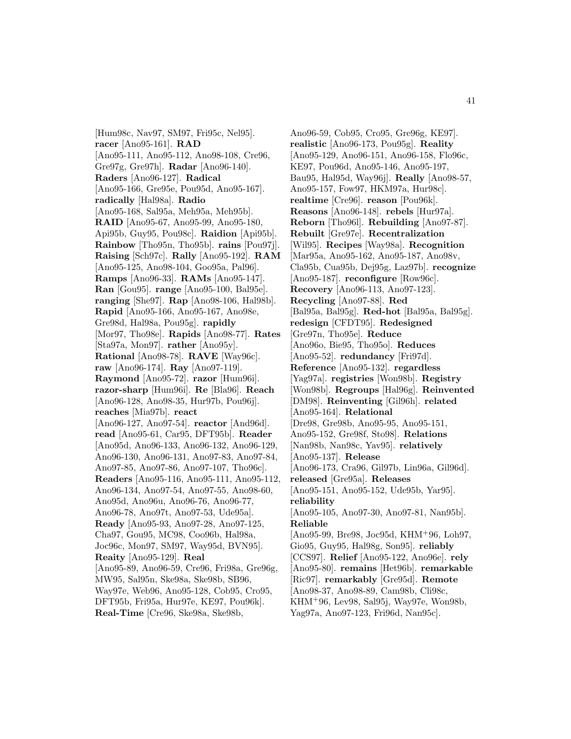[Hum98c, Nav97, SM97, Fri95c, Nel95]. **racer** [Ano95-161]. **RAD** [Ano95-111, Ano95-112, Ano98-108, Cre96, Gre97g, Gre97h]. **Radar** [Ano96-140]. **Raders** [Ano96-127]. **Radical** [Ano95-166, Gre95e, Pou95d, Ano95-167]. **radically** [Hal98a]. **Radio** [Ano95-168, Sal95a, Meh95a, Meh95b]. **RAID** [Ano95-67, Ano95-99, Ano95-180, Api95b, Guy95, Pou98c]. **Raidion** [Api95b]. **Rainbow** [Tho95n, Tho95b]. **rains** [Pou97j]. **Raising** [Sch97c]. **Rally** [Ano95-192]. **RAM** [Ano95-125, Ano98-104, Goo95a, Pal96]. **Ramps** [Ano96-33]. **RAMs** [Ano95-147]. **Ran** [Gou95]. **range** [Ano95-100, Bal95e]. **ranging** [She97]. **Rap** [Ano98-106, Hal98b]. **Rapid** [Ano95-166, Ano95-167, Ano98e, Gre98d, Hal98a, Pou95g]. **rapidly** [Mor97, Tho98e]. **Rapids** [Ano98-77]. **Rates** [Sta97a, Mon97]. **rather** [Ano95y]. **Rational** [Ano98-78]. **RAVE** [Way96c]. **raw** [Ano96-174]. **Ray** [Ano97-119]. **Raymond** [Ano95-72]. **razor** [Hum96i]. **razor-sharp** [Hum96i]. **Re** [Bla96]. **Reach** [Ano96-128, Ano98-35, Hur97b, Pou96j]. **reaches** [Mia97b]. **react** [Ano96-127, Ano97-54]. **reactor** [And96d]. **read** [Ano95-61, Car95, DFT95b]. **Reader** [Ano95d, Ano96-133, Ano96-132, Ano96-129, Ano96-130, Ano96-131, Ano97-83, Ano97-84, Ano97-85, Ano97-86, Ano97-107, Tho96c]. **Readers** [Ano95-116, Ano95-111, Ano95-112, Ano96-134, Ano97-54, Ano97-55, Ano98-60, Ano95d, Ano96u, Ano96-76, Ano96-77, Ano96-78, Ano97t, Ano97-53, Ude95a]. **Ready** [Ano95-93, Ano97-28, Ano97-125, Cha97, Gou95, MC98, Coo96b, Hal98a, Joc96c, Mon97, SM97, Way95d, BVN95]. **Reaity** [Ano95-129]. **Real** [Ano95-89, Ano96-59, Cre96, Fri98a, Gre96g, MW95, Sal95n, Ske98a, Ske98b, SB96, Way97e, Web96, Ano95-128, Cob95, Cro95, DFT95b, Fri95a, Hur97e, KE97, Pou96k]. **Real-Time** [Cre96, Ske98a, Ske98b, Ano96-59, Cob95, Cro95, Gre96g, KE97]. **realistic** [Ano96-173, Pou95g]. **Reality** [Ano95-129, Ano96-151, Ano96-158, Flo96c, KE97, Pou96d, Ano95-146, Ano95-197, Bau95, Hal95d, Way96j]. **Really** [Ano98-57, Ano95-157, Fow97, HKM97a, Hur98c]. **realtime** [Cre96]. **reason** [Pou96k]. **Reasons** [Ano96-148]. **rebels** [Hur97a]. **Reborn** [Tho96l]. **Rebuilding** [Ano97-87]. **Rebuilt** [Gre97e]. **Recentralization** [Wil95]. **Recipes** [Way98a]. **Recognition** [Mar95a, Ano95-162, Ano95-187, Ano98v, Cla95b, Cua95b, Dej95g, Laz97b]. **recognize** [Ano95-187]. **reconfigure** [Row96c]. **Recovery** [Ano96-113, Ano97-123]. **Recycling** [Ano97-88]. **Red** [Bal95a, Bal95g]. **Red-hot** [Bal95a, Bal95g]. **redesign** [CFDT95]. **Redesigned** [Gre97n, Tho95e]. **Reduce** [Ano96o, Bie95, Tho95o]. **Reduces** [Ano95-52]. **redundancy** [Fri97d]. **Reference** [Ano95-132]. **regardless** [Yag97a]. **registries** [Won98b]. **Registry** [Won98b]. **Regroups** [Hal96g]. **Reinvented** [DM98]. **Reinventing** [Gil96h]. **related** [Ano95-164]. **Relational** [Dre98, Gre98b, Ano95-95, Ano95-151, Ano95-152, Gre98f, Sto98]. **Relations** [Nan98b, Nan98c, Yav95]. **relatively** [Ano95-137]. **Release** [Ano96-173, Cra96, Gil97b, Lin96a, Gil96d]. **released** [Gre95a]. **Releases** [Ano95-151, Ano95-152, Ude95b, Yar95]. **reliability** [Ano95-105, Ano97-30, Ano97-81, Nan95b]. **Reliable** [Ano95-99, Bre98, Joc95d, KHM+96, Loh97, Gio95, Guy95, Hal98g, Son95]. **reliably** [CCS97]. **Relief** [Ano95-122, Ano96e]. **rely** [Ano95-80]. **remains** [Het96b]. **remarkable** [Ric97]. **remarkably** [Gre95d]. **Remote** [Ano98-37, Ano98-89, Cam98b, Cli98c, KHM+96, Lev98, Sal95j, Way97e, Won98b, Yag97a, Ano97-123, Fri96d, Nan95c].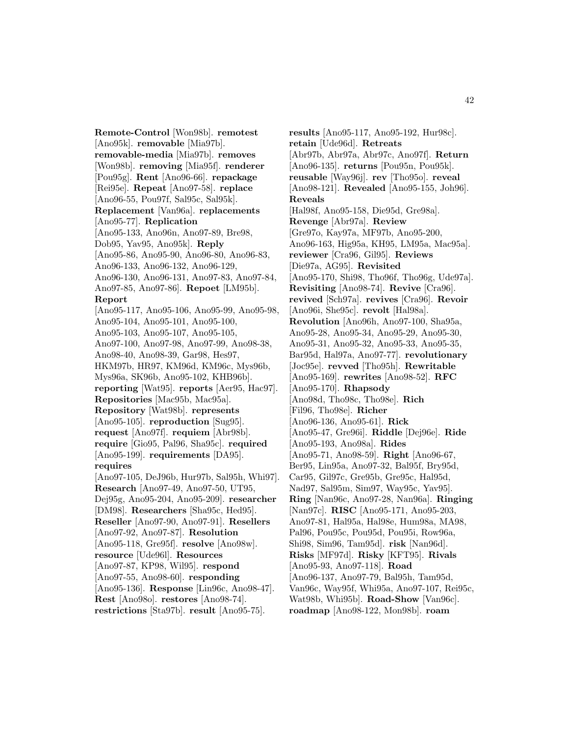**Remote-Control** [Won98b]. **remotest** [Ano95k]. **removable** [Mia97b]. **removable-media** [Mia97b]. **removes** [Won98b]. **removing** [Mia95f]. **renderer** [Pou95g]. **Rent** [Ano96-66]. **repackage** [Rei95e]. **Repeat** [Ano97-58]. **replace** [Ano96-55, Pou97f, Sal95c, Sal95k]. **Replacement** [Van96a]. **replacements** [Ano95-77]. **Replication** [Ano95-133, Ano96n, Ano97-89, Bre98, Dob95, Yav95, Ano95k]. **Reply** [Ano95-86, Ano95-90, Ano96-80, Ano96-83, Ano96-133, Ano96-132, Ano96-129, Ano96-130, Ano96-131, Ano97-83, Ano97-84, Ano97-85, Ano97-86]. **Repoet** [LM95b]. **Report** [Ano95-117, Ano95-106, Ano95-99, Ano95-98, Ano95-104, Ano95-101, Ano95-100, Ano95-103, Ano95-107, Ano95-105, Ano97-100, Ano97-98, Ano97-99, Ano98-38, Ano98-40, Ano98-39, Gar98, Hes97, HKM97b, HR97, KM96d, KM96c, Mys96b, Mys96a, SK96b, Ano95-102, KHB96b]. **reporting** [Wat95]. **reports** [Aer95, Hac97]. **Repositories** [Mac95b, Mac95a]. **Repository** [Wat98b]. **represents** [Ano95-105]. **reproduction** [Sug95]. **request** [Ano97f]. **requiem** [Abr98b]. **require** [Gio95, Pal96, Sha95c]. **required** [Ano95-199]. **requirements** [DA95]. **requires** [Ano97-105, DeJ96b, Hur97b, Sal95h, Whi97]. **Research** [Ano97-49, Ano97-50, UT95, Dej95g, Ano95-204, Ano95-209]. **researcher** [DM98]. **Researchers** [Sha95c, Hed95]. **Reseller** [Ano97-90, Ano97-91]. **Resellers** [Ano97-92, Ano97-87]. **Resolution** [Ano95-118, Gre95f]. **resolve** [Ano98w]. **resource** [Ude96l]. **Resources** [Ano97-87, KP98, Wil95]. **respond** [Ano97-55, Ano98-60]. **responding** [Ano95-136]. **Response** [Lin96c, Ano98-47]. **Rest** [Ano98o]. **restores** [Ano98-74]. **restrictions** [Sta97b]. **result** [Ano95-75]. **results** [Ano95-117, Ano95-192, Hur98c]. **retain** [Ude96d]. **Retreats** [Abr97b, Abr97a, Abr97c, Ano97f]. **Return** [Ano96-135]. **returns** [Pou95n, Pou95k]. **reusable** [Way96j]. **rev** [Tho95o]. **reveal** [Ano98-121]. **Revealed** [Ano95-155, Joh96]. **Reveals** [Hal98f, Ano95-158, Die95d, Gre98a]. **Revenge** [Abr97a]. **Review** [Gre97o, Kay97a, MF97b, Ano95-200, Ano96-163, Hig95a, KH95, LM95a, Mac95a]. **reviewer** [Cra96, Gil95]. **Reviews** [Die97a, AG95]. **Revisited** [Ano95-170, Shi98, Tho96f, Tho96g, Ude97a]. **Revisiting** [Ano98-74]. **Revive** [Cra96]. **revived** [Sch97a]. **revives** [Cra96]. **Revoir** [Ano96i, She95c]. **revolt** [Hal98a]. **Revolution** [Ano96h, Ano97-100, Sha95a, Ano95-28, Ano95-34, Ano95-29, Ano95-30, Ano95-31, Ano95-32, Ano95-33, Ano95-35, Bar95d, Hal97a, Ano97-77]. **revolutionary** [Joc95e]. **revved** [Tho95h]. **Rewritable** [Ano95-169]. **rewrites** [Ano98-52]. **RFC** [Ano95-170]. **Rhapsody** [Ano98d, Tho98c, Tho98e]. **Rich** [Fil96, Tho98e]. **Richer** [Ano96-136, Ano95-61]. **Rick** [Ano95-47, Gre96i]. **Riddle** [Dej96e]. **Ride** [Ano95-193, Ano98a]. **Rides** [Ano95-71, Ano98-59]. **Right** [Ano96-67, Ber95, Lin95a, Ano97-32, Bal95f, Bry95d, Car95, Gil97c, Gre95b, Gre95c, Hal95d, Nad97, Sal95m, Sim97, Way95c, Yav95]. **Ring** [Nan96c, Ano97-28, Nan96a]. **Ringing** [Nan97c]. **RISC** [Ano95-171, Ano95-203, Ano97-81, Hal95a, Hal98e, Hum98a, MA98, Pal96, Pou95c, Pou95d, Pou95i, Row96a, Shi98, Sim96, Tam95d]. **risk** [Nan96d]. **Risks** [MF97d]. **Risky** [KFT95]. **Rivals** [Ano95-93, Ano97-118]. **Road** [Ano96-137, Ano97-79, Bal95h, Tam95d, Van96c, Way95f, Whi95a, Ano97-107, Rei95c, Wat98b, Whi95b]. **Road-Show** [Van96c]. **roadmap** [Ano98-122, Mon98b]. **roam**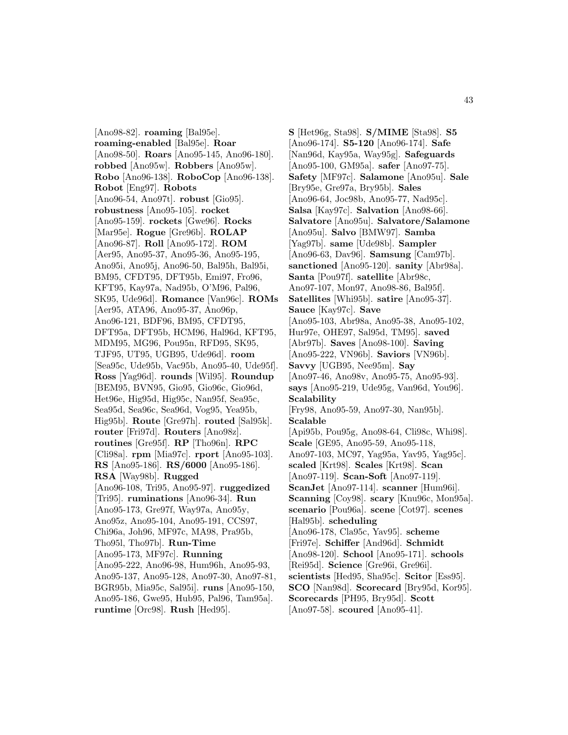[Ano98-82]. **roaming** [Bal95e]. **roaming-enabled** [Bal95e]. **Roar** [Ano98-50]. **Roars** [Ano95-145, Ano96-180]. **robbed** [Ano95w]. **Robbers** [Ano95w]. **Robo** [Ano96-138]. **RoboCop** [Ano96-138]. **Robot** [Eng97]. **Robots** [Ano96-54, Ano97t]. **robust** [Gio95]. **robustness** [Ano95-105]. **rocket** [Ano95-159]. **rockets** [Gwe96]. **Rocks** [Mar95e]. **Rogue** [Gre96b]. **ROLAP** [Ano96-87]. **Roll** [Ano95-172]. **ROM** [Aer95, Ano95-37, Ano95-36, Ano95-195, Ano95i, Ano95j, Ano96-50, Bal95h, Bal95i, BM95, CFDT95, DFT95b, Emi97, Fro96, KFT95, Kay97a, Nad95b, O'M96, Pal96, SK95, Ude96d]. **Romance** [Van96c]. **ROMs** [Aer95, ATA96, Ano95-37, Ano96p, Ano96-121, BDF96, BM95, CFDT95, DFT95a, DFT95b, HCM96, Hal96d, KFT95, MDM95, MG96, Pou95n, RFD95, SK95, TJF95, UT95, UGB95, Ude96d]. **room** [Sea95c, Ude95b, Vac95b, Ano95-40, Ude95f]. **Ross** [Yag96d]. **rounds** [Wil95]. **Roundup** [BEM95, BVN95, Gio95, Gio96c, Gio96d, Het96e, Hig95d, Hig95c, Nan95f, Sea95c, Sea95d, Sea96c, Sea96d, Vog95, Yea95b, Hig95b]. **Route** [Gre97h]. **routed** [Sal95k]. **router** [Fri97d]. **Routers** [Ano98z]. **routines** [Gre95f]. **RP** [Tho96n]. **RPC** [Cli98a]. **rpm** [Mia97c]. **rport** [Ano95-103]. **RS** [Ano95-186]. **RS/6000** [Ano95-186]. **RSA** [Way98b]. **Rugged** [Ano96-108, Tri95, Ano95-97]. **ruggedized** [Tri95]. **ruminations** [Ano96-34]. **Run** [Ano95-173, Gre97f, Way97a, Ano95y, Ano95z, Ano95-104, Ano95-191, CCS97, Chi96a, Joh96, MF97c, MA98, Pra95b, Tho95l, Tho97b]. **Run-Time** [Ano95-173, MF97c]. **Running** [Ano95-222, Ano96-98, Hum96h, Ano95-93, Ano95-137, Ano95-128, Ano97-30, Ano97-81, BGR95b, Mia95c, Sal95i]. **runs** [Ano95-150, Ano95-186, Gwe95, Hub95, Pal96, Tam95a]. **runtime** [Orc98]. **Rush** [Hed95].

**S** [Het96g, Sta98]. **S/MIME** [Sta98]. **S5** [Ano96-174]. **S5-120** [Ano96-174]. **Safe** [Nan96d, Kay95a, Way95g]. **Safeguards** [Ano95-100, GM95a]. **safer** [Ano97-75]. **Safety** [MF97c]. **Salamone** [Ano95u]. **Sale** [Bry95e, Gre97a, Bry95b]. **Sales** [Ano96-64, Joc98b, Ano95-77, Nad95c]. **Salsa** [Kay97c]. **Salvation** [Ano98-66]. **Salvatore** [Ano95u]. **Salvatore/Salamone** [Ano95u]. **Salvo** [BMW97]. **Samba** [Yag97b]. **same** [Ude98b]. **Sampler** [Ano96-63, Dav96]. **Samsung** [Cam97b]. **sanctioned** [Ano95-120]. **sanity** [Abr98a]. **Santa** [Pou97f]. **satellite** [Abr98c, Ano97-107, Mon97, Ano98-86, Bal95f]. **Satellites** [Whi95b]. **satire** [Ano95-37]. **Sauce** [Kay97c]. **Save** [Ano95-103, Abr98a, Ano95-38, Ano95-102, Hur97e, OHE97, Sal95d, TM95]. **saved** [Abr97b]. **Saves** [Ano98-100]. **Saving** [Ano95-222, VN96b]. **Saviors** [VN96b]. **Savvy** [UGB95, Nee95m]. **Say** [Ano97-46, Ano98v, Ano95-75, Ano95-93]. **says** [Ano95-219, Ude95g, Van96d, You96]. **Scalability** [Fry98, Ano95-59, Ano97-30, Nan95b]. **Scalable** [Api95b, Pou95g, Ano98-64, Cli98c, Whi98]. **Scale** [GE95, Ano95-59, Ano95-118, Ano97-103, MC97, Yag95a, Yav95, Yag95c]. **scaled** [Krt98]. **Scales** [Krt98]. **Scan** [Ano97-119]. **Scan-Soft** [Ano97-119]. **ScanJet** [Ano97-114]. **scanner** [Hum96i]. **Scanning** [Coy98]. **scary** [Knu96c, Mon95a]. **scenario** [Pou96a]. **scene** [Cot97]. **scenes** [Hal95b]. **scheduling** [Ano96-178, Cla95c, Yav95]. **scheme** [Fri97e]. **Schiffer** [And96d]. **Schmidt** [Ano98-120]. **School** [Ano95-171]. **schools** [Rei95d]. **Science** [Gre96i, Gre96i]. **scientists** [Hed95, Sha95c]. **Scitor** [Ess95]. **SCO** [Nan98d]. **Scorecard** [Bry95d, Kor95]. **Scorecards** [PH95, Bry95d]. **Scott** [Ano97-58]. **scoured** [Ano95-41].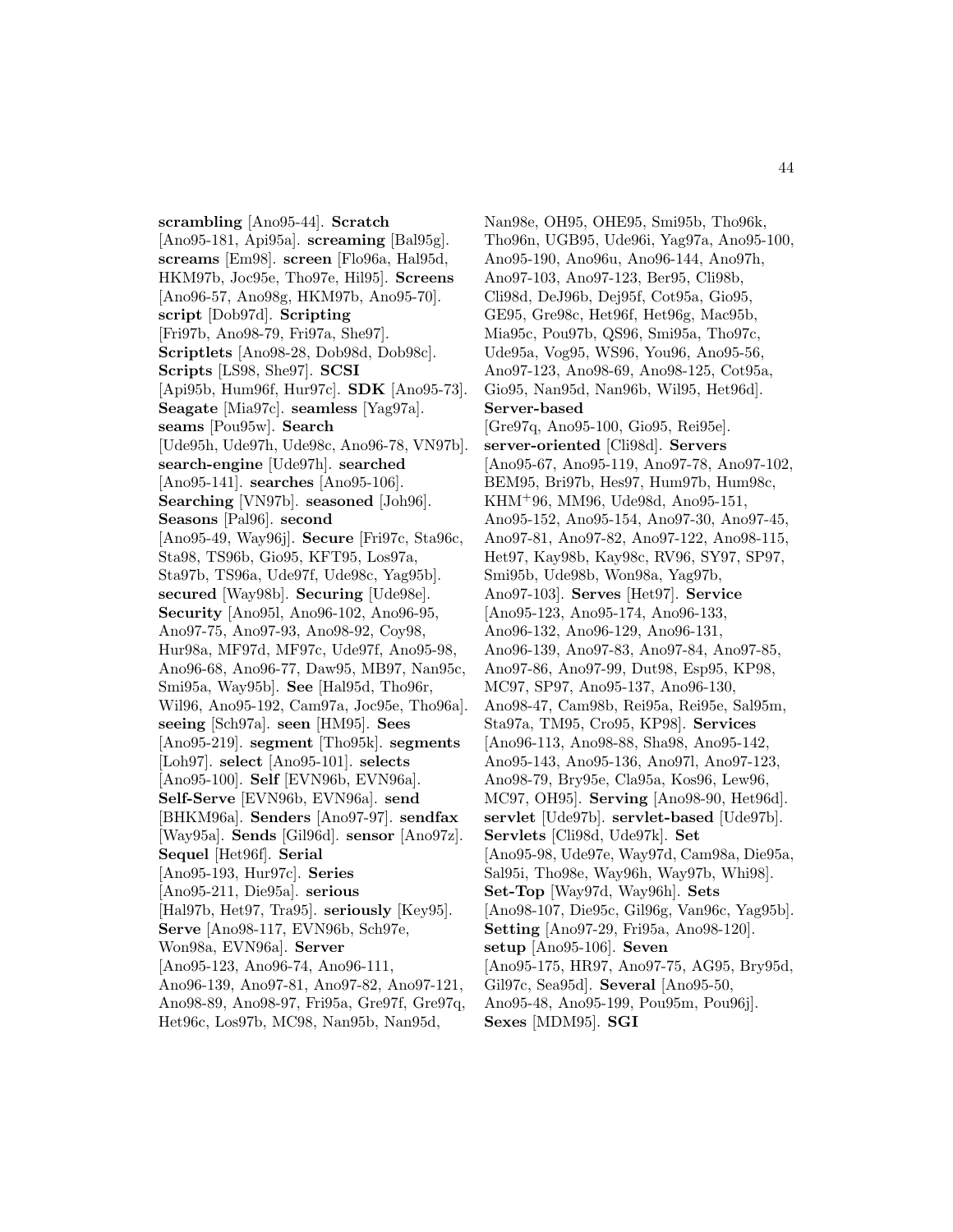**scrambling** [Ano95-44]. **Scratch** [Ano95-181, Api95a]. **screaming** [Bal95g]. **screams** [Em98]. **screen** [Flo96a, Hal95d, HKM97b, Joc95e, Tho97e, Hil95]. **Screens** [Ano96-57, Ano98g, HKM97b, Ano95-70]. **script** [Dob97d]. **Scripting** [Fri97b, Ano98-79, Fri97a, She97]. **Scriptlets** [Ano98-28, Dob98d, Dob98c]. **Scripts** [LS98, She97]. **SCSI** [Api95b, Hum96f, Hur97c]. **SDK** [Ano95-73]. **Seagate** [Mia97c]. **seamless** [Yag97a]. **seams** [Pou95w]. **Search** [Ude95h, Ude97h, Ude98c, Ano96-78, VN97b]. **search-engine** [Ude97h]. **searched** [Ano95-141]. **searches** [Ano95-106]. **Searching** [VN97b]. **seasoned** [Joh96]. **Seasons** [Pal96]. **second** [Ano95-49, Way96j]. **Secure** [Fri97c, Sta96c, Sta98, TS96b, Gio95, KFT95, Los97a, Sta97b, TS96a, Ude97f, Ude98c, Yag95b]. **secured** [Way98b]. **Securing** [Ude98e]. **Security** [Ano95l, Ano96-102, Ano96-95, Ano97-75, Ano97-93, Ano98-92, Coy98, Hur98a, MF97d, MF97c, Ude97f, Ano95-98, Ano96-68, Ano96-77, Daw95, MB97, Nan95c, Smi95a, Way95b]. **See** [Hal95d, Tho96r, Wil96, Ano95-192, Cam97a, Joc95e, Tho96a]. **seeing** [Sch97a]. **seen** [HM95]. **Sees** [Ano95-219]. **segment** [Tho95k]. **segments** [Loh97]. **select** [Ano95-101]. **selects** [Ano95-100]. **Self** [EVN96b, EVN96a]. **Self-Serve** [EVN96b, EVN96a]. **send** [BHKM96a]. **Senders** [Ano97-97]. **sendfax** [Way95a]. **Sends** [Gil96d]. **sensor** [Ano97z]. **Sequel** [Het96f]. **Serial** [Ano95-193, Hur97c]. **Series** [Ano95-211, Die95a]. **serious** [Hal97b, Het97, Tra95]. **seriously** [Key95]. **Serve** [Ano98-117, EVN96b, Sch97e, Won98a, EVN96a]. **Server** [Ano95-123, Ano96-74, Ano96-111, Ano96-139, Ano97-81, Ano97-82, Ano97-121, Ano98-89, Ano98-97, Fri95a, Gre97f, Gre97q, Het96c, Los97b, MC98, Nan95b, Nan95d, Nan98e, OH95, OHE95, Smi95b, Tho96k, Tho96n, UGB95, Ude96i, Yag97a, Ano95-100, Ano95-190, Ano96u, Ano96-144, Ano97h, Ano97-103, Ano97-123, Ber95, Cli98b, Cli98d, DeJ96b, Dej95f, Cot95a, Gio95, GE95, Gre98c, Het96f, Het96g, Mac95b, Mia95c, Pou97b, QS96, Smi95a, Tho97c, Ude95a, Vog95, WS96, You96, Ano95-56, Ano97-123, Ano98-69, Ano98-125, Cot95a, Gio95, Nan95d, Nan96b, Wil95, Het96d]. **Server-based** [Gre97q, Ano95-100, Gio95, Rei95e]. **server-oriented** [Cli98d]. **Servers** [Ano95-67, Ano95-119, Ano97-78, Ano97-102, BEM95, Bri97b, Hes97, Hum97b, Hum98c, KHM+96, MM96, Ude98d, Ano95-151, Ano95-152, Ano95-154, Ano97-30, Ano97-45, Ano97-81, Ano97-82, Ano97-122, Ano98-115, Het97, Kay98b, Kay98c, RV96, SY97, SP97, Smi95b, Ude98b, Won98a, Yag97b, Ano97-103]. **Serves** [Het97]. **Service** [Ano95-123, Ano95-174, Ano96-133, Ano96-132, Ano96-129, Ano96-131, Ano96-139, Ano97-83, Ano97-84, Ano97-85, Ano97-86, Ano97-99, Dut98, Esp95, KP98, MC97, SP97, Ano95-137, Ano96-130, Ano98-47, Cam98b, Rei95a, Rei95e, Sal95m, Sta97a, TM95, Cro95, KP98]. **Services** [Ano96-113, Ano98-88, Sha98, Ano95-142, Ano95-143, Ano95-136, Ano97l, Ano97-123, Ano98-79, Bry95e, Cla95a, Kos96, Lew96, MC97, OH95]. **Serving** [Ano98-90, Het96d]. **servlet** [Ude97b]. **servlet-based** [Ude97b]. **Servlets** [Cli98d, Ude97k]. **Set** [Ano95-98, Ude97e, Way97d, Cam98a, Die95a, Sal95i, Tho98e, Way96h, Way97b, Whi98]. **Set-Top** [Way97d, Way96h]. **Sets** [Ano98-107, Die95c, Gil96g, Van96c, Yag95b]. **Setting** [Ano97-29, Fri95a, Ano98-120]. **setup** [Ano95-106]. **Seven** [Ano95-175, HR97, Ano97-75, AG95, Bry95d, Gil97c, Sea95d]. **Several** [Ano95-50, Ano95-48, Ano95-199, Pou95m, Pou96j]. **Sexes** [MDM95]. **SGI**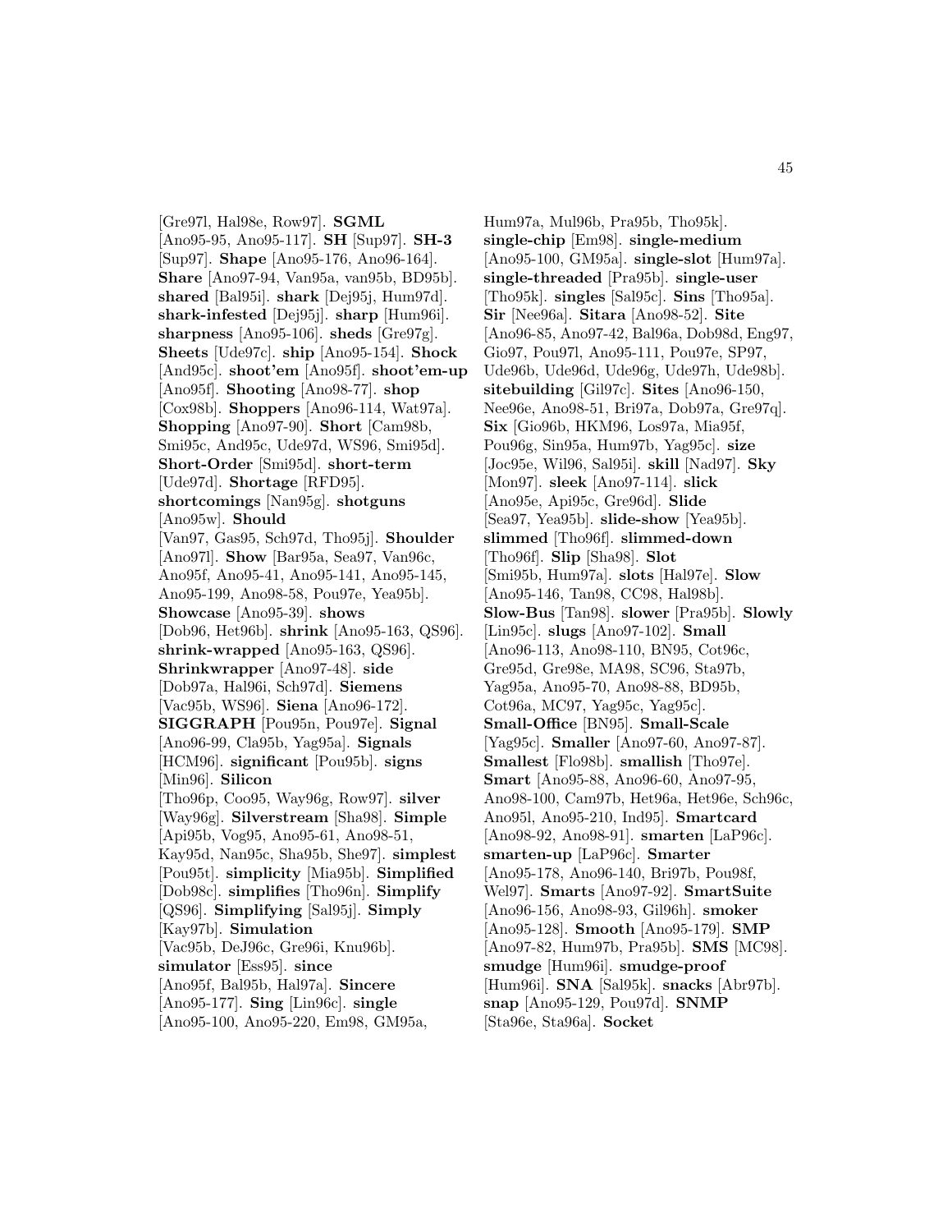[Gre97l, Hal98e, Row97]. **SGML** [Ano95-95, Ano95-117]. **SH** [Sup97]. **SH-3** [Sup97]. **Shape** [Ano95-176, Ano96-164]. **Share** [Ano97-94, Van95a, van95b, BD95b]. **shared** [Bal95i]. **shark** [Dej95j, Hum97d]. **shark-infested** [Dej95j]. **sharp** [Hum96i]. **sharpness** [Ano95-106]. **sheds** [Gre97g]. **Sheets** [Ude97c]. **ship** [Ano95-154]. **Shock** [And95c]. **shoot'em** [Ano95f]. **shoot'em-up** [Ano95f]. **Shooting** [Ano98-77]. **shop** [Cox98b]. **Shoppers** [Ano96-114, Wat97a]. **Shopping** [Ano97-90]. **Short** [Cam98b, Smi95c, And95c, Ude97d, WS96, Smi95d]. **Short-Order** [Smi95d]. **short-term** [Ude97d]. **Shortage** [RFD95]. **shortcomings** [Nan95g]. **shotguns** [Ano95w]. **Should** [Van97, Gas95, Sch97d, Tho95j]. **Shoulder** [Ano97l]. **Show** [Bar95a, Sea97, Van96c, Ano95f, Ano95-41, Ano95-141, Ano95-145, Ano95-199, Ano98-58, Pou97e, Yea95b]. **Showcase** [Ano95-39]. **shows** [Dob96, Het96b]. **shrink** [Ano95-163, QS96]. **shrink-wrapped** [Ano95-163, QS96]. **Shrinkwrapper** [Ano97-48]. **side** [Dob97a, Hal96i, Sch97d]. **Siemens** [Vac95b, WS96]. **Siena** [Ano96-172]. **SIGGRAPH** [Pou95n, Pou97e]. **Signal** [Ano96-99, Cla95b, Yag95a]. **Signals** [HCM96]. **significant** [Pou95b]. **signs** [Min96]. **Silicon** [Tho96p, Coo95, Way96g, Row97]. **silver** [Way96g]. **Silverstream** [Sha98]. **Simple** [Api95b, Vog95, Ano95-61, Ano98-51, Kay95d, Nan95c, Sha95b, She97]. **simplest** [Pou95t]. **simplicity** [Mia95b]. **Simplified** [Dob98c]. **simplifies** [Tho96n]. **Simplify** [QS96]. **Simplifying** [Sal95j]. **Simply** [Kay97b]. **Simulation** [Vac95b, DeJ96c, Gre96i, Knu96b]. **simulator** [Ess95]. **since** [Ano95f, Bal95b, Hal97a]. **Sincere** [Ano95-177]. **Sing** [Lin96c]. **single** [Ano95-100, Ano95-220, Em98, GM95a, Hum97a, Mul96b, Pra95b, Tho95k]. **single-chip** [Em98]. **single-medium** [Ano95-100, GM95a]. **single-slot** [Hum97a]. **single-threaded** [Pra95b]. **single-user** [Tho95k]. **singles** [Sal95c]. **Sins** [Tho95a]. **Sir** [Nee96a]. **Sitara** [Ano98-52]. **Site** [Ano96-85, Ano97-42, Bal96a, Dob98d, Eng97, Gio97, Pou97l, Ano95-111, Pou97e, SP97, Ude96b, Ude96d, Ude96g, Ude97h, Ude98b]. **sitebuilding** [Gil97c]. **Sites** [Ano96-150, Nee96e, Ano98-51, Bri97a, Dob97a, Gre97q]. **Six** [Gio96b, HKM96, Los97a, Mia95f, Pou96g, Sin95a, Hum97b, Yag95c]. **size** [Joc95e, Wil96, Sal95i]. **skill** [Nad97]. **Sky** [Mon97]. **sleek** [Ano97-114]. **slick** [Ano95e, Api95c, Gre96d]. **Slide** [Sea97, Yea95b]. **slide-show** [Yea95b]. **slimmed** [Tho96f]. **slimmed-down** [Tho96f]. **Slip** [Sha98]. **Slot** [Smi95b, Hum97a]. **slots** [Hal97e]. **Slow** [Ano95-146, Tan98, CC98, Hal98b]. **Slow-Bus** [Tan98]. **slower** [Pra95b]. **Slowly** [Lin95c]. **slugs** [Ano97-102]. **Small** [Ano96-113, Ano98-110, BN95, Cot96c, Gre95d, Gre98e, MA98, SC96, Sta97b, Yag95a, Ano95-70, Ano98-88, BD95b, Cot96a, MC97, Yag95c, Yag95c]. **Small-Office** [BN95]. **Small-Scale** [Yag95c]. **Smaller** [Ano97-60, Ano97-87]. **Smallest** [Flo98b]. **smallish** [Tho97e]. **Smart** [Ano95-88, Ano96-60, Ano97-95, Ano98-100, Cam97b, Het96a, Het96e, Sch96c, Ano95l, Ano95-210, Ind95]. **Smartcard** [Ano98-92, Ano98-91]. **smarten** [LaP96c]. **smarten-up** [LaP96c]. **Smarter** [Ano95-178, Ano96-140, Bri97b, Pou98f, Wel97]. **Smarts** [Ano97-92]. **SmartSuite** [Ano96-156, Ano98-93, Gil96h]. **smoker** [Ano95-128]. **Smooth** [Ano95-179]. **SMP** [Ano97-82, Hum97b, Pra95b]. **SMS** [MC98]. **smudge** [Hum96i]. **smudge-proof** [Hum96i]. **SNA** [Sal95k]. **snacks** [Abr97b]. **snap** [Ano95-129, Pou97d]. **SNMP** [Sta96e, Sta96a]. **Socket**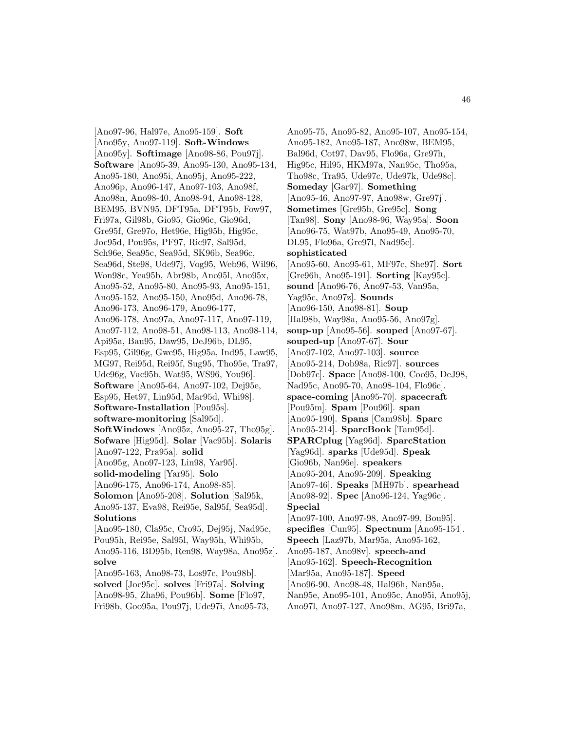[Ano97-96, Hal97e, Ano95-159]. **Soft** [Ano95y, Ano97-119]. **Soft-Windows** [Ano95y]. **Softimage** [Ano98-86, Pou97j]. **Software** [Ano95-39, Ano95-130, Ano95-134, Ano95-180, Ano95i, Ano95j, Ano95-222, Ano96p, Ano96-147, Ano97-103, Ano98f, Ano98n, Ano98-40, Ano98-94, Ano98-128, BEM95, BVN95, DFT95a, DFT95b, Fow97, Fri97a, Gil98b, Gio95, Gio96c, Gio96d, Gre95f, Gre97o, Het96e, Hig95b, Hig95c, Joc95d, Pou95s, PF97, Ric97, Sal95d, Sch96e, Sea95c, Sea95d, SK96b, Sea96c, Sea96d, Ste98, Ude97j, Vog95, Web96, Wil96, Won98c, Yea95b, Abr98b, Ano95l, Ano95x, Ano95-52, Ano95-80, Ano95-93, Ano95-151, Ano95-152, Ano95-150, Ano95d, Ano96-78, Ano96-173, Ano96-179, Ano96-177, Ano96-178, Ano97a, Ano97-117, Ano97-119, Ano97-112, Ano98-51, Ano98-113, Ano98-114, Api95a, Bau95, Daw95, DeJ96b, DL95, Esp95, Gil96g, Gwe95, Hig95a, Ind95, Law95, MG97, Rei95d, Rei95f, Sug95, Tho95e, Tra97, Ude96g, Vac95b, Wat95, WS96, You96]. **Software** [Ano95-64, Ano97-102, Dej95e, Esp95, Het97, Lin95d, Mar95d, Whi98]. **Software-Installation** [Pou95s]. **software-monitoring** [Sal95d]. **SoftWindows** [Ano95z, Ano95-27, Tho95g]. **Sofware** [Hig95d]. **Solar** [Vac95b]. **Solaris** [Ano97-122, Pra95a]. **solid** [Ano95g, Ano97-123, Lin98, Yar95]. **solid-modeling** [Yar95]. **Solo** [Ano96-175, Ano96-174, Ano98-85]. **Solomon** [Ano95-208]. **Solution** [Sal95k, Ano95-137, Eva98, Rei95e, Sal95f, Sea95d]. **Solutions** [Ano95-180, Cla95c, Cro95, Dej95j, Nad95c, Pou95h, Rei95e, Sal95l, Way95h, Whi95b, Ano95-116, BD95b, Ren98, Way98a, Ano95z]. **solve** [Ano95-163, Ano98-73, Los97c, Pou98b]. **solved** [Joc95c]. **solves** [Fri97a]. **Solving** [Ano98-95, Zha96, Pou96b]. **Some** [Flo97, Fri98b, Goo95a, Pou97j, Ude97i, Ano95-73, Ano95-75, Ano95-82, Ano95-107, Ano95-154, Ano95-182, Ano95-187, Ano98w, BEM95, Bal96d, Cot97, Dav95, Flo96a, Gre97h, Hig95c, Hil95, HKM97a, Nan95c, Tho95a, Tho98c, Tra95, Ude97c, Ude97k, Ude98c]. **Someday** [Gar97]. **Something** [Ano95-46, Ano97-97, Ano98w, Gre97j]. **Sometimes** [Gre95b, Gre95c]. **Song** [Tan98]. **Sony** [Ano98-96, Way95a]. **Soon** [Ano96-75, Wat97b, Ano95-49, Ano95-70, DL95, Flo96a, Gre97l, Nad95c]. **sophisticated** [Ano95-60, Ano95-61, MF97c, She97]. **Sort** [Gre96h, Ano95-191]. **Sorting** [Kay95c]. **sound** [Ano96-76, Ano97-53, Van95a, Yag95c, Ano97z]. **Sounds** [Ano96-150, Ano98-81]. **Soup** [Hal98b, Way98a, Ano95-56, Ano97g]. **soup-up** [Ano95-56]. **souped** [Ano97-67]. **souped-up** [Ano97-67]. **Sour** [Ano97-102, Ano97-103]. **source** [Ano95-214, Dob98a, Ric97]. **sources** [Dob97c]. **Space** [Ano98-100, Coo95, DeJ98, Nad95c, Ano95-70, Ano98-104, Flo96c]. **space-coming** [Ano95-70]. **spacecraft** [Pou95m]. **Spam** [Pou96l]. **span** [Ano95-190]. **Spans** [Cam98b]. **Sparc** [Ano95-214]. **SparcBook** [Tam95d]. **SPARCplug** [Yag96d]. **SparcStation** [Yag96d]. **sparks** [Ude95d]. **Speak** [Gio96b, Nan96e]. **speakers** [Ano95-204, Ano95-209]. **Speaking** [Ano97-46]. **Speaks** [MH97b]. **spearhead** [Ano98-92]. **Spec** [Ano96-124, Yag96c]. **Special** [Ano97-100, Ano97-98, Ano97-99, Bou95]. **specifies** [Cun95]. **Spectnum** [Ano95-154]. **Speech** [Laz97b, Mar95a, Ano95-162, Ano95-187, Ano98v]. **speech-and** [Ano95-162]. **Speech-Recognition** [Mar95a, Ano95-187]. **Speed** [Ano96-90, Ano98-48, Hal96h, Nan95a, Nan95e, Ano95-101, Ano95c, Ano95i, Ano95j, Ano97l, Ano97-127, Ano98m, AG95, Bri97a,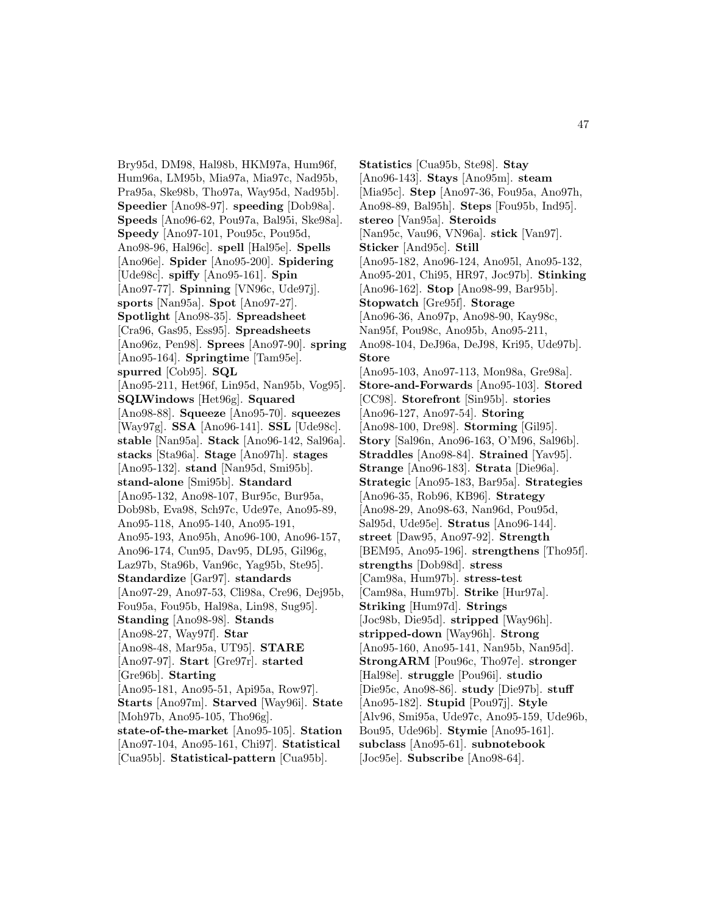Bry95d, DM98, Hal98b, HKM97a, Hum96f, Hum96a, LM95b, Mia97a, Mia97c, Nad95b, Pra95a, Ske98b, Tho97a, Way95d, Nad95b]. **Speedier** [Ano98-97]. **speeding** [Dob98a]. **Speeds** [Ano96-62, Pou97a, Bal95i, Ske98a]. **Speedy** [Ano97-101, Pou95c, Pou95d, Ano98-96, Hal96c]. **spell** [Hal95e]. **Spells** [Ano96e]. **Spider** [Ano95-200]. **Spidering** [Ude98c]. **spiffy** [Ano95-161]. **Spin** [Ano97-77]. **Spinning** [VN96c, Ude97j]. **sports** [Nan95a]. **Spot** [Ano97-27]. **Spotlight** [Ano98-35]. **Spreadsheet** [Cra96, Gas95, Ess95]. **Spreadsheets** [Ano96z, Pen98]. **Sprees** [Ano97-90]. **spring** [Ano95-164]. **Springtime** [Tam95e]. **spurred** [Cob95]. **SQL** [Ano95-211, Het96f, Lin95d, Nan95b, Vog95]. **SQLWindows** [Het96g]. **Squared** [Ano98-88]. **Squeeze** [Ano95-70]. **squeezes** [Way97g]. **SSA** [Ano96-141]. **SSL** [Ude98c]. **stable** [Nan95a]. **Stack** [Ano96-142, Sal96a]. **stacks** [Sta96a]. **Stage** [Ano97h]. **stages** [Ano95-132]. **stand** [Nan95d, Smi95b]. **stand-alone** [Smi95b]. **Standard** [Ano95-132, Ano98-107, Bur95c, Bur95a, Dob98b, Eva98, Sch97c, Ude97e, Ano95-89, Ano95-118, Ano95-140, Ano95-191, Ano95-193, Ano95h, Ano96-100, Ano96-157, Ano96-174, Cun95, Dav95, DL95, Gil96g, Laz97b, Sta96b, Van96c, Yag95b, Ste95]. **Standardize** [Gar97]. **standards** [Ano97-29, Ano97-53, Cli98a, Cre96, Dej95b, Fou95a, Fou95b, Hal98a, Lin98, Sug95]. **Standing** [Ano98-98]. **Stands** [Ano98-27, Way97f]. **Star** [Ano98-48, Mar95a, UT95]. **STARE** [Ano97-97]. **Start** [Gre97r]. **started** [Gre96b]. **Starting** [Ano95-181, Ano95-51, Api95a, Row97]. **Starts** [Ano97m]. **Starved** [Way96i]. **State** [Moh97b, Ano95-105, Tho96g]. **state-of-the-market** [Ano95-105]. **Station** [Ano97-104, Ano95-161, Chi97]. **Statistical** [Cua95b]. **Statistical-pattern** [Cua95b]. **Statistics** [Cua95b, Ste98]. **Stay** [Ano96-143]. **Stays** [Ano95m]. **steam** [Mia95c]. **Step** [Ano97-36, Fou95a, Ano97h, Ano98-89, Bal95h]. **Steps** [Fou95b, Ind95]. **stereo** [Van95a]. **Steroids** [Nan95c, Vau96, VN96a]. **stick** [Van97]. **Sticker** [And95c]. **Still** [Ano95-182, Ano96-124, Ano95l, Ano95-132, Ano95-201, Chi95, HR97, Joc97b]. **Stinking** [Ano96-162]. **Stop** [Ano98-99, Bar95b]. **Stopwatch** [Gre95f]. **Storage** [Ano96-36, Ano97p, Ano98-90, Kay98c, Nan95f, Pou98c, Ano95b, Ano95-211, Ano98-104, DeJ96a, DeJ98, Kri95, Ude97b]. **Store** [Ano95-103, Ano97-113, Mon98a, Gre98a]. **Store-and-Forwards** [Ano95-103]. **Stored** [CC98]. **Storefront** [Sin95b]. **stories** [Ano96-127, Ano97-54]. **Storing** [Ano98-100, Dre98]. **Storming** [Gil95]. **Story** [Sal96n, Ano96-163, O'M96, Sal96b]. **Straddles** [Ano98-84]. **Strained** [Yav95]. **Strange** [Ano96-183]. **Strata** [Die96a]. **Strategic** [Ano95-183, Bar95a]. **Strategies** [Ano96-35, Rob96, KB96]. **Strategy** [Ano98-29, Ano98-63, Nan96d, Pou95d, Sal95d, Ude95e]. **Stratus** [Ano96-144]. **street** [Daw95, Ano97-92]. **Strength** [BEM95, Ano95-196]. **strengthens** [Tho95f]. **strengths** [Dob98d]. **stress** [Cam98a, Hum97b]. **stress-test** [Cam98a, Hum97b]. **Strike** [Hur97a]. **Striking** [Hum97d]. **Strings** [Joc98b, Die95d]. **stripped** [Way96h]. **stripped-down** [Way96h]. **Strong** [Ano95-160, Ano95-141, Nan95b, Nan95d]. **StrongARM** [Pou96c, Tho97e]. **stronger** [Hal98e]. **struggle** [Pou96i]. **studio** [Die95c, Ano98-86]. **study** [Die97b]. **stuff** [Ano95-182]. **Stupid** [Pou97j]. **Style** [Alv96, Smi95a, Ude97c, Ano95-159, Ude96b, Bou95, Ude96b]. **Stymie** [Ano95-161]. **subclass** [Ano95-61]. **subnotebook** [Joc95e]. **Subscribe** [Ano98-64].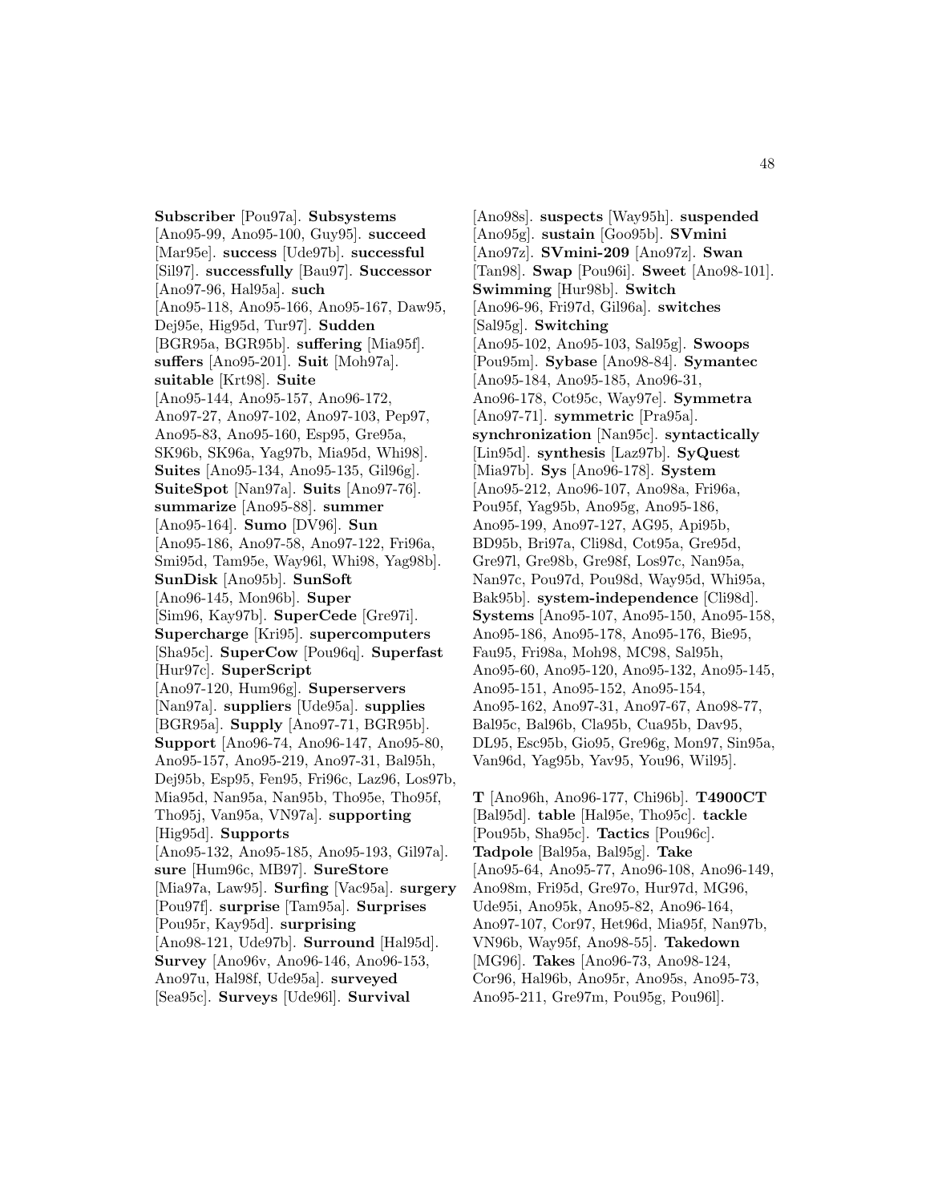**Subscriber** [Pou97a]. **Subsystems** [Ano95-99, Ano95-100, Guy95]. **succeed** [Mar95e]. **success** [Ude97b]. **successful** [Sil97]. **successfully** [Bau97]. **Successor** [Ano97-96, Hal95a]. **such** [Ano95-118, Ano95-166, Ano95-167, Daw95, Dej95e, Hig95d, Tur97]. **Sudden** [BGR95a, BGR95b]. **suffering** [Mia95f]. **suffers** [Ano95-201]. **Suit** [Moh97a]. **suitable** [Krt98]. **Suite** [Ano95-144, Ano95-157, Ano96-172, Ano97-27, Ano97-102, Ano97-103, Pep97, Ano95-83, Ano95-160, Esp95, Gre95a, SK96b, SK96a, Yag97b, Mia95d, Whi98]. **Suites** [Ano95-134, Ano95-135, Gil96g]. **SuiteSpot** [Nan97a]. **Suits** [Ano97-76]. **summarize** [Ano95-88]. **summer** [Ano95-164]. **Sumo** [DV96]. **Sun** [Ano95-186, Ano97-58, Ano97-122, Fri96a, Smi95d, Tam95e, Way96l, Whi98, Yag98b]. **SunDisk** [Ano95b]. **SunSoft** [Ano96-145, Mon96b]. **Super** [Sim96, Kay97b]. **SuperCede** [Gre97i]. **Supercharge** [Kri95]. **supercomputers** [Sha95c]. **SuperCow** [Pou96q]. **Superfast** [Hur97c]. **SuperScript** [Ano97-120, Hum96g]. **Superservers** [Nan97a]. **suppliers** [Ude95a]. **supplies** [BGR95a]. **Supply** [Ano97-71, BGR95b]. **Support** [Ano96-74, Ano96-147, Ano95-80, Ano95-157, Ano95-219, Ano97-31, Bal95h, Dej95b, Esp95, Fen95, Fri96c, Laz96, Los97b, Mia95d, Nan95a, Nan95b, Tho95e, Tho95f, Tho95j, Van95a, VN97a]. **supporting** [Hig95d]. **Supports** [Ano95-132, Ano95-185, Ano95-193, Gil97a]. **sure** [Hum96c, MB97]. **SureStore** [Mia97a, Law95]. **Surfing** [Vac95a]. **surgery** [Pou97f]. **surprise** [Tam95a]. **Surprises** [Pou95r, Kay95d]. **surprising** [Ano98-121, Ude97b]. **Surround** [Hal95d]. **Survey** [Ano96v, Ano96-146, Ano96-153, Ano97u, Hal98f, Ude95a]. **surveyed** [Sea95c]. **Surveys** [Ude96l]. **Survival** [Ano98s]. **suspects** [Way95h]. **suspended** [Ano95g]. **sustain** [Goo95b]. **SVmini** [Ano97z]. **SVmini-209** [Ano97z]. **Swan** [Tan98]. **Swap** [Pou96i]. **Sweet** [Ano98-101]. **Swimming** [Hur98b]. **Switch** [Ano96-96, Fri97d, Gil96a]. **switches** [Sal95g]. **Switching** [Ano95-102, Ano95-103, Sal95g]. **Swoops** [Pou95m]. **Sybase** [Ano98-84]. **Symantec** [Ano95-184, Ano95-185, Ano96-31, Ano96-178, Cot95c, Way97e]. **Symmetra** [Ano97-71]. **symmetric** [Pra95a]. **synchronization** [Nan95c]. **syntactically** [Lin95d]. **synthesis** [Laz97b]. **SyQuest** [Mia97b]. **Sys** [Ano96-178]. **System** [Ano95-212, Ano96-107, Ano98a, Fri96a, Pou95f, Yag95b, Ano95g, Ano95-186, Ano95-199, Ano97-127, AG95, Api95b, BD95b, Bri97a, Cli98d, Cot95a, Gre95d, Gre97l, Gre98b, Gre98f, Los97c, Nan95a, Nan97c, Pou97d, Pou98d, Way95d, Whi95a, Bak95b]. **system-independence** [Cli98d]. **Systems** [Ano95-107, Ano95-150, Ano95-158, Ano95-186, Ano95-178, Ano95-176, Bie95, Fau95, Fri98a, Moh98, MC98, Sal95h, Ano95-60, Ano95-120, Ano95-132, Ano95-145, Ano95-151, Ano95-152, Ano95-154, Ano95-162, Ano97-31, Ano97-67, Ano98-77, Bal95c, Bal96b, Cla95b, Cua95b, Dav95, DL95, Esc95b, Gio95, Gre96g, Mon97, Sin95a, Van96d, Yag95b, Yav95, You96, Wil95].

**T** [Ano96h, Ano96-177, Chi96b]. **T4900CT** [Bal95d]. **table** [Hal95e, Tho95c]. **tackle** [Pou95b, Sha95c]. **Tactics** [Pou96c]. **Tadpole** [Bal95a, Bal95g]. **Take** [Ano95-64, Ano95-77, Ano96-108, Ano96-149, Ano98m, Fri95d, Gre97o, Hur97d, MG96, Ude95i, Ano95k, Ano95-82, Ano96-164, Ano97-107, Cor97, Het96d, Mia95f, Nan97b, VN96b, Way95f, Ano98-55]. **Takedown** [MG96]. **Takes** [Ano96-73, Ano98-124, Cor96, Hal96b, Ano95r, Ano95s, Ano95-73, Ano95-211, Gre97m, Pou95g, Pou96l].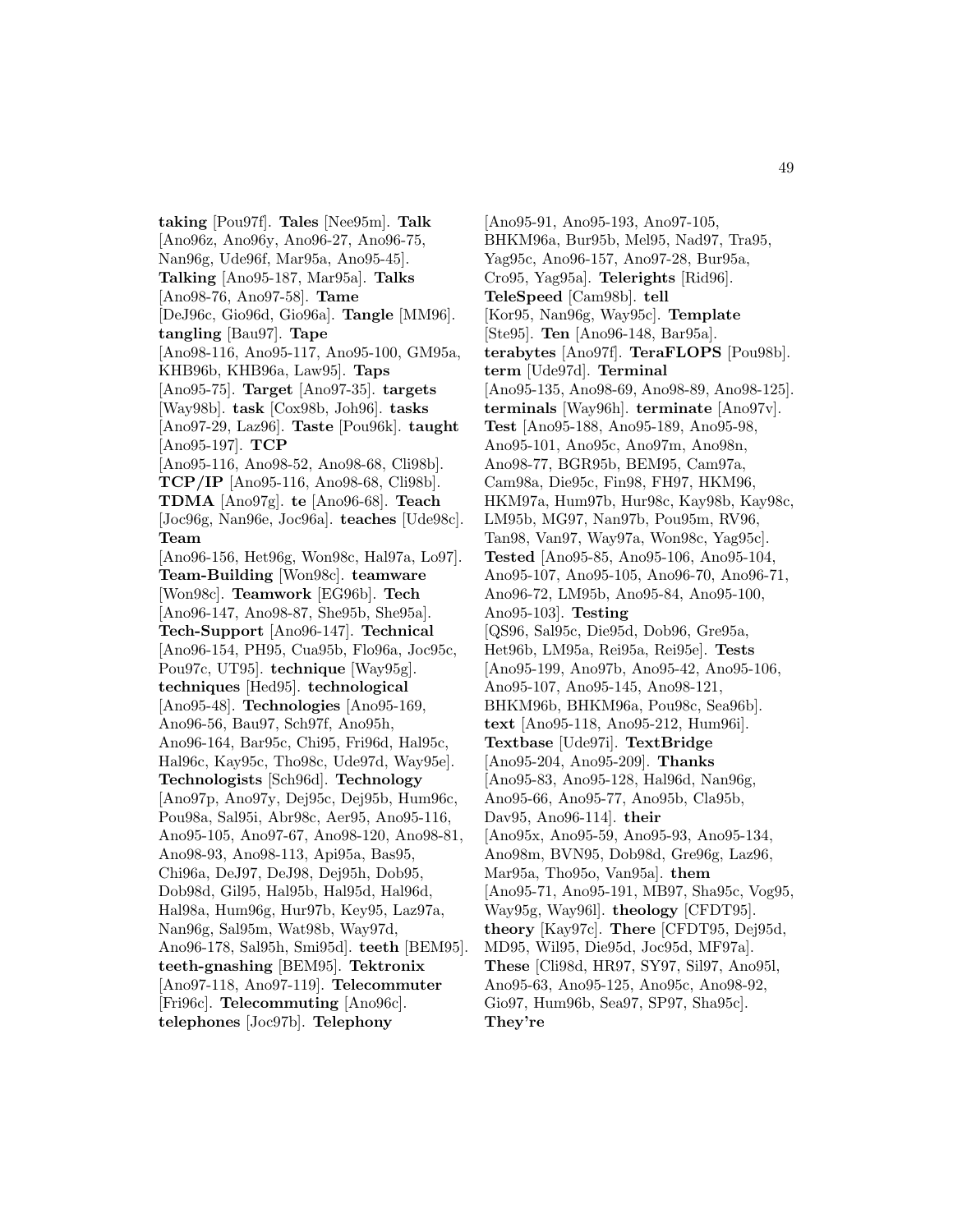**taking** [Pou97f]. **Tales** [Nee95m]. **Talk** [Ano96z, Ano96y, Ano96-27, Ano96-75, Nan96g, Ude96f, Mar95a, Ano95-45]. **Talking** [Ano95-187, Mar95a]. **Talks** [Ano98-76, Ano97-58]. **Tame** [DeJ96c, Gio96d, Gio96a]. **Tangle** [MM96]. **tangling** [Bau97]. **Tape** [Ano98-116, Ano95-117, Ano95-100, GM95a, KHB96b, KHB96a, Law95]. **Taps** [Ano95-75]. **Target** [Ano97-35]. **targets** [Way98b]. **task** [Cox98b, Joh96]. **tasks** [Ano97-29, Laz96]. **Taste** [Pou96k]. **taught** [Ano95-197]. **TCP** [Ano95-116, Ano98-52, Ano98-68, Cli98b]. **TCP/IP** [Ano95-116, Ano98-68, Cli98b]. **TDMA** [Ano97g]. **te** [Ano96-68]. **Teach** [Joc96g, Nan96e, Joc96a]. **teaches** [Ude98c]. **Team** [Ano96-156, Het96g, Won98c, Hal97a, Lo97]. **Team-Building** [Won98c]. **teamware** [Won98c]. **Teamwork** [EG96b]. **Tech** [Ano96-147, Ano98-87, She95b, She95a]. **Tech-Support** [Ano96-147]. **Technical** [Ano96-154, PH95, Cua95b, Flo96a, Joc95c, Pou97c, UT95]. **technique** [Way95g]. **techniques** [Hed95]. **technological** [Ano95-48]. **Technologies** [Ano95-169, Ano96-56, Bau97, Sch97f, Ano95h, Ano96-164, Bar95c, Chi95, Fri96d, Hal95c, Hal96c, Kay95c, Tho98c, Ude97d, Way95e]. **Technologists** [Sch96d]. **Technology** [Ano97p, Ano97y, Dej95c, Dej95b, Hum96c, Pou98a, Sal95i, Abr98c, Aer95, Ano95-116, Ano95-105, Ano97-67, Ano98-120, Ano98-81, Ano98-93, Ano98-113, Api95a, Bas95, Chi96a, DeJ97, DeJ98, Dej95h, Dob95, Dob98d, Gil95, Hal95b, Hal95d, Hal96d, Hal98a, Hum96g, Hur97b, Key95, Laz97a, Nan96g, Sal95m, Wat98b, Way97d, Ano96-178, Sal95h, Smi95d]. **teeth** [BEM95]. **teeth-gnashing** [BEM95]. **Tektronix** [Ano97-118, Ano97-119]. **Telecommuter** [Fri96c]. **Telecommuting** [Ano96c]. **telephones** [Joc97b]. **Telephony** [Ano95-91, Ano95-193, Ano97-105, BHKM96a, Bur95b, Mel95, Nad97, Tra95, Yag95c, Ano96-157, Ano97-28, Bur95a, Cro95, Yag95a]. **Telerights** [Rid96]. **TeleSpeed** [Cam98b]. **tell** [Kor95, Nan96g, Way95c]. **Template** [Ste95]. **Ten** [Ano96-148, Bar95a]. **terabytes** [Ano97f]. **TeraFLOPS** [Pou98b]. **term** [Ude97d]. **Terminal** [Ano95-135, Ano98-69, Ano98-89, Ano98-125]. **terminals** [Way96h]. **terminate** [Ano97v]. **Test** [Ano95-188, Ano95-189, Ano95-98, Ano95-101, Ano95c, Ano97m, Ano98n, Ano98-77, BGR95b, BEM95, Cam97a, Cam98a, Die95c, Fin98, FH97, HKM96, HKM97a, Hum97b, Hur98c, Kay98b, Kay98c, LM95b, MG97, Nan97b, Pou95m, RV96, Tan98, Van97, Way97a, Won98c, Yag95c]. **Tested** [Ano95-85, Ano95-106, Ano95-104, Ano95-107, Ano95-105, Ano96-70, Ano96-71, Ano96-72, LM95b, Ano95-84, Ano95-100, Ano95-103]. **Testing** [QS96, Sal95c, Die95d, Dob96, Gre95a, Het96b, LM95a, Rei95a, Rei95e]. **Tests** [Ano95-199, Ano97b, Ano95-42, Ano95-106, Ano95-107, Ano95-145, Ano98-121, BHKM96b, BHKM96a, Pou98c, Sea96b]. **text** [Ano95-118, Ano95-212, Hum96i]. **Textbase** [Ude97i]. **TextBridge** [Ano95-204, Ano95-209]. **Thanks** [Ano95-83, Ano95-128, Hal96d, Nan96g, Ano95-66, Ano95-77, Ano95b, Cla95b, Dav95, Ano96-114]. **their** [Ano95x, Ano95-59, Ano95-93, Ano95-134, Ano98m, BVN95, Dob98d, Gre96g, Laz96, Mar95a, Tho95o, Van95a]. **them** [Ano95-71, Ano95-191, MB97, Sha95c, Vog95, Way95g, Way96l]. **theology** [CFDT95]. **theory** [Kay97c]. **There** [CFDT95, Dej95d, MD95, Wil95, Die95d, Joc95d, MF97a]. **These** [Cli98d, HR97, SY97, Sil97, Ano95l, Ano95-63, Ano95-125, Ano95c, Ano98-92, Gio97, Hum96b, Sea97, SP97, Sha95c]. **They're**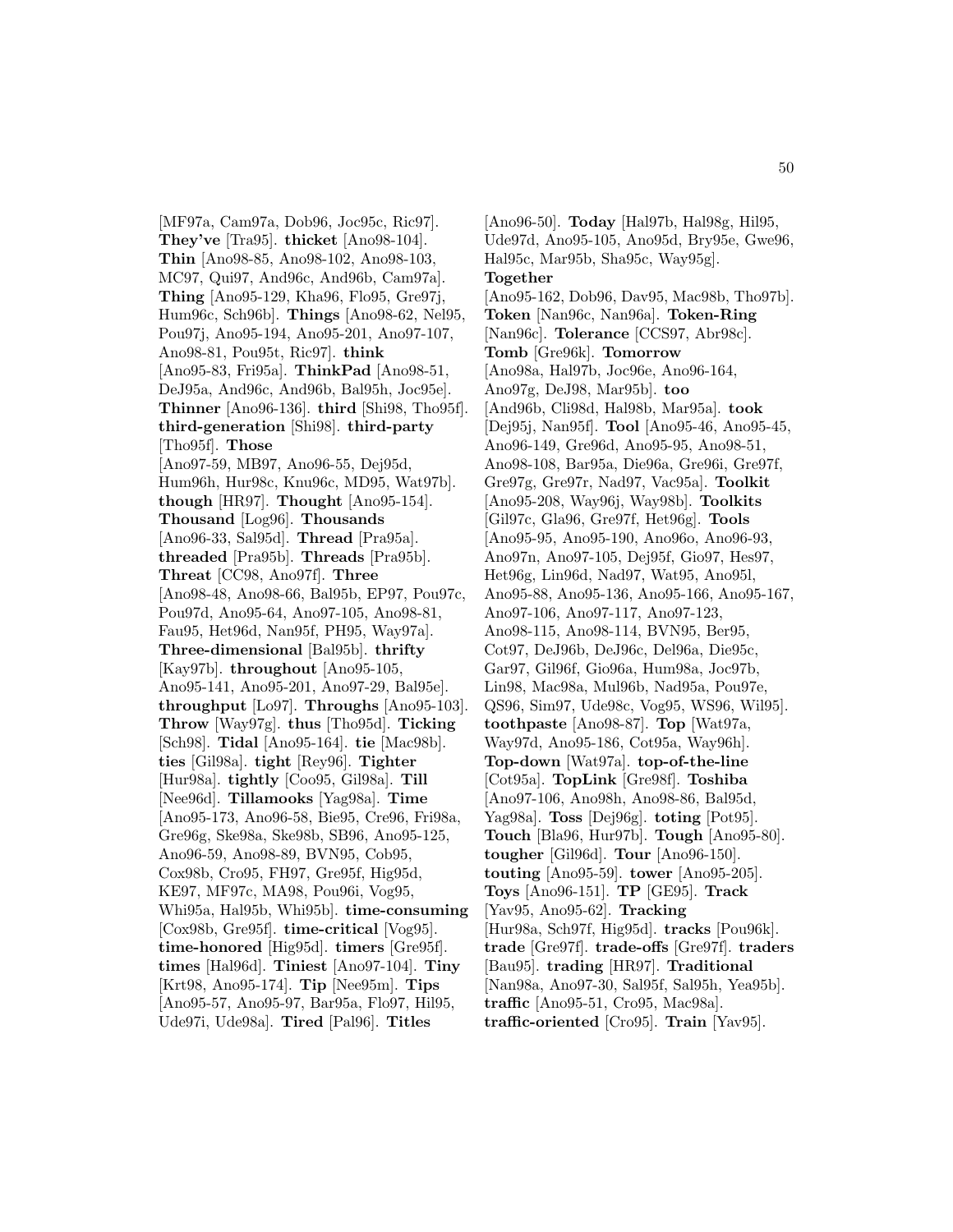[MF97a, Cam97a, Dob96, Joc95c, Ric97]. **They've** [Tra95]. **thicket** [Ano98-104]. **Thin** [Ano98-85, Ano98-102, Ano98-103, MC97, Qui97, And96c, And96b, Cam97a]. **Thing** [Ano95-129, Kha96, Flo95, Gre97j, Hum96c, Sch96b]. **Things** [Ano98-62, Nel95, Pou97j, Ano95-194, Ano95-201, Ano97-107, Ano98-81, Pou95t, Ric97]. **think** [Ano95-83, Fri95a]. **ThinkPad** [Ano98-51, DeJ95a, And96c, And96b, Bal95h, Joc95e]. **Thinner** [Ano96-136]. **third** [Shi98, Tho95f]. **third-generation** [Shi98]. **third-party** [Tho95f]. **Those** [Ano97-59, MB97, Ano96-55, Dej95d, Hum96h, Hur98c, Knu96c, MD95, Wat97b]. **though** [HR97]. **Thought** [Ano95-154]. **Thousand** [Log96]. **Thousands** [Ano96-33, Sal95d]. **Thread** [Pra95a]. **threaded** [Pra95b]. **Threads** [Pra95b]. **Threat** [CC98, Ano97f]. **Three** [Ano98-48, Ano98-66, Bal95b, EP97, Pou97c, Pou97d, Ano95-64, Ano97-105, Ano98-81, Fau95, Het96d, Nan95f, PH95, Way97a]. **Three-dimensional** [Bal95b]. **thrifty** [Kay97b]. **throughout** [Ano95-105, Ano95-141, Ano95-201, Ano97-29, Bal95e]. **throughput** [Lo97]. **Throughs** [Ano95-103]. **Throw** [Way97g]. **thus** [Tho95d]. **Ticking** [Sch98]. **Tidal** [Ano95-164]. **tie** [Mac98b]. **ties** [Gil98a]. **tight** [Rey96]. **Tighter** [Hur98a]. **tightly** [Coo95, Gil98a]. **Till** [Nee96d]. **Tillamooks** [Yag98a]. **Time** [Ano95-173, Ano96-58, Bie95, Cre96, Fri98a, Gre96g, Ske98a, Ske98b, SB96, Ano95-125, Ano96-59, Ano98-89, BVN95, Cob95, Cox98b, Cro95, FH97, Gre95f, Hig95d, KE97, MF97c, MA98, Pou96i, Vog95, Whi95a, Hal95b, Whi95b]. **time-consuming** [Cox98b, Gre95f]. **time-critical** [Vog95]. **time-honored** [Hig95d]. **timers** [Gre95f]. **times** [Hal96d]. **Tiniest** [Ano97-104]. **Tiny** [Krt98, Ano95-174]. **Tip** [Nee95m]. **Tips** [Ano95-57, Ano95-97, Bar95a, Flo97, Hil95, Ude97i, Ude98a]. **Tired** [Pal96]. **Titles** [Ano96-50]. **Today** [Hal97b, Hal98g, Hil95, Ude97d, Ano95-105, Ano95d, Bry95e, Gwe96, Hal95c, Mar95b, Sha95c, Way95g]. **Together** [Ano95-162, Dob96, Dav95, Mac98b, Tho97b]. **Token** [Nan96c, Nan96a]. **Token-Ring** [Nan96c]. **Tolerance** [CCS97, Abr98c]. **Tomb** [Gre96k]. **Tomorrow** [Ano98a, Hal97b, Joc96e, Ano96-164, Ano97g, DeJ98, Mar95b]. **too** [And96b, Cli98d, Hal98b, Mar95a]. **took** [Dej95j, Nan95f]. **Tool** [Ano95-46, Ano95-45, Ano96-149, Gre96d, Ano95-95, Ano98-51, Ano98-108, Bar95a, Die96a, Gre96i, Gre97f, Gre97g, Gre97r, Nad97, Vac95a]. **Toolkit** [Ano95-208, Way96j, Way98b]. **Toolkits** [Gil97c, Gla96, Gre97f, Het96g]. **Tools** [Ano95-95, Ano95-190, Ano96o, Ano96-93, Ano97n, Ano97-105, Dej95f, Gio97, Hes97, Het96g, Lin96d, Nad97, Wat95, Ano95l, Ano95-88, Ano95-136, Ano95-166, Ano95-167, Ano97-106, Ano97-117, Ano97-123, Ano98-115, Ano98-114, BVN95, Ber95, Cot97, DeJ96b, DeJ96c, Del96a, Die95c, Gar97, Gil96f, Gio96a, Hum98a, Joc97b, Lin98, Mac98a, Mul96b, Nad95a, Pou97e, QS96, Sim97, Ude98c, Vog95, WS96, Wil95]. **toothpaste** [Ano98-87]. **Top** [Wat97a, Way97d, Ano95-186, Cot95a, Way96h]. **Top-down** [Wat97a]. **top-of-the-line** [Cot95a]. **TopLink** [Gre98f]. **Toshiba** [Ano97-106, Ano98h, Ano98-86, Bal95d, Yag98a]. **Toss** [Dej96g]. **toting** [Pot95]. **Touch** [Bla96, Hur97b]. **Tough** [Ano95-80]. **tougher** [Gil96d]. **Tour** [Ano96-150]. **touting** [Ano95-59]. **tower** [Ano95-205]. **Toys** [Ano96-151]. **TP** [GE95]. **Track** [Yav95, Ano95-62]. **Tracking** [Hur98a, Sch97f, Hig95d]. **tracks** [Pou96k]. **trade** [Gre97f]. **trade-offs** [Gre97f]. **traders** [Bau95]. **trading** [HR97]. **Traditional** [Nan98a, Ano97-30, Sal95f, Sal95h, Yea95b]. **traffic** [Ano95-51, Cro95, Mac98a]. **traffic-oriented** [Cro95]. **Train** [Yav95].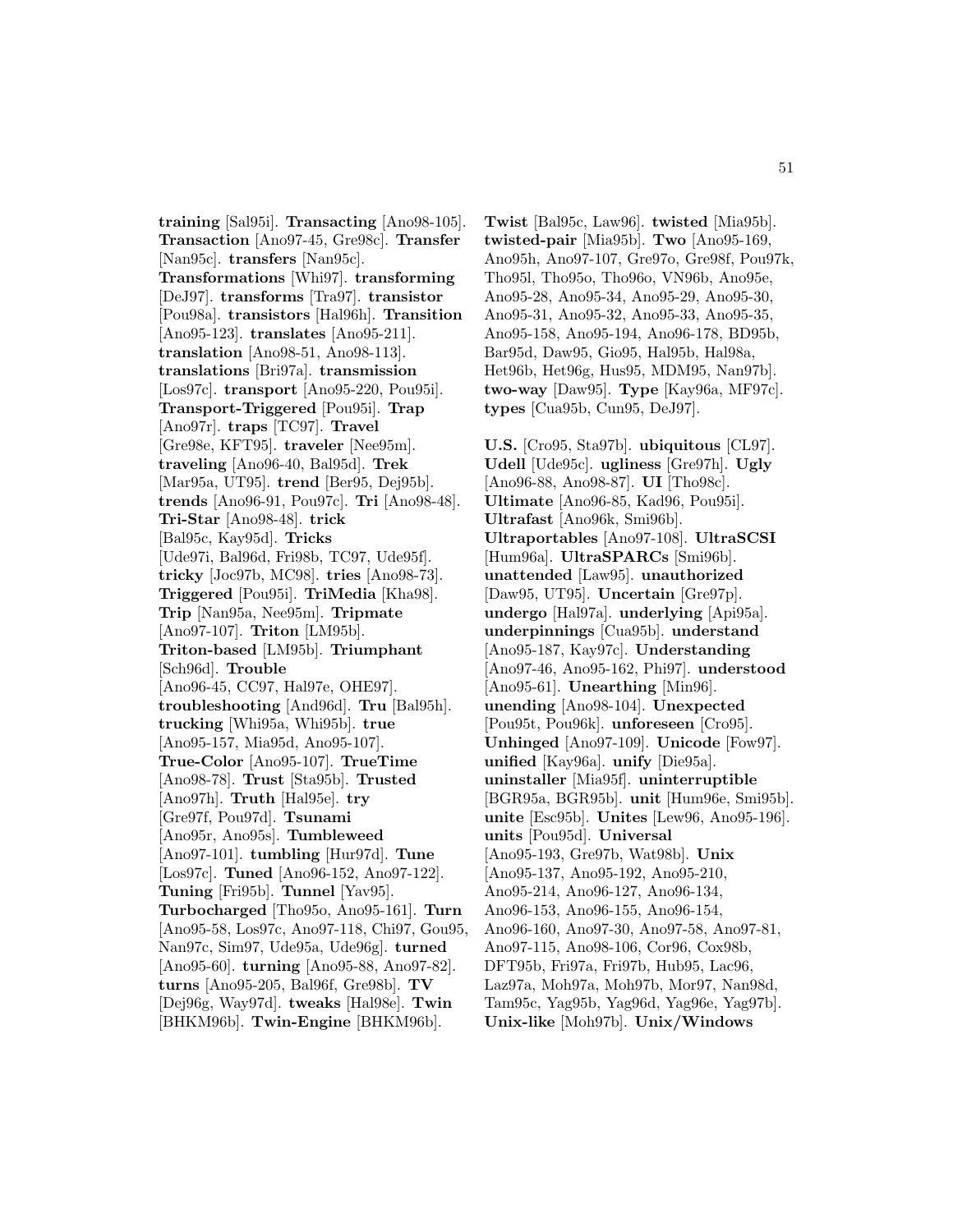**training** [Sal95i]. **Transacting** [Ano98-105]. **Transaction** [Ano97-45, Gre98c]. **Transfer** [Nan95c]. **transfers** [Nan95c]. **Transformations** [Whi97]. **transforming** [DeJ97]. **transforms** [Tra97]. **transistor** [Pou98a]. **transistors** [Hal96h]. **Transition** [Ano95-123]. **translates** [Ano95-211]. **translation** [Ano98-51, Ano98-113]. **translations** [Bri97a]. **transmission** [Los97c]. **transport** [Ano95-220, Pou95i]. **Transport-Triggered** [Pou95i]. **Trap** [Ano97r]. **traps** [TC97]. **Travel** [Gre98e, KFT95]. **traveler** [Nee95m]. **traveling** [Ano96-40, Bal95d]. **Trek** [Mar95a, UT95]. **trend** [Ber95, Dej95b]. **trends** [Ano96-91, Pou97c]. **Tri** [Ano98-48]. **Tri-Star** [Ano98-48]. **trick** [Bal95c, Kay95d]. **Tricks** [Ude97i, Bal96d, Fri98b, TC97, Ude95f]. **tricky** [Joc97b, MC98]. **tries** [Ano98-73]. **Triggered** [Pou95i]. **TriMedia** [Kha98]. **Trip** [Nan95a, Nee95m]. **Tripmate** [Ano97-107]. **Triton** [LM95b]. **Triton-based** [LM95b]. **Triumphant** [Sch96d]. **Trouble** [Ano96-45, CC97, Hal97e, OHE97]. **troubleshooting** [And96d]. **Tru** [Bal95h]. **trucking** [Whi95a, Whi95b]. **true** [Ano95-157, Mia95d, Ano95-107]. **True-Color** [Ano95-107]. **TrueTime** [Ano98-78]. **Trust** [Sta95b]. **Trusted** [Ano97h]. **Truth** [Hal95e]. **try** [Gre97f, Pou97d]. **Tsunami** [Ano95r, Ano95s]. **Tumbleweed** [Ano97-101]. **tumbling** [Hur97d]. **Tune** [Los97c]. **Tuned** [Ano96-152, Ano97-122]. **Tuning** [Fri95b]. **Tunnel** [Yav95]. **Turbocharged** [Tho95o, Ano95-161]. **Turn** [Ano95-58, Los97c, Ano97-118, Chi97, Gou95, Nan97c, Sim97, Ude95a, Ude96g]. **turned** [Ano95-60]. **turning** [Ano95-88, Ano97-82]. **turns** [Ano95-205, Bal96f, Gre98b]. **TV** [Dej96g, Way97d]. **tweaks** [Hal98e]. **Twin** [BHKM96b]. **Twin-Engine** [BHKM96b].

**Twist** [Bal95c, Law96]. **twisted** [Mia95b]. **twisted-pair** [Mia95b]. **Two** [Ano95-169, Ano95h, Ano97-107, Gre97o, Gre98f, Pou97k, Tho95l, Tho95o, Tho96o, VN96b, Ano95e, Ano95-28, Ano95-34, Ano95-29, Ano95-30, Ano95-31, Ano95-32, Ano95-33, Ano95-35, Ano95-158, Ano95-194, Ano96-178, BD95b, Bar95d, Daw95, Gio95, Hal95b, Hal98a, Het96b, Het96g, Hus95, MDM95, Nan97b]. **two-way** [Daw95]. **Type** [Kay96a, MF97c]. **types** [Cua95b, Cun95, DeJ97].

**U.S.** [Cro95, Sta97b]. **ubiquitous** [CL97]. **Udell** [Ude95c]. **ugliness** [Gre97h]. **Ugly** [Ano96-88, Ano98-87]. **UI** [Tho98c]. **Ultimate** [Ano96-85, Kad96, Pou95i]. **Ultrafast** [Ano96k, Smi96b]. **Ultraportables** [Ano97-108]. **UltraSCSI** [Hum96a]. **UltraSPARCs** [Smi96b]. **unattended** [Law95]. **unauthorized** [Daw95, UT95]. **Uncertain** [Gre97p]. **undergo** [Hal97a]. **underlying** [Api95a]. **underpinnings** [Cua95b]. **understand** [Ano95-187, Kay97c]. **Understanding** [Ano97-46, Ano95-162, Phi97]. **understood** [Ano95-61]. **Unearthing** [Min96]. **unending** [Ano98-104]. **Unexpected** [Pou95t, Pou96k]. **unforeseen** [Cro95]. **Unhinged** [Ano97-109]. **Unicode** [Fow97]. **unified** [Kay96a]. **unify** [Die95a]. **uninstaller** [Mia95f]. **uninterruptible** [BGR95a, BGR95b]. **unit** [Hum96e, Smi95b]. **unite** [Esc95b]. **Unites** [Lew96, Ano95-196]. **units** [Pou95d]. **Universal** [Ano95-193, Gre97b, Wat98b]. **Unix** [Ano95-137, Ano95-192, Ano95-210, Ano95-214, Ano96-127, Ano96-134, Ano96-153, Ano96-155, Ano96-154, Ano96-160, Ano97-30, Ano97-58, Ano97-81, Ano97-115, Ano98-106, Cor96, Cox98b, DFT95b, Fri97a, Fri97b, Hub95, Lac96, Laz97a, Moh97a, Moh97b, Mor97, Nan98d, Tam95c, Yag95b, Yag96d, Yag96e, Yag97b]. **Unix-like** [Moh97b]. **Unix/Windows**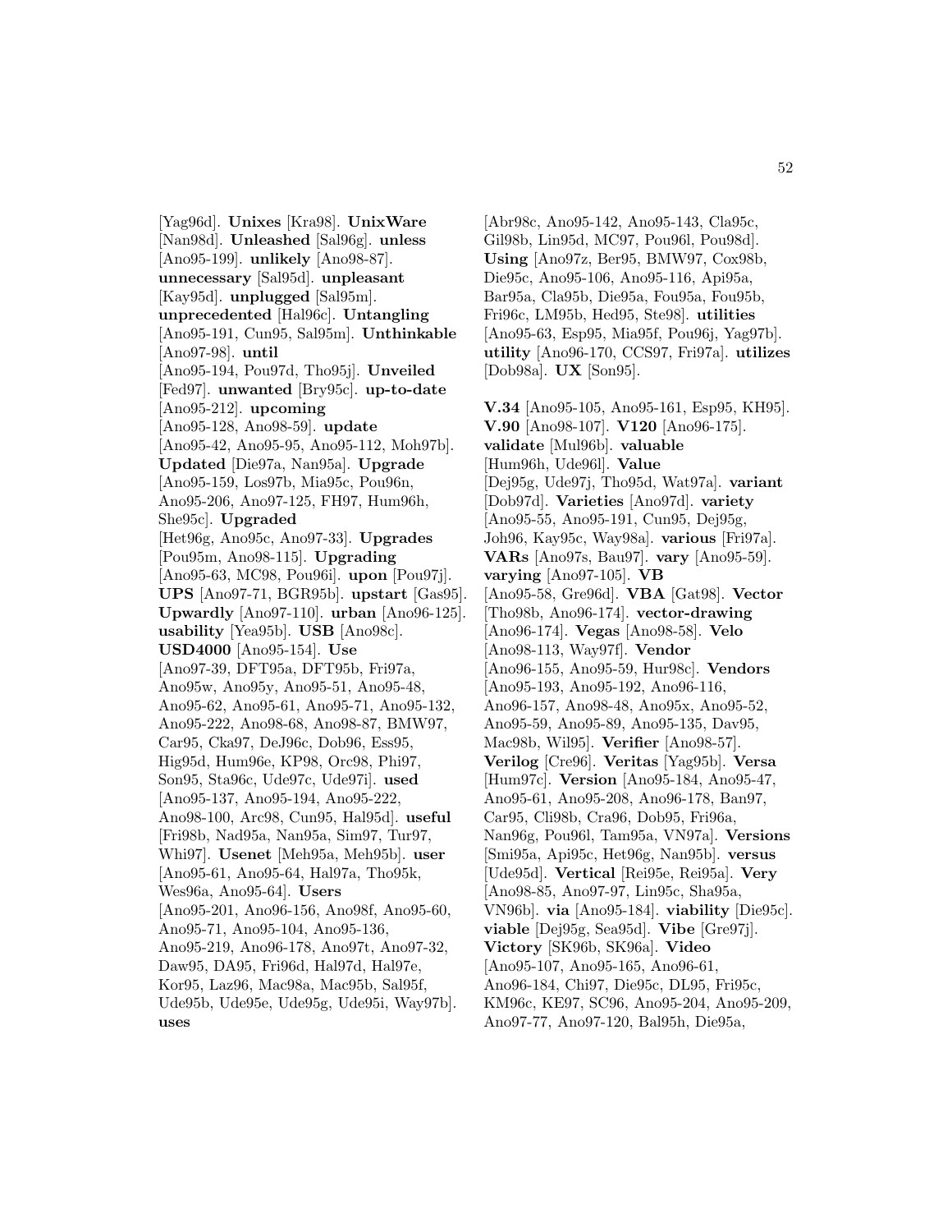[Yag96d]. **Unixes** [Kra98]. **UnixWare** [Nan98d]. **Unleashed** [Sal96g]. **unless** [Ano95-199]. **unlikely** [Ano98-87]. **unnecessary** [Sal95d]. **unpleasant** [Kay95d]. **unplugged** [Sal95m]. **unprecedented** [Hal96c]. **Untangling** [Ano95-191, Cun95, Sal95m]. **Unthinkable** [Ano97-98]. **until** [Ano95-194, Pou97d, Tho95j]. **Unveiled** [Fed97]. **unwanted** [Bry95c]. **up-to-date** [Ano95-212]. **upcoming** [Ano95-128, Ano98-59]. **update** [Ano95-42, Ano95-95, Ano95-112, Moh97b]. **Updated** [Die97a, Nan95a]. **Upgrade** [Ano95-159, Los97b, Mia95c, Pou96n, Ano95-206, Ano97-125, FH97, Hum96h, She95c]. **Upgraded** [Het96g, Ano95c, Ano97-33]. **Upgrades** [Pou95m, Ano98-115]. **Upgrading** [Ano95-63, MC98, Pou96i]. **upon** [Pou97j]. **UPS** [Ano97-71, BGR95b]. **upstart** [Gas95]. **Upwardly** [Ano97-110]. **urban** [Ano96-125]. **usability** [Yea95b]. **USB** [Ano98c]. **USD4000** [Ano95-154]. **Use** [Ano97-39, DFT95a, DFT95b, Fri97a, Ano95w, Ano95y, Ano95-51, Ano95-48, Ano95-62, Ano95-61, Ano95-71, Ano95-132, Ano95-222, Ano98-68, Ano98-87, BMW97, Car95, Cka97, DeJ96c, Dob96, Ess95, Hig95d, Hum96e, KP98, Orc98, Phi97, Son95, Sta96c, Ude97c, Ude97i]. **used** [Ano95-137, Ano95-194, Ano95-222, Ano98-100, Arc98, Cun95, Hal95d]. **useful** [Fri98b, Nad95a, Nan95a, Sim97, Tur97, Whi97]. **Usenet** [Meh95a, Meh95b]. **user** [Ano95-61, Ano95-64, Hal97a, Tho95k, Wes96a, Ano95-64]. **Users** [Ano95-201, Ano96-156, Ano98f, Ano95-60, Ano95-71, Ano95-104, Ano95-136, Ano95-219, Ano96-178, Ano97t, Ano97-32, Daw95, DA95, Fri96d, Hal97d, Hal97e, Kor95, Laz96, Mac98a, Mac95b, Sal95f, Ude95b, Ude95e, Ude95g, Ude95i, Way97b]. **uses** [Abr98c, Ano95-142, Ano95-143, Cla95c, Gil98b, Lin95d, MC97, Pou96l, Pou98d]. **Using** [Ano97z, Ber95, BMW97, Cox98b, Die95c, Ano95-106, Ano95-116, Api95a, Bar95a, Cla95b, Die95a, Fou95a, Fou95b, Fri96c, LM95b, Hed95, Ste98]. **utilities** [Ano95-63, Esp95, Mia95f, Pou96j, Yag97b]. **utility** [Ano96-170, CCS97, Fri97a]. **utilizes** [Dob98a]. **UX** [Son95].

**V.34** [Ano95-105, Ano95-161, Esp95, KH95]. **V.90** [Ano98-107]. **V120** [Ano96-175]. **validate** [Mul96b]. **valuable** [Hum96h, Ude96l]. **Value** [Dej95g, Ude97j, Tho95d, Wat97a]. **variant** [Dob97d]. **Varieties** [Ano97d]. **variety** [Ano95-55, Ano95-191, Cun95, Dej95g, Joh96, Kay95c, Way98a]. **various** [Fri97a]. **VARs** [Ano97s, Bau97]. **vary** [Ano95-59]. **varying** [Ano97-105]. **VB** [Ano95-58, Gre96d]. **VBA** [Gat98]. **Vector** [Tho98b, Ano96-174]. **vector-drawing** [Ano96-174]. **Vegas** [Ano98-58]. **Velo** [Ano98-113, Way97f]. **Vendor** [Ano96-155, Ano95-59, Hur98c]. **Vendors** [Ano95-193, Ano95-192, Ano96-116, Ano96-157, Ano98-48, Ano95x, Ano95-52, Ano95-59, Ano95-89, Ano95-135, Dav95, Mac98b, Wil95]. **Verifier** [Ano98-57]. **Verilog** [Cre96]. **Veritas** [Yag95b]. **Versa** [Hum97c]. **Version** [Ano95-184, Ano95-47, Ano95-61, Ano95-208, Ano96-178, Ban97, Car95, Cli98b, Cra96, Dob95, Fri96a, Nan96g, Pou96l, Tam95a, VN97a]. **Versions** [Smi95a, Api95c, Het96g, Nan95b]. **versus** [Ude95d]. **Vertical** [Rei95e, Rei95a]. **Very** [Ano98-85, Ano97-97, Lin95c, Sha95a, VN96b]. **via** [Ano95-184]. **viability** [Die95c]. **viable** [Dej95g, Sea95d]. **Vibe** [Gre97j]. **Victory** [SK96b, SK96a]. **Video** [Ano95-107, Ano95-165, Ano96-61, Ano96-184, Chi97, Die95c, DL95, Fri95c, KM96c, KE97, SC96, Ano95-204, Ano95-209, Ano97-77, Ano97-120, Bal95h, Die95a,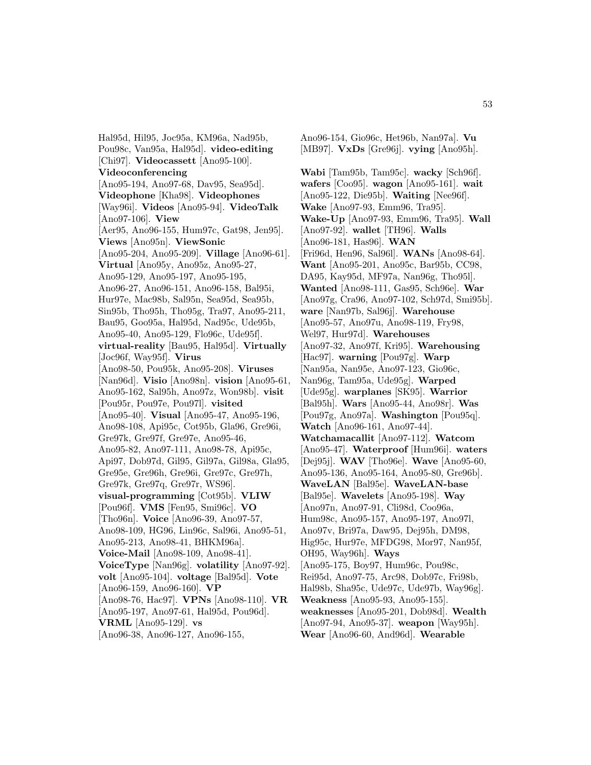Hal95d, Hil95, Joc95a, KM96a, Nad95b, Pou98c, Van95a, Hal95d]. **video-editing** [Chi97]. **Videocassett** [Ano95-100]. **Videoconferencing** [Ano95-194, Ano97-68, Dav95, Sea95d]. **Videophone** [Kha98]. **Videophones** [Way96i]. **Videos** [Ano95-94]. **VideoTalk** [Ano97-106]. **View** [Aer95, Ano96-155, Hum97c, Gat98, Jen95]. **Views** [Ano95n]. **ViewSonic** [Ano95-204, Ano95-209]. **Village** [Ano96-61]. **Virtual** [Ano95y, Ano95z, Ano95-27, Ano95-129, Ano95-197, Ano95-195, Ano96-27, Ano96-151, Ano96-158, Bal95i, Hur97e, Mac98b, Sal95n, Sea95d, Sea95b, Sin95b, Tho95h, Tho95g, Tra97, Ano95-211, Bau95, Goo95a, Hal95d, Nad95c, Ude95b, Ano95-40, Ano95-129, Flo96c, Ude95f]. **virtual-reality** [Bau95, Hal95d]. **Virtually** [Joc96f, Way95f]. **Virus** [Ano98-50, Pou95k, Ano95-208]. **Viruses** [Nan96d]. **Visio** [Ano98n]. **vision** [Ano95-61, Ano95-162, Sal95h, Ano97z, Won98b]. **visit** [Pou95r, Pou97e, Pou97l]. **visited** [Ano95-40]. **Visual** [Ano95-47, Ano95-196, Ano98-108, Api95c, Cot95b, Gla96, Gre96i, Gre97k, Gre97f, Gre97e, Ano95-46, Ano95-82, Ano97-111, Ano98-78, Api95c, Api97, Dob97d, Gil95, Gil97a, Gil98a, Gla95, Gre95e, Gre96h, Gre96i, Gre97c, Gre97h, Gre97k, Gre97q, Gre97r, WS96]. **visual-programming** [Cot95b]. **VLIW** [Pou96f]. **VMS** [Fen95, Smi96c]. **VO** [Tho96n]. **Voice** [Ano96-39, Ano97-57, Ano98-109, HG96, Lin96c, Sal96i, Ano95-51, Ano95-213, Ano98-41, BHKM96a]. **Voice-Mail** [Ano98-109, Ano98-41]. **VoiceType** [Nan96g]. **volatility** [Ano97-92]. **volt** [Ano95-104]. **voltage** [Bal95d]. **Vote** [Ano96-159, Ano96-160]. **VP** [Ano98-76, Hac97]. **VPNs** [Ano98-110]. **VR** [Ano95-197, Ano97-61, Hal95d, Pou96d]. **VRML** [Ano95-129]. **vs** [Ano96-38, Ano96-127, Ano96-155, Ano96-154, Gio96c, Het96b, Nan97a]. **Vu** [MB97]. **VxDs** [Gre96j]. **vying** [Ano95h].

**Wabi** [Tam95b, Tam95c]. **wacky** [Sch96f]. **wafers** [Coo95]. **wagon** [Ano95-161]. **wait** [Ano95-122, Die95b]. **Waiting** [Nee96f]. **Wake** [Ano97-93, Emm96, Tra95]. **Wake-Up** [Ano97-93, Emm96, Tra95]. **Wall** [Ano97-92]. **wallet** [TH96]. **Walls** [Ano96-181, Has96]. **WAN** [Fri96d, Hen96, Sal96l]. **WANs** [Ano98-64]. **Want** [Ano95-201, Ano95c, Bar95b, CC98, DA95, Kay95d, MF97a, Nan96g, Tho95l]. **Wanted** [Ano98-111, Gas95, Sch96e]. **War** [Ano97g, Cra96, Ano97-102, Sch97d, Smi95b]. **ware** [Nan97b, Sal96j]. **Warehouse** [Ano95-57, Ano97u, Ano98-119, Fry98, Wel97, Hur97d]. **Warehouses** [Ano97-32, Ano97f, Kri95]. **Warehousing** [Hac97]. **warning** [Pou97g]. **Warp** [Nan95a, Nan95e, Ano97-123, Gio96c, Nan96g, Tam95a, Ude95g]. **Warped** [Ude95g]. **warplanes** [SK95]. **Warrior** [Bal95h]. **Wars** [Ano95-44, Ano98r]. **Was** [Pou97g, Ano97a]. **Washington** [Pou95q]. **Watch** [Ano96-161, Ano97-44]. **Watchamacallit** [Ano97-112]. **Watcom** [Ano95-47]. **Waterproof** [Hum96i]. **waters** [Dej95j]. **WAV** [Tho96e]. **Wave** [Ano95-60, Ano95-136, Ano95-164, Ano95-80, Gre96b]. **WaveLAN** [Bal95e]. **WaveLAN-base** [Bal95e]. **Wavelets** [Ano95-198]. **Way** [Ano97n, Ano97-91, Cli98d, Coo96a, Hum98c, Ano95-157, Ano95-197, Ano97l, Ano97v, Bri97a, Daw95, Dej95h, DM98, Hig95c, Hur97e, MFDG98, Mor97, Nan95f, OH95, Way96h]. **Ways** [Ano95-175, Boy97, Hum96c, Pou98c, Rei95d, Ano97-75, Arc98, Dob97c, Fri98b, Hal98b, Sha95c, Ude97c, Ude97b, Way96g]. **Weakness** [Ano95-93, Ano95-155]. **weaknesses** [Ano95-201, Dob98d]. **Wealth** [Ano97-94, Ano95-37]. **weapon** [Way95h]. **Wear** [Ano96-60, And96d]. **Wearable**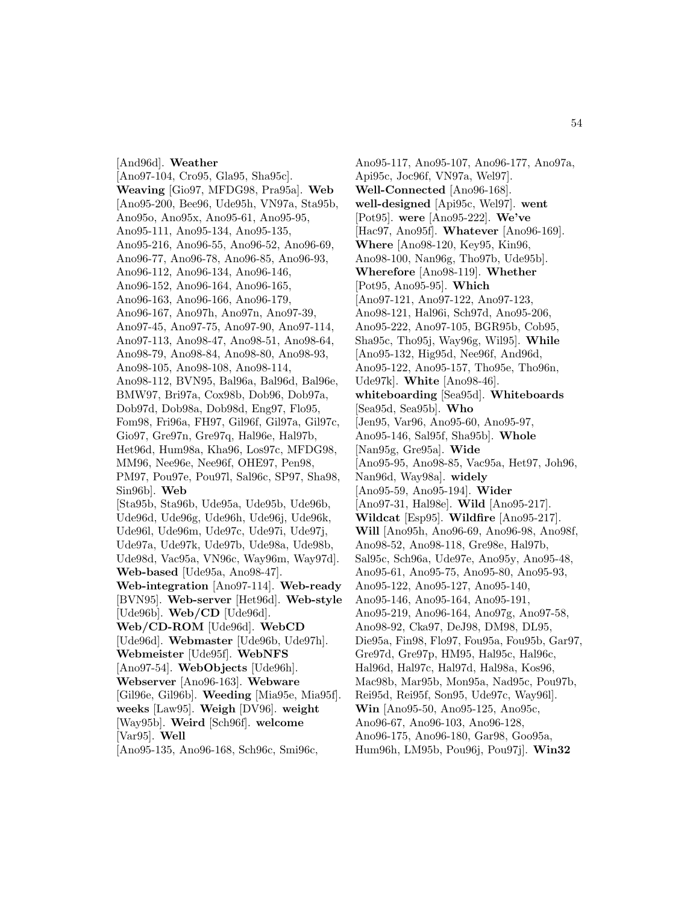[And96d]. **Weather** [Ano97-104, Cro95, Gla95, Sha95c]. **Weaving** [Gio97, MFDG98, Pra95a]. **Web** [Ano95-200, Bee96, Ude95h, VN97a, Sta95b, Ano95o, Ano95x, Ano95-61, Ano95-95, Ano95-111, Ano95-134, Ano95-135, Ano95-216, Ano96-55, Ano96-52, Ano96-69, Ano96-77, Ano96-78, Ano96-85, Ano96-93, Ano96-112, Ano96-134, Ano96-146, Ano96-152, Ano96-164, Ano96-165, Ano96-163, Ano96-166, Ano96-179, Ano96-167, Ano97h, Ano97n, Ano97-39, Ano97-45, Ano97-75, Ano97-90, Ano97-114, Ano97-113, Ano98-47, Ano98-51, Ano98-64, Ano98-79, Ano98-84, Ano98-80, Ano98-93, Ano98-105, Ano98-108, Ano98-114, Ano98-112, BVN95, Bal96a, Bal96d, Bal96e, BMW97, Bri97a, Cox98b, Dob96, Dob97a, Dob97d, Dob98a, Dob98d, Eng97, Flo95, Fom98, Fri96a, FH97, Gil96f, Gil97a, Gil97c, Gio97, Gre97n, Gre97q, Hal96e, Hal97b, Het96d, Hum98a, Kha96, Los97c, MFDG98, MM96, Nee96e, Nee96f, OHE97, Pen98, PM97, Pou97e, Pou97l, Sal96c, SP97, Sha98, Sin96b]. **Web** [Sta95b, Sta96b, Ude95a, Ude95b, Ude96b, Ude96d, Ude96g, Ude96h, Ude96j, Ude96k, Ude96l, Ude96m, Ude97c, Ude97i, Ude97j, Ude97a, Ude97k, Ude97b, Ude98a, Ude98b, Ude98d, Vac95a, VN96c, Way96m, Way97d]. **Web-based** [Ude95a, Ano98-47]. **Web-integration** [Ano97-114]. **Web-ready** [BVN95]. **Web-server** [Het96d]. **Web-style** [Ude96b]. **Web/CD** [Ude96d]. **Web/CD-ROM** [Ude96d]. **WebCD** [Ude96d]. **Webmaster** [Ude96b, Ude97h]. **Webmeister** [Ude95f]. **WebNFS** [Ano97-54]. **WebObjects** [Ude96h]. **Webserver** [Ano96-163]. **Webware** [Gil96e, Gil96b]. **Weeding** [Mia95e, Mia95f]. **weeks** [Law95]. **Weigh** [DV96]. **weight** [Way95b]. **Weird** [Sch96f]. **welcome** [Var95]. **Well** [Ano95-135, Ano96-168, Sch96c, Smi96c, Ano95-117, Ano95-107, Ano96-177, Ano97a, Api95c, Joc96f, VN97a, Wel97]. **Well-Connected** [Ano96-168]. **well-designed** [Api95c, Wel97]. **went** [Pot95]. **were** [Ano95-222]. **We've** [Hac97, Ano95f]. **Whatever** [Ano96-169]. **Where** [Ano98-120, Key95, Kin96, Ano98-100, Nan96g, Tho97b, Ude95b]. **Wherefore** [Ano98-119]. **Whether** [Pot95, Ano95-95]. **Which** [Ano97-121, Ano97-122, Ano97-123, Ano98-121, Hal96i, Sch97d, Ano95-206, Ano95-222, Ano97-105, BGR95b, Cob95, Sha95c, Tho95j, Way96g, Wil95]. **While** [Ano95-132, Hig95d, Nee96f, And96d, Ano95-122, Ano95-157, Tho95e, Tho96n, Ude97k]. **White** [Ano98-46]. **whiteboarding** [Sea95d]. **Whiteboards** [Sea95d, Sea95b]. **Who** [Jen95, Var96, Ano95-60, Ano95-97, Ano95-146, Sal95f, Sha95b]. **Whole** [Nan95g, Gre95a]. **Wide** [Ano95-95, Ano98-85, Vac95a, Het97, Joh96, Nan96d, Way98a]. **widely** [Ano95-59, Ano95-194]. **Wider** [Ano97-31, Hal98e]. **Wild** [Ano95-217]. **Wildcat** [Esp95]. **Wildfire** [Ano95-217]. **Will** [Ano95h, Ano96-69, Ano96-98, Ano98f, Ano98-52, Ano98-118, Gre98e, Hal97b, Sal95c, Sch96a, Ude97e, Ano95y, Ano95-48, Ano95-61, Ano95-75, Ano95-80, Ano95-93, Ano95-122, Ano95-127, Ano95-140, Ano95-146, Ano95-164, Ano95-191, Ano95-219, Ano96-164, Ano97g, Ano97-58, Ano98-92, Cka97, DeJ98, DM98, DL95, Die95a, Fin98, Flo97, Fou95a, Fou95b, Gar97, Gre97d, Gre97p, HM95, Hal95c, Hal96c, Hal96d, Hal97c, Hal97d, Hal98a, Kos96, Mac98b, Mar95b, Mon95a, Nad95c, Pou97b, Rei95d, Rei95f, Son95, Ude97c, Way96l]. **Win** [Ano95-50, Ano95-125, Ano95c, Ano96-67, Ano96-103, Ano96-128, Ano96-175, Ano96-180, Gar98, Goo95a, Hum96h, LM95b, Pou96j, Pou97j]. **Win32**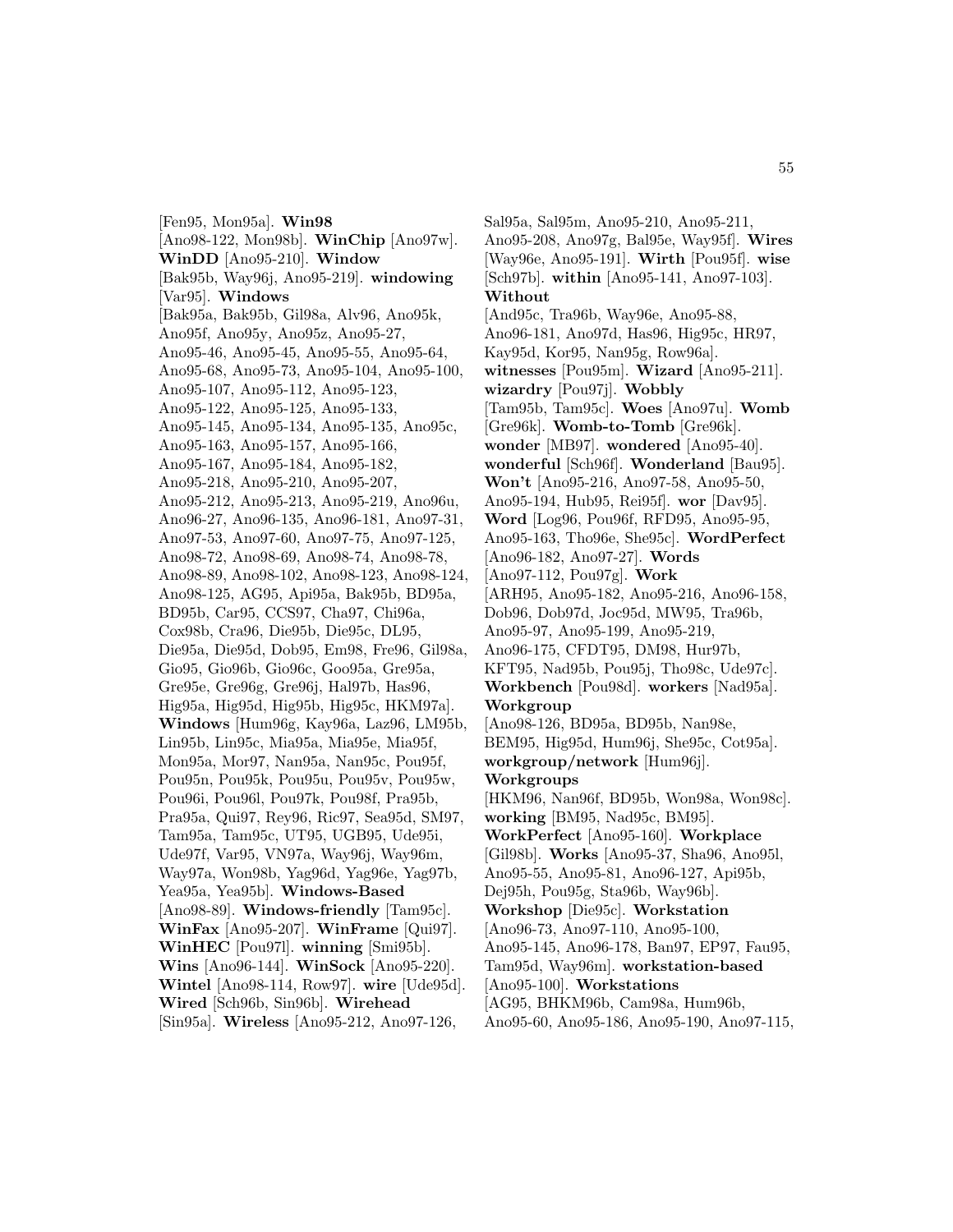[Fen95, Mon95a]. **Win98** [Ano98-122, Mon98b]. **WinChip** [Ano97w]. **WinDD** [Ano95-210]. **Window** [Bak95b, Way96j, Ano95-219]. **windowing** [Var95]. **Windows** [Bak95a, Bak95b, Gil98a, Alv96, Ano95k, Ano95f, Ano95y, Ano95z, Ano95-27, Ano95-46, Ano95-45, Ano95-55, Ano95-64, Ano95-68, Ano95-73, Ano95-104, Ano95-100, Ano95-107, Ano95-112, Ano95-123, Ano95-122, Ano95-125, Ano95-133, Ano95-145, Ano95-134, Ano95-135, Ano95c, Ano95-163, Ano95-157, Ano95-166, Ano95-167, Ano95-184, Ano95-182, Ano95-218, Ano95-210, Ano95-207, Ano95-212, Ano95-213, Ano95-219, Ano96u, Ano96-27, Ano96-135, Ano96-181, Ano97-31, Ano97-53, Ano97-60, Ano97-75, Ano97-125, Ano98-72, Ano98-69, Ano98-74, Ano98-78, Ano98-89, Ano98-102, Ano98-123, Ano98-124, Ano98-125, AG95, Api95a, Bak95b, BD95a, BD95b, Car95, CCS97, Cha97, Chi96a, Cox98b, Cra96, Die95b, Die95c, DL95, Die95a, Die95d, Dob95, Em98, Fre96, Gil98a, Gio95, Gio96b, Gio96c, Goo95a, Gre95a, Gre95e, Gre96g, Gre96j, Hal97b, Has96, Hig95a, Hig95d, Hig95b, Hig95c, HKM97a]. **Windows** [Hum96g, Kay96a, Laz96, LM95b, Lin95b, Lin95c, Mia95a, Mia95e, Mia95f, Mon95a, Mor97, Nan95a, Nan95c, Pou95f, Pou95n, Pou95k, Pou95u, Pou95v, Pou95w, Pou96i, Pou96l, Pou97k, Pou98f, Pra95b, Pra95a, Qui97, Rey96, Ric97, Sea95d, SM97, Tam95a, Tam95c, UT95, UGB95, Ude95i, Ude97f, Var95, VN97a, Way96j, Way96m, Way97a, Won98b, Yag96d, Yag96e, Yag97b, Yea95a, Yea95b]. **Windows-Based** [Ano98-89]. **Windows-friendly** [Tam95c]. **WinFax** [Ano95-207]. **WinFrame** [Qui97]. **WinHEC** [Pou97l]. **winning** [Smi95b]. **Wins** [Ano96-144]. **WinSock** [Ano95-220]. **Wintel** [Ano98-114, Row97]. **wire** [Ude95d]. **Wired** [Sch96b, Sin96b]. **Wirehead** [Sin95a]. **Wireless** [Ano95-212, Ano97-126, Sal95a, Sal95m, Ano95-210, Ano95-211, Ano95-208, Ano97g, Bal95e, Way95f]. **Wires** [Way96e, Ano95-191]. **Wirth** [Pou95f]. **wise** [Sch97b]. **within** [Ano95-141, Ano97-103]. **Without** [And95c, Tra96b, Way96e, Ano95-88, Ano96-181, Ano97d, Has96, Hig95c, HR97, Kay95d, Kor95, Nan95g, Row96a]. **witnesses** [Pou95m]. **Wizard** [Ano95-211]. **wizardry** [Pou97j]. **Wobbly** [Tam95b, Tam95c]. **Woes** [Ano97u]. **Womb** [Gre96k]. **Womb-to-Tomb** [Gre96k]. **wonder** [MB97]. **wondered** [Ano95-40]. **wonderful** [Sch96f]. **Wonderland** [Bau95]. **Won't** [Ano95-216, Ano97-58, Ano95-50, Ano95-194, Hub95, Rei95f]. **wor** [Dav95]. **Word** [Log96, Pou96f, RFD95, Ano95-95, Ano95-163, Tho96e, She95c]. **WordPerfect** [Ano96-182, Ano97-27]. **Words** [Ano97-112, Pou97g]. **Work** [ARH95, Ano95-182, Ano95-216, Ano96-158, Dob96, Dob97d, Joc95d, MW95, Tra96b, Ano95-97, Ano95-199, Ano95-219, Ano96-175, CFDT95, DM98, Hur97b, KFT95, Nad95b, Pou95j, Tho98c, Ude97c]. **Workbench** [Pou98d]. **workers** [Nad95a]. **Workgroup** [Ano98-126, BD95a, BD95b, Nan98e, BEM95, Hig95d, Hum96j, She95c, Cot95a]. **workgroup/network** [Hum96j]. **Workgroups** [HKM96, Nan96f, BD95b, Won98a, Won98c]. **working** [BM95, Nad95c, BM95]. **WorkPerfect** [Ano95-160]. **Workplace** [Gil98b]. **Works** [Ano95-37, Sha96, Ano95l, Ano95-55, Ano95-81, Ano96-127, Api95b, Dej95h, Pou95g, Sta96b, Way96b]. **Workshop** [Die95c]. **Workstation** [Ano96-73, Ano97-110, Ano95-100, Ano95-145, Ano96-178, Ban97, EP97, Fau95, Tam95d, Way96m]. **workstation-based** [Ano95-100]. **Workstations** [AG95, BHKM96b, Cam98a, Hum96b, Ano95-60, Ano95-186, Ano95-190, Ano97-115,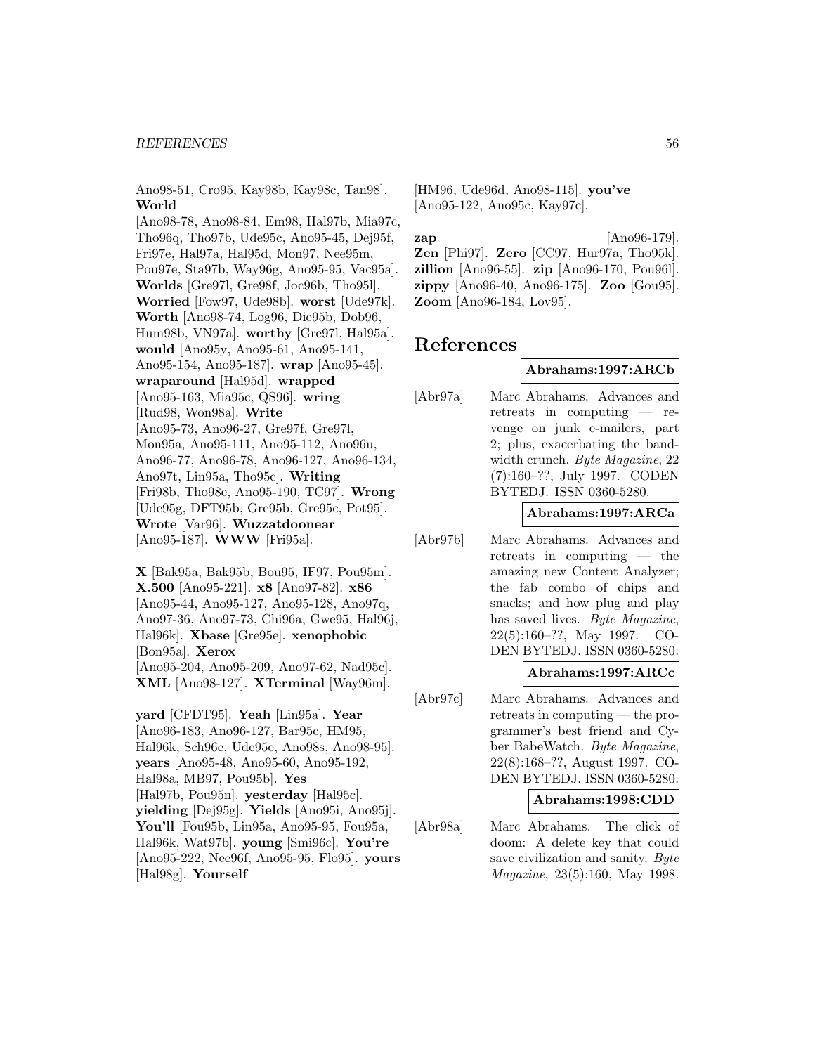Ano98-51, Cro95, Kay98b, Kay98c, Tan98]. **World** [Ano98-78, Ano98-84, Em98, Hal97b, Mia97c, Tho96q, Tho97b, Ude95c, Ano95-45, Dej95f, Fri97e, Hal97a, Hal95d, Mon97, Nee95m, Pou97e, Sta97b, Way96g, Ano95-95, Vac95a]. **Worlds** [Gre97l, Gre98f, Joc96b, Tho95l]. **Worried** [Fow97, Ude98b]. **worst** [Ude97k]. **Worth** [Ano98-74, Log96, Die95b, Dob96, Hum98b, VN97a]. **worthy** [Gre97l, Hal95a]. **would** [Ano95y, Ano95-61, Ano95-141, Ano95-154, Ano95-187]. **wrap** [Ano95-45]. **wraparound** [Hal95d]. **wrapped** [Ano95-163, Mia95c, QS96]. **wring** [Rud98, Won98a]. **Write** [Ano95-73, Ano96-27, Gre97f, Gre97l, Mon95a, Ano95-111, Ano95-112, Ano96u, Ano96-77, Ano96-78, Ano96-127, Ano96-134, Ano97t, Lin95a, Tho95c]. **Writing** [Fri98b, Tho98e, Ano95-190, TC97]. **Wrong** [Ude95g, DFT95b, Gre95b, Gre95c, Pot95]. **Wrote** [Var96]. **Wuzzatdoonear** [Ano95-187]. **WWW** [Fri95a].

**X** [Bak95a, Bak95b, Bou95, IF97, Pou95m]. **X.500** [Ano95-221]. **x8** [Ano97-82]. **x86** [Ano95-44, Ano95-127, Ano95-128, Ano97q, Ano97-36, Ano97-73, Chi96a, Gwe95, Hal96j, Hal96k]. **Xbase** [Gre95e]. **xenophobic** [Bon95a]. **Xerox** [Ano95-204, Ano95-209, Ano97-62, Nad95c]. **XML** [Ano98-127]. **XTerminal** [Way96m].

**yard** [CFDT95]. **Yeah** [Lin95a]. **Year** [Ano96-183, Ano96-127, Bar95c, HM95, Hal96k, Sch96e, Ude95e, Ano98s, Ano98-95]. **years** [Ano95-48, Ano95-60, Ano95-192, Hal98a, MB97, Pou95b]. **Yes** [Hal97b, Pou95n]. **yesterday** [Hal95c]. **yielding** [Dej95g]. **Yields** [Ano95i, Ano95j]. **You'll** [Fou95b, Lin95a, Ano95-95, Fou95a, Hal96k, Wat97b]. **young** [Smi96c]. **You're** [Ano95-222, Nee96f, Ano95-95, Flo95]. **yours** [Hal98g]. **Yourself** [HM96, Ude96d, Ano98-115]. **you've** [Ano95-122, Ano95c, Kay97c].

**zap** [Ano96-179]. **Zen** [Phi97]. **Zero** [CC97, Hur97a, Tho95k]. **zillion** [Ano96-55]. **zip** [Ano96-170, Pou96l]. **zippy** [Ano96-40, Ano96-175]. **Zoo** [Gou95]. **Zoom** [Ano96-184, Lov95].

# References

**Abrahams:1997:ARCb**

[Abr97a] Marc Abrahams. Advances and retreats in computing — revenge on junk e-mailers, part 2; plus, exacerbating the bandwidth crunch. *Byte Magazine*, 22 (7):160–??, July 1997. CODEN BYTEDJ. ISSN 0360-5280.

**Abrahams:1997:ARCa**

[Abr97b] Marc Abrahams. Advances and retreats in computing — the amazing new Content Analyzer; the fab combo of chips and snacks; and how plug and play has saved lives. *Byte Magazine*, 22(5):160–??, May 1997. CODEN BYTEDJ. ISSN 0360-5280.

**Abrahams:1997:ARCc**

[Abr97c] Marc Abrahams. Advances and retreats in computing — the programmer's best friend and Cyber BabeWatch. *Byte Magazine*, 22(8):168–??, August 1997. CODEN BYTEDJ. ISSN 0360-5280.

**Abrahams:1998:CDD**

[Abr98a] Marc Abrahams. The click of doom: A delete key that could save civilization and sanity. *Byte Magazine*, 23(5):160, May 1998.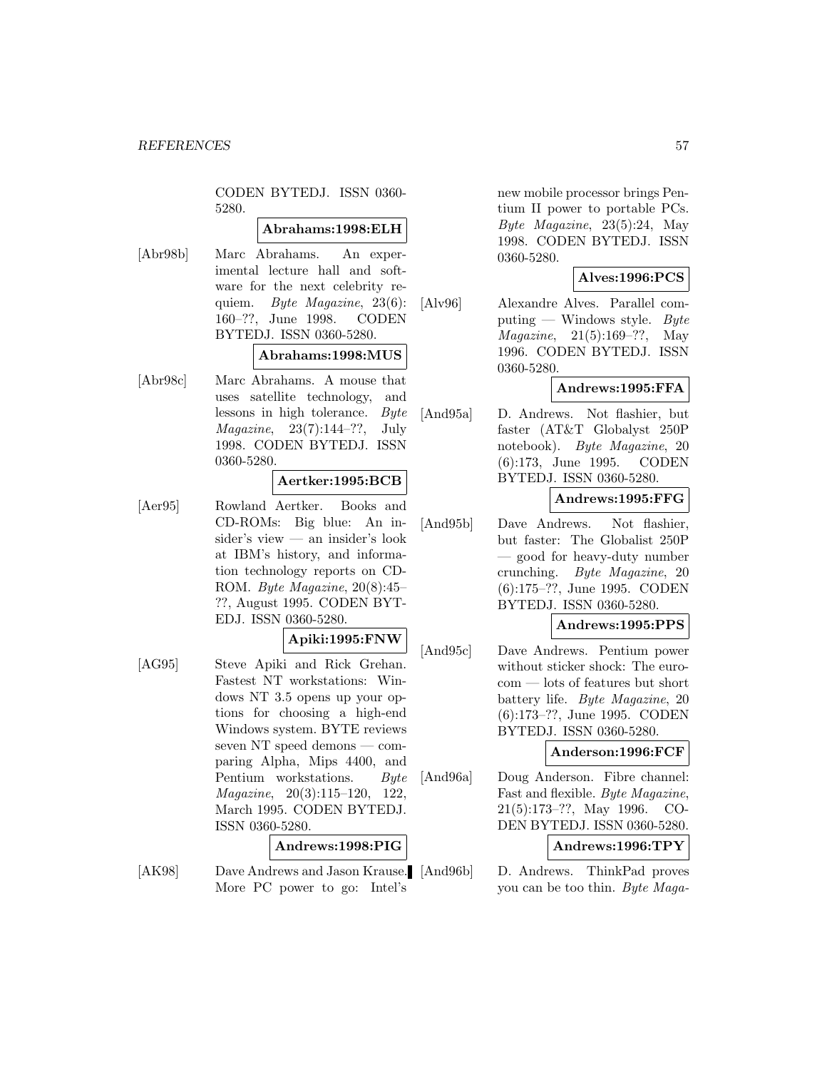CODEN BYTEDJ. ISSN 0360-5280.

**Abrahams:1998:ELH**

[Abr98b] Marc Abrahams. An experimental lecture hall and software for the next celebrity requiem. *Byte Magazine*, 23(6): 160–??, June 1998. CODEN BYTEDJ. ISSN 0360-5280.

**Abrahams:1998:MUS**

[Abr98c] Marc Abrahams. A mouse that uses satellite technology, and lessons in high tolerance. *Byte Magazine*, 23(7):144–??, July 1998. CODEN BYTEDJ. ISSN 0360-5280.

**Aertker:1995:BCB**

[Aer95] Rowland Aertker. Books and CD-ROMs: Big blue: An insider's view — an insider's look at IBM's history, and information technology reports on CD-ROM. *Byte Magazine*, 20(8):45–??, August 1995. CODEN BYTEDJ. ISSN 0360-5280.

**Apiki:1995:FNW**

[AG95] Steve Apiki and Rick Grehan. Fastest NT workstations: Windows NT 3.5 opens up your options for choosing a high-end Windows system. BYTE reviews seven NT speed demons — comparing Alpha, Mips 4400, and Pentium workstations. *Byte Magazine*, 20(3):115–120, 122, March 1995. CODEN BYTEDJ. ISSN 0360-5280.

**Andrews:1998:PIG**

[AK98] Dave Andrews and Jason Krause. More PC power to go: Intel's new mobile processor brings Pentium II power to portable PCs. *Byte Magazine*, 23(5):24, May 1998. CODEN BYTEDJ. ISSN 0360-5280.

**Alves:1996:PCS**

[Alv96] Alexandre Alves. Parallel computing — Windows style. *Byte Magazine*, 21(5):169–??, May 1996. CODEN BYTEDJ. ISSN 0360-5280.

**Andrews:1995:FFA**

[And95a] D. Andrews. Not flashier, but faster (AT&T Globalyst 250P notebook). *Byte Magazine*, 20 (6):173, June 1995. CODEN BYTEDJ. ISSN 0360-5280.

**Andrews:1995:FFG**

[And95b] Dave Andrews. Not flashier, but faster: The Globalist 250P — good for heavy-duty number crunching. *Byte Magazine*, 20 (6):175–??, June 1995. CODEN BYTEDJ. ISSN 0360-5280.

**Andrews:1995:PPS**

[And95c] Dave Andrews. Pentium power without sticker shock: The eurocom — lots of features but short battery life. *Byte Magazine*, 20 (6):173–??, June 1995. CODEN BYTEDJ. ISSN 0360-5280.

**Anderson:1996:FCF**

[And96a] Doug Anderson. Fibre channel: Fast and flexible. *Byte Magazine*, 21(5):173–??, May 1996. CODEN BYTEDJ. ISSN 0360-5280.

**Andrews:1996:TPY**

[And96b] D. Andrews. ThinkPad proves you can be too thin. *Byte Maga-*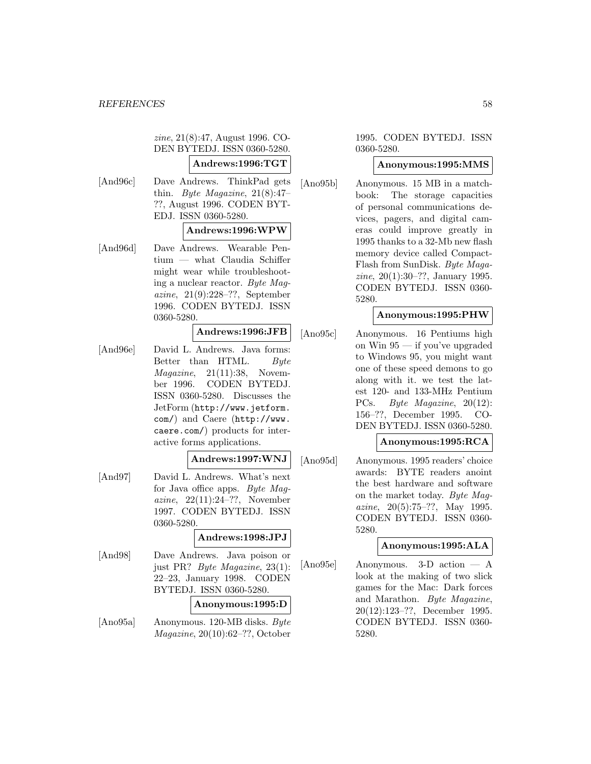*zine*, 21(8):47, August 1996. CODEN BYTEDJ. ISSN 0360-5280.

**Andrews:1996:TGT**

[And96c] Dave Andrews. ThinkPad gets thin. *Byte Magazine*, 21(8):47–??, August 1996. CODEN BYTEDJ. ISSN 0360-5280.

**Andrews:1996:WPW**

[And96d] Dave Andrews. Wearable Pentium — what Claudia Schiffer might wear while troubleshooting a nuclear reactor. *Byte Magazine*, 21(9):228–??, September 1996. CODEN BYTEDJ. ISSN 0360-5280.

**Andrews:1996:JFB**

[And96e] David L. Andrews. Java forms: Better than HTML. *Byte Magazine*, 21(11):38, November 1996. CODEN BYTEDJ. ISSN 0360-5280. Discusses the JetForm (http://www.jetform.com/) and Caere (http://www.caere.com/) products for interactive forms applications.

**Andrews:1997:WNJ**

[And97] David L. Andrews. What's next for Java office apps. *Byte Magazine*, 22(11):24–??, November 1997. CODEN BYTEDJ. ISSN 0360-5280.

**Andrews:1998:JPJ**

[And98] Dave Andrews. Java poison or just PR? *Byte Magazine*, 23(1):22–23, January 1998. CODEN BYTEDJ. ISSN 0360-5280.

**Anonymous:1995:D**

[Ano95a] Anonymous. 120-MB disks. *Byte Magazine*, 20(10):62–??, October 1995. CODEN BYTEDJ. ISSN 0360-5280.

**Anonymous:1995:MMS**

[Ano95b] Anonymous. 15 MB in a matchbook: The storage capacities of personal communications devices, pagers, and digital cameras could improve greatly in 1995 thanks to a 32-Mb new flash memory device called CompactFlash from SunDisk. *Byte Magazine*, 20(1):30–??, January 1995. CODEN BYTEDJ. ISSN 0360-5280.

**Anonymous:1995:PHW**

[Ano95c] Anonymous. 16 Pentiums high on Win 95 — if you've upgraded to Windows 95, you might want one of these speed demons to go along with it. we test the latest 120- and 133-MHz Pentium PCs. *Byte Magazine*, 20(12):156–??, December 1995. CODEN BYTEDJ. ISSN 0360-5280.

**Anonymous:1995:RCA**

[Ano95d] Anonymous. 1995 readers' choice awards: BYTE readers anoint the best hardware and software on the market today. *Byte Magazine*, 20(5):75–??, May 1995. CODEN BYTEDJ. ISSN 0360-5280.

**Anonymous:1995:ALA**

[Ano95e] Anonymous. 3-D action — A look at the making of two slick games for the Mac: Dark forces and Marathon. *Byte Magazine*, 20(12):123–??, December 1995. CODEN BYTEDJ. ISSN 0360-5280.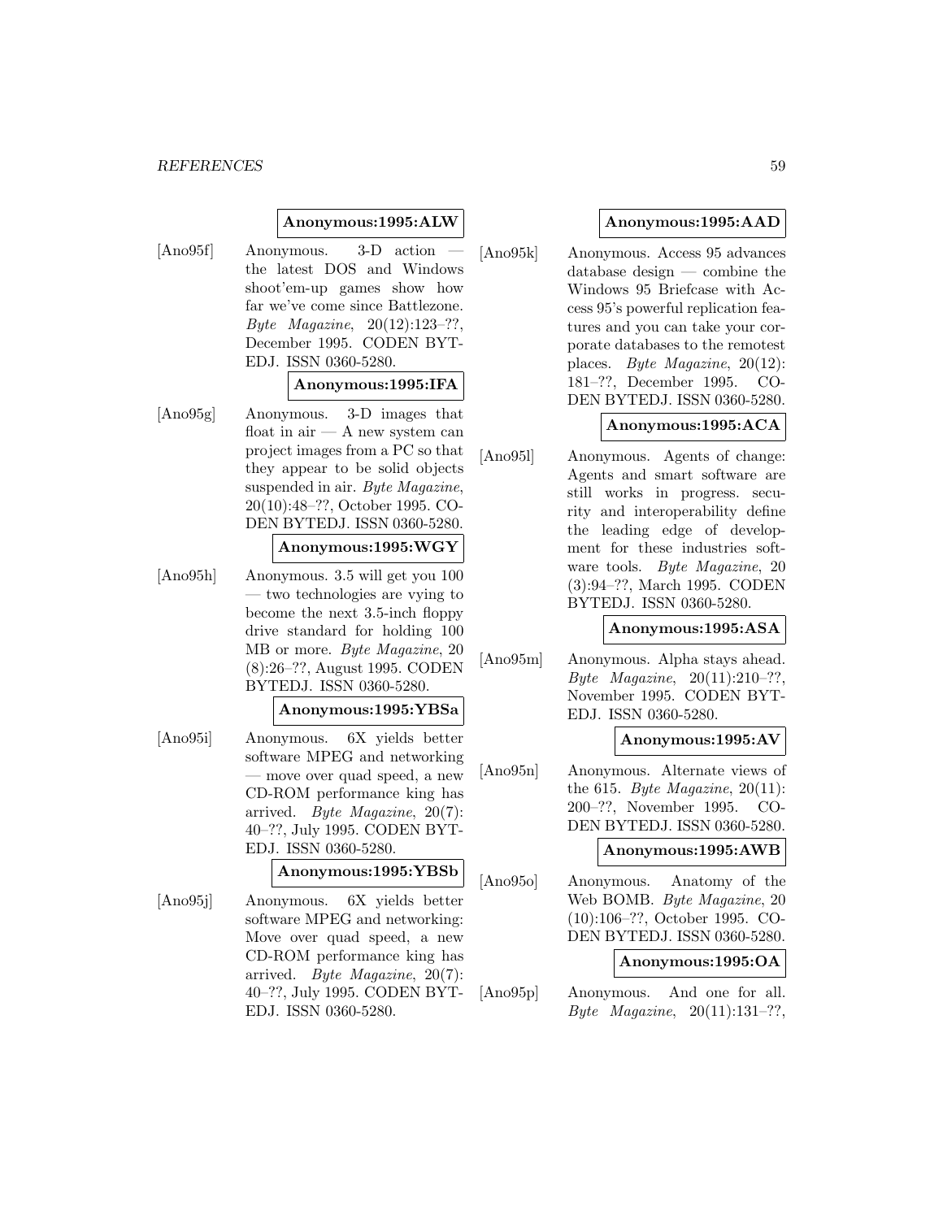**Anonymous:1995:ALW**

[Ano95f] Anonymous. 3-D action — the latest DOS and Windows shoot'em-up games show how far we've come since Battlezone. *Byte Magazine*, 20(12):123–??, December 1995. CODEN BYTEDJ. ISSN 0360-5280.

**Anonymous:1995:IFA**

[Ano95g] Anonymous. 3-D images that float in air — A new system can project images from a PC so that they appear to be solid objects suspended in air. *Byte Magazine*, 20(10):48–??, October 1995. CODEN BYTEDJ. ISSN 0360-5280.

**Anonymous:1995:WGY**

[Ano95h] Anonymous. 3.5 will get you 100 — two technologies are vying to become the next 3.5-inch floppy drive standard for holding 100 MB or more. *Byte Magazine*, 20 (8):26–??, August 1995. CODEN BYTEDJ. ISSN 0360-5280.

**Anonymous:1995:YBSa**

[Ano95i] Anonymous. 6X yields better software MPEG and networking — move over quad speed, a new CD-ROM performance king has arrived. *Byte Magazine*, 20(7): 40–??, July 1995. CODEN BYTEDJ. ISSN 0360-5280.

**Anonymous:1995:YBSb**

[Ano95j] Anonymous. 6X yields better software MPEG and networking: Move over quad speed, a new CD-ROM performance king has arrived. *Byte Magazine*, 20(7): 40–??, July 1995. CODEN BYTEDJ. ISSN 0360-5280.

**Anonymous:1995:AAD**

[Ano95k] Anonymous. Access 95 advances database design — combine the Windows 95 Briefcase with Access 95's powerful replication features and you can take your corporate databases to the remotest places. *Byte Magazine*, 20(12): 181–??, December 1995. CODEN BYTEDJ. ISSN 0360-5280.

**Anonymous:1995:ACA**

[Ano95l] Anonymous. Agents of change: Agents and smart software are still works in progress. security and interoperability define the leading edge of development for these industries software tools. *Byte Magazine*, 20 (3):94–??, March 1995. CODEN BYTEDJ. ISSN 0360-5280.

**Anonymous:1995:ASA**

[Ano95m] Anonymous. Alpha stays ahead. *Byte Magazine*, 20(11):210–??, November 1995. CODEN BYTEDJ. ISSN 0360-5280.

**Anonymous:1995:AV**

[Ano95n] Anonymous. Alternate views of the 615. *Byte Magazine*, 20(11): 200–??, November 1995. CODEN BYTEDJ. ISSN 0360-5280.

**Anonymous:1995:AWB**

[Ano95o] Anonymous. Anatomy of the Web BOMB. *Byte Magazine*, 20 (10):106–??, October 1995. CODEN BYTEDJ. ISSN 0360-5280.

**Anonymous:1995:OA**

[Ano95p] Anonymous. And one for all. *Byte Magazine*, 20(11):131–??,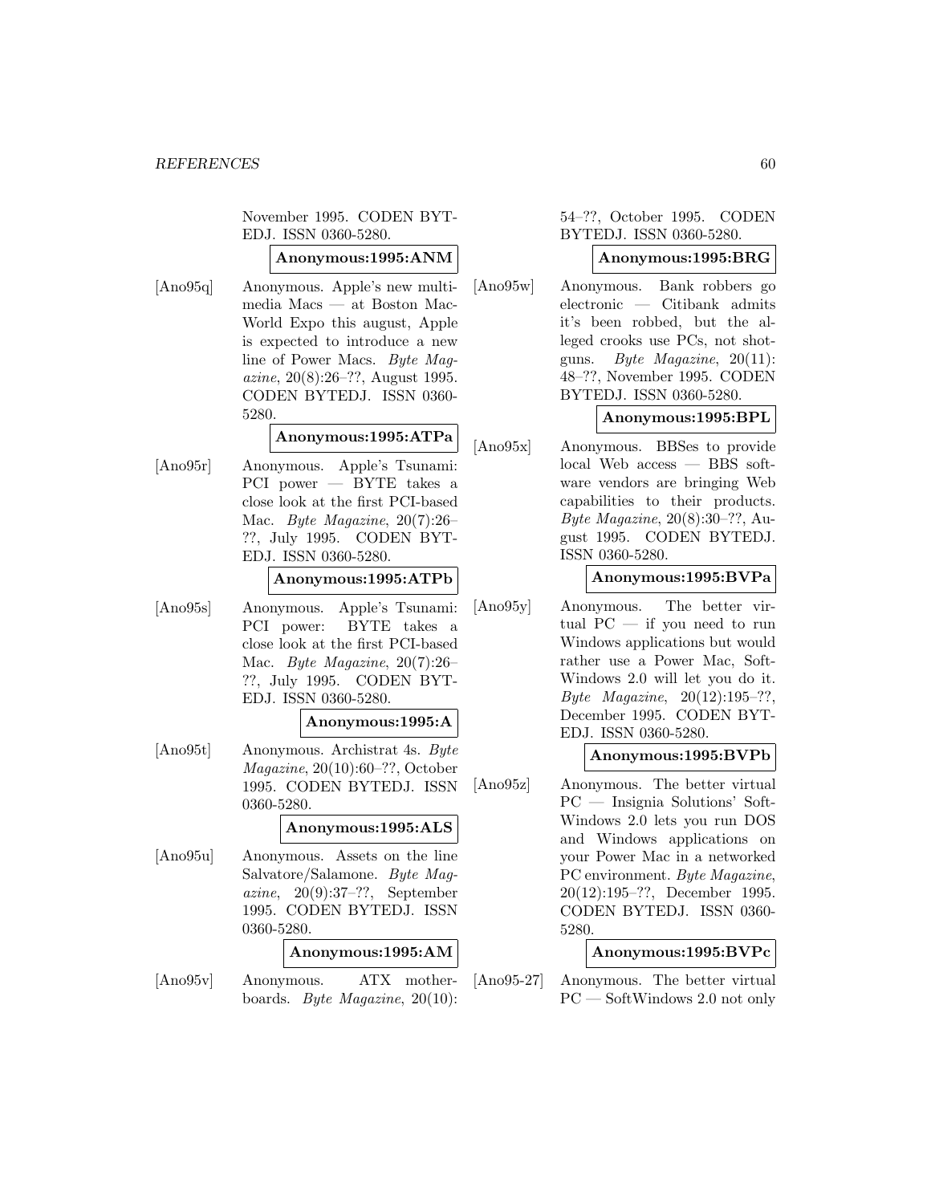November 1995. CODEN BYTEDJ. ISSN 0360-5280.

**Anonymous:1995:ANM**

[Ano95q] Anonymous. Apple's new multimedia Macs — at Boston MacWorld Expo this august, Apple is expected to introduce a new line of Power Macs. *Byte Magazine*, 20(8):26–??, August 1995. CODEN BYTEDJ. ISSN 0360-5280.

**Anonymous:1995:ATPa**

[Ano95r] Anonymous. Apple's Tsunami: PCI power — BYTE takes a close look at the first PCI-based Mac. *Byte Magazine*, 20(7):26–??, July 1995. CODEN BYTEDJ. ISSN 0360-5280.

**Anonymous:1995:ATPb**

[Ano95s] Anonymous. Apple's Tsunami: PCI power: BYTE takes a close look at the first PCI-based Mac. *Byte Magazine*, 20(7):26–??, July 1995. CODEN BYTEDJ. ISSN 0360-5280.

**Anonymous:1995:A**

[Ano95t] Anonymous. Archistrat 4s. *Byte Magazine*, 20(10):60–??, October 1995. CODEN BYTEDJ. ISSN 0360-5280.

**Anonymous:1995:ALS**

[Ano95u] Anonymous. Assets on the line Salvatore/Salamone. *Byte Magazine*, 20(9):37–??, September 1995. CODEN BYTEDJ. ISSN 0360-5280.

**Anonymous:1995:AM**

[Ano95v] Anonymous. ATX motherboards. *Byte Magazine*, 20(10): 54–??, October 1995. CODEN BYTEDJ. ISSN 0360-5280.

**Anonymous:1995:BRG**

[Ano95w] Anonymous. Bank robbers go electronic — Citibank admits it's been robbed, but the alleged crooks use PCs, not shotguns. *Byte Magazine*, 20(11): 48–??, November 1995. CODEN BYTEDJ. ISSN 0360-5280.

**Anonymous:1995:BPL**

[Ano95x] Anonymous. BBSes to provide local Web access — BBS software vendors are bringing Web capabilities to their products. *Byte Magazine*, 20(8):30–??, August 1995. CODEN BYTEDJ. ISSN 0360-5280.

**Anonymous:1995:BVPa**

[Ano95y] Anonymous. The better virtual PC — if you need to run Windows applications but would rather use a Power Mac, SoftWindows 2.0 will let you do it. *Byte Magazine*, 20(12):195–??, December 1995. CODEN BYTEDJ. ISSN 0360-5280.

**Anonymous:1995:BVPb**

[Ano95z] Anonymous. The better virtual PC — Insignia Solutions' SoftWindows 2.0 lets you run DOS and Windows applications on your Power Mac in a networked PC environment. *Byte Magazine*, 20(12):195–??, December 1995. CODEN BYTEDJ. ISSN 0360-5280.

**Anonymous:1995:BVPc**

[Ano95-27] Anonymous. The better virtual PC — SoftWindows 2.0 not only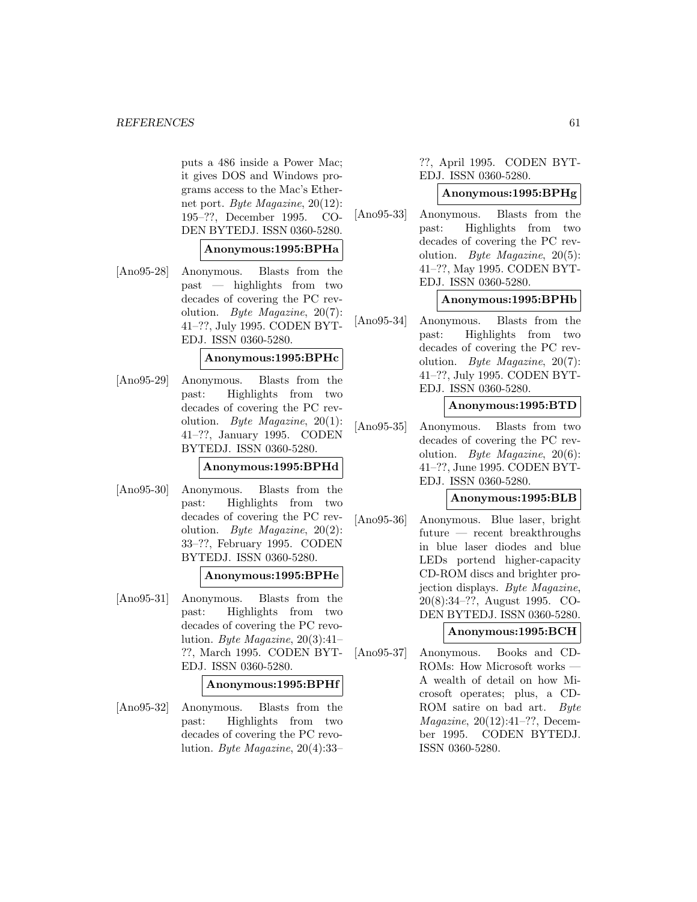puts a 486 inside a Power Mac; it gives DOS and Windows programs access to the Mac's Ethernet port. *Byte Magazine*, 20(12): 195–??, December 1995. CODEN BYTEDJ. ISSN 0360-5280.

**Anonymous:1995:BPHa**

[Ano95-28] Anonymous. Blasts from the past — highlights from two decades of covering the PC revolution. *Byte Magazine*, 20(7): 41–??, July 1995. CODEN BYTEDJ. ISSN 0360-5280.

**Anonymous:1995:BPHc**

[Ano95-29] Anonymous. Blasts from the past: Highlights from two decades of covering the PC revolution. *Byte Magazine*, 20(1): 41–??, January 1995. CODEN BYTEDJ. ISSN 0360-5280.

**Anonymous:1995:BPHd**

[Ano95-30] Anonymous. Blasts from the past: Highlights from two decades of covering the PC revolution. *Byte Magazine*, 20(2): 33–??, February 1995. CODEN BYTEDJ. ISSN 0360-5280.

**Anonymous:1995:BPHe**

[Ano95-31] Anonymous. Blasts from the past: Highlights from two decades of covering the PC revolution. *Byte Magazine*, 20(3):41–??, March 1995. CODEN BYTEDJ. ISSN 0360-5280.

**Anonymous:1995:BPHf**

[Ano95-32] Anonymous. Blasts from the past: Highlights from two decades of covering the PC revolution. *Byte Magazine*, 20(4):33–??, April 1995. CODEN BYTEDJ. ISSN 0360-5280.

**Anonymous:1995:BPHg**

[Ano95-33] Anonymous. Blasts from the past: Highlights from two decades of covering the PC revolution. *Byte Magazine*, 20(5): 41–??, May 1995. CODEN BYTEDJ. ISSN 0360-5280.

**Anonymous:1995:BPHb**

[Ano95-34] Anonymous. Blasts from the past: Highlights from two decades of covering the PC revolution. *Byte Magazine*, 20(7): 41–??, July 1995. CODEN BYTEDJ. ISSN 0360-5280.

**Anonymous:1995:BTD**

[Ano95-35] Anonymous. Blasts from two decades of covering the PC revolution. *Byte Magazine*, 20(6): 41–??, June 1995. CODEN BYTEDJ. ISSN 0360-5280.

**Anonymous:1995:BLB**

[Ano95-36] Anonymous. Blue laser, bright future — recent breakthroughs in blue laser diodes and blue LEDs portend higher-capacity CD-ROM discs and brighter projection displays. *Byte Magazine*, 20(8):34–??, August 1995. CODEN BYTEDJ. ISSN 0360-5280.

**Anonymous:1995:BCH**

[Ano95-37] Anonymous. Books and CD-ROMs: How Microsoft works — A wealth of detail on how Microsoft operates; plus, a CD-ROM satire on bad art. *Byte Magazine*, 20(12):41–??, December 1995. CODEN BYTEDJ. ISSN 0360-5280.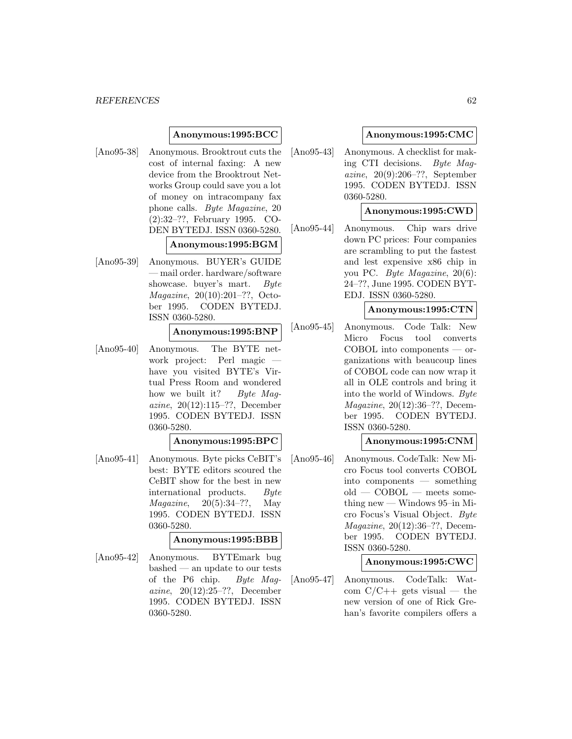**Anonymous:1995:BCC**

[Ano95-38] Anonymous. Brooktrout cuts the cost of internal faxing: A new device from the Brooktrout Networks Group could save you a lot of money on intracompany fax phone calls. *Byte Magazine*, 20 (2):32–??, February 1995. CODEN BYTEDJ. ISSN 0360-5280.

**Anonymous:1995:BGM**

[Ano95-39] Anonymous. BUYER's GUIDE — mail order. hardware/software showcase. buyer's mart. *Byte Magazine*, 20(10):201–??, October 1995. CODEN BYTEDJ. ISSN 0360-5280.

**Anonymous:1995:BNP**

[Ano95-40] Anonymous. The BYTE network project: Perl magic — have you visited BYTE's Virtual Press Room and wondered how we built it? *Byte Magazine*, 20(12):115–??, December 1995. CODEN BYTEDJ. ISSN 0360-5280.

**Anonymous:1995:BPC**

[Ano95-41] Anonymous. Byte picks CeBIT's best: BYTE editors scoured the CeBIT show for the best in new international products. *Byte Magazine*, 20(5):34–??, May 1995. CODEN BYTEDJ. ISSN 0360-5280.

**Anonymous:1995:BBB**

[Ano95-42] Anonymous. BYTEmark bug bashed — an update to our tests of the P6 chip. *Byte Magazine*, 20(12):25–??, December 1995. CODEN BYTEDJ. ISSN 0360-5280.

**Anonymous:1995:CMC**

[Ano95-43] Anonymous. A checklist for making CTI decisions. *Byte Magazine*, 20(9):206–??, September 1995. CODEN BYTEDJ. ISSN 0360-5280.

**Anonymous:1995:CWD**

[Ano95-44] Anonymous. Chip wars drive down PC prices: Four companies are scrambling to put the fastest and lest expensive x86 chip in you PC. *Byte Magazine*, 20(6): 24–??, June 1995. CODEN BYTEDJ. ISSN 0360-5280.

**Anonymous:1995:CTN**

[Ano95-45] Anonymous. Code Talk: New Micro Focus tool converts COBOL into components — organizations with beaucoup lines of COBOL code can now wrap it all in OLE controls and bring it into the world of Windows. *Byte Magazine*, 20(12):36–??, December 1995. CODEN BYTEDJ. ISSN 0360-5280.

**Anonymous:1995:CNM**

[Ano95-46] Anonymous. CodeTalk: New Micro Focus tool converts COBOL into components — something old — COBOL — meets something new — Windows 95–in Micro Focus's Visual Object. *Byte Magazine*, 20(12):36–??, December 1995. CODEN BYTEDJ. ISSN 0360-5280.

**Anonymous:1995:CWC**

[Ano95-47] Anonymous. CodeTalk: Watcom C/C++ gets visual — the new version of one of Rick Grehan's favorite compilers offers a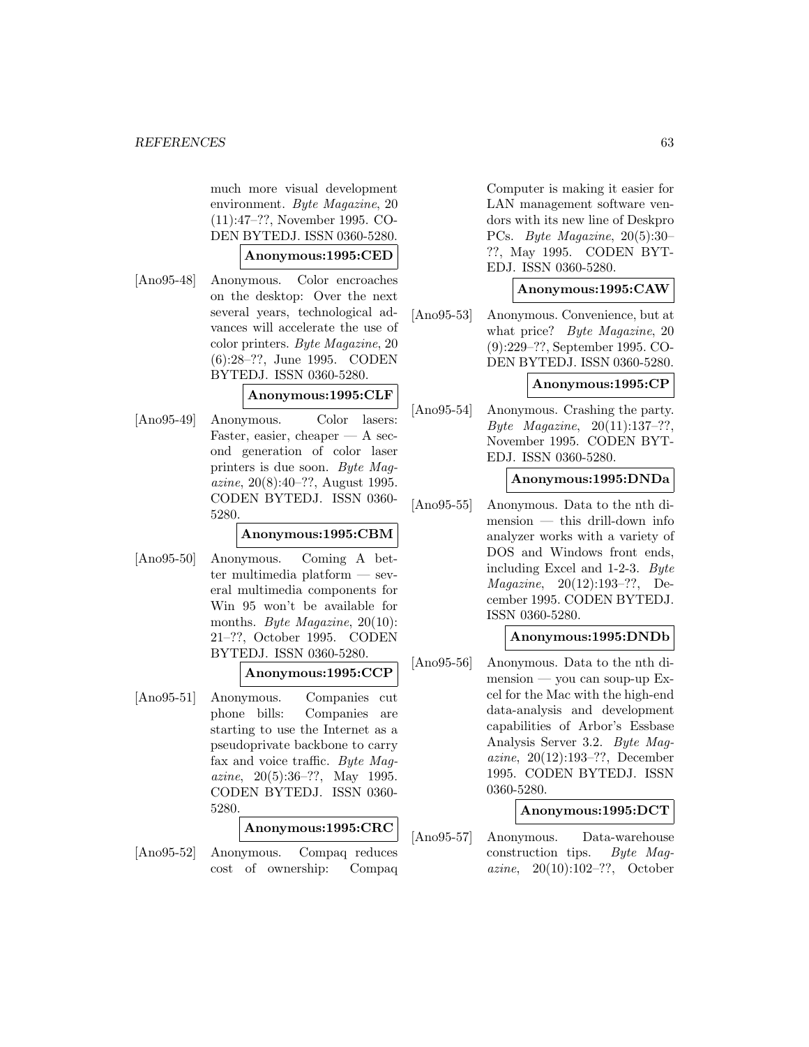much more visual development environment. *Byte Magazine*, 20 (11):47–??, November 1995. CODEN BYTEDJ. ISSN 0360-5280.

**Anonymous:1995:CED**

[Ano95-48] Anonymous. Color encroaches on the desktop: Over the next several years, technological advances will accelerate the use of color printers. *Byte Magazine*, 20 (6):28–??, June 1995. CODEN BYTEDJ. ISSN 0360-5280.

**Anonymous:1995:CLF**

[Ano95-49] Anonymous. Color lasers: Faster, easier, cheaper — A second generation of color laser printers is due soon. *Byte Magazine*, 20(8):40–??, August 1995. CODEN BYTEDJ. ISSN 0360-5280.

**Anonymous:1995:CBM**

[Ano95-50] Anonymous. Coming A better multimedia platform — several multimedia components for Win 95 won't be available for months. *Byte Magazine*, 20(10): 21–??, October 1995. CODEN BYTEDJ. ISSN 0360-5280.

**Anonymous:1995:CCP**

[Ano95-51] Anonymous. Companies cut phone bills: Companies are starting to use the Internet as a pseudoprivate backbone to carry fax and voice traffic. *Byte Magazine*, 20(5):36–??, May 1995. CODEN BYTEDJ. ISSN 0360-5280.

**Anonymous:1995:CRC**

[Ano95-52] Anonymous. Compaq reduces cost of ownership: Compaq Computer is making it easier for LAN management software vendors with its new line of Deskpro PCs. *Byte Magazine*, 20(5):30–??, May 1995. CODEN BYTEDJ. ISSN 0360-5280.

**Anonymous:1995:CAW**

[Ano95-53] Anonymous. Convenience, but at what price? *Byte Magazine*, 20 (9):229–??, September 1995. CODEN BYTEDJ. ISSN 0360-5280.

**Anonymous:1995:CP**

[Ano95-54] Anonymous. Crashing the party. *Byte Magazine*, 20(11):137–??, November 1995. CODEN BYTEDJ. ISSN 0360-5280.

**Anonymous:1995:DNDa**

[Ano95-55] Anonymous. Data to the nth dimension — this drill-down info analyzer works with a variety of DOS and Windows front ends, including Excel and 1-2-3. *Byte Magazine*, 20(12):193–??, December 1995. CODEN BYTEDJ. ISSN 0360-5280.

**Anonymous:1995:DNDb**

[Ano95-56] Anonymous. Data to the nth dimension — you can soup-up Excel for the Mac with the high-end data-analysis and development capabilities of Arbor's Essbase Analysis Server 3.2. *Byte Magazine*, 20(12):193–??, December 1995. CODEN BYTEDJ. ISSN 0360-5280.

**Anonymous:1995:DCT**

[Ano95-57] Anonymous. Data-warehouse construction tips. *Byte Magazine*, 20(10):102–??, October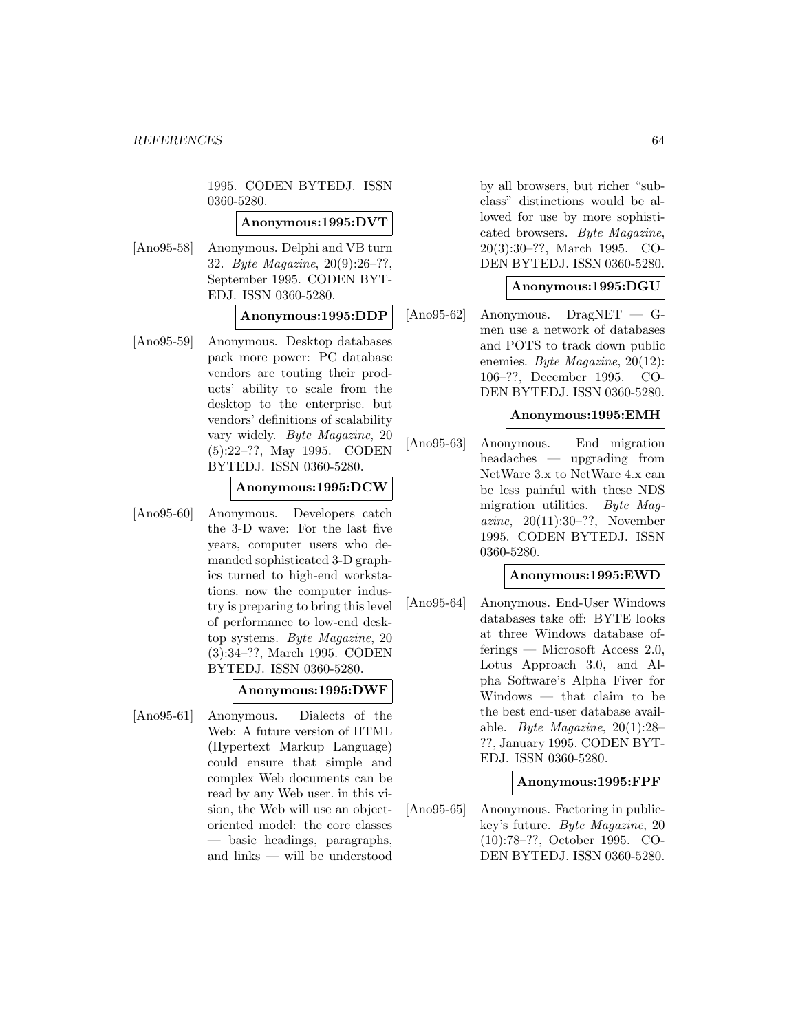1995. CODEN BYTEDJ. ISSN 0360-5280.

**Anonymous:1995:DVT**

[Ano95-58] Anonymous. Delphi and VB turn 32. *Byte Magazine*, 20(9):26–??, September 1995. CODEN BYTEDJ. ISSN 0360-5280.

**Anonymous:1995:DDP**

[Ano95-59] Anonymous. Desktop databases pack more power: PC database vendors are touting their products' ability to scale from the desktop to the enterprise. but vendors' definitions of scalability vary widely. *Byte Magazine*, 20 (5):22–??, May 1995. CODEN BYTEDJ. ISSN 0360-5280.

**Anonymous:1995:DCW**

[Ano95-60] Anonymous. Developers catch the 3-D wave: For the last five years, computer users who demanded sophisticated 3-D graphics turned to high-end workstations. now the computer industry is preparing to bring this level of performance to low-end desktop systems. *Byte Magazine*, 20 (3):34–??, March 1995. CODEN BYTEDJ. ISSN 0360-5280.

**Anonymous:1995:DWF**

[Ano95-61] Anonymous. Dialects of the Web: A future version of HTML (Hypertext Markup Language) could ensure that simple and complex Web documents can be read by any Web user. in this vision, the Web will use an object-oriented model: the core classes — basic headings, paragraphs, and links — will be understood by all browsers, but richer "subclass" distinctions would be allowed for use by more sophisticated browsers. *Byte Magazine*, 20(3):30–??, March 1995. CODEN BYTEDJ. ISSN 0360-5280.

**Anonymous:1995:DGU**

[Ano95-62] Anonymous. DragNET — G-men use a network of databases and POTS to track down public enemies. *Byte Magazine*, 20(12): 106–??, December 1995. CODEN BYTEDJ. ISSN 0360-5280.

**Anonymous:1995:EMH**

[Ano95-63] Anonymous. End migration headaches — upgrading from NetWare 3.x to NetWare 4.x can be less painful with these NDS migration utilities. *Byte Magazine*, 20(11):30–??, November 1995. CODEN BYTEDJ. ISSN 0360-5280.

**Anonymous:1995:EWD**

[Ano95-64] Anonymous. End-User Windows databases take off: BYTE looks at three Windows database offerings — Microsoft Access 2.0, Lotus Approach 3.0, and Alpha Software's Alpha Fiver for Windows — that claim to be the best end-user database available. *Byte Magazine*, 20(1):28–??, January 1995. CODEN BYTEDJ. ISSN 0360-5280.

**Anonymous:1995:FPF**

[Ano95-65] Anonymous. Factoring in public-key's future. *Byte Magazine*, 20 (10):78–??, October 1995. CODEN BYTEDJ. ISSN 0360-5280.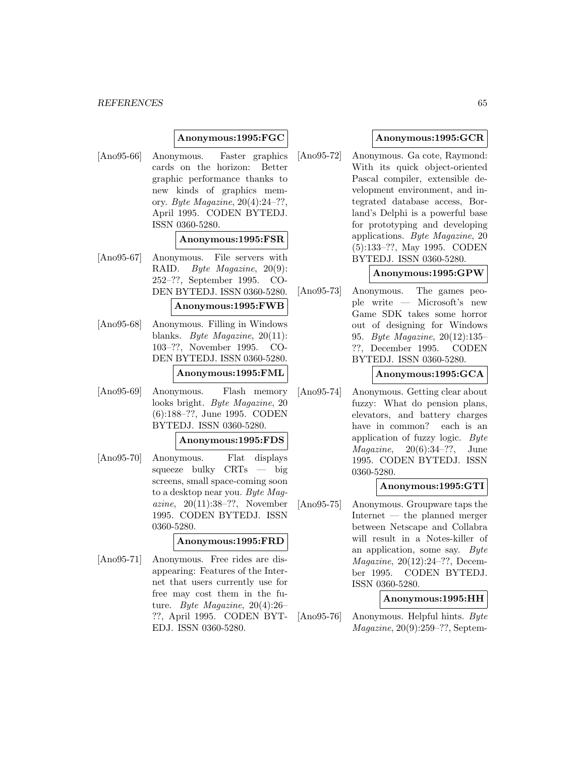**Anonymous:1995:FGC**

[Ano95-66] Anonymous. Faster graphics cards on the horizon: Better graphic performance thanks to new kinds of graphics memory. *Byte Magazine*, 20(4):24–??, April 1995. CODEN BYTEDJ. ISSN 0360-5280.

**Anonymous:1995:FSR**

[Ano95-67] Anonymous. File servers with RAID. *Byte Magazine*, 20(9): 252–??, September 1995. CODEN BYTEDJ. ISSN 0360-5280.

**Anonymous:1995:FWB**

[Ano95-68] Anonymous. Filling in Windows blanks. *Byte Magazine*, 20(11): 103–??, November 1995. CODEN BYTEDJ. ISSN 0360-5280.

**Anonymous:1995:FML**

[Ano95-69] Anonymous. Flash memory looks bright. *Byte Magazine*, 20 (6):188–??, June 1995. CODEN BYTEDJ. ISSN 0360-5280.

**Anonymous:1995:FDS**

[Ano95-70] Anonymous. Flat displays squeeze bulky CRTs — big screens, small space-coming soon to a desktop near you. *Byte Magazine*, 20(11):38–??, November 1995. CODEN BYTEDJ. ISSN 0360-5280.

**Anonymous:1995:FRD**

[Ano95-71] Anonymous. Free rides are disappearing: Features of the Internet that users currently use for free may cost them in the future. *Byte Magazine*, 20(4):26–??, April 1995. CODEN BYTEDJ. ISSN 0360-5280.

**Anonymous:1995:GCR**

[Ano95-72] Anonymous. Ga cote, Raymond: With its quick object-oriented Pascal compiler, extensible development environment, and integrated database access, Borland's Delphi is a powerful base for prototyping and developing applications. *Byte Magazine*, 20 (5):133–??, May 1995. CODEN BYTEDJ. ISSN 0360-5280.

**Anonymous:1995:GPW**

[Ano95-73] Anonymous. The games people write — Microsoft's new Game SDK takes some horror out of designing for Windows 95. *Byte Magazine*, 20(12):135–??, December 1995. CODEN BYTEDJ. ISSN 0360-5280.

**Anonymous:1995:GCA**

[Ano95-74] Anonymous. Getting clear about fuzzy: What do pension plans, elevators, and battery charges have in common? each is an application of fuzzy logic. *Byte Magazine*, 20(6):34–??, June 1995. CODEN BYTEDJ. ISSN 0360-5280.

**Anonymous:1995:GTI**

[Ano95-75] Anonymous. Groupware taps the Internet — the planned merger between Netscape and Collabra will result in a Notes-killer of an application, some say. *Byte Magazine*, 20(12):24–??, December 1995. CODEN BYTEDJ. ISSN 0360-5280.

**Anonymous:1995:HH**

[Ano95-76] Anonymous. Helpful hints. *Byte Magazine*, 20(9):259–??, Septem-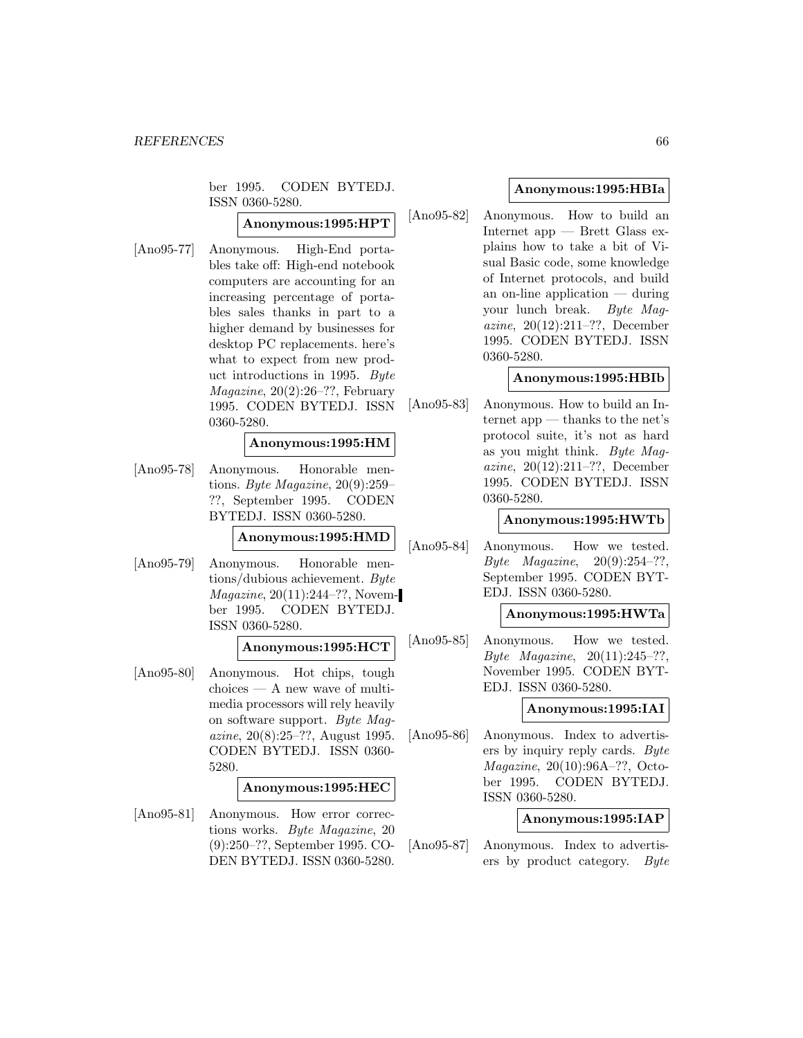ber 1995. CODEN BYTEDJ. ISSN 0360-5280.

**Anonymous:1995:HPT**

[Ano95-77] Anonymous. High-End portables take off: High-end notebook computers are accounting for an increasing percentage of portables sales thanks in part to a higher demand by businesses for desktop PC replacements. here's what to expect from new product introductions in 1995. *Byte Magazine*, 20(2):26–??, February 1995. CODEN BYTEDJ. ISSN 0360-5280.

**Anonymous:1995:HM**

[Ano95-78] Anonymous. Honorable mentions. *Byte Magazine*, 20(9):259–??, September 1995. CODEN BYTEDJ. ISSN 0360-5280.

**Anonymous:1995:HMD**

[Ano95-79] Anonymous. Honorable mentions/dubious achievement. *Byte Magazine*, 20(11):244–??, November 1995. CODEN BYTEDJ. ISSN 0360-5280.

**Anonymous:1995:HCT**

[Ano95-80] Anonymous. Hot chips, tough choices — A new wave of multimedia processors will rely heavily on software support. *Byte Magazine*, 20(8):25–??, August 1995. CODEN BYTEDJ. ISSN 0360-5280.

**Anonymous:1995:HEC**

[Ano95-81] Anonymous. How error corrections works. *Byte Magazine*, 20 (9):250–??, September 1995. CODEN BYTEDJ. ISSN 0360-5280.

**Anonymous:1995:HBIa**

[Ano95-82] Anonymous. How to build an Internet app — Brett Glass explains how to take a bit of Visual Basic code, some knowledge of Internet protocols, and build an on-line application — during your lunch break. *Byte Magazine*, 20(12):211–??, December 1995. CODEN BYTEDJ. ISSN 0360-5280.

**Anonymous:1995:HBIb**

[Ano95-83] Anonymous. How to build an Internet app — thanks to the net's protocol suite, it's not as hard as you might think. *Byte Magazine*, 20(12):211–??, December 1995. CODEN BYTEDJ. ISSN 0360-5280.

**Anonymous:1995:HWTb**

[Ano95-84] Anonymous. How we tested. *Byte Magazine*, 20(9):254–??, September 1995. CODEN BYTEDJ. ISSN 0360-5280.

**Anonymous:1995:HWTa**

[Ano95-85] Anonymous. How we tested. *Byte Magazine*, 20(11):245–??, November 1995. CODEN BYTEDJ. ISSN 0360-5280.

**Anonymous:1995:IAI**

[Ano95-86] Anonymous. Index to advertisers by inquiry reply cards. *Byte Magazine*, 20(10):96A–??, October 1995. CODEN BYTEDJ. ISSN 0360-5280.

**Anonymous:1995:IAP**

[Ano95-87] Anonymous. Index to advertisers by product category. *Byte*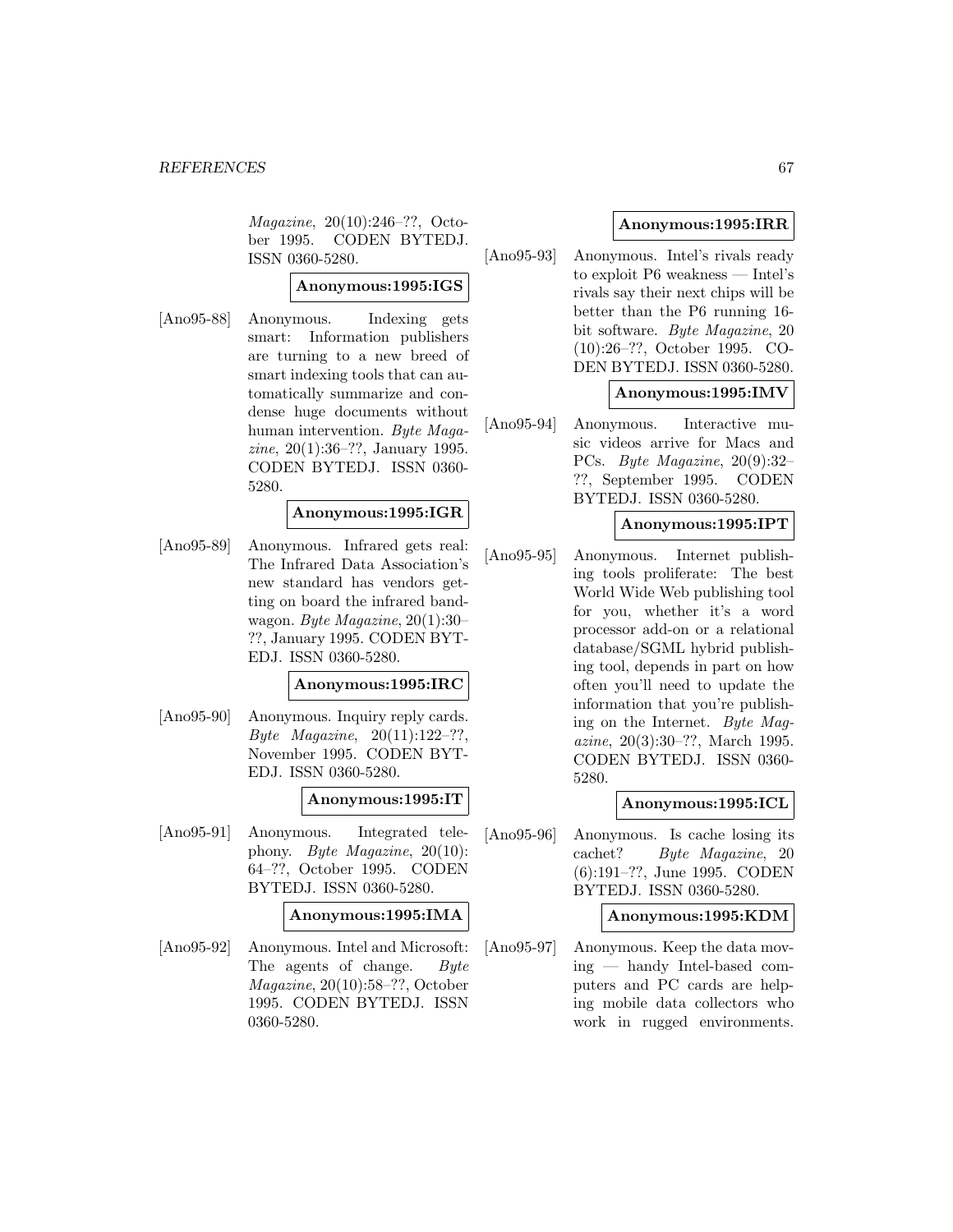*Magazine*, 20(10):246–??, October 1995. CODEN BYTEDJ. ISSN 0360-5280.

**Anonymous:1995:IGS**

[Ano95-88] Anonymous. Indexing gets smart: Information publishers are turning to a new breed of smart indexing tools that can automatically summarize and condense huge documents without human intervention. *Byte Magazine*, 20(1):36–??, January 1995. CODEN BYTEDJ. ISSN 0360-5280.

**Anonymous:1995:IGR**

[Ano95-89] Anonymous. Infrared gets real: The Infrared Data Association's new standard has vendors getting on board the infrared bandwagon. *Byte Magazine*, 20(1):30–??, January 1995. CODEN BYTEDJ. ISSN 0360-5280.

**Anonymous:1995:IRC**

[Ano95-90] Anonymous. Inquiry reply cards. *Byte Magazine*, 20(11):122–??, November 1995. CODEN BYTEDJ. ISSN 0360-5280.

**Anonymous:1995:IT**

[Ano95-91] Anonymous. Integrated telephony. *Byte Magazine*, 20(10):64–??, October 1995. CODEN BYTEDJ. ISSN 0360-5280.

**Anonymous:1995:IMA**

[Ano95-92] Anonymous. Intel and Microsoft: The agents of change. *Byte Magazine*, 20(10):58–??, October 1995. CODEN BYTEDJ. ISSN 0360-5280.

**Anonymous:1995:IRR**

[Ano95-93] Anonymous. Intel's rivals ready to exploit P6 weakness — Intel's rivals say their next chips will be better than the P6 running 16-bit software. *Byte Magazine*, 20(10):26–??, October 1995. CODEN BYTEDJ. ISSN 0360-5280.

**Anonymous:1995:IMV**

[Ano95-94] Anonymous. Interactive music videos arrive for Macs and PCs. *Byte Magazine*, 20(9):32–??, September 1995. CODEN BYTEDJ. ISSN 0360-5280.

**Anonymous:1995:IPT**

[Ano95-95] Anonymous. Internet publishing tools proliferate: The best World Wide Web publishing tool for you, whether it's a word processor add-on or a relational database/SGML hybrid publishing tool, depends in part on how often you'll need to update the information that you're publishing on the Internet. *Byte Magazine*, 20(3):30–??, March 1995. CODEN BYTEDJ. ISSN 0360-5280.

**Anonymous:1995:ICL**

[Ano95-96] Anonymous. Is cache losing its cachet? *Byte Magazine*, 20(6):191–??, June 1995. CODEN BYTEDJ. ISSN 0360-5280.

**Anonymous:1995:KDM**

[Ano95-97] Anonymous. Keep the data moving — handy Intel-based computers and PC cards are helping mobile data collectors who work in rugged environments.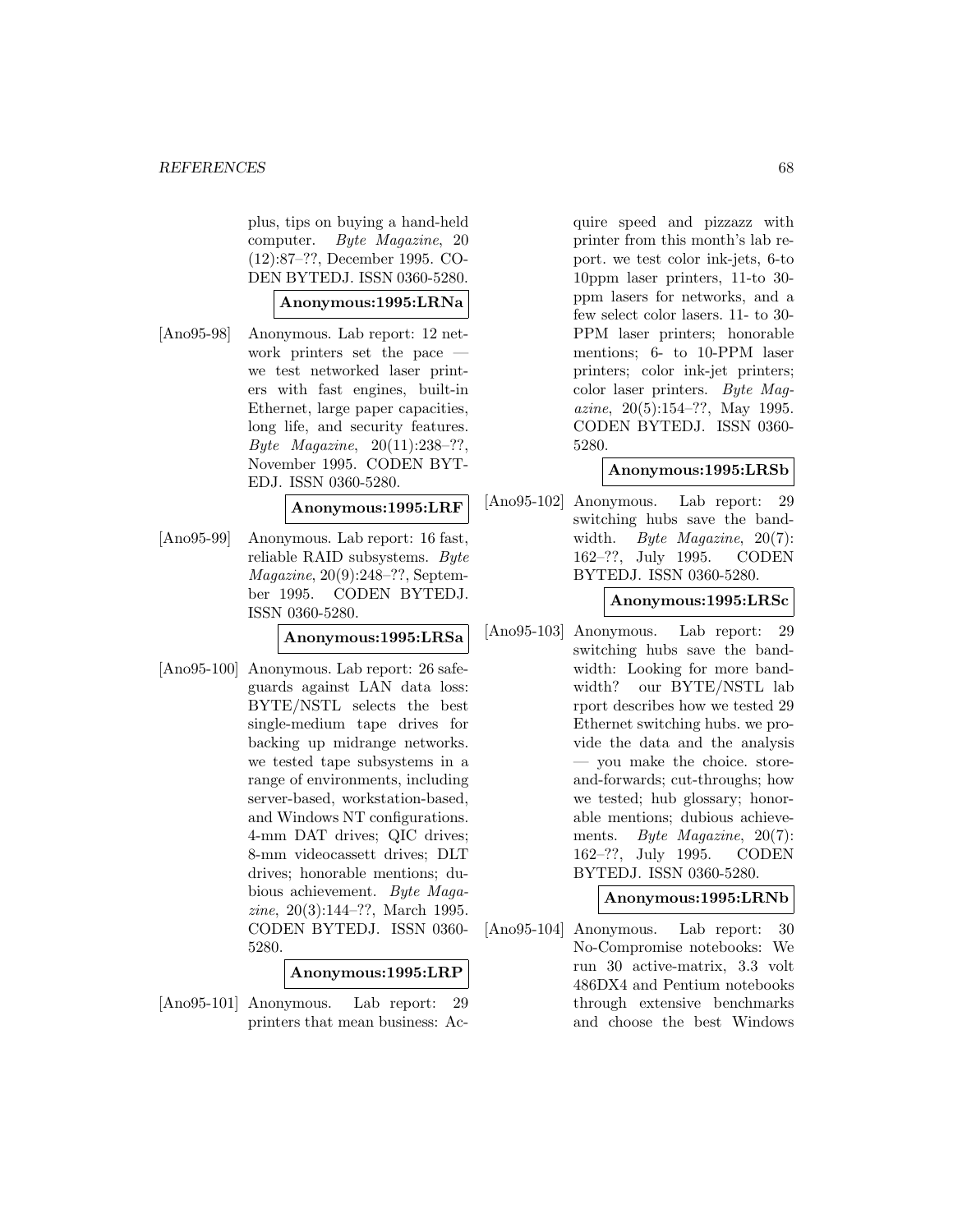plus, tips on buying a hand-held computer. *Byte Magazine*, 20 (12):87–??, December 1995. CODEN BYTEDJ. ISSN 0360-5280.

**Anonymous:1995:LRNa**

[Ano95-98] Anonymous. Lab report: 12 network printers set the pace — we test networked laser printers with fast engines, built-in Ethernet, large paper capacities, long life, and security features. *Byte Magazine*, 20(11):238–??, November 1995. CODEN BYTEDJ. ISSN 0360-5280.

**Anonymous:1995:LRF**

[Ano95-99] Anonymous. Lab report: 16 fast, reliable RAID subsystems. *Byte Magazine*, 20(9):248–??, September 1995. CODEN BYTEDJ. ISSN 0360-5280.

**Anonymous:1995:LRSa**

[Ano95-100] Anonymous. Lab report: 26 safeguards against LAN data loss: BYTE/NSTL selects the best single-medium tape drives for backing up midrange networks. we tested tape subsystems in a range of environments, including server-based, workstation-based, and Windows NT configurations. 4-mm DAT drives; QIC drives; 8-mm videocassett drives; DLT drives; honorable mentions; dubious achievement. *Byte Magazine*, 20(3):144–??, March 1995. CODEN BYTEDJ. ISSN 0360-5280.

**Anonymous:1995:LRP**

[Ano95-101] Anonymous. Lab report: 29 printers that mean business: Acquire speed and pizzazz with printer from this month's lab report. we test color ink-jets, 6-to 10ppm laser printers, 11-to 30-ppm lasers for networks, and a few select color lasers. 11- to 30-PPM laser printers; honorable mentions; 6- to 10-PPM laser printers; color ink-jet printers; color laser printers. *Byte Magazine*, 20(5):154–??, May 1995. CODEN BYTEDJ. ISSN 0360-5280.

**Anonymous:1995:LRSb**

[Ano95-102] Anonymous. Lab report: 29 switching hubs save the bandwidth. *Byte Magazine*, 20(7): 162–??, July 1995. CODEN BYTEDJ. ISSN 0360-5280.

**Anonymous:1995:LRSc**

[Ano95-103] Anonymous. Lab report: 29 switching hubs save the bandwidth: Looking for more bandwidth? our BYTE/NSTL lab rport describes how we tested 29 Ethernet switching hubs. we provide the data and the analysis — you make the choice. store-and-forwards; cut-throughs; how we tested; hub glossary; honorable mentions; dubious achievements. *Byte Magazine*, 20(7): 162–??, July 1995. CODEN BYTEDJ. ISSN 0360-5280.

**Anonymous:1995:LRNb**

[Ano95-104] Anonymous. Lab report: 30 No-Compromise notebooks: We run 30 active-matrix, 3.3 volt 486DX4 and Pentium notebooks through extensive benchmarks and choose the best Windows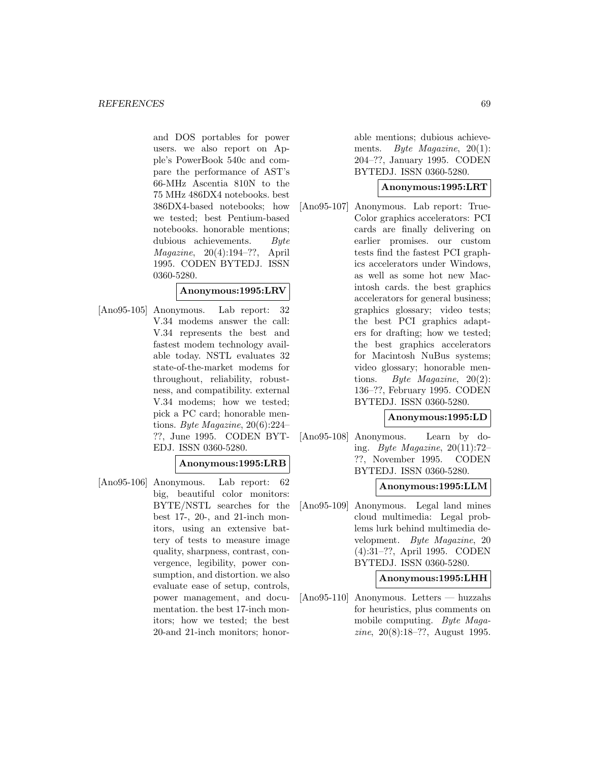and DOS portables for power users. we also report on Apple's PowerBook 540c and compare the performance of AST's 66-MHz Ascentia 810N to the 75 MHz 486DX4 notebooks. best 386DX4-based notebooks; how we tested; best Pentium-based notebooks. honorable mentions; dubious achievements. *Byte Magazine*, 20(4):194–??, April 1995. CODEN BYTEDJ. ISSN 0360-5280.

**Anonymous:1995:LRV**

[Ano95-105] Anonymous. Lab report: 32 V.34 modems answer the call: V.34 represents the best and fastest modem technology available today. NSTL evaluates 32 state-of-the-market modems for throughout, reliability, robustness, and compatibility. external V.34 modems; how we tested; pick a PC card; honorable mentions. *Byte Magazine*, 20(6):224–??, June 1995. CODEN BYTEDJ. ISSN 0360-5280.

**Anonymous:1995:LRB**

[Ano95-106] Anonymous. Lab report: 62 big, beautiful color monitors: BYTE/NSTL searches for the best 17-, 20-, and 21-inch monitors, using an extensive battery of tests to measure image quality, sharpness, contrast, convergence, legibility, power consumption, and distortion. we also evaluate ease of setup, controls, power management, and documentation. the best 17-inch monitors; how we tested; the best 20-and 21-inch monitors; honorable mentions; dubious achievements. *Byte Magazine*, 20(1): 204–??, January 1995. CODEN BYTEDJ. ISSN 0360-5280.

**Anonymous:1995:LRT**

[Ano95-107] Anonymous. Lab report: True-Color graphics accelerators: PCI cards are finally delivering on earlier promises. our custom tests find the fastest PCI graphics accelerators under Windows, as well as some hot new Macintosh cards. the best graphics accelerators for general business; graphics glossary; video tests; the best PCI graphics adapters for drafting; how we tested; the best graphics accelerators for Macintosh NuBus systems; video glossary; honorable mentions. *Byte Magazine*, 20(2): 136–??, February 1995. CODEN BYTEDJ. ISSN 0360-5280.

**Anonymous:1995:LD**

[Ano95-108] Anonymous. Learn by doing. *Byte Magazine*, 20(11):72–??, November 1995. CODEN BYTEDJ. ISSN 0360-5280.

**Anonymous:1995:LLM**

[Ano95-109] Anonymous. Legal land mines cloud multimedia: Legal problems lurk behind multimedia development. *Byte Magazine*, 20 (4):31–??, April 1995. CODEN BYTEDJ. ISSN 0360-5280.

**Anonymous:1995:LHH**

[Ano95-110] Anonymous. Letters — huzzahs for heuristics, plus comments on mobile computing. *Byte Magazine*, 20(8):18–??, August 1995.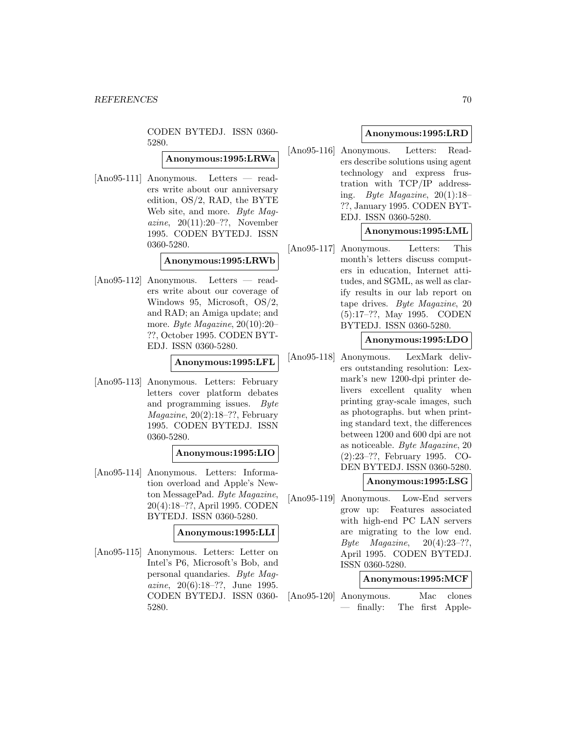CODEN BYTEDJ. ISSN 0360-5280.

**Anonymous:1995:LRWa**

[Ano95-111] Anonymous. Letters — readers write about our anniversary edition, OS/2, RAD, the BYTE Web site, and more. *Byte Magazine*, 20(11):20–??, November 1995. CODEN BYTEDJ. ISSN 0360-5280.

**Anonymous:1995:LRWb**

[Ano95-112] Anonymous. Letters — readers write about our coverage of Windows 95, Microsoft, OS/2, and RAD; an Amiga update; and more. *Byte Magazine*, 20(10):20–??, October 1995. CODEN BYTEDJ. ISSN 0360-5280.

**Anonymous:1995:LFL**

[Ano95-113] Anonymous. Letters: February letters cover platform debates and programming issues. *Byte Magazine*, 20(2):18–??, February 1995. CODEN BYTEDJ. ISSN 0360-5280.

**Anonymous:1995:LIO**

[Ano95-114] Anonymous. Letters: Information overload and Apple's Newton MessagePad. *Byte Magazine*, 20(4):18–??, April 1995. CODEN BYTEDJ. ISSN 0360-5280.

**Anonymous:1995:LLI**

[Ano95-115] Anonymous. Letters: Letter on Intel's P6, Microsoft's Bob, and personal quandaries. *Byte Magazine*, 20(6):18–??, June 1995. CODEN BYTEDJ. ISSN 0360-5280.

**Anonymous:1995:LRD**

[Ano95-116] Anonymous. Letters: Readers describe solutions using agent technology and express frustration with TCP/IP addressing. *Byte Magazine*, 20(1):18–??, January 1995. CODEN BYTEDJ. ISSN 0360-5280.

**Anonymous:1995:LML**

[Ano95-117] Anonymous. Letters: This month's letters discuss computers in education, Internet attitudes, and SGML, as well as clarify results in our lab report on tape drives. *Byte Magazine*, 20 (5):17–??, May 1995. CODEN BYTEDJ. ISSN 0360-5280.

**Anonymous:1995:LDO**

[Ano95-118] Anonymous. LexMark delivers outstanding resolution: Lexmark's new 1200-dpi printer delivers excellent quality when printing gray-scale images, such as photographs. but when printing standard text, the differences between 1200 and 600 dpi are not as noticeable. *Byte Magazine*, 20 (2):23–??, February 1995. CODEN BYTEDJ. ISSN 0360-5280.

**Anonymous:1995:LSG**

[Ano95-119] Anonymous. Low-End servers grow up: Features associated with high-end PC LAN servers are migrating to the low end. *Byte Magazine*, 20(4):23–??, April 1995. CODEN BYTEDJ. ISSN 0360-5280.

**Anonymous:1995:MCF**

[Ano95-120] Anonymous. Mac clones — finally: The first Apple-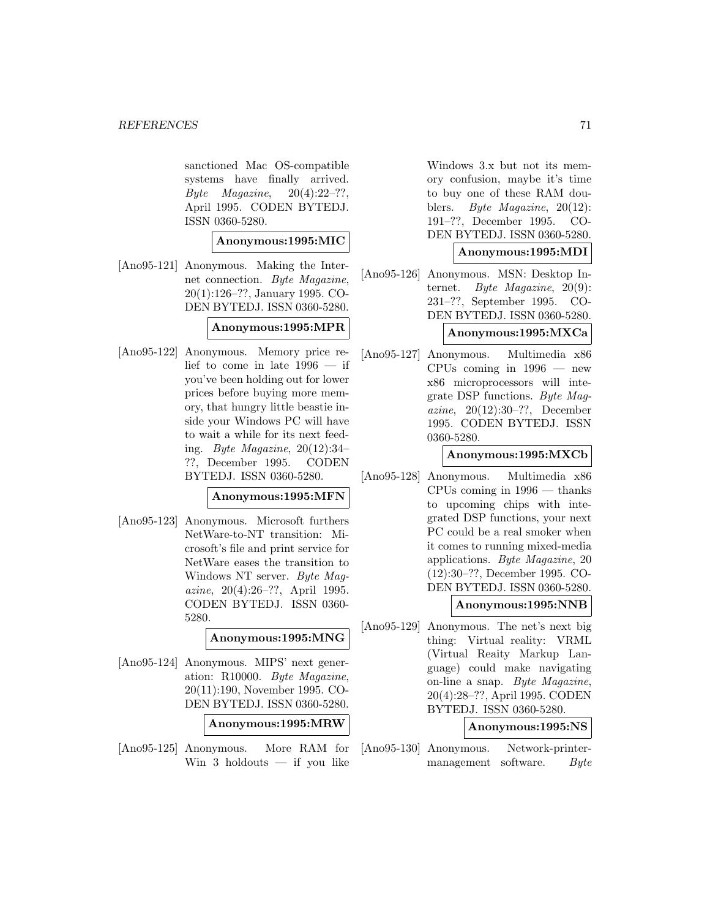sanctioned Mac OS-compatible systems have finally arrived. *Byte Magazine*, 20(4):22–??, April 1995. CODEN BYTEDJ. ISSN 0360-5280.

**Anonymous:1995:MIC**

[Ano95-121] Anonymous. Making the Internet connection. *Byte Magazine*, 20(1):126–??, January 1995. CODEN BYTEDJ. ISSN 0360-5280.

**Anonymous:1995:MPR**

[Ano95-122] Anonymous. Memory price relief to come in late 1996 — if you've been holding out for lower prices before buying more memory, that hungry little beastie inside your Windows PC will have to wait a while for its next feeding. *Byte Magazine*, 20(12):34–??, December 1995. CODEN BYTEDJ. ISSN 0360-5280.

**Anonymous:1995:MFN**

[Ano95-123] Anonymous. Microsoft furthers NetWare-to-NT transition: Microsoft's file and print service for NetWare eases the transition to Windows NT server. *Byte Magazine*, 20(4):26–??, April 1995. CODEN BYTEDJ. ISSN 0360-5280.

**Anonymous:1995:MNG**

[Ano95-124] Anonymous. MIPS' next generation: R10000. *Byte Magazine*, 20(11):190, November 1995. CODEN BYTEDJ. ISSN 0360-5280.

**Anonymous:1995:MRW**

[Ano95-125] Anonymous. More RAM for Win 3 holdouts — if you like Windows 3.x but not its memory confusion, maybe it's time to buy one of these RAM doublers. *Byte Magazine*, 20(12): 191–??, December 1995. CODEN BYTEDJ. ISSN 0360-5280.

**Anonymous:1995:MDI**

[Ano95-126] Anonymous. MSN: Desktop Internet. *Byte Magazine*, 20(9): 231–??, September 1995. CODEN BYTEDJ. ISSN 0360-5280.

**Anonymous:1995:MXCa**

[Ano95-127] Anonymous. Multimedia x86 CPUs coming in 1996 — new x86 microprocessors will integrate DSP functions. *Byte Magazine*, 20(12):30–??, December 1995. CODEN BYTEDJ. ISSN 0360-5280.

**Anonymous:1995:MXCb**

[Ano95-128] Anonymous. Multimedia x86 CPUs coming in 1996 — thanks to upcoming chips with integrated DSP functions, your next PC could be a real smoker when it comes to running mixed-media applications. *Byte Magazine*, 20 (12):30–??, December 1995. CODEN BYTEDJ. ISSN 0360-5280.

**Anonymous:1995:NNB**

[Ano95-129] Anonymous. The net's next big thing: Virtual reality: VRML (Virtual Reaity Markup Language) could make navigating on-line a snap. *Byte Magazine*, 20(4):28–??, April 1995. CODEN BYTEDJ. ISSN 0360-5280.

**Anonymous:1995:NS**

[Ano95-130] Anonymous. Network-printer-management software. *Byte*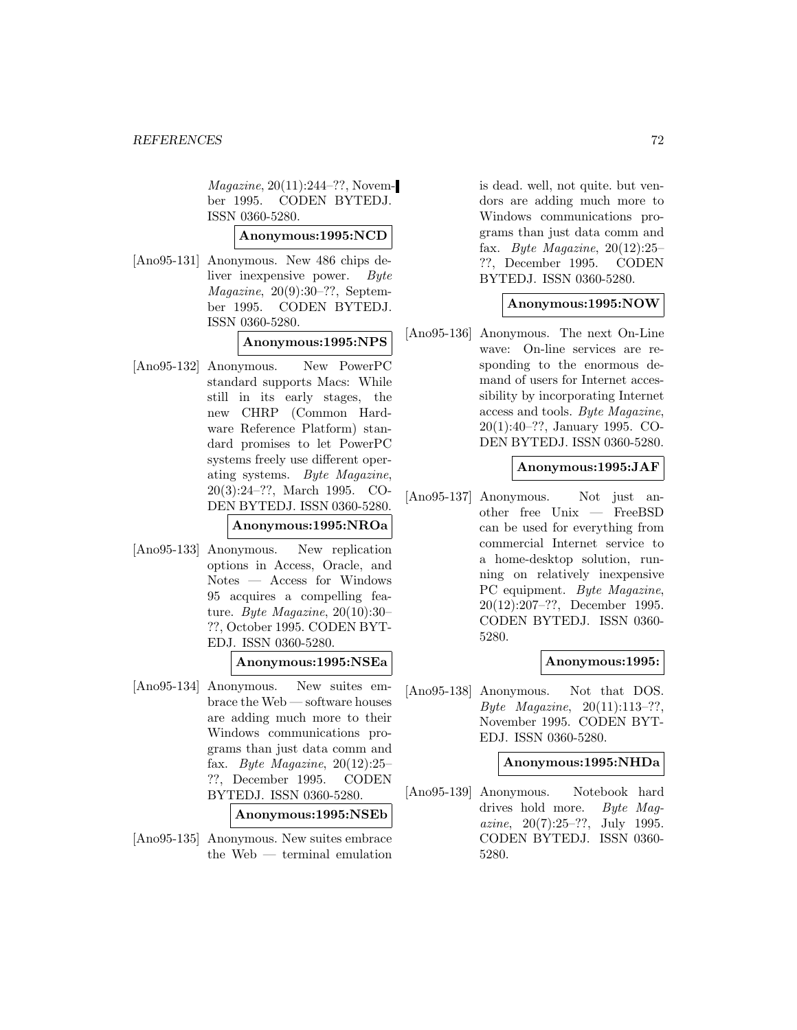*Magazine*, 20(11):244–??, November 1995. CODEN BYTEDJ. ISSN 0360-5280.

**Anonymous:1995:NCD**

[Ano95-131] Anonymous. New 486 chips deliver inexpensive power. *Byte Magazine*, 20(9):30–??, September 1995. CODEN BYTEDJ. ISSN 0360-5280.

**Anonymous:1995:NPS**

[Ano95-132] Anonymous. New PowerPC standard supports Macs: While still in its early stages, the new CHRP (Common Hardware Reference Platform) standard promises to let PowerPC systems freely use different operating systems. *Byte Magazine*, 20(3):24–??, March 1995. CODEN BYTEDJ. ISSN 0360-5280.

**Anonymous:1995:NROa**

[Ano95-133] Anonymous. New replication options in Access, Oracle, and Notes — Access for Windows 95 acquires a compelling feature. *Byte Magazine*, 20(10):30–??, October 1995. CODEN BYTEDJ. ISSN 0360-5280.

**Anonymous:1995:NSEa**

[Ano95-134] Anonymous. New suites embrace the Web — software houses are adding much more to their Windows communications programs than just data comm and fax. *Byte Magazine*, 20(12):25–??, December 1995. CODEN BYTEDJ. ISSN 0360-5280.

**Anonymous:1995:NSEb**

[Ano95-135] Anonymous. New suites embrace the Web — terminal emulation is dead. well, not quite. but vendors are adding much more to Windows communications programs than just data comm and fax. *Byte Magazine*, 20(12):25–??, December 1995. CODEN BYTEDJ. ISSN 0360-5280.

**Anonymous:1995:NOW**

[Ano95-136] Anonymous. The next On-Line wave: On-line services are responding to the enormous demand of users for Internet accessibility by incorporating Internet access and tools. *Byte Magazine*, 20(1):40–??, January 1995. CODEN BYTEDJ. ISSN 0360-5280.

**Anonymous:1995:JAF**

[Ano95-137] Anonymous. Not just another free Unix — FreeBSD can be used for everything from commercial Internet service to a home-desktop solution, running on relatively inexpensive PC equipment. *Byte Magazine*, 20(12):207–??, December 1995. CODEN BYTEDJ. ISSN 0360-5280.

**Anonymous:1995:**

[Ano95-138] Anonymous. Not that DOS. *Byte Magazine*, 20(11):113–??, November 1995. CODEN BYTEDJ. ISSN 0360-5280.

**Anonymous:1995:NHDa**

[Ano95-139] Anonymous. Notebook hard drives hold more. *Byte Magazine*, 20(7):25–??, July 1995. CODEN BYTEDJ. ISSN 0360-5280.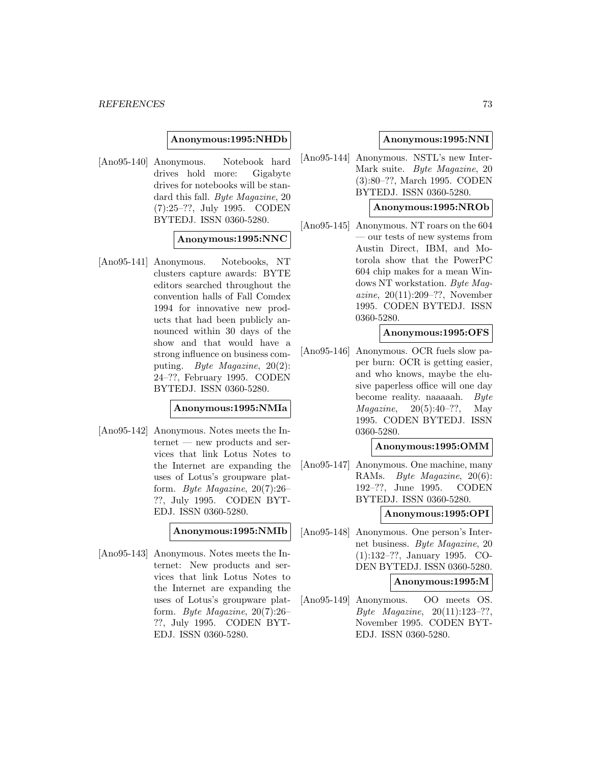**Anonymous:1995:NHDb**

[Ano95-140] Anonymous. Notebook hard drives hold more: Gigabyte drives for notebooks will be standard this fall. *Byte Magazine*, 20 (7):25–??, July 1995. CODEN BYTEDJ. ISSN 0360-5280.

**Anonymous:1995:NNC**

[Ano95-141] Anonymous. Notebooks, NT clusters capture awards: BYTE editors searched throughout the convention halls of Fall Comdex 1994 for innovative new products that had been publicly announced within 30 days of the show and that would have a strong influence on business computing. *Byte Magazine*, 20(2): 24–??, February 1995. CODEN BYTEDJ. ISSN 0360-5280.

**Anonymous:1995:NMIa**

[Ano95-142] Anonymous. Notes meets the Internet — new products and services that link Lotus Notes to the Internet are expanding the uses of Lotus's groupware platform. *Byte Magazine*, 20(7):26–??, July 1995. CODEN BYTEDJ. ISSN 0360-5280.

**Anonymous:1995:NMIb**

[Ano95-143] Anonymous. Notes meets the Internet: New products and services that link Lotus Notes to the Internet are expanding the uses of Lotus's groupware platform. *Byte Magazine*, 20(7):26–??, July 1995. CODEN BYTEDJ. ISSN 0360-5280.

**Anonymous:1995:NNI**

[Ano95-144] Anonymous. NSTL's new InterMark suite. *Byte Magazine*, 20 (3):80–??, March 1995. CODEN BYTEDJ. ISSN 0360-5280.

**Anonymous:1995:NROb**

[Ano95-145] Anonymous. NT roars on the 604 — our tests of new systems from Austin Direct, IBM, and Motorola show that the PowerPC 604 chip makes for a mean Windows NT workstation. *Byte Magazine*, 20(11):209–??, November 1995. CODEN BYTEDJ. ISSN 0360-5280.

**Anonymous:1995:OFS**

[Ano95-146] Anonymous. OCR fuels slow paper burn: OCR is getting easier, and who knows, maybe the elusive paperless office will one day become reality. naaaaah. *Byte Magazine*, 20(5):40–??, May 1995. CODEN BYTEDJ. ISSN 0360-5280.

**Anonymous:1995:OMM**

[Ano95-147] Anonymous. One machine, many RAMs. *Byte Magazine*, 20(6): 192–??, June 1995. CODEN BYTEDJ. ISSN 0360-5280.

**Anonymous:1995:OPI**

[Ano95-148] Anonymous. One person's Internet business. *Byte Magazine*, 20 (1):132–??, January 1995. CODEN BYTEDJ. ISSN 0360-5280.

**Anonymous:1995:M**

[Ano95-149] Anonymous. OO meets OS. *Byte Magazine*, 20(11):123–??, November 1995. CODEN BYTEDJ. ISSN 0360-5280.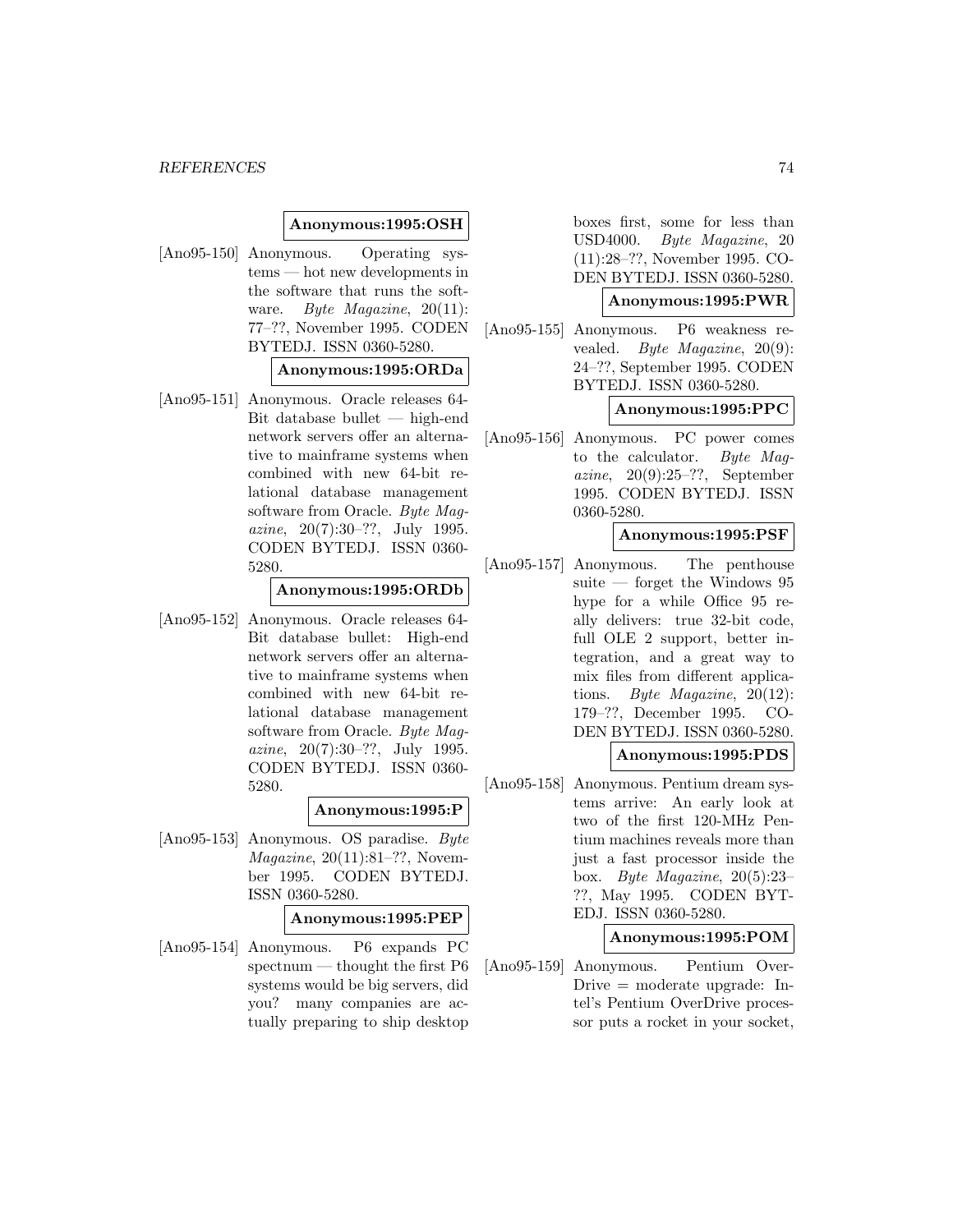**Anonymous:1995:OSH**

[Ano95-150] Anonymous. Operating systems — hot new developments in the software that runs the software. *Byte Magazine*, 20(11): 77–??, November 1995. CODEN BYTEDJ. ISSN 0360-5280.

**Anonymous:1995:ORDa**

[Ano95-151] Anonymous. Oracle releases 64-Bit database bullet — high-end network servers offer an alternative to mainframe systems when combined with new 64-bit relational database management software from Oracle. *Byte Magazine*, 20(7):30–??, July 1995. CODEN BYTEDJ. ISSN 0360-5280.

**Anonymous:1995:ORDb**

[Ano95-152] Anonymous. Oracle releases 64-Bit database bullet: High-end network servers offer an alternative to mainframe systems when combined with new 64-bit relational database management software from Oracle. *Byte Magazine*, 20(7):30–??, July 1995. CODEN BYTEDJ. ISSN 0360-5280.

**Anonymous:1995:P**

[Ano95-153] Anonymous. OS paradise. *Byte Magazine*, 20(11):81–??, November 1995. CODEN BYTEDJ. ISSN 0360-5280.

**Anonymous:1995:PEP**

[Ano95-154] Anonymous. P6 expands PC spectnum — thought the first P6 systems would be big servers, did you? many companies are actually preparing to ship desktop boxes first, some for less than USD4000. *Byte Magazine*, 20 (11):28–??, November 1995. CODEN BYTEDJ. ISSN 0360-5280.

**Anonymous:1995:PWR**

[Ano95-155] Anonymous. P6 weakness revealed. *Byte Magazine*, 20(9): 24–??, September 1995. CODEN BYTEDJ. ISSN 0360-5280.

**Anonymous:1995:PPC**

[Ano95-156] Anonymous. PC power comes to the calculator. *Byte Magazine*, 20(9):25–??, September 1995. CODEN BYTEDJ. ISSN 0360-5280.

**Anonymous:1995:PSF**

[Ano95-157] Anonymous. The penthouse suite — forget the Windows 95 hype for a while Office 95 really delivers: true 32-bit code, full OLE 2 support, better integration, and a great way to mix files from different applications. *Byte Magazine*, 20(12): 179–??, December 1995. CODEN BYTEDJ. ISSN 0360-5280.

**Anonymous:1995:PDS**

[Ano95-158] Anonymous. Pentium dream systems arrive: An early look at two of the first 120-MHz Pentium machines reveals more than just a fast processor inside the box. *Byte Magazine*, 20(5):23–??, May 1995. CODEN BYTEDJ. ISSN 0360-5280.

**Anonymous:1995:POM**

[Ano95-159] Anonymous. Pentium OverDrive = moderate upgrade: Intel's Pentium OverDrive processor puts a rocket in your socket,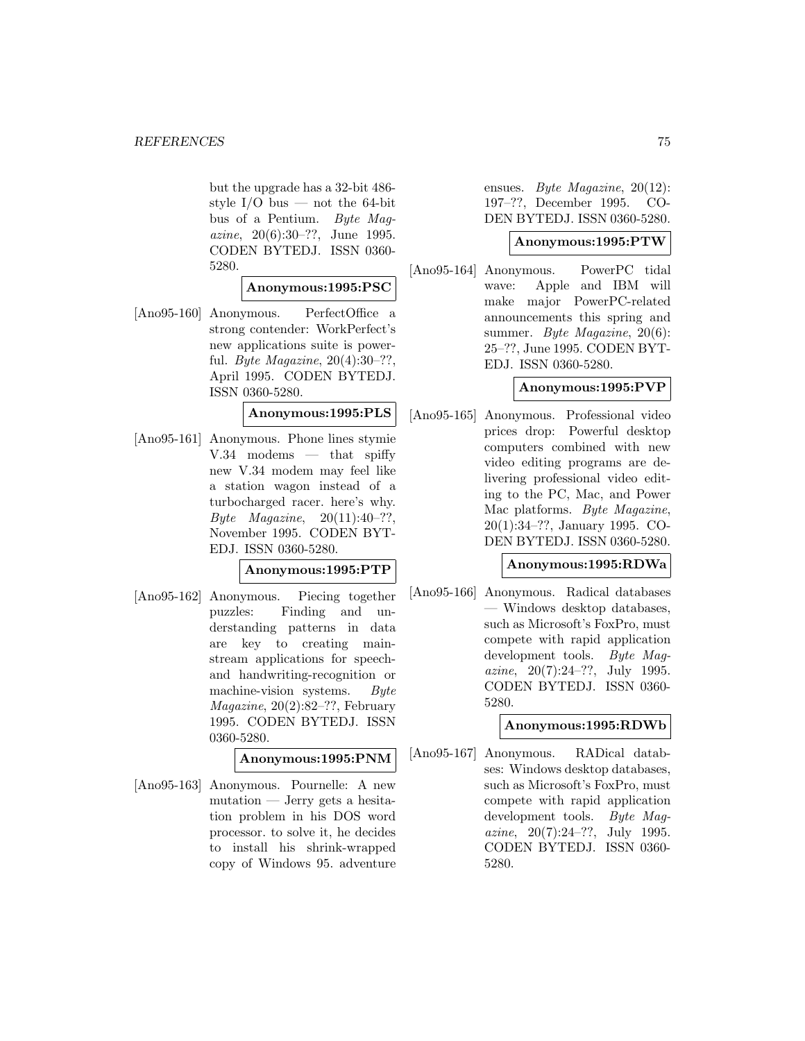but the upgrade has a 32-bit 486-style I/O bus — not the 64-bit bus of a Pentium. *Byte Magazine*, 20(6):30–??, June 1995. CODEN BYTEDJ. ISSN 0360-5280.

**Anonymous:1995:PSC**

[Ano95-160] Anonymous. PerfectOffice a strong contender: WorkPerfect's new applications suite is powerful. *Byte Magazine*, 20(4):30–??, April 1995. CODEN BYTEDJ. ISSN 0360-5280.

**Anonymous:1995:PLS**

[Ano95-161] Anonymous. Phone lines stymie V.34 modems — that spiffy new V.34 modem may feel like a station wagon instead of a turbocharged racer. here's why. *Byte Magazine*, 20(11):40–??, November 1995. CODEN BYTEDJ. ISSN 0360-5280.

**Anonymous:1995:PTP**

[Ano95-162] Anonymous. Piecing together puzzles: Finding and understanding patterns in data are key to creating mainstream applications for speech- and handwriting-recognition or machine-vision systems. *Byte Magazine*, 20(2):82–??, February 1995. CODEN BYTEDJ. ISSN 0360-5280.

**Anonymous:1995:PNM**

[Ano95-163] Anonymous. Pournelle: A new mutation — Jerry gets a hesitation problem in his DOS word processor. to solve it, he decides to install his shrink-wrapped copy of Windows 95. adventure ensues. *Byte Magazine*, 20(12): 197–??, December 1995. CODEN BYTEDJ. ISSN 0360-5280.

**Anonymous:1995:PTW**

[Ano95-164] Anonymous. PowerPC tidal wave: Apple and IBM will make major PowerPC-related announcements this spring and summer. *Byte Magazine*, 20(6): 25–??, June 1995. CODEN BYTEDJ. ISSN 0360-5280.

**Anonymous:1995:PVP**

[Ano95-165] Anonymous. Professional video prices drop: Powerful desktop computers combined with new video editing programs are delivering professional video editing to the PC, Mac, and Power Mac platforms. *Byte Magazine*, 20(1):34–??, January 1995. CODEN BYTEDJ. ISSN 0360-5280.

**Anonymous:1995:RDWa**

[Ano95-166] Anonymous. Radical databases — Windows desktop databases, such as Microsoft's FoxPro, must compete with rapid application development tools. *Byte Magazine*, 20(7):24–??, July 1995. CODEN BYTEDJ. ISSN 0360-5280.

**Anonymous:1995:RDWb**

[Ano95-167] Anonymous. RADical databses: Windows desktop databases, such as Microsoft's FoxPro, must compete with rapid application development tools. *Byte Magazine*, 20(7):24–??, July 1995. CODEN BYTEDJ. ISSN 0360-5280.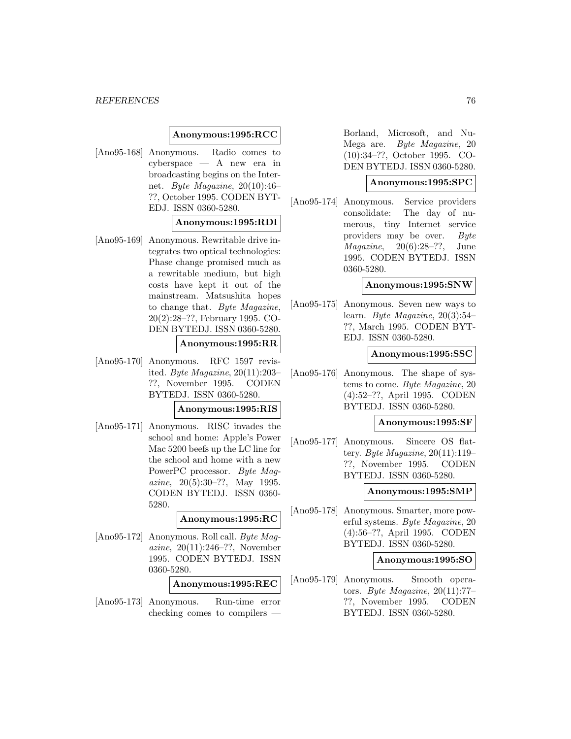**Anonymous:1995:RCC**

[Ano95-168] Anonymous. Radio comes to cyberspace — A new era in broadcasting begins on the Internet. *Byte Magazine*, 20(10):46–??, October 1995. CODEN BYTEDJ. ISSN 0360-5280.

**Anonymous:1995:RDI**

[Ano95-169] Anonymous. Rewritable drive integrates two optical technologies: Phase change promised much as a rewritable medium, but high costs have kept it out of the mainstream. Matsushita hopes to change that. *Byte Magazine*, 20(2):28–??, February 1995. CODEN BYTEDJ. ISSN 0360-5280.

**Anonymous:1995:RR**

[Ano95-170] Anonymous. RFC 1597 revisited. *Byte Magazine*, 20(11):203–??, November 1995. CODEN BYTEDJ. ISSN 0360-5280.

**Anonymous:1995:RIS**

[Ano95-171] Anonymous. RISC invades the school and home: Apple's Power Mac 5200 beefs up the LC line for the school and home with a new PowerPC processor. *Byte Magazine*, 20(5):30–??, May 1995. CODEN BYTEDJ. ISSN 0360-5280.

**Anonymous:1995:RC**

[Ano95-172] Anonymous. Roll call. *Byte Magazine*, 20(11):246–??, November 1995. CODEN BYTEDJ. ISSN 0360-5280.

**Anonymous:1995:REC**

[Ano95-173] Anonymous. Run-time error checking comes to compilers — Borland, Microsoft, and NuMega are. *Byte Magazine*, 20 (10):34–??, October 1995. CODEN BYTEDJ. ISSN 0360-5280.

**Anonymous:1995:SPC**

[Ano95-174] Anonymous. Service providers consolidate: The day of numerous, tiny Internet service providers may be over. *Byte Magazine*, 20(6):28–??, June 1995. CODEN BYTEDJ. ISSN 0360-5280.

**Anonymous:1995:SNW**

[Ano95-175] Anonymous. Seven new ways to learn. *Byte Magazine*, 20(3):54–??, March 1995. CODEN BYTEDJ. ISSN 0360-5280.

**Anonymous:1995:SSC**

[Ano95-176] Anonymous. The shape of systems to come. *Byte Magazine*, 20 (4):52–??, April 1995. CODEN BYTEDJ. ISSN 0360-5280.

**Anonymous:1995:SF**

[Ano95-177] Anonymous. Sincere OS flattery. *Byte Magazine*, 20(11):119–??, November 1995. CODEN BYTEDJ. ISSN 0360-5280.

**Anonymous:1995:SMP**

[Ano95-178] Anonymous. Smarter, more powerful systems. *Byte Magazine*, 20 (4):56–??, April 1995. CODEN BYTEDJ. ISSN 0360-5280.

**Anonymous:1995:SO**

[Ano95-179] Anonymous. Smooth operators. *Byte Magazine*, 20(11):77–??, November 1995. CODEN BYTEDJ. ISSN 0360-5280.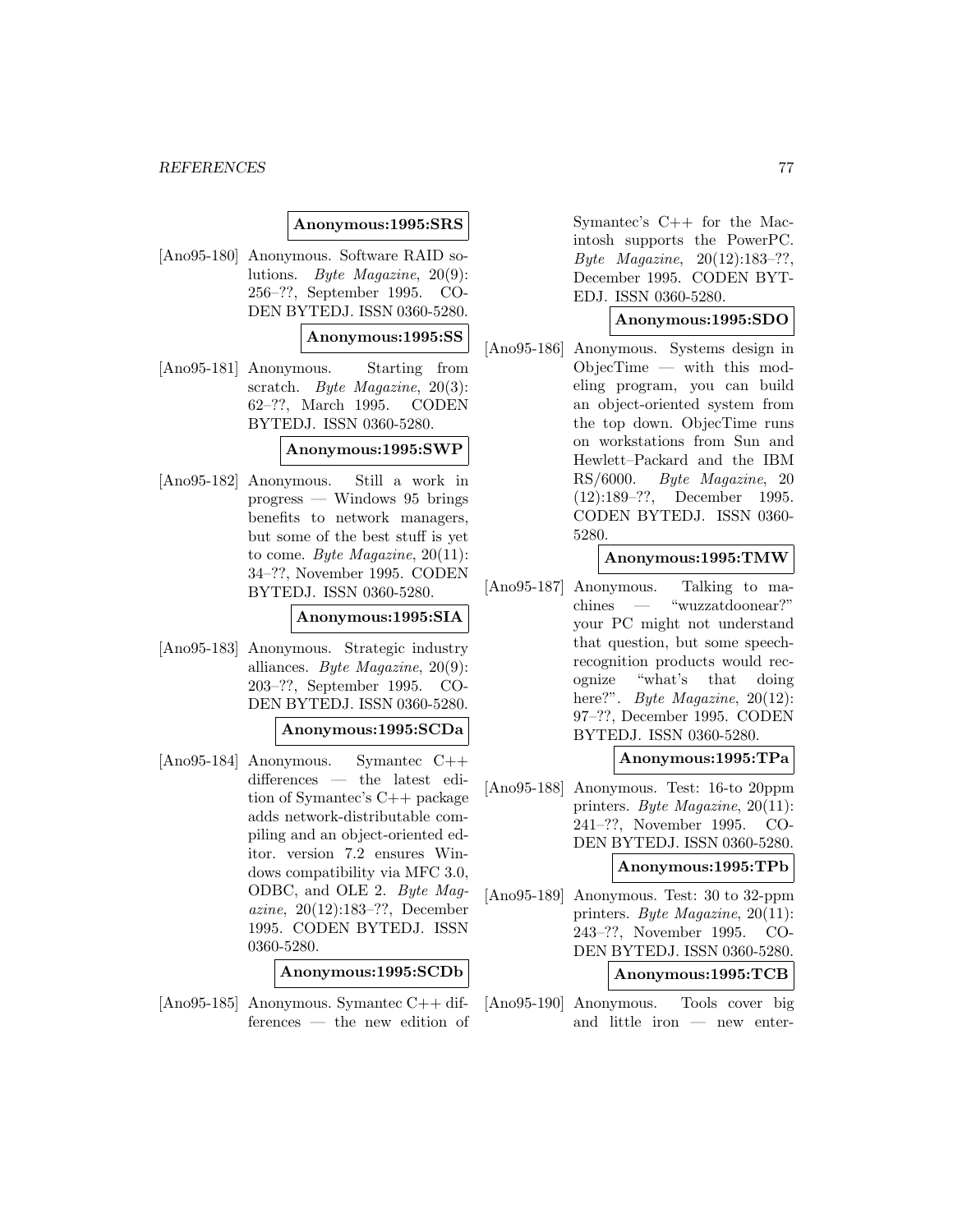**Anonymous:1995:SRS**

[Ano95-180] Anonymous. Software RAID solutions. *Byte Magazine*, 20(9): 256–??, September 1995. CODEN BYTEDJ. ISSN 0360-5280.

**Anonymous:1995:SS**

[Ano95-181] Anonymous. Starting from scratch. *Byte Magazine*, 20(3): 62–??, March 1995. CODEN BYTEDJ. ISSN 0360-5280.

**Anonymous:1995:SWP**

[Ano95-182] Anonymous. Still a work in progress — Windows 95 brings benefits to network managers, but some of the best stuff is yet to come. *Byte Magazine*, 20(11): 34–??, November 1995. CODEN BYTEDJ. ISSN 0360-5280.

**Anonymous:1995:SIA**

[Ano95-183] Anonymous. Strategic industry alliances. *Byte Magazine*, 20(9): 203–??, September 1995. CODEN BYTEDJ. ISSN 0360-5280.

**Anonymous:1995:SCDa**

[Ano95-184] Anonymous. Symantec C++ differences — the latest edition of Symantec's C++ package adds network-distributable compiling and an object-oriented editor. version 7.2 ensures Windows compatibility via MFC 3.0, ODBC, and OLE 2. *Byte Magazine*, 20(12):183–??, December 1995. CODEN BYTEDJ. ISSN 0360-5280.

**Anonymous:1995:SCDb**

[Ano95-185] Anonymous. Symantec C++ differences — the new edition of Symantec's C++ for the Macintosh supports the PowerPC. *Byte Magazine*, 20(12):183–??, December 1995. CODEN BYTEDJ. ISSN 0360-5280.

**Anonymous:1995:SDO**

[Ano95-186] Anonymous. Systems design in ObjecTime — with this modeling program, you can build an object-oriented system from the top down. ObjecTime runs on workstations from Sun and Hewlett–Packard and the IBM RS/6000. *Byte Magazine*, 20 (12):189–??, December 1995. CODEN BYTEDJ. ISSN 0360-5280.

**Anonymous:1995:TMW**

[Ano95-187] Anonymous. Talking to machines — "wuzzatdoonear?" your PC might not understand that question, but some speech-recognition products would recognize "what's that doing here?". *Byte Magazine*, 20(12): 97–??, December 1995. CODEN BYTEDJ. ISSN 0360-5280.

**Anonymous:1995:TPa**

[Ano95-188] Anonymous. Test: 16-to 20ppm printers. *Byte Magazine*, 20(11): 241–??, November 1995. CODEN BYTEDJ. ISSN 0360-5280.

**Anonymous:1995:TPb**

[Ano95-189] Anonymous. Test: 30 to 32-ppm printers. *Byte Magazine*, 20(11): 243–??, November 1995. CODEN BYTEDJ. ISSN 0360-5280.

**Anonymous:1995:TCB**

[Ano95-190] Anonymous. Tools cover big and little iron — new enter-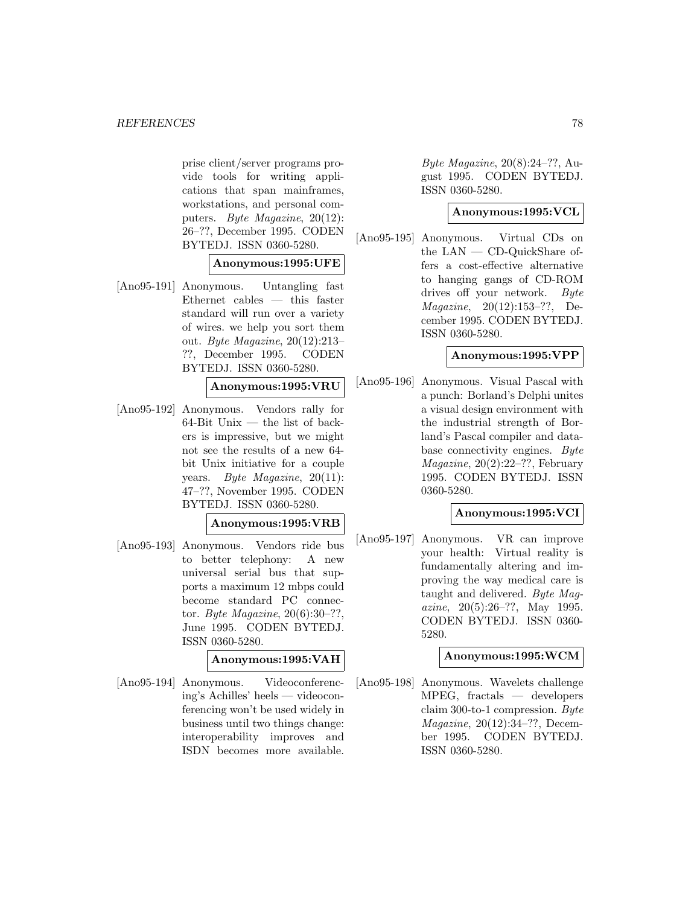prise client/server programs provide tools for writing applications that span mainframes, workstations, and personal computers. *Byte Magazine*, 20(12): 26–??, December 1995. CODEN BYTEDJ. ISSN 0360-5280.

**Anonymous:1995:UFE**

[Ano95-191] Anonymous. Untangling fast Ethernet cables — this faster standard will run over a variety of wires. we help you sort them out. *Byte Magazine*, 20(12):213–??, December 1995. CODEN BYTEDJ. ISSN 0360-5280.

**Anonymous:1995:VRU**

[Ano95-192] Anonymous. Vendors rally for 64-Bit Unix — the list of backers is impressive, but we might not see the results of a new 64-bit Unix initiative for a couple years. *Byte Magazine*, 20(11): 47–??, November 1995. CODEN BYTEDJ. ISSN 0360-5280.

**Anonymous:1995:VRB**

[Ano95-193] Anonymous. Vendors ride bus to better telephony: A new universal serial bus that supports a maximum 12 mbps could become standard PC connector. *Byte Magazine*, 20(6):30–??, June 1995. CODEN BYTEDJ. ISSN 0360-5280.

**Anonymous:1995:VAH**

[Ano95-194] Anonymous. Videoconferencing's Achilles' heels — videoconferencing won't be used widely in business until two things change: interoperability improves and ISDN becomes more available. *Byte Magazine*, 20(8):24–??, August 1995. CODEN BYTEDJ. ISSN 0360-5280.

**Anonymous:1995:VCL**

[Ano95-195] Anonymous. Virtual CDs on the LAN — CD-QuickShare offers a cost-effective alternative to hanging gangs of CD-ROM drives off your network. *Byte Magazine*, 20(12):153–??, December 1995. CODEN BYTEDJ. ISSN 0360-5280.

**Anonymous:1995:VPP**

[Ano95-196] Anonymous. Visual Pascal with a punch: Borland's Delphi unites a visual design environment with the industrial strength of Borland's Pascal compiler and database connectivity engines. *Byte Magazine*, 20(2):22–??, February 1995. CODEN BYTEDJ. ISSN 0360-5280.

**Anonymous:1995:VCI**

[Ano95-197] Anonymous. VR can improve your health: Virtual reality is fundamentally altering and improving the way medical care is taught and delivered. *Byte Magazine*, 20(5):26–??, May 1995. CODEN BYTEDJ. ISSN 0360-5280.

**Anonymous:1995:WCM**

[Ano95-198] Anonymous. Wavelets challenge MPEG, fractals — developers claim 300-to-1 compression. *Byte Magazine*, 20(12):34–??, December 1995. CODEN BYTEDJ. ISSN 0360-5280.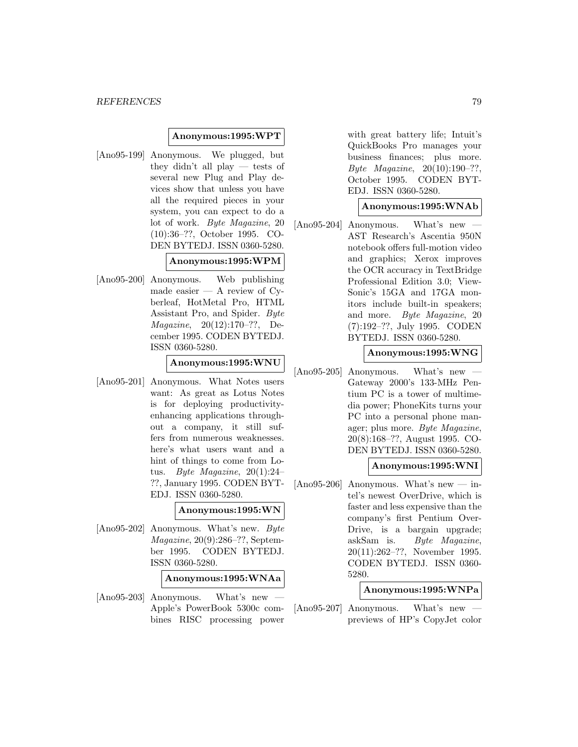**Anonymous:1995:WPT**

[Ano95-199] Anonymous. We plugged, but they didn't all play — tests of several new Plug and Play devices show that unless you have all the required pieces in your system, you can expect to do a lot of work. *Byte Magazine*, 20 (10):36–??, October 1995. CODEN BYTEDJ. ISSN 0360-5280.

**Anonymous:1995:WPM**

[Ano95-200] Anonymous. Web publishing made easier — A review of Cyberleaf, HotMetal Pro, HTML Assistant Pro, and Spider. *Byte Magazine*, 20(12):170–??, December 1995. CODEN BYTEDJ. ISSN 0360-5280.

**Anonymous:1995:WNU**

[Ano95-201] Anonymous. What Notes users want: As great as Lotus Notes is for deploying productivity-enhancing applications throughout a company, it still suffers from numerous weaknesses. here's what users want and a hint of things to come from Lotus. *Byte Magazine*, 20(1):24–??, January 1995. CODEN BYTEDJ. ISSN 0360-5280.

**Anonymous:1995:WN**

[Ano95-202] Anonymous. What's new. *Byte Magazine*, 20(9):286–??, September 1995. CODEN BYTEDJ. ISSN 0360-5280.

**Anonymous:1995:WNAa**

[Ano95-203] Anonymous. What's new — Apple's PowerBook 5300c combines RISC processing power with great battery life; Intuit's QuickBooks Pro manages your business finances; plus more. *Byte Magazine*, 20(10):190–??, October 1995. CODEN BYTEDJ. ISSN 0360-5280.

**Anonymous:1995:WNAb**

[Ano95-204] Anonymous. What's new — AST Research's Ascentia 950N notebook offers full-motion video and graphics; Xerox improves the OCR accuracy in TextBridge Professional Edition 3.0; ViewSonic's 15GA and 17GA monitors include built-in speakers; and more. *Byte Magazine*, 20 (7):192–??, July 1995. CODEN BYTEDJ. ISSN 0360-5280.

**Anonymous:1995:WNG**

[Ano95-205] Anonymous. What's new — Gateway 2000's 133-MHz Pentium PC is a tower of multimedia power; PhoneKits turns your PC into a personal phone manager; plus more. *Byte Magazine*, 20(8):168–??, August 1995. CODEN BYTEDJ. ISSN 0360-5280.

**Anonymous:1995:WNI**

[Ano95-206] Anonymous. What's new — intel's newest OverDrive, which is faster and less expensive than the company's first Pentium OverDrive, is a bargain upgrade; askSam is. *Byte Magazine*, 20(11):262–??, November 1995. CODEN BYTEDJ. ISSN 0360-5280.

**Anonymous:1995:WNPa**

[Ano95-207] Anonymous. What's new — previews of HP's CopyJet color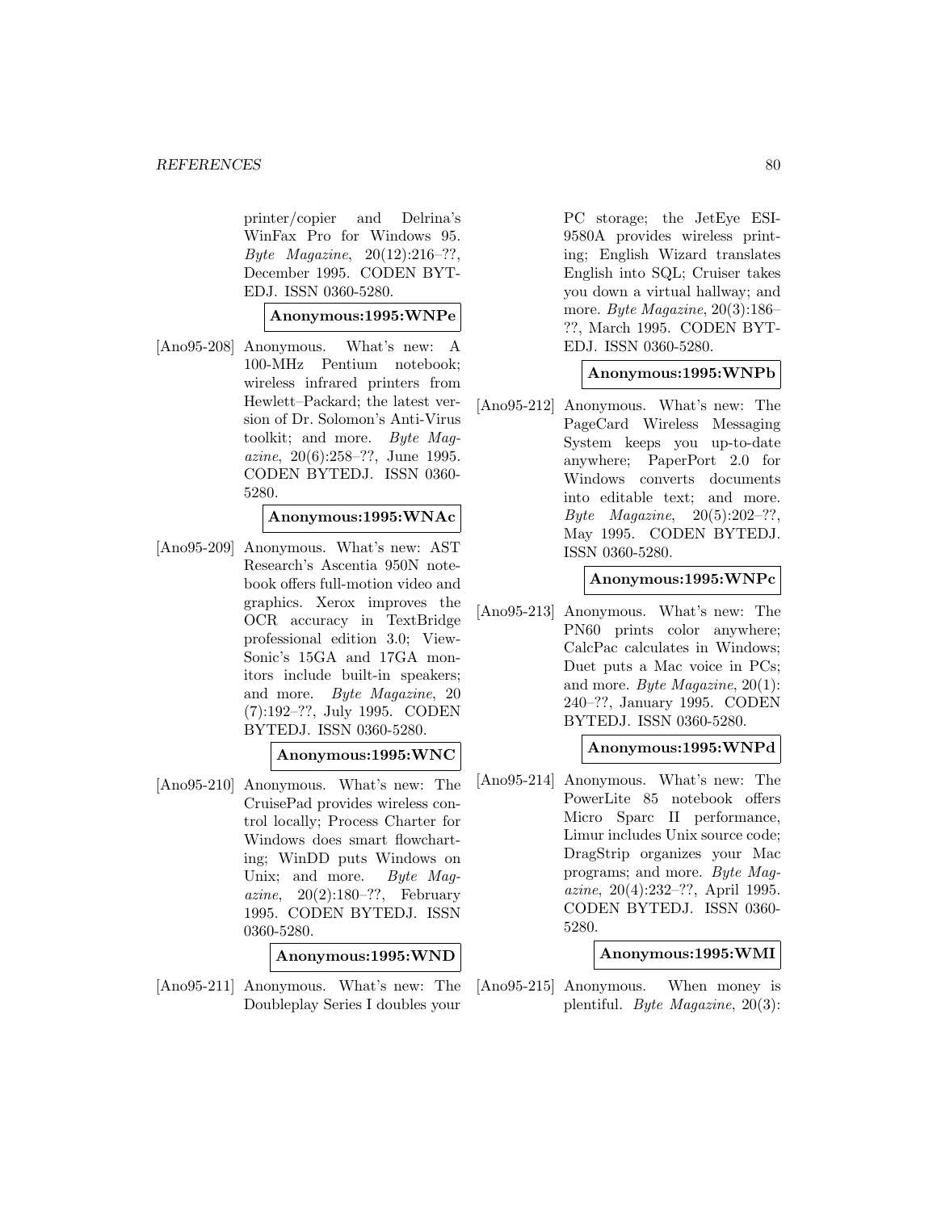printer/copier and Delrina's WinFax Pro for Windows 95. *Byte Magazine*, 20(12):216–??, December 1995. CODEN BYTEDJ. ISSN 0360-5280.

**Anonymous:1995:WNPe**

[Ano95-208] Anonymous. What's new: A 100-MHz Pentium notebook; wireless infrared printers from Hewlett–Packard; the latest version of Dr. Solomon's Anti-Virus toolkit; and more. *Byte Magazine*, 20(6):258–??, June 1995. CODEN BYTEDJ. ISSN 0360-5280.

**Anonymous:1995:WNAc**

[Ano95-209] Anonymous. What's new: AST Research's Ascentia 950N notebook offers full-motion video and graphics. Xerox improves the OCR accuracy in TextBridge professional edition 3.0; ViewSonic's 15GA and 17GA monitors include built-in speakers; and more. *Byte Magazine*, 20(7):192–??, July 1995. CODEN BYTEDJ. ISSN 0360-5280.

**Anonymous:1995:WNC**

[Ano95-210] Anonymous. What's new: The CruisePad provides wireless control locally; Process Charter for Windows does smart flowcharting; WinDD puts Windows on Unix; and more. *Byte Magazine*, 20(2):180–??, February 1995. CODEN BYTEDJ. ISSN 0360-5280.

**Anonymous:1995:WND**

[Ano95-211] Anonymous. What's new: The Doubleplay Series I doubles your PC storage; the JetEye ESI-9580A provides wireless printing; English Wizard translates English into SQL; Cruiser takes you down a virtual hallway; and more. *Byte Magazine*, 20(3):186–??, March 1995. CODEN BYTEDJ. ISSN 0360-5280.

**Anonymous:1995:WNPb**

[Ano95-212] Anonymous. What's new: The PageCard Wireless Messaging System keeps you up-to-date anywhere; PaperPort 2.0 for Windows converts documents into editable text; and more. *Byte Magazine*, 20(5):202–??, May 1995. CODEN BYTEDJ. ISSN 0360-5280.

**Anonymous:1995:WNPc**

[Ano95-213] Anonymous. What's new: The PN60 prints color anywhere; CalcPac calculates in Windows; Duet puts a Mac voice in PCs; and more. *Byte Magazine*, 20(1): 240–??, January 1995. CODEN BYTEDJ. ISSN 0360-5280.

**Anonymous:1995:WNPd**

[Ano95-214] Anonymous. What's new: The PowerLite 85 notebook offers Micro Sparc II performance, Limur includes Unix source code; DragStrip organizes your Mac programs; and more. *Byte Magazine*, 20(4):232–??, April 1995. CODEN BYTEDJ. ISSN 0360-5280.

**Anonymous:1995:WMI**

[Ano95-215] Anonymous. When money is plentiful. *Byte Magazine*, 20(3):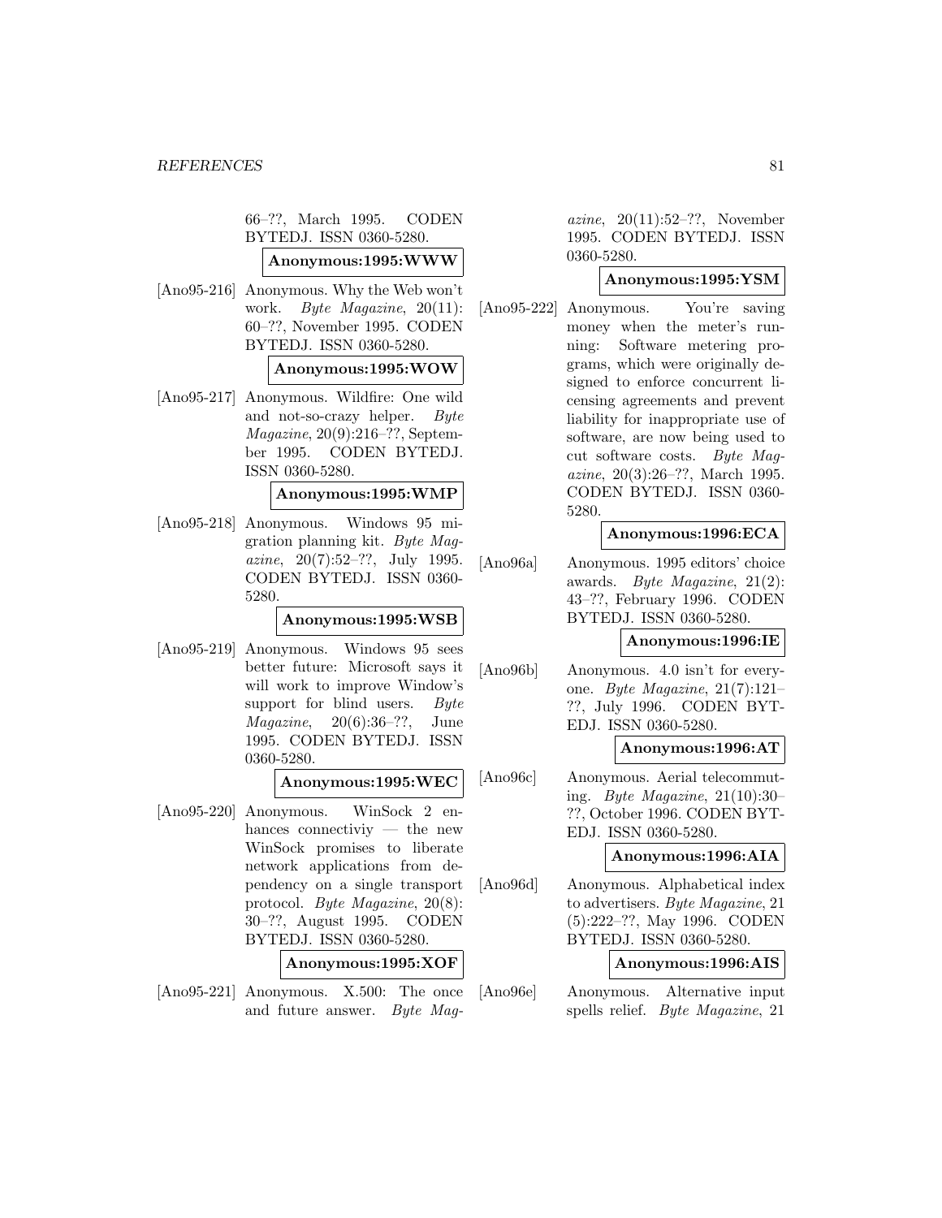66–??, March 1995. CODEN BYTEDJ. ISSN 0360-5280.

**Anonymous:1995:WWW**

[Ano95-216] Anonymous. Why the Web won't work. *Byte Magazine*, 20(11): 60–??, November 1995. CODEN BYTEDJ. ISSN 0360-5280.

**Anonymous:1995:WOW**

[Ano95-217] Anonymous. Wildfire: One wild and not-so-crazy helper. *Byte Magazine*, 20(9):216–??, September 1995. CODEN BYTEDJ. ISSN 0360-5280.

**Anonymous:1995:WMP**

[Ano95-218] Anonymous. Windows 95 migration planning kit. *Byte Magazine*, 20(7):52–??, July 1995. CODEN BYTEDJ. ISSN 0360-5280.

**Anonymous:1995:WSB**

[Ano95-219] Anonymous. Windows 95 sees better future: Microsoft says it will work to improve Window's support for blind users. *Byte Magazine*, 20(6):36–??, June 1995. CODEN BYTEDJ. ISSN 0360-5280.

**Anonymous:1995:WEC**

[Ano95-220] Anonymous. WinSock 2 enhances connectiviy — the new WinSock promises to liberate network applications from dependency on a single transport protocol. *Byte Magazine*, 20(8): 30–??, August 1995. CODEN BYTEDJ. ISSN 0360-5280.

**Anonymous:1995:XOF**

[Ano95-221] Anonymous. X.500: The once and future answer. *Byte Magazine*, 20(11):52–??, November 1995. CODEN BYTEDJ. ISSN 0360-5280.

**Anonymous:1995:YSM**

[Ano95-222] Anonymous. You're saving money when the meter's running: Software metering programs, which were originally designed to enforce concurrent licensing agreements and prevent liability for inappropriate use of software, are now being used to cut software costs. *Byte Magazine*, 20(3):26–??, March 1995. CODEN BYTEDJ. ISSN 0360-5280.

**Anonymous:1996:ECA**

[Ano96a] Anonymous. 1995 editors' choice awards. *Byte Magazine*, 21(2): 43–??, February 1996. CODEN BYTEDJ. ISSN 0360-5280.

**Anonymous:1996:IE**

[Ano96b] Anonymous. 4.0 isn't for everyone. *Byte Magazine*, 21(7):121–??, July 1996. CODEN BYTEDJ. ISSN 0360-5280.

**Anonymous:1996:AT**

[Ano96c] Anonymous. Aerial telecommuting. *Byte Magazine*, 21(10):30–??, October 1996. CODEN BYTEDJ. ISSN 0360-5280.

**Anonymous:1996:AIA**

[Ano96d] Anonymous. Alphabetical index to advertisers. *Byte Magazine*, 21 (5):222–??, May 1996. CODEN BYTEDJ. ISSN 0360-5280.

**Anonymous:1996:AIS**

[Ano96e] Anonymous. Alternative input spells relief. *Byte Magazine*, 21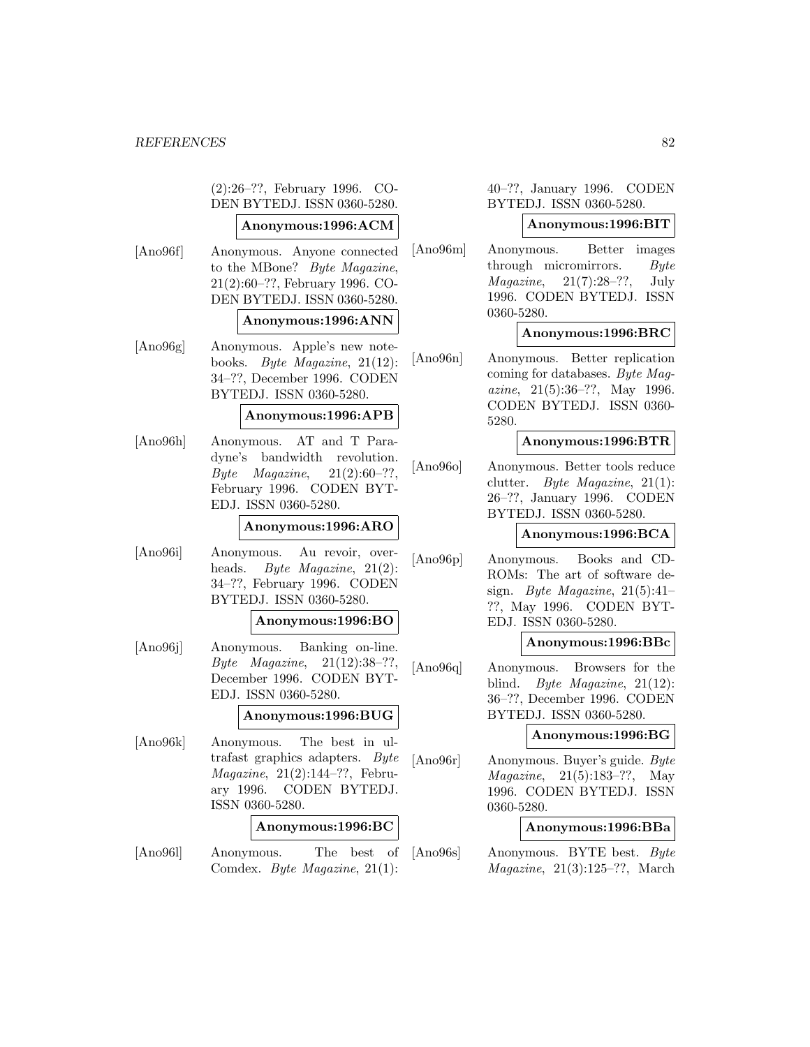(2):26–??, February 1996. CODEN BYTEDJ. ISSN 0360-5280.

**Anonymous:1996:ACM**

[Ano96f] Anonymous. Anyone connected to the MBone? *Byte Magazine*, 21(2):60–??, February 1996. CODEN BYTEDJ. ISSN 0360-5280.

**Anonymous:1996:ANN**

[Ano96g] Anonymous. Apple's new notebooks. *Byte Magazine*, 21(12): 34–??, December 1996. CODEN BYTEDJ. ISSN 0360-5280.

**Anonymous:1996:APB**

[Ano96h] Anonymous. AT and T Paradyne's bandwidth revolution. *Byte Magazine*, 21(2):60–??, February 1996. CODEN BYTEDJ. ISSN 0360-5280.

**Anonymous:1996:ARO**

[Ano96i] Anonymous. Au revoir, overheads. *Byte Magazine*, 21(2): 34–??, February 1996. CODEN BYTEDJ. ISSN 0360-5280.

**Anonymous:1996:BO**

[Ano96j] Anonymous. Banking on-line. *Byte Magazine*, 21(12):38–??, December 1996. CODEN BYTEDJ. ISSN 0360-5280.

**Anonymous:1996:BUG**

[Ano96k] Anonymous. The best in ultrafast graphics adapters. *Byte Magazine*, 21(2):144–??, February 1996. CODEN BYTEDJ. ISSN 0360-5280.

**Anonymous:1996:BC**

[Ano96l] Anonymous. The best of Comdex. *Byte Magazine*, 21(1): 40–??, January 1996. CODEN BYTEDJ. ISSN 0360-5280.

**Anonymous:1996:BIT**

[Ano96m] Anonymous. Better images through micromirrors. *Byte Magazine*, 21(7):28–??, July 1996. CODEN BYTEDJ. ISSN 0360-5280.

**Anonymous:1996:BRC**

[Ano96n] Anonymous. Better replication coming for databases. *Byte Magazine*, 21(5):36–??, May 1996. CODEN BYTEDJ. ISSN 0360-5280.

**Anonymous:1996:BTR**

[Ano96o] Anonymous. Better tools reduce clutter. *Byte Magazine*, 21(1): 26–??, January 1996. CODEN BYTEDJ. ISSN 0360-5280.

**Anonymous:1996:BCA**

[Ano96p] Anonymous. Books and CD-ROMs: The art of software design. *Byte Magazine*, 21(5):41–??, May 1996. CODEN BYTEDJ. ISSN 0360-5280.

**Anonymous:1996:BBc**

[Ano96q] Anonymous. Browsers for the blind. *Byte Magazine*, 21(12): 36–??, December 1996. CODEN BYTEDJ. ISSN 0360-5280.

**Anonymous:1996:BG**

[Ano96r] Anonymous. Buyer's guide. *Byte Magazine*, 21(5):183–??, May 1996. CODEN BYTEDJ. ISSN 0360-5280.

**Anonymous:1996:BBa**

[Ano96s] Anonymous. BYTE best. *Byte Magazine*, 21(3):125–??, March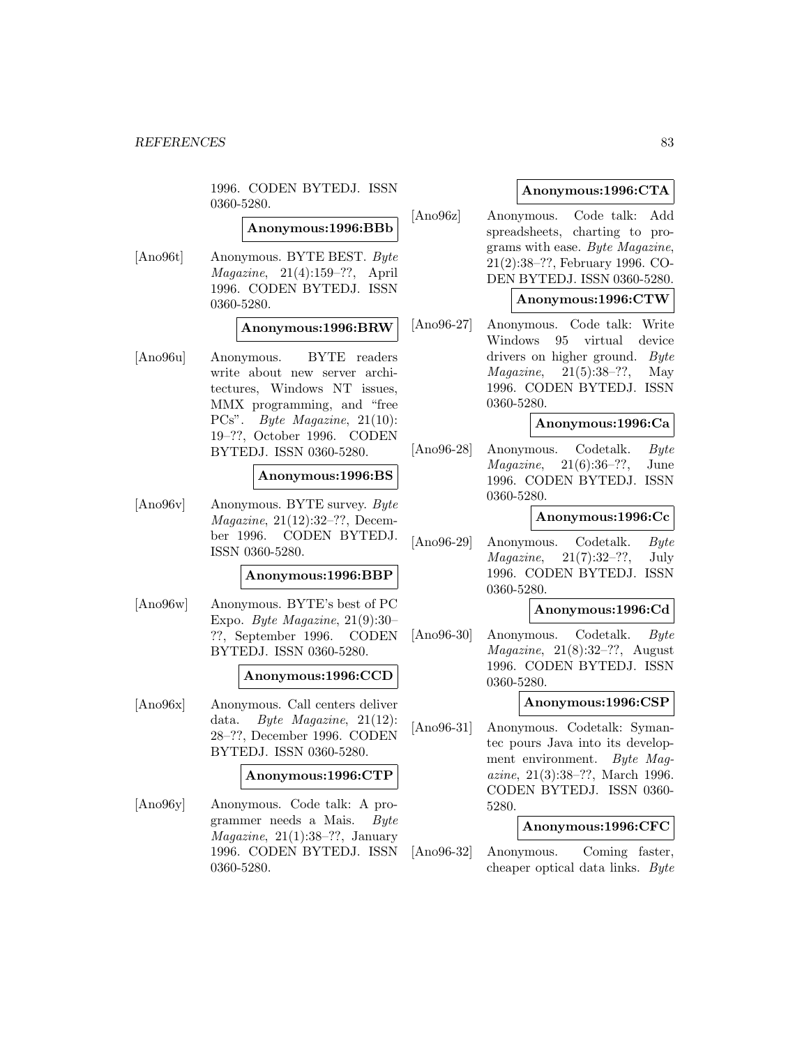1996. CODEN BYTEDJ. ISSN 0360-5280.

**Anonymous:1996:BBb**

[Ano96t] Anonymous. BYTE BEST. *Byte Magazine*, 21(4):159–??, April 1996. CODEN BYTEDJ. ISSN 0360-5280.

**Anonymous:1996:BRW**

[Ano96u] Anonymous. BYTE readers write about new server architectures, Windows NT issues, MMX programming, and "free PCs". *Byte Magazine*, 21(10): 19–??, October 1996. CODEN BYTEDJ. ISSN 0360-5280.

**Anonymous:1996:BS**

[Ano96v] Anonymous. BYTE survey. *Byte Magazine*, 21(12):32–??, December 1996. CODEN BYTEDJ. ISSN 0360-5280.

**Anonymous:1996:BBP**

[Ano96w] Anonymous. BYTE's best of PC Expo. *Byte Magazine*, 21(9):30–??, September 1996. CODEN BYTEDJ. ISSN 0360-5280.

**Anonymous:1996:CCD**

[Ano96x] Anonymous. Call centers deliver data. *Byte Magazine*, 21(12): 28–??, December 1996. CODEN BYTEDJ. ISSN 0360-5280.

**Anonymous:1996:CTP**

[Ano96y] Anonymous. Code talk: A programmer needs a Mais. *Byte Magazine*, 21(1):38–??, January 1996. CODEN BYTEDJ. ISSN 0360-5280.

**Anonymous:1996:CTA**

[Ano96z] Anonymous. Code talk: Add spreadsheets, charting to programs with ease. *Byte Magazine*, 21(2):38–??, February 1996. CODEN BYTEDJ. ISSN 0360-5280.

**Anonymous:1996:CTW**

[Ano96-27] Anonymous. Code talk: Write Windows 95 virtual device drivers on higher ground. *Byte Magazine*, 21(5):38–??, May 1996. CODEN BYTEDJ. ISSN 0360-5280.

**Anonymous:1996:Ca**

[Ano96-28] Anonymous. Codetalk. *Byte Magazine*, 21(6):36–??, June 1996. CODEN BYTEDJ. ISSN 0360-5280.

**Anonymous:1996:Cc**

[Ano96-29] Anonymous. Codetalk. *Byte Magazine*, 21(7):32–??, July 1996. CODEN BYTEDJ. ISSN 0360-5280.

**Anonymous:1996:Cd**

[Ano96-30] Anonymous. Codetalk. *Byte Magazine*, 21(8):32–??, August 1996. CODEN BYTEDJ. ISSN 0360-5280.

**Anonymous:1996:CSP**

[Ano96-31] Anonymous. Codetalk: Symantec pours Java into its development environment. *Byte Magazine*, 21(3):38–??, March 1996. CODEN BYTEDJ. ISSN 0360-5280.

**Anonymous:1996:CFC**

[Ano96-32] Anonymous. Coming faster, cheaper optical data links. *Byte*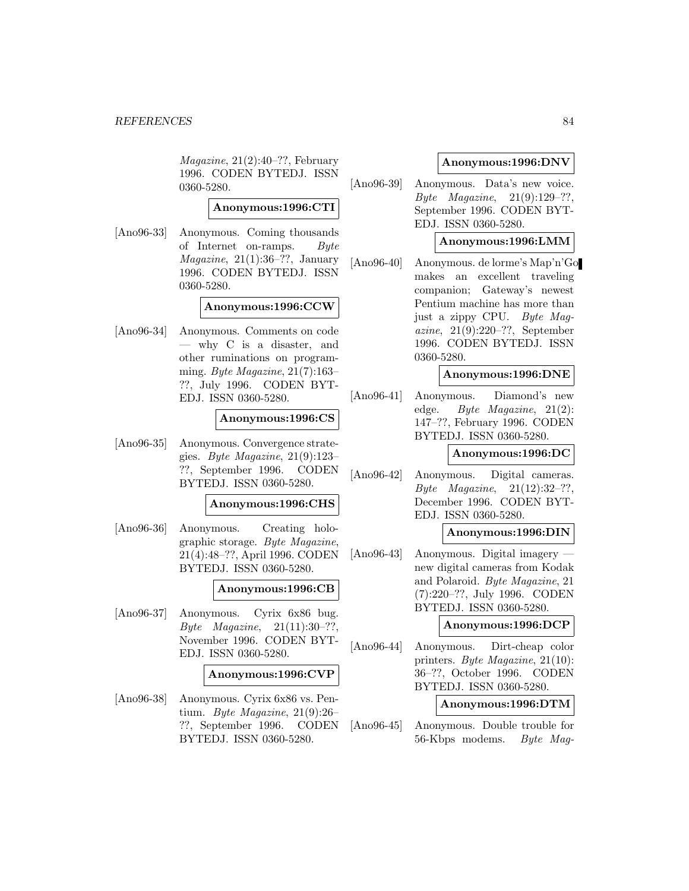*Magazine*, 21(2):40–??, February 1996. CODEN BYTEDJ. ISSN 0360-5280.

**Anonymous:1996:CTI**

[Ano96-33] Anonymous. Coming thousands of Internet on-ramps. *Byte Magazine*, 21(1):36–??, January 1996. CODEN BYTEDJ. ISSN 0360-5280.

**Anonymous:1996:CCW**

[Ano96-34] Anonymous. Comments on code — why C is a disaster, and other ruminations on programming. *Byte Magazine*, 21(7):163–??, July 1996. CODEN BYTEDJ. ISSN 0360-5280.

**Anonymous:1996:CS**

[Ano96-35] Anonymous. Convergence strategies. *Byte Magazine*, 21(9):123–??, September 1996. CODEN BYTEDJ. ISSN 0360-5280.

**Anonymous:1996:CHS**

[Ano96-36] Anonymous. Creating holographic storage. *Byte Magazine*, 21(4):48–??, April 1996. CODEN BYTEDJ. ISSN 0360-5280.

**Anonymous:1996:CB**

[Ano96-37] Anonymous. Cyrix 6x86 bug. *Byte Magazine*, 21(11):30–??, November 1996. CODEN BYTEDJ. ISSN 0360-5280.

**Anonymous:1996:CVP**

[Ano96-38] Anonymous. Cyrix 6x86 vs. Pentium. *Byte Magazine*, 21(9):26–??, September 1996. CODEN BYTEDJ. ISSN 0360-5280.

**Anonymous:1996:DNV**

[Ano96-39] Anonymous. Data's new voice. *Byte Magazine*, 21(9):129–??, September 1996. CODEN BYTEDJ. ISSN 0360-5280.

**Anonymous:1996:LMM**

[Ano96-40] Anonymous. de lorme's Map'n'Go makes an excellent traveling companion; Gateway's newest Pentium machine has more than just a zippy CPU. *Byte Magazine*, 21(9):220–??, September 1996. CODEN BYTEDJ. ISSN 0360-5280.

**Anonymous:1996:DNE**

[Ano96-41] Anonymous. Diamond's new edge. *Byte Magazine*, 21(2):147–??, February 1996. CODEN BYTEDJ. ISSN 0360-5280.

**Anonymous:1996:DC**

[Ano96-42] Anonymous. Digital cameras. *Byte Magazine*, 21(12):32–??, December 1996. CODEN BYTEDJ. ISSN 0360-5280.

**Anonymous:1996:DIN**

[Ano96-43] Anonymous. Digital imagery — new digital cameras from Kodak and Polaroid. *Byte Magazine*, 21(7):220–??, July 1996. CODEN BYTEDJ. ISSN 0360-5280.

**Anonymous:1996:DCP**

[Ano96-44] Anonymous. Dirt-cheap color printers. *Byte Magazine*, 21(10):36–??, October 1996. CODEN BYTEDJ. ISSN 0360-5280.

**Anonymous:1996:DTM**

[Ano96-45] Anonymous. Double trouble for 56-Kbps modems. *Byte Mag-*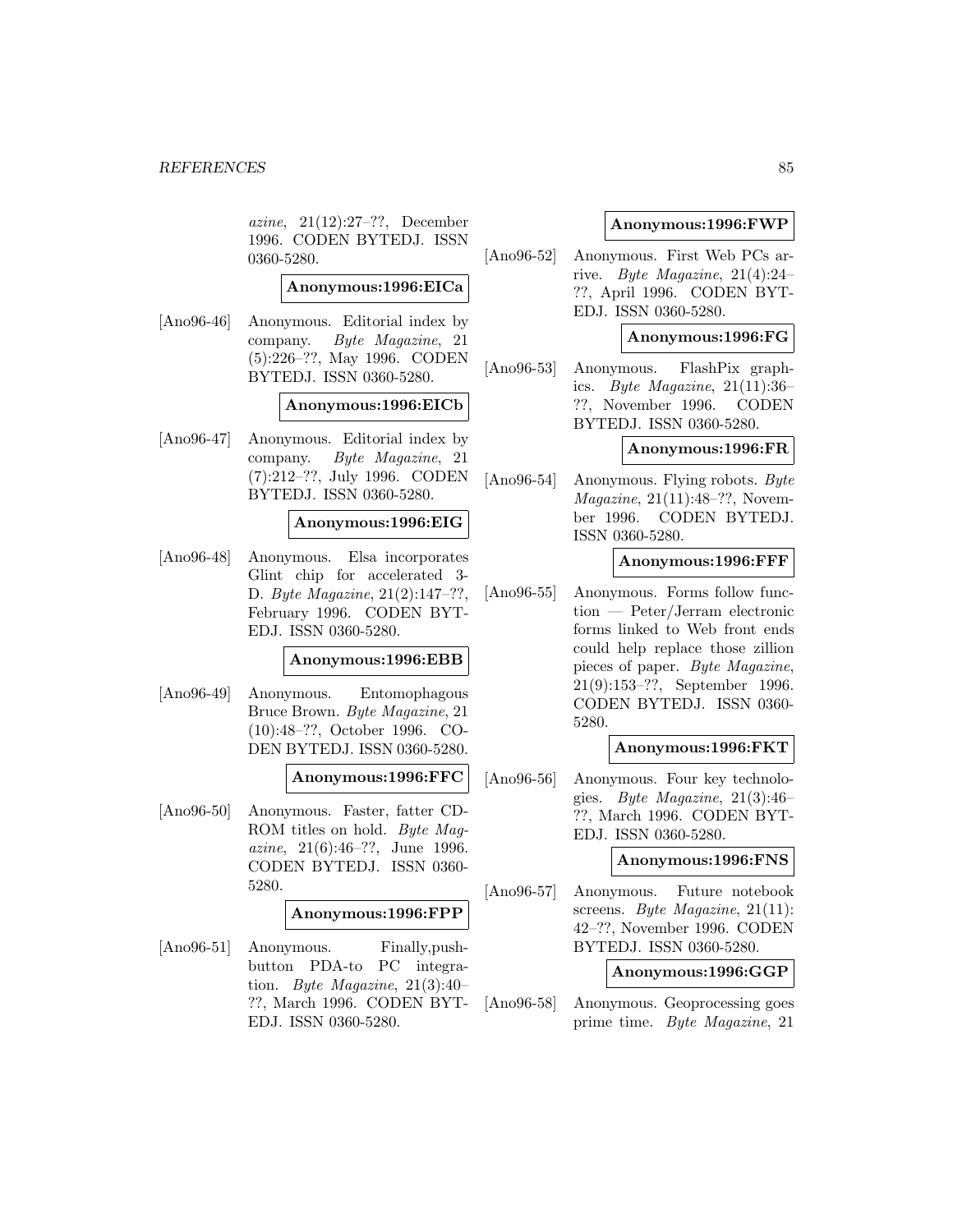*azine*, 21(12):27–??, December 1996. CODEN BYTEDJ. ISSN 0360-5280.

**Anonymous:1996:EICa**

[Ano96-46] Anonymous. Editorial index by company. *Byte Magazine*, 21 (5):226–??, May 1996. CODEN BYTEDJ. ISSN 0360-5280.

**Anonymous:1996:EICb**

[Ano96-47] Anonymous. Editorial index by company. *Byte Magazine*, 21 (7):212–??, July 1996. CODEN BYTEDJ. ISSN 0360-5280.

**Anonymous:1996:EIG**

[Ano96-48] Anonymous. Elsa incorporates Glint chip for accelerated 3-D. *Byte Magazine*, 21(2):147–??, February 1996. CODEN BYTEDJ. ISSN 0360-5280.

**Anonymous:1996:EBB**

[Ano96-49] Anonymous. Entomophagous Bruce Brown. *Byte Magazine*, 21 (10):48–??, October 1996. CODEN BYTEDJ. ISSN 0360-5280.

**Anonymous:1996:FFC**

[Ano96-50] Anonymous. Faster, fatter CD-ROM titles on hold. *Byte Magazine*, 21(6):46–??, June 1996. CODEN BYTEDJ. ISSN 0360-5280.

**Anonymous:1996:FPP**

[Ano96-51] Anonymous. Finally,push-button PDA-to PC integration. *Byte Magazine*, 21(3):40–??, March 1996. CODEN BYTEDJ. ISSN 0360-5280.

**Anonymous:1996:FWP**

[Ano96-52] Anonymous. First Web PCs arrive. *Byte Magazine*, 21(4):24–??, April 1996. CODEN BYTEDJ. ISSN 0360-5280.

**Anonymous:1996:FG**

[Ano96-53] Anonymous. FlashPix graphics. *Byte Magazine*, 21(11):36–??, November 1996. CODEN BYTEDJ. ISSN 0360-5280.

**Anonymous:1996:FR**

[Ano96-54] Anonymous. Flying robots. *Byte Magazine*, 21(11):48–??, November 1996. CODEN BYTEDJ. ISSN 0360-5280.

**Anonymous:1996:FFF**

[Ano96-55] Anonymous. Forms follow function — Peter/Jerram electronic forms linked to Web front ends could help replace those zillion pieces of paper. *Byte Magazine*, 21(9):153–??, September 1996. CODEN BYTEDJ. ISSN 0360-5280.

**Anonymous:1996:FKT**

[Ano96-56] Anonymous. Four key technologies. *Byte Magazine*, 21(3):46–??, March 1996. CODEN BYTEDJ. ISSN 0360-5280.

**Anonymous:1996:FNS**

[Ano96-57] Anonymous. Future notebook screens. *Byte Magazine*, 21(11):42–??, November 1996. CODEN BYTEDJ. ISSN 0360-5280.

**Anonymous:1996:GGP**

[Ano96-58] Anonymous. Geoprocessing goes prime time. *Byte Magazine*, 21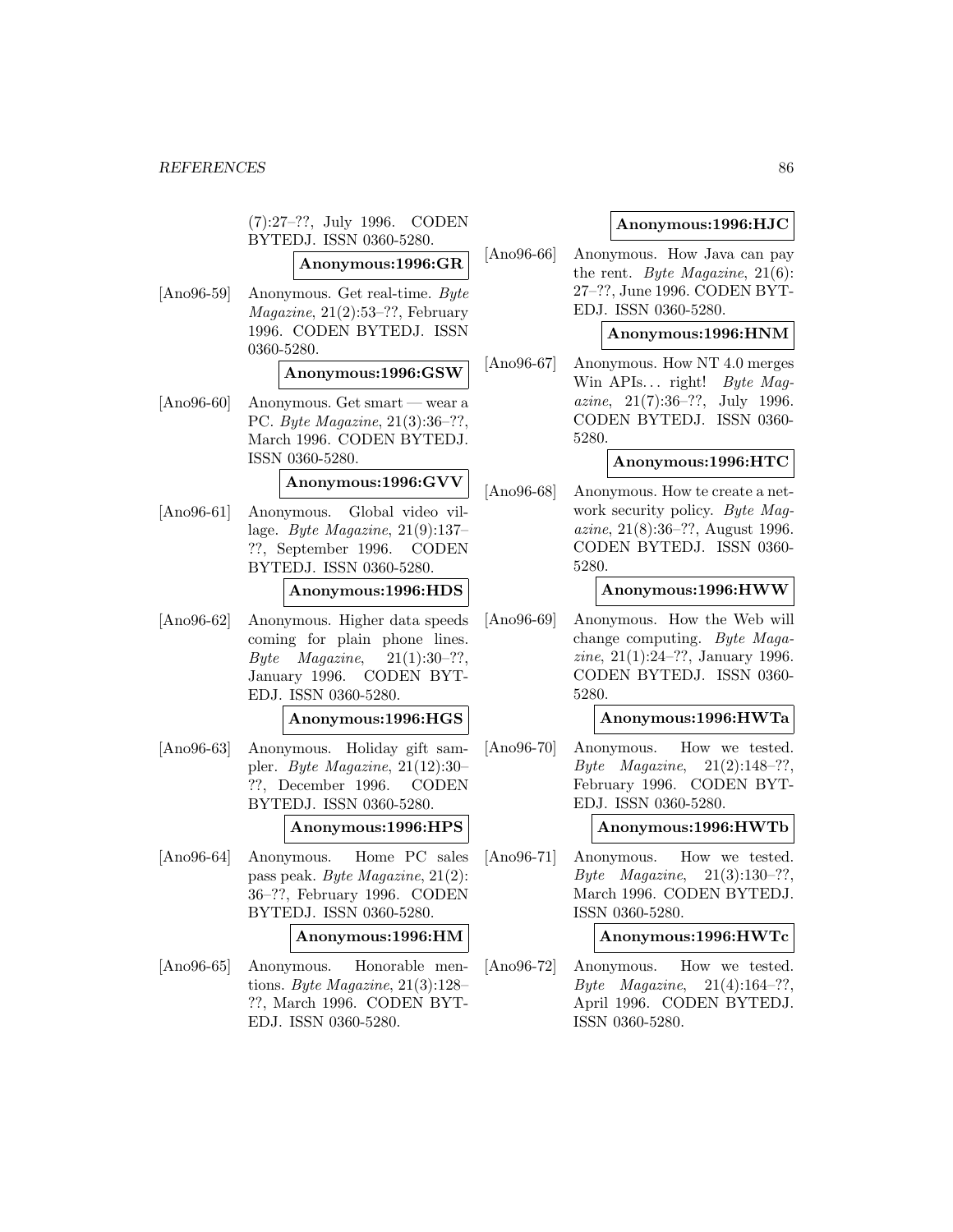(7):27–??, July 1996. CODEN BYTEDJ. ISSN 0360-5280.

**Anonymous:1996:GR**

[Ano96-59] Anonymous. Get real-time. *Byte Magazine*, 21(2):53–??, February 1996. CODEN BYTEDJ. ISSN 0360-5280.

**Anonymous:1996:GSW**

[Ano96-60] Anonymous. Get smart — wear a PC. *Byte Magazine*, 21(3):36–??, March 1996. CODEN BYTEDJ. ISSN 0360-5280.

**Anonymous:1996:GVV**

[Ano96-61] Anonymous. Global video village. *Byte Magazine*, 21(9):137–??, September 1996. CODEN BYTEDJ. ISSN 0360-5280.

**Anonymous:1996:HDS**

[Ano96-62] Anonymous. Higher data speeds coming for plain phone lines. *Byte Magazine*, 21(1):30–??, January 1996. CODEN BYTEDJ. ISSN 0360-5280.

**Anonymous:1996:HGS**

[Ano96-63] Anonymous. Holiday gift sampler. *Byte Magazine*, 21(12):30–??, December 1996. CODEN BYTEDJ. ISSN 0360-5280.

**Anonymous:1996:HPS**

[Ano96-64] Anonymous. Home PC sales pass peak. *Byte Magazine*, 21(2):36–??, February 1996. CODEN BYTEDJ. ISSN 0360-5280.

**Anonymous:1996:HM**

[Ano96-65] Anonymous. Honorable mentions. *Byte Magazine*, 21(3):128–??, March 1996. CODEN BYTEDJ. ISSN 0360-5280.

**Anonymous:1996:HJC**

[Ano96-66] Anonymous. How Java can pay the rent. *Byte Magazine*, 21(6):27–??, June 1996. CODEN BYTEDJ. ISSN 0360-5280.

**Anonymous:1996:HNM**

[Ano96-67] Anonymous. How NT 4.0 merges Win APIs... right! *Byte Magazine*, 21(7):36–??, July 1996. CODEN BYTEDJ. ISSN 0360-5280.

**Anonymous:1996:HTC**

[Ano96-68] Anonymous. How te create a network security policy. *Byte Magazine*, 21(8):36–??, August 1996. CODEN BYTEDJ. ISSN 0360-5280.

**Anonymous:1996:HWW**

[Ano96-69] Anonymous. How the Web will change computing. *Byte Magazine*, 21(1):24–??, January 1996. CODEN BYTEDJ. ISSN 0360-5280.

**Anonymous:1996:HWTa**

[Ano96-70] Anonymous. How we tested. *Byte Magazine*, 21(2):148–??, February 1996. CODEN BYTEDJ. ISSN 0360-5280.

**Anonymous:1996:HWTb**

[Ano96-71] Anonymous. How we tested. *Byte Magazine*, 21(3):130–??, March 1996. CODEN BYTEDJ. ISSN 0360-5280.

**Anonymous:1996:HWTc**

[Ano96-72] Anonymous. How we tested. *Byte Magazine*, 21(4):164–??, April 1996. CODEN BYTEDJ. ISSN 0360-5280.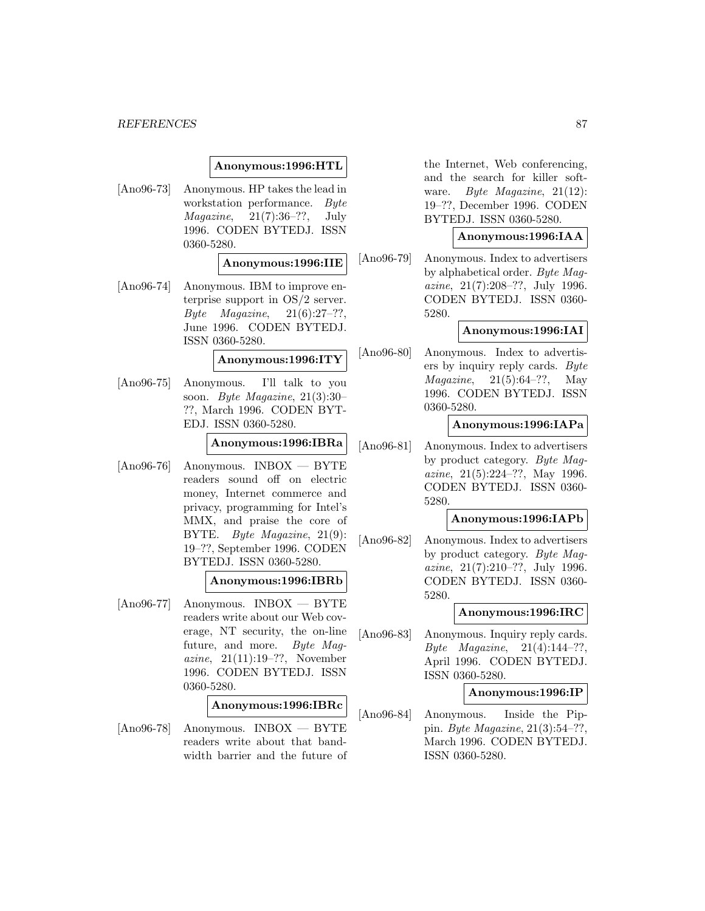**Anonymous:1996:HTL**

[Ano96-73] Anonymous. HP takes the lead in workstation performance. *Byte Magazine*, 21(7):36–??, July 1996. CODEN BYTEDJ. ISSN 0360-5280.

**Anonymous:1996:IIE**

[Ano96-74] Anonymous. IBM to improve enterprise support in OS/2 server. *Byte Magazine*, 21(6):27–??, June 1996. CODEN BYTEDJ. ISSN 0360-5280.

**Anonymous:1996:ITY**

[Ano96-75] Anonymous. I'll talk to you soon. *Byte Magazine*, 21(3):30–??, March 1996. CODEN BYTEDJ. ISSN 0360-5280.

**Anonymous:1996:IBRa**

[Ano96-76] Anonymous. INBOX — BYTE readers sound off on electric money, Internet commerce and privacy, programming for Intel's MMX, and praise the core of BYTE. *Byte Magazine*, 21(9):19–??, September 1996. CODEN BYTEDJ. ISSN 0360-5280.

**Anonymous:1996:IBRb**

[Ano96-77] Anonymous. INBOX — BYTE readers write about our Web coverage, NT security, the on-line future, and more. *Byte Magazine*, 21(11):19–??, November 1996. CODEN BYTEDJ. ISSN 0360-5280.

**Anonymous:1996:IBRc**

[Ano96-78] Anonymous. INBOX — BYTE readers write about that bandwidth barrier and the future of the Internet, Web conferencing, and the search for killer software. *Byte Magazine*, 21(12):19–??, December 1996. CODEN BYTEDJ. ISSN 0360-5280.

**Anonymous:1996:IAA**

[Ano96-79] Anonymous. Index to advertisers by alphabetical order. *Byte Magazine*, 21(7):208–??, July 1996. CODEN BYTEDJ. ISSN 0360-5280.

**Anonymous:1996:IAI**

[Ano96-80] Anonymous. Index to advertisers by inquiry reply cards. *Byte Magazine*, 21(5):64–??, May 1996. CODEN BYTEDJ. ISSN 0360-5280.

**Anonymous:1996:IAPa**

[Ano96-81] Anonymous. Index to advertisers by product category. *Byte Magazine*, 21(5):224–??, May 1996. CODEN BYTEDJ. ISSN 0360-5280.

**Anonymous:1996:IAPb**

[Ano96-82] Anonymous. Index to advertisers by product category. *Byte Magazine*, 21(7):210–??, July 1996. CODEN BYTEDJ. ISSN 0360-5280.

**Anonymous:1996:IRC**

[Ano96-83] Anonymous. Inquiry reply cards. *Byte Magazine*, 21(4):144–??, April 1996. CODEN BYTEDJ. ISSN 0360-5280.

**Anonymous:1996:IP**

[Ano96-84] Anonymous. Inside the Pippin. *Byte Magazine*, 21(3):54–??, March 1996. CODEN BYTEDJ. ISSN 0360-5280.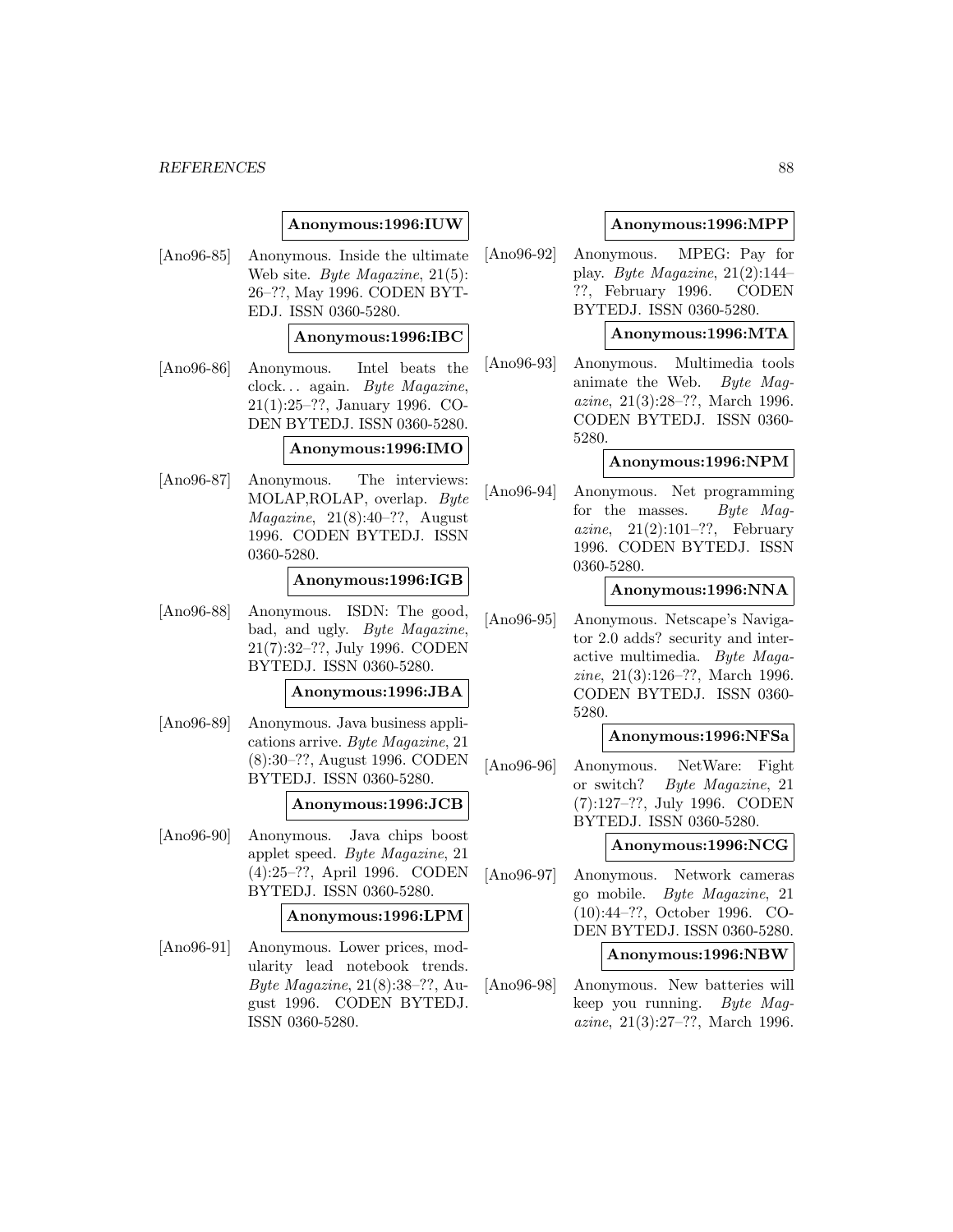**Anonymous:1996:IUW**

[Ano96-85] Anonymous. Inside the ultimate Web site. *Byte Magazine*, 21(5): 26–??, May 1996. CODEN BYTEDJ. ISSN 0360-5280.

**Anonymous:1996:IBC**

[Ano96-86] Anonymous. Intel beats the clock... again. *Byte Magazine*, 21(1):25–??, January 1996. CODEN BYTEDJ. ISSN 0360-5280.

**Anonymous:1996:IMO**

[Ano96-87] Anonymous. The interviews: MOLAP,ROLAP, overlap. *Byte Magazine*, 21(8):40–??, August 1996. CODEN BYTEDJ. ISSN 0360-5280.

**Anonymous:1996:IGB**

[Ano96-88] Anonymous. ISDN: The good, bad, and ugly. *Byte Magazine*, 21(7):32–??, July 1996. CODEN BYTEDJ. ISSN 0360-5280.

**Anonymous:1996:JBA**

[Ano96-89] Anonymous. Java business applications arrive. *Byte Magazine*, 21 (8):30–??, August 1996. CODEN BYTEDJ. ISSN 0360-5280.

**Anonymous:1996:JCB**

[Ano96-90] Anonymous. Java chips boost applet speed. *Byte Magazine*, 21 (4):25–??, April 1996. CODEN BYTEDJ. ISSN 0360-5280.

**Anonymous:1996:LPM**

[Ano96-91] Anonymous. Lower prices, modularity lead notebook trends. *Byte Magazine*, 21(8):38–??, August 1996. CODEN BYTEDJ. ISSN 0360-5280.

**Anonymous:1996:MPP**

[Ano96-92] Anonymous. MPEG: Pay for play. *Byte Magazine*, 21(2):144–??, February 1996. CODEN BYTEDJ. ISSN 0360-5280.

**Anonymous:1996:MTA**

[Ano96-93] Anonymous. Multimedia tools animate the Web. *Byte Magazine*, 21(3):28–??, March 1996. CODEN BYTEDJ. ISSN 0360-5280.

**Anonymous:1996:NPM**

[Ano96-94] Anonymous. Net programming for the masses. *Byte Magazine*, 21(2):101–??, February 1996. CODEN BYTEDJ. ISSN 0360-5280.

**Anonymous:1996:NNA**

[Ano96-95] Anonymous. Netscape's Navigator 2.0 adds? security and interactive multimedia. *Byte Magazine*, 21(3):126–??, March 1996. CODEN BYTEDJ. ISSN 0360-5280.

**Anonymous:1996:NFSa**

[Ano96-96] Anonymous. NetWare: Fight or switch? *Byte Magazine*, 21 (7):127–??, July 1996. CODEN BYTEDJ. ISSN 0360-5280.

**Anonymous:1996:NCG**

[Ano96-97] Anonymous. Network cameras go mobile. *Byte Magazine*, 21 (10):44–??, October 1996. CODEN BYTEDJ. ISSN 0360-5280.

**Anonymous:1996:NBW**

[Ano96-98] Anonymous. New batteries will keep you running. *Byte Magazine*, 21(3):27–??, March 1996.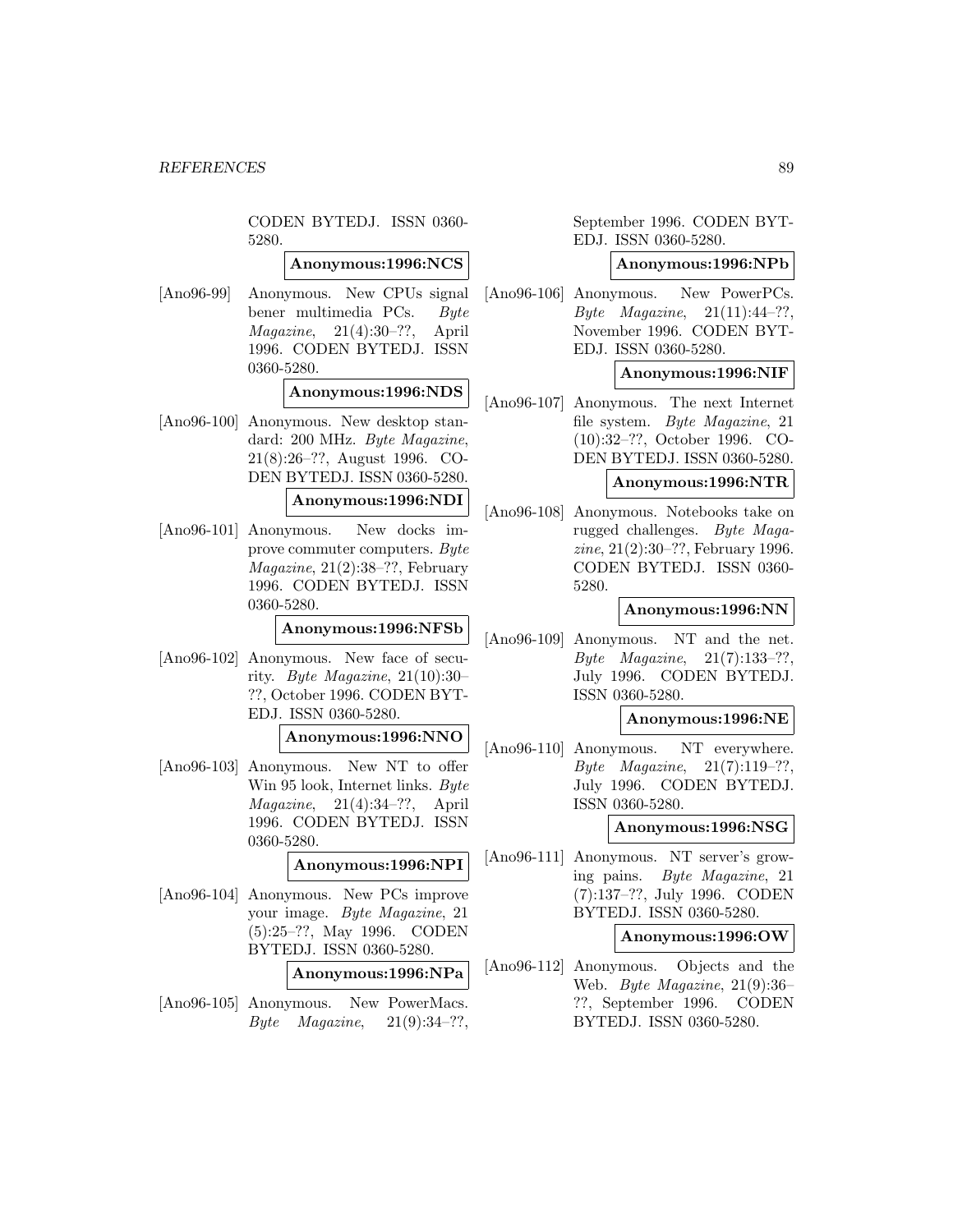CODEN BYTEDJ. ISSN 0360-5280.

**Anonymous:1996:NCS**

[Ano96-99] Anonymous. New CPUs signal bener multimedia PCs. *Byte Magazine*, 21(4):30–??, April 1996. CODEN BYTEDJ. ISSN 0360-5280.

**Anonymous:1996:NDS**

[Ano96-100] Anonymous. New desktop standard: 200 MHz. *Byte Magazine*, 21(8):26–??, August 1996. CODEN BYTEDJ. ISSN 0360-5280.

**Anonymous:1996:NDI**

[Ano96-101] Anonymous. New docks improve commuter computers. *Byte Magazine*, 21(2):38–??, February 1996. CODEN BYTEDJ. ISSN 0360-5280.

**Anonymous:1996:NFSb**

[Ano96-102] Anonymous. New face of security. *Byte Magazine*, 21(10):30–??, October 1996. CODEN BYTEDJ. ISSN 0360-5280.

**Anonymous:1996:NNO**

[Ano96-103] Anonymous. New NT to offer Win 95 look, Internet links. *Byte Magazine*, 21(4):34–??, April 1996. CODEN BYTEDJ. ISSN 0360-5280.

**Anonymous:1996:NPI**

[Ano96-104] Anonymous. New PCs improve your image. *Byte Magazine*, 21 (5):25–??, May 1996. CODEN BYTEDJ. ISSN 0360-5280.

**Anonymous:1996:NPa**

[Ano96-105] Anonymous. New PowerMacs. *Byte Magazine*, 21(9):34–??, September 1996. CODEN BYTEDJ. ISSN 0360-5280.

**Anonymous:1996:NPb**

[Ano96-106] Anonymous. New PowerPCs. *Byte Magazine*, 21(11):44–??, November 1996. CODEN BYTEDJ. ISSN 0360-5280.

**Anonymous:1996:NIF**

[Ano96-107] Anonymous. The next Internet file system. *Byte Magazine*, 21 (10):32–??, October 1996. CODEN BYTEDJ. ISSN 0360-5280.

**Anonymous:1996:NTR**

[Ano96-108] Anonymous. Notebooks take on rugged challenges. *Byte Magazine*, 21(2):30–??, February 1996. CODEN BYTEDJ. ISSN 0360-5280.

**Anonymous:1996:NN**

[Ano96-109] Anonymous. NT and the net. *Byte Magazine*, 21(7):133–??, July 1996. CODEN BYTEDJ. ISSN 0360-5280.

**Anonymous:1996:NE**

[Ano96-110] Anonymous. NT everywhere. *Byte Magazine*, 21(7):119–??, July 1996. CODEN BYTEDJ. ISSN 0360-5280.

**Anonymous:1996:NSG**

[Ano96-111] Anonymous. NT server's growing pains. *Byte Magazine*, 21 (7):137–??, July 1996. CODEN BYTEDJ. ISSN 0360-5280.

**Anonymous:1996:OW**

[Ano96-112] Anonymous. Objects and the Web. *Byte Magazine*, 21(9):36–??, September 1996. CODEN BYTEDJ. ISSN 0360-5280.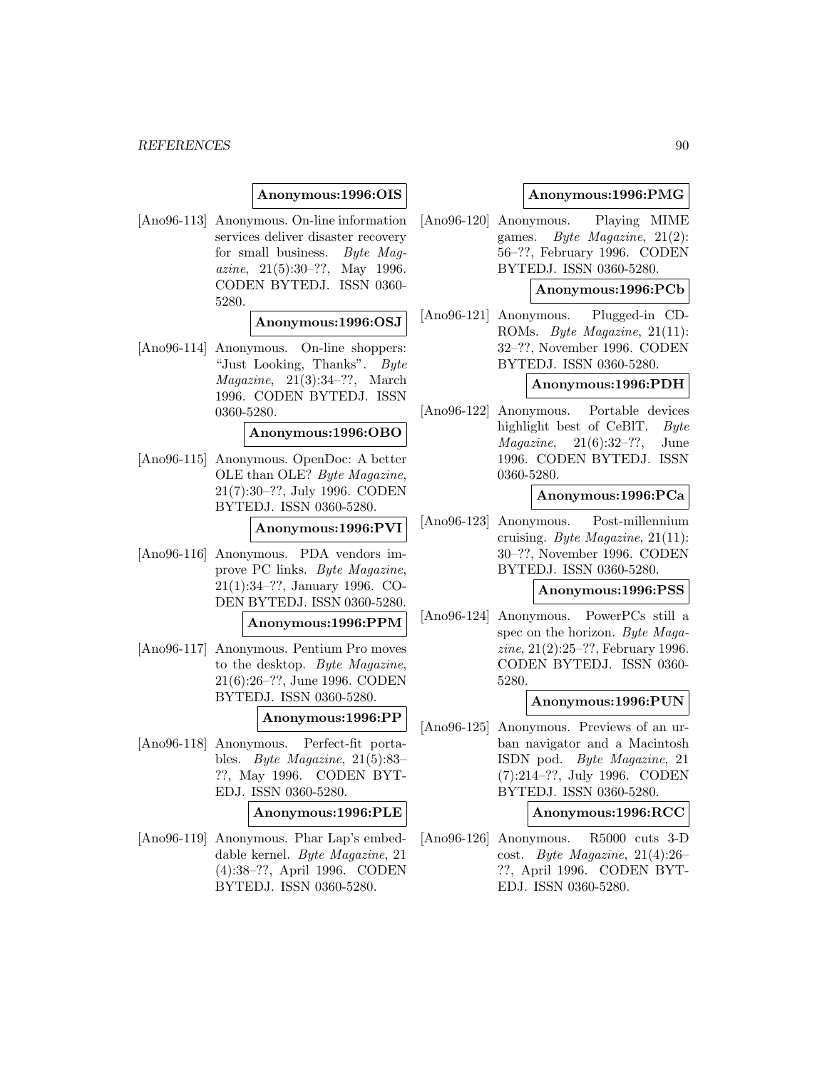**Anonymous:1996:OIS**

[Ano96-113] Anonymous. On-line information services deliver disaster recovery for small business. *Byte Magazine*, 21(5):30–??, May 1996. CODEN BYTEDJ. ISSN 0360-5280.

**Anonymous:1996:OSJ**

[Ano96-114] Anonymous. On-line shoppers: "Just Looking, Thanks". *Byte Magazine*, 21(3):34–??, March 1996. CODEN BYTEDJ. ISSN 0360-5280.

**Anonymous:1996:OBO**

[Ano96-115] Anonymous. OpenDoc: A better OLE than OLE? *Byte Magazine*, 21(7):30–??, July 1996. CODEN BYTEDJ. ISSN 0360-5280.

**Anonymous:1996:PVI**

[Ano96-116] Anonymous. PDA vendors improve PC links. *Byte Magazine*, 21(1):34–??, January 1996. CODEN BYTEDJ. ISSN 0360-5280.

**Anonymous:1996:PPM**

[Ano96-117] Anonymous. Pentium Pro moves to the desktop. *Byte Magazine*, 21(6):26–??, June 1996. CODEN BYTEDJ. ISSN 0360-5280.

**Anonymous:1996:PP**

[Ano96-118] Anonymous. Perfect-fit portables. *Byte Magazine*, 21(5):83–??, May 1996. CODEN BYTEDJ. ISSN 0360-5280.

**Anonymous:1996:PLE**

[Ano96-119] Anonymous. Phar Lap's embeddable kernel. *Byte Magazine*, 21(4):38–??, April 1996. CODEN BYTEDJ. ISSN 0360-5280.

**Anonymous:1996:PMG**

[Ano96-120] Anonymous. Playing MIME games. *Byte Magazine*, 21(2):56–??, February 1996. CODEN BYTEDJ. ISSN 0360-5280.

**Anonymous:1996:PCb**

[Ano96-121] Anonymous. Plugged-in CD-ROMs. *Byte Magazine*, 21(11):32–??, November 1996. CODEN BYTEDJ. ISSN 0360-5280.

**Anonymous:1996:PDH**

[Ano96-122] Anonymous. Portable devices highlight best of CeBlT. *Byte Magazine*, 21(6):32–??, June 1996. CODEN BYTEDJ. ISSN 0360-5280.

**Anonymous:1996:PCa**

[Ano96-123] Anonymous. Post-millennium cruising. *Byte Magazine*, 21(11):30–??, November 1996. CODEN BYTEDJ. ISSN 0360-5280.

**Anonymous:1996:PSS**

[Ano96-124] Anonymous. PowerPCs still a spec on the horizon. *Byte Magazine*, 21(2):25–??, February 1996. CODEN BYTEDJ. ISSN 0360-5280.

**Anonymous:1996:PUN**

[Ano96-125] Anonymous. Previews of an urban navigator and a Macintosh ISDN pod. *Byte Magazine*, 21(7):214–??, July 1996. CODEN BYTEDJ. ISSN 0360-5280.

**Anonymous:1996:RCC**

[Ano96-126] Anonymous. R5000 cuts 3-D cost. *Byte Magazine*, 21(4):26–??, April 1996. CODEN BYTEDJ. ISSN 0360-5280.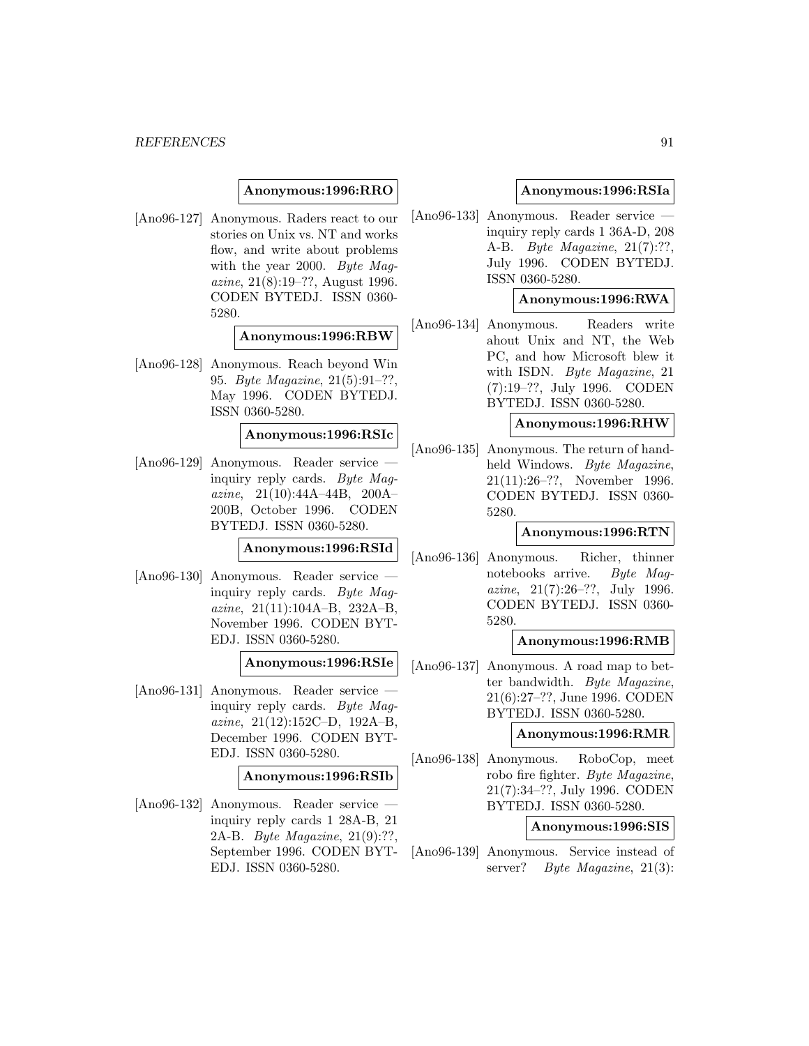**Anonymous:1996:RRO**

[Ano96-127] Anonymous. Raders react to our stories on Unix vs. NT and works flow, and write about problems with the year 2000. *Byte Magazine*, 21(8):19–??, August 1996. CODEN BYTEDJ. ISSN 0360-5280.

**Anonymous:1996:RBW**

[Ano96-128] Anonymous. Reach beyond Win 95. *Byte Magazine*, 21(5):91–??, May 1996. CODEN BYTEDJ. ISSN 0360-5280.

**Anonymous:1996:RSIc**

[Ano96-129] Anonymous. Reader service — inquiry reply cards. *Byte Magazine*, 21(10):44A–44B, 200A–200B, October 1996. CODEN BYTEDJ. ISSN 0360-5280.

**Anonymous:1996:RSId**

[Ano96-130] Anonymous. Reader service — inquiry reply cards. *Byte Magazine*, 21(11):104A–B, 232A–B, November 1996. CODEN BYTEDJ. ISSN 0360-5280.

**Anonymous:1996:RSIe**

[Ano96-131] Anonymous. Reader service — inquiry reply cards. *Byte Magazine*, 21(12):152C–D, 192A–B, December 1996. CODEN BYTEDJ. ISSN 0360-5280.

**Anonymous:1996:RSIb**

[Ano96-132] Anonymous. Reader service — inquiry reply cards 1 28A-B, 21 2A-B. *Byte Magazine*, 21(9):??, September 1996. CODEN BYTEDJ. ISSN 0360-5280.

**Anonymous:1996:RSIa**

[Ano96-133] Anonymous. Reader service — inquiry reply cards 1 36A-D, 208 A-B. *Byte Magazine*, 21(7):??, July 1996. CODEN BYTEDJ. ISSN 0360-5280.

**Anonymous:1996:RWA**

[Ano96-134] Anonymous. Readers write ahout Unix and NT, the Web PC, and how Microsoft blew it with ISDN. *Byte Magazine*, 21 (7):19–??, July 1996. CODEN BYTEDJ. ISSN 0360-5280.

**Anonymous:1996:RHW**

[Ano96-135] Anonymous. The return of handheld Windows. *Byte Magazine*, 21(11):26–??, November 1996. CODEN BYTEDJ. ISSN 0360-5280.

**Anonymous:1996:RTN**

[Ano96-136] Anonymous. Richer, thinner notebooks arrive. *Byte Magazine*, 21(7):26–??, July 1996. CODEN BYTEDJ. ISSN 0360-5280.

**Anonymous:1996:RMB**

[Ano96-137] Anonymous. A road map to better bandwidth. *Byte Magazine*, 21(6):27–??, June 1996. CODEN BYTEDJ. ISSN 0360-5280.

**Anonymous:1996:RMR**

[Ano96-138] Anonymous. RoboCop, meet robo fire fighter. *Byte Magazine*, 21(7):34–??, July 1996. CODEN BYTEDJ. ISSN 0360-5280.

**Anonymous:1996:SIS**

[Ano96-139] Anonymous. Service instead of server? *Byte Magazine*, 21(3):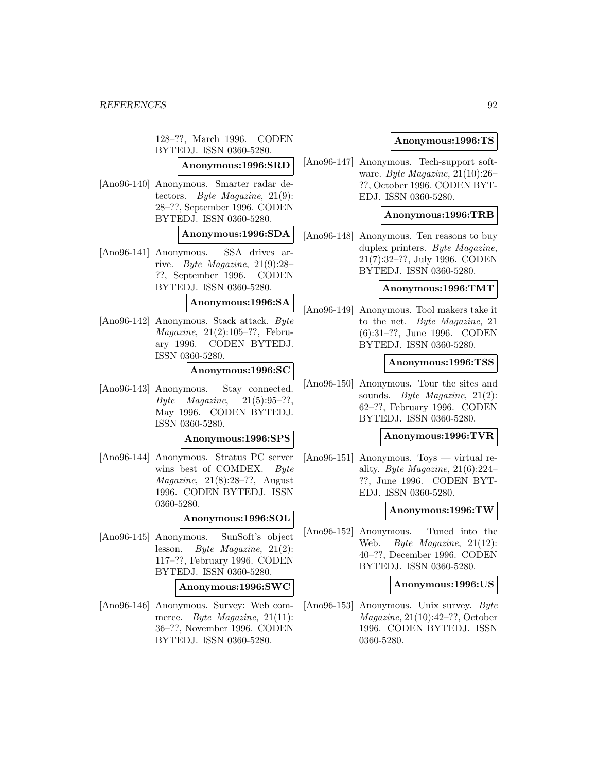128–??, March 1996. CODEN BYTEDJ. ISSN 0360-5280.

**Anonymous:1996:SRD**

[Ano96-140] Anonymous. Smarter radar detectors. *Byte Magazine*, 21(9): 28–??, September 1996. CODEN BYTEDJ. ISSN 0360-5280.

**Anonymous:1996:SDA**

[Ano96-141] Anonymous. SSA drives arrive. *Byte Magazine*, 21(9):28–??, September 1996. CODEN BYTEDJ. ISSN 0360-5280.

**Anonymous:1996:SA**

[Ano96-142] Anonymous. Stack attack. *Byte Magazine*, 21(2):105–??, February 1996. CODEN BYTEDJ. ISSN 0360-5280.

**Anonymous:1996:SC**

[Ano96-143] Anonymous. Stay connected. *Byte Magazine*, 21(5):95–??, May 1996. CODEN BYTEDJ. ISSN 0360-5280.

**Anonymous:1996:SPS**

[Ano96-144] Anonymous. Stratus PC server wins best of COMDEX. *Byte Magazine*, 21(8):28–??, August 1996. CODEN BYTEDJ. ISSN 0360-5280.

**Anonymous:1996:SOL**

[Ano96-145] Anonymous. SunSoft's object lesson. *Byte Magazine*, 21(2): 117–??, February 1996. CODEN BYTEDJ. ISSN 0360-5280.

**Anonymous:1996:SWC**

[Ano96-146] Anonymous. Survey: Web commerce. *Byte Magazine*, 21(11): 36–??, November 1996. CODEN BYTEDJ. ISSN 0360-5280.

**Anonymous:1996:TS**

[Ano96-147] Anonymous. Tech-support software. *Byte Magazine*, 21(10):26–??, October 1996. CODEN BYTEDJ. ISSN 0360-5280.

**Anonymous:1996:TRB**

[Ano96-148] Anonymous. Ten reasons to buy duplex printers. *Byte Magazine*, 21(7):32–??, July 1996. CODEN BYTEDJ. ISSN 0360-5280.

**Anonymous:1996:TMT**

[Ano96-149] Anonymous. Tool makers take it to the net. *Byte Magazine*, 21 (6):31–??, June 1996. CODEN BYTEDJ. ISSN 0360-5280.

**Anonymous:1996:TSS**

[Ano96-150] Anonymous. Tour the sites and sounds. *Byte Magazine*, 21(2): 62–??, February 1996. CODEN BYTEDJ. ISSN 0360-5280.

**Anonymous:1996:TVR**

[Ano96-151] Anonymous. Toys — virtual reality. *Byte Magazine*, 21(6):224–??, June 1996. CODEN BYTEDJ. ISSN 0360-5280.

**Anonymous:1996:TW**

[Ano96-152] Anonymous. Tuned into the Web. *Byte Magazine*, 21(12): 40–??, December 1996. CODEN BYTEDJ. ISSN 0360-5280.

**Anonymous:1996:US**

[Ano96-153] Anonymous. Unix survey. *Byte Magazine*, 21(10):42–??, October 1996. CODEN BYTEDJ. ISSN 0360-5280.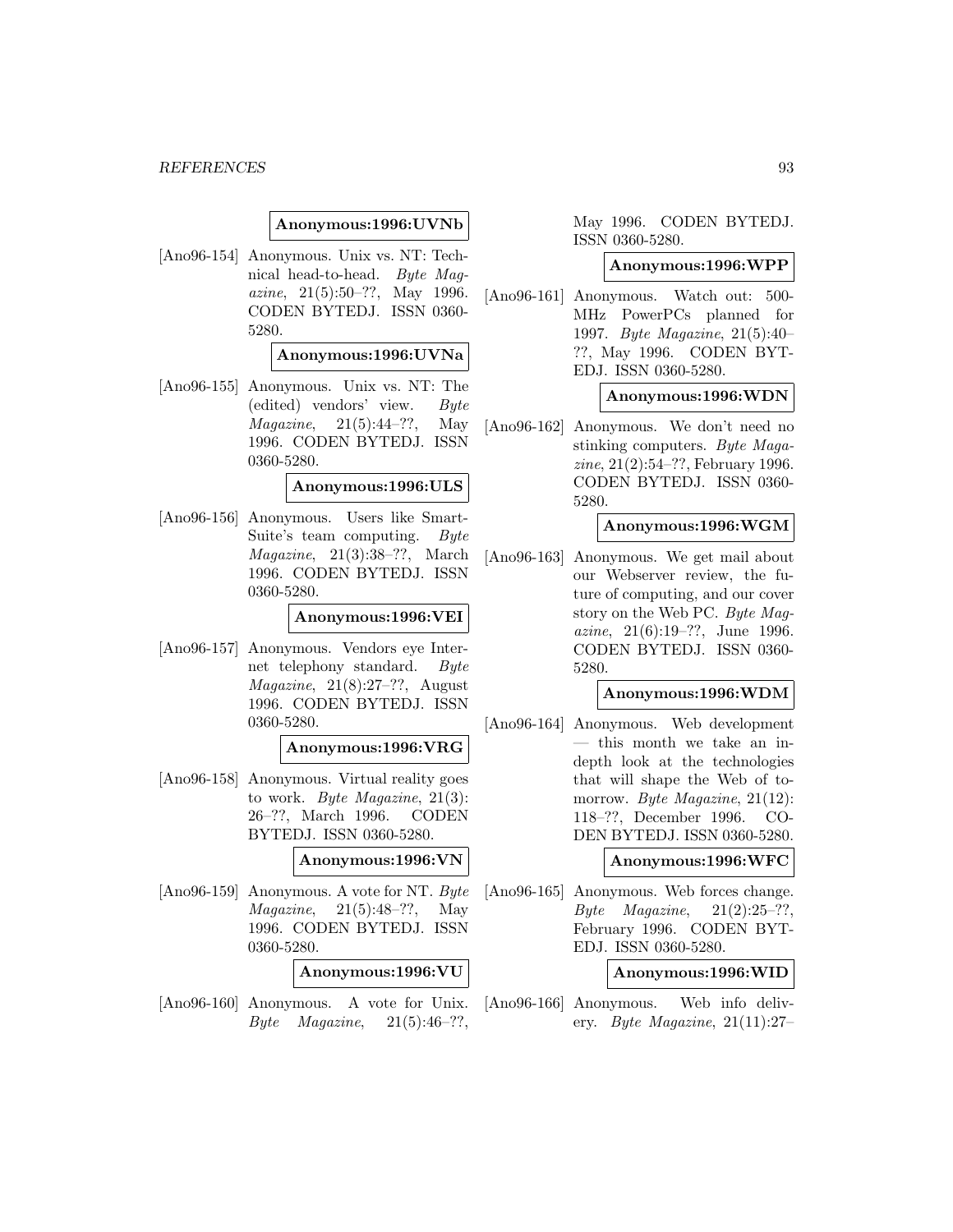**Anonymous:1996:UVNb**

[Ano96-154] Anonymous. Unix vs. NT: Technical head-to-head. *Byte Magazine*, 21(5):50–??, May 1996. CODEN BYTEDJ. ISSN 0360-5280.

**Anonymous:1996:UVNa**

[Ano96-155] Anonymous. Unix vs. NT: The (edited) vendors' view. *Byte Magazine*, 21(5):44–??, May 1996. CODEN BYTEDJ. ISSN 0360-5280.

**Anonymous:1996:ULS**

[Ano96-156] Anonymous. Users like SmartSuite's team computing. *Byte Magazine*, 21(3):38–??, March 1996. CODEN BYTEDJ. ISSN 0360-5280.

**Anonymous:1996:VEI**

[Ano96-157] Anonymous. Vendors eye Internet telephony standard. *Byte Magazine*, 21(8):27–??, August 1996. CODEN BYTEDJ. ISSN 0360-5280.

**Anonymous:1996:VRG**

[Ano96-158] Anonymous. Virtual reality goes to work. *Byte Magazine*, 21(3): 26–??, March 1996. CODEN BYTEDJ. ISSN 0360-5280.

**Anonymous:1996:VN**

[Ano96-159] Anonymous. A vote for NT. *Byte Magazine*, 21(5):48–??, May 1996. CODEN BYTEDJ. ISSN 0360-5280.

**Anonymous:1996:VU**

[Ano96-160] Anonymous. A vote for Unix. *Byte Magazine*, 21(5):46–??, May 1996. CODEN BYTEDJ. ISSN 0360-5280.

**Anonymous:1996:WPP**

[Ano96-161] Anonymous. Watch out: 500-MHz PowerPCs planned for 1997. *Byte Magazine*, 21(5):40–??, May 1996. CODEN BYTEDJ. ISSN 0360-5280.

**Anonymous:1996:WDN**

[Ano96-162] Anonymous. We don't need no stinking computers. *Byte Magazine*, 21(2):54–??, February 1996. CODEN BYTEDJ. ISSN 0360-5280.

**Anonymous:1996:WGM**

[Ano96-163] Anonymous. We get mail about our Webserver review, the future of computing, and our cover story on the Web PC. *Byte Magazine*, 21(6):19–??, June 1996. CODEN BYTEDJ. ISSN 0360-5280.

**Anonymous:1996:WDM**

[Ano96-164] Anonymous. Web development — this month we take an in-depth look at the technologies that will shape the Web of tomorrow. *Byte Magazine*, 21(12): 118–??, December 1996. CODEN BYTEDJ. ISSN 0360-5280.

**Anonymous:1996:WFC**

[Ano96-165] Anonymous. Web forces change. *Byte Magazine*, 21(2):25–??, February 1996. CODEN BYTEDJ. ISSN 0360-5280.

**Anonymous:1996:WID**

[Ano96-166] Anonymous. Web info delivery. *Byte Magazine*, 21(11):27–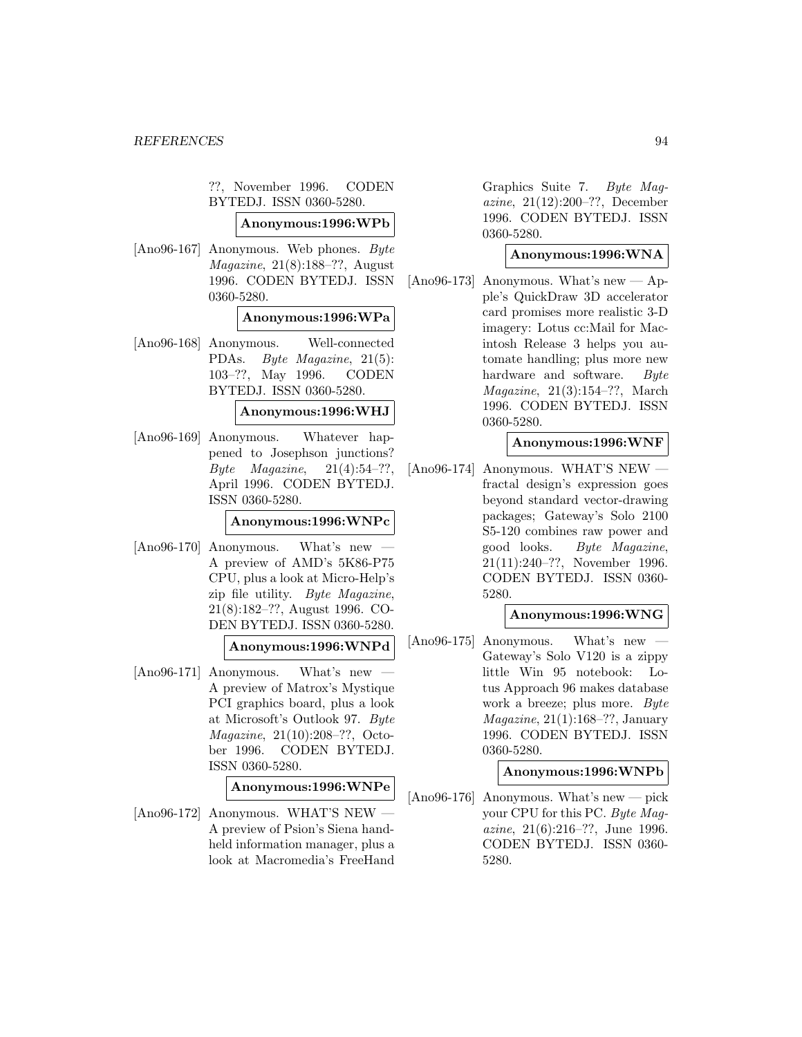??, November 1996. CODEN BYTEDJ. ISSN 0360-5280.

**Anonymous:1996:WPb**

[Ano96-167] Anonymous. Web phones. *Byte Magazine*, 21(8):188–??, August 1996. CODEN BYTEDJ. ISSN 0360-5280.

**Anonymous:1996:WPa**

[Ano96-168] Anonymous. Well-connected PDAs. *Byte Magazine*, 21(5): 103–??, May 1996. CODEN BYTEDJ. ISSN 0360-5280.

**Anonymous:1996:WHJ**

[Ano96-169] Anonymous. Whatever happened to Josephson junctions? *Byte Magazine*, 21(4):54–??, April 1996. CODEN BYTEDJ. ISSN 0360-5280.

**Anonymous:1996:WNPc**

[Ano96-170] Anonymous. What's new — A preview of AMD's 5K86-P75 CPU, plus a look at Micro-Help's zip file utility. *Byte Magazine*, 21(8):182–??, August 1996. CODEN BYTEDJ. ISSN 0360-5280.

**Anonymous:1996:WNPd**

[Ano96-171] Anonymous. What's new — A preview of Matrox's Mystique PCI graphics board, plus a look at Microsoft's Outlook 97. *Byte Magazine*, 21(10):208–??, October 1996. CODEN BYTEDJ. ISSN 0360-5280.

**Anonymous:1996:WNPe**

[Ano96-172] Anonymous. WHAT'S NEW — A preview of Psion's Siena handheld information manager, plus a look at Macromedia's FreeHand Graphics Suite 7. *Byte Magazine*, 21(12):200–??, December 1996. CODEN BYTEDJ. ISSN 0360-5280.

**Anonymous:1996:WNA**

[Ano96-173] Anonymous. What's new — Apple's QuickDraw 3D accelerator card promises more realistic 3-D imagery: Lotus cc:Mail for Macintosh Release 3 helps you automate handling; plus more new hardware and software. *Byte Magazine*, 21(3):154–??, March 1996. CODEN BYTEDJ. ISSN 0360-5280.

**Anonymous:1996:WNF**

[Ano96-174] Anonymous. WHAT'S NEW — fractal design's expression goes beyond standard vector-drawing packages; Gateway's Solo 2100 S5-120 combines raw power and good looks. *Byte Magazine*, 21(11):240–??, November 1996. CODEN BYTEDJ. ISSN 0360-5280.

**Anonymous:1996:WNG**

[Ano96-175] Anonymous. What's new — Gateway's Solo V120 is a zippy little Win 95 notebook: Lotus Approach 96 makes database work a breeze; plus more. *Byte Magazine*, 21(1):168–??, January 1996. CODEN BYTEDJ. ISSN 0360-5280.

**Anonymous:1996:WNPb**

[Ano96-176] Anonymous. What's new — pick your CPU for this PC. *Byte Magazine*, 21(6):216–??, June 1996. CODEN BYTEDJ. ISSN 0360-5280.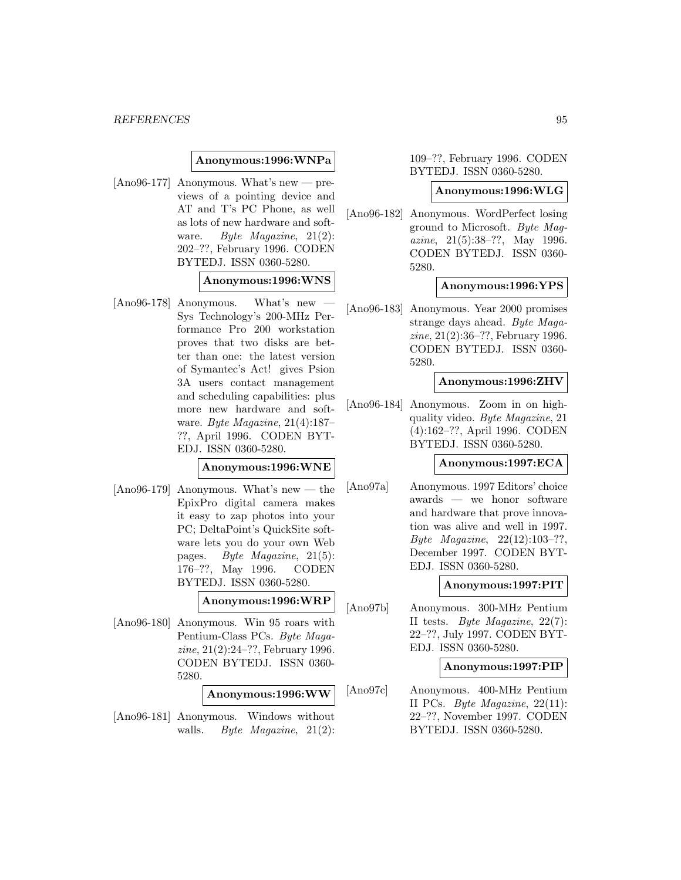**Anonymous:1996:WNPa**

[Ano96-177] Anonymous. What's new — previews of a pointing device and AT and T's PC Phone, as well as lots of new hardware and software. *Byte Magazine*, 21(2): 202–??, February 1996. CODEN BYTEDJ. ISSN 0360-5280.

**Anonymous:1996:WNS**

[Ano96-178] Anonymous. What's new — Sys Technology's 200-MHz Performance Pro 200 workstation proves that two disks are better than one: the latest version of Symantec's Act! gives Psion 3A users contact management and scheduling capabilities: plus more new hardware and software. *Byte Magazine*, 21(4):187–??, April 1996. CODEN BYTEDJ. ISSN 0360-5280.

**Anonymous:1996:WNE**

[Ano96-179] Anonymous. What's new — the EpixPro digital camera makes it easy to zap photos into your PC; DeltaPoint's QuickSite software lets you do your own Web pages. *Byte Magazine*, 21(5): 176–??, May 1996. CODEN BYTEDJ. ISSN 0360-5280.

**Anonymous:1996:WRP**

[Ano96-180] Anonymous. Win 95 roars with Pentium-Class PCs. *Byte Magazine*, 21(2):24–??, February 1996. CODEN BYTEDJ. ISSN 0360-5280.

**Anonymous:1996:WW**

[Ano96-181] Anonymous. Windows without walls. *Byte Magazine*, 21(2): 109–??, February 1996. CODEN BYTEDJ. ISSN 0360-5280.

**Anonymous:1996:WLG**

[Ano96-182] Anonymous. WordPerfect losing ground to Microsoft. *Byte Magazine*, 21(5):38–??, May 1996. CODEN BYTEDJ. ISSN 0360-5280.

**Anonymous:1996:YPS**

[Ano96-183] Anonymous. Year 2000 promises strange days ahead. *Byte Magazine*, 21(2):36–??, February 1996. CODEN BYTEDJ. ISSN 0360-5280.

**Anonymous:1996:ZHV**

[Ano96-184] Anonymous. Zoom in on high-quality video. *Byte Magazine*, 21 (4):162–??, April 1996. CODEN BYTEDJ. ISSN 0360-5280.

**Anonymous:1997:ECA**

[Ano97a] Anonymous. 1997 Editors' choice awards — we honor software and hardware that prove innovation was alive and well in 1997. *Byte Magazine*, 22(12):103–??, December 1997. CODEN BYTEDJ. ISSN 0360-5280.

**Anonymous:1997:PIT**

[Ano97b] Anonymous. 300-MHz Pentium II tests. *Byte Magazine*, 22(7): 22–??, July 1997. CODEN BYTEDJ. ISSN 0360-5280.

**Anonymous:1997:PIP**

[Ano97c] Anonymous. 400-MHz Pentium II PCs. *Byte Magazine*, 22(11): 22–??, November 1997. CODEN BYTEDJ. ISSN 0360-5280.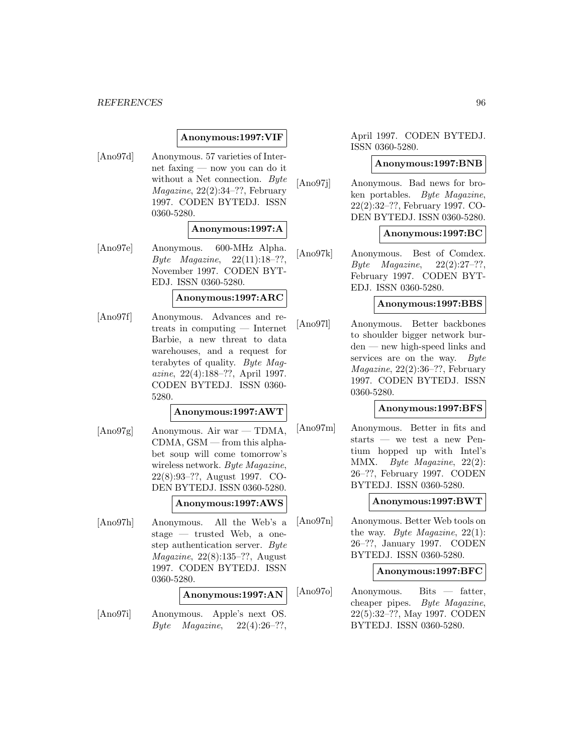**Anonymous:1997:VIF**

[Ano97d] Anonymous. 57 varieties of Internet faxing — now you can do it without a Net connection. *Byte Magazine*, 22(2):34–??, February 1997. CODEN BYTEDJ. ISSN 0360-5280.

**Anonymous:1997:A**

[Ano97e] Anonymous. 600-MHz Alpha. *Byte Magazine*, 22(11):18–??, November 1997. CODEN BYTEDJ. ISSN 0360-5280.

**Anonymous:1997:ARC**

[Ano97f] Anonymous. Advances and retreats in computing — Internet Barbie, a new threat to data warehouses, and a request for terabytes of quality. *Byte Magazine*, 22(4):188–??, April 1997. CODEN BYTEDJ. ISSN 0360-5280.

**Anonymous:1997:AWT**

[Ano97g] Anonymous. Air war — TDMA, CDMA, GSM — from this alphabet soup will come tomorrow's wireless network. *Byte Magazine*, 22(8):93–??, August 1997. CODEN BYTEDJ. ISSN 0360-5280.

**Anonymous:1997:AWS**

[Ano97h] Anonymous. All the Web's a stage — trusted Web, a one-step authentication server. *Byte Magazine*, 22(8):135–??, August 1997. CODEN BYTEDJ. ISSN 0360-5280.

**Anonymous:1997:AN**

[Ano97i] Anonymous. Apple's next OS. *Byte Magazine*, 22(4):26–??, April 1997. CODEN BYTEDJ. ISSN 0360-5280.

**Anonymous:1997:BNB**

[Ano97j] Anonymous. Bad news for broken portables. *Byte Magazine*, 22(2):32–??, February 1997. CODEN BYTEDJ. ISSN 0360-5280.

**Anonymous:1997:BC**

[Ano97k] Anonymous. Best of Comdex. *Byte Magazine*, 22(2):27–??, February 1997. CODEN BYTEDJ. ISSN 0360-5280.

**Anonymous:1997:BBS**

[Ano97l] Anonymous. Better backbones to shoulder bigger network burden — new high-speed links and services are on the way. *Byte Magazine*, 22(2):36–??, February 1997. CODEN BYTEDJ. ISSN 0360-5280.

**Anonymous:1997:BFS**

[Ano97m] Anonymous. Better in fits and starts — we test a new Pentium hopped up with Intel's MMX. *Byte Magazine*, 22(2):26–??, February 1997. CODEN BYTEDJ. ISSN 0360-5280.

**Anonymous:1997:BWT**

[Ano97n] Anonymous. Better Web tools on the way. *Byte Magazine*, 22(1):26–??, January 1997. CODEN BYTEDJ. ISSN 0360-5280.

**Anonymous:1997:BFC**

[Ano97o] Anonymous. Bits — fatter, cheaper pipes. *Byte Magazine*, 22(5):32–??, May 1997. CODEN BYTEDJ. ISSN 0360-5280.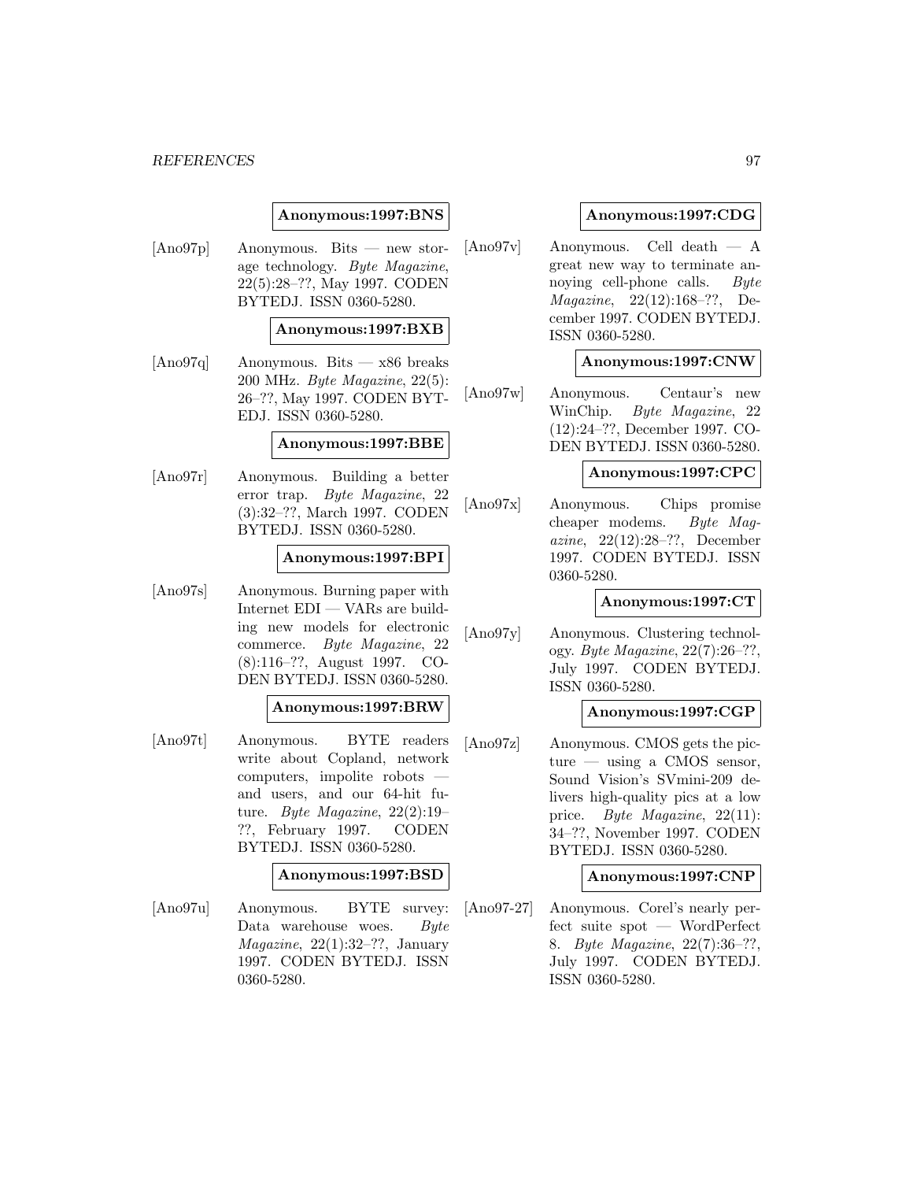**Anonymous:1997:BNS**

[Ano97p] Anonymous. Bits — new storage technology. *Byte Magazine*, 22(5):28–??, May 1997. CODEN BYTEDJ. ISSN 0360-5280.

**Anonymous:1997:BXB**

[Ano97q] Anonymous. Bits — x86 breaks 200 MHz. *Byte Magazine*, 22(5): 26–??, May 1997. CODEN BYTEDJ. ISSN 0360-5280.

**Anonymous:1997:BBE**

[Ano97r] Anonymous. Building a better error trap. *Byte Magazine*, 22 (3):32–??, March 1997. CODEN BYTEDJ. ISSN 0360-5280.

**Anonymous:1997:BPI**

[Ano97s] Anonymous. Burning paper with Internet EDI — VARs are building new models for electronic commerce. *Byte Magazine*, 22 (8):116–??, August 1997. CODEN BYTEDJ. ISSN 0360-5280.

**Anonymous:1997:BRW**

[Ano97t] Anonymous. BYTE readers write about Copland, network computers, impolite robots — and users, and our 64-hit future. *Byte Magazine*, 22(2):19–??, February 1997. CODEN BYTEDJ. ISSN 0360-5280.

**Anonymous:1997:BSD**

[Ano97u] Anonymous. BYTE survey: Data warehouse woes. *Byte Magazine*, 22(1):32–??, January 1997. CODEN BYTEDJ. ISSN 0360-5280.

**Anonymous:1997:CDG**

[Ano97v] Anonymous. Cell death — A great new way to terminate annoying cell-phone calls. *Byte Magazine*, 22(12):168–??, December 1997. CODEN BYTEDJ. ISSN 0360-5280.

**Anonymous:1997:CNW**

[Ano97w] Anonymous. Centaur's new WinChip. *Byte Magazine*, 22 (12):24–??, December 1997. CODEN BYTEDJ. ISSN 0360-5280.

**Anonymous:1997:CPC**

[Ano97x] Anonymous. Chips promise cheaper modems. *Byte Magazine*, 22(12):28–??, December 1997. CODEN BYTEDJ. ISSN 0360-5280.

**Anonymous:1997:CT**

[Ano97y] Anonymous. Clustering technology. *Byte Magazine*, 22(7):26–??, July 1997. CODEN BYTEDJ. ISSN 0360-5280.

**Anonymous:1997:CGP**

[Ano97z] Anonymous. CMOS gets the picture — using a CMOS sensor, Sound Vision's SVmini-209 delivers high-quality pics at a low price. *Byte Magazine*, 22(11): 34–??, November 1997. CODEN BYTEDJ. ISSN 0360-5280.

**Anonymous:1997:CNP**

[Ano97-27] Anonymous. Corel's nearly perfect suite spot — WordPerfect 8. *Byte Magazine*, 22(7):36–??, July 1997. CODEN BYTEDJ. ISSN 0360-5280.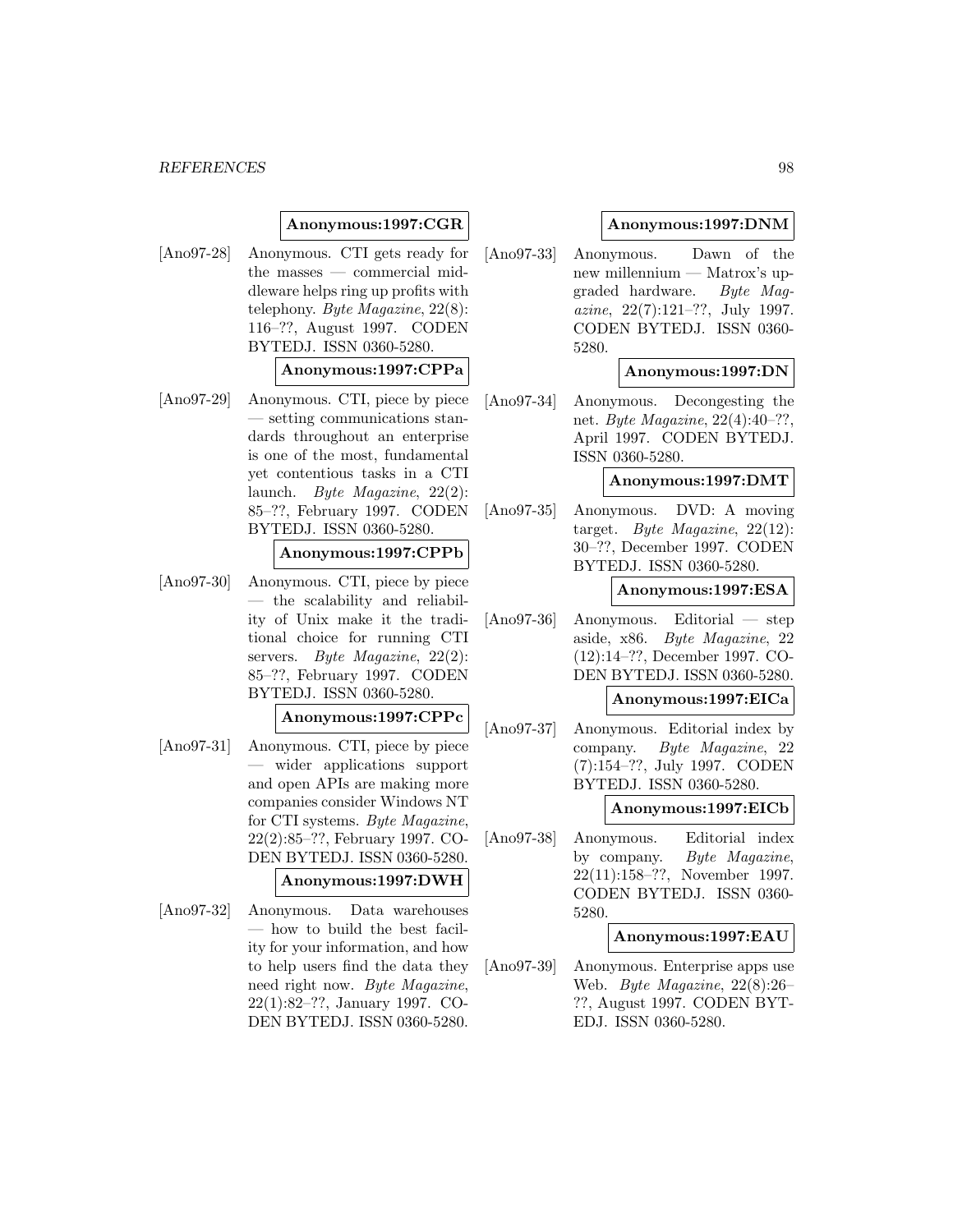**Anonymous:1997:CGR**

[Ano97-28] Anonymous. CTI gets ready for the masses — commercial middleware helps ring up profits with telephony. *Byte Magazine*, 22(8): 116–??, August 1997. CODEN BYTEDJ. ISSN 0360-5280.

**Anonymous:1997:CPPa**

[Ano97-29] Anonymous. CTI, piece by piece — setting communications standards throughout an enterprise is one of the most, fundamental yet contentious tasks in a CTI launch. *Byte Magazine*, 22(2): 85–??, February 1997. CODEN BYTEDJ. ISSN 0360-5280.

**Anonymous:1997:CPPb**

[Ano97-30] Anonymous. CTI, piece by piece — the scalability and reliability of Unix make it the traditional choice for running CTI servers. *Byte Magazine*, 22(2): 85–??, February 1997. CODEN BYTEDJ. ISSN 0360-5280.

**Anonymous:1997:CPPc**

[Ano97-31] Anonymous. CTI, piece by piece — wider applications support and open APIs are making more companies consider Windows NT for CTI systems. *Byte Magazine*, 22(2):85–??, February 1997. CODEN BYTEDJ. ISSN 0360-5280.

**Anonymous:1997:DWH**

[Ano97-32] Anonymous. Data warehouses — how to build the best facility for your information, and how to help users find the data they need right now. *Byte Magazine*, 22(1):82–??, January 1997. CODEN BYTEDJ. ISSN 0360-5280.

**Anonymous:1997:DNM**

[Ano97-33] Anonymous. Dawn of the new millennium — Matrox's upgraded hardware. *Byte Magazine*, 22(7):121–??, July 1997. CODEN BYTEDJ. ISSN 0360-5280.

**Anonymous:1997:DN**

[Ano97-34] Anonymous. Decongesting the net. *Byte Magazine*, 22(4):40–??, April 1997. CODEN BYTEDJ. ISSN 0360-5280.

**Anonymous:1997:DMT**

[Ano97-35] Anonymous. DVD: A moving target. *Byte Magazine*, 22(12): 30–??, December 1997. CODEN BYTEDJ. ISSN 0360-5280.

**Anonymous:1997:ESA**

[Ano97-36] Anonymous. Editorial — step aside, x86. *Byte Magazine*, 22 (12):14–??, December 1997. CODEN BYTEDJ. ISSN 0360-5280.

**Anonymous:1997:EICa**

[Ano97-37] Anonymous. Editorial index by company. *Byte Magazine*, 22 (7):154–??, July 1997. CODEN BYTEDJ. ISSN 0360-5280.

**Anonymous:1997:EICb**

[Ano97-38] Anonymous. Editorial index by company. *Byte Magazine*, 22(11):158–??, November 1997. CODEN BYTEDJ. ISSN 0360-5280.

**Anonymous:1997:EAU**

[Ano97-39] Anonymous. Enterprise apps use Web. *Byte Magazine*, 22(8):26–??, August 1997. CODEN BYTEDJ. ISSN 0360-5280.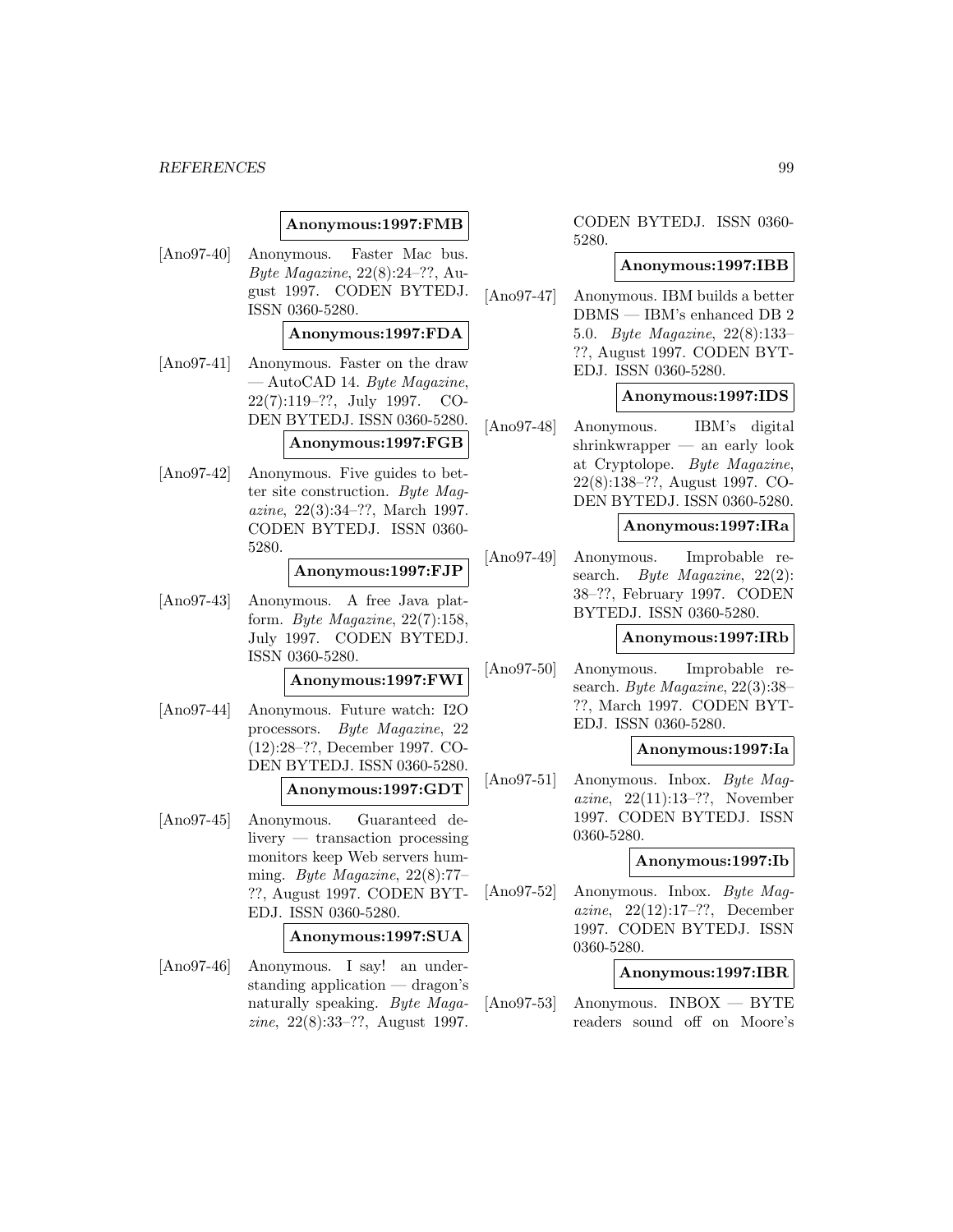**Anonymous:1997:FMB**

[Ano97-40] Anonymous. Faster Mac bus. *Byte Magazine*, 22(8):24–??, August 1997. CODEN BYTEDJ. ISSN 0360-5280.

**Anonymous:1997:FDA**

[Ano97-41] Anonymous. Faster on the draw — AutoCAD 14. *Byte Magazine*, 22(7):119–??, July 1997. CODEN BYTEDJ. ISSN 0360-5280.

**Anonymous:1997:FGB**

[Ano97-42] Anonymous. Five guides to better site construction. *Byte Magazine*, 22(3):34–??, March 1997. CODEN BYTEDJ. ISSN 0360-5280.

**Anonymous:1997:FJP**

[Ano97-43] Anonymous. A free Java platform. *Byte Magazine*, 22(7):158, July 1997. CODEN BYTEDJ. ISSN 0360-5280.

**Anonymous:1997:FWI**

[Ano97-44] Anonymous. Future watch: I2O processors. *Byte Magazine*, 22 (12):28–??, December 1997. CODEN BYTEDJ. ISSN 0360-5280.

**Anonymous:1997:GDT**

[Ano97-45] Anonymous. Guaranteed delivery — transaction processing monitors keep Web servers humming. *Byte Magazine*, 22(8):77–??, August 1997. CODEN BYTEDJ. ISSN 0360-5280.

**Anonymous:1997:SUA**

[Ano97-46] Anonymous. I say! an understanding application — dragon's naturally speaking. *Byte Magazine*, 22(8):33–??, August 1997. CODEN BYTEDJ. ISSN 0360-5280.

**Anonymous:1997:IBB**

[Ano97-47] Anonymous. IBM builds a better DBMS — IBM's enhanced DB 2 5.0. *Byte Magazine*, 22(8):133–??, August 1997. CODEN BYTEDJ. ISSN 0360-5280.

**Anonymous:1997:IDS**

[Ano97-48] Anonymous. IBM's digital shrinkwrapper — an early look at Cryptolope. *Byte Magazine*, 22(8):138–??, August 1997. CODEN BYTEDJ. ISSN 0360-5280.

**Anonymous:1997:IRa**

[Ano97-49] Anonymous. Improbable research. *Byte Magazine*, 22(2): 38–??, February 1997. CODEN BYTEDJ. ISSN 0360-5280.

**Anonymous:1997:IRb**

[Ano97-50] Anonymous. Improbable research. *Byte Magazine*, 22(3):38–??, March 1997. CODEN BYTEDJ. ISSN 0360-5280.

**Anonymous:1997:Ia**

[Ano97-51] Anonymous. Inbox. *Byte Magazine*, 22(11):13–??, November 1997. CODEN BYTEDJ. ISSN 0360-5280.

**Anonymous:1997:Ib**

[Ano97-52] Anonymous. Inbox. *Byte Magazine*, 22(12):17–??, December 1997. CODEN BYTEDJ. ISSN 0360-5280.

**Anonymous:1997:IBR**

[Ano97-53] Anonymous. INBOX — BYTE readers sound off on Moore's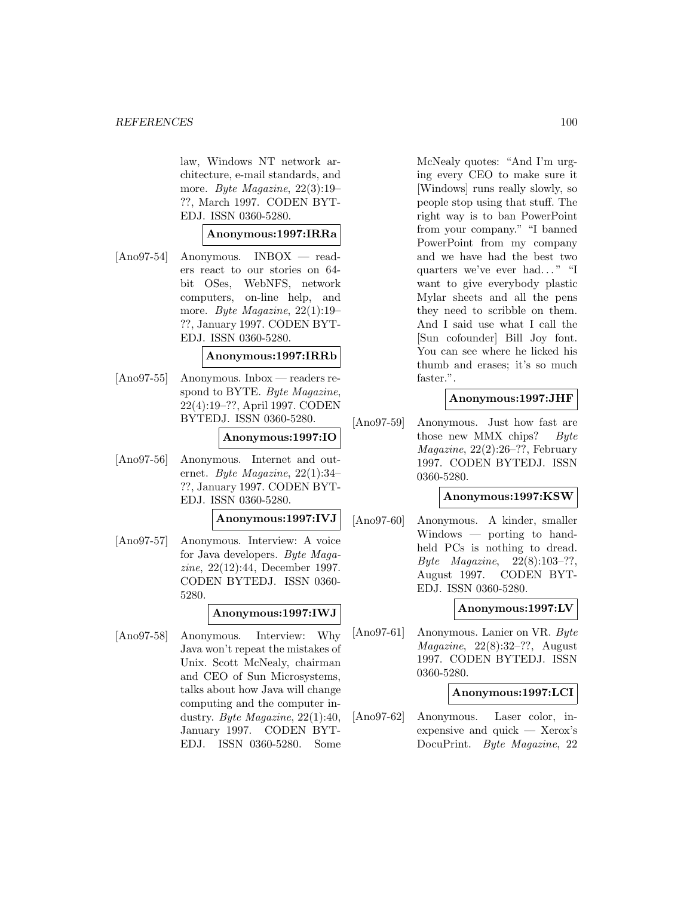law, Windows NT network architecture, e-mail standards, and more. *Byte Magazine*, 22(3):19–??, March 1997. CODEN BYTEDJ. ISSN 0360-5280.

**Anonymous:1997:IRRa**

[Ano97-54] Anonymous. INBOX — readers react to our stories on 64-bit OSes, WebNFS, network computers, on-line help, and more. *Byte Magazine*, 22(1):19–??, January 1997. CODEN BYTEDJ. ISSN 0360-5280.

**Anonymous:1997:IRRb**

[Ano97-55] Anonymous. Inbox — readers respond to BYTE. *Byte Magazine*, 22(4):19–??, April 1997. CODEN BYTEDJ. ISSN 0360-5280.

**Anonymous:1997:IO**

[Ano97-56] Anonymous. Internet and outernet. *Byte Magazine*, 22(1):34–??, January 1997. CODEN BYTEDJ. ISSN 0360-5280.

**Anonymous:1997:IVJ**

[Ano97-57] Anonymous. Interview: A voice for Java developers. *Byte Magazine*, 22(12):44, December 1997. CODEN BYTEDJ. ISSN 0360-5280.

**Anonymous:1997:IWJ**

[Ano97-58] Anonymous. Interview: Why Java won't repeat the mistakes of Unix. Scott McNealy, chairman and CEO of Sun Microsystems, talks about how Java will change computing and the computer industry. *Byte Magazine*, 22(1):40, January 1997. CODEN BYTEDJ. ISSN 0360-5280. Some McNealy quotes: "And I'm urging every CEO to make sure it [Windows] runs really slowly, so people stop using that stuff. The right way is to ban PowerPoint from your company." "I banned PowerPoint from my company and we have had the best two quarters we've ever had..." "I want to give everybody plastic Mylar sheets and all the pens they need to scribble on them. And I said use what I call the [Sun cofounder] Bill Joy font. You can see where he licked his thumb and erases; it's so much faster.".

**Anonymous:1997:JHF**

[Ano97-59] Anonymous. Just how fast are those new MMX chips? *Byte Magazine*, 22(2):26–??, February 1997. CODEN BYTEDJ. ISSN 0360-5280.

**Anonymous:1997:KSW**

[Ano97-60] Anonymous. A kinder, smaller Windows — porting to handheld PCs is nothing to dread. *Byte Magazine*, 22(8):103–??, August 1997. CODEN BYTEDJ. ISSN 0360-5280.

**Anonymous:1997:LV**

[Ano97-61] Anonymous. Lanier on VR. *Byte Magazine*, 22(8):32–??, August 1997. CODEN BYTEDJ. ISSN 0360-5280.

**Anonymous:1997:LCI**

[Ano97-62] Anonymous. Laser color, inexpensive and quick — Xerox's DocuPrint. *Byte Magazine*, 22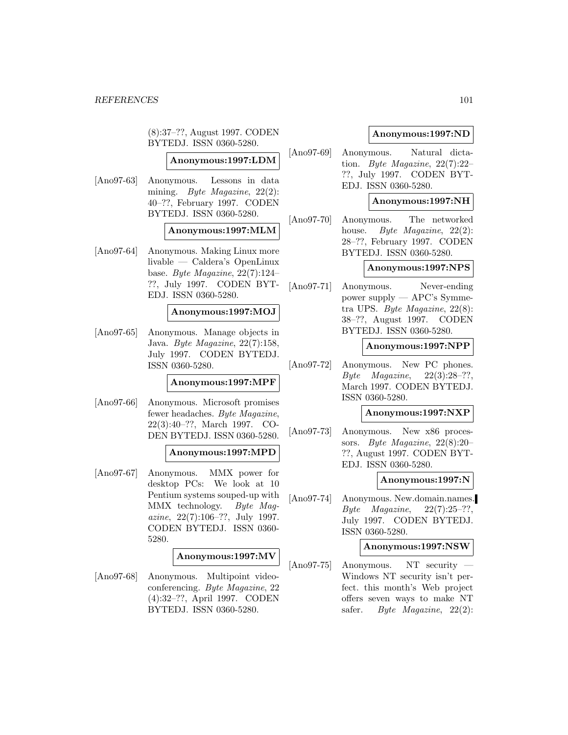(8):37–??, August 1997. CODEN BYTEDJ. ISSN 0360-5280.

**Anonymous:1997:LDM**

[Ano97-63] Anonymous. Lessons in data mining. *Byte Magazine*, 22(2): 40–??, February 1997. CODEN BYTEDJ. ISSN 0360-5280.

**Anonymous:1997:MLM**

[Ano97-64] Anonymous. Making Linux more livable — Caldera's OpenLinux base. *Byte Magazine*, 22(7):124–??, July 1997. CODEN BYTEDJ. ISSN 0360-5280.

**Anonymous:1997:MOJ**

[Ano97-65] Anonymous. Manage objects in Java. *Byte Magazine*, 22(7):158, July 1997. CODEN BYTEDJ. ISSN 0360-5280.

**Anonymous:1997:MPF**

[Ano97-66] Anonymous. Microsoft promises fewer headaches. *Byte Magazine*, 22(3):40–??, March 1997. CODEN BYTEDJ. ISSN 0360-5280.

**Anonymous:1997:MPD**

[Ano97-67] Anonymous. MMX power for desktop PCs: We look at 10 Pentium systems souped-up with MMX technology. *Byte Magazine*, 22(7):106–??, July 1997. CODEN BYTEDJ. ISSN 0360-5280.

**Anonymous:1997:MV**

[Ano97-68] Anonymous. Multipoint videoconferencing. *Byte Magazine*, 22 (4):32–??, April 1997. CODEN BYTEDJ. ISSN 0360-5280.

**Anonymous:1997:ND**

[Ano97-69] Anonymous. Natural dictation. *Byte Magazine*, 22(7):22–??, July 1997. CODEN BYTEDJ. ISSN 0360-5280.

**Anonymous:1997:NH**

[Ano97-70] Anonymous. The networked house. *Byte Magazine*, 22(2): 28–??, February 1997. CODEN BYTEDJ. ISSN 0360-5280.

**Anonymous:1997:NPS**

[Ano97-71] Anonymous. Never-ending power supply — APC's Symmetra UPS. *Byte Magazine*, 22(8): 38–??, August 1997. CODEN BYTEDJ. ISSN 0360-5280.

**Anonymous:1997:NPP**

[Ano97-72] Anonymous. New PC phones. *Byte Magazine*, 22(3):28–??, March 1997. CODEN BYTEDJ. ISSN 0360-5280.

**Anonymous:1997:NXP**

[Ano97-73] Anonymous. New x86 processors. *Byte Magazine*, 22(8):20–??, August 1997. CODEN BYTEDJ. ISSN 0360-5280.

**Anonymous:1997:N**

[Ano97-74] Anonymous. New.domain.names. *Byte Magazine*, 22(7):25–??, July 1997. CODEN BYTEDJ. ISSN 0360-5280.

**Anonymous:1997:NSW**

[Ano97-75] Anonymous. NT security — Windows NT security isn't perfect. this month's Web project offers seven ways to make NT safer. *Byte Magazine*, 22(2):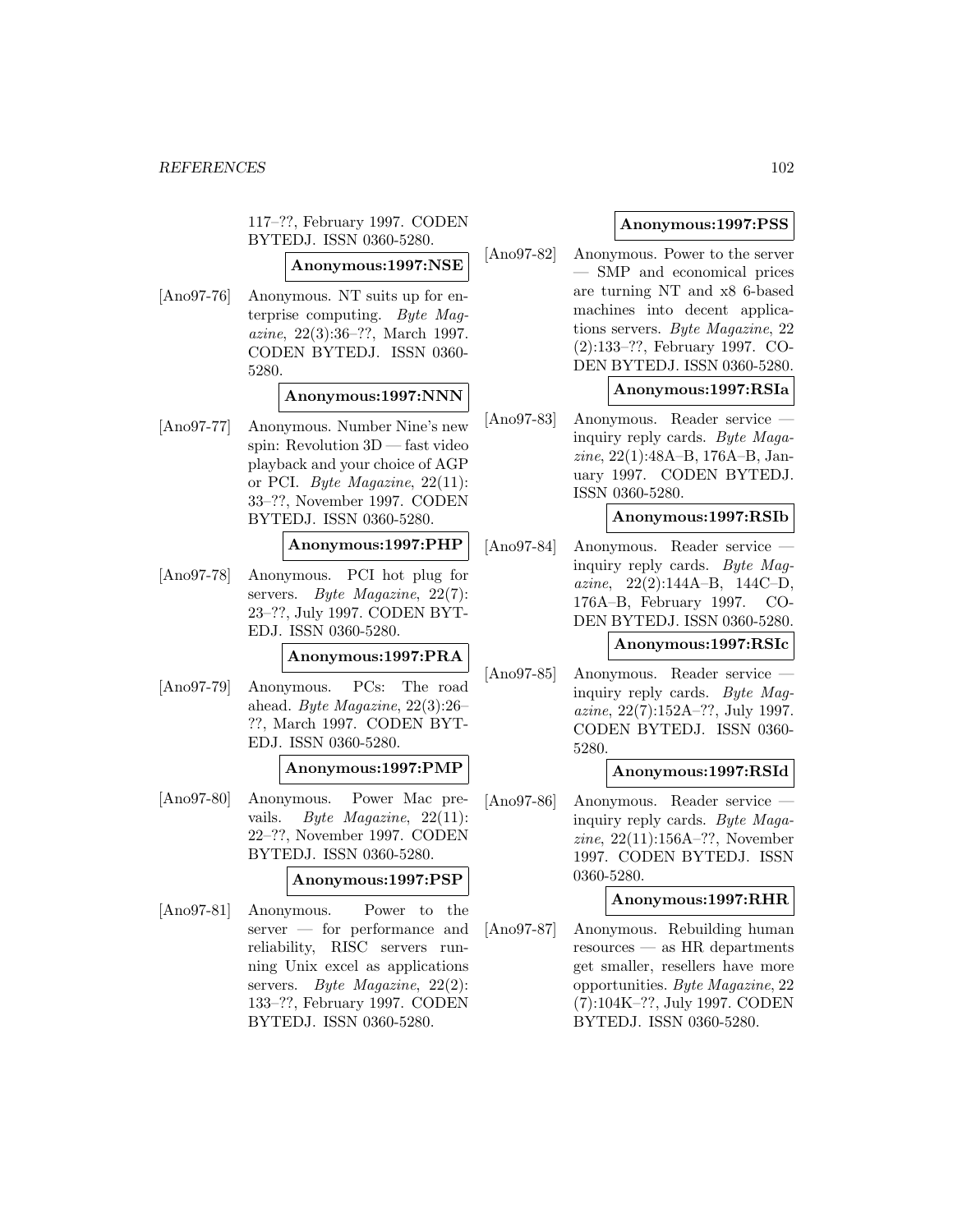117–??, February 1997. CODEN BYTEDJ. ISSN 0360-5280.

**Anonymous:1997:NSE**

[Ano97-76] Anonymous. NT suits up for enterprise computing. *Byte Magazine*, 22(3):36–??, March 1997. CODEN BYTEDJ. ISSN 0360-5280.

**Anonymous:1997:NNN**

[Ano97-77] Anonymous. Number Nine's new spin: Revolution 3D — fast video playback and your choice of AGP or PCI. *Byte Magazine*, 22(11): 33–??, November 1997. CODEN BYTEDJ. ISSN 0360-5280.

**Anonymous:1997:PHP**

[Ano97-78] Anonymous. PCI hot plug for servers. *Byte Magazine*, 22(7): 23–??, July 1997. CODEN BYTEDJ. ISSN 0360-5280.

**Anonymous:1997:PRA**

[Ano97-79] Anonymous. PCs: The road ahead. *Byte Magazine*, 22(3):26–??, March 1997. CODEN BYTEDJ. ISSN 0360-5280.

**Anonymous:1997:PMP**

[Ano97-80] Anonymous. Power Mac prevails. *Byte Magazine*, 22(11): 22–??, November 1997. CODEN BYTEDJ. ISSN 0360-5280.

**Anonymous:1997:PSP**

[Ano97-81] Anonymous. Power to the server — for performance and reliability, RISC servers running Unix excel as applications servers. *Byte Magazine*, 22(2): 133–??, February 1997. CODEN BYTEDJ. ISSN 0360-5280.

**Anonymous:1997:PSS**

[Ano97-82] Anonymous. Power to the server — SMP and economical prices are turning NT and x8 6-based machines into decent applications servers. *Byte Magazine*, 22 (2):133–??, February 1997. CODEN BYTEDJ. ISSN 0360-5280.

**Anonymous:1997:RSIa**

[Ano97-83] Anonymous. Reader service — inquiry reply cards. *Byte Magazine*, 22(1):48A–B, 176A–B, January 1997. CODEN BYTEDJ. ISSN 0360-5280.

**Anonymous:1997:RSIb**

[Ano97-84] Anonymous. Reader service — inquiry reply cards. *Byte Magazine*, 22(2):144A–B, 144C–D, 176A–B, February 1997. CODEN BYTEDJ. ISSN 0360-5280.

**Anonymous:1997:RSIc**

[Ano97-85] Anonymous. Reader service — inquiry reply cards. *Byte Magazine*, 22(7):152A–??, July 1997. CODEN BYTEDJ. ISSN 0360-5280.

**Anonymous:1997:RSId**

[Ano97-86] Anonymous. Reader service — inquiry reply cards. *Byte Magazine*, 22(11):156A–??, November 1997. CODEN BYTEDJ. ISSN 0360-5280.

**Anonymous:1997:RHR**

[Ano97-87] Anonymous. Rebuilding human resources — as HR departments get smaller, resellers have more opportunities. *Byte Magazine*, 22 (7):104K–??, July 1997. CODEN BYTEDJ. ISSN 0360-5280.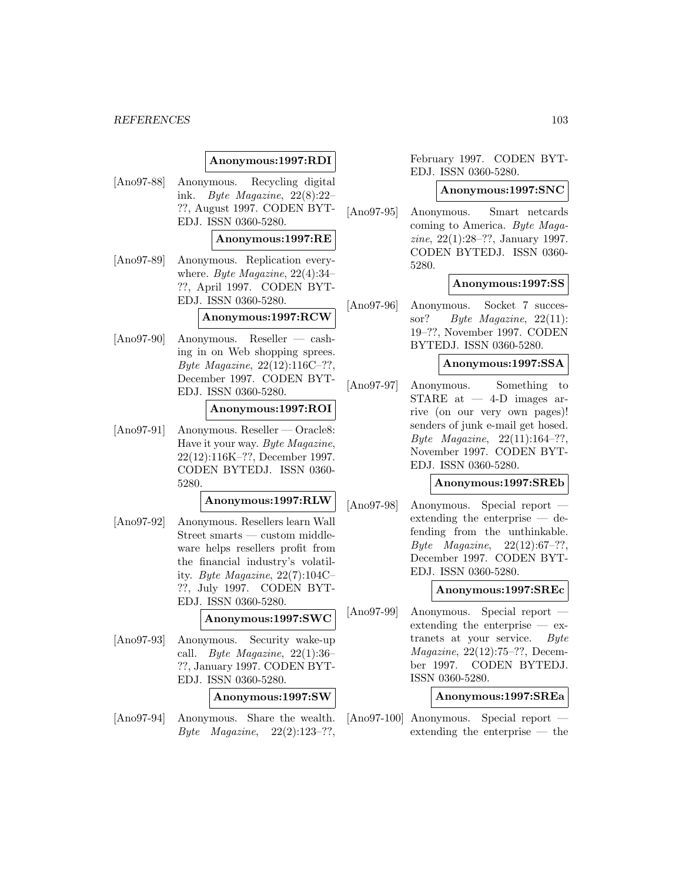**Anonymous:1997:RDI**

[Ano97-88] Anonymous. Recycling digital ink. *Byte Magazine*, 22(8):22–??, August 1997. CODEN BYTEDJ. ISSN 0360-5280.

**Anonymous:1997:RE**

[Ano97-89] Anonymous. Replication everywhere. *Byte Magazine*, 22(4):34–??, April 1997. CODEN BYTEDJ. ISSN 0360-5280.

**Anonymous:1997:RCW**

[Ano97-90] Anonymous. Reseller — cashing in on Web shopping sprees. *Byte Magazine*, 22(12):116C–??, December 1997. CODEN BYTEDJ. ISSN 0360-5280.

**Anonymous:1997:ROI**

[Ano97-91] Anonymous. Reseller — Oracle8: Have it your way. *Byte Magazine*, 22(12):116K–??, December 1997. CODEN BYTEDJ. ISSN 0360-5280.

**Anonymous:1997:RLW**

[Ano97-92] Anonymous. Resellers learn Wall Street smarts — custom middleware helps resellers profit from the financial industry's volatility. *Byte Magazine*, 22(7):104C–??, July 1997. CODEN BYTEDJ. ISSN 0360-5280.

**Anonymous:1997:SWC**

[Ano97-93] Anonymous. Security wake-up call. *Byte Magazine*, 22(1):36–??, January 1997. CODEN BYTEDJ. ISSN 0360-5280.

**Anonymous:1997:SW**

[Ano97-94] Anonymous. Share the wealth. *Byte Magazine*, 22(2):123–??, February 1997. CODEN BYTEDJ. ISSN 0360-5280.

**Anonymous:1997:SNC**

[Ano97-95] Anonymous. Smart netcards coming to America. *Byte Magazine*, 22(1):28–??, January 1997. CODEN BYTEDJ. ISSN 0360-5280.

**Anonymous:1997:SS**

[Ano97-96] Anonymous. Socket 7 successor? *Byte Magazine*, 22(11):19–??, November 1997. CODEN BYTEDJ. ISSN 0360-5280.

**Anonymous:1997:SSA**

[Ano97-97] Anonymous. Something to STARE at — 4-D images arrive (on our very own pages)! senders of junk e-mail get hosed. *Byte Magazine*, 22(11):164–??, November 1997. CODEN BYTEDJ. ISSN 0360-5280.

**Anonymous:1997:SREb**

[Ano97-98] Anonymous. Special report — extending the enterprise — defending from the unthinkable. *Byte Magazine*, 22(12):67–??, December 1997. CODEN BYTEDJ. ISSN 0360-5280.

**Anonymous:1997:SREc**

[Ano97-99] Anonymous. Special report — extending the enterprise — extranets at your service. *Byte Magazine*, 22(12):75–??, December 1997. CODEN BYTEDJ. ISSN 0360-5280.

**Anonymous:1997:SREa**

[Ano97-100] Anonymous. Special report — extending the enterprise — the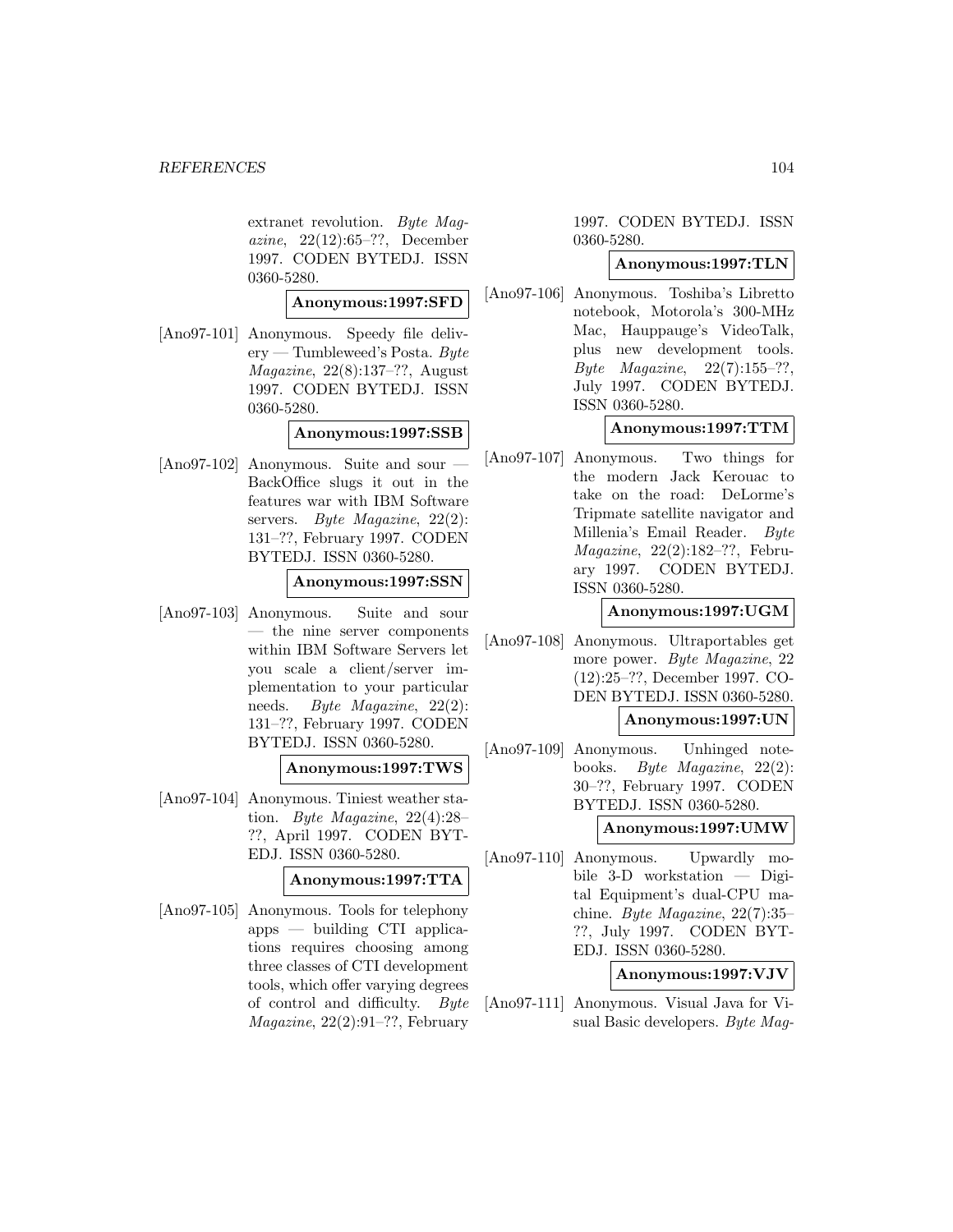extranet revolution. *Byte Magazine*, 22(12):65–??, December 1997. CODEN BYTEDJ. ISSN 0360-5280.

**Anonymous:1997:SFD**

[Ano97-101] Anonymous. Speedy file delivery — Tumbleweed's Posta. *Byte Magazine*, 22(8):137–??, August 1997. CODEN BYTEDJ. ISSN 0360-5280.

**Anonymous:1997:SSB**

[Ano97-102] Anonymous. Suite and sour — BackOffice slugs it out in the features war with IBM Software servers. *Byte Magazine*, 22(2): 131–??, February 1997. CODEN BYTEDJ. ISSN 0360-5280.

**Anonymous:1997:SSN**

[Ano97-103] Anonymous. Suite and sour — the nine server components within IBM Software Servers let you scale a client/server implementation to your particular needs. *Byte Magazine*, 22(2): 131–??, February 1997. CODEN BYTEDJ. ISSN 0360-5280.

**Anonymous:1997:TWS**

[Ano97-104] Anonymous. Tiniest weather station. *Byte Magazine*, 22(4):28–??, April 1997. CODEN BYTEDJ. ISSN 0360-5280.

**Anonymous:1997:TTA**

[Ano97-105] Anonymous. Tools for telephony apps — building CTI applications requires choosing among three classes of CTI development tools, which offer varying degrees of control and difficulty. *Byte Magazine*, 22(2):91–??, February 1997. CODEN BYTEDJ. ISSN 0360-5280.

**Anonymous:1997:TLN**

[Ano97-106] Anonymous. Toshiba's Libretto notebook, Motorola's 300-MHz Mac, Hauppauge's VideoTalk, plus new development tools. *Byte Magazine*, 22(7):155–??, July 1997. CODEN BYTEDJ. ISSN 0360-5280.

**Anonymous:1997:TTM**

[Ano97-107] Anonymous. Two things for the modern Jack Kerouac to take on the road: DeLorme's Tripmate satellite navigator and Millenia's Email Reader. *Byte Magazine*, 22(2):182–??, February 1997. CODEN BYTEDJ. ISSN 0360-5280.

**Anonymous:1997:UGM**

[Ano97-108] Anonymous. Ultraportables get more power. *Byte Magazine*, 22 (12):25–??, December 1997. CODEN BYTEDJ. ISSN 0360-5280.

**Anonymous:1997:UN**

[Ano97-109] Anonymous. Unhinged notebooks. *Byte Magazine*, 22(2): 30–??, February 1997. CODEN BYTEDJ. ISSN 0360-5280.

**Anonymous:1997:UMW**

[Ano97-110] Anonymous. Upwardly mobile 3-D workstation — Digital Equipment's dual-CPU machine. *Byte Magazine*, 22(7):35–??, July 1997. CODEN BYTEDJ. ISSN 0360-5280.

**Anonymous:1997:VJV**

[Ano97-111] Anonymous. Visual Java for Visual Basic developers. *Byte Mag-*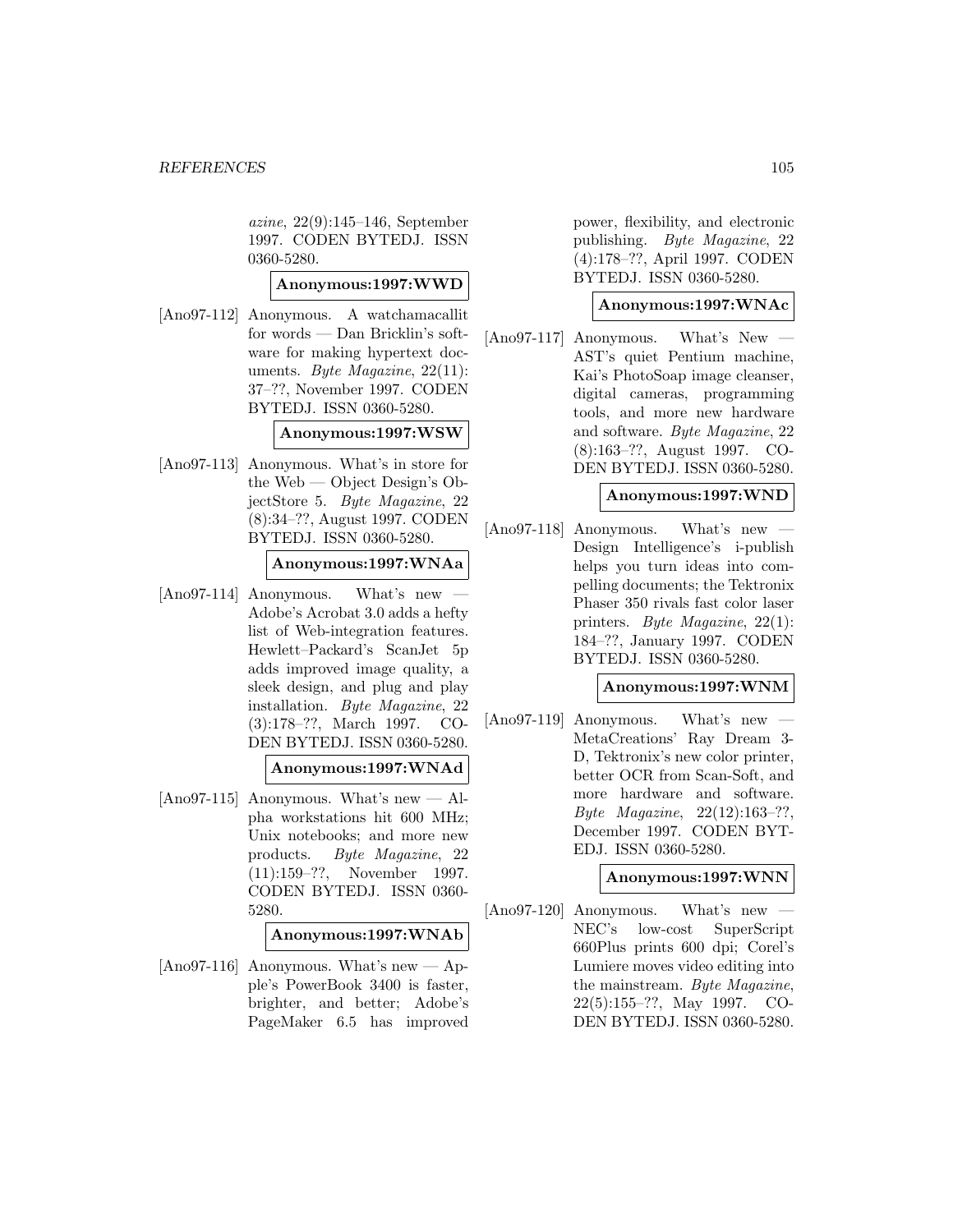*azine*, 22(9):145–146, September 1997. CODEN BYTEDJ. ISSN 0360-5280.

**Anonymous:1997:WWD**

[Ano97-112] Anonymous. A watchamacallit for words — Dan Bricklin's software for making hypertext documents. *Byte Magazine*, 22(11): 37–??, November 1997. CODEN BYTEDJ. ISSN 0360-5280.

**Anonymous:1997:WSW**

[Ano97-113] Anonymous. What's in store for the Web — Object Design's ObjectStore 5. *Byte Magazine*, 22 (8):34–??, August 1997. CODEN BYTEDJ. ISSN 0360-5280.

**Anonymous:1997:WNAa**

[Ano97-114] Anonymous. What's new — Adobe's Acrobat 3.0 adds a hefty list of Web-integration features. Hewlett–Packard's ScanJet 5p adds improved image quality, a sleek design, and plug and play installation. *Byte Magazine*, 22 (3):178–??, March 1997. CODEN BYTEDJ. ISSN 0360-5280.

**Anonymous:1997:WNAd**

[Ano97-115] Anonymous. What's new — Alpha workstations hit 600 MHz; Unix notebooks; and more new products. *Byte Magazine*, 22 (11):159–??, November 1997. CODEN BYTEDJ. ISSN 0360-5280.

**Anonymous:1997:WNAb**

[Ano97-116] Anonymous. What's new — Apple's PowerBook 3400 is faster, brighter, and better; Adobe's PageMaker 6.5 has improved power, flexibility, and electronic publishing. *Byte Magazine*, 22 (4):178–??, April 1997. CODEN BYTEDJ. ISSN 0360-5280.

**Anonymous:1997:WNAc**

[Ano97-117] Anonymous. What's New — AST's quiet Pentium machine, Kai's PhotoSoap image cleanser, digital cameras, programming tools, and more new hardware and software. *Byte Magazine*, 22 (8):163–??, August 1997. CODEN BYTEDJ. ISSN 0360-5280.

**Anonymous:1997:WND**

[Ano97-118] Anonymous. What's new — Design Intelligence's i-publish helps you turn ideas into compelling documents; the Tektronix Phaser 350 rivals fast color laser printers. *Byte Magazine*, 22(1): 184–??, January 1997. CODEN BYTEDJ. ISSN 0360-5280.

**Anonymous:1997:WNM**

[Ano97-119] Anonymous. What's new — MetaCreations' Ray Dream 3-D, Tektronix's new color printer, better OCR from Scan-Soft, and more hardware and software. *Byte Magazine*, 22(12):163–??, December 1997. CODEN BYTEDJ. ISSN 0360-5280.

**Anonymous:1997:WNN**

[Ano97-120] Anonymous. What's new — NEC's low-cost SuperScript 660Plus prints 600 dpi; Corel's Lumiere moves video editing into the mainstream. *Byte Magazine*, 22(5):155–??, May 1997. CODEN BYTEDJ. ISSN 0360-5280.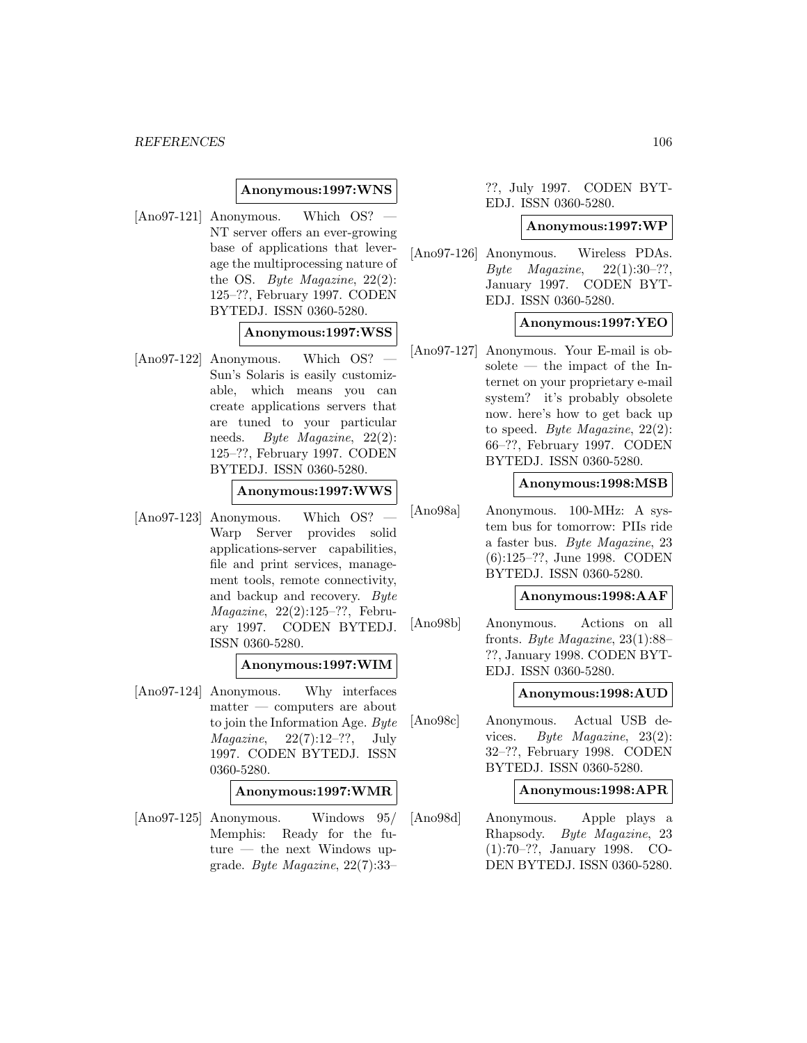**Anonymous:1997:WNS**

[Ano97-121] Anonymous. Which OS? — NT server offers an ever-growing base of applications that leverage the multiprocessing nature of the OS. *Byte Magazine*, 22(2): 125–??, February 1997. CODEN BYTEDJ. ISSN 0360-5280.

**Anonymous:1997:WSS**

[Ano97-122] Anonymous. Which OS? — Sun's Solaris is easily customizable, which means you can create applications servers that are tuned to your particular needs. *Byte Magazine*, 22(2): 125–??, February 1997. CODEN BYTEDJ. ISSN 0360-5280.

**Anonymous:1997:WWS**

[Ano97-123] Anonymous. Which OS? — Warp Server provides solid applications-server capabilities, file and print services, management tools, remote connectivity, and backup and recovery. *Byte Magazine*, 22(2):125–??, February 1997. CODEN BYTEDJ. ISSN 0360-5280.

**Anonymous:1997:WIM**

[Ano97-124] Anonymous. Why interfaces matter — computers are about to join the Information Age. *Byte Magazine*, 22(7):12–??, July 1997. CODEN BYTEDJ. ISSN 0360-5280.

**Anonymous:1997:WMR**

[Ano97-125] Anonymous. Windows 95/ Memphis: Ready for the future — the next Windows upgrade. *Byte Magazine*, 22(7):33–??, July 1997. CODEN BYTEDJ. ISSN 0360-5280.

**Anonymous:1997:WP**

[Ano97-126] Anonymous. Wireless PDAs. *Byte Magazine*, 22(1):30–??, January 1997. CODEN BYTEDJ. ISSN 0360-5280.

**Anonymous:1997:YEO**

[Ano97-127] Anonymous. Your E-mail is obsolete — the impact of the Internet on your proprietary e-mail system? it's probably obsolete now. here's how to get back up to speed. *Byte Magazine*, 22(2): 66–??, February 1997. CODEN BYTEDJ. ISSN 0360-5280.

**Anonymous:1998:MSB**

[Ano98a] Anonymous. 100-MHz: A system bus for tomorrow: PIIs ride a faster bus. *Byte Magazine*, 23 (6):125–??, June 1998. CODEN BYTEDJ. ISSN 0360-5280.

**Anonymous:1998:AAF**

[Ano98b] Anonymous. Actions on all fronts. *Byte Magazine*, 23(1):88–??, January 1998. CODEN BYTEDJ. ISSN 0360-5280.

**Anonymous:1998:AUD**

[Ano98c] Anonymous. Actual USB devices. *Byte Magazine*, 23(2): 32–??, February 1998. CODEN BYTEDJ. ISSN 0360-5280.

**Anonymous:1998:APR**

[Ano98d] Anonymous. Apple plays a Rhapsody. *Byte Magazine*, 23 (1):70–??, January 1998. CODEN BYTEDJ. ISSN 0360-5280.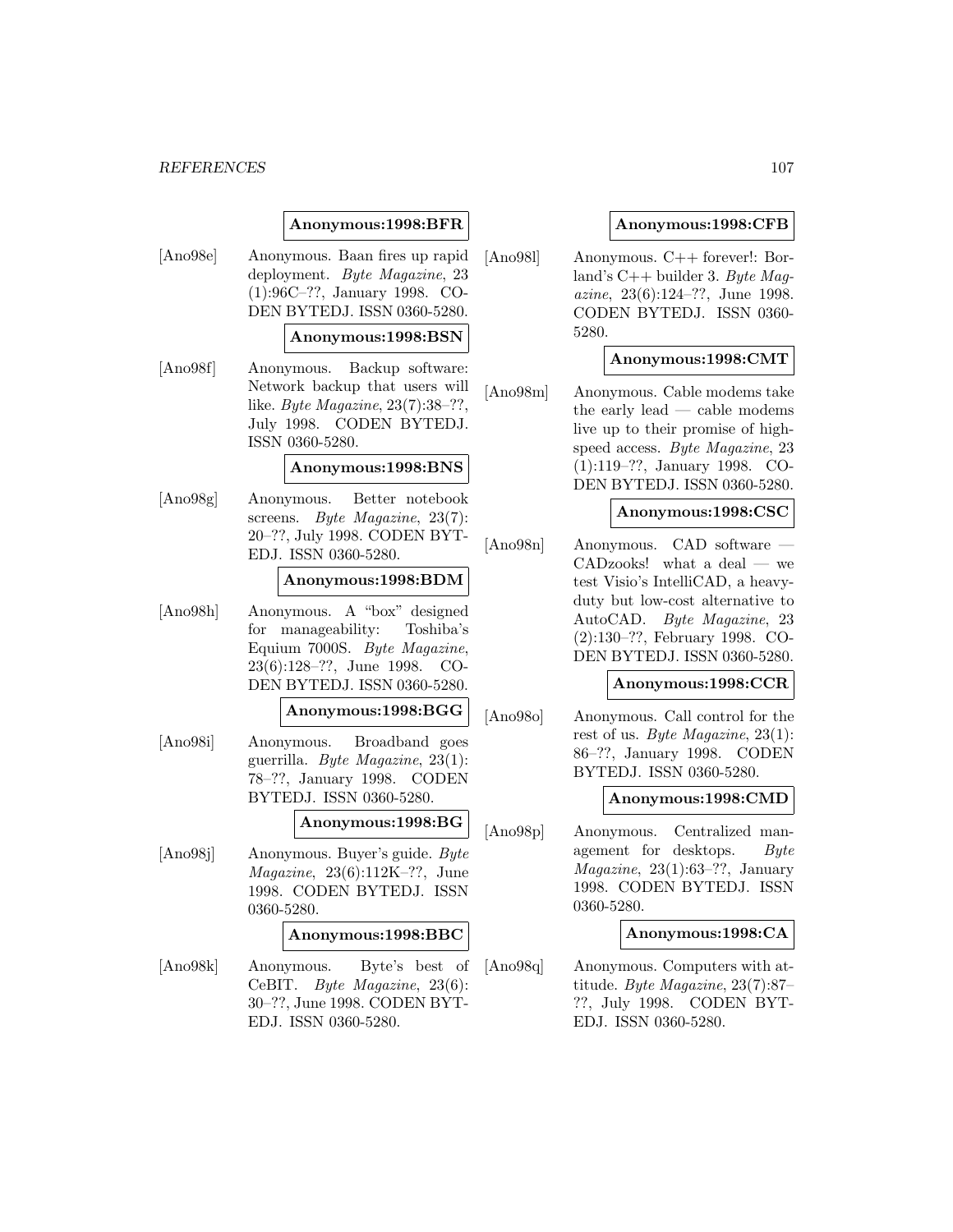**Anonymous:1998:BFR**

[Ano98e] Anonymous. Baan fires up rapid deployment. *Byte Magazine*, 23 (1):96C–??, January 1998. CODEN BYTEDJ. ISSN 0360-5280.

**Anonymous:1998:BSN**

[Ano98f] Anonymous. Backup software: Network backup that users will like. *Byte Magazine*, 23(7):38–??, July 1998. CODEN BYTEDJ. ISSN 0360-5280.

**Anonymous:1998:BNS**

[Ano98g] Anonymous. Better notebook screens. *Byte Magazine*, 23(7): 20–??, July 1998. CODEN BYTEDJ. ISSN 0360-5280.

**Anonymous:1998:BDM**

[Ano98h] Anonymous. A "box" designed for manageability: Toshiba's Equium 7000S. *Byte Magazine*, 23(6):128–??, June 1998. CODEN BYTEDJ. ISSN 0360-5280.

**Anonymous:1998:BGG**

[Ano98i] Anonymous. Broadband goes guerrilla. *Byte Magazine*, 23(1): 78–??, January 1998. CODEN BYTEDJ. ISSN 0360-5280.

**Anonymous:1998:BG**

[Ano98j] Anonymous. Buyer's guide. *Byte Magazine*, 23(6):112K–??, June 1998. CODEN BYTEDJ. ISSN 0360-5280.

**Anonymous:1998:BBC**

[Ano98k] Anonymous. Byte's best of CeBIT. *Byte Magazine*, 23(6): 30–??, June 1998. CODEN BYTEDJ. ISSN 0360-5280.

**Anonymous:1998:CFB**

[Ano98l] Anonymous. C++ forever!: Borland's C++ builder 3. *Byte Magazine*, 23(6):124–??, June 1998. CODEN BYTEDJ. ISSN 0360-5280.

**Anonymous:1998:CMT**

[Ano98m] Anonymous. Cable modems take the early lead — cable modems live up to their promise of high-speed access. *Byte Magazine*, 23 (1):119–??, January 1998. CODEN BYTEDJ. ISSN 0360-5280.

**Anonymous:1998:CSC**

[Ano98n] Anonymous. CAD software — CADzooks! what a deal — we test Visio's IntelliCAD, a heavy-duty but low-cost alternative to AutoCAD. *Byte Magazine*, 23 (2):130–??, February 1998. CODEN BYTEDJ. ISSN 0360-5280.

**Anonymous:1998:CCR**

[Ano98o] Anonymous. Call control for the rest of us. *Byte Magazine*, 23(1): 86–??, January 1998. CODEN BYTEDJ. ISSN 0360-5280.

**Anonymous:1998:CMD**

[Ano98p] Anonymous. Centralized management for desktops. *Byte Magazine*, 23(1):63–??, January 1998. CODEN BYTEDJ. ISSN 0360-5280.

**Anonymous:1998:CA**

[Ano98q] Anonymous. Computers with attitude. *Byte Magazine*, 23(7):87–??, July 1998. CODEN BYTEDJ. ISSN 0360-5280.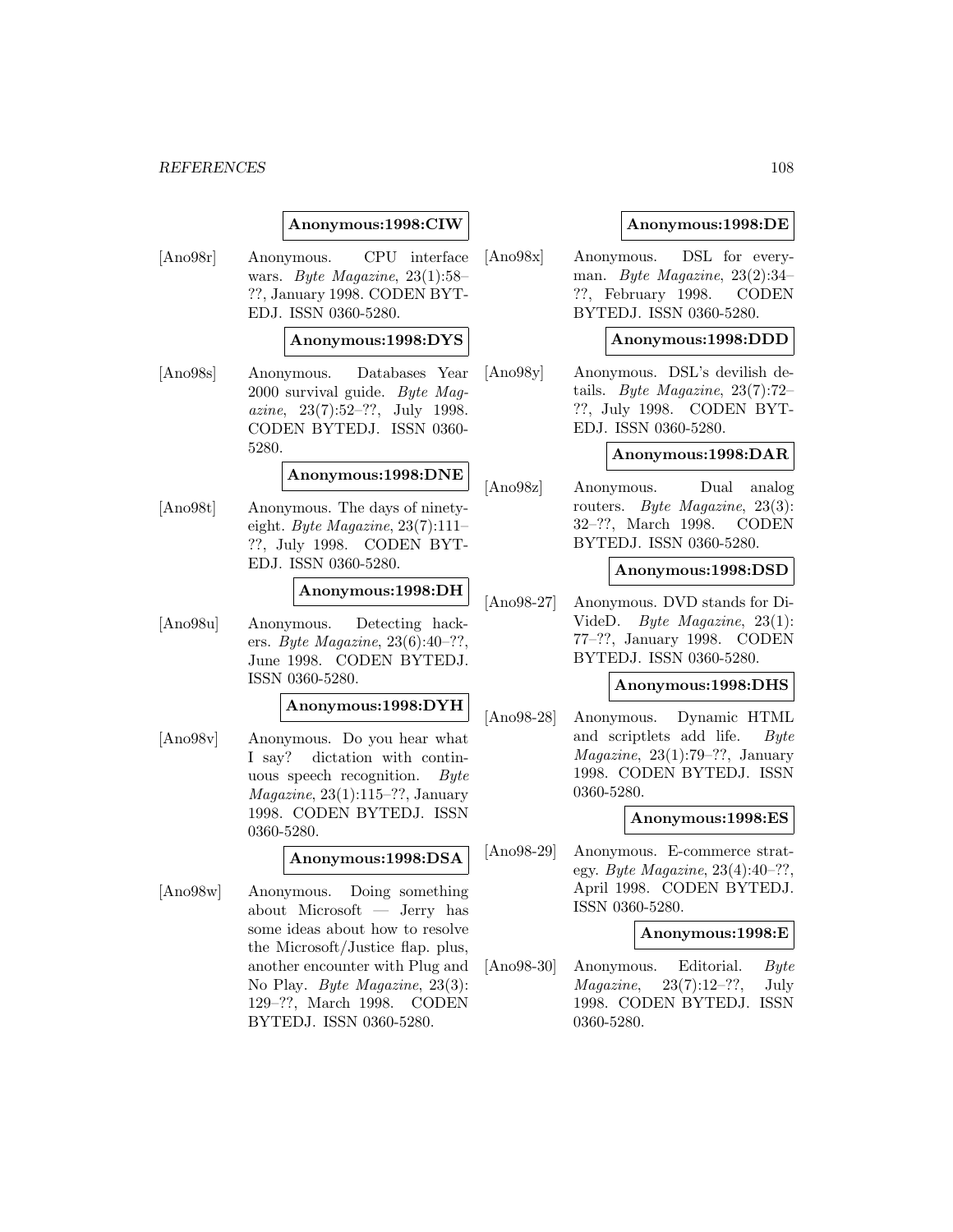**Anonymous:1998:CIW**

[Ano98r] Anonymous. CPU interface wars. *Byte Magazine*, 23(1):58–??, January 1998. CODEN BYTEDJ. ISSN 0360-5280.

**Anonymous:1998:DYS**

[Ano98s] Anonymous. Databases Year 2000 survival guide. *Byte Magazine*, 23(7):52–??, July 1998. CODEN BYTEDJ. ISSN 0360-5280.

**Anonymous:1998:DNE**

[Ano98t] Anonymous. The days of ninety-eight. *Byte Magazine*, 23(7):111–??, July 1998. CODEN BYTEDJ. ISSN 0360-5280.

**Anonymous:1998:DH**

[Ano98u] Anonymous. Detecting hackers. *Byte Magazine*, 23(6):40–??, June 1998. CODEN BYTEDJ. ISSN 0360-5280.

**Anonymous:1998:DYH**

[Ano98v] Anonymous. Do you hear what I say? dictation with continuous speech recognition. *Byte Magazine*, 23(1):115–??, January 1998. CODEN BYTEDJ. ISSN 0360-5280.

**Anonymous:1998:DSA**

[Ano98w] Anonymous. Doing something about Microsoft — Jerry has some ideas about how to resolve the Microsoft/Justice flap. plus, another encounter with Plug and No Play. *Byte Magazine*, 23(3):129–??, March 1998. CODEN BYTEDJ. ISSN 0360-5280.

**Anonymous:1998:DE**

[Ano98x] Anonymous. DSL for everyman. *Byte Magazine*, 23(2):34–??, February 1998. CODEN BYTEDJ. ISSN 0360-5280.

**Anonymous:1998:DDD**

[Ano98y] Anonymous. DSL's devilish details. *Byte Magazine*, 23(7):72–??, July 1998. CODEN BYTEDJ. ISSN 0360-5280.

**Anonymous:1998:DAR**

[Ano98z] Anonymous. Dual analog routers. *Byte Magazine*, 23(3):32–??, March 1998. CODEN BYTEDJ. ISSN 0360-5280.

**Anonymous:1998:DSD**

[Ano98-27] Anonymous. DVD stands for DiVideD. *Byte Magazine*, 23(1):77–??, January 1998. CODEN BYTEDJ. ISSN 0360-5280.

**Anonymous:1998:DHS**

[Ano98-28] Anonymous. Dynamic HTML and scriptlets add life. *Byte Magazine*, 23(1):79–??, January 1998. CODEN BYTEDJ. ISSN 0360-5280.

**Anonymous:1998:ES**

[Ano98-29] Anonymous. E-commerce strategy. *Byte Magazine*, 23(4):40–??, April 1998. CODEN BYTEDJ. ISSN 0360-5280.

**Anonymous:1998:E**

[Ano98-30] Anonymous. Editorial. *Byte Magazine*, 23(7):12–??, July 1998. CODEN BYTEDJ. ISSN 0360-5280.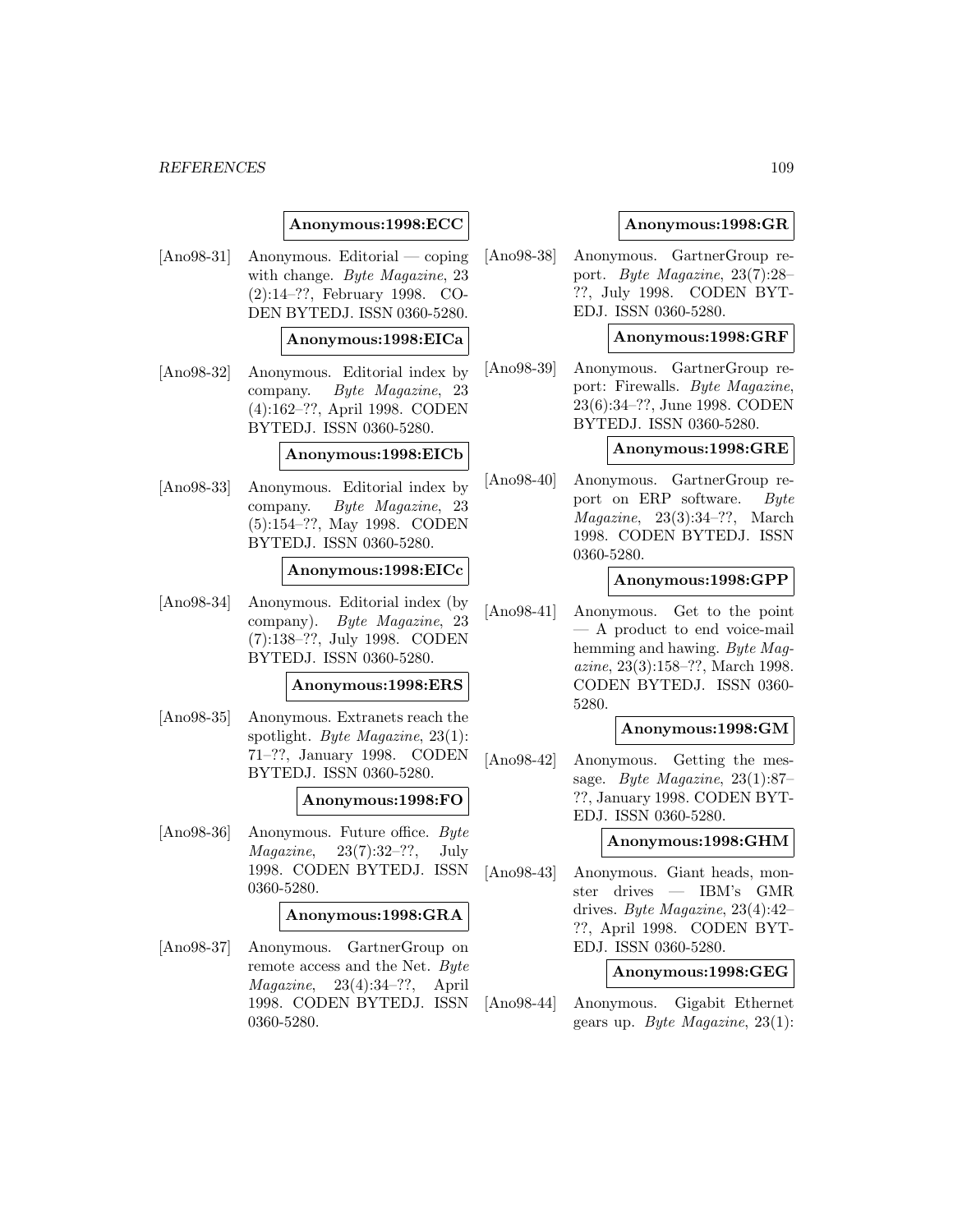**Anonymous:1998:ECC**

[Ano98-31] Anonymous. Editorial — coping with change. *Byte Magazine*, 23 (2):14–??, February 1998. CODEN BYTEDJ. ISSN 0360-5280.

**Anonymous:1998:EICa**

[Ano98-32] Anonymous. Editorial index by company. *Byte Magazine*, 23 (4):162–??, April 1998. CODEN BYTEDJ. ISSN 0360-5280.

**Anonymous:1998:EICb**

[Ano98-33] Anonymous. Editorial index by company. *Byte Magazine*, 23 (5):154–??, May 1998. CODEN BYTEDJ. ISSN 0360-5280.

**Anonymous:1998:EICc**

[Ano98-34] Anonymous. Editorial index (by company). *Byte Magazine*, 23 (7):138–??, July 1998. CODEN BYTEDJ. ISSN 0360-5280.

**Anonymous:1998:ERS**

[Ano98-35] Anonymous. Extranets reach the spotlight. *Byte Magazine*, 23(1): 71–??, January 1998. CODEN BYTEDJ. ISSN 0360-5280.

**Anonymous:1998:FO**

[Ano98-36] Anonymous. Future office. *Byte Magazine*, 23(7):32–??, July 1998. CODEN BYTEDJ. ISSN 0360-5280.

**Anonymous:1998:GRA**

[Ano98-37] Anonymous. GartnerGroup on remote access and the Net. *Byte Magazine*, 23(4):34–??, April 1998. CODEN BYTEDJ. ISSN 0360-5280.

**Anonymous:1998:GR**

[Ano98-38] Anonymous. GartnerGroup report. *Byte Magazine*, 23(7):28–??, July 1998. CODEN BYTEDJ. ISSN 0360-5280.

**Anonymous:1998:GRF**

[Ano98-39] Anonymous. GartnerGroup report: Firewalls. *Byte Magazine*, 23(6):34–??, June 1998. CODEN BYTEDJ. ISSN 0360-5280.

**Anonymous:1998:GRE**

[Ano98-40] Anonymous. GartnerGroup report on ERP software. *Byte Magazine*, 23(3):34–??, March 1998. CODEN BYTEDJ. ISSN 0360-5280.

**Anonymous:1998:GPP**

[Ano98-41] Anonymous. Get to the point — A product to end voice-mail hemming and hawing. *Byte Magazine*, 23(3):158–??, March 1998. CODEN BYTEDJ. ISSN 0360-5280.

**Anonymous:1998:GM**

[Ano98-42] Anonymous. Getting the message. *Byte Magazine*, 23(1):87–??, January 1998. CODEN BYTEDJ. ISSN 0360-5280.

**Anonymous:1998:GHM**

[Ano98-43] Anonymous. Giant heads, monster drives — IBM's GMR drives. *Byte Magazine*, 23(4):42–??, April 1998. CODEN BYTEDJ. ISSN 0360-5280.

**Anonymous:1998:GEG**

[Ano98-44] Anonymous. Gigabit Ethernet gears up. *Byte Magazine*, 23(1):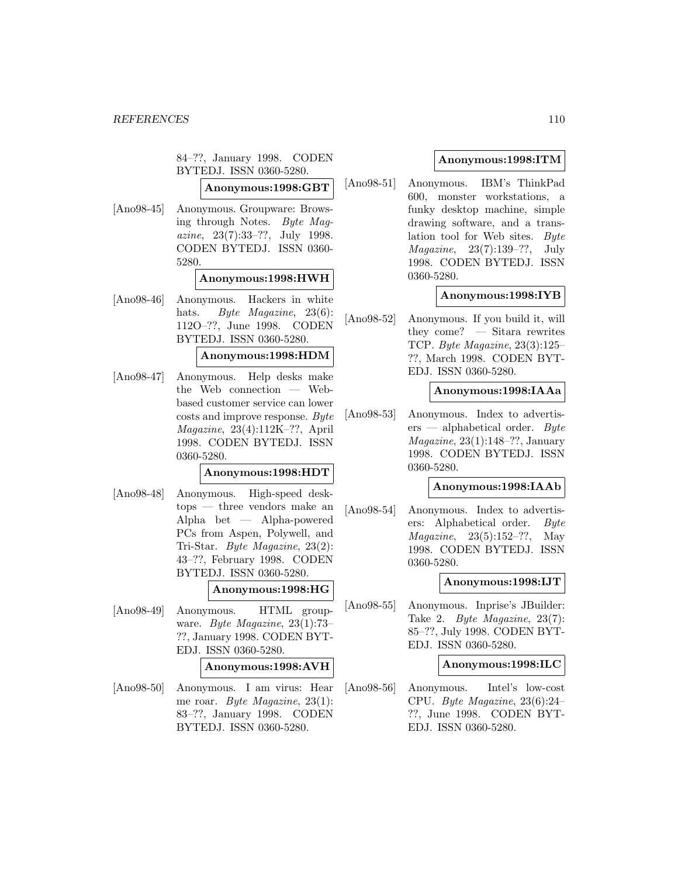84–??, January 1998. CODEN BYTEDJ. ISSN 0360-5280.

**Anonymous:1998:GBT**

[Ano98-45] Anonymous. Groupware: Browsing through Notes. *Byte Magazine*, 23(7):33–??, July 1998. CODEN BYTEDJ. ISSN 0360-5280.

**Anonymous:1998:HWH**

[Ano98-46] Anonymous. Hackers in white hats. *Byte Magazine*, 23(6): 112O–??, June 1998. CODEN BYTEDJ. ISSN 0360-5280.

**Anonymous:1998:HDM**

[Ano98-47] Anonymous. Help desks make the Web connection — Web-based customer service can lower costs and improve response. *Byte Magazine*, 23(4):112K–??, April 1998. CODEN BYTEDJ. ISSN 0360-5280.

**Anonymous:1998:HDT**

[Ano98-48] Anonymous. High-speed desktops — three vendors make an Alpha bet — Alpha-powered PCs from Aspen, Polywell, and Tri-Star. *Byte Magazine*, 23(2): 43–??, February 1998. CODEN BYTEDJ. ISSN 0360-5280.

**Anonymous:1998:HG**

[Ano98-49] Anonymous. HTML groupware. *Byte Magazine*, 23(1):73–??, January 1998. CODEN BYTEDJ. ISSN 0360-5280.

**Anonymous:1998:AVH**

[Ano98-50] Anonymous. I am virus: Hear me roar. *Byte Magazine*, 23(1): 83–??, January 1998. CODEN BYTEDJ. ISSN 0360-5280.

**Anonymous:1998:ITM**

[Ano98-51] Anonymous. IBM's ThinkPad 600, monster workstations, a funky desktop machine, simple drawing software, and a translation tool for Web sites. *Byte Magazine*, 23(7):139–??, July 1998. CODEN BYTEDJ. ISSN 0360-5280.

**Anonymous:1998:IYB**

[Ano98-52] Anonymous. If you build it, will they come? — Sitara rewrites TCP. *Byte Magazine*, 23(3):125–??, March 1998. CODEN BYTEDJ. ISSN 0360-5280.

**Anonymous:1998:IAAa**

[Ano98-53] Anonymous. Index to advertisers — alphabetical order. *Byte Magazine*, 23(1):148–??, January 1998. CODEN BYTEDJ. ISSN 0360-5280.

**Anonymous:1998:IAAb**

[Ano98-54] Anonymous. Index to advertisers: Alphabetical order. *Byte Magazine*, 23(5):152–??, May 1998. CODEN BYTEDJ. ISSN 0360-5280.

**Anonymous:1998:IJT**

[Ano98-55] Anonymous. Inprise's JBuilder: Take 2. *Byte Magazine*, 23(7): 85–??, July 1998. CODEN BYTEDJ. ISSN 0360-5280.

**Anonymous:1998:ILC**

[Ano98-56] Anonymous. Intel's low-cost CPU. *Byte Magazine*, 23(6):24–??, June 1998. CODEN BYTEDJ. ISSN 0360-5280.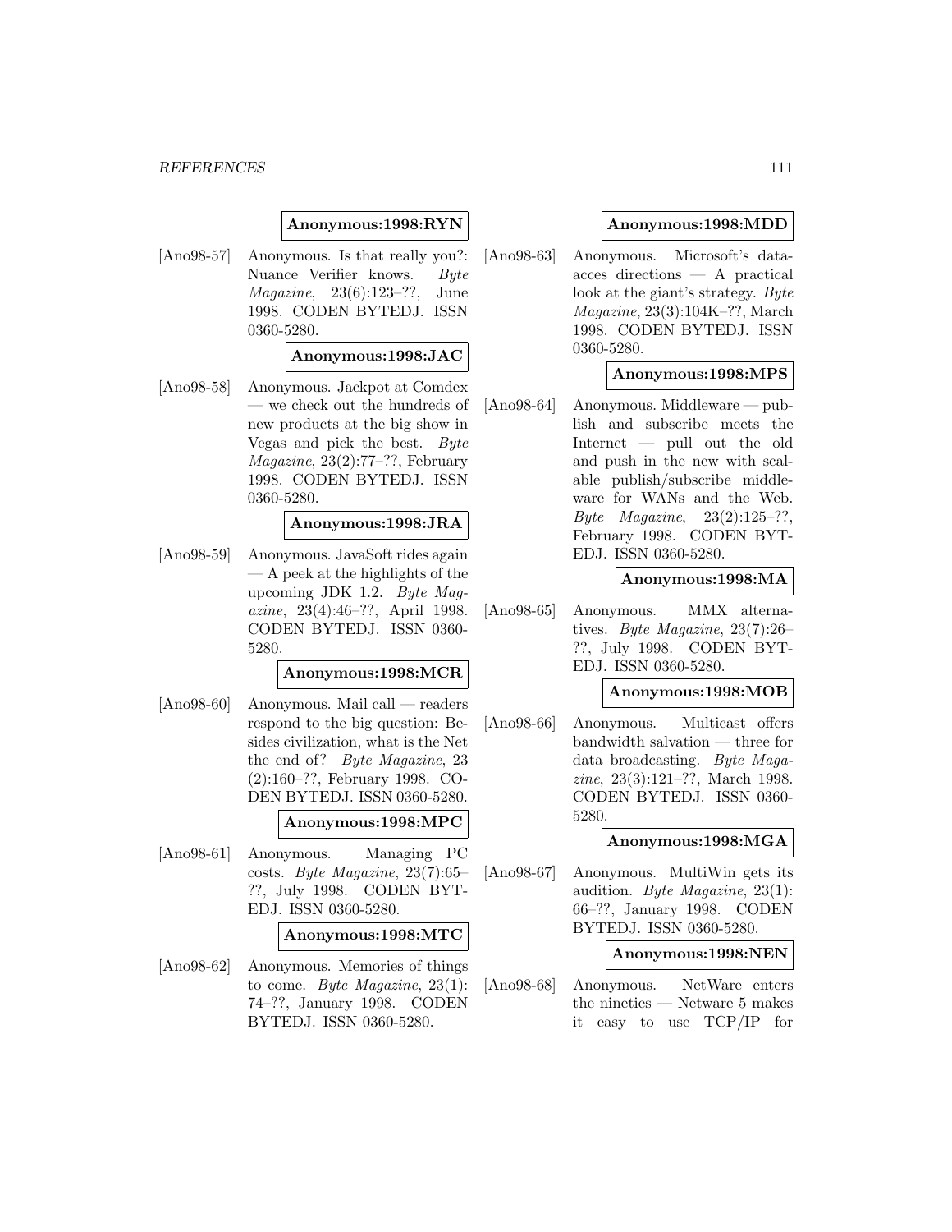**Anonymous:1998:RYN**

[Ano98-57] Anonymous. Is that really you?: Nuance Verifier knows. *Byte Magazine*, 23(6):123–??, June 1998. CODEN BYTEDJ. ISSN 0360-5280.

**Anonymous:1998:JAC**

[Ano98-58] Anonymous. Jackpot at Comdex — we check out the hundreds of new products at the big show in Vegas and pick the best. *Byte Magazine*, 23(2):77–??, February 1998. CODEN BYTEDJ. ISSN 0360-5280.

**Anonymous:1998:JRA**

[Ano98-59] Anonymous. JavaSoft rides again — A peek at the highlights of the upcoming JDK 1.2. *Byte Magazine*, 23(4):46–??, April 1998. CODEN BYTEDJ. ISSN 0360-5280.

**Anonymous:1998:MCR**

[Ano98-60] Anonymous. Mail call — readers respond to the big question: Besides civilization, what is the Net the end of? *Byte Magazine*, 23 (2):160–??, February 1998. CODEN BYTEDJ. ISSN 0360-5280.

**Anonymous:1998:MPC**

[Ano98-61] Anonymous. Managing PC costs. *Byte Magazine*, 23(7):65–??, July 1998. CODEN BYTEDJ. ISSN 0360-5280.

**Anonymous:1998:MTC**

[Ano98-62] Anonymous. Memories of things to come. *Byte Magazine*, 23(1): 74–??, January 1998. CODEN BYTEDJ. ISSN 0360-5280.

**Anonymous:1998:MDD**

[Ano98-63] Anonymous. Microsoft's dataacces directions — A practical look at the giant's strategy. *Byte Magazine*, 23(3):104K–??, March 1998. CODEN BYTEDJ. ISSN 0360-5280.

**Anonymous:1998:MPS**

[Ano98-64] Anonymous. Middleware — publish and subscribe meets the Internet — pull out the old and push in the new with scalable publish/subscribe middleware for WANs and the Web. *Byte Magazine*, 23(2):125–??, February 1998. CODEN BYTEDJ. ISSN 0360-5280.

**Anonymous:1998:MA**

[Ano98-65] Anonymous. MMX alternatives. *Byte Magazine*, 23(7):26–??, July 1998. CODEN BYTEDJ. ISSN 0360-5280.

**Anonymous:1998:MOB**

[Ano98-66] Anonymous. Multicast offers bandwidth salvation — three for data broadcasting. *Byte Magazine*, 23(3):121–??, March 1998. CODEN BYTEDJ. ISSN 0360-5280.

**Anonymous:1998:MGA**

[Ano98-67] Anonymous. MultiWin gets its audition. *Byte Magazine*, 23(1): 66–??, January 1998. CODEN BYTEDJ. ISSN 0360-5280.

**Anonymous:1998:NEN**

[Ano98-68] Anonymous. NetWare enters the nineties — Netware 5 makes it easy to use TCP/IP for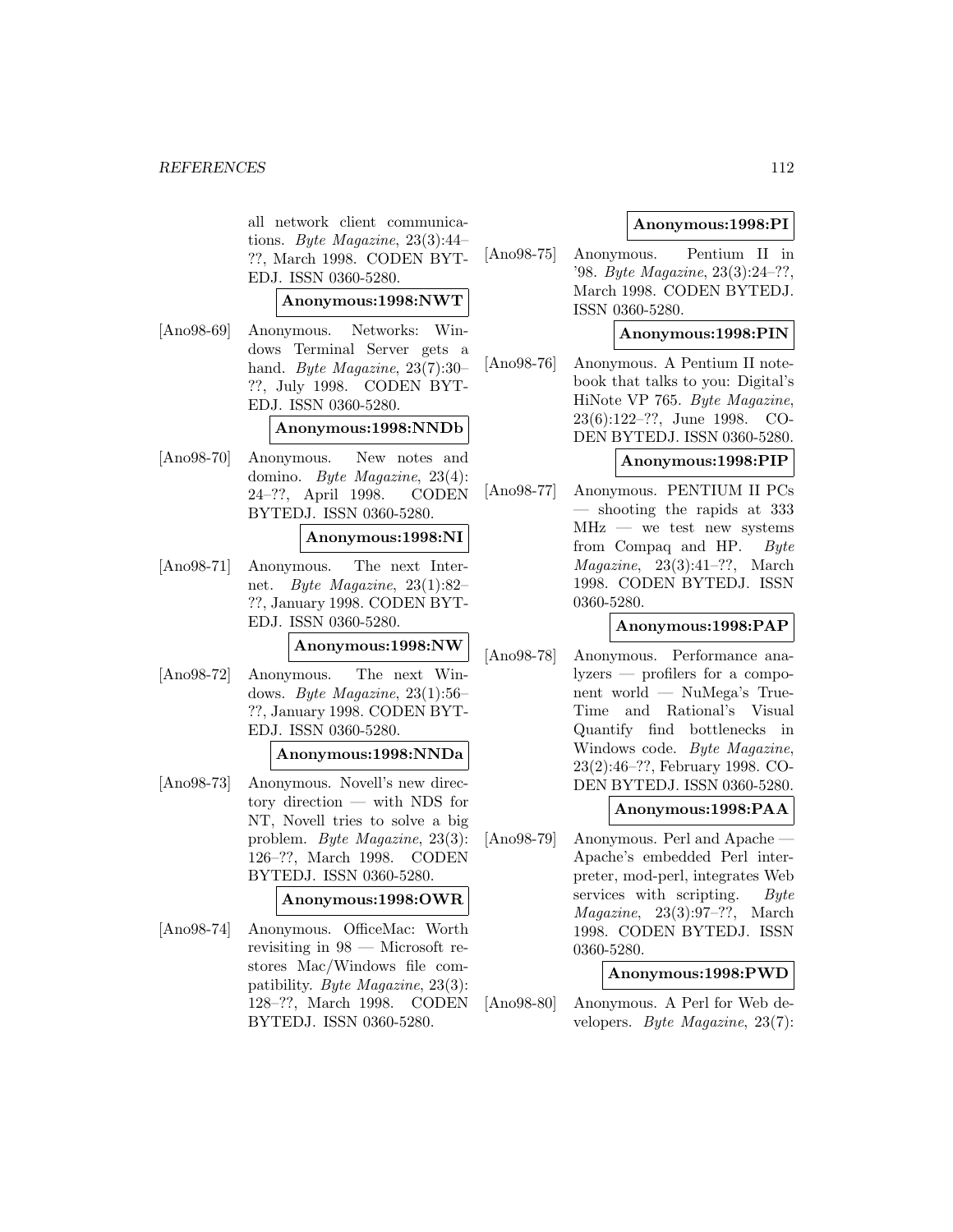all network client communications. *Byte Magazine*, 23(3):44–??, March 1998. CODEN BYTEDJ. ISSN 0360-5280.

**Anonymous:1998:NWT**

[Ano98-69] Anonymous. Networks: Windows Terminal Server gets a hand. *Byte Magazine*, 23(7):30–??, July 1998. CODEN BYTEDJ. ISSN 0360-5280.

**Anonymous:1998:NNDb**

[Ano98-70] Anonymous. New notes and domino. *Byte Magazine*, 23(4): 24–??, April 1998. CODEN BYTEDJ. ISSN 0360-5280.

**Anonymous:1998:NI**

[Ano98-71] Anonymous. The next Internet. *Byte Magazine*, 23(1):82–??, January 1998. CODEN BYTEDJ. ISSN 0360-5280.

**Anonymous:1998:NW**

[Ano98-72] Anonymous. The next Windows. *Byte Magazine*, 23(1):56–??, January 1998. CODEN BYTEDJ. ISSN 0360-5280.

**Anonymous:1998:NNDa**

[Ano98-73] Anonymous. Novell's new directory direction — with NDS for NT, Novell tries to solve a big problem. *Byte Magazine*, 23(3): 126–??, March 1998. CODEN BYTEDJ. ISSN 0360-5280.

**Anonymous:1998:OWR**

[Ano98-74] Anonymous. OfficeMac: Worth revisiting in 98 — Microsoft restores Mac/Windows file compatibility. *Byte Magazine*, 23(3): 128–??, March 1998. CODEN BYTEDJ. ISSN 0360-5280.

**Anonymous:1998:PI**

[Ano98-75] Anonymous. Pentium II in '98. *Byte Magazine*, 23(3):24–??, March 1998. CODEN BYTEDJ. ISSN 0360-5280.

**Anonymous:1998:PIN**

[Ano98-76] Anonymous. A Pentium II notebook that talks to you: Digital's HiNote VP 765. *Byte Magazine*, 23(6):122–??, June 1998. CODEN BYTEDJ. ISSN 0360-5280.

**Anonymous:1998:PIP**

[Ano98-77] Anonymous. PENTIUM II PCs — shooting the rapids at 333 MHz — we test new systems from Compaq and HP. *Byte Magazine*, 23(3):41–??, March 1998. CODEN BYTEDJ. ISSN 0360-5280.

**Anonymous:1998:PAP**

[Ano98-78] Anonymous. Performance analyzers — profilers for a component world — NuMega's True-Time and Rational's Visual Quantify find bottlenecks in Windows code. *Byte Magazine*, 23(2):46–??, February 1998. CODEN BYTEDJ. ISSN 0360-5280.

**Anonymous:1998:PAA**

[Ano98-79] Anonymous. Perl and Apache — Apache's embedded Perl interpreter, mod-perl, integrates Web services with scripting. *Byte Magazine*, 23(3):97–??, March 1998. CODEN BYTEDJ. ISSN 0360-5280.

**Anonymous:1998:PWD**

[Ano98-80] Anonymous. A Perl for Web developers. *Byte Magazine*, 23(7):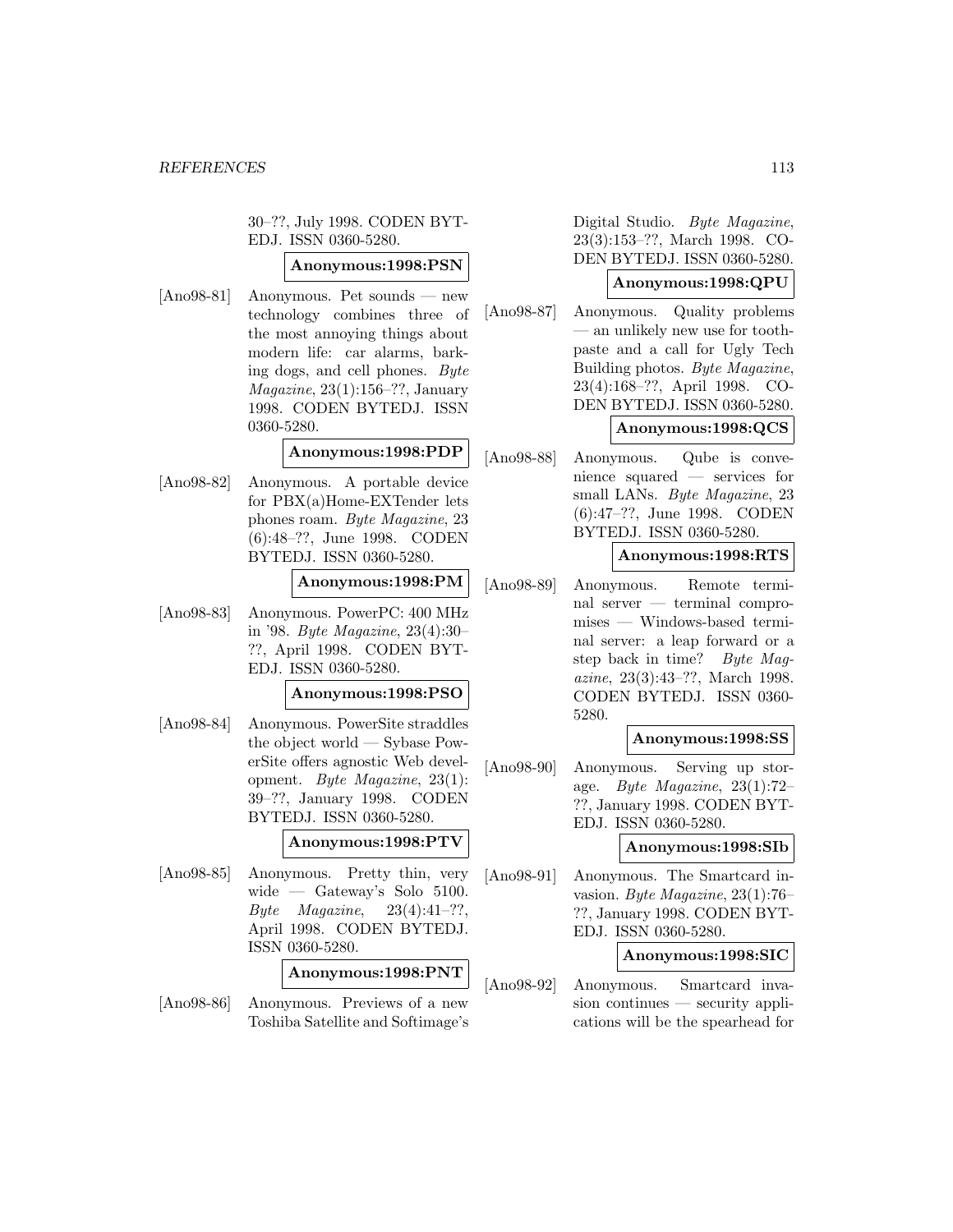30–??, July 1998. CODEN BYTEDJ. ISSN 0360-5280.

**Anonymous:1998:PSN**

[Ano98-81] Anonymous. Pet sounds — new technology combines three of the most annoying things about modern life: car alarms, barking dogs, and cell phones. *Byte Magazine*, 23(1):156–??, January 1998. CODEN BYTEDJ. ISSN 0360-5280.

**Anonymous:1998:PDP**

[Ano98-82] Anonymous. A portable device for PBX(a)Home-EXTender lets phones roam. *Byte Magazine*, 23 (6):48–??, June 1998. CODEN BYTEDJ. ISSN 0360-5280.

**Anonymous:1998:PM**

[Ano98-83] Anonymous. PowerPC: 400 MHz in '98. *Byte Magazine*, 23(4):30–??, April 1998. CODEN BYTEDJ. ISSN 0360-5280.

**Anonymous:1998:PSO**

[Ano98-84] Anonymous. PowerSite straddles the object world — Sybase PowerSite offers agnostic Web development. *Byte Magazine*, 23(1): 39–??, January 1998. CODEN BYTEDJ. ISSN 0360-5280.

**Anonymous:1998:PTV**

[Ano98-85] Anonymous. Pretty thin, very wide — Gateway's Solo 5100. *Byte Magazine*, 23(4):41–??, April 1998. CODEN BYTEDJ. ISSN 0360-5280.

**Anonymous:1998:PNT**

[Ano98-86] Anonymous. Previews of a new Toshiba Satellite and Softimage's Digital Studio. *Byte Magazine*, 23(3):153–??, March 1998. CODEN BYTEDJ. ISSN 0360-5280.

**Anonymous:1998:QPU**

[Ano98-87] Anonymous. Quality problems — an unlikely new use for toothpaste and a call for Ugly Tech Building photos. *Byte Magazine*, 23(4):168–??, April 1998. CODEN BYTEDJ. ISSN 0360-5280.

**Anonymous:1998:QCS**

[Ano98-88] Anonymous. Qube is convenience squared — services for small LANs. *Byte Magazine*, 23 (6):47–??, June 1998. CODEN BYTEDJ. ISSN 0360-5280.

**Anonymous:1998:RTS**

[Ano98-89] Anonymous. Remote terminal server — terminal compromises — Windows-based terminal server: a leap forward or a step back in time? *Byte Magazine*, 23(3):43–??, March 1998. CODEN BYTEDJ. ISSN 0360-5280.

**Anonymous:1998:SS**

[Ano98-90] Anonymous. Serving up storage. *Byte Magazine*, 23(1):72–??, January 1998. CODEN BYTEDJ. ISSN 0360-5280.

**Anonymous:1998:SIb**

[Ano98-91] Anonymous. The Smartcard invasion. *Byte Magazine*, 23(1):76–??, January 1998. CODEN BYTEDJ. ISSN 0360-5280.

**Anonymous:1998:SIC**

[Ano98-92] Anonymous. Smartcard invasion continues — security applications will be the spearhead for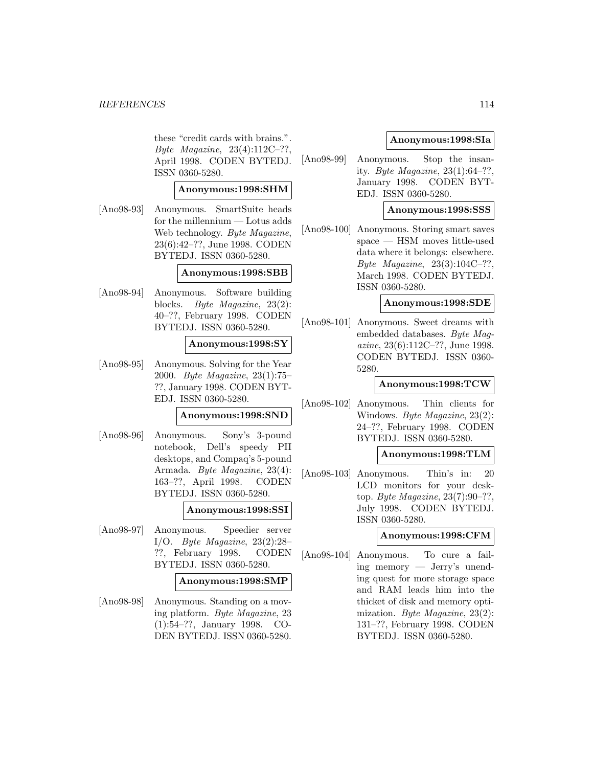these "credit cards with brains.". *Byte Magazine*, 23(4):112C–??, April 1998. CODEN BYTEDJ. ISSN 0360-5280.

**Anonymous:1998:SHM**

[Ano98-93] Anonymous. SmartSuite heads for the millennium — Lotus adds Web technology. *Byte Magazine*, 23(6):42–??, June 1998. CODEN BYTEDJ. ISSN 0360-5280.

**Anonymous:1998:SBB**

[Ano98-94] Anonymous. Software building blocks. *Byte Magazine*, 23(2): 40–??, February 1998. CODEN BYTEDJ. ISSN 0360-5280.

**Anonymous:1998:SY**

[Ano98-95] Anonymous. Solving for the Year 2000. *Byte Magazine*, 23(1):75–??, January 1998. CODEN BYTEDJ. ISSN 0360-5280.

**Anonymous:1998:SND**

[Ano98-96] Anonymous. Sony's 3-pound notebook, Dell's speedy PII desktops, and Compaq's 5-pound Armada. *Byte Magazine*, 23(4): 163–??, April 1998. CODEN BYTEDJ. ISSN 0360-5280.

**Anonymous:1998:SSI**

[Ano98-97] Anonymous. Speedier server I/O. *Byte Magazine*, 23(2):28–??, February 1998. CODEN BYTEDJ. ISSN 0360-5280.

**Anonymous:1998:SMP**

[Ano98-98] Anonymous. Standing on a moving platform. *Byte Magazine*, 23 (1):54–??, January 1998. CODEN BYTEDJ. ISSN 0360-5280.

**Anonymous:1998:SIa**

[Ano98-99] Anonymous. Stop the insanity. *Byte Magazine*, 23(1):64–??, January 1998. CODEN BYTEDJ. ISSN 0360-5280.

**Anonymous:1998:SSS**

[Ano98-100] Anonymous. Storing smart saves space — HSM moves little-used data where it belongs: elsewhere. *Byte Magazine*, 23(3):104C–??, March 1998. CODEN BYTEDJ. ISSN 0360-5280.

**Anonymous:1998:SDE**

[Ano98-101] Anonymous. Sweet dreams with embedded databases. *Byte Magazine*, 23(6):112C–??, June 1998. CODEN BYTEDJ. ISSN 0360-5280.

**Anonymous:1998:TCW**

[Ano98-102] Anonymous. Thin clients for Windows. *Byte Magazine*, 23(2): 24–??, February 1998. CODEN BYTEDJ. ISSN 0360-5280.

**Anonymous:1998:TLM**

[Ano98-103] Anonymous. Thin's in: 20 LCD monitors for your desktop. *Byte Magazine*, 23(7):90–??, July 1998. CODEN BYTEDJ. ISSN 0360-5280.

**Anonymous:1998:CFM**

[Ano98-104] Anonymous. To cure a failing memory — Jerry's unending quest for more storage space and RAM leads him into the thicket of disk and memory optimization. *Byte Magazine*, 23(2): 131–??, February 1998. CODEN BYTEDJ. ISSN 0360-5280.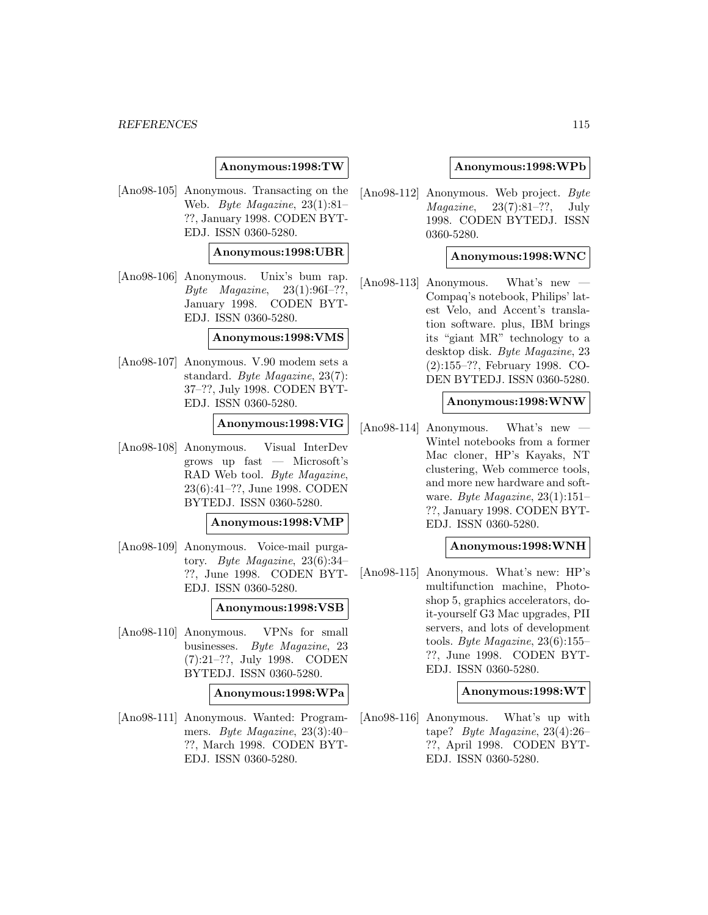**Anonymous:1998:TW**

[Ano98-105] Anonymous. Transacting on the Web. *Byte Magazine*, 23(1):81–??, January 1998. CODEN BYTEDJ. ISSN 0360-5280.

**Anonymous:1998:UBR**

[Ano98-106] Anonymous. Unix's bum rap. *Byte Magazine*, 23(1):96I–??, January 1998. CODEN BYTEDJ. ISSN 0360-5280.

**Anonymous:1998:VMS**

[Ano98-107] Anonymous. V.90 modem sets a standard. *Byte Magazine*, 23(7):37–??, July 1998. CODEN BYTEDJ. ISSN 0360-5280.

**Anonymous:1998:VIG**

[Ano98-108] Anonymous. Visual InterDev grows up fast — Microsoft's RAD Web tool. *Byte Magazine*, 23(6):41–??, June 1998. CODEN BYTEDJ. ISSN 0360-5280.

**Anonymous:1998:VMP**

[Ano98-109] Anonymous. Voice-mail purgatory. *Byte Magazine*, 23(6):34–??, June 1998. CODEN BYTEDJ. ISSN 0360-5280.

**Anonymous:1998:VSB**

[Ano98-110] Anonymous. VPNs for small businesses. *Byte Magazine*, 23(7):21–??, July 1998. CODEN BYTEDJ. ISSN 0360-5280.

**Anonymous:1998:WPa**

[Ano98-111] Anonymous. Wanted: Programmers. *Byte Magazine*, 23(3):40–??, March 1998. CODEN BYTEDJ. ISSN 0360-5280.

**Anonymous:1998:WPb**

[Ano98-112] Anonymous. Web project. *Byte Magazine*, 23(7):81–??, July 1998. CODEN BYTEDJ. ISSN 0360-5280.

**Anonymous:1998:WNC**

[Ano98-113] Anonymous. What's new — Compaq's notebook, Philips' latest Velo, and Accent's translation software. plus, IBM brings its "giant MR" technology to a desktop disk. *Byte Magazine*, 23(2):155–??, February 1998. CODEN BYTEDJ. ISSN 0360-5280.

**Anonymous:1998:WNW**

[Ano98-114] Anonymous. What's new — Wintel notebooks from a former Mac cloner, HP's Kayaks, NT clustering, Web commerce tools, and more new hardware and software. *Byte Magazine*, 23(1):151–??, January 1998. CODEN BYTEDJ. ISSN 0360-5280.

**Anonymous:1998:WNH**

[Ano98-115] Anonymous. What's new: HP's multifunction machine, Photoshop 5, graphics accelerators, do-it-yourself G3 Mac upgrades, PII servers, and lots of development tools. *Byte Magazine*, 23(6):155–??, June 1998. CODEN BYTEDJ. ISSN 0360-5280.

**Anonymous:1998:WT**

[Ano98-116] Anonymous. What's up with tape? *Byte Magazine*, 23(4):26–??, April 1998. CODEN BYTEDJ. ISSN 0360-5280.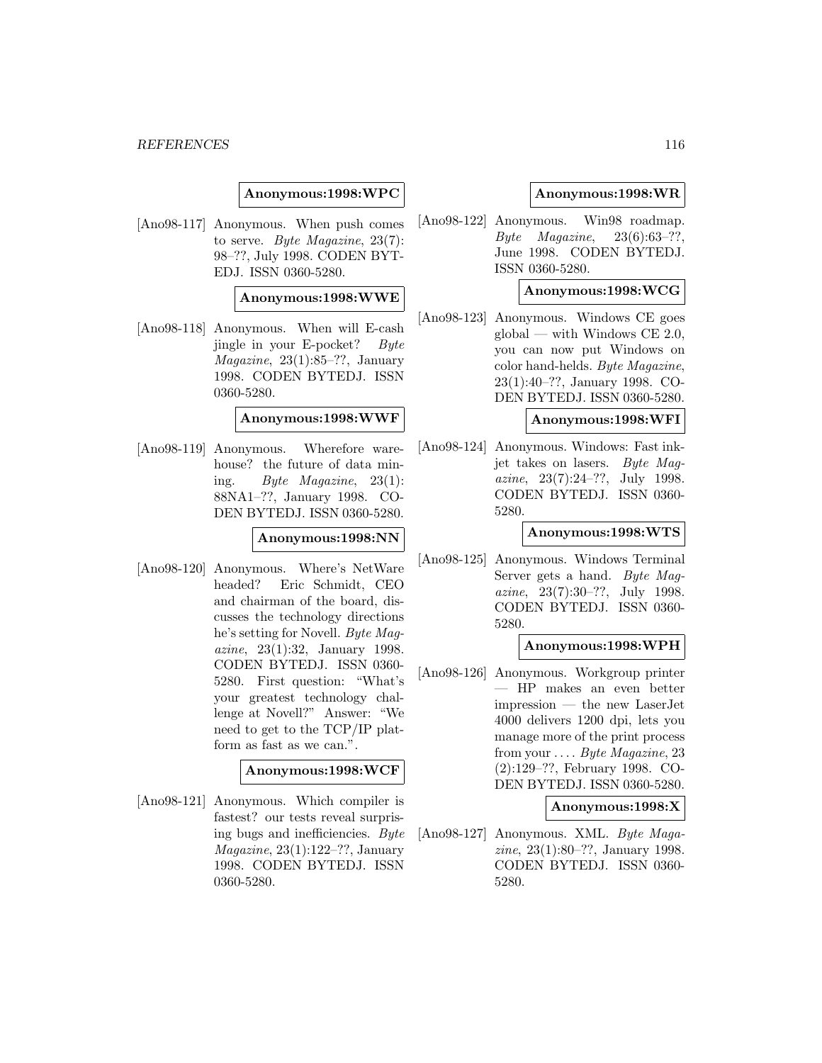**Anonymous:1998:WPC**

[Ano98-117] Anonymous. When push comes to serve. *Byte Magazine*, 23(7): 98–??, July 1998. CODEN BYTEDJ. ISSN 0360-5280.

**Anonymous:1998:WWE**

[Ano98-118] Anonymous. When will E-cash jingle in your E-pocket? *Byte Magazine*, 23(1):85–??, January 1998. CODEN BYTEDJ. ISSN 0360-5280.

**Anonymous:1998:WWF**

[Ano98-119] Anonymous. Wherefore warehouse? the future of data mining. *Byte Magazine*, 23(1): 88NA1–??, January 1998. CODEN BYTEDJ. ISSN 0360-5280.

**Anonymous:1998:NN**

[Ano98-120] Anonymous. Where's NetWare headed? Eric Schmidt, CEO and chairman of the board, discusses the technology directions he's setting for Novell. *Byte Magazine*, 23(1):32, January 1998. CODEN BYTEDJ. ISSN 0360-5280. First question: "What's your greatest technology challenge at Novell?" Answer: "We need to get to the TCP/IP platform as fast as we can.".

**Anonymous:1998:WCF**

[Ano98-121] Anonymous. Which compiler is fastest? our tests reveal surprising bugs and inefficiencies. *Byte Magazine*, 23(1):122–??, January 1998. CODEN BYTEDJ. ISSN 0360-5280.

**Anonymous:1998:WR**

[Ano98-122] Anonymous. Win98 roadmap. *Byte Magazine*, 23(6):63–??, June 1998. CODEN BYTEDJ. ISSN 0360-5280.

**Anonymous:1998:WCG**

[Ano98-123] Anonymous. Windows CE goes global — with Windows CE 2.0, you can now put Windows on color hand-helds. *Byte Magazine*, 23(1):40–??, January 1998. CODEN BYTEDJ. ISSN 0360-5280.

**Anonymous:1998:WFI**

[Ano98-124] Anonymous. Windows: Fast inkjet takes on lasers. *Byte Magazine*, 23(7):24–??, July 1998. CODEN BYTEDJ. ISSN 0360-5280.

**Anonymous:1998:WTS**

[Ano98-125] Anonymous. Windows Terminal Server gets a hand. *Byte Magazine*, 23(7):30–??, July 1998. CODEN BYTEDJ. ISSN 0360-5280.

**Anonymous:1998:WPH**

[Ano98-126] Anonymous. Workgroup printer — HP makes an even better impression — the new LaserJet 4000 delivers 1200 dpi, lets you manage more of the print process from your .... *Byte Magazine*, 23 (2):129–??, February 1998. CODEN BYTEDJ. ISSN 0360-5280.

**Anonymous:1998:X**

[Ano98-127] Anonymous. XML. *Byte Magazine*, 23(1):80–??, January 1998. CODEN BYTEDJ. ISSN 0360-5280.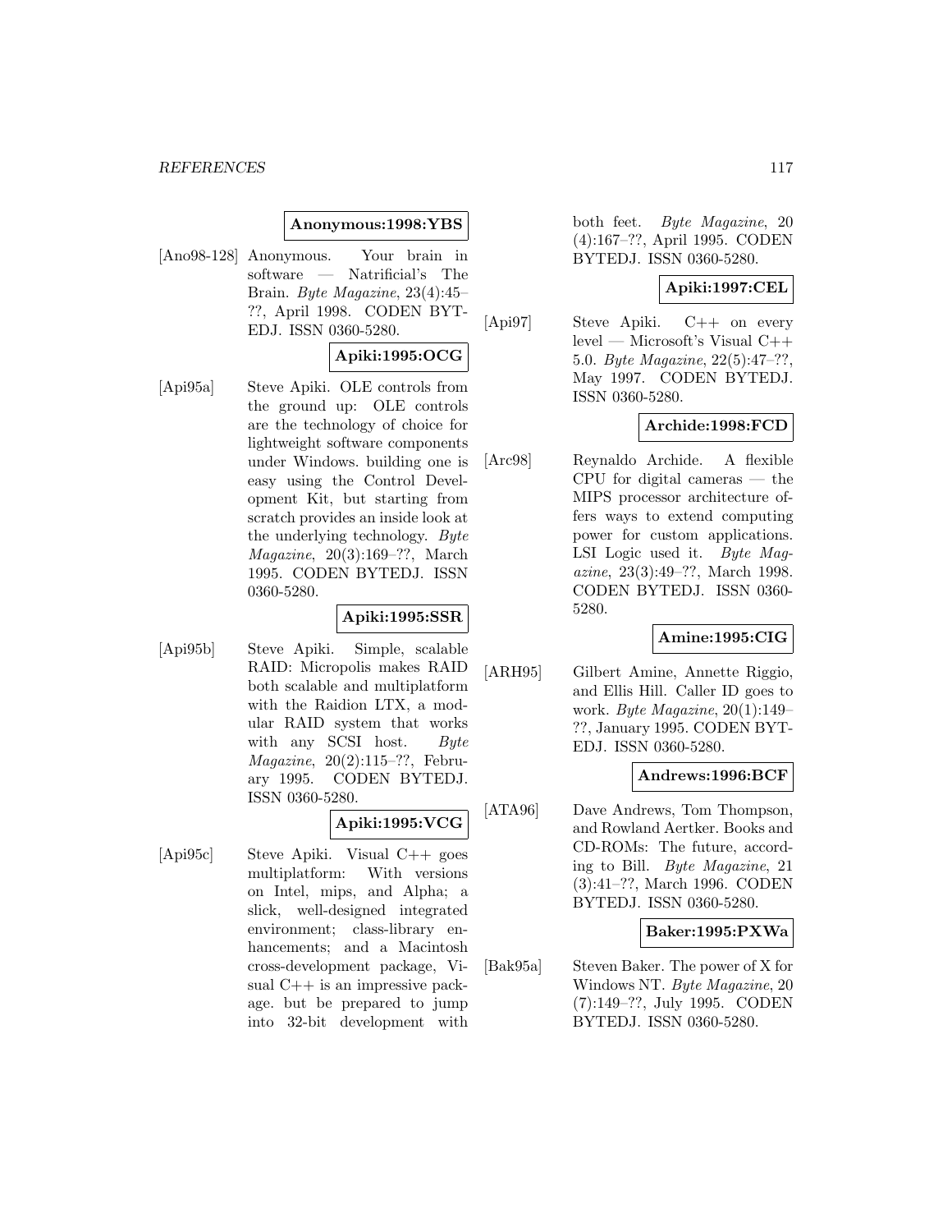**Anonymous:1998:YBS**

[Ano98-128] Anonymous. Your brain in software — Natrificial's The Brain. *Byte Magazine*, 23(4):45–??, April 1998. CODEN BYTEDJ. ISSN 0360-5280.

**Apiki:1995:OCG**

[Api95a] Steve Apiki. OLE controls from the ground up: OLE controls are the technology of choice for lightweight software components under Windows. building one is easy using the Control Development Kit, but starting from scratch provides an inside look at the underlying technology. *Byte Magazine*, 20(3):169–??, March 1995. CODEN BYTEDJ. ISSN 0360-5280.

**Apiki:1995:SSR**

[Api95b] Steve Apiki. Simple, scalable RAID: Micropolis makes RAID both scalable and multiplatform with the Raidion LTX, a modular RAID system that works with any SCSI host. *Byte Magazine*, 20(2):115–??, February 1995. CODEN BYTEDJ. ISSN 0360-5280.

**Apiki:1995:VCG**

[Api95c] Steve Apiki. Visual C++ goes multiplatform: With versions on Intel, mips, and Alpha; a slick, well-designed integrated environment; class-library enhancements; and a Macintosh cross-development package, Visual C++ is an impressive package. but be prepared to jump into 32-bit development with both feet. *Byte Magazine*, 20 (4):167–??, April 1995. CODEN BYTEDJ. ISSN 0360-5280.

**Apiki:1997:CEL**

[Api97] Steve Apiki. C++ on every level — Microsoft's Visual C++ 5.0. *Byte Magazine*, 22(5):47–??, May 1997. CODEN BYTEDJ. ISSN 0360-5280.

**Archide:1998:FCD**

[Arc98] Reynaldo Archide. A flexible CPU for digital cameras — the MIPS processor architecture offers ways to extend computing power for custom applications. LSI Logic used it. *Byte Magazine*, 23(3):49–??, March 1998. CODEN BYTEDJ. ISSN 0360-5280.

**Amine:1995:CIG**

[ARH95] Gilbert Amine, Annette Riggio, and Ellis Hill. Caller ID goes to work. *Byte Magazine*, 20(1):149–??, January 1995. CODEN BYTEDJ. ISSN 0360-5280.

**Andrews:1996:BCF**

[ATA96] Dave Andrews, Tom Thompson, and Rowland Aertker. Books and CD-ROMs: The future, according to Bill. *Byte Magazine*, 21 (3):41–??, March 1996. CODEN BYTEDJ. ISSN 0360-5280.

**Baker:1995:PXWa**

[Bak95a] Steven Baker. The power of X for Windows NT. *Byte Magazine*, 20 (7):149–??, July 1995. CODEN BYTEDJ. ISSN 0360-5280.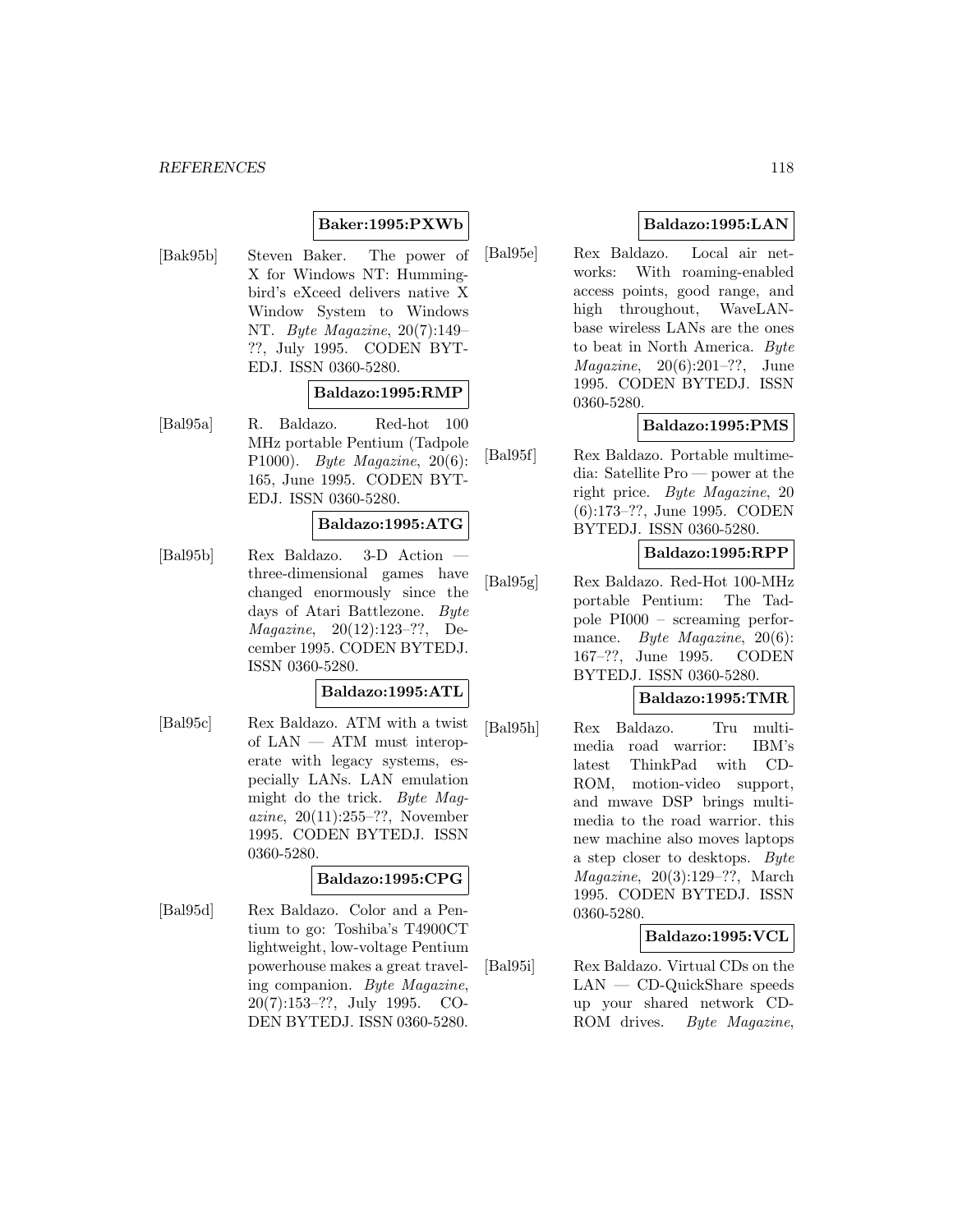**Baker:1995:PXWb**

[Bak95b] Steven Baker. The power of X for Windows NT: Hummingbird's eXceed delivers native X Window System to Windows NT. *Byte Magazine*, 20(7):149–??, July 1995. CODEN BYTEDJ. ISSN 0360-5280.

**Baldazo:1995:RMP**

[Bal95a] R. Baldazo. Red-hot 100 MHz portable Pentium (Tadpole P1000). *Byte Magazine*, 20(6): 165, June 1995. CODEN BYTEDJ. ISSN 0360-5280.

**Baldazo:1995:ATG**

[Bal95b] Rex Baldazo. 3-D Action — three-dimensional games have changed enormously since the days of Atari Battlezone. *Byte Magazine*, 20(12):123–??, December 1995. CODEN BYTEDJ. ISSN 0360-5280.

**Baldazo:1995:ATL**

[Bal95c] Rex Baldazo. ATM with a twist of LAN — ATM must interoperate with legacy systems, especially LANs. LAN emulation might do the trick. *Byte Magazine*, 20(11):255–??, November 1995. CODEN BYTEDJ. ISSN 0360-5280.

**Baldazo:1995:CPG**

[Bal95d] Rex Baldazo. Color and a Pentium to go: Toshiba's T4900CT lightweight, low-voltage Pentium powerhouse makes a great traveling companion. *Byte Magazine*, 20(7):153–??, July 1995. CODEN BYTEDJ. ISSN 0360-5280.

**Baldazo:1995:LAN**

[Bal95e] Rex Baldazo. Local air networks: With roaming-enabled access points, good range, and high throughout, WaveLAN-base wireless LANs are the ones to beat in North America. *Byte Magazine*, 20(6):201–??, June 1995. CODEN BYTEDJ. ISSN 0360-5280.

**Baldazo:1995:PMS**

[Bal95f] Rex Baldazo. Portable multimedia: Satellite Pro — power at the right price. *Byte Magazine*, 20 (6):173–??, June 1995. CODEN BYTEDJ. ISSN 0360-5280.

**Baldazo:1995:RPP**

[Bal95g] Rex Baldazo. Red-Hot 100-MHz portable Pentium: The Tadpole PI000 – screaming performance. *Byte Magazine*, 20(6): 167–??, June 1995. CODEN BYTEDJ. ISSN 0360-5280.

**Baldazo:1995:TMR**

[Bal95h] Rex Baldazo. Tru multimedia road warrior: IBM's latest ThinkPad with CD-ROM, motion-video support, and mwave DSP brings multimedia to the road warrior. this new machine also moves laptops a step closer to desktops. *Byte Magazine*, 20(3):129–??, March 1995. CODEN BYTEDJ. ISSN 0360-5280.

**Baldazo:1995:VCL**

[Bal95i] Rex Baldazo. Virtual CDs on the LAN — CD-QuickShare speeds up your shared network CD-ROM drives. *Byte Magazine*,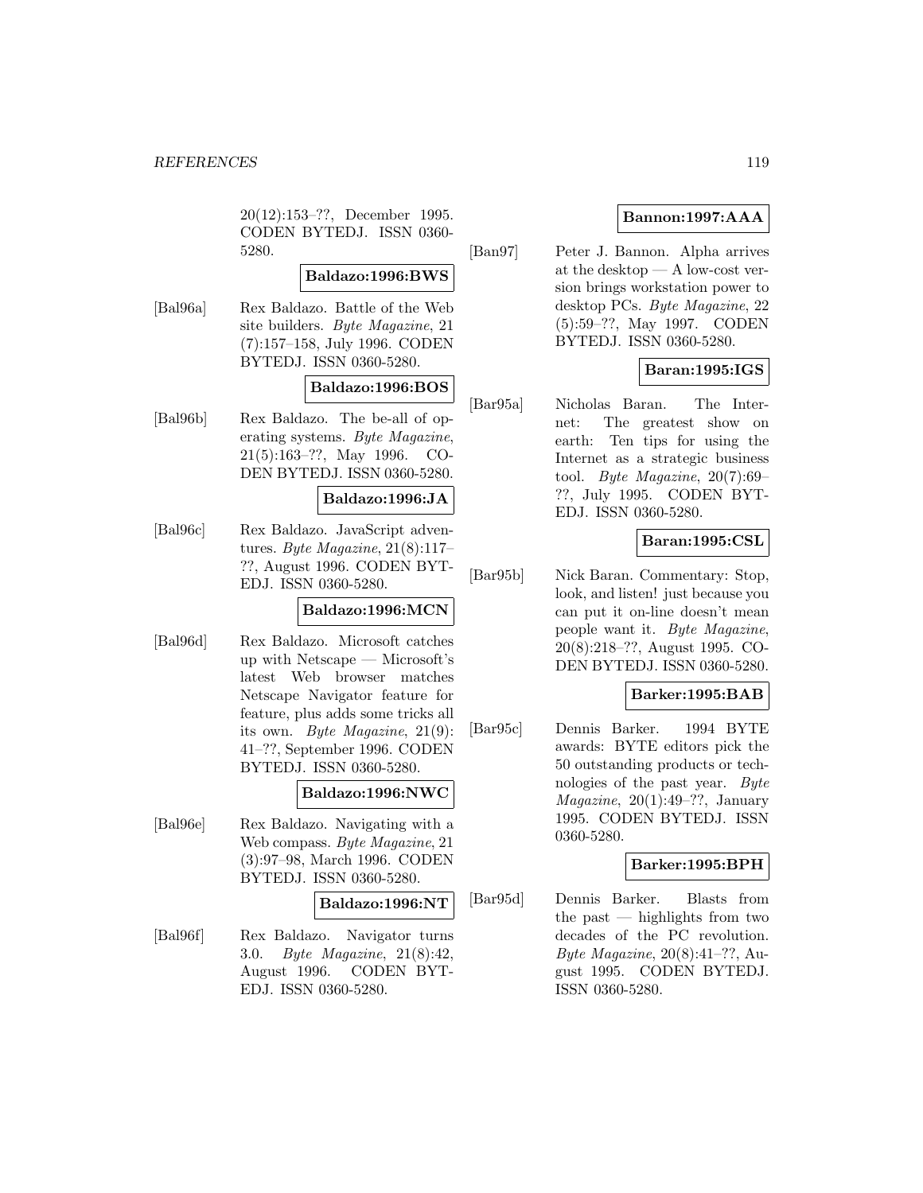20(12):153–??, December 1995. CODEN BYTEDJ. ISSN 0360-5280.

**Baldazo:1996:BWS**

[Bal96a] Rex Baldazo. Battle of the Web site builders. *Byte Magazine*, 21 (7):157–158, July 1996. CODEN BYTEDJ. ISSN 0360-5280.

**Baldazo:1996:BOS**

[Bal96b] Rex Baldazo. The be-all of operating systems. *Byte Magazine*, 21(5):163–??, May 1996. CODEN BYTEDJ. ISSN 0360-5280.

**Baldazo:1996:JA**

[Bal96c] Rex Baldazo. JavaScript adventures. *Byte Magazine*, 21(8):117–??, August 1996. CODEN BYTEDJ. ISSN 0360-5280.

**Baldazo:1996:MCN**

[Bal96d] Rex Baldazo. Microsoft catches up with Netscape — Microsoft's latest Web browser matches Netscape Navigator feature for feature, plus adds some tricks all its own. *Byte Magazine*, 21(9): 41–??, September 1996. CODEN BYTEDJ. ISSN 0360-5280.

**Baldazo:1996:NWC**

[Bal96e] Rex Baldazo. Navigating with a Web compass. *Byte Magazine*, 21 (3):97–98, March 1996. CODEN BYTEDJ. ISSN 0360-5280.

**Baldazo:1996:NT**

[Bal96f] Rex Baldazo. Navigator turns 3.0. *Byte Magazine*, 21(8):42, August 1996. CODEN BYTEDJ. ISSN 0360-5280.

**Bannon:1997:AAA**

[Ban97] Peter J. Bannon. Alpha arrives at the desktop — A low-cost version brings workstation power to desktop PCs. *Byte Magazine*, 22 (5):59–??, May 1997. CODEN BYTEDJ. ISSN 0360-5280.

**Baran:1995:IGS**

[Bar95a] Nicholas Baran. The Internet: The greatest show on earth: Ten tips for using the Internet as a strategic business tool. *Byte Magazine*, 20(7):69–??, July 1995. CODEN BYTEDJ. ISSN 0360-5280.

**Baran:1995:CSL**

[Bar95b] Nick Baran. Commentary: Stop, look, and listen! just because you can put it on-line doesn't mean people want it. *Byte Magazine*, 20(8):218–??, August 1995. CODEN BYTEDJ. ISSN 0360-5280.

**Barker:1995:BAB**

[Bar95c] Dennis Barker. 1994 BYTE awards: BYTE editors pick the 50 outstanding products or technologies of the past year. *Byte Magazine*, 20(1):49–??, January 1995. CODEN BYTEDJ. ISSN 0360-5280.

**Barker:1995:BPH**

[Bar95d] Dennis Barker. Blasts from the past — highlights from two decades of the PC revolution. *Byte Magazine*, 20(8):41–??, August 1995. CODEN BYTEDJ. ISSN 0360-5280.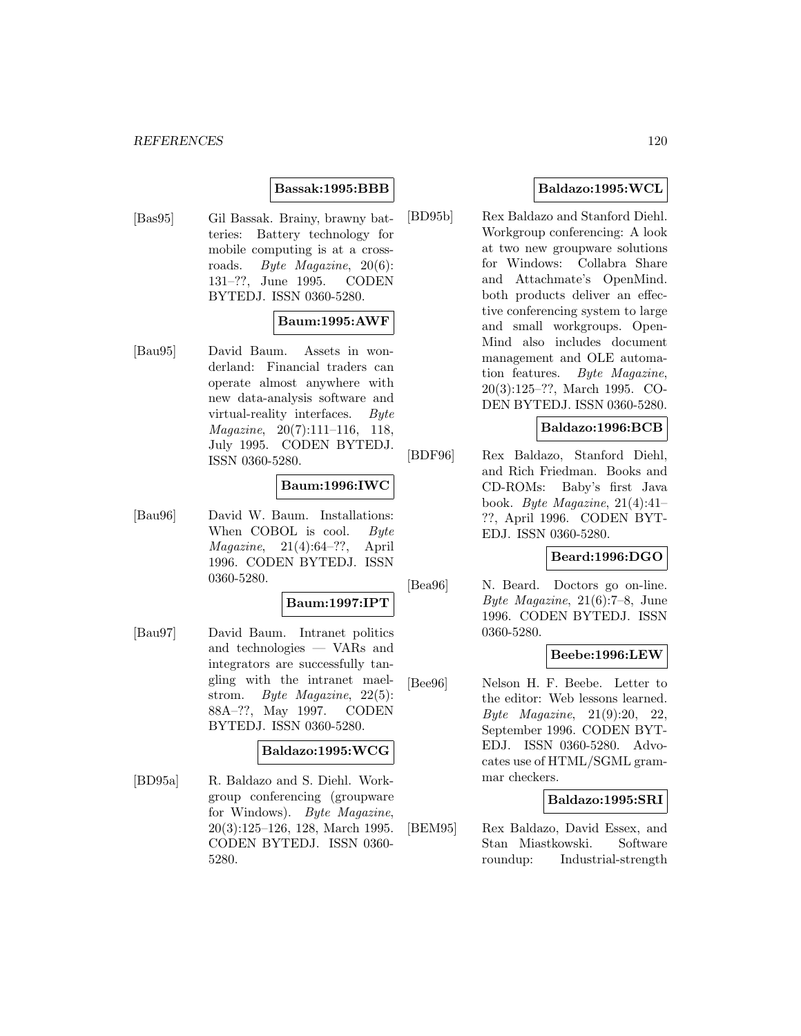**Bassak:1995:BBB**

[Bas95] Gil Bassak. Brainy, brawny batteries: Battery technology for mobile computing is at a crossroads. *Byte Magazine*, 20(6): 131–??, June 1995. CODEN BYTEDJ. ISSN 0360-5280.

**Baum:1995:AWF**

[Bau95] David Baum. Assets in wonderland: Financial traders can operate almost anywhere with new data-analysis software and virtual-reality interfaces. *Byte Magazine*, 20(7):111–116, 118, July 1995. CODEN BYTEDJ. ISSN 0360-5280.

**Baum:1996:IWC**

[Bau96] David W. Baum. Installations: When COBOL is cool. *Byte Magazine*, 21(4):64–??, April 1996. CODEN BYTEDJ. ISSN 0360-5280.

**Baum:1997:IPT**

[Bau97] David Baum. Intranet politics and technologies — VARs and integrators are successfully tangling with the intranet maelstrom. *Byte Magazine*, 22(5): 88A–??, May 1997. CODEN BYTEDJ. ISSN 0360-5280.

**Baldazo:1995:WCG**

[BD95a] R. Baldazo and S. Diehl. Workgroup conferencing (groupware for Windows). *Byte Magazine*, 20(3):125–126, 128, March 1995. CODEN BYTEDJ. ISSN 0360-5280.

**Baldazo:1995:WCL**

[BD95b] Rex Baldazo and Stanford Diehl. Workgroup conferencing: A look at two new groupware solutions for Windows: Collabra Share and Attachmate's OpenMind. both products deliver an effective conferencing system to large and small workgroups. OpenMind also includes document management and OLE automation features. *Byte Magazine*, 20(3):125–??, March 1995. CODEN BYTEDJ. ISSN 0360-5280.

**Baldazo:1996:BCB**

[BDF96] Rex Baldazo, Stanford Diehl, and Rich Friedman. Books and CD-ROMs: Baby's first Java book. *Byte Magazine*, 21(4):41–??, April 1996. CODEN BYTEDJ. ISSN 0360-5280.

**Beard:1996:DGO**

[Bea96] N. Beard. Doctors go on-line. *Byte Magazine*, 21(6):7–8, June 1996. CODEN BYTEDJ. ISSN 0360-5280.

**Beebe:1996:LEW**

[Bee96] Nelson H. F. Beebe. Letter to the editor: Web lessons learned. *Byte Magazine*, 21(9):20, 22, September 1996. CODEN BYTEDJ. ISSN 0360-5280. Advocates use of HTML/SGML grammar checkers.

**Baldazo:1995:SRI**

[BEM95] Rex Baldazo, David Essex, and Stan Miastkowski. Software roundup: Industrial-strength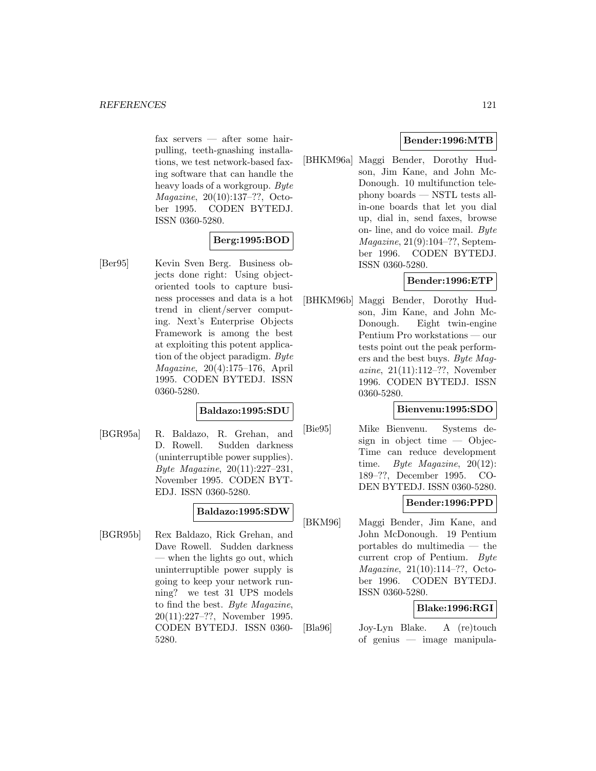fax servers — after some hair-pulling, teeth-gnashing installations, we test network-based faxing software that can handle the heavy loads of a workgroup. *Byte Magazine*, 20(10):137–??, October 1995. CODEN BYTEDJ. ISSN 0360-5280.

**Berg:1995:BOD**

[Ber95] Kevin Sven Berg. Business objects done right: Using object-oriented tools to capture business processes and data is a hot trend in client/server computing. Next's Enterprise Objects Framework is among the best at exploiting this potent application of the object paradigm. *Byte Magazine*, 20(4):175–176, April 1995. CODEN BYTEDJ. ISSN 0360-5280.

**Baldazo:1995:SDU**

[BGR95a] R. Baldazo, R. Grehan, and D. Rowell. Sudden darkness (uninterruptible power supplies). *Byte Magazine*, 20(11):227–231, November 1995. CODEN BYTEDJ. ISSN 0360-5280.

**Baldazo:1995:SDW**

[BGR95b] Rex Baldazo, Rick Grehan, and Dave Rowell. Sudden darkness — when the lights go out, which uninterruptible power supply is going to keep your network running? we test 31 UPS models to find the best. *Byte Magazine*, 20(11):227–??, November 1995. CODEN BYTEDJ. ISSN 0360-5280.

**Bender:1996:MTB**

[BHKM96a] Maggi Bender, Dorothy Hudson, Jim Kane, and John McDonough. 10 multifunction telephony boards — NSTL tests all-in-one boards that let you dial up, dial in, send faxes, browse on- line, and do voice mail. *Byte Magazine*, 21(9):104–??, September 1996. CODEN BYTEDJ. ISSN 0360-5280.

**Bender:1996:ETP**

[BHKM96b] Maggi Bender, Dorothy Hudson, Jim Kane, and John McDonough. Eight twin-engine Pentium Pro workstations — our tests point out the peak performers and the best buys. *Byte Magazine*, 21(11):112–??, November 1996. CODEN BYTEDJ. ISSN 0360-5280.

**Bienvenu:1995:SDO**

[Bie95] Mike Bienvenu. Systems design in object time — ObjecTime can reduce development time. *Byte Magazine*, 20(12): 189–??, December 1995. CODEN BYTEDJ. ISSN 0360-5280.

**Bender:1996:PPD**

[BKM96] Maggi Bender, Jim Kane, and John McDonough. 19 Pentium portables do multimedia — the current crop of Pentium. *Byte Magazine*, 21(10):114–??, October 1996. CODEN BYTEDJ. ISSN 0360-5280.

**Blake:1996:RGI**

[Bla96] Joy-Lyn Blake. A (re)touch of genius — image manipula-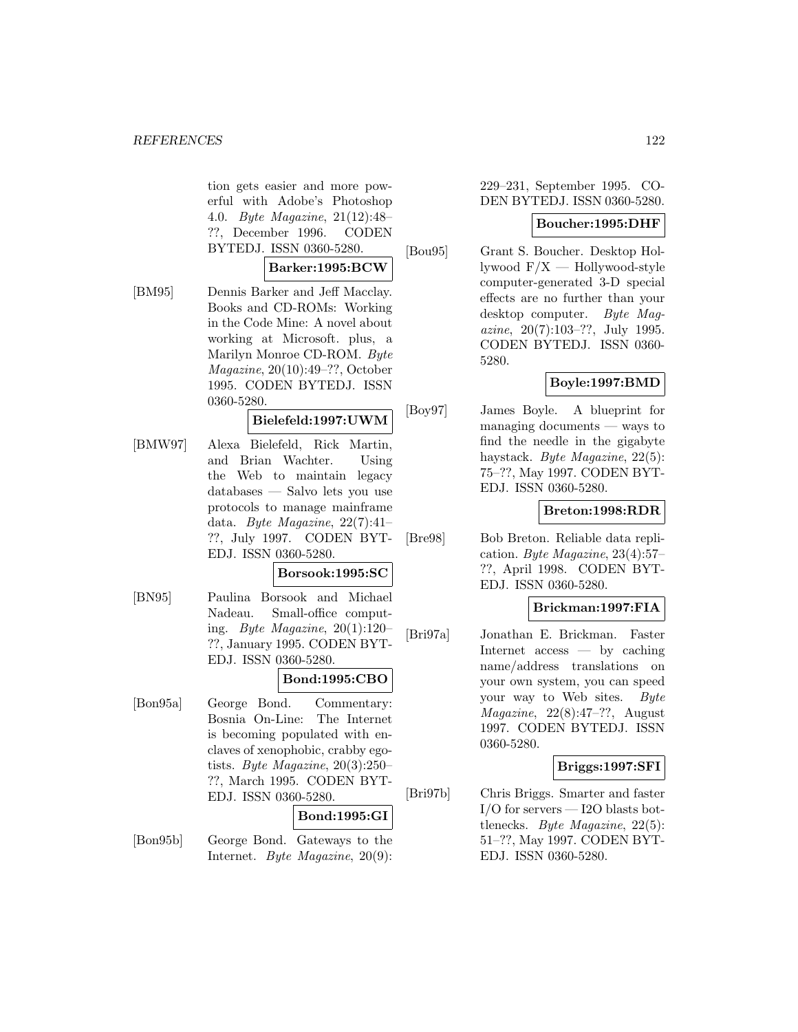tion gets easier and more powerful with Adobe's Photoshop 4.0. *Byte Magazine*, 21(12):48–??, December 1996. CODEN BYTEDJ. ISSN 0360-5280.

**Barker:1995:BCW**

[BM95] Dennis Barker and Jeff Macclay. Books and CD-ROMs: Working in the Code Mine: A novel about working at Microsoft. plus, a Marilyn Monroe CD-ROM. *Byte Magazine*, 20(10):49–??, October 1995. CODEN BYTEDJ. ISSN 0360-5280.

**Bielefeld:1997:UWM**

[BMW97] Alexa Bielefeld, Rick Martin, and Brian Wachter. Using the Web to maintain legacy databases — Salvo lets you use protocols to manage mainframe data. *Byte Magazine*, 22(7):41–??, July 1997. CODEN BYTEDJ. ISSN 0360-5280.

**Borsook:1995:SC**

[BN95] Paulina Borsook and Michael Nadeau. Small-office computing. *Byte Magazine*, 20(1):120–??, January 1995. CODEN BYTEDJ. ISSN 0360-5280.

**Bond:1995:CBO**

[Bon95a] George Bond. Commentary: Bosnia On-Line: The Internet is becoming populated with enclaves of xenophobic, crabby egotists. *Byte Magazine*, 20(3):250–??, March 1995. CODEN BYTEDJ. ISSN 0360-5280.

**Bond:1995:GI**

[Bon95b] George Bond. Gateways to the Internet. *Byte Magazine*, 20(9): 229–231, September 1995. CODEN BYTEDJ. ISSN 0360-5280.

**Boucher:1995:DHF**

[Bou95] Grant S. Boucher. Desktop Hollywood F/X — Hollywood-style computer-generated 3-D special effects are no further than your desktop computer. *Byte Magazine*, 20(7):103–??, July 1995. CODEN BYTEDJ. ISSN 0360-5280.

**Boyle:1997:BMD**

[Boy97] James Boyle. A blueprint for managing documents — ways to find the needle in the gigabyte haystack. *Byte Magazine*, 22(5): 75–??, May 1997. CODEN BYTEDJ. ISSN 0360-5280.

**Breton:1998:RDR**

[Bre98] Bob Breton. Reliable data replication. *Byte Magazine*, 23(4):57–??, April 1998. CODEN BYTEDJ. ISSN 0360-5280.

**Brickman:1997:FIA**

[Bri97a] Jonathan E. Brickman. Faster Internet access — by caching name/address translations on your own system, you can speed your way to Web sites. *Byte Magazine*, 22(8):47–??, August 1997. CODEN BYTEDJ. ISSN 0360-5280.

**Briggs:1997:SFI**

[Bri97b] Chris Briggs. Smarter and faster I/O for servers — I2O blasts bottlenecks. *Byte Magazine*, 22(5): 51–??, May 1997. CODEN BYTEDJ. ISSN 0360-5280.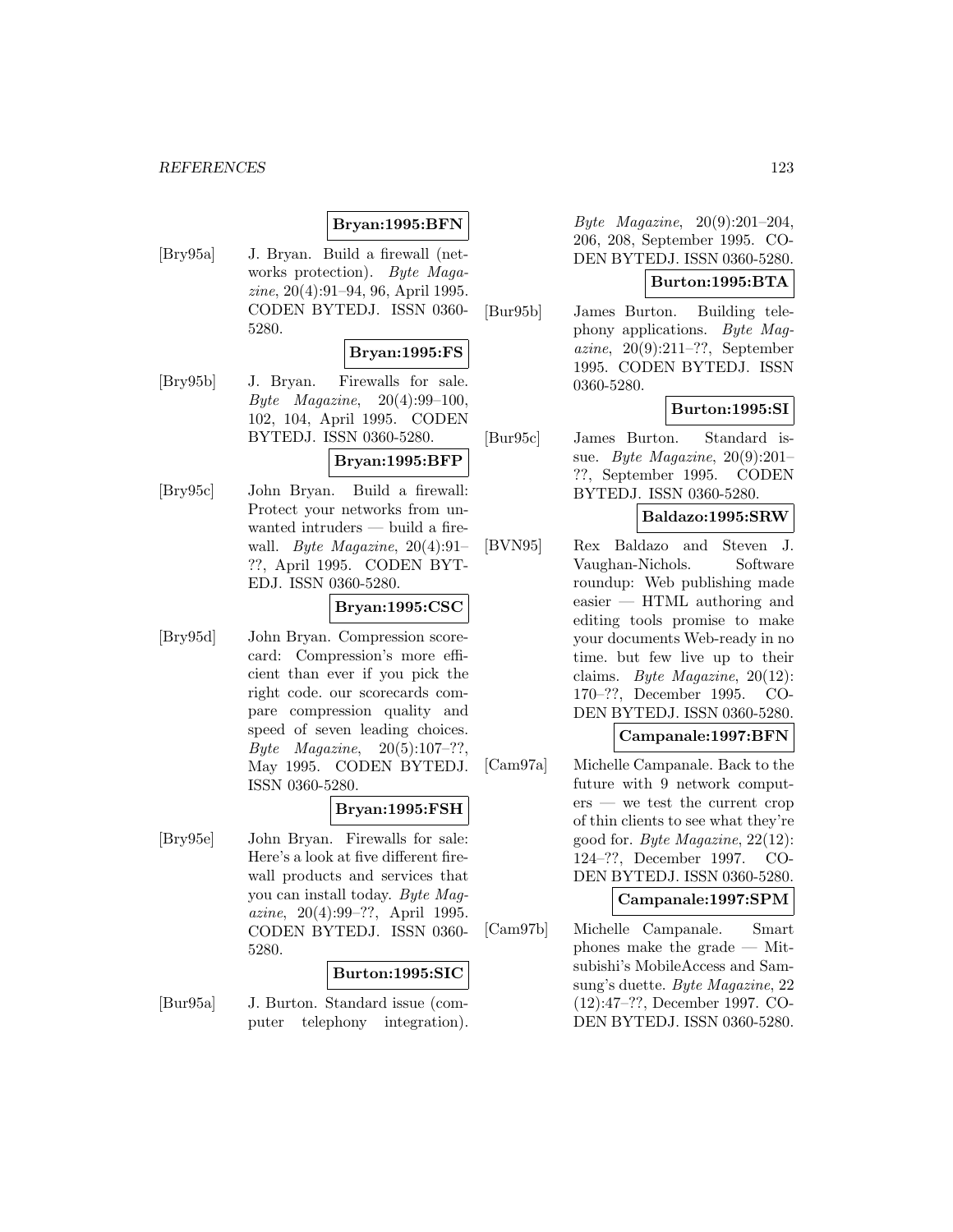**Bryan:1995:BFN**

[Bry95a] J. Bryan. Build a firewall (networks protection). *Byte Magazine*, 20(4):91–94, 96, April 1995. CODEN BYTEDJ. ISSN 0360-5280.

**Bryan:1995:FS**

[Bry95b] J. Bryan. Firewalls for sale. *Byte Magazine*, 20(4):99–100, 102, 104, April 1995. CODEN BYTEDJ. ISSN 0360-5280.

**Bryan:1995:BFP**

[Bry95c] John Bryan. Build a firewall: Protect your networks from unwanted intruders — build a firewall. *Byte Magazine*, 20(4):91–??, April 1995. CODEN BYTEDJ. ISSN 0360-5280.

**Bryan:1995:CSC**

[Bry95d] John Bryan. Compression scorecard: Compression's more efficient than ever if you pick the right code. our scorecards compare compression quality and speed of seven leading choices. *Byte Magazine*, 20(5):107–??, May 1995. CODEN BYTEDJ. ISSN 0360-5280.

**Bryan:1995:FSH**

[Bry95e] John Bryan. Firewalls for sale: Here's a look at five different firewall products and services that you can install today. *Byte Magazine*, 20(4):99–??, April 1995. CODEN BYTEDJ. ISSN 0360-5280.

**Burton:1995:SIC**

[Bur95a] J. Burton. Standard issue (computer telephony integration). *Byte Magazine*, 20(9):201–204, 206, 208, September 1995. CODEN BYTEDJ. ISSN 0360-5280.

**Burton:1995:BTA**

[Bur95b] James Burton. Building telephony applications. *Byte Magazine*, 20(9):211–??, September 1995. CODEN BYTEDJ. ISSN 0360-5280.

**Burton:1995:SI**

[Bur95c] James Burton. Standard issue. *Byte Magazine*, 20(9):201–??, September 1995. CODEN BYTEDJ. ISSN 0360-5280.

**Baldazo:1995:SRW**

[BVN95] Rex Baldazo and Steven J. Vaughan-Nichols. Software roundup: Web publishing made easier — HTML authoring and editing tools promise to make your documents Web-ready in no time. but few live up to their claims. *Byte Magazine*, 20(12):170–??, December 1995. CODEN BYTEDJ. ISSN 0360-5280.

**Campanale:1997:BFN**

[Cam97a] Michelle Campanale. Back to the future with 9 network computers — we test the current crop of thin clients to see what they're good for. *Byte Magazine*, 22(12):124–??, December 1997. CODEN BYTEDJ. ISSN 0360-5280.

**Campanale:1997:SPM**

[Cam97b] Michelle Campanale. Smart phones make the grade — Mitsubishi's MobileAccess and Samsung's duette. *Byte Magazine*, 22(12):47–??, December 1997. CODEN BYTEDJ. ISSN 0360-5280.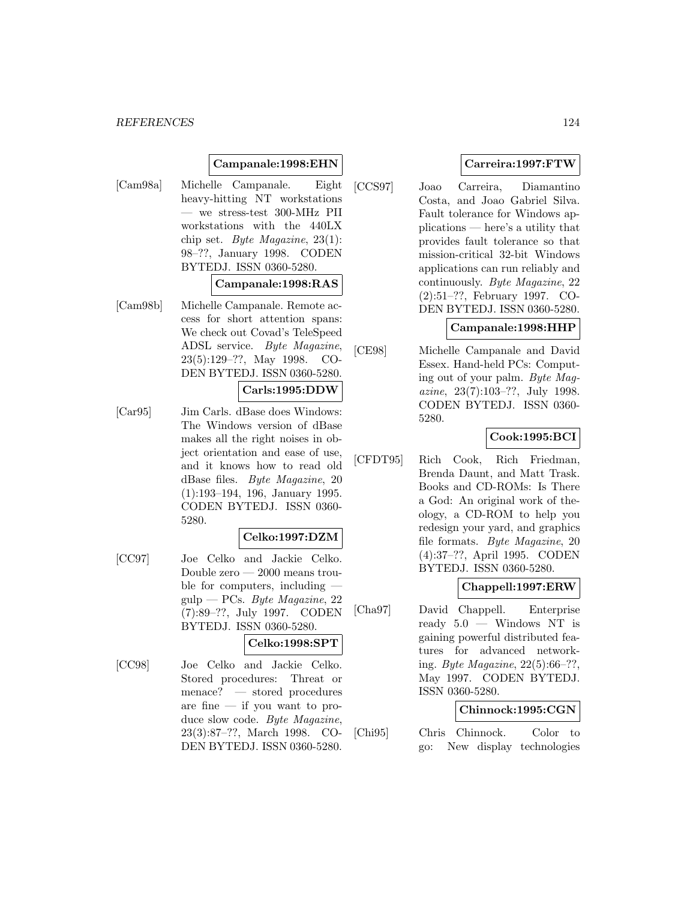**Campanale:1998:EHN**

[Cam98a] Michelle Campanale. Eight heavy-hitting NT workstations — we stress-test 300-MHz PII workstations with the 440LX chip set. *Byte Magazine*, 23(1): 98–??, January 1998. CODEN BYTEDJ. ISSN 0360-5280.

**Campanale:1998:RAS**

[Cam98b] Michelle Campanale. Remote access for short attention spans: We check out Covad's TeleSpeed ADSL service. *Byte Magazine*, 23(5):129–??, May 1998. CODEN BYTEDJ. ISSN 0360-5280.

**Carls:1995:DDW**

[Car95] Jim Carls. dBase does Windows: The Windows version of dBase makes all the right noises in object orientation and ease of use, and it knows how to read old dBase files. *Byte Magazine*, 20 (1):193–194, 196, January 1995. CODEN BYTEDJ. ISSN 0360-5280.

**Celko:1997:DZM**

[CC97] Joe Celko and Jackie Celko. Double zero — 2000 means trouble for computers, including — gulp — PCs. *Byte Magazine*, 22 (7):89–??, July 1997. CODEN BYTEDJ. ISSN 0360-5280.

**Celko:1998:SPT**

[CC98] Joe Celko and Jackie Celko. Stored procedures: Threat or menace? — stored procedures are fine — if you want to produce slow code. *Byte Magazine*, 23(3):87–??, March 1998. CODEN BYTEDJ. ISSN 0360-5280.

**Carreira:1997:FTW**

[CCS97] Joao Carreira, Diamantino Costa, and Joao Gabriel Silva. Fault tolerance for Windows applications — here's a utility that provides fault tolerance so that mission-critical 32-bit Windows applications can run reliably and continuously. *Byte Magazine*, 22 (2):51–??, February 1997. CODEN BYTEDJ. ISSN 0360-5280.

**Campanale:1998:HHP**

[CE98] Michelle Campanale and David Essex. Hand-held PCs: Computing out of your palm. *Byte Magazine*, 23(7):103–??, July 1998. CODEN BYTEDJ. ISSN 0360-5280.

**Cook:1995:BCI**

[CFDT95] Rich Cook, Rich Friedman, Brenda Daunt, and Matt Trask. Books and CD-ROMs: Is There a God: An original work of theology, a CD-ROM to help you redesign your yard, and graphics file formats. *Byte Magazine*, 20 (4):37–??, April 1995. CODEN BYTEDJ. ISSN 0360-5280.

**Chappell:1997:ERW**

[Cha97] David Chappell. Enterprise ready 5.0 — Windows NT is gaining powerful distributed features for advanced networking. *Byte Magazine*, 22(5):66–??, May 1997. CODEN BYTEDJ. ISSN 0360-5280.

**Chinnock:1995:CGN**

[Chi95] Chris Chinnock. Color to go: New display technologies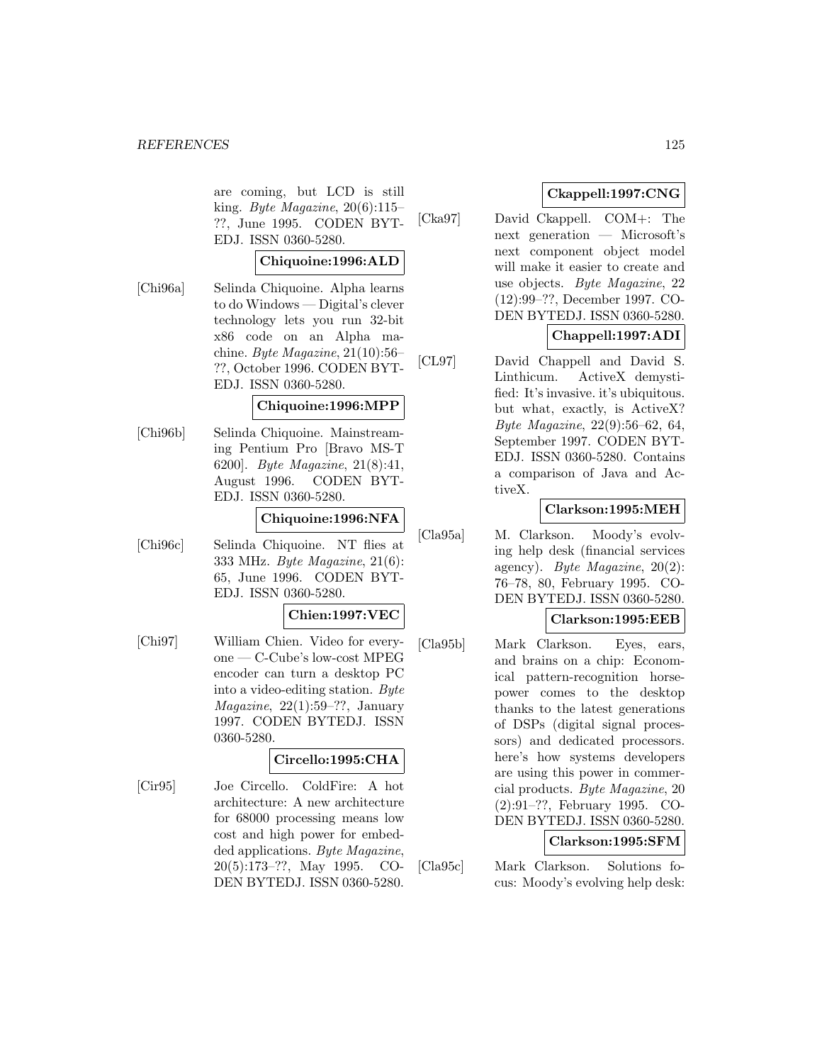are coming, but LCD is still king. *Byte Magazine*, 20(6):115–??, June 1995. CODEN BYTEDJ. ISSN 0360-5280.

**Chiquoine:1996:ALD**

[Chi96a] Selinda Chiquoine. Alpha learns to do Windows — Digital's clever technology lets you run 32-bit x86 code on an Alpha machine. *Byte Magazine*, 21(10):56–??, October 1996. CODEN BYTEDJ. ISSN 0360-5280.

**Chiquoine:1996:MPP**

[Chi96b] Selinda Chiquoine. Mainstreaming Pentium Pro [Bravo MS-T 6200]. *Byte Magazine*, 21(8):41, August 1996. CODEN BYTEDJ. ISSN 0360-5280.

**Chiquoine:1996:NFA**

[Chi96c] Selinda Chiquoine. NT flies at 333 MHz. *Byte Magazine*, 21(6):65, June 1996. CODEN BYTEDJ. ISSN 0360-5280.

**Chien:1997:VEC**

[Chi97] William Chien. Video for everyone — C-Cube's low-cost MPEG encoder can turn a desktop PC into a video-editing station. *Byte Magazine*, 22(1):59–??, January 1997. CODEN BYTEDJ. ISSN 0360-5280.

**Circello:1995:CHA**

[Cir95] Joe Circello. ColdFire: A hot architecture: A new architecture for 68000 processing means low cost and high power for embedded applications. *Byte Magazine*, 20(5):173–??, May 1995. CODEN BYTEDJ. ISSN 0360-5280.

**Ckappell:1997:CNG**

[Cka97] David Ckappell. COM+: The next generation — Microsoft's next component object model will make it easier to create and use objects. *Byte Magazine*, 22(12):99–??, December 1997. CODEN BYTEDJ. ISSN 0360-5280.

**Chappell:1997:ADI**

[CL97] David Chappell and David S. Linthicum. ActiveX demystified: It's invasive. it's ubiquitous. but what, exactly, is ActiveX? *Byte Magazine*, 22(9):56–62, 64, September 1997. CODEN BYTEDJ. ISSN 0360-5280. Contains a comparison of Java and ActiveX.

**Clarkson:1995:MEH**

[Cla95a] M. Clarkson. Moody's evolving help desk (financial services agency). *Byte Magazine*, 20(2):76–78, 80, February 1995. CODEN BYTEDJ. ISSN 0360-5280.

**Clarkson:1995:EEB**

[Cla95b] Mark Clarkson. Eyes, ears, and brains on a chip: Economical pattern-recognition horsepower comes to the desktop thanks to the latest generations of DSPs (digital signal processors) and dedicated processors. here's how systems developers are using this power in commercial products. *Byte Magazine*, 20(2):91–??, February 1995. CODEN BYTEDJ. ISSN 0360-5280.

**Clarkson:1995:SFM**

[Cla95c] Mark Clarkson. Solutions focus: Moody's evolving help desk: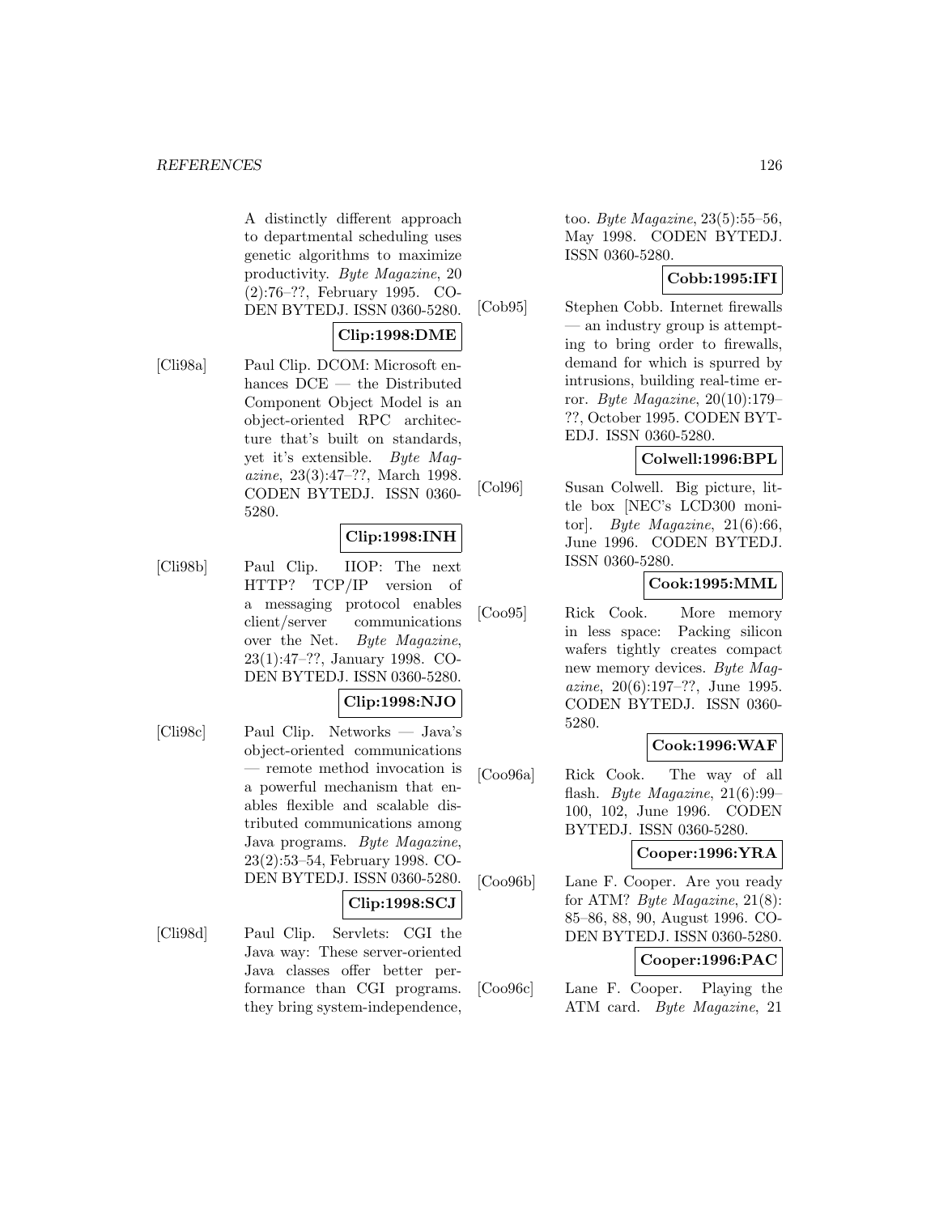A distinctly different approach to departmental scheduling uses genetic algorithms to maximize productivity. *Byte Magazine*, 20 (2):76–??, February 1995. CODEN BYTEDJ. ISSN 0360-5280.

**Clip:1998:DME**

[Cli98a] Paul Clip. DCOM: Microsoft enhances DCE — the Distributed Component Object Model is an object-oriented RPC architecture that's built on standards, yet it's extensible. *Byte Magazine*, 23(3):47–??, March 1998. CODEN BYTEDJ. ISSN 0360-5280.

**Clip:1998:INH**

[Cli98b] Paul Clip. IIOP: The next HTTP? TCP/IP version of a messaging protocol enables client/server communications over the Net. *Byte Magazine*, 23(1):47–??, January 1998. CODEN BYTEDJ. ISSN 0360-5280.

**Clip:1998:NJO**

[Cli98c] Paul Clip. Networks — Java's object-oriented communications — remote method invocation is a powerful mechanism that enables flexible and scalable distributed communications among Java programs. *Byte Magazine*, 23(2):53–54, February 1998. CODEN BYTEDJ. ISSN 0360-5280.

**Clip:1998:SCJ**

[Cli98d] Paul Clip. Servlets: CGI the Java way: These server-oriented Java classes offer better performance than CGI programs. they bring system-independence, too. *Byte Magazine*, 23(5):55–56, May 1998. CODEN BYTEDJ. ISSN 0360-5280.

**Cobb:1995:IFI**

[Cob95] Stephen Cobb. Internet firewalls — an industry group is attempting to bring order to firewalls, demand for which is spurred by intrusions, building real-time error. *Byte Magazine*, 20(10):179–??, October 1995. CODEN BYTEDJ. ISSN 0360-5280.

**Colwell:1996:BPL**

[Col96] Susan Colwell. Big picture, little box [NEC's LCD300 monitor]. *Byte Magazine*, 21(6):66, June 1996. CODEN BYTEDJ. ISSN 0360-5280.

**Cook:1995:MML**

[Coo95] Rick Cook. More memory in less space: Packing silicon wafers tightly creates compact new memory devices. *Byte Magazine*, 20(6):197–??, June 1995. CODEN BYTEDJ. ISSN 0360-5280.

**Cook:1996:WAF**

[Coo96a] Rick Cook. The way of all flash. *Byte Magazine*, 21(6):99–100, 102, June 1996. CODEN BYTEDJ. ISSN 0360-5280.

**Cooper:1996:YRA**

[Coo96b] Lane F. Cooper. Are you ready for ATM? *Byte Magazine*, 21(8):85–86, 88, 90, August 1996. CODEN BYTEDJ. ISSN 0360-5280.

**Cooper:1996:PAC**

[Coo96c] Lane F. Cooper. Playing the ATM card. *Byte Magazine*, 21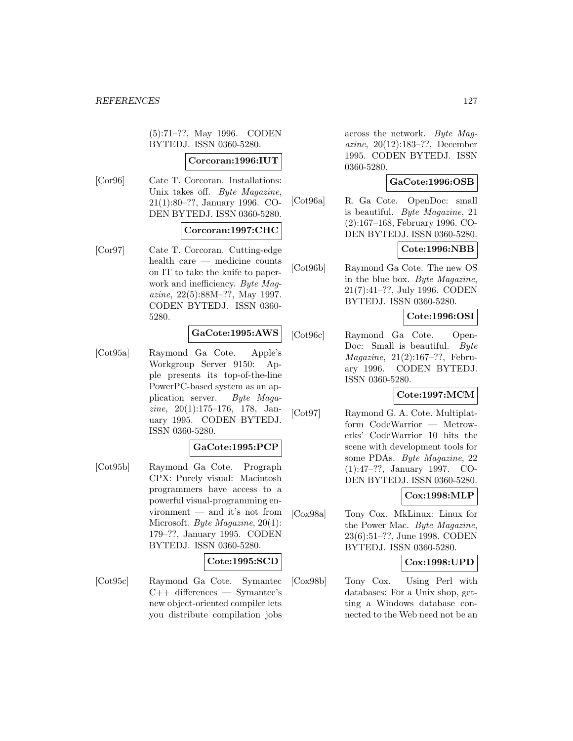(5):71–??, May 1996. CODEN BYTEDJ. ISSN 0360-5280.

**Corcoran:1996:IUT**

[Cor96] Cate T. Corcoran. Installations: Unix takes off. *Byte Magazine*, 21(1):80–??, January 1996. CODEN BYTEDJ. ISSN 0360-5280.

**Corcoran:1997:CHC**

[Cor97] Cate T. Corcoran. Cutting-edge health care — medicine counts on IT to take the knife to paperwork and inefficiency. *Byte Magazine*, 22(5):88M–??, May 1997. CODEN BYTEDJ. ISSN 0360-5280.

**GaCote:1995:AWS**

[Cot95a] Raymond Ga Cote. Apple's Workgroup Server 9150: Apple presents its top-of-the-line PowerPC-based system as an application server. *Byte Magazine*, 20(1):175–176, 178, January 1995. CODEN BYTEDJ. ISSN 0360-5280.

**GaCote:1995:PCP**

[Cot95b] Raymond Ga Cote. Prograph CPX: Purely visual: Macintosh programmers have access to a powerful visual-programming environment — and it's not from Microsoft. *Byte Magazine*, 20(1): 179–??, January 1995. CODEN BYTEDJ. ISSN 0360-5280.

**Cote:1995:SCD**

[Cot95c] Raymond Ga Cote. Symantec C++ differences — Symantec's new object-oriented compiler lets you distribute compilation jobs across the network. *Byte Magazine*, 20(12):183–??, December 1995. CODEN BYTEDJ. ISSN 0360-5280.

**GaCote:1996:OSB**

[Cot96a] R. Ga Cote. OpenDoc: small is beautiful. *Byte Magazine*, 21 (2):167–168, February 1996. CODEN BYTEDJ. ISSN 0360-5280.

**Cote:1996:NBB**

[Cot96b] Raymond Ga Cote. The new OS in the blue box. *Byte Magazine*, 21(7):41–??, July 1996. CODEN BYTEDJ. ISSN 0360-5280.

**Cote:1996:OSI**

[Cot96c] Raymond Ga Cote. OpenDoc: Small is beautiful. *Byte Magazine*, 21(2):167–??, February 1996. CODEN BYTEDJ. ISSN 0360-5280.

**Cote:1997:MCM**

[Cot97] Raymond G. A. Cote. Multiplatform CodeWarrior — Metrowerks' CodeWarrior 10 hits the scene with development tools for some PDAs. *Byte Magazine*, 22 (1):47–??, January 1997. CODEN BYTEDJ. ISSN 0360-5280.

**Cox:1998:MLP**

[Cox98a] Tony Cox. MkLinux: Linux for the Power Mac. *Byte Magazine*, 23(6):51–??, June 1998. CODEN BYTEDJ. ISSN 0360-5280.

**Cox:1998:UPD**

[Cox98b] Tony Cox. Using Perl with databases: For a Unix shop, getting a Windows database connected to the Web need not be an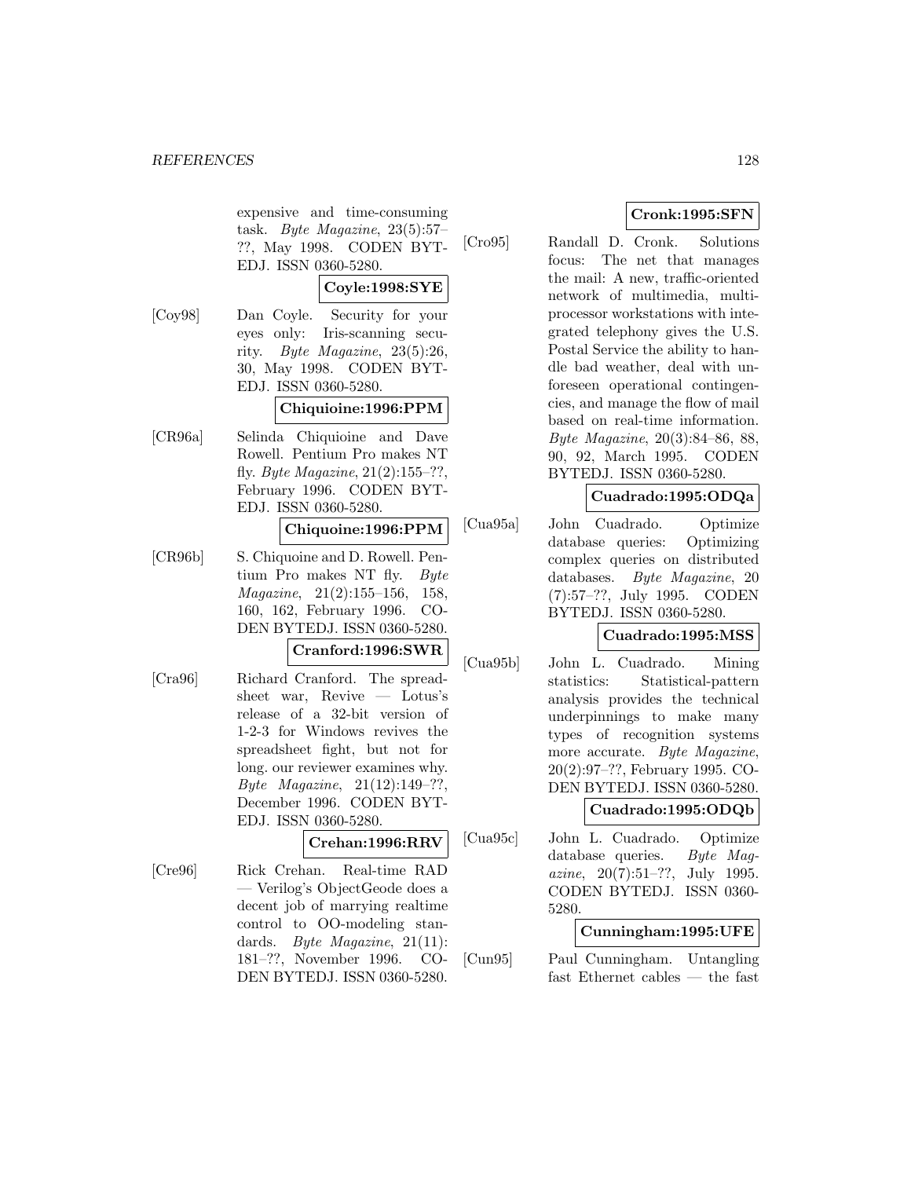expensive and time-consuming task. *Byte Magazine*, 23(5):57–??, May 1998. CODEN BYTEDJ. ISSN 0360-5280.

**Coyle:1998:SYE**

[Coy98] Dan Coyle. Security for your eyes only: Iris-scanning security. *Byte Magazine*, 23(5):26, 30, May 1998. CODEN BYTEDJ. ISSN 0360-5280.

**Chiquioine:1996:PPM**

[CR96a] Selinda Chiquioine and Dave Rowell. Pentium Pro makes NT fly. *Byte Magazine*, 21(2):155–??, February 1996. CODEN BYTEDJ. ISSN 0360-5280.

**Chiquoine:1996:PPM**

[CR96b] S. Chiquoine and D. Rowell. Pentium Pro makes NT fly. *Byte Magazine*, 21(2):155–156, 158, 160, 162, February 1996. CODEN BYTEDJ. ISSN 0360-5280.

**Cranford:1996:SWR**

[Cra96] Richard Cranford. The spreadsheet war, Revive — Lotus's release of a 32-bit version of 1-2-3 for Windows revives the spreadsheet fight, but not for long. our reviewer examines why. *Byte Magazine*, 21(12):149–??, December 1996. CODEN BYTEDJ. ISSN 0360-5280.

**Crehan:1996:RRV**

[Cre96] Rick Crehan. Real-time RAD — Verilog's ObjectGeode does a decent job of marrying realtime control to OO-modeling standards. *Byte Magazine*, 21(11):181–??, November 1996. CODEN BYTEDJ. ISSN 0360-5280.

**Cronk:1995:SFN**

[Cro95] Randall D. Cronk. Solutions focus: The net that manages the mail: A new, traffic-oriented network of multimedia, multiprocessor workstations with integrated telephony gives the U.S. Postal Service the ability to handle bad weather, deal with unforeseen operational contingencies, and manage the flow of mail based on real-time information. *Byte Magazine*, 20(3):84–86, 88, 90, 92, March 1995. CODEN BYTEDJ. ISSN 0360-5280.

**Cuadrado:1995:ODQa**

[Cua95a] John Cuadrado. Optimize database queries: Optimizing complex queries on distributed databases. *Byte Magazine*, 20(7):57–??, July 1995. CODEN BYTEDJ. ISSN 0360-5280.

**Cuadrado:1995:MSS**

[Cua95b] John L. Cuadrado. Mining statistics: Statistical-pattern analysis provides the technical underpinnings to make many types of recognition systems more accurate. *Byte Magazine*, 20(2):97–??, February 1995. CODEN BYTEDJ. ISSN 0360-5280.

**Cuadrado:1995:ODQb**

[Cua95c] John L. Cuadrado. Optimize database queries. *Byte Magazine*, 20(7):51–??, July 1995. CODEN BYTEDJ. ISSN 0360-5280.

**Cunningham:1995:UFE**

[Cun95] Paul Cunningham. Untangling fast Ethernet cables — the fast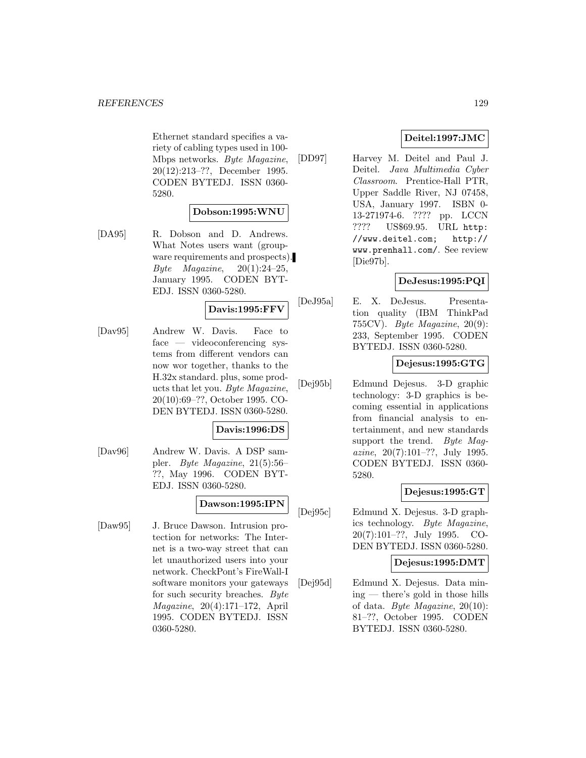Ethernet standard specifies a variety of cabling types used in 100-Mbps networks. *Byte Magazine*, 20(12):213–??, December 1995. CODEN BYTEDJ. ISSN 0360-5280.

**Dobson:1995:WNU**

[DA95] R. Dobson and D. Andrews. What Notes users want (groupware requirements and prospects). *Byte Magazine*, 20(1):24–25, January 1995. CODEN BYTEDJ. ISSN 0360-5280.

**Davis:1995:FFV**

[Dav95] Andrew W. Davis. Face to face — videoconferencing systems from different vendors can now wor together, thanks to the H.32x standard. plus, some products that let you. *Byte Magazine*, 20(10):69–??, October 1995. CODEN BYTEDJ. ISSN 0360-5280.

**Davis:1996:DS**

[Dav96] Andrew W. Davis. A DSP sampler. *Byte Magazine*, 21(5):56–??, May 1996. CODEN BYTEDJ. ISSN 0360-5280.

**Dawson:1995:IPN**

[Daw95] J. Bruce Dawson. Intrusion protection for networks: The Internet is a two-way street that can let unauthorized users into your network. CheckPont's FireWall-I software monitors your gateways for such security breaches. *Byte Magazine*, 20(4):171–172, April 1995. CODEN BYTEDJ. ISSN 0360-5280.

**Deitel:1997:JMC**

[DD97] Harvey M. Deitel and Paul J. Deitel. *Java Multimedia Cyber Classroom*. Prentice-Hall PTR, Upper Saddle River, NJ 07458, USA, January 1997. ISBN 0-13-271974-6. ???? pp. LCCN ???? US$69.95. URL http://www.deitel.com; http://www.prenhall.com/. See review [Die97b].

**DeJesus:1995:PQI**

[DeJ95a] E. X. DeJesus. Presentation quality (IBM ThinkPad 755CV). *Byte Magazine*, 20(9): 233, September 1995. CODEN BYTEDJ. ISSN 0360-5280.

**Dejesus:1995:GTG**

[Dej95b] Edmund Dejesus. 3-D graphic technology: 3-D graphics is becoming essential in applications from financial analysis to entertainment, and new standards support the trend. *Byte Magazine*, 20(7):101–??, July 1995. CODEN BYTEDJ. ISSN 0360-5280.

**Dejesus:1995:GT**

[Dej95c] Edmund X. Dejesus. 3-D graphics technology. *Byte Magazine*, 20(7):101–??, July 1995. CODEN BYTEDJ. ISSN 0360-5280.

**Dejesus:1995:DMT**

[Dej95d] Edmund X. Dejesus. Data mining — there's gold in those hills of data. *Byte Magazine*, 20(10): 81–??, October 1995. CODEN BYTEDJ. ISSN 0360-5280.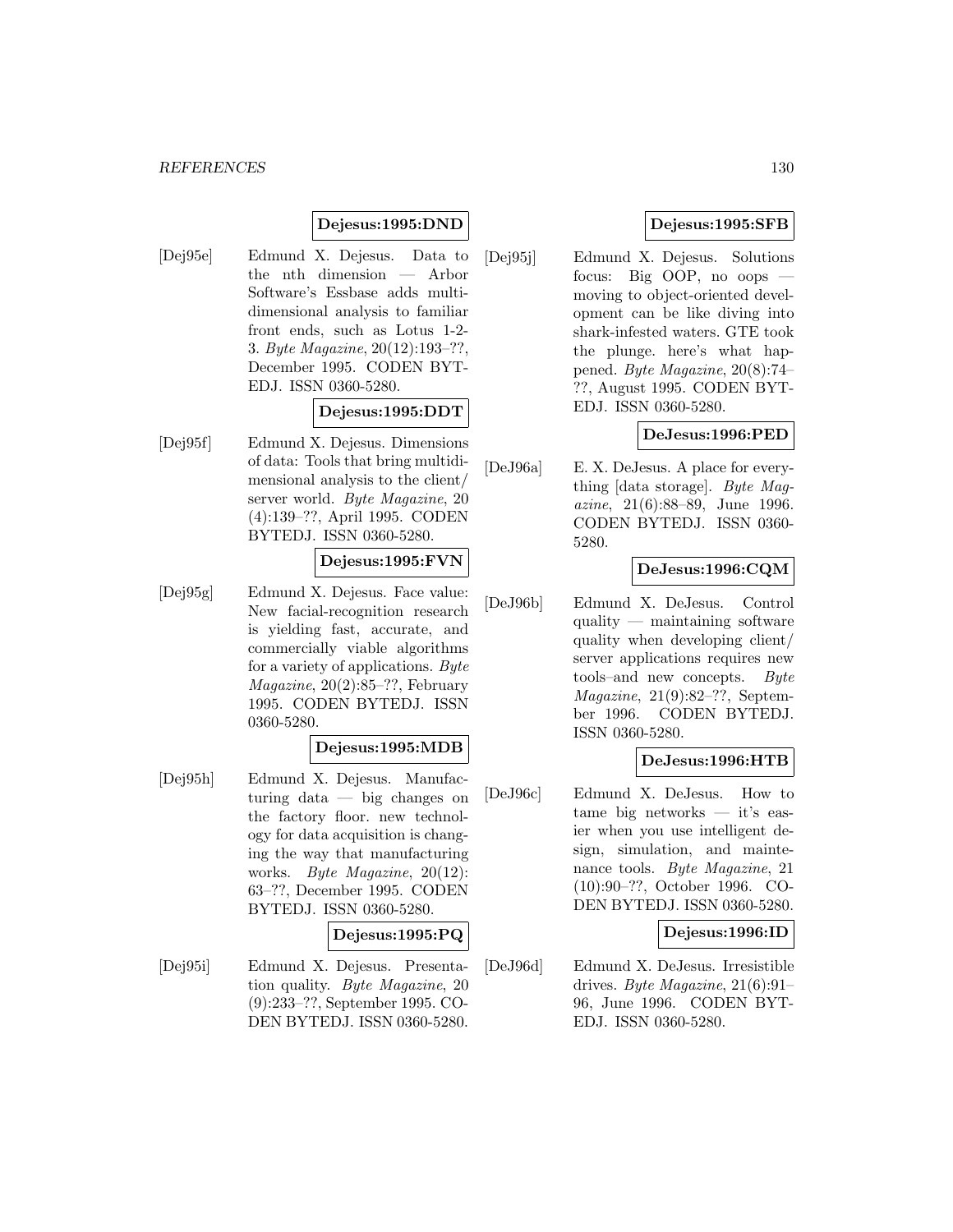**Dejesus:1995:DND**

[Dej95e] Edmund X. Dejesus. Data to the nth dimension — Arbor Software's Essbase adds multidimensional analysis to familiar front ends, such as Lotus 1-2-3. *Byte Magazine*, 20(12):193–??, December 1995. CODEN BYTEDJ. ISSN 0360-5280.

**Dejesus:1995:DDT**

[Dej95f] Edmund X. Dejesus. Dimensions of data: Tools that bring multidimensional analysis to the client/server world. *Byte Magazine*, 20(4):139–??, April 1995. CODEN BYTEDJ. ISSN 0360-5280.

**Dejesus:1995:FVN**

[Dej95g] Edmund X. Dejesus. Face value: New facial-recognition research is yielding fast, accurate, and commercially viable algorithms for a variety of applications. *Byte Magazine*, 20(2):85–??, February 1995. CODEN BYTEDJ. ISSN 0360-5280.

**Dejesus:1995:MDB**

[Dej95h] Edmund X. Dejesus. Manufacturing data — big changes on the factory floor. new technology for data acquisition is changing the way that manufacturing works. *Byte Magazine*, 20(12):63–??, December 1995. CODEN BYTEDJ. ISSN 0360-5280.

**Dejesus:1995:PQ**

[Dej95i] Edmund X. Dejesus. Presentation quality. *Byte Magazine*, 20(9):233–??, September 1995. CODEN BYTEDJ. ISSN 0360-5280.

**Dejesus:1995:SFB**

[Dej95j] Edmund X. Dejesus. Solutions focus: Big OOP, no oops — moving to object-oriented development can be like diving into shark-infested waters. GTE took the plunge. here's what happened. *Byte Magazine*, 20(8):74–??, August 1995. CODEN BYTEDJ. ISSN 0360-5280.

**DeJesus:1996:PED**

[DeJ96a] E. X. DeJesus. A place for everything [data storage]. *Byte Magazine*, 21(6):88–89, June 1996. CODEN BYTEDJ. ISSN 0360-5280.

**DeJesus:1996:CQM**

[DeJ96b] Edmund X. DeJesus. Control quality — maintaining software quality when developing client/server applications requires new tools–and new concepts. *Byte Magazine*, 21(9):82–??, September 1996. CODEN BYTEDJ. ISSN 0360-5280.

**DeJesus:1996:HTB**

[DeJ96c] Edmund X. DeJesus. How to tame big networks — it's easier when you use intelligent design, simulation, and maintenance tools. *Byte Magazine*, 21(10):90–??, October 1996. CODEN BYTEDJ. ISSN 0360-5280.

**Dejesus:1996:ID**

[DeJ96d] Edmund X. DeJesus. Irresistible drives. *Byte Magazine*, 21(6):91–96, June 1996. CODEN BYTEDJ. ISSN 0360-5280.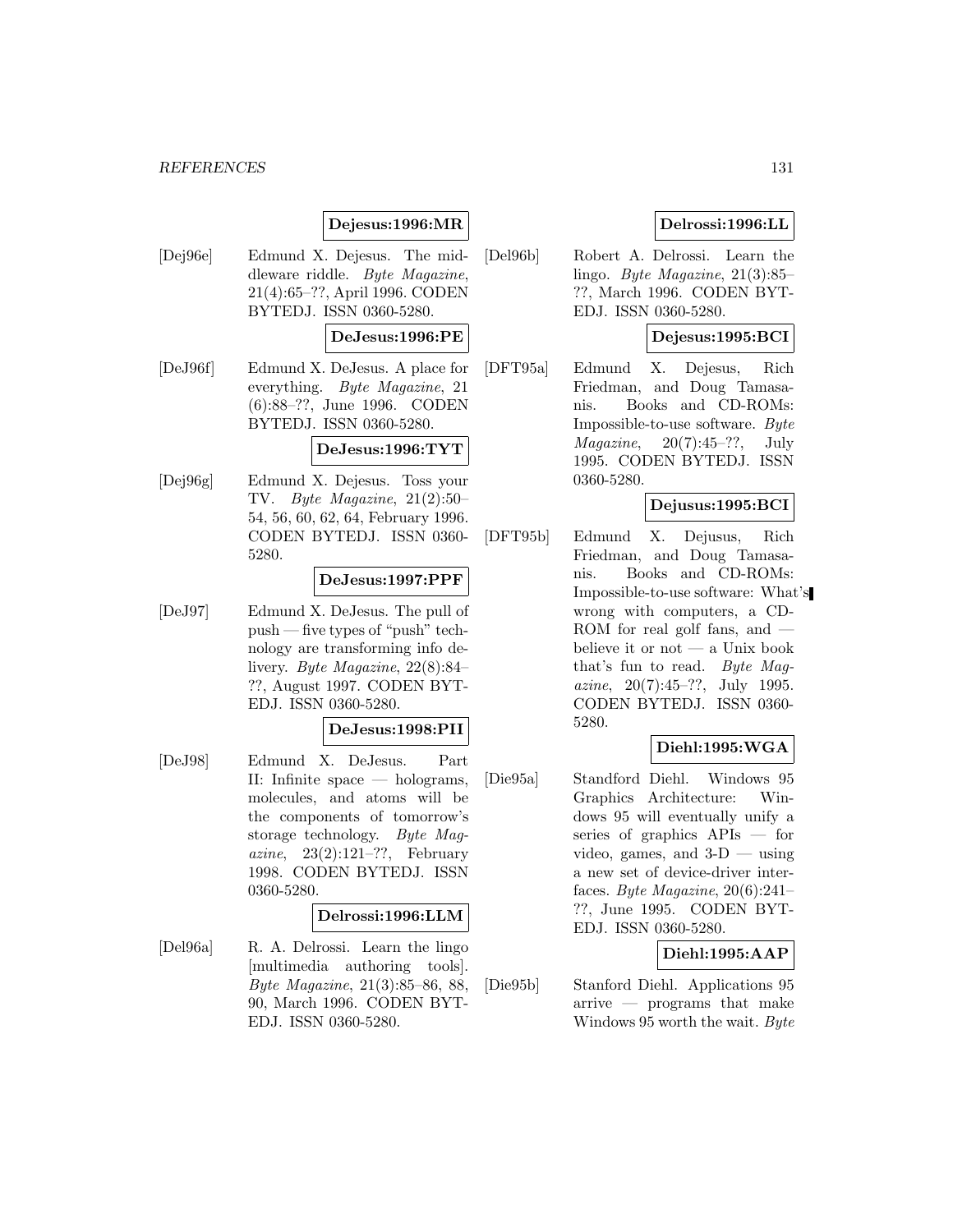**Dejesus:1996:MR**

[Dej96e] Edmund X. Dejesus. The middleware riddle. *Byte Magazine*, 21(4):65–??, April 1996. CODEN BYTEDJ. ISSN 0360-5280.

**DeJesus:1996:PE**

[DeJ96f] Edmund X. DeJesus. A place for everything. *Byte Magazine*, 21 (6):88–??, June 1996. CODEN BYTEDJ. ISSN 0360-5280.

**DeJesus:1996:TYT**

[Dej96g] Edmund X. Dejesus. Toss your TV. *Byte Magazine*, 21(2):50–54, 56, 60, 62, 64, February 1996. CODEN BYTEDJ. ISSN 0360-5280.

**DeJesus:1997:PPF**

[DeJ97] Edmund X. DeJesus. The pull of push — five types of "push" technology are transforming info delivery. *Byte Magazine*, 22(8):84–??, August 1997. CODEN BYTEDJ. ISSN 0360-5280.

**DeJesus:1998:PII**

[DeJ98] Edmund X. DeJesus. Part II: Infinite space — holograms, molecules, and atoms will be the components of tomorrow's storage technology. *Byte Magazine*, 23(2):121–??, February 1998. CODEN BYTEDJ. ISSN 0360-5280.

**Delrossi:1996:LLM**

[Del96a] R. A. Delrossi. Learn the lingo [multimedia authoring tools]. *Byte Magazine*, 21(3):85–86, 88, 90, March 1996. CODEN BYTEDJ. ISSN 0360-5280.

**Delrossi:1996:LL**

[Del96b] Robert A. Delrossi. Learn the lingo. *Byte Magazine*, 21(3):85–??, March 1996. CODEN BYTEDJ. ISSN 0360-5280.

**Dejesus:1995:BCI**

[DFT95a] Edmund X. Dejesus, Rich Friedman, and Doug Tamasanis. Books and CD-ROMs: Impossible-to-use software. *Byte Magazine*, 20(7):45–??, July 1995. CODEN BYTEDJ. ISSN 0360-5280.

**Dejusus:1995:BCI**

[DFT95b] Edmund X. Dejusus, Rich Friedman, and Doug Tamasanis. Books and CD-ROMs: Impossible-to-use software: What's wrong with computers, a CD-ROM for real golf fans, and — believe it or not — a Unix book that's fun to read. *Byte Magazine*, 20(7):45–??, July 1995. CODEN BYTEDJ. ISSN 0360-5280.

**Diehl:1995:WGA**

[Die95a] Standford Diehl. Windows 95 Graphics Architecture: Windows 95 will eventually unify a series of graphics APIs — for video, games, and 3-D — using a new set of device-driver interfaces. *Byte Magazine*, 20(6):241–??, June 1995. CODEN BYTEDJ. ISSN 0360-5280.

**Diehl:1995:AAP**

[Die95b] Stanford Diehl. Applications 95 arrive — programs that make Windows 95 worth the wait. *Byte*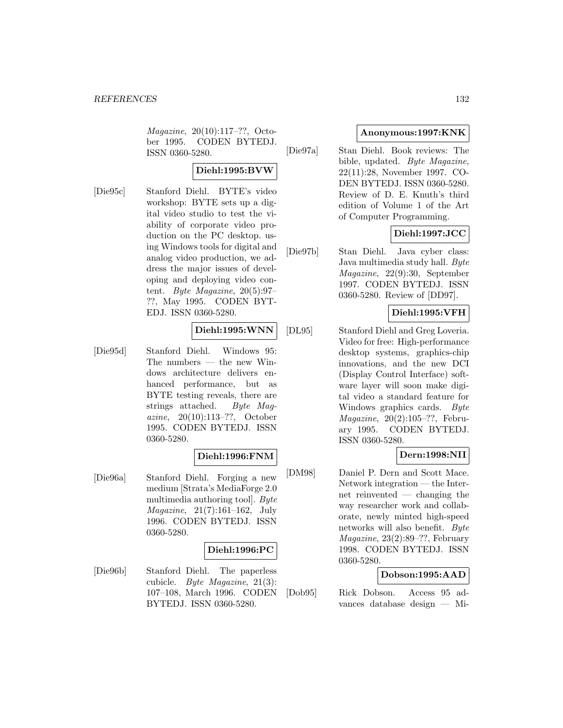*Magazine*, 20(10):117–??, October 1995. CODEN BYTEDJ. ISSN 0360-5280.

**Diehl:1995:BVW**

[Die95c] Stanford Diehl. BYTE's video workshop: BYTE sets up a digital video studio to test the viability of corporate video production on the PC desktop. using Windows tools for digital and analog video production, we address the major issues of developing and deploying video content. *Byte Magazine*, 20(5):97–??, May 1995. CODEN BYTEDJ. ISSN 0360-5280.

**Diehl:1995:WNN**

[Die95d] Stanford Diehl. Windows 95: The numbers — the new Windows architecture delivers enhanced performance, but as BYTE testing reveals, there are strings attached. *Byte Magazine*, 20(10):113–??, October 1995. CODEN BYTEDJ. ISSN 0360-5280.

**Diehl:1996:FNM**

[Die96a] Stanford Diehl. Forging a new medium [Strata's MediaForge 2.0 multimedia authoring tool]. *Byte Magazine*, 21(7):161–162, July 1996. CODEN BYTEDJ. ISSN 0360-5280.

**Diehl:1996:PC**

[Die96b] Stanford Diehl. The paperless cubicle. *Byte Magazine*, 21(3): 107–108, March 1996. CODEN BYTEDJ. ISSN 0360-5280.

**Anonymous:1997:KNK**

[Die97a] Stan Diehl. Book reviews: The bible, updated. *Byte Magazine*, 22(11):28, November 1997. CODEN BYTEDJ. ISSN 0360-5280. Review of D. E. Knuth's third edition of Volume 1 of the Art of Computer Programming.

**Diehl:1997:JCC**

[Die97b] Stan Diehl. Java cyber class: Java multimedia study hall. *Byte Magazine*, 22(9):30, September 1997. CODEN BYTEDJ. ISSN 0360-5280. Review of [DD97].

**Diehl:1995:VFH**

[DL95] Stanford Diehl and Greg Loveria. Video for free: High-performance desktop systems, graphics-chip innovations, and the new DCI (Display Control Interface) software layer will soon make digital video a standard feature for Windows graphics cards. *Byte Magazine*, 20(2):105–??, February 1995. CODEN BYTEDJ. ISSN 0360-5280.

**Dern:1998:NII**

[DM98] Daniel P. Dern and Scott Mace. Network integration — the Internet reinvented — changing the way researcher work and collaborate, newly minted high-speed networks will also benefit. *Byte Magazine*, 23(2):89–??, February 1998. CODEN BYTEDJ. ISSN 0360-5280.

**Dobson:1995:AAD**

[Dob95] Rick Dobson. Access 95 advances database design — Mi-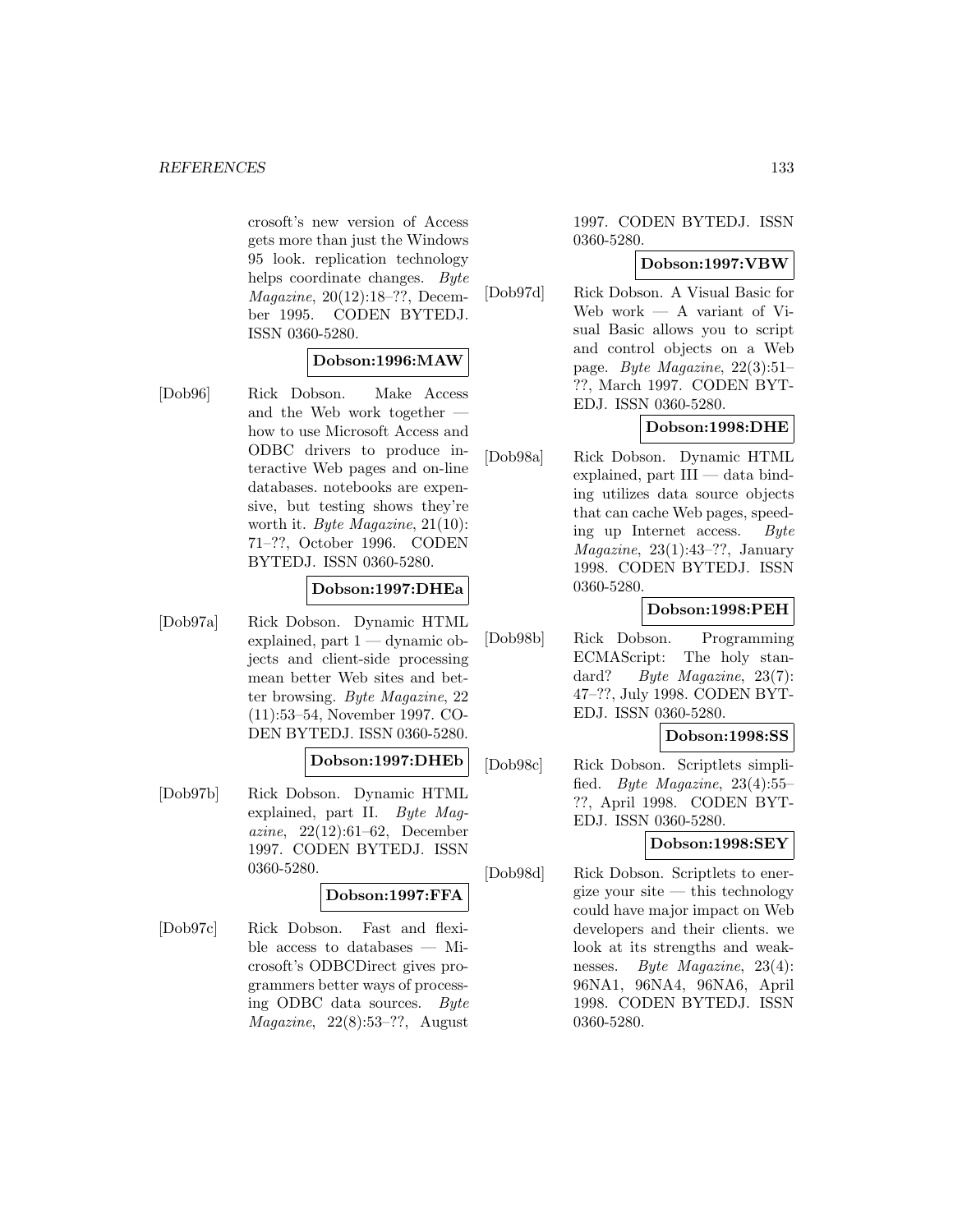crosoft's new version of Access gets more than just the Windows 95 look. replication technology helps coordinate changes. *Byte Magazine*, 20(12):18–??, December 1995. CODEN BYTEDJ. ISSN 0360-5280.

**Dobson:1996:MAW**

[Dob96] Rick Dobson. Make Access and the Web work together — how to use Microsoft Access and ODBC drivers to produce interactive Web pages and on-line databases. notebooks are expensive, but testing shows they're worth it. *Byte Magazine*, 21(10): 71–??, October 1996. CODEN BYTEDJ. ISSN 0360-5280.

**Dobson:1997:DHEa**

[Dob97a] Rick Dobson. Dynamic HTML explained, part 1 — dynamic objects and client-side processing mean better Web sites and better browsing. *Byte Magazine*, 22 (11):53–54, November 1997. CODEN BYTEDJ. ISSN 0360-5280.

**Dobson:1997:DHEb**

[Dob97b] Rick Dobson. Dynamic HTML explained, part II. *Byte Magazine*, 22(12):61–62, December 1997. CODEN BYTEDJ. ISSN 0360-5280.

**Dobson:1997:FFA**

[Dob97c] Rick Dobson. Fast and flexible access to databases — Microsoft's ODBCDirect gives programmers better ways of processing ODBC data sources. *Byte Magazine*, 22(8):53–??, August 1997. CODEN BYTEDJ. ISSN 0360-5280.

**Dobson:1997:VBW**

[Dob97d] Rick Dobson. A Visual Basic for Web work — A variant of Visual Basic allows you to script and control objects on a Web page. *Byte Magazine*, 22(3):51–??, March 1997. CODEN BYTEDJ. ISSN 0360-5280.

**Dobson:1998:DHE**

[Dob98a] Rick Dobson. Dynamic HTML explained, part III — data binding utilizes data source objects that can cache Web pages, speeding up Internet access. *Byte Magazine*, 23(1):43–??, January 1998. CODEN BYTEDJ. ISSN 0360-5280.

**Dobson:1998:PEH**

[Dob98b] Rick Dobson. Programming ECMAScript: The holy standard? *Byte Magazine*, 23(7): 47–??, July 1998. CODEN BYTEDJ. ISSN 0360-5280.

**Dobson:1998:SS**

[Dob98c] Rick Dobson. Scriptlets simplified. *Byte Magazine*, 23(4):55–??, April 1998. CODEN BYTEDJ. ISSN 0360-5280.

**Dobson:1998:SEY**

[Dob98d] Rick Dobson. Scriptlets to energize your site — this technology could have major impact on Web developers and their clients. we look at its strengths and weaknesses. *Byte Magazine*, 23(4): 96NA1, 96NA4, 96NA6, April 1998. CODEN BYTEDJ. ISSN 0360-5280.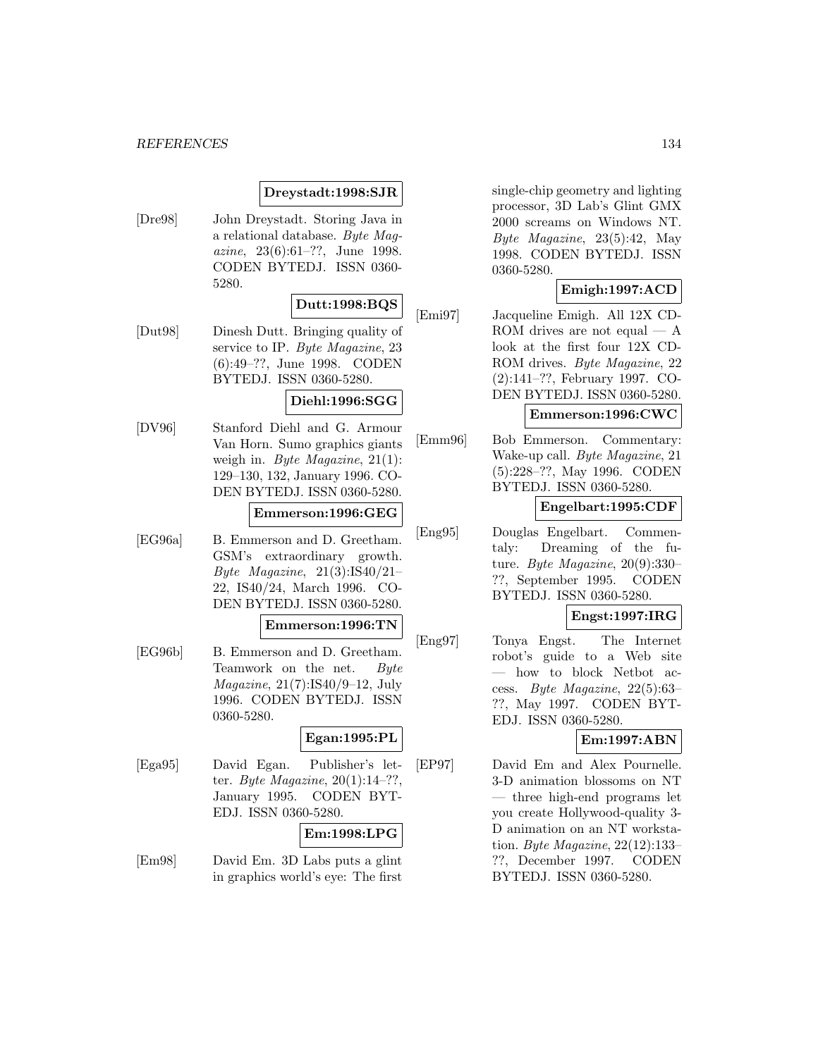**Dreystadt:1998:SJR**

[Dre98] John Dreystadt. Storing Java in a relational database. *Byte Magazine*, 23(6):61–??, June 1998. CODEN BYTEDJ. ISSN 0360-5280.

**Dutt:1998:BQS**

[Dut98] Dinesh Dutt. Bringing quality of service to IP. *Byte Magazine*, 23 (6):49–??, June 1998. CODEN BYTEDJ. ISSN 0360-5280.

**Diehl:1996:SGG**

[DV96] Stanford Diehl and G. Armour Van Horn. Sumo graphics giants weigh in. *Byte Magazine*, 21(1): 129–130, 132, January 1996. CODEN BYTEDJ. ISSN 0360-5280.

**Emmerson:1996:GEG**

[EG96a] B. Emmerson and D. Greetham. GSM's extraordinary growth. *Byte Magazine*, 21(3):IS40/21–22, IS40/24, March 1996. CODEN BYTEDJ. ISSN 0360-5280.

**Emmerson:1996:TN**

[EG96b] B. Emmerson and D. Greetham. Teamwork on the net. *Byte Magazine*, 21(7):IS40/9–12, July 1996. CODEN BYTEDJ. ISSN 0360-5280.

**Egan:1995:PL**

[Ega95] David Egan. Publisher's letter. *Byte Magazine*, 20(1):14–??, January 1995. CODEN BYTEDJ. ISSN 0360-5280.

**Em:1998:LPG**

[Em98] David Em. 3D Labs puts a glint in graphics world's eye: The first single-chip geometry and lighting processor, 3D Lab's Glint GMX 2000 screams on Windows NT. *Byte Magazine*, 23(5):42, May 1998. CODEN BYTEDJ. ISSN 0360-5280.

**Emigh:1997:ACD**

[Emi97] Jacqueline Emigh. All 12X CD-ROM drives are not equal — A look at the first four 12X CD-ROM drives. *Byte Magazine*, 22 (2):141–??, February 1997. CODEN BYTEDJ. ISSN 0360-5280.

**Emmerson:1996:CWC**

[Emm96] Bob Emmerson. Commentary: Wake-up call. *Byte Magazine*, 21 (5):228–??, May 1996. CODEN BYTEDJ. ISSN 0360-5280.

**Engelbart:1995:CDF**

[Eng95] Douglas Engelbart. Commentaly: Dreaming of the future. *Byte Magazine*, 20(9):330–??, September 1995. CODEN BYTEDJ. ISSN 0360-5280.

**Engst:1997:IRG**

[Eng97] Tonya Engst. The Internet robot's guide to a Web site — how to block Netbot access. *Byte Magazine*, 22(5):63–??, May 1997. CODEN BYTEDJ. ISSN 0360-5280.

**Em:1997:ABN**

[EP97] David Em and Alex Pournelle. 3-D animation blossoms on NT — three high-end programs let you create Hollywood-quality 3-D animation on an NT workstation. *Byte Magazine*, 22(12):133–??, December 1997. CODEN BYTEDJ. ISSN 0360-5280.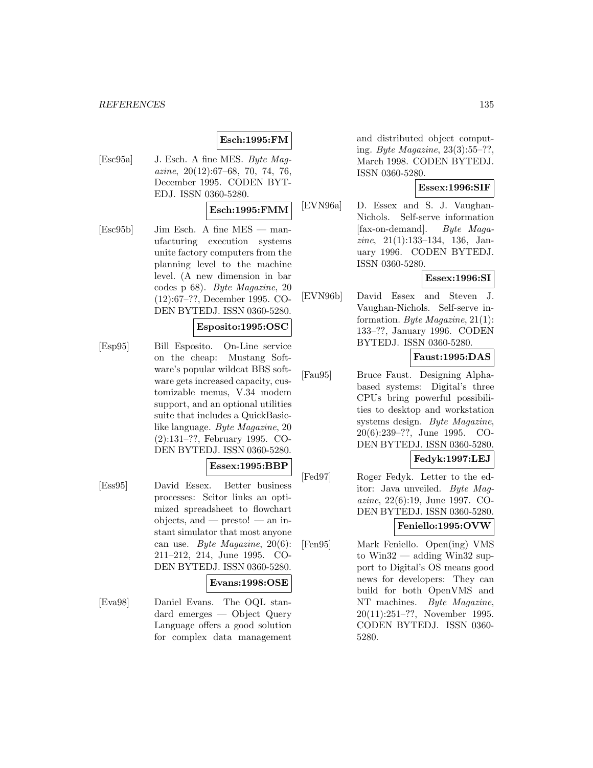**Esch:1995:FM**

[Esc95a] J. Esch. A fine MES. *Byte Magazine*, 20(12):67–68, 70, 74, 76, December 1995. CODEN BYTEDJ. ISSN 0360-5280.

**Esch:1995:FMM**

[Esc95b] Jim Esch. A fine MES — manufacturing execution systems unite factory computers from the planning level to the machine level. (A new dimension in bar codes p 68). *Byte Magazine*, 20 (12):67–??, December 1995. CODEN BYTEDJ. ISSN 0360-5280.

**Esposito:1995:OSC**

[Esp95] Bill Esposito. On-Line service on the cheap: Mustang Software's popular wildcat BBS software gets increased capacity, customizable menus, V.34 modem support, and an optional utilities suite that includes a QuickBasic-like language. *Byte Magazine*, 20 (2):131–??, February 1995. CODEN BYTEDJ. ISSN 0360-5280.

**Essex:1995:BBP**

[Ess95] David Essex. Better business processes: Scitor links an optimized spreadsheet to flowchart objects, and — presto! — an instant simulator that most anyone can use. *Byte Magazine*, 20(6): 211–212, 214, June 1995. CODEN BYTEDJ. ISSN 0360-5280.

**Evans:1998:OSE**

[Eva98] Daniel Evans. The OQL standard emerges — Object Query Language offers a good solution for complex data management and distributed object computing. *Byte Magazine*, 23(3):55–??, March 1998. CODEN BYTEDJ. ISSN 0360-5280.

**Essex:1996:SIF**

[EVN96a] D. Essex and S. J. Vaughan-Nichols. Self-serve information [fax-on-demand]. *Byte Magazine*, 21(1):133–134, 136, January 1996. CODEN BYTEDJ. ISSN 0360-5280.

**Essex:1996:SI**

[EVN96b] David Essex and Steven J. Vaughan-Nichols. Self-serve information. *Byte Magazine*, 21(1): 133–??, January 1996. CODEN BYTEDJ. ISSN 0360-5280.

**Faust:1995:DAS**

[Fau95] Bruce Faust. Designing Alpha-based systems: Digital's three CPUs bring powerful possibilities to desktop and workstation systems design. *Byte Magazine*, 20(6):239–??, June 1995. CODEN BYTEDJ. ISSN 0360-5280.

**Fedyk:1997:LEJ**

[Fed97] Roger Fedyk. Letter to the editor: Java unveiled. *Byte Magazine*, 22(6):19, June 1997. CODEN BYTEDJ. ISSN 0360-5280.

**Feniello:1995:OVW**

[Fen95] Mark Feniello. Open(ing) VMS to Win32 — adding Win32 support to Digital's OS means good news for developers: They can build for both OpenVMS and NT machines. *Byte Magazine*, 20(11):251–??, November 1995. CODEN BYTEDJ. ISSN 0360-5280.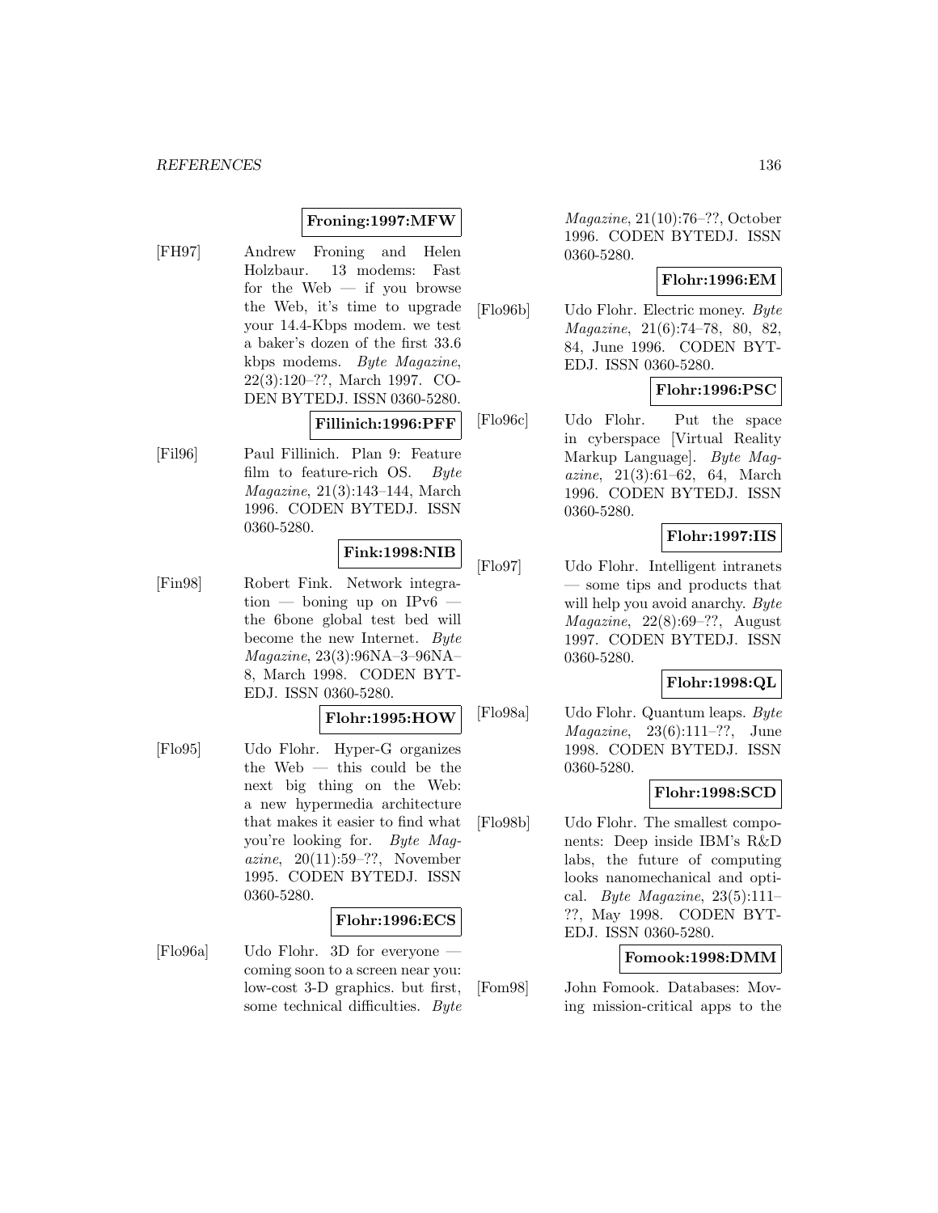**Froning:1997:MFW**

[FH97] Andrew Froning and Helen Holzbaur. 13 modems: Fast for the Web — if you browse the Web, it's time to upgrade your 14.4-Kbps modem. we test a baker's dozen of the first 33.6 kbps modems. *Byte Magazine*, 22(3):120–??, March 1997. CODEN BYTEDJ. ISSN 0360-5280.

**Fillinich:1996:PFF**

[Fil96] Paul Fillinich. Plan 9: Feature film to feature-rich OS. *Byte Magazine*, 21(3):143–144, March 1996. CODEN BYTEDJ. ISSN 0360-5280.

**Fink:1998:NIB**

[Fin98] Robert Fink. Network integration — boning up on IPv6 — the 6bone global test bed will become the new Internet. *Byte Magazine*, 23(3):96NA–3–96NA–8, March 1998. CODEN BYTEDJ. ISSN 0360-5280.

**Flohr:1995:HOW**

[Flo95] Udo Flohr. Hyper-G organizes the Web — this could be the next big thing on the Web: a new hypermedia architecture that makes it easier to find what you're looking for. *Byte Magazine*, 20(11):59–??, November 1995. CODEN BYTEDJ. ISSN 0360-5280.

**Flohr:1996:ECS**

[Flo96a] Udo Flohr. 3D for everyone — coming soon to a screen near you: low-cost 3-D graphics. but first, some technical difficulties. *Byte Magazine*, 21(10):76–??, October 1996. CODEN BYTEDJ. ISSN 0360-5280.

**Flohr:1996:EM**

[Flo96b] Udo Flohr. Electric money. *Byte Magazine*, 21(6):74–78, 80, 82, 84, June 1996. CODEN BYTEDJ. ISSN 0360-5280.

**Flohr:1996:PSC**

[Flo96c] Udo Flohr. Put the space in cyberspace [Virtual Reality Markup Language]. *Byte Magazine*, 21(3):61–62, 64, March 1996. CODEN BYTEDJ. ISSN 0360-5280.

**Flohr:1997:IIS**

[Flo97] Udo Flohr. Intelligent intranets — some tips and products that will help you avoid anarchy. *Byte Magazine*, 22(8):69–??, August 1997. CODEN BYTEDJ. ISSN 0360-5280.

**Flohr:1998:QL**

[Flo98a] Udo Flohr. Quantum leaps. *Byte Magazine*, 23(6):111–??, June 1998. CODEN BYTEDJ. ISSN 0360-5280.

**Flohr:1998:SCD**

[Flo98b] Udo Flohr. The smallest components: Deep inside IBM's R&D labs, the future of computing looks nanomechanical and optical. *Byte Magazine*, 23(5):111–??, May 1998. CODEN BYTEDJ. ISSN 0360-5280.

**Fomook:1998:DMM**

[Fom98] John Fomook. Databases: Moving mission-critical apps to the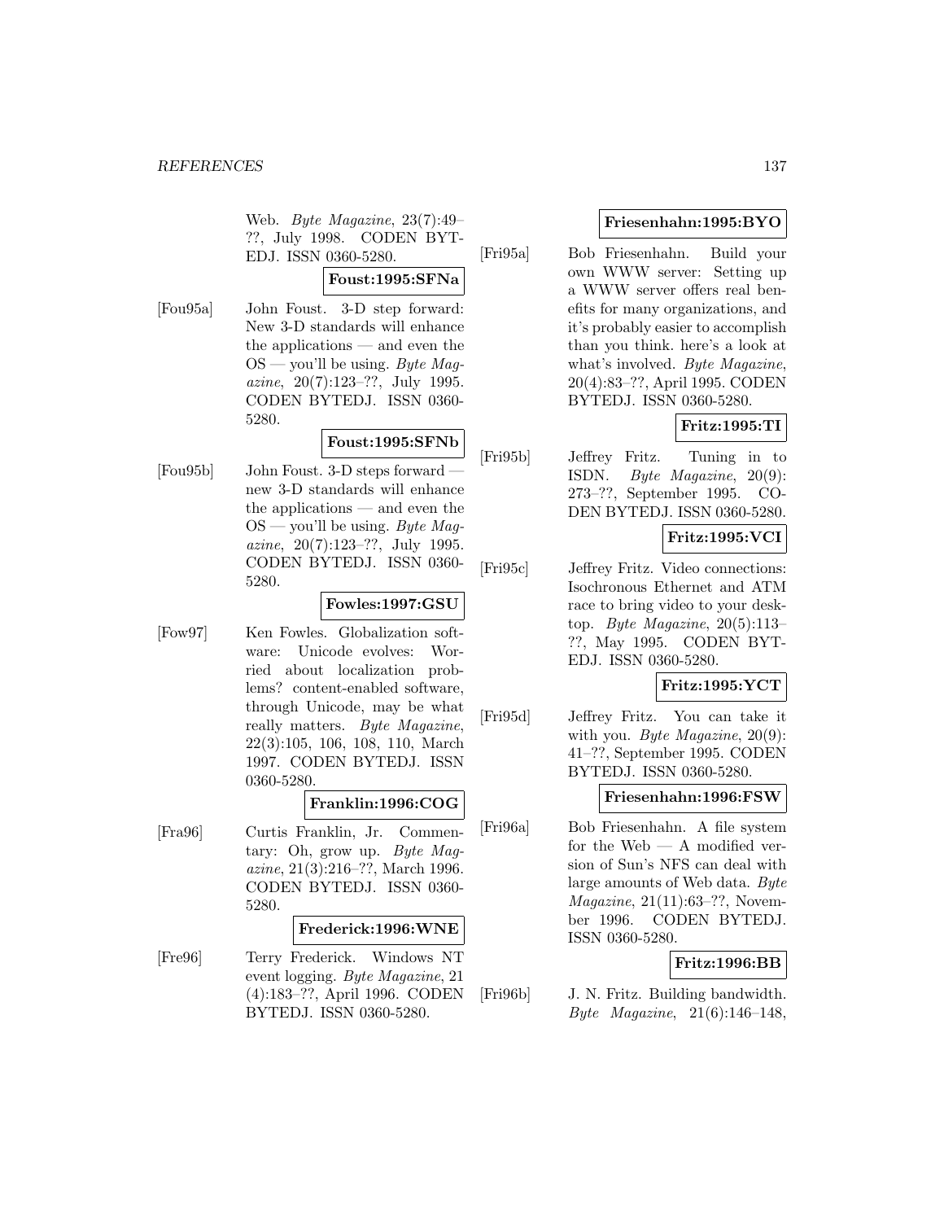Web. *Byte Magazine*, 23(7):49–??, July 1998. CODEN BYTEDJ. ISSN 0360-5280.

**Foust:1995:SFNa**

[Fou95a] John Foust. 3-D step forward: New 3-D standards will enhance the applications — and even the OS — you'll be using. *Byte Magazine*, 20(7):123–??, July 1995. CODEN BYTEDJ. ISSN 0360-5280.

**Foust:1995:SFNb**

[Fou95b] John Foust. 3-D steps forward — new 3-D standards will enhance the applications — and even the OS — you'll be using. *Byte Magazine*, 20(7):123–??, July 1995. CODEN BYTEDJ. ISSN 0360-5280.

**Fowles:1997:GSU**

[Fow97] Ken Fowles. Globalization software: Unicode evolves: Worried about localization problems? content-enabled software, through Unicode, may be what really matters. *Byte Magazine*, 22(3):105, 106, 108, 110, March 1997. CODEN BYTEDJ. ISSN 0360-5280.

**Franklin:1996:COG**

[Fra96] Curtis Franklin, Jr. Commentary: Oh, grow up. *Byte Magazine*, 21(3):216–??, March 1996. CODEN BYTEDJ. ISSN 0360-5280.

**Frederick:1996:WNE**

[Fre96] Terry Frederick. Windows NT event logging. *Byte Magazine*, 21 (4):183–??, April 1996. CODEN BYTEDJ. ISSN 0360-5280.

**Friesenhahn:1995:BYO**

[Fri95a] Bob Friesenhahn. Build your own WWW server: Setting up a WWW server offers real benefits for many organizations, and it's probably easier to accomplish than you think. here's a look at what's involved. *Byte Magazine*, 20(4):83–??, April 1995. CODEN BYTEDJ. ISSN 0360-5280.

**Fritz:1995:TI**

[Fri95b] Jeffrey Fritz. Tuning in to ISDN. *Byte Magazine*, 20(9): 273–??, September 1995. CODEN BYTEDJ. ISSN 0360-5280.

**Fritz:1995:VCI**

[Fri95c] Jeffrey Fritz. Video connections: Isochronous Ethernet and ATM race to bring video to your desktop. *Byte Magazine*, 20(5):113–??, May 1995. CODEN BYTEDJ. ISSN 0360-5280.

**Fritz:1995:YCT**

[Fri95d] Jeffrey Fritz. You can take it with you. *Byte Magazine*, 20(9): 41–??, September 1995. CODEN BYTEDJ. ISSN 0360-5280.

**Friesenhahn:1996:FSW**

[Fri96a] Bob Friesenhahn. A file system for the Web — A modified version of Sun's NFS can deal with large amounts of Web data. *Byte Magazine*, 21(11):63–??, November 1996. CODEN BYTEDJ. ISSN 0360-5280.

**Fritz:1996:BB**

[Fri96b] J. N. Fritz. Building bandwidth. *Byte Magazine*, 21(6):146–148,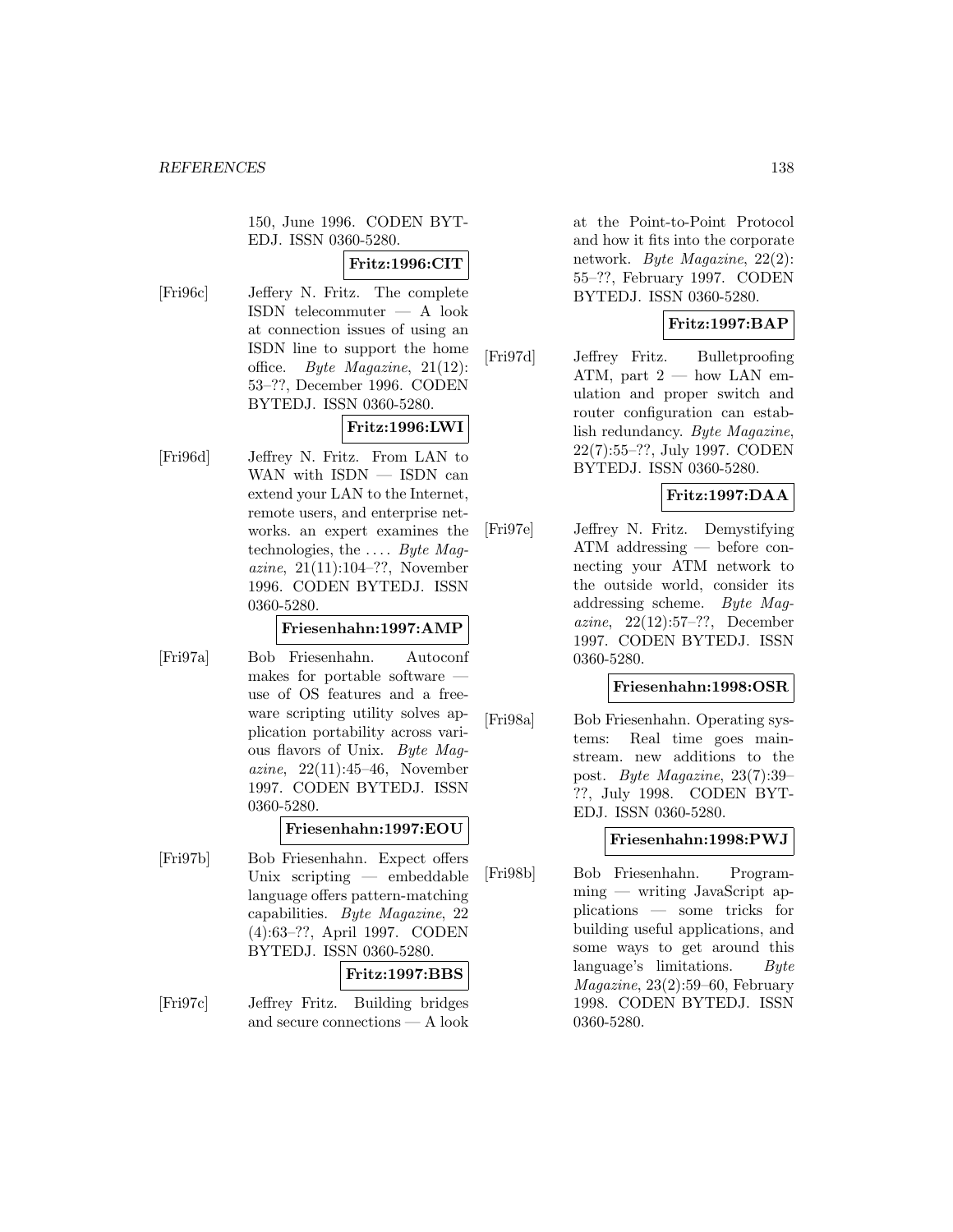150, June 1996. CODEN BYTEDJ. ISSN 0360-5280.

**Fritz:1996:CIT**

[Fri96c] Jeffery N. Fritz. The complete ISDN telecommuter — A look at connection issues of using an ISDN line to support the home office. *Byte Magazine*, 21(12): 53–??, December 1996. CODEN BYTEDJ. ISSN 0360-5280.

**Fritz:1996:LWI**

[Fri96d] Jeffrey N. Fritz. From LAN to WAN with ISDN — ISDN can extend your LAN to the Internet, remote users, and enterprise networks. an expert examines the technologies, the .... *Byte Magazine*, 21(11):104–??, November 1996. CODEN BYTEDJ. ISSN 0360-5280.

**Friesenhahn:1997:AMP**

[Fri97a] Bob Friesenhahn. Autoconf makes for portable software — use of OS features and a freeware scripting utility solves application portability across various flavors of Unix. *Byte Magazine*, 22(11):45–46, November 1997. CODEN BYTEDJ. ISSN 0360-5280.

**Friesenhahn:1997:EOU**

[Fri97b] Bob Friesenhahn. Expect offers Unix scripting — embeddable language offers pattern-matching capabilities. *Byte Magazine*, 22 (4):63–??, April 1997. CODEN BYTEDJ. ISSN 0360-5280.

**Fritz:1997:BBS**

[Fri97c] Jeffrey Fritz. Building bridges and secure connections — A look at the Point-to-Point Protocol and how it fits into the corporate network. *Byte Magazine*, 22(2): 55–??, February 1997. CODEN BYTEDJ. ISSN 0360-5280.

**Fritz:1997:BAP**

[Fri97d] Jeffrey Fritz. Bulletproofing ATM, part 2 — how LAN emulation and proper switch and router configuration can establish redundancy. *Byte Magazine*, 22(7):55–??, July 1997. CODEN BYTEDJ. ISSN 0360-5280.

**Fritz:1997:DAA**

[Fri97e] Jeffrey N. Fritz. Demystifying ATM addressing — before connecting your ATM network to the outside world, consider its addressing scheme. *Byte Magazine*, 22(12):57–??, December 1997. CODEN BYTEDJ. ISSN 0360-5280.

**Friesenhahn:1998:OSR**

[Fri98a] Bob Friesenhahn. Operating systems: Real time goes mainstream. new additions to the post. *Byte Magazine*, 23(7):39–??, July 1998. CODEN BYTEDJ. ISSN 0360-5280.

**Friesenhahn:1998:PWJ**

[Fri98b] Bob Friesenhahn. Programming — writing JavaScript applications — some tricks for building useful applications, and some ways to get around this language's limitations. *Byte Magazine*, 23(2):59–60, February 1998. CODEN BYTEDJ. ISSN 0360-5280.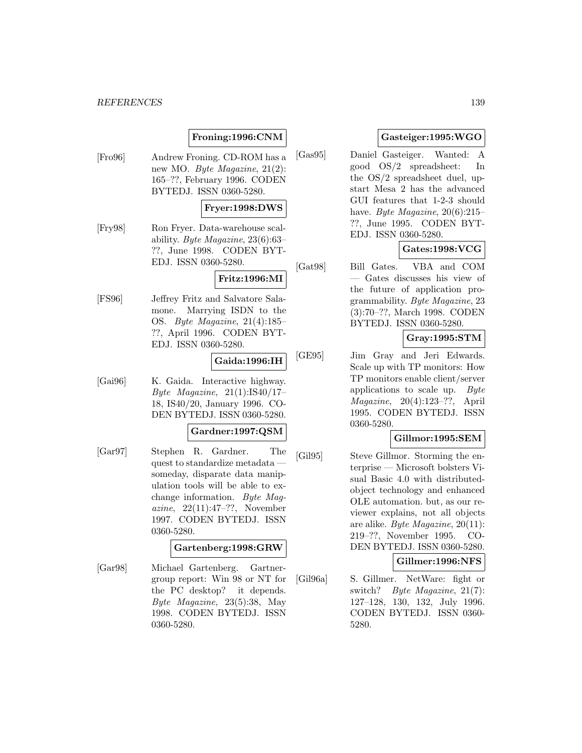**Froning:1996:CNM**

[Fro96] Andrew Froning. CD-ROM has a new MO. *Byte Magazine*, 21(2): 165–??, February 1996. CODEN BYTEDJ. ISSN 0360-5280.

**Fryer:1998:DWS**

[Fry98] Ron Fryer. Data-warehouse scalability. *Byte Magazine*, 23(6):63–??, June 1998. CODEN BYTEDJ. ISSN 0360-5280.

**Fritz:1996:MI**

[FS96] Jeffrey Fritz and Salvatore Salamone. Marrying ISDN to the OS. *Byte Magazine*, 21(4):185–??, April 1996. CODEN BYTEDJ. ISSN 0360-5280.

**Gaida:1996:IH**

[Gai96] K. Gaida. Interactive highway. *Byte Magazine*, 21(1):IS40/17–18, IS40/20, January 1996. CODEN BYTEDJ. ISSN 0360-5280.

**Gardner:1997:QSM**

[Gar97] Stephen R. Gardner. The quest to standardize metadata — someday, disparate data manipulation tools will be able to exchange information. *Byte Magazine*, 22(11):47–??, November 1997. CODEN BYTEDJ. ISSN 0360-5280.

**Gartenberg:1998:GRW**

[Gar98] Michael Gartenberg. Gartnergroup report: Win 98 or NT for the PC desktop? it depends. *Byte Magazine*, 23(5):38, May 1998. CODEN BYTEDJ. ISSN 0360-5280.

**Gasteiger:1995:WGO**

[Gas95] Daniel Gasteiger. Wanted: A good OS/2 spreadsheet: In the OS/2 spreadsheet duel, upstart Mesa 2 has the advanced GUI features that 1-2-3 should have. *Byte Magazine*, 20(6):215–??, June 1995. CODEN BYTEDJ. ISSN 0360-5280.

**Gates:1998:VCG**

[Gat98] Bill Gates. VBA and COM — Gates discusses his view of the future of application programmability. *Byte Magazine*, 23 (3):70–??, March 1998. CODEN BYTEDJ. ISSN 0360-5280.

**Gray:1995:STM**

[GE95] Jim Gray and Jeri Edwards. Scale up with TP monitors: How TP monitors enable client/server applications to scale up. *Byte Magazine*, 20(4):123–??, April 1995. CODEN BYTEDJ. ISSN 0360-5280.

**Gillmor:1995:SEM**

[Gil95] Steve Gillmor. Storming the enterprise — Microsoft bolsters Visual Basic 4.0 with distributed-object technology and enhanced OLE automation. but, as our reviewer explains, not all objects are alike. *Byte Magazine*, 20(11): 219–??, November 1995. CODEN BYTEDJ. ISSN 0360-5280.

**Gillmer:1996:NFS**

[Gil96a] S. Gillmer. NetWare: fight or switch? *Byte Magazine*, 21(7): 127–128, 130, 132, July 1996. CODEN BYTEDJ. ISSN 0360-5280.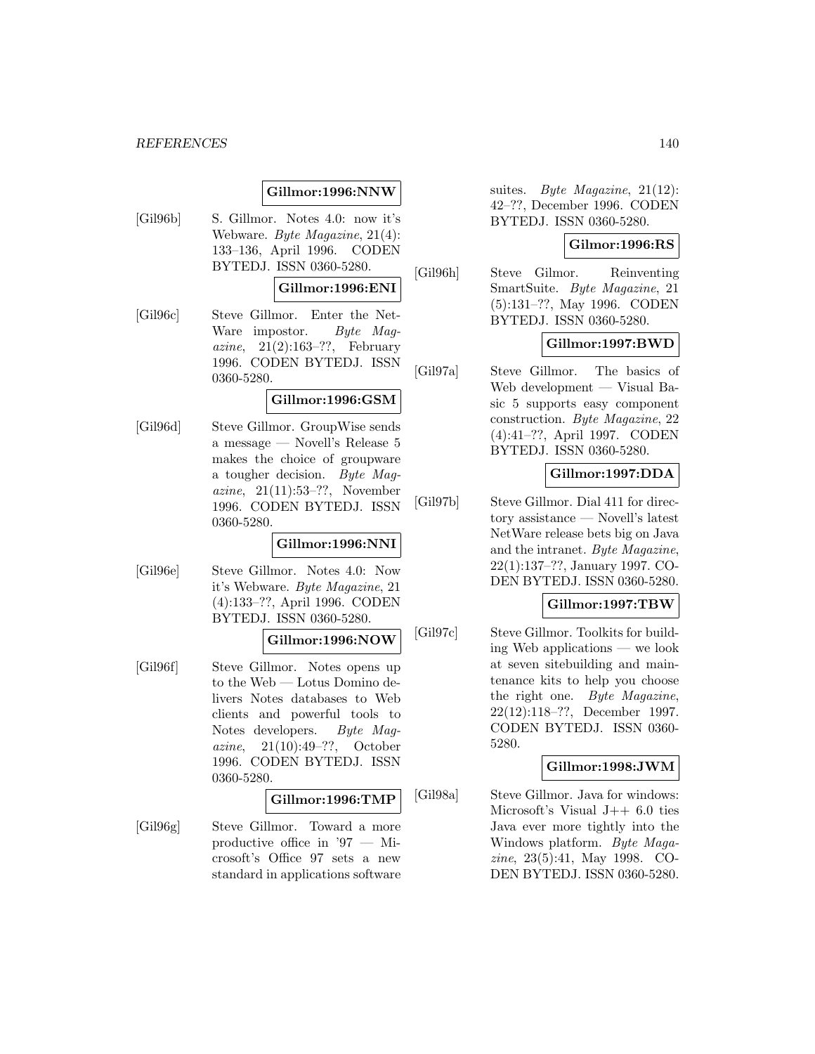**Gillmor:1996:NNW**

[Gil96b] S. Gillmor. Notes 4.0: now it's Webware. *Byte Magazine*, 21(4): 133–136, April 1996. CODEN BYTEDJ. ISSN 0360-5280.

**Gillmor:1996:ENI**

[Gil96c] Steve Gillmor. Enter the NetWare impostor. *Byte Magazine*, 21(2):163–??, February 1996. CODEN BYTEDJ. ISSN 0360-5280.

**Gillmor:1996:GSM**

[Gil96d] Steve Gillmor. GroupWise sends a message — Novell's Release 5 makes the choice of groupware a tougher decision. *Byte Magazine*, 21(11):53–??, November 1996. CODEN BYTEDJ. ISSN 0360-5280.

**Gillmor:1996:NNI**

[Gil96e] Steve Gillmor. Notes 4.0: Now it's Webware. *Byte Magazine*, 21 (4):133–??, April 1996. CODEN BYTEDJ. ISSN 0360-5280.

**Gillmor:1996:NOW**

[Gil96f] Steve Gillmor. Notes opens up to the Web — Lotus Domino delivers Notes databases to Web clients and powerful tools to Notes developers. *Byte Magazine*, 21(10):49–??, October 1996. CODEN BYTEDJ. ISSN 0360-5280.

**Gillmor:1996:TMP**

[Gil96g] Steve Gillmor. Toward a more productive office in '97 — Microsoft's Office 97 sets a new standard in applications software suites. *Byte Magazine*, 21(12): 42–??, December 1996. CODEN BYTEDJ. ISSN 0360-5280.

**Gilmor:1996:RS**

[Gil96h] Steve Gilmor. Reinventing SmartSuite. *Byte Magazine*, 21 (5):131–??, May 1996. CODEN BYTEDJ. ISSN 0360-5280.

**Gillmor:1997:BWD**

[Gil97a] Steve Gillmor. The basics of Web development — Visual Basic 5 supports easy component construction. *Byte Magazine*, 22 (4):41–??, April 1997. CODEN BYTEDJ. ISSN 0360-5280.

**Gillmor:1997:DDA**

[Gil97b] Steve Gillmor. Dial 411 for directory assistance — Novell's latest NetWare release bets big on Java and the intranet. *Byte Magazine*, 22(1):137–??, January 1997. CODEN BYTEDJ. ISSN 0360-5280.

**Gillmor:1997:TBW**

[Gil97c] Steve Gillmor. Toolkits for building Web applications — we look at seven sitebuilding and maintenance kits to help you choose the right one. *Byte Magazine*, 22(12):118–??, December 1997. CODEN BYTEDJ. ISSN 0360-5280.

**Gillmor:1998:JWM**

[Gil98a] Steve Gillmor. Java for windows: Microsoft's Visual J++ 6.0 ties Java ever more tightly into the Windows platform. *Byte Magazine*, 23(5):41, May 1998. CODEN BYTEDJ. ISSN 0360-5280.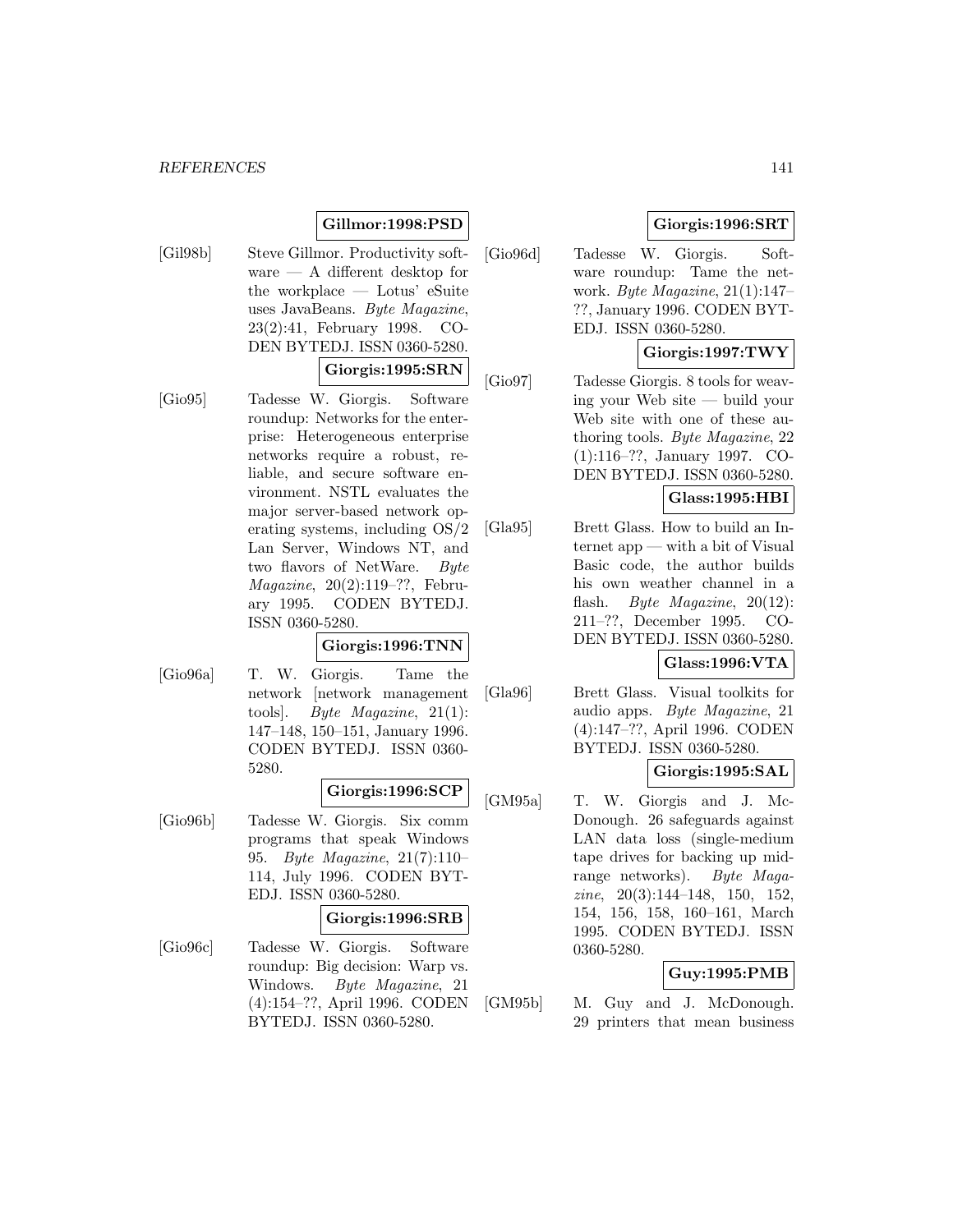**Gillmor:1998:PSD**

[Gil98b] Steve Gillmor. Productivity software — A different desktop for the workplace — Lotus' eSuite uses JavaBeans. *Byte Magazine*, 23(2):41, February 1998. CODEN BYTEDJ. ISSN 0360-5280.

**Giorgis:1995:SRN**

[Gio95] Tadesse W. Giorgis. Software roundup: Networks for the enterprise: Heterogeneous enterprise networks require a robust, reliable, and secure software environment. NSTL evaluates the major server-based network operating systems, including OS/2 Lan Server, Windows NT, and two flavors of NetWare. *Byte Magazine*, 20(2):119–??, February 1995. CODEN BYTEDJ. ISSN 0360-5280.

**Giorgis:1996:TNN**

[Gio96a] T. W. Giorgis. Tame the network [network management tools]. *Byte Magazine*, 21(1): 147–148, 150–151, January 1996. CODEN BYTEDJ. ISSN 0360-5280.

**Giorgis:1996:SCP**

[Gio96b] Tadesse W. Giorgis. Six comm programs that speak Windows 95. *Byte Magazine*, 21(7):110–114, July 1996. CODEN BYTEDJ. ISSN 0360-5280.

**Giorgis:1996:SRB**

[Gio96c] Tadesse W. Giorgis. Software roundup: Big decision: Warp vs. Windows. *Byte Magazine*, 21 (4):154–??, April 1996. CODEN BYTEDJ. ISSN 0360-5280.

**Giorgis:1996:SRT**

[Gio96d] Tadesse W. Giorgis. Software roundup: Tame the network. *Byte Magazine*, 21(1):147–??, January 1996. CODEN BYTEDJ. ISSN 0360-5280.

**Giorgis:1997:TWY**

[Gio97] Tadesse Giorgis. 8 tools for weaving your Web site — build your Web site with one of these authoring tools. *Byte Magazine*, 22 (1):116–??, January 1997. CODEN BYTEDJ. ISSN 0360-5280.

**Glass:1995:HBI**

[Gla95] Brett Glass. How to build an Internet app — with a bit of Visual Basic code, the author builds his own weather channel in a flash. *Byte Magazine*, 20(12): 211–??, December 1995. CODEN BYTEDJ. ISSN 0360-5280.

**Glass:1996:VTA**

[Gla96] Brett Glass. Visual toolkits for audio apps. *Byte Magazine*, 21 (4):147–??, April 1996. CODEN BYTEDJ. ISSN 0360-5280.

**Giorgis:1995:SAL**

[GM95a] T. W. Giorgis and J. McDonough. 26 safeguards against LAN data loss (single-medium tape drives for backing up midrange networks). *Byte Magazine*, 20(3):144–148, 150, 152, 154, 156, 158, 160–161, March 1995. CODEN BYTEDJ. ISSN 0360-5280.

**Guy:1995:PMB**

[GM95b] M. Guy and J. McDonough. 29 printers that mean business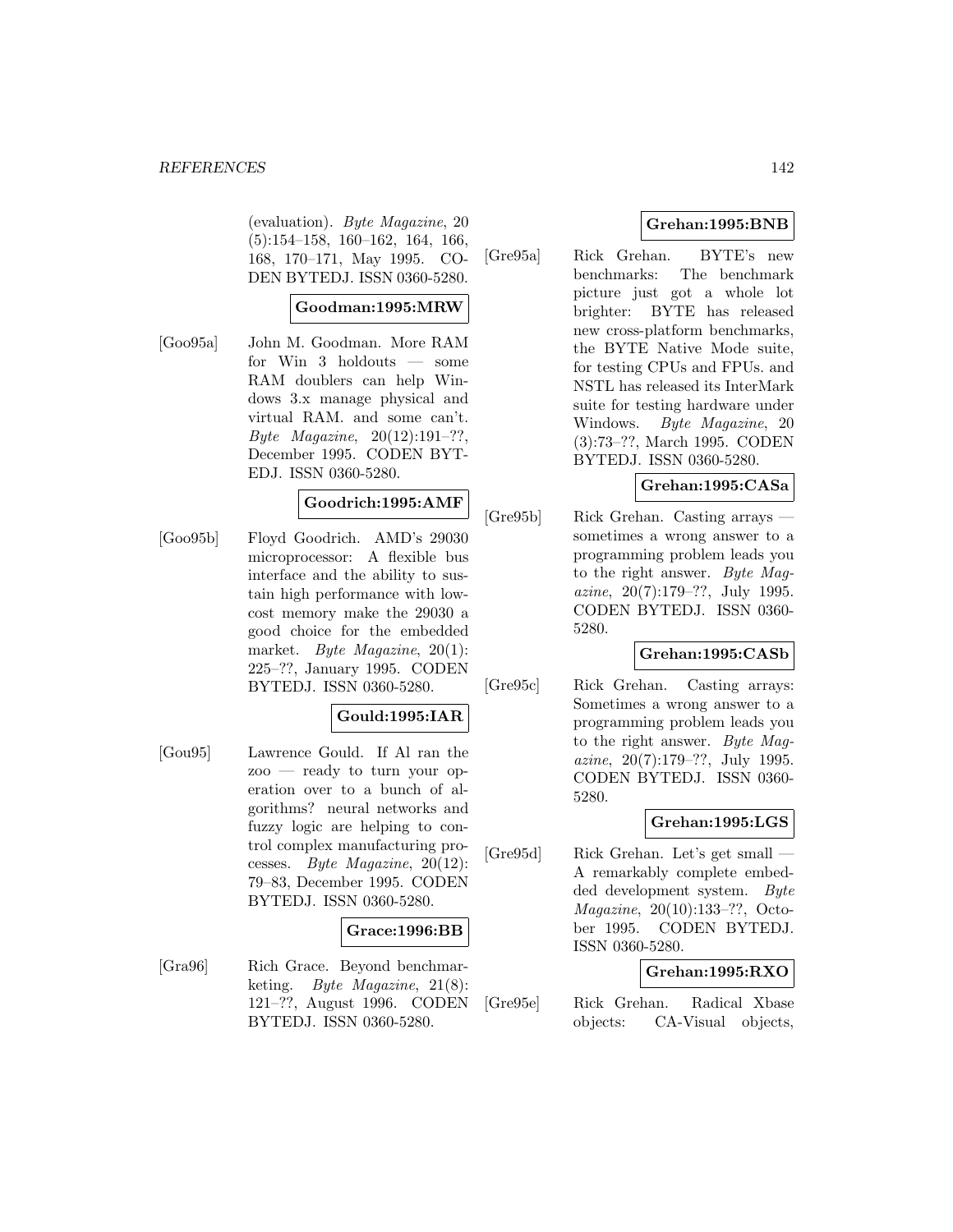(evaluation). *Byte Magazine*, 20 (5):154–158, 160–162, 164, 166, 168, 170–171, May 1995. CODEN BYTEDJ. ISSN 0360-5280.

**Goodman:1995:MRW**

[Goo95a] John M. Goodman. More RAM for Win 3 holdouts — some RAM doublers can help Windows 3.x manage physical and virtual RAM. and some can't. *Byte Magazine*, 20(12):191–??, December 1995. CODEN BYTEDJ. ISSN 0360-5280.

**Goodrich:1995:AMF**

[Goo95b] Floyd Goodrich. AMD's 29030 microprocessor: A flexible bus interface and the ability to sustain high performance with low-cost memory make the 29030 a good choice for the embedded market. *Byte Magazine*, 20(1): 225–??, January 1995. CODEN BYTEDJ. ISSN 0360-5280.

**Gould:1995:IAR**

[Gou95] Lawrence Gould. If Al ran the zoo — ready to turn your operation over to a bunch of algorithms? neural networks and fuzzy logic are helping to control complex manufacturing processes. *Byte Magazine*, 20(12): 79–83, December 1995. CODEN BYTEDJ. ISSN 0360-5280.

**Grace:1996:BB**

[Gra96] Rich Grace. Beyond benchmarketing. *Byte Magazine*, 21(8): 121–??, August 1996. CODEN BYTEDJ. ISSN 0360-5280.

**Grehan:1995:BNB**

[Gre95a] Rick Grehan. BYTE's new benchmarks: The benchmark picture just got a whole lot brighter: BYTE has released new cross-platform benchmarks, the BYTE Native Mode suite, for testing CPUs and FPUs. and NSTL has released its InterMark suite for testing hardware under Windows. *Byte Magazine*, 20 (3):73–??, March 1995. CODEN BYTEDJ. ISSN 0360-5280.

**Grehan:1995:CASa**

[Gre95b] Rick Grehan. Casting arrays — sometimes a wrong answer to a programming problem leads you to the right answer. *Byte Magazine*, 20(7):179–??, July 1995. CODEN BYTEDJ. ISSN 0360-5280.

**Grehan:1995:CASb**

[Gre95c] Rick Grehan. Casting arrays: Sometimes a wrong answer to a programming problem leads you to the right answer. *Byte Magazine*, 20(7):179–??, July 1995. CODEN BYTEDJ. ISSN 0360-5280.

**Grehan:1995:LGS**

[Gre95d] Rick Grehan. Let's get small — A remarkably complete embedded development system. *Byte Magazine*, 20(10):133–??, October 1995. CODEN BYTEDJ. ISSN 0360-5280.

**Grehan:1995:RXO**

[Gre95e] Rick Grehan. Radical Xbase objects: CA-Visual objects,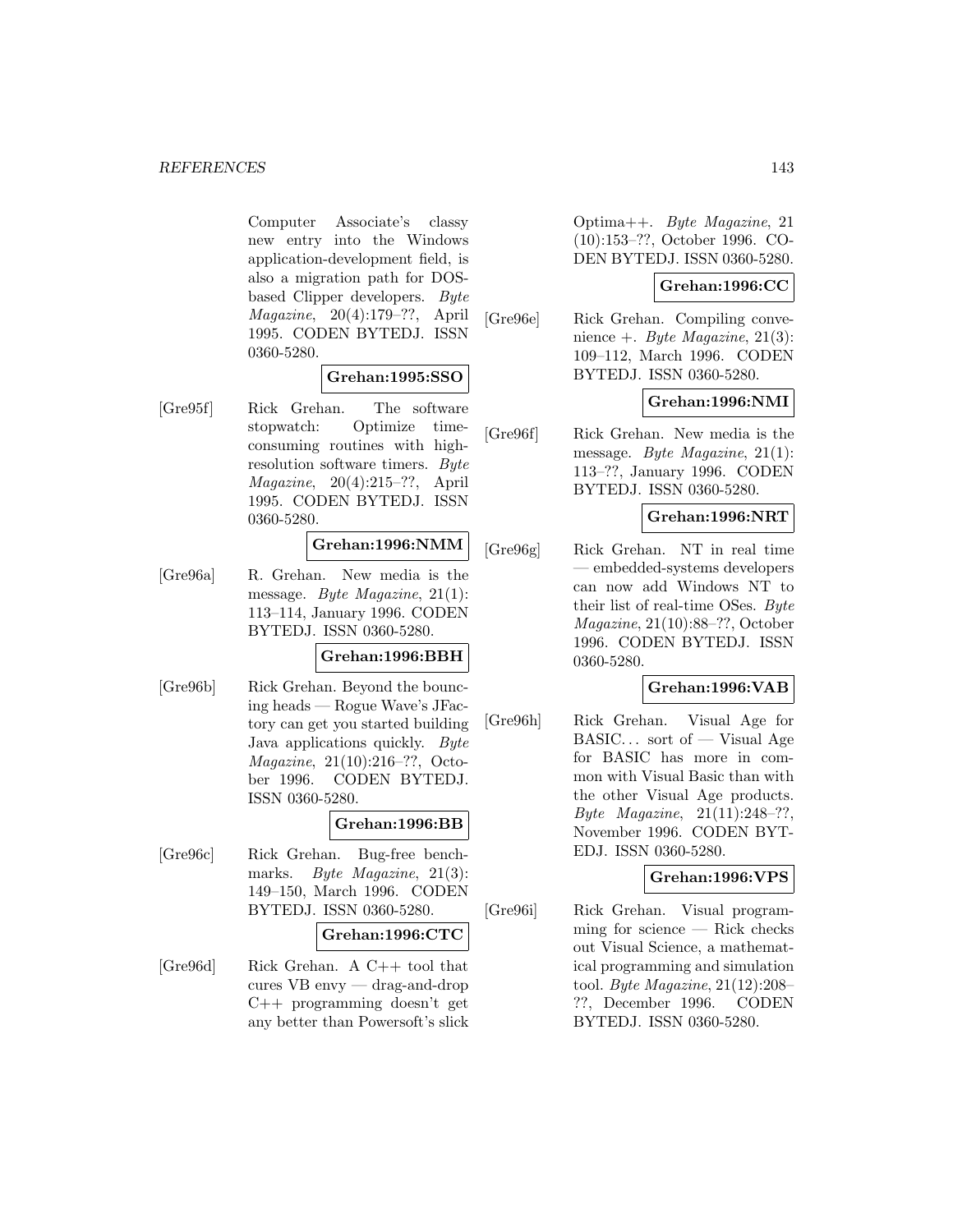Computer Associate's classy new entry into the Windows application-development field, is also a migration path for DOS-based Clipper developers. *Byte Magazine*, 20(4):179–??, April 1995. CODEN BYTEDJ. ISSN 0360-5280.

**Grehan:1995:SSO**

[Gre95f] Rick Grehan. The software stopwatch: Optimize time-consuming routines with high-resolution software timers. *Byte Magazine*, 20(4):215–??, April 1995. CODEN BYTEDJ. ISSN 0360-5280.

**Grehan:1996:NMM**

[Gre96a] R. Grehan. New media is the message. *Byte Magazine*, 21(1): 113–114, January 1996. CODEN BYTEDJ. ISSN 0360-5280.

**Grehan:1996:BBH**

[Gre96b] Rick Grehan. Beyond the bouncing heads — Rogue Wave's JFactory can get you started building Java applications quickly. *Byte Magazine*, 21(10):216–??, October 1996. CODEN BYTEDJ. ISSN 0360-5280.

**Grehan:1996:BB**

[Gre96c] Rick Grehan. Bug-free benchmarks. *Byte Magazine*, 21(3): 149–150, March 1996. CODEN BYTEDJ. ISSN 0360-5280.

**Grehan:1996:CTC**

[Gre96d] Rick Grehan. A C++ tool that cures VB envy — drag-and-drop C++ programming doesn't get any better than Powersoft's slick Optima++. *Byte Magazine*, 21 (10):153–??, October 1996. CODEN BYTEDJ. ISSN 0360-5280.

**Grehan:1996:CC**

[Gre96e] Rick Grehan. Compiling convenience +. *Byte Magazine*, 21(3): 109–112, March 1996. CODEN BYTEDJ. ISSN 0360-5280.

**Grehan:1996:NMI**

[Gre96f] Rick Grehan. New media is the message. *Byte Magazine*, 21(1): 113–??, January 1996. CODEN BYTEDJ. ISSN 0360-5280.

**Grehan:1996:NRT**

[Gre96g] Rick Grehan. NT in real time — embedded-systems developers can now add Windows NT to their list of real-time OSes. *Byte Magazine*, 21(10):88–??, October 1996. CODEN BYTEDJ. ISSN 0360-5280.

**Grehan:1996:VAB**

[Gre96h] Rick Grehan. Visual Age for BASIC... sort of — Visual Age for BASIC has more in common with Visual Basic than with the other Visual Age products. *Byte Magazine*, 21(11):248–??, November 1996. CODEN BYTEDJ. ISSN 0360-5280.

**Grehan:1996:VPS**

[Gre96i] Rick Grehan. Visual programming for science — Rick checks out Visual Science, a mathematical programming and simulation tool. *Byte Magazine*, 21(12):208–??, December 1996. CODEN BYTEDJ. ISSN 0360-5280.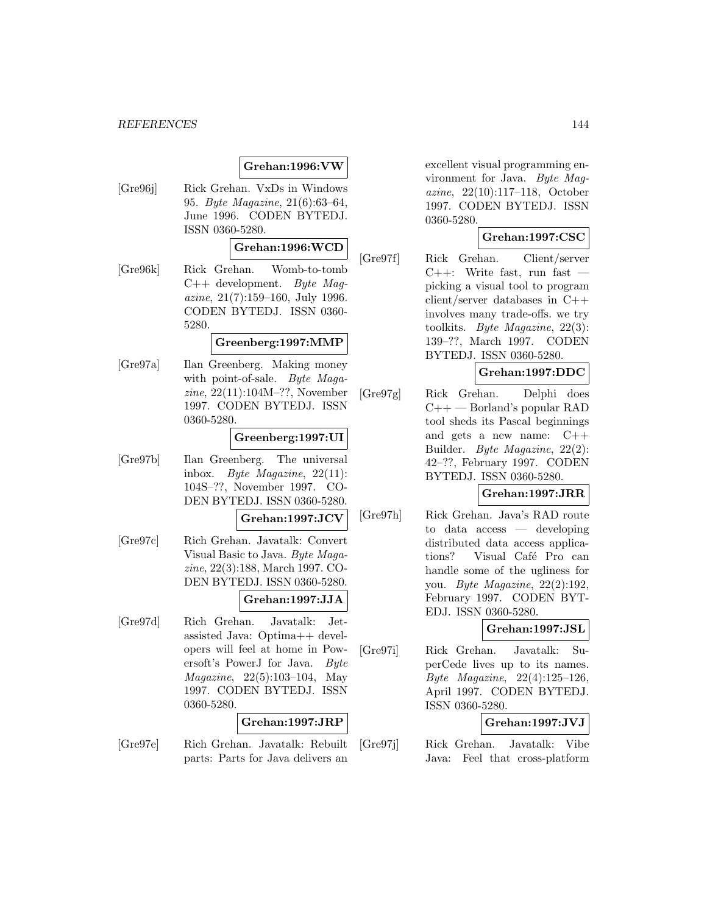**Grehan:1996:VW**

[Gre96j] Rick Grehan. VxDs in Windows 95. *Byte Magazine*, 21(6):63–64, June 1996. CODEN BYTEDJ. ISSN 0360-5280.

**Grehan:1996:WCD**

[Gre96k] Rick Grehan. Womb-to-tomb C++ development. *Byte Magazine*, 21(7):159–160, July 1996. CODEN BYTEDJ. ISSN 0360-5280.

**Greenberg:1997:MMP**

[Gre97a] Ilan Greenberg. Making money with point-of-sale. *Byte Magazine*, 22(11):104M–??, November 1997. CODEN BYTEDJ. ISSN 0360-5280.

**Greenberg:1997:UI**

[Gre97b] Ilan Greenberg. The universal inbox. *Byte Magazine*, 22(11): 104S–??, November 1997. CODEN BYTEDJ. ISSN 0360-5280.

**Grehan:1997:JCV**

[Gre97c] Rich Grehan. Javatalk: Convert Visual Basic to Java. *Byte Magazine*, 22(3):188, March 1997. CODEN BYTEDJ. ISSN 0360-5280.

**Grehan:1997:JJA**

[Gre97d] Rich Grehan. Javatalk: Jet-assisted Java: Optima++ developers will feel at home in Powersoft's PowerJ for Java. *Byte Magazine*, 22(5):103–104, May 1997. CODEN BYTEDJ. ISSN 0360-5280.

**Grehan:1997:JRP**

[Gre97e] Rich Grehan. Javatalk: Rebuilt parts: Parts for Java delivers an excellent visual programming environment for Java. *Byte Magazine*, 22(10):117–118, October 1997. CODEN BYTEDJ. ISSN 0360-5280.

**Grehan:1997:CSC**

[Gre97f] Rick Grehan. Client/server C++: Write fast, run fast — picking a visual tool to program client/server databases in C++ involves many trade-offs. we try toolkits. *Byte Magazine*, 22(3): 139–??, March 1997. CODEN BYTEDJ. ISSN 0360-5280.

**Grehan:1997:DDC**

[Gre97g] Rick Grehan. Delphi does C++ — Borland's popular RAD tool sheds its Pascal beginnings and gets a new name: C++ Builder. *Byte Magazine*, 22(2): 42–??, February 1997. CODEN BYTEDJ. ISSN 0360-5280.

**Grehan:1997:JRR**

[Gre97h] Rick Grehan. Java's RAD route to data access — developing distributed data access applications? Visual Café Pro can handle some of the ugliness for you. *Byte Magazine*, 22(2):192, February 1997. CODEN BYTEDJ. ISSN 0360-5280.

**Grehan:1997:JSL**

[Gre97i] Rick Grehan. Javatalk: SuperCede lives up to its names. *Byte Magazine*, 22(4):125–126, April 1997. CODEN BYTEDJ. ISSN 0360-5280.

**Grehan:1997:JVJ**

[Gre97j] Rick Grehan. Javatalk: Vibe Java: Feel that cross-platform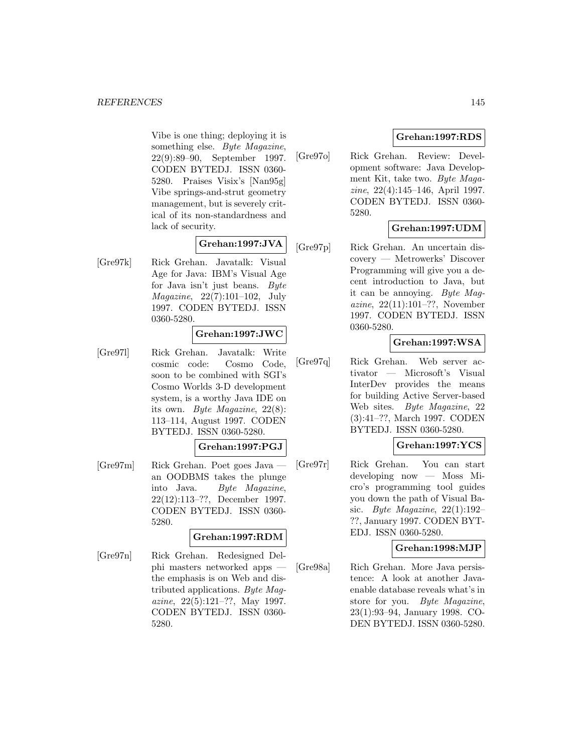Vibe is one thing; deploying it is something else. *Byte Magazine*, 22(9):89–90, September 1997. CODEN BYTEDJ. ISSN 0360-5280. Praises Visix's [Nan95g] Vibe springs-and-strut geometry management, but is severely critical of its non-standardness and lack of security.

**Grehan:1997:JVA**

[Gre97k] Rick Grehan. Javatalk: Visual Age for Java: IBM's Visual Age for Java isn't just beans. *Byte Magazine*, 22(7):101–102, July 1997. CODEN BYTEDJ. ISSN 0360-5280.

**Grehan:1997:JWC**

[Gre97l] Rick Grehan. Javatalk: Write cosmic code: Cosmo Code, soon to be combined with SGI's Cosmo Worlds 3-D development system, is a worthy Java IDE on its own. *Byte Magazine*, 22(8): 113–114, August 1997. CODEN BYTEDJ. ISSN 0360-5280.

**Grehan:1997:PGJ**

[Gre97m] Rick Grehan. Poet goes Java — an OODBMS takes the plunge into Java. *Byte Magazine*, 22(12):113–??, December 1997. CODEN BYTEDJ. ISSN 0360-5280.

**Grehan:1997:RDM**

[Gre97n] Rick Grehan. Redesigned Delphi masters networked apps — the emphasis is on Web and distributed applications. *Byte Magazine*, 22(5):121–??, May 1997. CODEN BYTEDJ. ISSN 0360-5280.

**Grehan:1997:RDS**

[Gre97o] Rick Grehan. Review: Development software: Java Development Kit, take two. *Byte Magazine*, 22(4):145–146, April 1997. CODEN BYTEDJ. ISSN 0360-5280.

**Grehan:1997:UDM**

[Gre97p] Rick Grehan. An uncertain discovery — Metrowerks' Discover Programming will give you a decent introduction to Java, but it can be annoying. *Byte Magazine*, 22(11):101–??, November 1997. CODEN BYTEDJ. ISSN 0360-5280.

**Grehan:1997:WSA**

[Gre97q] Rick Grehan. Web server activator — Microsoft's Visual InterDev provides the means for building Active Server-based Web sites. *Byte Magazine*, 22 (3):41–??, March 1997. CODEN BYTEDJ. ISSN 0360-5280.

**Grehan:1997:YCS**

[Gre97r] Rick Grehan. You can start developing now — Moss Micro's programming tool guides you down the path of Visual Basic. *Byte Magazine*, 22(1):192–??, January 1997. CODEN BYTEDJ. ISSN 0360-5280.

**Grehan:1998:MJP**

[Gre98a] Rich Grehan. More Java persistence: A look at another Java-enable database reveals what's in store for you. *Byte Magazine*, 23(1):93–94, January 1998. CODEN BYTEDJ. ISSN 0360-5280.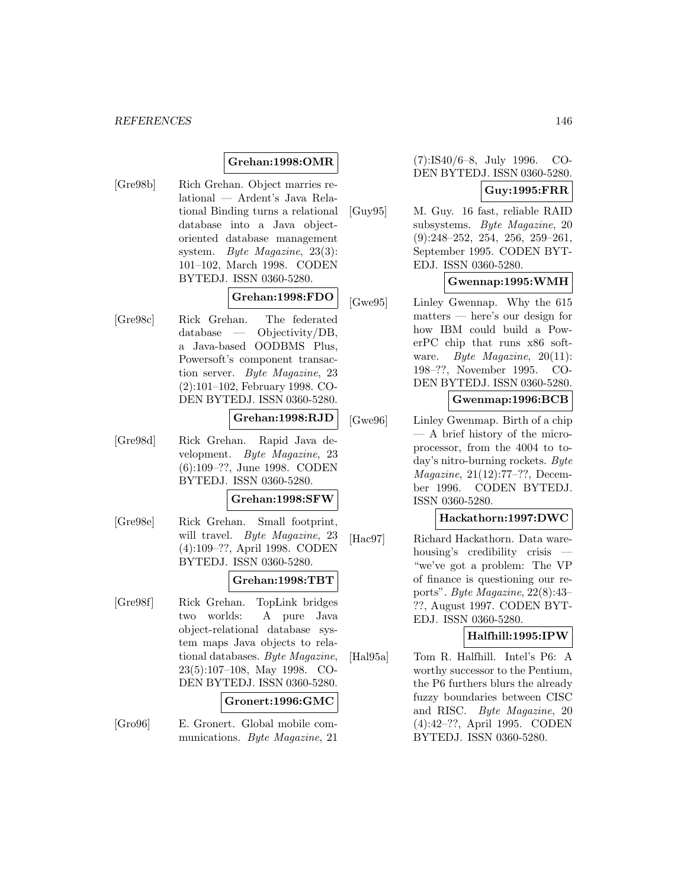**Grehan:1998:OMR**

[Gre98b] Rich Grehan. Object marries relational — Ardent's Java Relational Binding turns a relational database into a Java object-oriented database management system. *Byte Magazine*, 23(3): 101–102, March 1998. CODEN BYTEDJ. ISSN 0360-5280.

**Grehan:1998:FDO**

[Gre98c] Rick Grehan. The federated database — Objectivity/DB, a Java-based OODBMS Plus, Powersoft's component transaction server. *Byte Magazine*, 23 (2):101–102, February 1998. CODEN BYTEDJ. ISSN 0360-5280.

**Grehan:1998:RJD**

[Gre98d] Rick Grehan. Rapid Java development. *Byte Magazine*, 23 (6):109–??, June 1998. CODEN BYTEDJ. ISSN 0360-5280.

**Grehan:1998:SFW**

[Gre98e] Rick Grehan. Small footprint, will travel. *Byte Magazine*, 23 (4):109–??, April 1998. CODEN BYTEDJ. ISSN 0360-5280.

**Grehan:1998:TBT**

[Gre98f] Rick Grehan. TopLink bridges two worlds: A pure Java object-relational database system maps Java objects to relational databases. *Byte Magazine*, 23(5):107–108, May 1998. CODEN BYTEDJ. ISSN 0360-5280.

**Gronert:1996:GMC**

[Gro96] E. Gronert. Global mobile communications. *Byte Magazine*, 21 (7):IS40/6–8, July 1996. CODEN BYTEDJ. ISSN 0360-5280.

**Guy:1995:FRR**

[Guy95] M. Guy. 16 fast, reliable RAID subsystems. *Byte Magazine*, 20 (9):248–252, 254, 256, 259–261, September 1995. CODEN BYTEDJ. ISSN 0360-5280.

**Gwennap:1995:WMH**

[Gwe95] Linley Gwennap. Why the 615 matters — here's our design for how IBM could build a PowerPC chip that runs x86 software. *Byte Magazine*, 20(11): 198–??, November 1995. CODEN BYTEDJ. ISSN 0360-5280.

**Gwenmap:1996:BCB**

[Gwe96] Linley Gwenmap. Birth of a chip — A brief history of the microprocessor, from the 4004 to today's nitro-burning rockets. *Byte Magazine*, 21(12):77–??, December 1996. CODEN BYTEDJ. ISSN 0360-5280.

**Hackathorn:1997:DWC**

[Hac97] Richard Hackathorn. Data warehousing's credibility crisis — "we've got a problem: The VP of finance is questioning our reports". *Byte Magazine*, 22(8):43–??, August 1997. CODEN BYTEDJ. ISSN 0360-5280.

**Halfhill:1995:IPW**

[Hal95a] Tom R. Halfhill. Intel's P6: A worthy successor to the Pentium, the P6 furthers blurs the already fuzzy boundaries between CISC and RISC. *Byte Magazine*, 20 (4):42–??, April 1995. CODEN BYTEDJ. ISSN 0360-5280.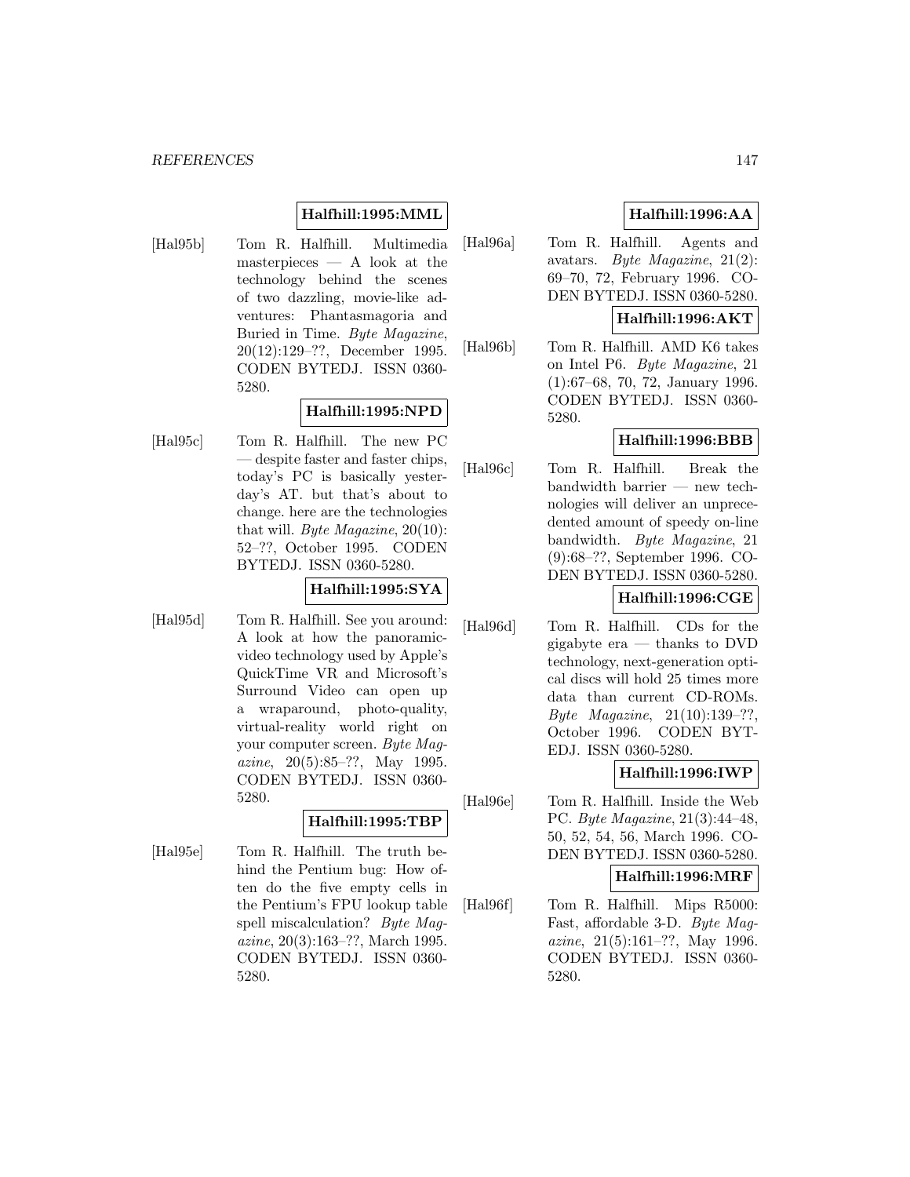**Halfhill:1995:MML**

[Hal95b] Tom R. Halfhill. Multimedia masterpieces — A look at the technology behind the scenes of two dazzling, movie-like adventures: Phantasmagoria and Buried in Time. *Byte Magazine*, 20(12):129–??, December 1995. CODEN BYTEDJ. ISSN 0360-5280.

**Halfhill:1995:NPD**

[Hal95c] Tom R. Halfhill. The new PC — despite faster and faster chips, today's PC is basically yesterday's AT. but that's about to change. here are the technologies that will. *Byte Magazine*, 20(10): 52–??, October 1995. CODEN BYTEDJ. ISSN 0360-5280.

**Halfhill:1995:SYA**

[Hal95d] Tom R. Halfhill. See you around: A look at how the panoramic-video technology used by Apple's QuickTime VR and Microsoft's Surround Video can open up a wraparound, photo-quality, virtual-reality world right on your computer screen. *Byte Magazine*, 20(5):85–??, May 1995. CODEN BYTEDJ. ISSN 0360-5280.

**Halfhill:1995:TBP**

[Hal95e] Tom R. Halfhill. The truth behind the Pentium bug: How often do the five empty cells in the Pentium's FPU lookup table spell miscalculation? *Byte Magazine*, 20(3):163–??, March 1995. CODEN BYTEDJ. ISSN 0360-5280.

**Halfhill:1996:AA**

[Hal96a] Tom R. Halfhill. Agents and avatars. *Byte Magazine*, 21(2): 69–70, 72, February 1996. CODEN BYTEDJ. ISSN 0360-5280.

**Halfhill:1996:AKT**

[Hal96b] Tom R. Halfhill. AMD K6 takes on Intel P6. *Byte Magazine*, 21 (1):67–68, 70, 72, January 1996. CODEN BYTEDJ. ISSN 0360-5280.

**Halfhill:1996:BBB**

[Hal96c] Tom R. Halfhill. Break the bandwidth barrier — new technologies will deliver an unprecedented amount of speedy on-line bandwidth. *Byte Magazine*, 21 (9):68–??, September 1996. CODEN BYTEDJ. ISSN 0360-5280.

**Halfhill:1996:CGE**

[Hal96d] Tom R. Halfhill. CDs for the gigabyte era — thanks to DVD technology, next-generation optical discs will hold 25 times more data than current CD-ROMs. *Byte Magazine*, 21(10):139–??, October 1996. CODEN BYTEDJ. ISSN 0360-5280.

**Halfhill:1996:IWP**

[Hal96e] Tom R. Halfhill. Inside the Web PC. *Byte Magazine*, 21(3):44–48, 50, 52, 54, 56, March 1996. CODEN BYTEDJ. ISSN 0360-5280.

**Halfhill:1996:MRF**

[Hal96f] Tom R. Halfhill. Mips R5000: Fast, affordable 3-D. *Byte Magazine*, 21(5):161–??, May 1996. CODEN BYTEDJ. ISSN 0360-5280.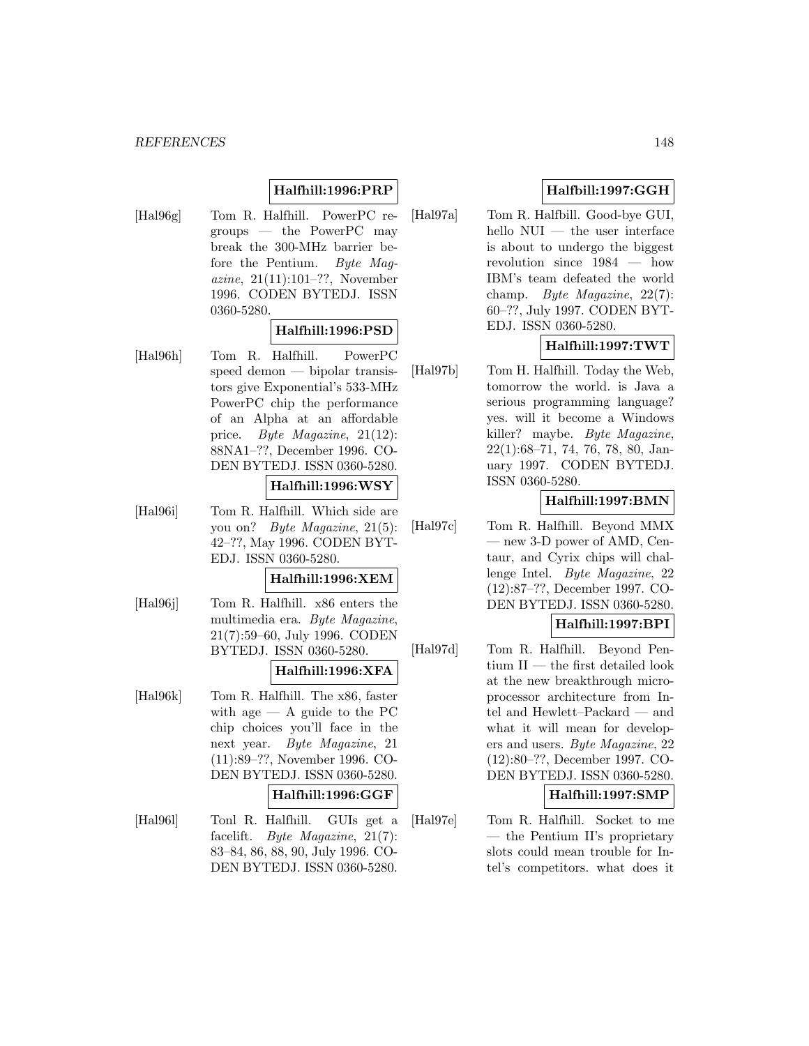**Halfhill:1996:PRP**

[Hal96g] Tom R. Halfhill. PowerPC regroups — the PowerPC may break the 300-MHz barrier before the Pentium. *Byte Magazine*, 21(11):101–??, November 1996. CODEN BYTEDJ. ISSN 0360-5280.

**Halfhill:1996:PSD**

[Hal96h] Tom R. Halfhill. PowerPC speed demon — bipolar transistors give Exponential's 533-MHz PowerPC chip the performance of an Alpha at an affordable price. *Byte Magazine*, 21(12): 88NA1–??, December 1996. CODEN BYTEDJ. ISSN 0360-5280.

**Halfhill:1996:WSY**

[Hal96i] Tom R. Halfhill. Which side are you on? *Byte Magazine*, 21(5): 42–??, May 1996. CODEN BYTEDJ. ISSN 0360-5280.

**Halfhill:1996:XEM**

[Hal96j] Tom R. Halfhill. x86 enters the multimedia era. *Byte Magazine*, 21(7):59–60, July 1996. CODEN BYTEDJ. ISSN 0360-5280.

**Halfhill:1996:XFA**

[Hal96k] Tom R. Halfhill. The x86, faster with age — A guide to the PC chip choices you'll face in the next year. *Byte Magazine*, 21 (11):89–??, November 1996. CODEN BYTEDJ. ISSN 0360-5280.

**Halfhill:1996:GGF**

[Hal96l] Tonl R. Halfhill. GUIs get a facelift. *Byte Magazine*, 21(7): 83–84, 86, 88, 90, July 1996. CODEN BYTEDJ. ISSN 0360-5280.

**Halfbill:1997:GGH**

[Hal97a] Tom R. Halfbill. Good-bye GUI, hello NUI — the user interface is about to undergo the biggest revolution since 1984 — how IBM's team defeated the world champ. *Byte Magazine*, 22(7): 60–??, July 1997. CODEN BYTEDJ. ISSN 0360-5280.

**Halfhill:1997:TWT**

[Hal97b] Tom H. Halfhill. Today the Web, tomorrow the world. is Java a serious programming language? yes. will it become a Windows killer? maybe. *Byte Magazine*, 22(1):68–71, 74, 76, 78, 80, January 1997. CODEN BYTEDJ. ISSN 0360-5280.

**Halfhill:1997:BMN**

[Hal97c] Tom R. Halfhill. Beyond MMX — new 3-D power of AMD, Centaur, and Cyrix chips will challenge Intel. *Byte Magazine*, 22 (12):87–??, December 1997. CODEN BYTEDJ. ISSN 0360-5280.

**Halfhill:1997:BPI**

[Hal97d] Tom R. Halfhill. Beyond Pentium II — the first detailed look at the new breakthrough microprocessor architecture from Intel and Hewlett–Packard — and what it will mean for developers and users. *Byte Magazine*, 22 (12):80–??, December 1997. CODEN BYTEDJ. ISSN 0360-5280.

**Halfhill:1997:SMP**

[Hal97e] Tom R. Halfhill. Socket to me — the Pentium II's proprietary slots could mean trouble for Intel's competitors. what does it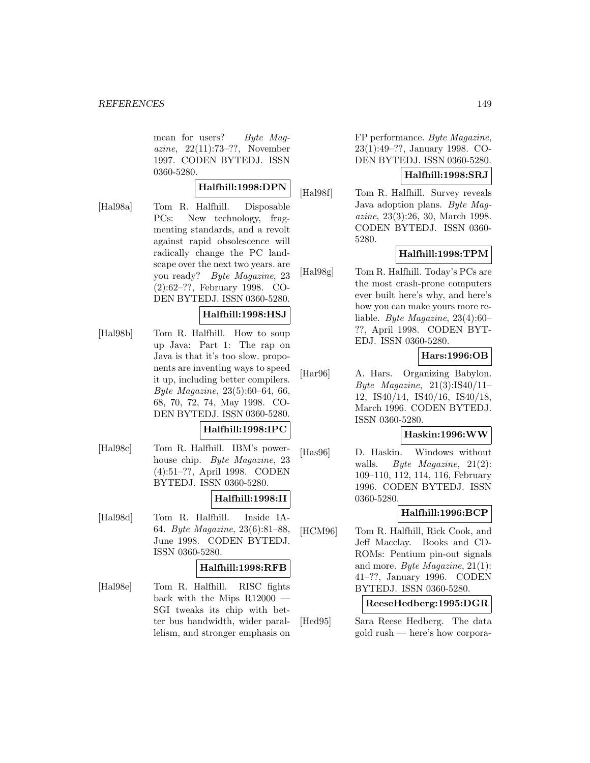mean for users? *Byte Magazine*, 22(11):73–??, November 1997. CODEN BYTEDJ. ISSN 0360-5280.

**Halfhill:1998:DPN**

[Hal98a] Tom R. Halfhill. Disposable PCs: New technology, fragmenting standards, and a revolt against rapid obsolescence will radically change the PC landscape over the next two years. are you ready? *Byte Magazine*, 23 (2):62–??, February 1998. CODEN BYTEDJ. ISSN 0360-5280.

**Halfhill:1998:HSJ**

[Hal98b] Tom R. Halfhill. How to soup up Java: Part 1: The rap on Java is that it's too slow. proponents are inventing ways to speed it up, including better compilers. *Byte Magazine*, 23(5):60–64, 66, 68, 70, 72, 74, May 1998. CODEN BYTEDJ. ISSN 0360-5280.

**Halfhill:1998:IPC**

[Hal98c] Tom R. Halfhill. IBM's powerhouse chip. *Byte Magazine*, 23 (4):51–??, April 1998. CODEN BYTEDJ. ISSN 0360-5280.

**Halfhill:1998:II**

[Hal98d] Tom R. Halfhill. Inside IA-64. *Byte Magazine*, 23(6):81–88, June 1998. CODEN BYTEDJ. ISSN 0360-5280.

**Halfhill:1998:RFB**

[Hal98e] Tom R. Halfhill. RISC fights back with the Mips R12000 — SGI tweaks its chip with better bus bandwidth, wider parallelism, and stronger emphasis on FP performance. *Byte Magazine*, 23(1):49–??, January 1998. CODEN BYTEDJ. ISSN 0360-5280.

**Halfhill:1998:SRJ**

[Hal98f] Tom R. Halfhill. Survey reveals Java adoption plans. *Byte Magazine*, 23(3):26, 30, March 1998. CODEN BYTEDJ. ISSN 0360-5280.

**Halfhill:1998:TPM**

[Hal98g] Tom R. Halfhill. Today's PCs are the most crash-prone computers ever built here's why, and here's how you can make yours more reliable. *Byte Magazine*, 23(4):60–??, April 1998. CODEN BYTEDJ. ISSN 0360-5280.

**Hars:1996:OB**

[Har96] A. Hars. Organizing Babylon. *Byte Magazine*, 21(3):IS40/11–12, IS40/14, IS40/16, IS40/18, March 1996. CODEN BYTEDJ. ISSN 0360-5280.

**Haskin:1996:WW**

[Has96] D. Haskin. Windows without walls. *Byte Magazine*, 21(2): 109–110, 112, 114, 116, February 1996. CODEN BYTEDJ. ISSN 0360-5280.

**Halfhill:1996:BCP**

[HCM96] Tom R. Halfhill, Rick Cook, and Jeff Macclay. Books and CD-ROMs: Pentium pin-out signals and more. *Byte Magazine*, 21(1): 41–??, January 1996. CODEN BYTEDJ. ISSN 0360-5280.

**ReeseHedberg:1995:DGR**

[Hed95] Sara Reese Hedberg. The data gold rush — here's how corpora-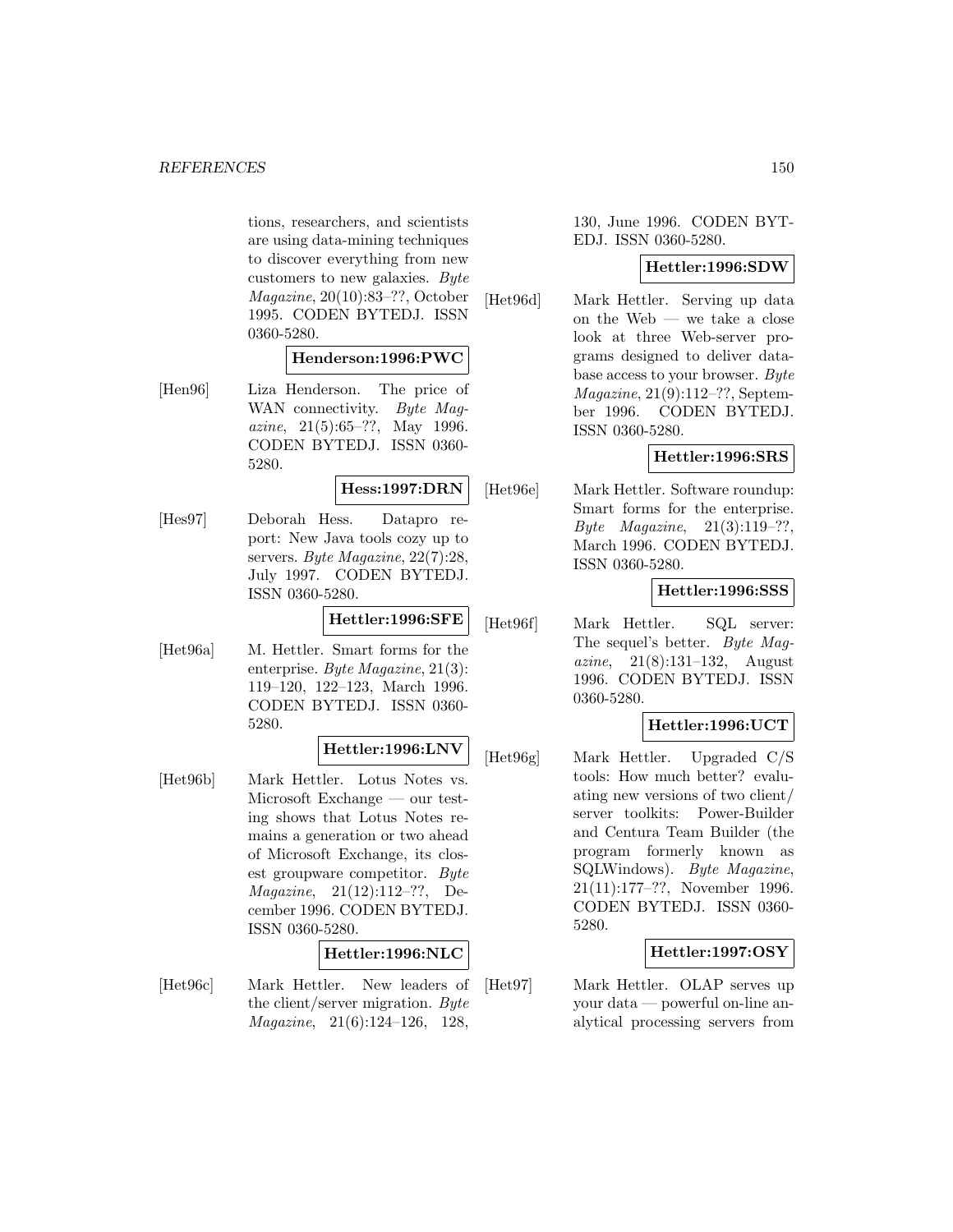tions, researchers, and scientists are using data-mining techniques to discover everything from new customers to new galaxies. *Byte Magazine*, 20(10):83–??, October 1995. CODEN BYTEDJ. ISSN 0360-5280.

**Henderson:1996:PWC**

[Hen96] Liza Henderson. The price of WAN connectivity. *Byte Magazine*, 21(5):65–??, May 1996. CODEN BYTEDJ. ISSN 0360-5280.

**Hess:1997:DRN**

[Hes97] Deborah Hess. Datapro report: New Java tools cozy up to servers. *Byte Magazine*, 22(7):28, July 1997. CODEN BYTEDJ. ISSN 0360-5280.

**Hettler:1996:SFE**

[Het96a] M. Hettler. Smart forms for the enterprise. *Byte Magazine*, 21(3): 119–120, 122–123, March 1996. CODEN BYTEDJ. ISSN 0360-5280.

**Hettler:1996:LNV**

[Het96b] Mark Hettler. Lotus Notes vs. Microsoft Exchange — our testing shows that Lotus Notes remains a generation or two ahead of Microsoft Exchange, its closest groupware competitor. *Byte Magazine*, 21(12):112–??, December 1996. CODEN BYTEDJ. ISSN 0360-5280.

**Hettler:1996:NLC**

[Het96c] Mark Hettler. New leaders of the client/server migration. *Byte Magazine*, 21(6):124–126, 128, 130, June 1996. CODEN BYTEDJ. ISSN 0360-5280.

**Hettler:1996:SDW**

[Het96d] Mark Hettler. Serving up data on the Web — we take a close look at three Web-server programs designed to deliver database access to your browser. *Byte Magazine*, 21(9):112–??, September 1996. CODEN BYTEDJ. ISSN 0360-5280.

**Hettler:1996:SRS**

[Het96e] Mark Hettler. Software roundup: Smart forms for the enterprise. *Byte Magazine*, 21(3):119–??, March 1996. CODEN BYTEDJ. ISSN 0360-5280.

**Hettler:1996:SSS**

[Het96f] Mark Hettler. SQL server: The sequel's better. *Byte Magazine*, 21(8):131–132, August 1996. CODEN BYTEDJ. ISSN 0360-5280.

**Hettler:1996:UCT**

[Het96g] Mark Hettler. Upgraded C/S tools: How much better? evaluating new versions of two client/server toolkits: Power-Builder and Centura Team Builder (the program formerly known as SQLWindows). *Byte Magazine*, 21(11):177–??, November 1996. CODEN BYTEDJ. ISSN 0360-5280.

**Hettler:1997:OSY**

[Het97] Mark Hettler. OLAP serves up your data — powerful on-line analytical processing servers from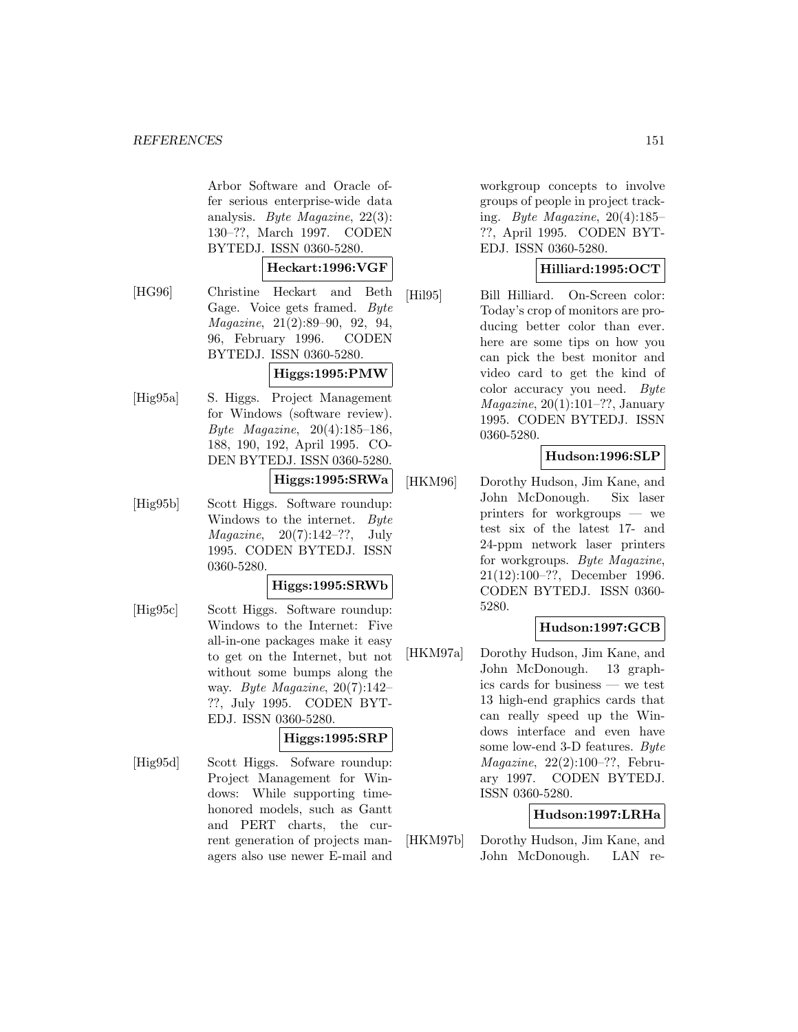Arbor Software and Oracle offer serious enterprise-wide data analysis. *Byte Magazine*, 22(3): 130–??, March 1997. CODEN BYTEDJ. ISSN 0360-5280.

**Heckart:1996:VGF**

[HG96] Christine Heckart and Beth Gage. Voice gets framed. *Byte Magazine*, 21(2):89–90, 92, 94, 96, February 1996. CODEN BYTEDJ. ISSN 0360-5280.

**Higgs:1995:PMW**

[Hig95a] S. Higgs. Project Management for Windows (software review). *Byte Magazine*, 20(4):185–186, 188, 190, 192, April 1995. CODEN BYTEDJ. ISSN 0360-5280.

**Higgs:1995:SRWa**

[Hig95b] Scott Higgs. Software roundup: Windows to the internet. *Byte Magazine*, 20(7):142–??, July 1995. CODEN BYTEDJ. ISSN 0360-5280.

**Higgs:1995:SRWb**

[Hig95c] Scott Higgs. Software roundup: Windows to the Internet: Five all-in-one packages make it easy to get on the Internet, but not without some bumps along the way. *Byte Magazine*, 20(7):142–??, July 1995. CODEN BYTEDJ. ISSN 0360-5280.

**Higgs:1995:SRP**

[Hig95d] Scott Higgs. Sofware roundup: Project Management for Windows: While supporting time-honored models, such as Gantt and PERT charts, the current generation of projects managers also use newer E-mail and workgroup concepts to involve groups of people in project tracking. *Byte Magazine*, 20(4):185–??, April 1995. CODEN BYTEDJ. ISSN 0360-5280.

**Hilliard:1995:OCT**

[Hil95] Bill Hilliard. On-Screen color: Today's crop of monitors are producing better color than ever. here are some tips on how you can pick the best monitor and video card to get the kind of color accuracy you need. *Byte Magazine*, 20(1):101–??, January 1995. CODEN BYTEDJ. ISSN 0360-5280.

**Hudson:1996:SLP**

[HKM96] Dorothy Hudson, Jim Kane, and John McDonough. Six laser printers for workgroups — we test six of the latest 17- and 24-ppm network laser printers for workgroups. *Byte Magazine*, 21(12):100–??, December 1996. CODEN BYTEDJ. ISSN 0360-5280.

**Hudson:1997:GCB**

[HKM97a] Dorothy Hudson, Jim Kane, and John McDonough. 13 graphics cards for business — we test 13 high-end graphics cards that can really speed up the Windows interface and even have some low-end 3-D features. *Byte Magazine*, 22(2):100–??, February 1997. CODEN BYTEDJ. ISSN 0360-5280.

**Hudson:1997:LRHa**

[HKM97b] Dorothy Hudson, Jim Kane, and John McDonough. LAN re-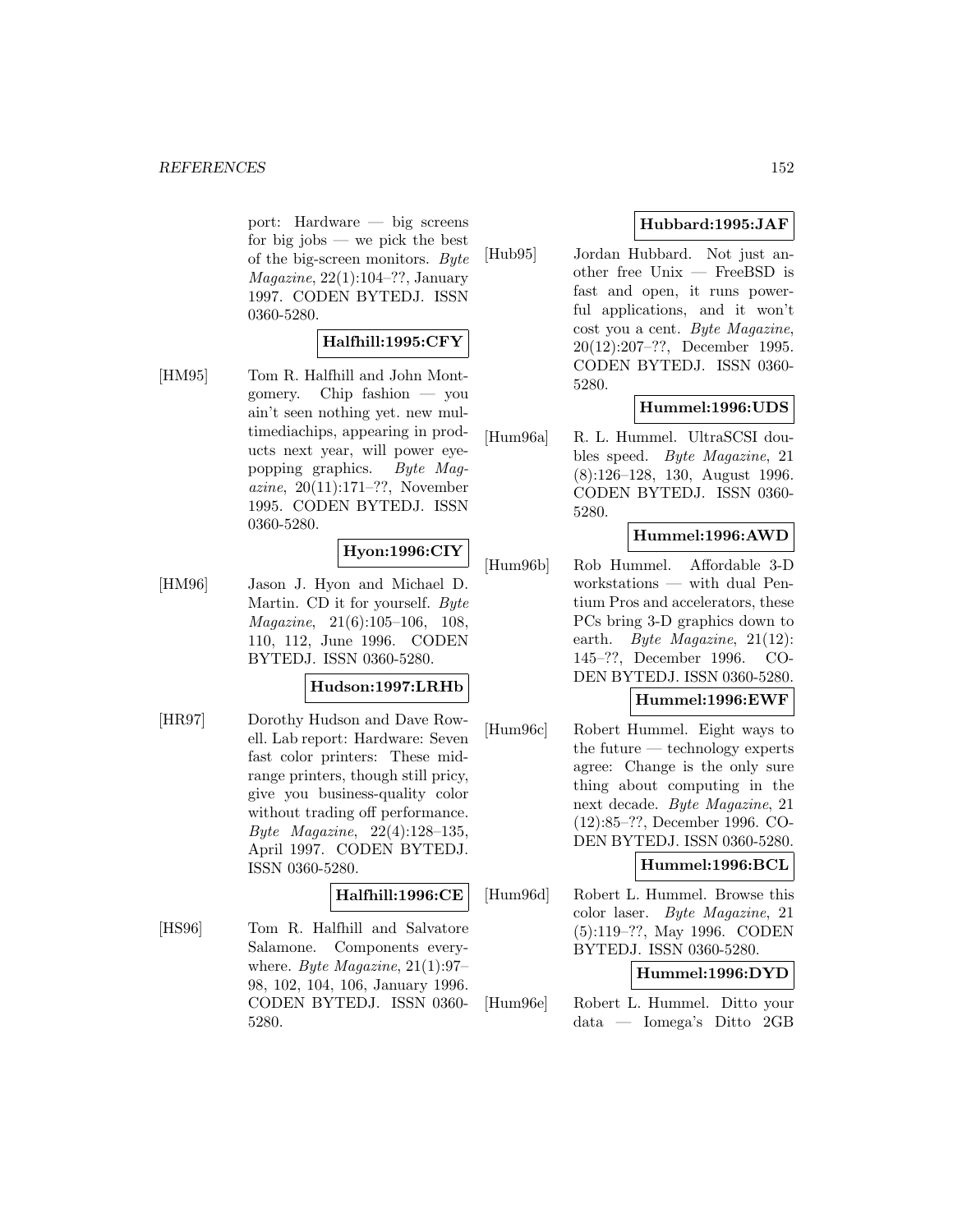port: Hardware — big screens for big jobs — we pick the best of the big-screen monitors. *Byte Magazine*, 22(1):104–??, January 1997. CODEN BYTEDJ. ISSN 0360-5280.

**Halfhill:1995:CFY**

[HM95] Tom R. Halfhill and John Montgomery. Chip fashion — you ain't seen nothing yet. new multimediachips, appearing in products next year, will power eye-popping graphics. *Byte Magazine*, 20(11):171–??, November 1995. CODEN BYTEDJ. ISSN 0360-5280.

**Hyon:1996:CIY**

[HM96] Jason J. Hyon and Michael D. Martin. CD it for yourself. *Byte Magazine*, 21(6):105–106, 108, 110, 112, June 1996. CODEN BYTEDJ. ISSN 0360-5280.

**Hudson:1997:LRHb**

[HR97] Dorothy Hudson and Dave Rowell. Lab report: Hardware: Seven fast color printers: These mid-range printers, though still pricy, give you business-quality color without trading off performance. *Byte Magazine*, 22(4):128–135, April 1997. CODEN BYTEDJ. ISSN 0360-5280.

**Halfhill:1996:CE**

[HS96] Tom R. Halfhill and Salvatore Salamone. Components everywhere. *Byte Magazine*, 21(1):97–98, 102, 104, 106, January 1996. CODEN BYTEDJ. ISSN 0360-5280.

**Hubbard:1995:JAF**

[Hub95] Jordan Hubbard. Not just another free Unix — FreeBSD is fast and open, it runs powerful applications, and it won't cost you a cent. *Byte Magazine*, 20(12):207–??, December 1995. CODEN BYTEDJ. ISSN 0360-5280.

**Hummel:1996:UDS**

[Hum96a] R. L. Hummel. UltraSCSI doubles speed. *Byte Magazine*, 21 (8):126–128, 130, August 1996. CODEN BYTEDJ. ISSN 0360-5280.

**Hummel:1996:AWD**

[Hum96b] Rob Hummel. Affordable 3-D workstations — with dual Pentium Pros and accelerators, these PCs bring 3-D graphics down to earth. *Byte Magazine*, 21(12): 145–??, December 1996. CODEN BYTEDJ. ISSN 0360-5280.

**Hummel:1996:EWF**

[Hum96c] Robert Hummel. Eight ways to the future — technology experts agree: Change is the only sure thing about computing in the next decade. *Byte Magazine*, 21 (12):85–??, December 1996. CODEN BYTEDJ. ISSN 0360-5280.

**Hummel:1996:BCL**

[Hum96d] Robert L. Hummel. Browse this color laser. *Byte Magazine*, 21 (5):119–??, May 1996. CODEN BYTEDJ. ISSN 0360-5280.

**Hummel:1996:DYD**

[Hum96e] Robert L. Hummel. Ditto your data — Iomega's Ditto 2GB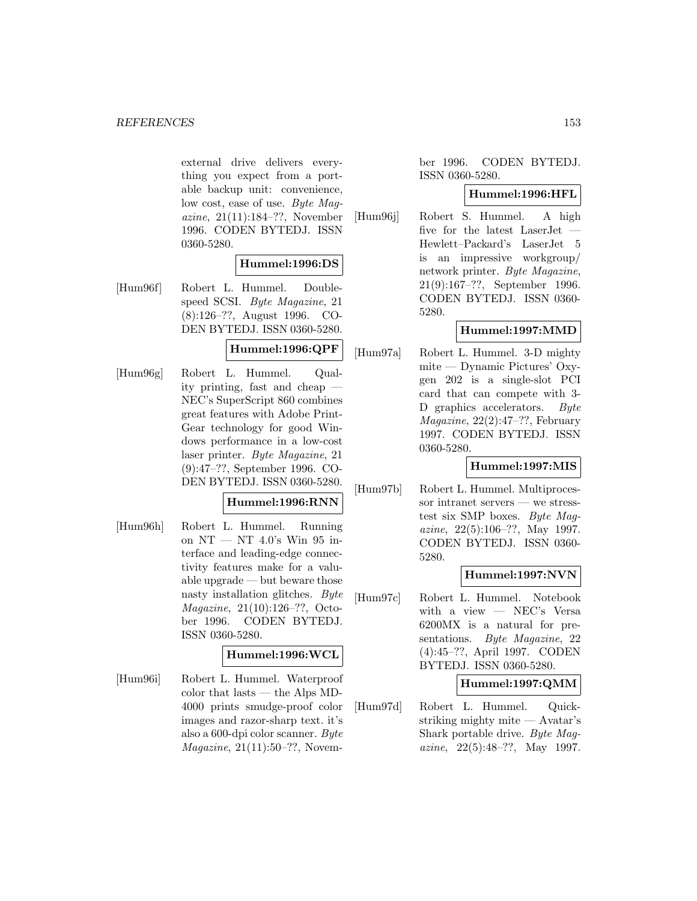external drive delivers everything you expect from a portable backup unit: convenience, low cost, ease of use. *Byte Magazine*, 21(11):184–??, November 1996. CODEN BYTEDJ. ISSN 0360-5280.

**Hummel:1996:DS**

[Hum96f] Robert L. Hummel. Double-speed SCSI. *Byte Magazine*, 21 (8):126–??, August 1996. CODEN BYTEDJ. ISSN 0360-5280.

**Hummel:1996:QPF**

[Hum96g] Robert L. Hummel. Quality printing, fast and cheap — NEC's SuperScript 860 combines great features with Adobe PrintGear technology for good Windows performance in a low-cost laser printer. *Byte Magazine*, 21 (9):47–??, September 1996. CODEN BYTEDJ. ISSN 0360-5280.

**Hummel:1996:RNN**

[Hum96h] Robert L. Hummel. Running on NT — NT 4.0's Win 95 interface and leading-edge connectivity features make for a valuable upgrade — but beware those nasty installation glitches. *Byte Magazine*, 21(10):126–??, October 1996. CODEN BYTEDJ. ISSN 0360-5280.

**Hummel:1996:WCL**

[Hum96i] Robert L. Hummel. Waterproof color that lasts — the Alps MD-4000 prints smudge-proof color images and razor-sharp text. it's also a 600-dpi color scanner. *Byte Magazine*, 21(11):50–??, November 1996. CODEN BYTEDJ. ISSN 0360-5280.

**Hummel:1996:HFL**

[Hum96j] Robert S. Hummel. A high five for the latest LaserJet — Hewlett–Packard's LaserJet 5 is an impressive workgroup/network printer. *Byte Magazine*, 21(9):167–??, September 1996. CODEN BYTEDJ. ISSN 0360-5280.

**Hummel:1997:MMD**

[Hum97a] Robert L. Hummel. 3-D mighty mite — Dynamic Pictures' Oxygen 202 is a single-slot PCI card that can compete with 3-D graphics accelerators. *Byte Magazine*, 22(2):47–??, February 1997. CODEN BYTEDJ. ISSN 0360-5280.

**Hummel:1997:MIS**

[Hum97b] Robert L. Hummel. Multiprocessor intranet servers — we stress-test six SMP boxes. *Byte Magazine*, 22(5):106–??, May 1997. CODEN BYTEDJ. ISSN 0360-5280.

**Hummel:1997:NVN**

[Hum97c] Robert L. Hummel. Notebook with a view — NEC's Versa 6200MX is a natural for presentations. *Byte Magazine*, 22 (4):45–??, April 1997. CODEN BYTEDJ. ISSN 0360-5280.

**Hummel:1997:QMM**

[Hum97d] Robert L. Hummel. Quick-striking mighty mite — Avatar's Shark portable drive. *Byte Magazine*, 22(5):48–??, May 1997.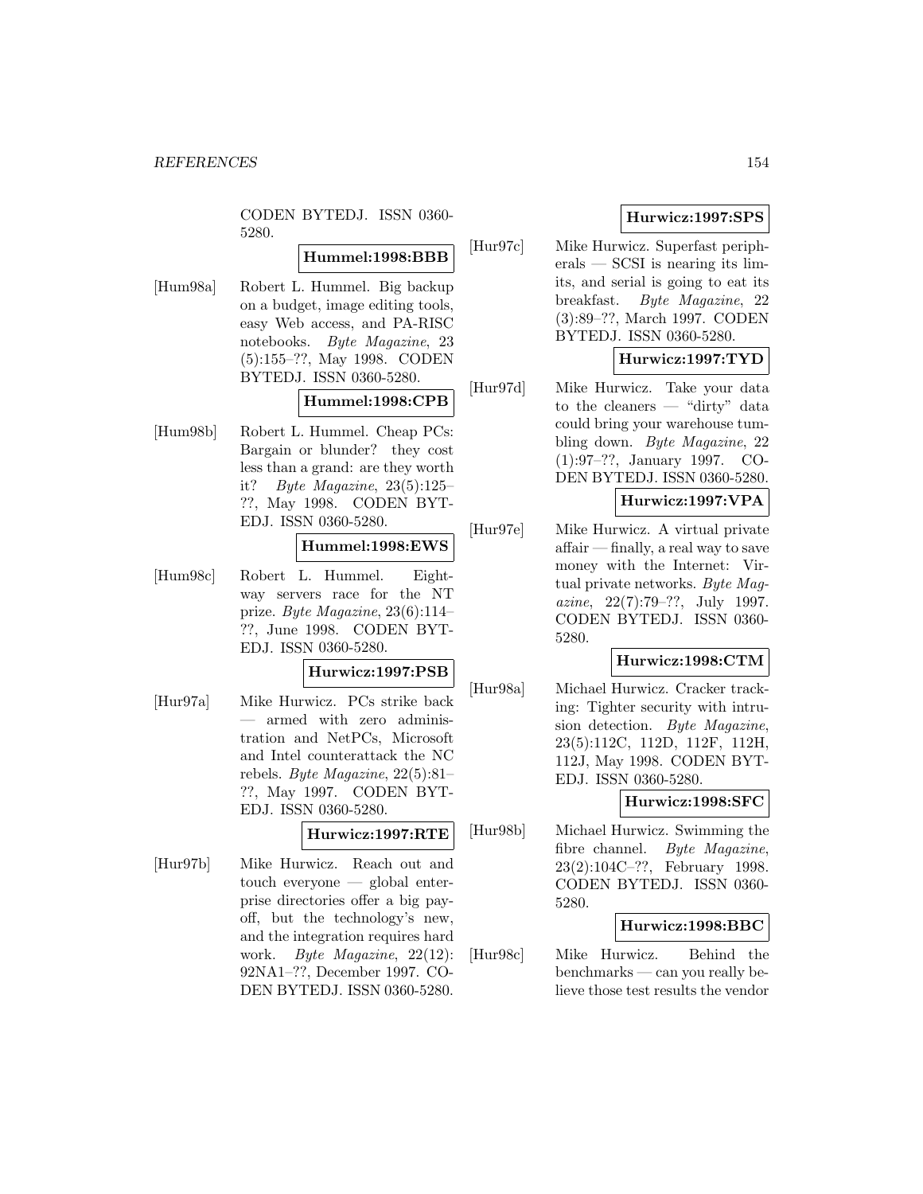CODEN BYTEDJ. ISSN 0360-5280.

**Hummel:1998:BBB**

[Hum98a] Robert L. Hummel. Big backup on a budget, image editing tools, easy Web access, and PA-RISC notebooks. *Byte Magazine*, 23 (5):155–??, May 1998. CODEN BYTEDJ. ISSN 0360-5280.

**Hummel:1998:CPB**

[Hum98b] Robert L. Hummel. Cheap PCs: Bargain or blunder? they cost less than a grand: are they worth it? *Byte Magazine*, 23(5):125–??, May 1998. CODEN BYTEDJ. ISSN 0360-5280.

**Hummel:1998:EWS**

[Hum98c] Robert L. Hummel. Eight-way servers race for the NT prize. *Byte Magazine*, 23(6):114–??, June 1998. CODEN BYTEDJ. ISSN 0360-5280.

**Hurwicz:1997:PSB**

[Hur97a] Mike Hurwicz. PCs strike back — armed with zero administration and NetPCs, Microsoft and Intel counterattack the NC rebels. *Byte Magazine*, 22(5):81–??, May 1997. CODEN BYTEDJ. ISSN 0360-5280.

**Hurwicz:1997:RTE**

[Hur97b] Mike Hurwicz. Reach out and touch everyone — global enterprise directories offer a big payoff, but the technology's new, and the integration requires hard work. *Byte Magazine*, 22(12): 92NA1–??, December 1997. CODEN BYTEDJ. ISSN 0360-5280.

**Hurwicz:1997:SPS**

[Hur97c] Mike Hurwicz. Superfast peripherals — SCSI is nearing its limits, and serial is going to eat its breakfast. *Byte Magazine*, 22 (3):89–??, March 1997. CODEN BYTEDJ. ISSN 0360-5280.

**Hurwicz:1997:TYD**

[Hur97d] Mike Hurwicz. Take your data to the cleaners — "dirty" data could bring your warehouse tumbling down. *Byte Magazine*, 22 (1):97–??, January 1997. CODEN BYTEDJ. ISSN 0360-5280.

**Hurwicz:1997:VPA**

[Hur97e] Mike Hurwicz. A virtual private affair — finally, a real way to save money with the Internet: Virtual private networks. *Byte Magazine*, 22(7):79–??, July 1997. CODEN BYTEDJ. ISSN 0360-5280.

**Hurwicz:1998:CTM**

[Hur98a] Michael Hurwicz. Cracker tracking: Tighter security with intrusion detection. *Byte Magazine*, 23(5):112C, 112D, 112F, 112H, 112J, May 1998. CODEN BYTEDJ. ISSN 0360-5280.

**Hurwicz:1998:SFC**

[Hur98b] Michael Hurwicz. Swimming the fibre channel. *Byte Magazine*, 23(2):104C–??, February 1998. CODEN BYTEDJ. ISSN 0360-5280.

**Hurwicz:1998:BBC**

[Hur98c] Mike Hurwicz. Behind the benchmarks — can you really believe those test results the vendor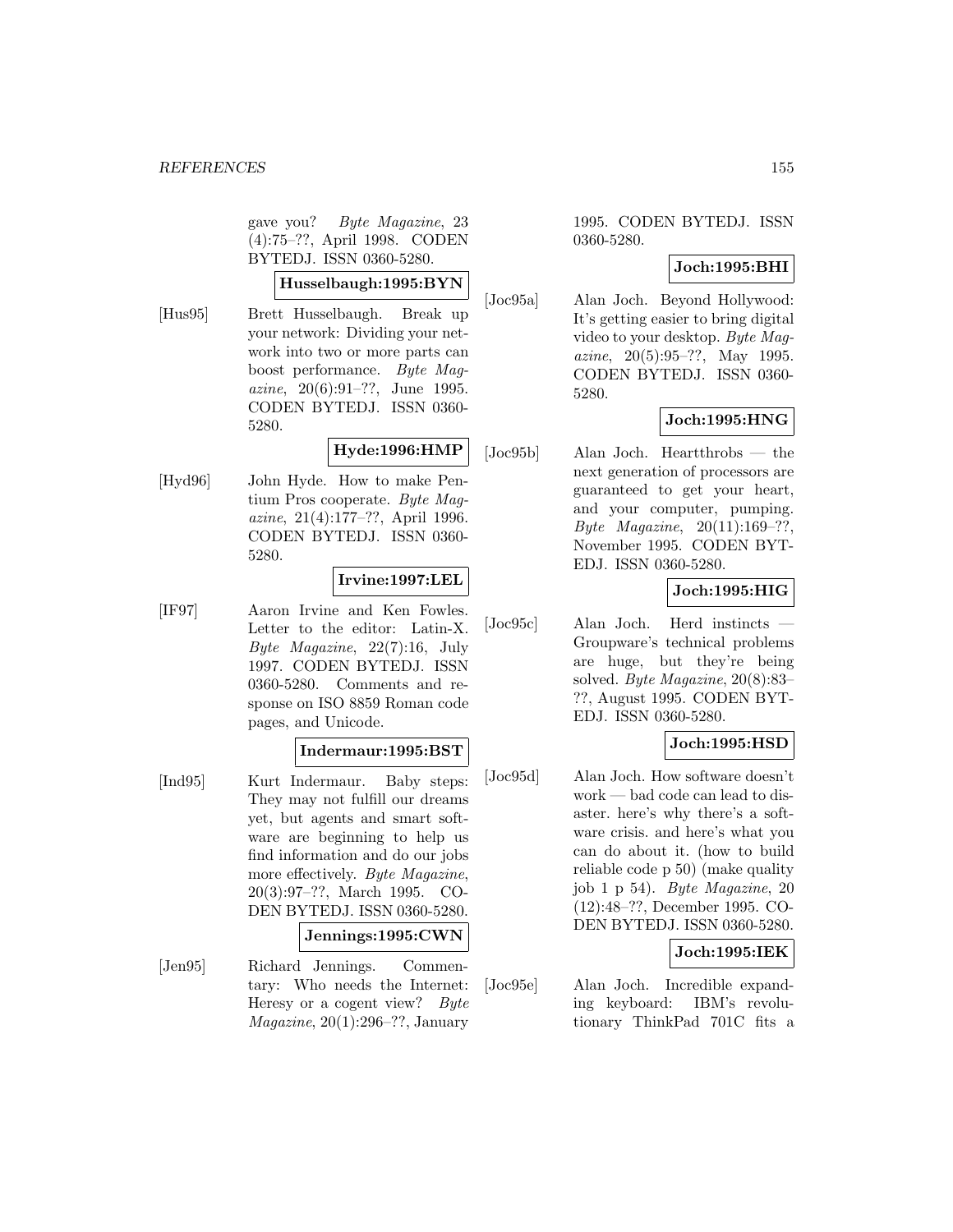gave you? *Byte Magazine*, 23 (4):75–??, April 1998. CODEN BYTEDJ. ISSN 0360-5280.

**Husselbaugh:1995:BYN**

[Hus95] Brett Husselbaugh. Break up your network: Dividing your network into two or more parts can boost performance. *Byte Magazine*, 20(6):91–??, June 1995. CODEN BYTEDJ. ISSN 0360-5280.

**Hyde:1996:HMP**

[Hyd96] John Hyde. How to make Pentium Pros cooperate. *Byte Magazine*, 21(4):177–??, April 1996. CODEN BYTEDJ. ISSN 0360-5280.

**Irvine:1997:LEL**

[IF97] Aaron Irvine and Ken Fowles. Letter to the editor: Latin-X. *Byte Magazine*, 22(7):16, July 1997. CODEN BYTEDJ. ISSN 0360-5280. Comments and response on ISO 8859 Roman code pages, and Unicode.

**Indermaur:1995:BST**

[Ind95] Kurt Indermaur. Baby steps: They may not fulfill our dreams yet, but agents and smart software are beginning to help us find information and do our jobs more effectively. *Byte Magazine*, 20(3):97–??, March 1995. CODEN BYTEDJ. ISSN 0360-5280.

**Jennings:1995:CWN**

[Jen95] Richard Jennings. Commentary: Who needs the Internet: Heresy or a cogent view? *Byte Magazine*, 20(1):296–??, January 1995. CODEN BYTEDJ. ISSN 0360-5280.

**Joch:1995:BHI**

[Joc95a] Alan Joch. Beyond Hollywood: It's getting easier to bring digital video to your desktop. *Byte Magazine*, 20(5):95–??, May 1995. CODEN BYTEDJ. ISSN 0360-5280.

**Joch:1995:HNG**

[Joc95b] Alan Joch. Heartthrobs — the next generation of processors are guaranteed to get your heart, and your computer, pumping. *Byte Magazine*, 20(11):169–??, November 1995. CODEN BYTEDJ. ISSN 0360-5280.

**Joch:1995:HIG**

[Joc95c] Alan Joch. Herd instincts — Groupware's technical problems are huge, but they're being solved. *Byte Magazine*, 20(8):83–??, August 1995. CODEN BYTEDJ. ISSN 0360-5280.

**Joch:1995:HSD**

[Joc95d] Alan Joch. How software doesn't work — bad code can lead to disaster. here's why there's a software crisis. and here's what you can do about it. (how to build reliable code p 50) (make quality job 1 p 54). *Byte Magazine*, 20 (12):48–??, December 1995. CODEN BYTEDJ. ISSN 0360-5280.

**Joch:1995:IEK**

[Joc95e] Alan Joch. Incredible expanding keyboard: IBM's revolutionary ThinkPad 701C fits a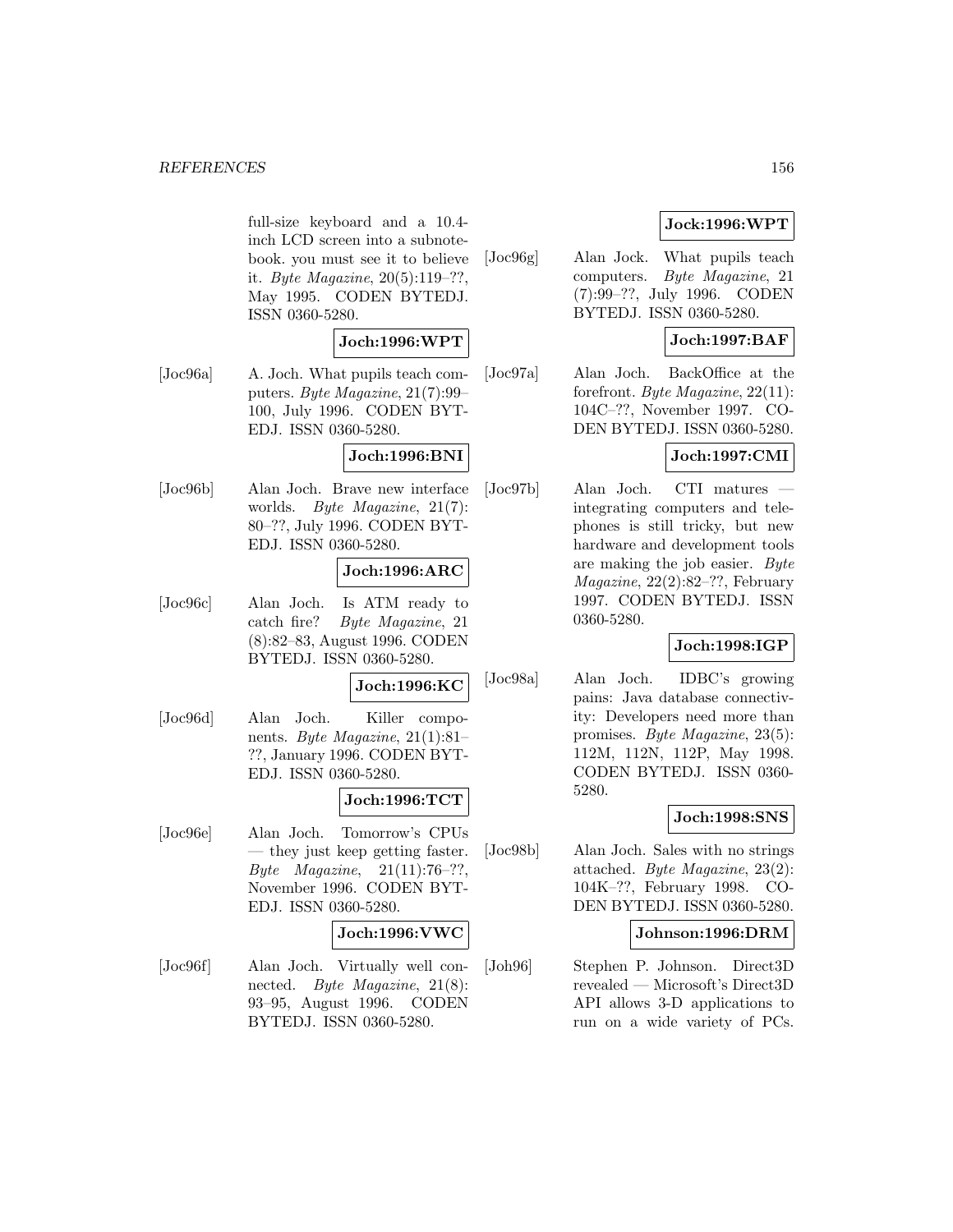full-size keyboard and a 10.4-inch LCD screen into a subnotebook. you must see it to believe it. *Byte Magazine*, 20(5):119–??, May 1995. CODEN BYTEDJ. ISSN 0360-5280.

**Joch:1996:WPT**

[Joc96a] A. Joch. What pupils teach computers. *Byte Magazine*, 21(7):99–100, July 1996. CODEN BYTEDJ. ISSN 0360-5280.

**Joch:1996:BNI**

[Joc96b] Alan Joch. Brave new interface worlds. *Byte Magazine*, 21(7): 80–??, July 1996. CODEN BYTEDJ. ISSN 0360-5280.

**Joch:1996:ARC**

[Joc96c] Alan Joch. Is ATM ready to catch fire? *Byte Magazine*, 21 (8):82–83, August 1996. CODEN BYTEDJ. ISSN 0360-5280.

**Joch:1996:KC**

[Joc96d] Alan Joch. Killer components. *Byte Magazine*, 21(1):81–??, January 1996. CODEN BYTEDJ. ISSN 0360-5280.

**Joch:1996:TCT**

[Joc96e] Alan Joch. Tomorrow's CPUs — they just keep getting faster. *Byte Magazine*, 21(11):76–??, November 1996. CODEN BYTEDJ. ISSN 0360-5280.

**Joch:1996:VWC**

[Joc96f] Alan Joch. Virtually well connected. *Byte Magazine*, 21(8): 93–95, August 1996. CODEN BYTEDJ. ISSN 0360-5280.

**Jock:1996:WPT**

[Joc96g] Alan Jock. What pupils teach computers. *Byte Magazine*, 21 (7):99–??, July 1996. CODEN BYTEDJ. ISSN 0360-5280.

**Joch:1997:BAF**

[Joc97a] Alan Joch. BackOffice at the forefront. *Byte Magazine*, 22(11): 104C–??, November 1997. CODEN BYTEDJ. ISSN 0360-5280.

**Joch:1997:CMI**

[Joc97b] Alan Joch. CTI matures — integrating computers and telephones is still tricky, but new hardware and development tools are making the job easier. *Byte Magazine*, 22(2):82–??, February 1997. CODEN BYTEDJ. ISSN 0360-5280.

**Joch:1998:IGP**

[Joc98a] Alan Joch. IDBC's growing pains: Java database connectivity: Developers need more than promises. *Byte Magazine*, 23(5): 112M, 112N, 112P, May 1998. CODEN BYTEDJ. ISSN 0360-5280.

**Joch:1998:SNS**

[Joc98b] Alan Joch. Sales with no strings attached. *Byte Magazine*, 23(2): 104K–??, February 1998. CODEN BYTEDJ. ISSN 0360-5280.

**Johnson:1996:DRM**

[Joh96] Stephen P. Johnson. Direct3D revealed — Microsoft's Direct3D API allows 3-D applications to run on a wide variety of PCs.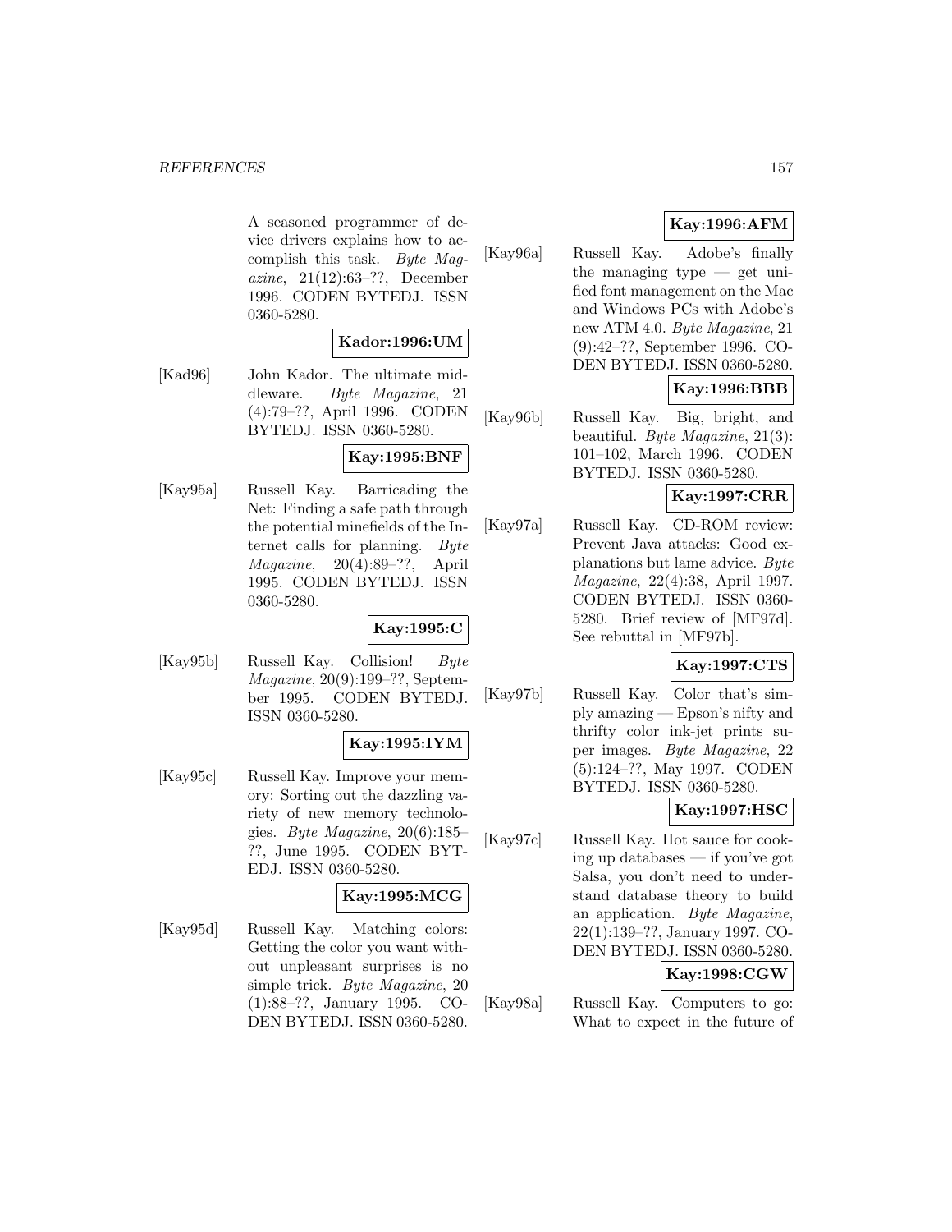A seasoned programmer of device drivers explains how to accomplish this task. *Byte Magazine*, 21(12):63–??, December 1996. CODEN BYTEDJ. ISSN 0360-5280.

**Kador:1996:UM**

[Kad96] John Kador. The ultimate middleware. *Byte Magazine*, 21 (4):79–??, April 1996. CODEN BYTEDJ. ISSN 0360-5280.

**Kay:1995:BNF**

[Kay95a] Russell Kay. Barricading the Net: Finding a safe path through the potential minefields of the Internet calls for planning. *Byte Magazine*, 20(4):89–??, April 1995. CODEN BYTEDJ. ISSN 0360-5280.

**Kay:1995:C**

[Kay95b] Russell Kay. Collision! *Byte Magazine*, 20(9):199–??, September 1995. CODEN BYTEDJ. ISSN 0360-5280.

**Kay:1995:IYM**

[Kay95c] Russell Kay. Improve your memory: Sorting out the dazzling variety of new memory technologies. *Byte Magazine*, 20(6):185–??, June 1995. CODEN BYTEDJ. ISSN 0360-5280.

**Kay:1995:MCG**

[Kay95d] Russell Kay. Matching colors: Getting the color you want without unpleasant surprises is no simple trick. *Byte Magazine*, 20 (1):88–??, January 1995. CODEN BYTEDJ. ISSN 0360-5280.

**Kay:1996:AFM**

[Kay96a] Russell Kay. Adobe's finally the managing type — get unified font management on the Mac and Windows PCs with Adobe's new ATM 4.0. *Byte Magazine*, 21 (9):42–??, September 1996. CODEN BYTEDJ. ISSN 0360-5280.

**Kay:1996:BBB**

[Kay96b] Russell Kay. Big, bright, and beautiful. *Byte Magazine*, 21(3): 101–102, March 1996. CODEN BYTEDJ. ISSN 0360-5280.

**Kay:1997:CRR**

[Kay97a] Russell Kay. CD-ROM review: Prevent Java attacks: Good explanations but lame advice. *Byte Magazine*, 22(4):38, April 1997. CODEN BYTEDJ. ISSN 0360-5280. Brief review of [MF97d]. See rebuttal in [MF97b].

**Kay:1997:CTS**

[Kay97b] Russell Kay. Color that's simply amazing — Epson's nifty and thrifty color ink-jet prints super images. *Byte Magazine*, 22 (5):124–??, May 1997. CODEN BYTEDJ. ISSN 0360-5280.

**Kay:1997:HSC**

[Kay97c] Russell Kay. Hot sauce for cooking up databases — if you've got Salsa, you don't need to understand database theory to build an application. *Byte Magazine*, 22(1):139–??, January 1997. CODEN BYTEDJ. ISSN 0360-5280.

**Kay:1998:CGW**

[Kay98a] Russell Kay. Computers to go: What to expect in the future of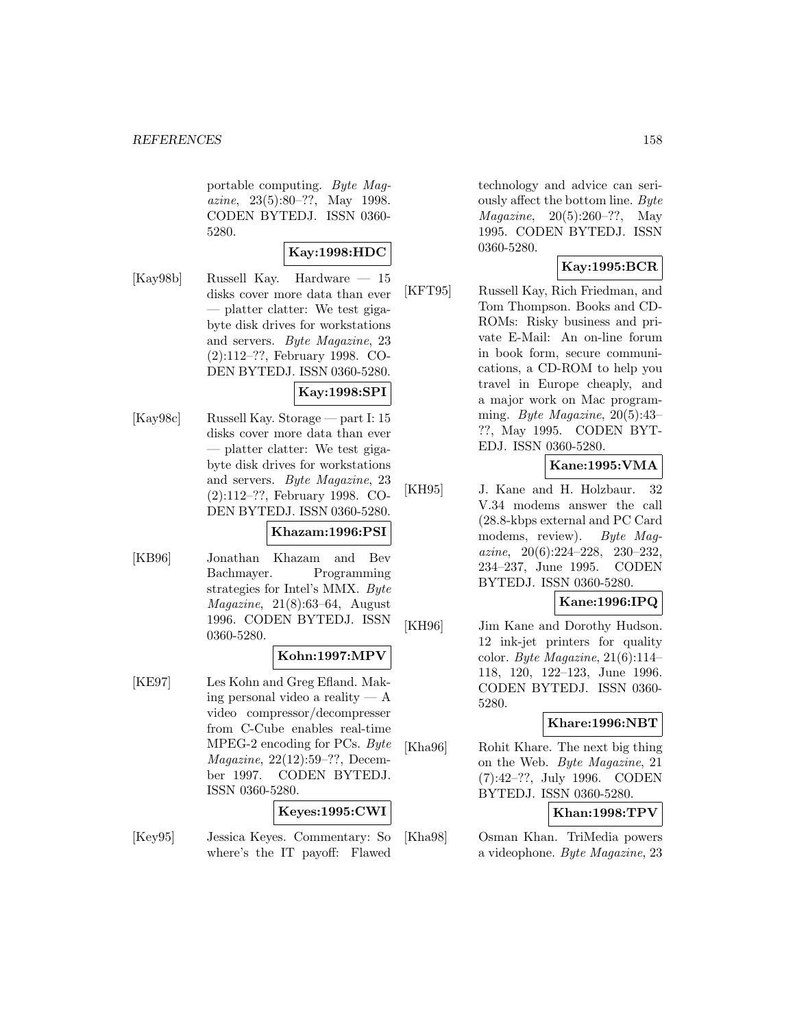portable computing. *Byte Magazine*, 23(5):80–??, May 1998. CODEN BYTEDJ. ISSN 0360-5280.

**Kay:1998:HDC**

[Kay98b] Russell Kay. Hardware — 15 disks cover more data than ever — platter clatter: We test gigabyte disk drives for workstations and servers. *Byte Magazine*, 23 (2):112–??, February 1998. CODEN BYTEDJ. ISSN 0360-5280.

**Kay:1998:SPI**

[Kay98c] Russell Kay. Storage — part I: 15 disks cover more data than ever — platter clatter: We test gigabyte disk drives for workstations and servers. *Byte Magazine*, 23 (2):112–??, February 1998. CODEN BYTEDJ. ISSN 0360-5280.

**Khazam:1996:PSI**

[KB96] Jonathan Khazam and Bev Bachmayer. Programming strategies for Intel's MMX. *Byte Magazine*, 21(8):63–64, August 1996. CODEN BYTEDJ. ISSN 0360-5280.

**Kohn:1997:MPV**

[KE97] Les Kohn and Greg Efland. Making personal video a reality — A video compressor/decompresser from C-Cube enables real-time MPEG-2 encoding for PCs. *Byte Magazine*, 22(12):59–??, December 1997. CODEN BYTEDJ. ISSN 0360-5280.

**Keyes:1995:CWI**

[Key95] Jessica Keyes. Commentary: So where's the IT payoff: Flawed technology and advice can seriously affect the bottom line. *Byte Magazine*, 20(5):260–??, May 1995. CODEN BYTEDJ. ISSN 0360-5280.

**Kay:1995:BCR**

[KFT95] Russell Kay, Rich Friedman, and Tom Thompson. Books and CD-ROMs: Risky business and private E-Mail: An on-line forum in book form, secure communications, a CD-ROM to help you travel in Europe cheaply, and a major work on Mac programming. *Byte Magazine*, 20(5):43–??, May 1995. CODEN BYTEDJ. ISSN 0360-5280.

**Kane:1995:VMA**

[KH95] J. Kane and H. Holzbaur. 32 V.34 modems answer the call (28.8-kbps external and PC Card modems, review). *Byte Magazine*, 20(6):224–228, 230–232, 234–237, June 1995. CODEN BYTEDJ. ISSN 0360-5280.

**Kane:1996:IPQ**

[KH96] Jim Kane and Dorothy Hudson. 12 ink-jet printers for quality color. *Byte Magazine*, 21(6):114–118, 120, 122–123, June 1996. CODEN BYTEDJ. ISSN 0360-5280.

**Khare:1996:NBT**

[Kha96] Rohit Khare. The next big thing on the Web. *Byte Magazine*, 21 (7):42–??, July 1996. CODEN BYTEDJ. ISSN 0360-5280.

**Khan:1998:TPV**

[Kha98] Osman Khan. TriMedia powers a videophone. *Byte Magazine*, 23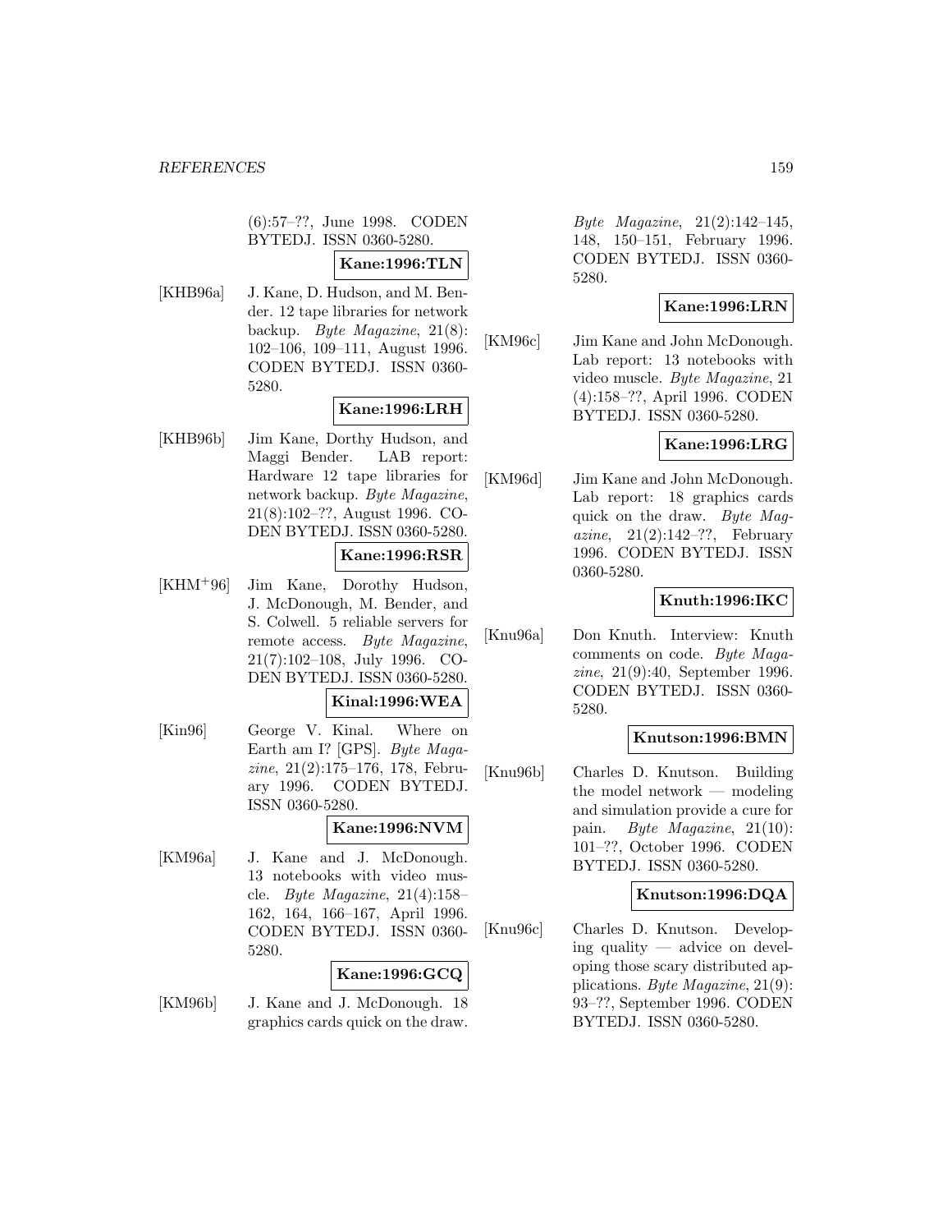(6):57–??, June 1998. CODEN BYTEDJ. ISSN 0360-5280.

**Kane:1996:TLN**

[KHB96a] J. Kane, D. Hudson, and M. Bender. 12 tape libraries for network backup. *Byte Magazine*, 21(8): 102–106, 109–111, August 1996. CODEN BYTEDJ. ISSN 0360-5280.

**Kane:1996:LRH**

[KHB96b] Jim Kane, Dorthy Hudson, and Maggi Bender. LAB report: Hardware 12 tape libraries for network backup. *Byte Magazine*, 21(8):102–??, August 1996. CODEN BYTEDJ. ISSN 0360-5280.

**Kane:1996:RSR**

[KHM+96] Jim Kane, Dorothy Hudson, J. McDonough, M. Bender, and S. Colwell. 5 reliable servers for remote access. *Byte Magazine*, 21(7):102–108, July 1996. CODEN BYTEDJ. ISSN 0360-5280.

**Kinal:1996:WEA**

[Kin96] George V. Kinal. Where on Earth am I? [GPS]. *Byte Magazine*, 21(2):175–176, 178, February 1996. CODEN BYTEDJ. ISSN 0360-5280.

**Kane:1996:NVM**

[KM96a] J. Kane and J. McDonough. 13 notebooks with video muscle. *Byte Magazine*, 21(4):158–162, 164, 166–167, April 1996. CODEN BYTEDJ. ISSN 0360-5280.

**Kane:1996:GCQ**

[KM96b] J. Kane and J. McDonough. 18 graphics cards quick on the draw. *Byte Magazine*, 21(2):142–145, 148, 150–151, February 1996. CODEN BYTEDJ. ISSN 0360-5280.

**Kane:1996:LRN**

[KM96c] Jim Kane and John McDonough. Lab report: 13 notebooks with video muscle. *Byte Magazine*, 21 (4):158–??, April 1996. CODEN BYTEDJ. ISSN 0360-5280.

**Kane:1996:LRG**

[KM96d] Jim Kane and John McDonough. Lab report: 18 graphics cards quick on the draw. *Byte Magazine*, 21(2):142–??, February 1996. CODEN BYTEDJ. ISSN 0360-5280.

**Knuth:1996:IKC**

[Knu96a] Don Knuth. Interview: Knuth comments on code. *Byte Magazine*, 21(9):40, September 1996. CODEN BYTEDJ. ISSN 0360-5280.

**Knutson:1996:BMN**

[Knu96b] Charles D. Knutson. Building the model network — modeling and simulation provide a cure for pain. *Byte Magazine*, 21(10): 101–??, October 1996. CODEN BYTEDJ. ISSN 0360-5280.

**Knutson:1996:DQA**

[Knu96c] Charles D. Knutson. Developing quality — advice on developing those scary distributed applications. *Byte Magazine*, 21(9): 93–??, September 1996. CODEN BYTEDJ. ISSN 0360-5280.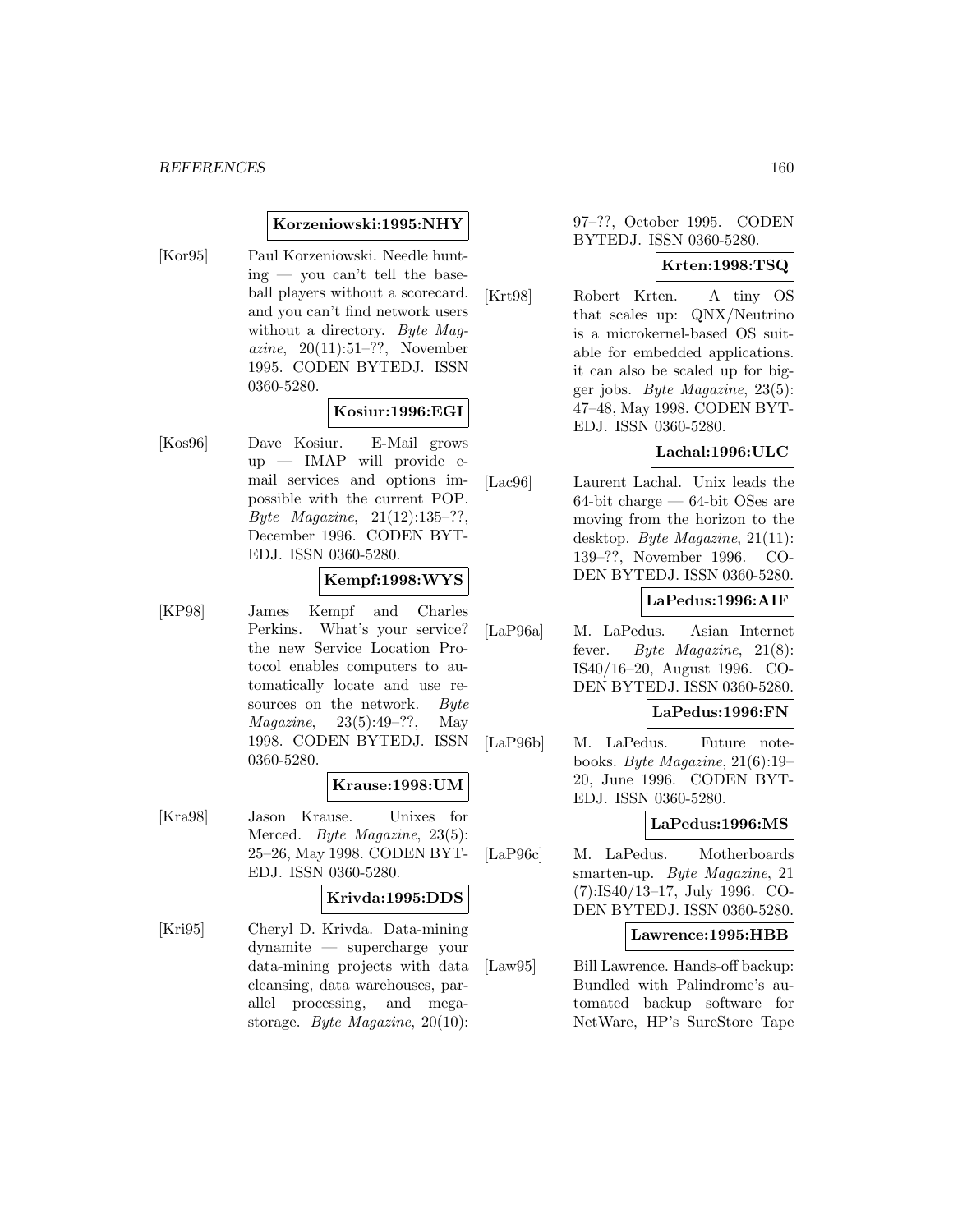**Korzeniowski:1995:NHY**

[Kor95] Paul Korzeniowski. Needle hunting — you can't tell the baseball players without a scorecard. and you can't find network users without a directory. *Byte Magazine*, 20(11):51–??, November 1995. CODEN BYTEDJ. ISSN 0360-5280.

**Kosiur:1996:EGI**

[Kos96] Dave Kosiur. E-Mail grows up — IMAP will provide e-mail services and options impossible with the current POP. *Byte Magazine*, 21(12):135–??, December 1996. CODEN BYTEDJ. ISSN 0360-5280.

**Kempf:1998:WYS**

[KP98] James Kempf and Charles Perkins. What's your service? the new Service Location Protocol enables computers to automatically locate and use resources on the network. *Byte Magazine*, 23(5):49–??, May 1998. CODEN BYTEDJ. ISSN 0360-5280.

**Krause:1998:UM**

[Kra98] Jason Krause. Unixes for Merced. *Byte Magazine*, 23(5): 25–26, May 1998. CODEN BYTEDJ. ISSN 0360-5280.

**Krivda:1995:DDS**

[Kri95] Cheryl D. Krivda. Data-mining dynamite — supercharge your data-mining projects with data cleansing, data warehouses, parallel processing, and mega-storage. *Byte Magazine*, 20(10): 97–??, October 1995. CODEN BYTEDJ. ISSN 0360-5280.

**Krten:1998:TSQ**

[Krt98] Robert Krten. A tiny OS that scales up: QNX/Neutrino is a microkernel-based OS suitable for embedded applications. it can also be scaled up for bigger jobs. *Byte Magazine*, 23(5): 47–48, May 1998. CODEN BYTEDJ. ISSN 0360-5280.

**Lachal:1996:ULC**

[Lac96] Laurent Lachal. Unix leads the 64-bit charge — 64-bit OSes are moving from the horizon to the desktop. *Byte Magazine*, 21(11): 139–??, November 1996. CODEN BYTEDJ. ISSN 0360-5280.

**LaPedus:1996:AIF**

[LaP96a] M. LaPedus. Asian Internet fever. *Byte Magazine*, 21(8): IS40/16–20, August 1996. CODEN BYTEDJ. ISSN 0360-5280.

**LaPedus:1996:FN**

[LaP96b] M. LaPedus. Future notebooks. *Byte Magazine*, 21(6):19–20, June 1996. CODEN BYTEDJ. ISSN 0360-5280.

**LaPedus:1996:MS**

[LaP96c] M. LaPedus. Motherboards smarten-up. *Byte Magazine*, 21 (7):IS40/13–17, July 1996. CODEN BYTEDJ. ISSN 0360-5280.

**Lawrence:1995:HBB**

[Law95] Bill Lawrence. Hands-off backup: Bundled with Palindrome's automated backup software for NetWare, HP's SureStore Tape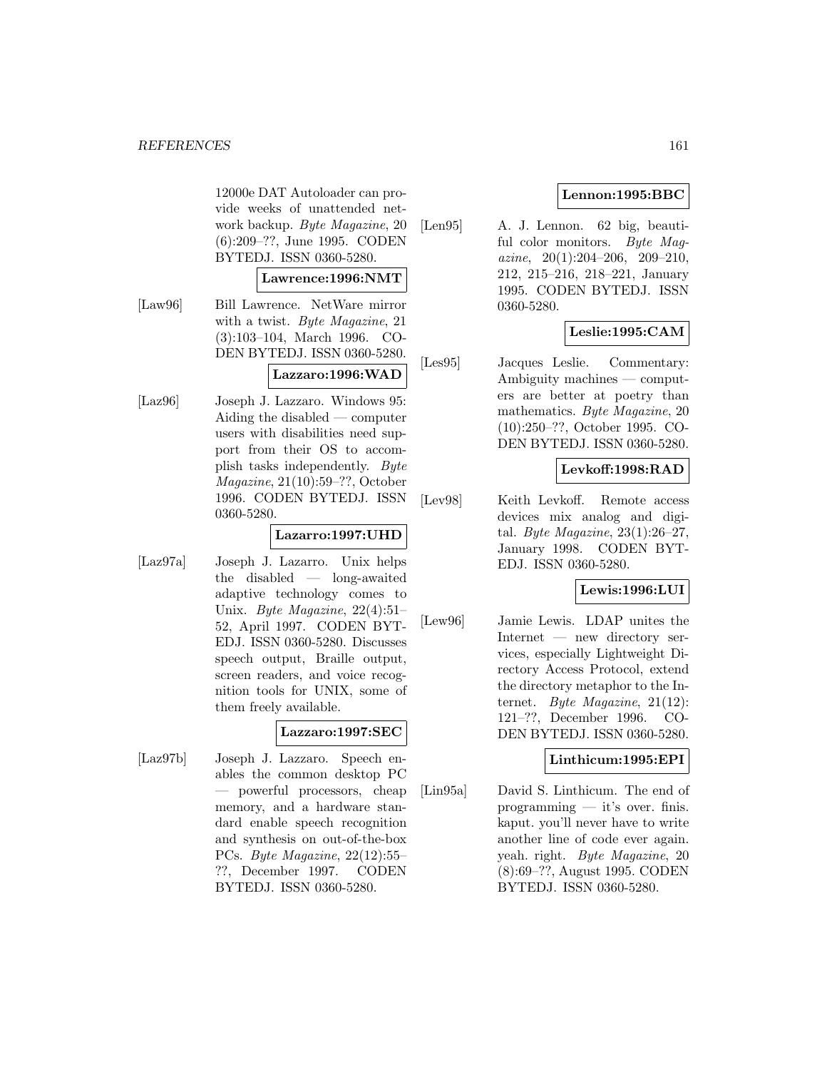12000e DAT Autoloader can provide weeks of unattended network backup. *Byte Magazine*, 20 (6):209–??, June 1995. CODEN BYTEDJ. ISSN 0360-5280.

**Lawrence:1996:NMT**

[Law96] Bill Lawrence. NetWare mirror with a twist. *Byte Magazine*, 21 (3):103–104, March 1996. CODEN BYTEDJ. ISSN 0360-5280.

**Lazzaro:1996:WAD**

[Laz96] Joseph J. Lazzaro. Windows 95: Aiding the disabled — computer users with disabilities need support from their OS to accomplish tasks independently. *Byte Magazine*, 21(10):59–??, October 1996. CODEN BYTEDJ. ISSN 0360-5280.

**Lazarro:1997:UHD**

[Laz97a] Joseph J. Lazarro. Unix helps the disabled — long-awaited adaptive technology comes to Unix. *Byte Magazine*, 22(4):51–52, April 1997. CODEN BYTEDJ. ISSN 0360-5280. Discusses speech output, Braille output, screen readers, and voice recognition tools for UNIX, some of them freely available.

**Lazzaro:1997:SEC**

[Laz97b] Joseph J. Lazzaro. Speech enables the common desktop PC — powerful processors, cheap memory, and a hardware standard enable speech recognition and synthesis on out-of-the-box PCs. *Byte Magazine*, 22(12):55–??, December 1997. CODEN BYTEDJ. ISSN 0360-5280.

**Lennon:1995:BBC**

[Len95] A. J. Lennon. 62 big, beautiful color monitors. *Byte Magazine*, 20(1):204–206, 209–210, 212, 215–216, 218–221, January 1995. CODEN BYTEDJ. ISSN 0360-5280.

**Leslie:1995:CAM**

[Les95] Jacques Leslie. Commentary: Ambiguity machines — computers are better at poetry than mathematics. *Byte Magazine*, 20 (10):250–??, October 1995. CODEN BYTEDJ. ISSN 0360-5280.

**Levkoff:1998:RAD**

[Lev98] Keith Levkoff. Remote access devices mix analog and digital. *Byte Magazine*, 23(1):26–27, January 1998. CODEN BYTEDJ. ISSN 0360-5280.

**Lewis:1996:LUI**

[Lew96] Jamie Lewis. LDAP unites the Internet — new directory services, especially Lightweight Directory Access Protocol, extend the directory metaphor to the Internet. *Byte Magazine*, 21(12): 121–??, December 1996. CODEN BYTEDJ. ISSN 0360-5280.

**Linthicum:1995:EPI**

[Lin95a] David S. Linthicum. The end of programming — it's over. finis. kaput. you'll never have to write another line of code ever again. yeah. right. *Byte Magazine*, 20 (8):69–??, August 1995. CODEN BYTEDJ. ISSN 0360-5280.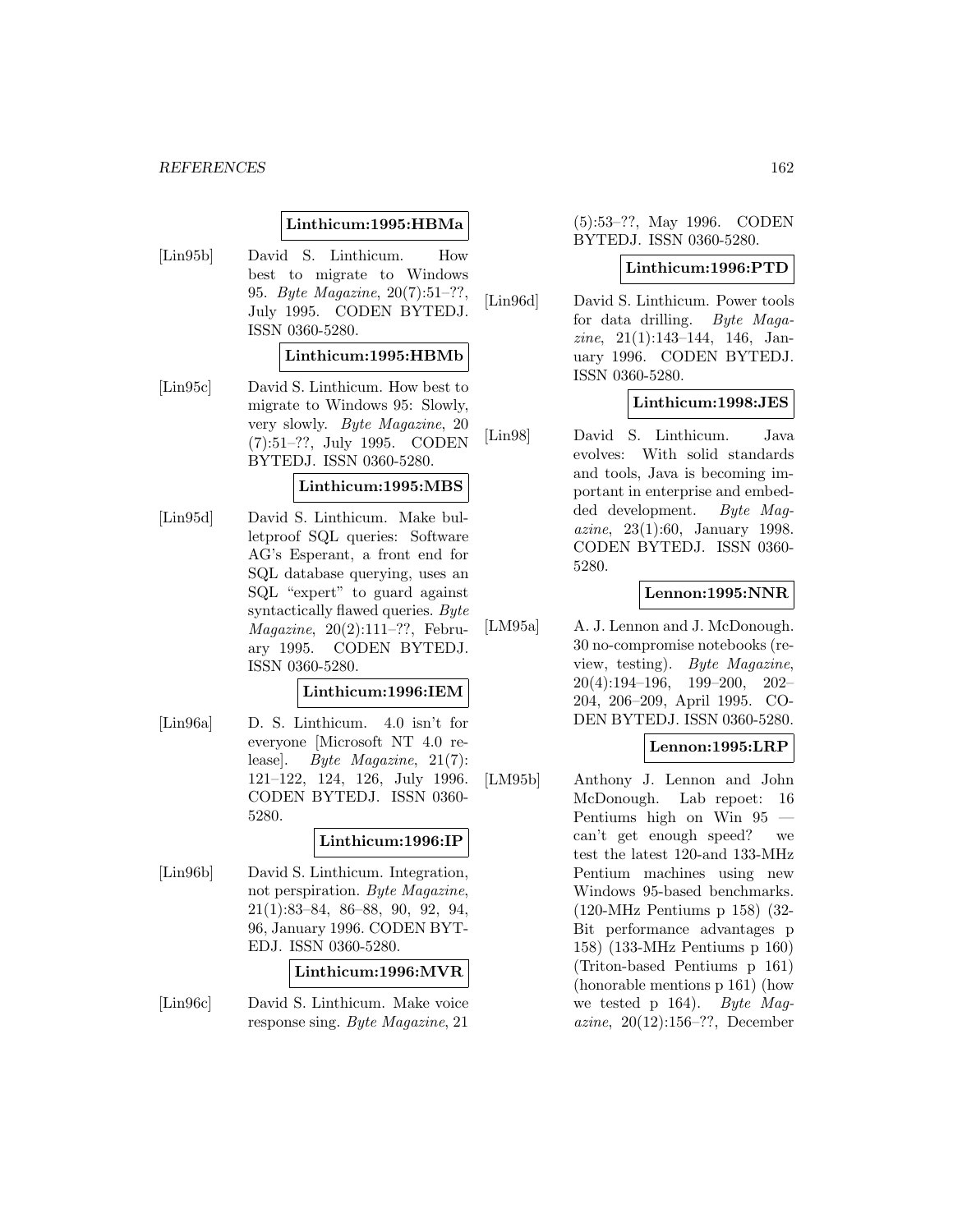**Linthicum:1995:HBMa**

[Lin95b] David S. Linthicum. How best to migrate to Windows 95. *Byte Magazine*, 20(7):51–??, July 1995. CODEN BYTEDJ. ISSN 0360-5280.

**Linthicum:1995:HBMb**

[Lin95c] David S. Linthicum. How best to migrate to Windows 95: Slowly, very slowly. *Byte Magazine*, 20 (7):51–??, July 1995. CODEN BYTEDJ. ISSN 0360-5280.

**Linthicum:1995:MBS**

[Lin95d] David S. Linthicum. Make bulletproof SQL queries: Software AG's Esperant, a front end for SQL database querying, uses an SQL "expert" to guard against syntactically flawed queries. *Byte Magazine*, 20(2):111–??, February 1995. CODEN BYTEDJ. ISSN 0360-5280.

**Linthicum:1996:IEM**

[Lin96a] D. S. Linthicum. 4.0 isn't for everyone [Microsoft NT 4.0 release]. *Byte Magazine*, 21(7): 121–122, 124, 126, July 1996. CODEN BYTEDJ. ISSN 0360-5280.

**Linthicum:1996:IP**

[Lin96b] David S. Linthicum. Integration, not perspiration. *Byte Magazine*, 21(1):83–84, 86–88, 90, 92, 94, 96, January 1996. CODEN BYTEDJ. ISSN 0360-5280.

**Linthicum:1996:MVR**

[Lin96c] David S. Linthicum. Make voice response sing. *Byte Magazine*, 21 (5):53–??, May 1996. CODEN BYTEDJ. ISSN 0360-5280.

**Linthicum:1996:PTD**

[Lin96d] David S. Linthicum. Power tools for data drilling. *Byte Magazine*, 21(1):143–144, 146, January 1996. CODEN BYTEDJ. ISSN 0360-5280.

**Linthicum:1998:JES**

[Lin98] David S. Linthicum. Java evolves: With solid standards and tools, Java is becoming important in enterprise and embedded development. *Byte Magazine*, 23(1):60, January 1998. CODEN BYTEDJ. ISSN 0360-5280.

**Lennon:1995:NNR**

[LM95a] A. J. Lennon and J. McDonough. 30 no-compromise notebooks (review, testing). *Byte Magazine*, 20(4):194–196, 199–200, 202–204, 206–209, April 1995. CODEN BYTEDJ. ISSN 0360-5280.

**Lennon:1995:LRP**

[LM95b] Anthony J. Lennon and John McDonough. Lab repoet: 16 Pentiums high on Win 95 — can't get enough speed? we test the latest 120-and 133-MHz Pentium machines using new Windows 95-based benchmarks. (120-MHz Pentiums p 158) (32-Bit performance advantages p 158) (133-MHz Pentiums p 160) (Triton-based Pentiums p 161) (honorable mentions p 161) (how we tested p 164). *Byte Magazine*, 20(12):156–??, December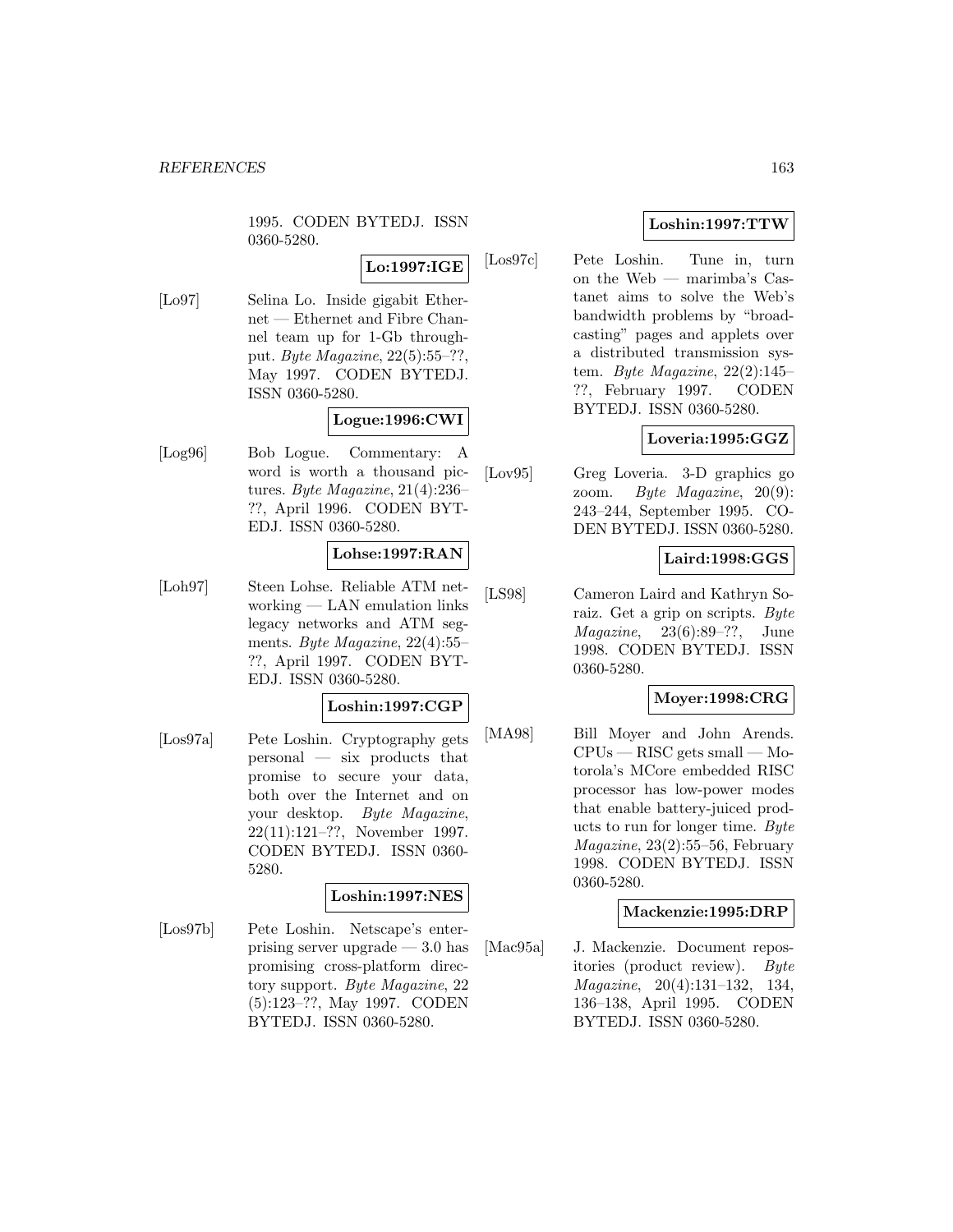1995. CODEN BYTEDJ. ISSN 0360-5280.

**Lo:1997:IGE**

[Lo97] Selina Lo. Inside gigabit Ethernet — Ethernet and Fibre Channel team up for 1-Gb throughput. *Byte Magazine*, 22(5):55–??, May 1997. CODEN BYTEDJ. ISSN 0360-5280.

**Logue:1996:CWI**

[Log96] Bob Logue. Commentary: A word is worth a thousand pictures. *Byte Magazine*, 21(4):236–??, April 1996. CODEN BYTEDJ. ISSN 0360-5280.

**Lohse:1997:RAN**

[Loh97] Steen Lohse. Reliable ATM networking — LAN emulation links legacy networks and ATM segments. *Byte Magazine*, 22(4):55–??, April 1997. CODEN BYTEDJ. ISSN 0360-5280.

**Loshin:1997:CGP**

[Los97a] Pete Loshin. Cryptography gets personal — six products that promise to secure your data, both over the Internet and on your desktop. *Byte Magazine*, 22(11):121–??, November 1997. CODEN BYTEDJ. ISSN 0360-5280.

**Loshin:1997:NES**

[Los97b] Pete Loshin. Netscape's enterprising server upgrade — 3.0 has promising cross-platform directory support. *Byte Magazine*, 22 (5):123–??, May 1997. CODEN BYTEDJ. ISSN 0360-5280.

**Loshin:1997:TTW**

[Los97c] Pete Loshin. Tune in, turn on the Web — marimba's Castanet aims to solve the Web's bandwidth problems by "broadcasting" pages and applets over a distributed transmission system. *Byte Magazine*, 22(2):145–??, February 1997. CODEN BYTEDJ. ISSN 0360-5280.

**Loveria:1995:GGZ**

[Lov95] Greg Loveria. 3-D graphics go zoom. *Byte Magazine*, 20(9): 243–244, September 1995. CODEN BYTEDJ. ISSN 0360-5280.

**Laird:1998:GGS**

[LS98] Cameron Laird and Kathryn Soraiz. Get a grip on scripts. *Byte Magazine*, 23(6):89–??, June 1998. CODEN BYTEDJ. ISSN 0360-5280.

**Moyer:1998:CRG**

[MA98] Bill Moyer and John Arends. CPUs — RISC gets small — Motorola's MCore embedded RISC processor has low-power modes that enable battery-juiced products to run for longer time. *Byte Magazine*, 23(2):55–56, February 1998. CODEN BYTEDJ. ISSN 0360-5280.

**Mackenzie:1995:DRP**

[Mac95a] J. Mackenzie. Document repositories (product review). *Byte Magazine*, 20(4):131–132, 134, 136–138, April 1995. CODEN BYTEDJ. ISSN 0360-5280.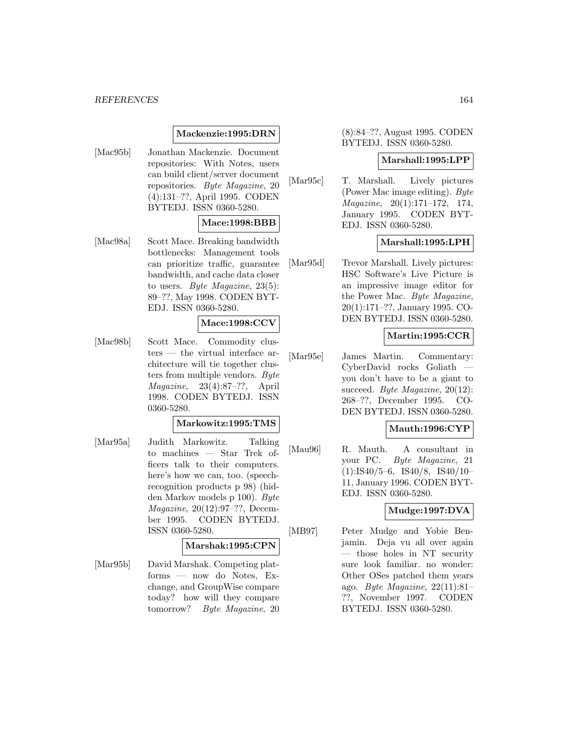**Mackenzie:1995:DRN**

[Mac95b] Jonathan Mackenzie. Document repositories: With Notes, users can build client/server document repositories. *Byte Magazine*, 20 (4):131–??, April 1995. CODEN BYTEDJ. ISSN 0360-5280.

**Mace:1998:BBB**

[Mac98a] Scott Mace. Breaking bandwidth bottlenecks: Management tools can prioritize traffic, guarantee bandwidth, and cache data closer to users. *Byte Magazine*, 23(5): 89–??, May 1998. CODEN BYTEDJ. ISSN 0360-5280.

**Mace:1998:CCV**

[Mac98b] Scott Mace. Commodity clusters — the virtual interface architecture will tie together clusters from multiple vendors. *Byte Magazine*, 23(4):87–??, April 1998. CODEN BYTEDJ. ISSN 0360-5280.

**Markowitz:1995:TMS**

[Mar95a] Judith Markowitz. Talking to machines — Star Trek officers talk to their computers. here's how we can, too. (speech-recognition products p 98) (hidden Markov models p 100). *Byte Magazine*, 20(12):97–??, December 1995. CODEN BYTEDJ. ISSN 0360-5280.

**Marshak:1995:CPN**

[Mar95b] David Marshak. Competing platforms — now do Notes, Exchange, and GroupWise compare today? how will they compare tomorrow? *Byte Magazine*, 20 (8):84–??, August 1995. CODEN BYTEDJ. ISSN 0360-5280.

**Marshall:1995:LPP**

[Mar95c] T. Marshall. Lively pictures (Power Mac image editing). *Byte Magazine*, 20(1):171–172, 174, January 1995. CODEN BYTEDJ. ISSN 0360-5280.

**Marshall:1995:LPH**

[Mar95d] Trevor Marshall. Lively pictures: HSC Software's Live Picture is an impressive image editor for the Power Mac. *Byte Magazine*, 20(1):171–??, January 1995. CODEN BYTEDJ. ISSN 0360-5280.

**Martin:1995:CCR**

[Mar95e] James Martin. Commentary: CyberDavid rocks Goliath — you don't have to be a giant to succeed. *Byte Magazine*, 20(12): 268–??, December 1995. CODEN BYTEDJ. ISSN 0360-5280.

**Mauth:1996:CYP**

[Mau96] R. Mauth. A consultant in your PC. *Byte Magazine*, 21 (1):IS40/5–6, IS40/8, IS40/10–11, January 1996. CODEN BYTEDJ. ISSN 0360-5280.

**Mudge:1997:DVA**

[MB97] Peter Mudge and Yobie Benjamin. Deja vu all over again — those holes in NT security sure look familiar. no wonder: Other OSes patched them years ago. *Byte Magazine*, 22(11):81–??, November 1997. CODEN BYTEDJ. ISSN 0360-5280.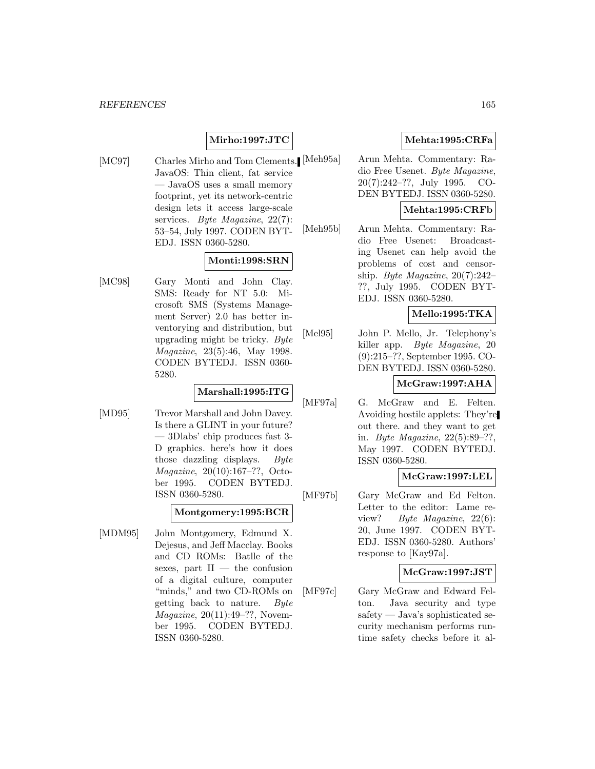**Mirho:1997:JTC**

[MC97] Charles Mirho and Tom Clements. JavaOS: Thin client, fat service — JavaOS uses a small memory footprint, yet its network-centric design lets it access large-scale services. *Byte Magazine*, 22(7): 53–54, July 1997. CODEN BYTEDJ. ISSN 0360-5280.

**Monti:1998:SRN**

[MC98] Gary Monti and John Clay. SMS: Ready for NT 5.0: Microsoft SMS (Systems Management Server) 2.0 has better inventorying and distribution, but upgrading might be tricky. *Byte Magazine*, 23(5):46, May 1998. CODEN BYTEDJ. ISSN 0360-5280.

**Marshall:1995:ITG**

[MD95] Trevor Marshall and John Davey. Is there a GLINT in your future? — 3Dlabs' chip produces fast 3-D graphics. here's how it does those dazzling displays. *Byte Magazine*, 20(10):167–??, October 1995. CODEN BYTEDJ. ISSN 0360-5280.

**Montgomery:1995:BCR**

[MDM95] John Montgomery, Edmund X. Dejesus, and Jeff Macclay. Books and CD ROMs: Batlle of the sexes, part II — the confusion of a digital culture, computer "minds," and two CD-ROMs on getting back to nature. *Byte Magazine*, 20(11):49–??, November 1995. CODEN BYTEDJ. ISSN 0360-5280.

**Mehta:1995:CRFa**

[Meh95a] Arun Mehta. Commentary: Radio Free Usenet. *Byte Magazine*, 20(7):242–??, July 1995. CODEN BYTEDJ. ISSN 0360-5280.

**Mehta:1995:CRFb**

[Meh95b] Arun Mehta. Commentary: Radio Free Usenet: Broadcasting Usenet can help avoid the problems of cost and censorship. *Byte Magazine*, 20(7):242–??, July 1995. CODEN BYTEDJ. ISSN 0360-5280.

**Mello:1995:TKA**

[Mel95] John P. Mello, Jr. Telephony's killer app. *Byte Magazine*, 20 (9):215–??, September 1995. CODEN BYTEDJ. ISSN 0360-5280.

**McGraw:1997:AHA**

[MF97a] G. McGraw and E. Felten. Avoiding hostile applets: They're out there. and they want to get in. *Byte Magazine*, 22(5):89–??, May 1997. CODEN BYTEDJ. ISSN 0360-5280.

**McGraw:1997:LEL**

[MF97b] Gary McGraw and Ed Felton. Letter to the editor: Lame review? *Byte Magazine*, 22(6): 20, June 1997. CODEN BYTEDJ. ISSN 0360-5280. Authors' response to [Kay97a].

**McGraw:1997:JST**

[MF97c] Gary McGraw and Edward Felton. Java security and type safety — Java's sophisticated security mechanism performs runtime safety checks before it al-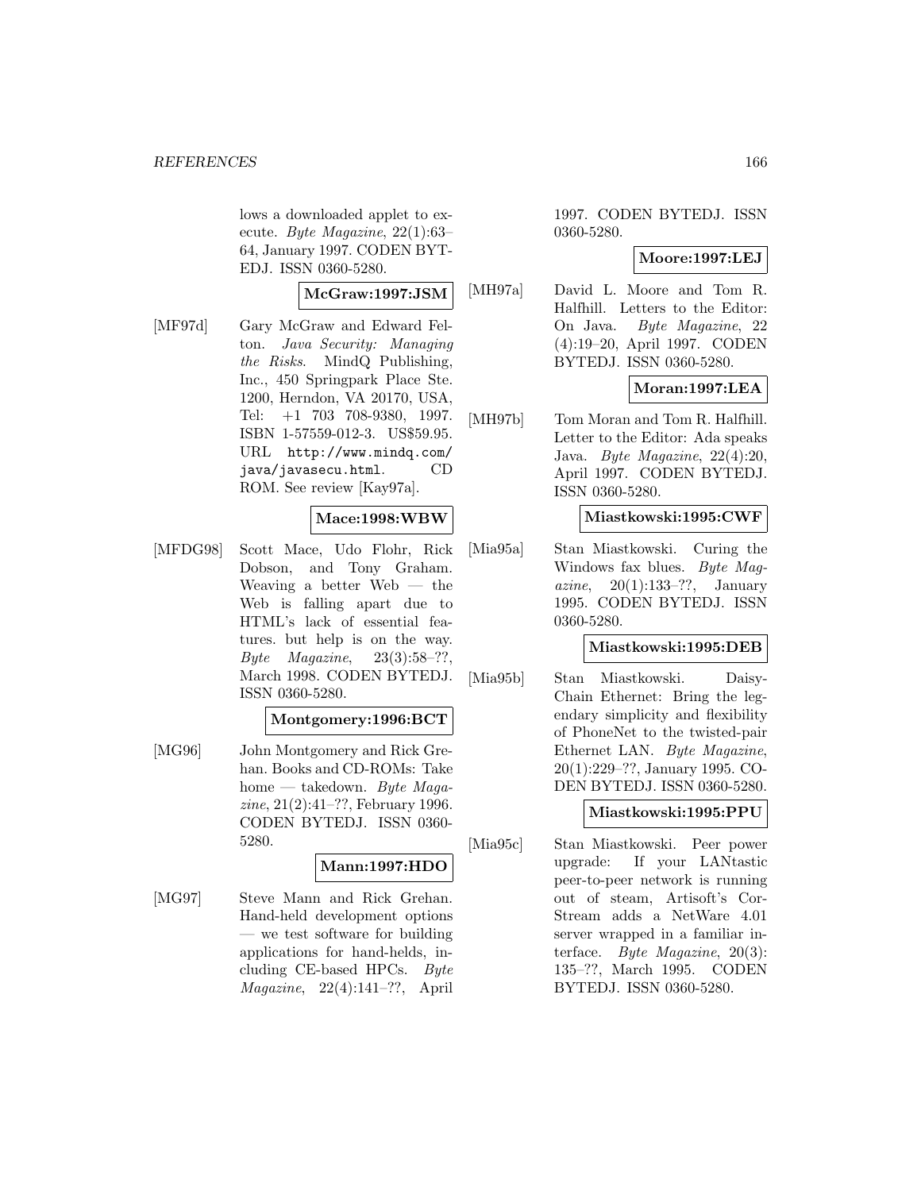lows a downloaded applet to execute. *Byte Magazine*, 22(1):63–64, January 1997. CODEN BYTEDJ. ISSN 0360-5280.

**McGraw:1997:JSM**

[MF97d] Gary McGraw and Edward Felton. *Java Security: Managing the Risks*. MindQ Publishing, Inc., 450 Springpark Place Ste. 1200, Herndon, VA 20170, USA, Tel: +1 703 708-9380, 1997. ISBN 1-57559-012-3. US$59.95. URL `http://www.mindq.com/java/javasecu.html`. CD ROM. See review [Kay97a].

**Mace:1998:WBW**

[MFDG98] Scott Mace, Udo Flohr, Rick Dobson, and Tony Graham. Weaving a better Web — the Web is falling apart due to HTML's lack of essential features. but help is on the way. *Byte Magazine*, 23(3):58–??, March 1998. CODEN BYTEDJ. ISSN 0360-5280.

**Montgomery:1996:BCT**

[MG96] John Montgomery and Rick Grehan. Books and CD-ROMs: Take home — takedown. *Byte Magazine*, 21(2):41–??, February 1996. CODEN BYTEDJ. ISSN 0360-5280.

**Mann:1997:HDO**

[MG97] Steve Mann and Rick Grehan. Hand-held development options — we test software for building applications for hand-helds, including CE-based HPCs. *Byte Magazine*, 22(4):141–??, April 1997. CODEN BYTEDJ. ISSN 0360-5280.

**Moore:1997:LEJ**

[MH97a] David L. Moore and Tom R. Halfhill. Letters to the Editor: On Java. *Byte Magazine*, 22(4):19–20, April 1997. CODEN BYTEDJ. ISSN 0360-5280.

**Moran:1997:LEA**

[MH97b] Tom Moran and Tom R. Halfhill. Letter to the Editor: Ada speaks Java. *Byte Magazine*, 22(4):20, April 1997. CODEN BYTEDJ. ISSN 0360-5280.

**Miastkowski:1995:CWF**

[Mia95a] Stan Miastkowski. Curing the Windows fax blues. *Byte Magazine*, 20(1):133–??, January 1995. CODEN BYTEDJ. ISSN 0360-5280.

**Miastkowski:1995:DEB**

[Mia95b] Stan Miastkowski. Daisy-Chain Ethernet: Bring the legendary simplicity and flexibility of PhoneNet to the twisted-pair Ethernet LAN. *Byte Magazine*, 20(1):229–??, January 1995. CODEN BYTEDJ. ISSN 0360-5280.

**Miastkowski:1995:PPU**

[Mia95c] Stan Miastkowski. Peer power upgrade: If your LANtastic peer-to-peer network is running out of steam, Artisoft's CorStream adds a NetWare 4.01 server wrapped in a familiar interface. *Byte Magazine*, 20(3):135–??, March 1995. CODEN BYTEDJ. ISSN 0360-5280.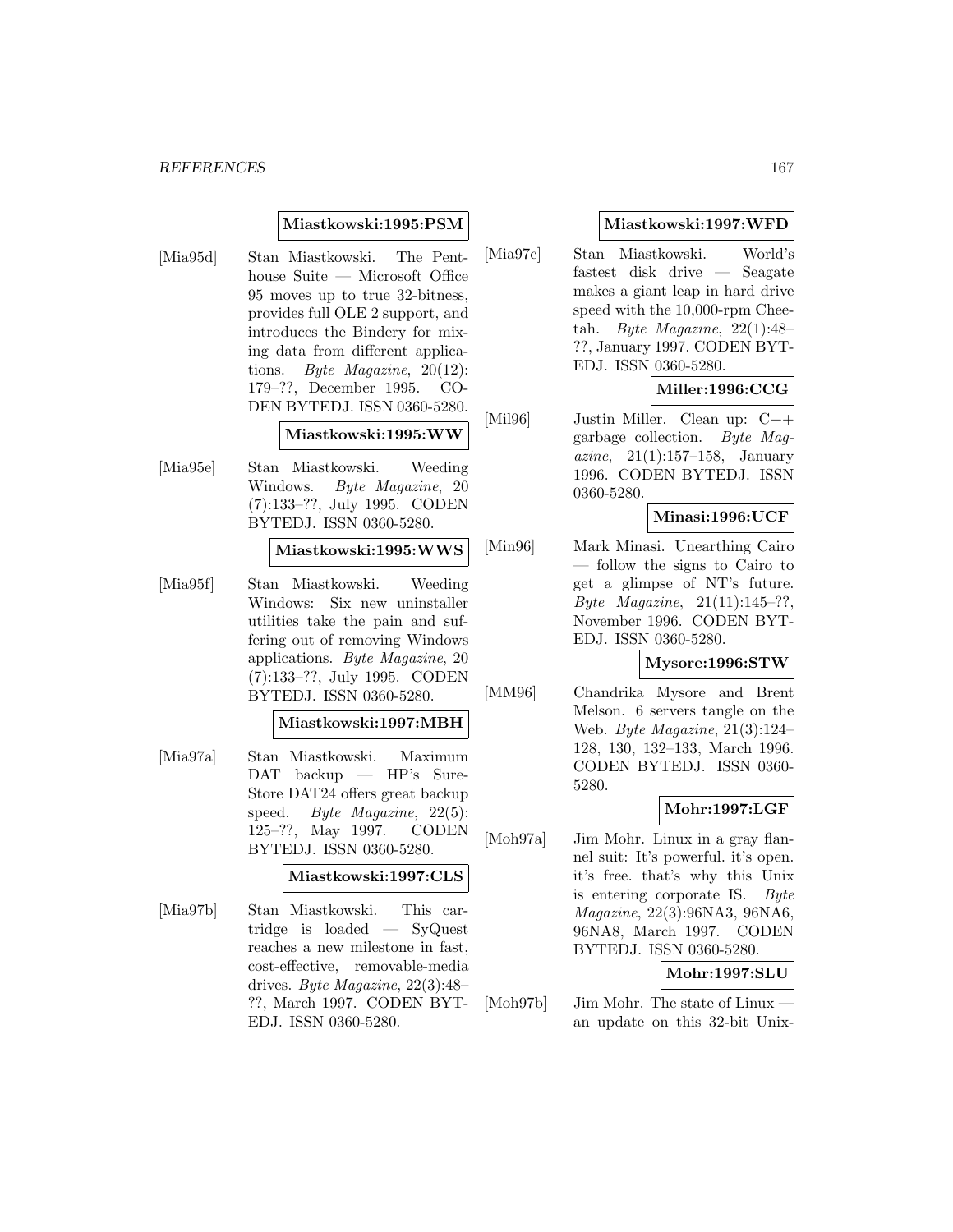**Miastkowski:1995:PSM**

[Mia95d] Stan Miastkowski. The Penthouse Suite — Microsoft Office 95 moves up to true 32-bitness, provides full OLE 2 support, and introduces the Bindery for mixing data from different applications. *Byte Magazine*, 20(12): 179–??, December 1995. CODEN BYTEDJ. ISSN 0360-5280.

**Miastkowski:1995:WW**

[Mia95e] Stan Miastkowski. Weeding Windows. *Byte Magazine*, 20 (7):133–??, July 1995. CODEN BYTEDJ. ISSN 0360-5280.

**Miastkowski:1995:WWS**

[Mia95f] Stan Miastkowski. Weeding Windows: Six new uninstaller utilities take the pain and suffering out of removing Windows applications. *Byte Magazine*, 20 (7):133–??, July 1995. CODEN BYTEDJ. ISSN 0360-5280.

**Miastkowski:1997:MBH**

[Mia97a] Stan Miastkowski. Maximum DAT backup — HP's Sure-Store DAT24 offers great backup speed. *Byte Magazine*, 22(5): 125–??, May 1997. CODEN BYTEDJ. ISSN 0360-5280.

**Miastkowski:1997:CLS**

[Mia97b] Stan Miastkowski. This cartridge is loaded — SyQuest reaches a new milestone in fast, cost-effective, removable-media drives. *Byte Magazine*, 22(3):48–??, March 1997. CODEN BYTEDJ. ISSN 0360-5280.

**Miastkowski:1997:WFD**

[Mia97c] Stan Miastkowski. World's fastest disk drive — Seagate makes a giant leap in hard drive speed with the 10,000-rpm Cheetah. *Byte Magazine*, 22(1):48–??, January 1997. CODEN BYTEDJ. ISSN 0360-5280.

**Miller:1996:CCG**

[Mil96] Justin Miller. Clean up: C++ garbage collection. *Byte Magazine*, 21(1):157–158, January 1996. CODEN BYTEDJ. ISSN 0360-5280.

**Minasi:1996:UCF**

[Min96] Mark Minasi. Unearthing Cairo — follow the signs to Cairo to get a glimpse of NT's future. *Byte Magazine*, 21(11):145–??, November 1996. CODEN BYTEDJ. ISSN 0360-5280.

**Mysore:1996:STW**

[MM96] Chandrika Mysore and Brent Melson. 6 servers tangle on the Web. *Byte Magazine*, 21(3):124–128, 130, 132–133, March 1996. CODEN BYTEDJ. ISSN 0360-5280.

**Mohr:1997:LGF**

[Moh97a] Jim Mohr. Linux in a gray flannel suit: It's powerful. it's open. it's free. that's why this Unix is entering corporate IS. *Byte Magazine*, 22(3):96NA3, 96NA6, 96NA8, March 1997. CODEN BYTEDJ. ISSN 0360-5280.

**Mohr:1997:SLU**

[Moh97b] Jim Mohr. The state of Linux — an update on this 32-bit Unix-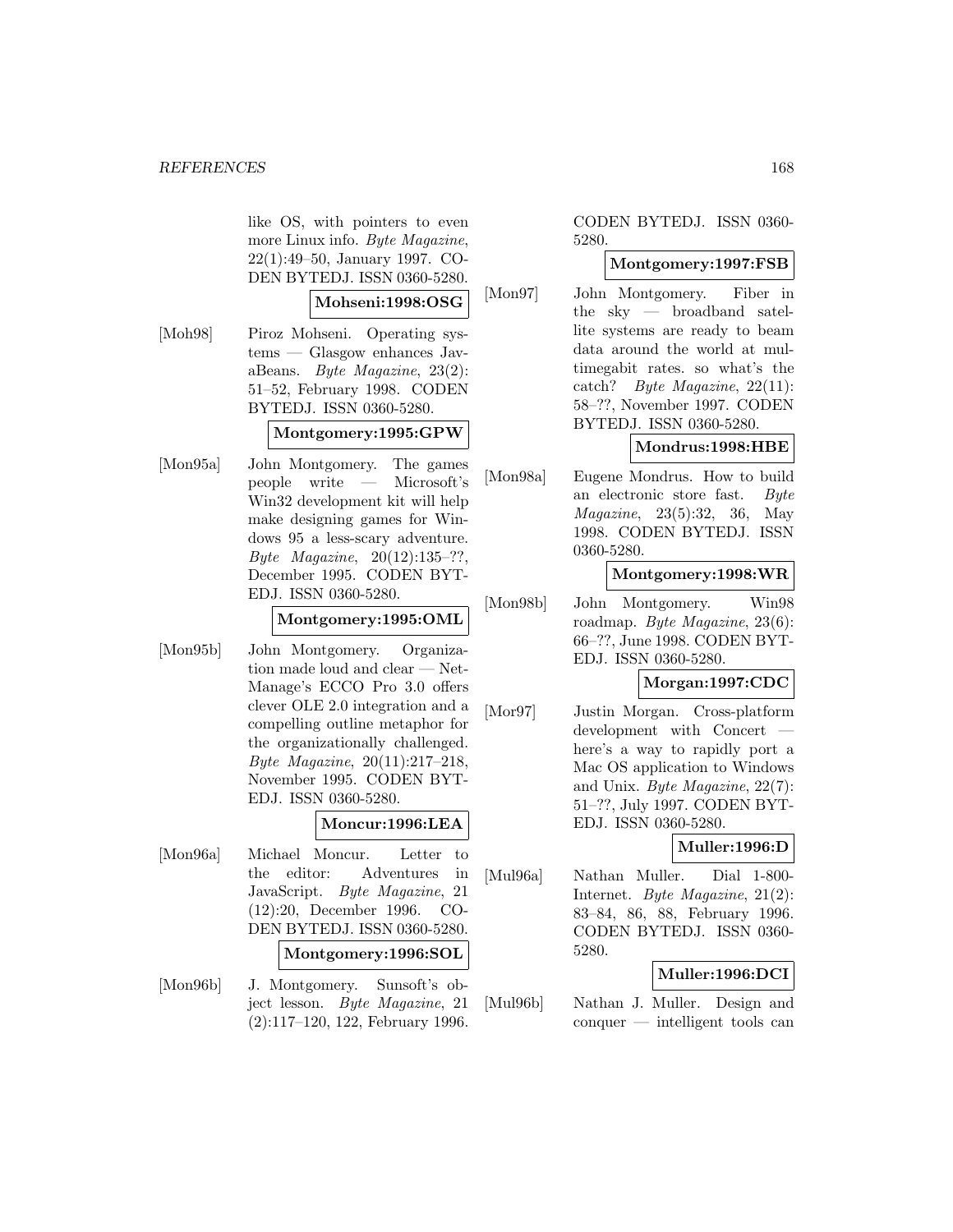like OS, with pointers to even more Linux info. *Byte Magazine*, 22(1):49–50, January 1997. CODEN BYTEDJ. ISSN 0360-5280.

**Mohseni:1998:OSG**

[Moh98] Piroz Mohseni. Operating systems — Glasgow enhances JavaBeans. *Byte Magazine*, 23(2): 51–52, February 1998. CODEN BYTEDJ. ISSN 0360-5280.

**Montgomery:1995:GPW**

[Mon95a] John Montgomery. The games people write — Microsoft's Win32 development kit will help make designing games for Windows 95 a less-scary adventure. *Byte Magazine*, 20(12):135–??, December 1995. CODEN BYTEDJ. ISSN 0360-5280.

**Montgomery:1995:OML**

[Mon95b] John Montgomery. Organization made loud and clear — NetManage's ECCO Pro 3.0 offers clever OLE 2.0 integration and a compelling outline metaphor for the organizationally challenged. *Byte Magazine*, 20(11):217–218, November 1995. CODEN BYTEDJ. ISSN 0360-5280.

**Moncur:1996:LEA**

[Mon96a] Michael Moncur. Letter to the editor: Adventures in JavaScript. *Byte Magazine*, 21 (12):20, December 1996. CODEN BYTEDJ. ISSN 0360-5280.

**Montgomery:1996:SOL**

[Mon96b] J. Montgomery. Sunsoft's object lesson. *Byte Magazine*, 21 (2):117–120, 122, February 1996. CODEN BYTEDJ. ISSN 0360-5280.

**Montgomery:1997:FSB**

[Mon97] John Montgomery. Fiber in the sky — broadband satellite systems are ready to beam data around the world at multimegabit rates. so what's the catch? *Byte Magazine*, 22(11): 58–??, November 1997. CODEN BYTEDJ. ISSN 0360-5280.

**Mondrus:1998:HBE**

[Mon98a] Eugene Mondrus. How to build an electronic store fast. *Byte Magazine*, 23(5):32, 36, May 1998. CODEN BYTEDJ. ISSN 0360-5280.

**Montgomery:1998:WR**

[Mon98b] John Montgomery. Win98 roadmap. *Byte Magazine*, 23(6): 66–??, June 1998. CODEN BYTEDJ. ISSN 0360-5280.

**Morgan:1997:CDC**

[Mor97] Justin Morgan. Cross-platform development with Concert — here's a way to rapidly port a Mac OS application to Windows and Unix. *Byte Magazine*, 22(7): 51–??, July 1997. CODEN BYTEDJ. ISSN 0360-5280.

**Muller:1996:D**

[Mul96a] Nathan Muller. Dial 1-800-Internet. *Byte Magazine*, 21(2): 83–84, 86, 88, February 1996. CODEN BYTEDJ. ISSN 0360-5280.

**Muller:1996:DCI**

[Mul96b] Nathan J. Muller. Design and conquer — intelligent tools can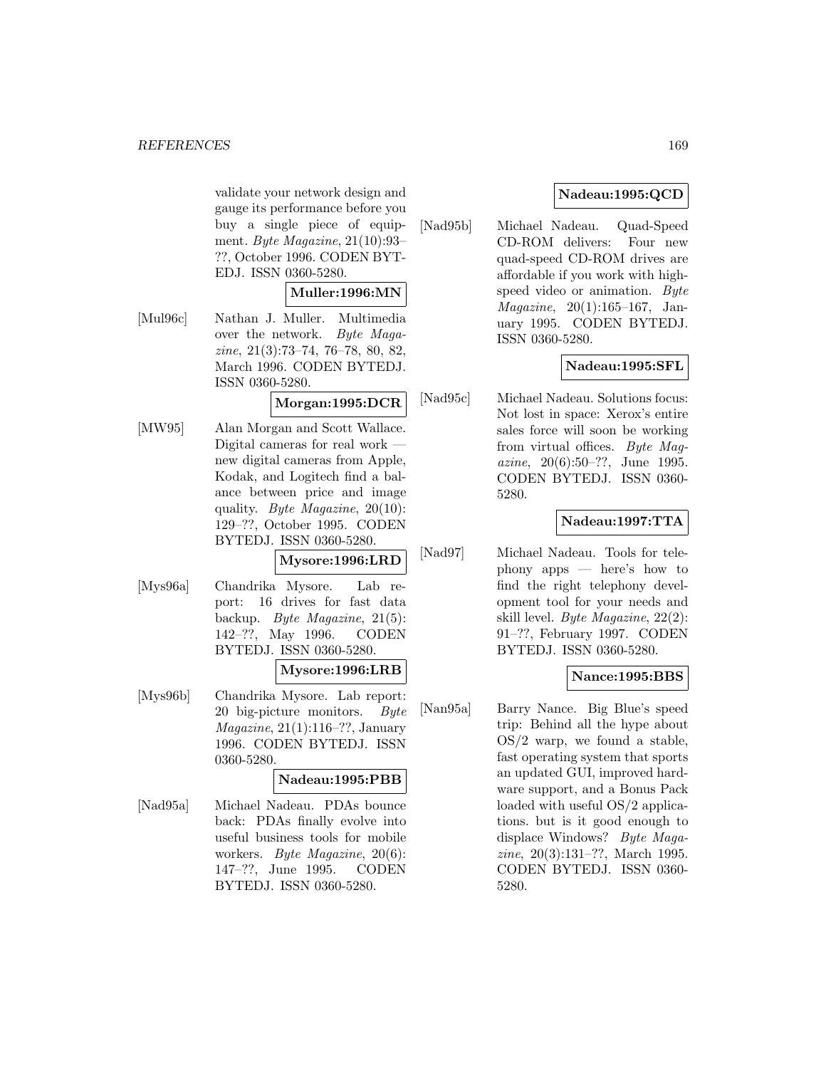validate your network design and gauge its performance before you buy a single piece of equipment. *Byte Magazine*, 21(10):93–??, October 1996. CODEN BYTEDJ. ISSN 0360-5280.

**Muller:1996:MN**

[Mul96c] Nathan J. Muller. Multimedia over the network. *Byte Magazine*, 21(3):73–74, 76–78, 80, 82, March 1996. CODEN BYTEDJ. ISSN 0360-5280.

**Morgan:1995:DCR**

[MW95] Alan Morgan and Scott Wallace. Digital cameras for real work — new digital cameras from Apple, Kodak, and Logitech find a balance between price and image quality. *Byte Magazine*, 20(10): 129–??, October 1995. CODEN BYTEDJ. ISSN 0360-5280.

**Mysore:1996:LRD**

[Mys96a] Chandrika Mysore. Lab report: 16 drives for fast data backup. *Byte Magazine*, 21(5): 142–??, May 1996. CODEN BYTEDJ. ISSN 0360-5280.

**Mysore:1996:LRB**

[Mys96b] Chandrika Mysore. Lab report: 20 big-picture monitors. *Byte Magazine*, 21(1):116–??, January 1996. CODEN BYTEDJ. ISSN 0360-5280.

**Nadeau:1995:PBB**

[Nad95a] Michael Nadeau. PDAs bounce back: PDAs finally evolve into useful business tools for mobile workers. *Byte Magazine*, 20(6): 147–??, June 1995. CODEN BYTEDJ. ISSN 0360-5280.

**Nadeau:1995:QCD**

[Nad95b] Michael Nadeau. Quad-Speed CD-ROM delivers: Four new quad-speed CD-ROM drives are affordable if you work with high-speed video or animation. *Byte Magazine*, 20(1):165–167, January 1995. CODEN BYTEDJ. ISSN 0360-5280.

**Nadeau:1995:SFL**

[Nad95c] Michael Nadeau. Solutions focus: Not lost in space: Xerox's entire sales force will soon be working from virtual offices. *Byte Magazine*, 20(6):50–??, June 1995. CODEN BYTEDJ. ISSN 0360-5280.

**Nadeau:1997:TTA**

[Nad97] Michael Nadeau. Tools for telephony apps — here's how to find the right telephony development tool for your needs and skill level. *Byte Magazine*, 22(2): 91–??, February 1997. CODEN BYTEDJ. ISSN 0360-5280.

**Nance:1995:BBS**

[Nan95a] Barry Nance. Big Blue's speed trip: Behind all the hype about OS/2 warp, we found a stable, fast operating system that sports an updated GUI, improved hardware support, and a Bonus Pack loaded with useful OS/2 applications. but is it good enough to displace Windows? *Byte Magazine*, 20(3):131–??, March 1995. CODEN BYTEDJ. ISSN 0360-5280.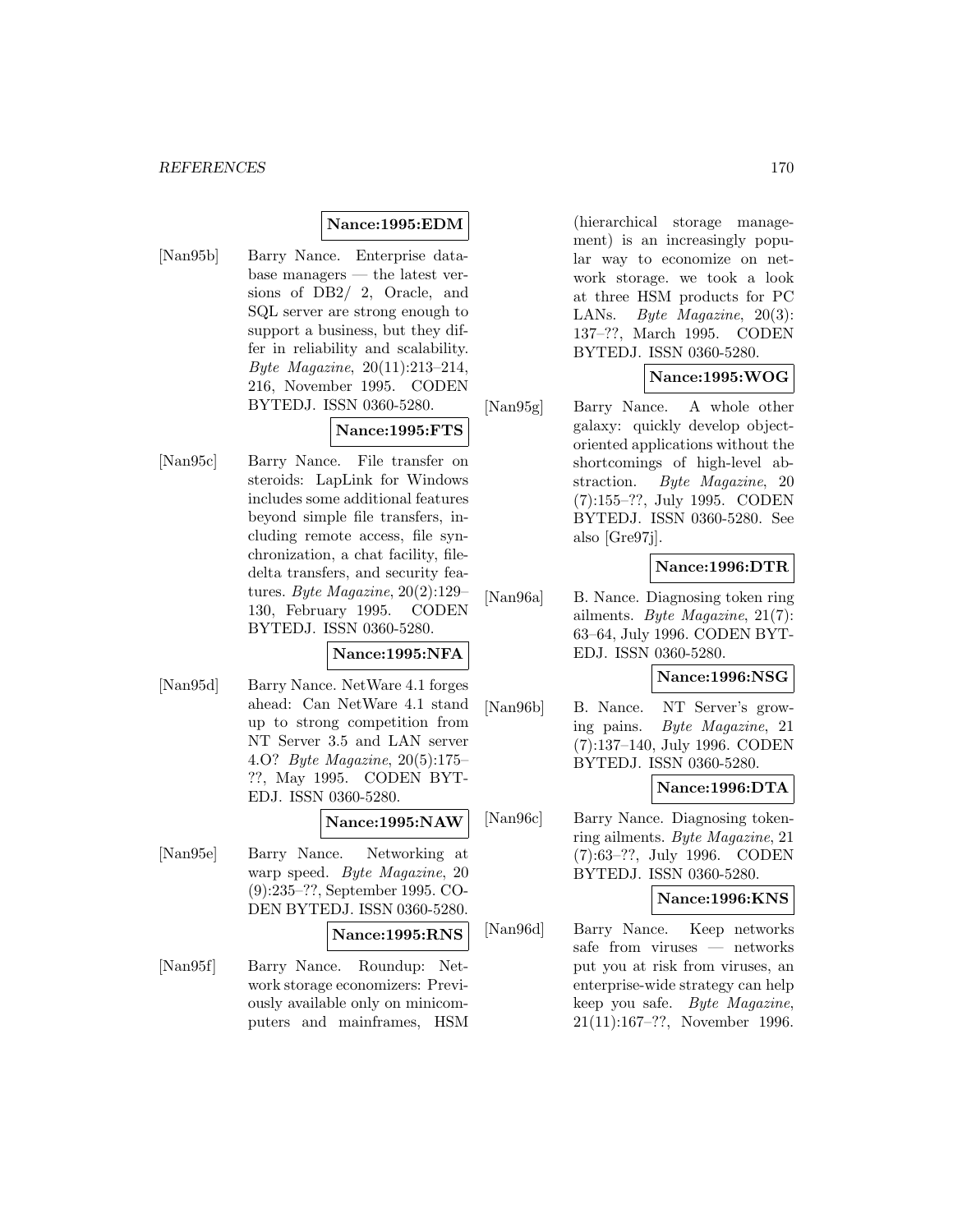**Nance:1995:EDM**

[Nan95b] Barry Nance. Enterprise database managers — the latest versions of DB2/ 2, Oracle, and SQL server are strong enough to support a business, but they differ in reliability and scalability. *Byte Magazine*, 20(11):213–214, 216, November 1995. CODEN BYTEDJ. ISSN 0360-5280.

**Nance:1995:FTS**

[Nan95c] Barry Nance. File transfer on steroids: LapLink for Windows includes some additional features beyond simple file transfers, including remote access, file synchronization, a chat facility, file-delta transfers, and security features. *Byte Magazine*, 20(2):129–130, February 1995. CODEN BYTEDJ. ISSN 0360-5280.

**Nance:1995:NFA**

[Nan95d] Barry Nance. NetWare 4.1 forges ahead: Can NetWare 4.1 stand up to strong competition from NT Server 3.5 and LAN server 4.O? *Byte Magazine*, 20(5):175–??, May 1995. CODEN BYTEDJ. ISSN 0360-5280.

**Nance:1995:NAW**

[Nan95e] Barry Nance. Networking at warp speed. *Byte Magazine*, 20 (9):235–??, September 1995. CODEN BYTEDJ. ISSN 0360-5280.

**Nance:1995:RNS**

[Nan95f] Barry Nance. Roundup: Network storage economizers: Previously available only on minicomputers and mainframes, HSM (hierarchical storage management) is an increasingly popular way to economize on network storage. we took a look at three HSM products for PC LANs. *Byte Magazine*, 20(3): 137–??, March 1995. CODEN BYTEDJ. ISSN 0360-5280.

**Nance:1995:WOG**

[Nan95g] Barry Nance. A whole other galaxy: quickly develop object-oriented applications without the shortcomings of high-level abstraction. *Byte Magazine*, 20 (7):155–??, July 1995. CODEN BYTEDJ. ISSN 0360-5280. See also [Gre97j].

**Nance:1996:DTR**

[Nan96a] B. Nance. Diagnosing token ring ailments. *Byte Magazine*, 21(7): 63–64, July 1996. CODEN BYTEDJ. ISSN 0360-5280.

**Nance:1996:NSG**

[Nan96b] B. Nance. NT Server's growing pains. *Byte Magazine*, 21 (7):137–140, July 1996. CODEN BYTEDJ. ISSN 0360-5280.

**Nance:1996:DTA**

[Nan96c] Barry Nance. Diagnosing token-ring ailments. *Byte Magazine*, 21 (7):63–??, July 1996. CODEN BYTEDJ. ISSN 0360-5280.

**Nance:1996:KNS**

[Nan96d] Barry Nance. Keep networks safe from viruses — networks put you at risk from viruses, an enterprise-wide strategy can help keep you safe. *Byte Magazine*, 21(11):167–??, November 1996.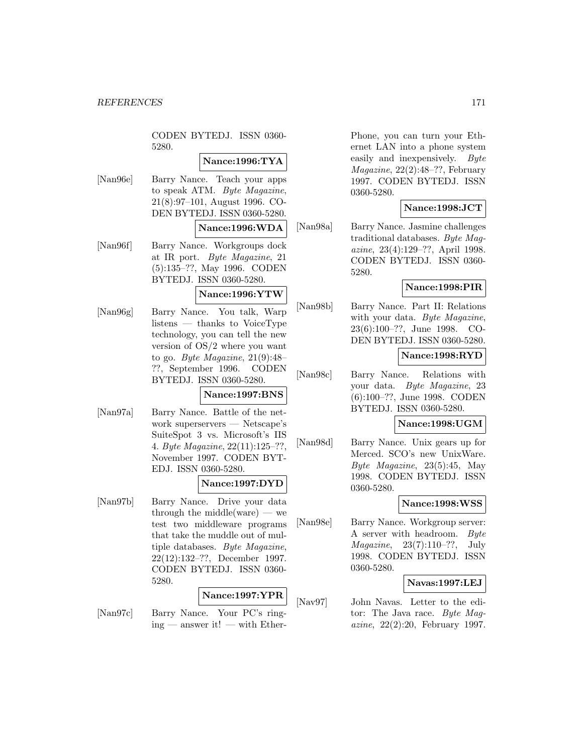CODEN BYTEDJ. ISSN 0360-5280.

**Nance:1996:TYA**

[Nan96e] Barry Nance. Teach your apps to speak ATM. *Byte Magazine*, 21(8):97–101, August 1996. CODEN BYTEDJ. ISSN 0360-5280.

**Nance:1996:WDA**

[Nan96f] Barry Nance. Workgroups dock at IR port. *Byte Magazine*, 21 (5):135–??, May 1996. CODEN BYTEDJ. ISSN 0360-5280.

**Nance:1996:YTW**

[Nan96g] Barry Nance. You talk, Warp listens — thanks to VoiceType technology, you can tell the new version of OS/2 where you want to go. *Byte Magazine*, 21(9):48–??, September 1996. CODEN BYTEDJ. ISSN 0360-5280.

**Nance:1997:BNS**

[Nan97a] Barry Nance. Battle of the network superservers — Netscape's SuiteSpot 3 vs. Microsoft's IIS 4. *Byte Magazine*, 22(11):125–??, November 1997. CODEN BYTEDJ. ISSN 0360-5280.

**Nance:1997:DYD**

[Nan97b] Barry Nance. Drive your data through the middle(ware) — we test two middleware programs that take the muddle out of multiple databases. *Byte Magazine*, 22(12):132–??, December 1997. CODEN BYTEDJ. ISSN 0360-5280.

**Nance:1997:YPR**

[Nan97c] Barry Nance. Your PC's ringing — answer it! — with EtherPhone, you can turn your Ethernet LAN into a phone system easily and inexpensively. *Byte Magazine*, 22(2):48–??, February 1997. CODEN BYTEDJ. ISSN 0360-5280.

**Nance:1998:JCT**

[Nan98a] Barry Nance. Jasmine challenges traditional databases. *Byte Magazine*, 23(4):129–??, April 1998. CODEN BYTEDJ. ISSN 0360-5280.

**Nance:1998:PIR**

[Nan98b] Barry Nance. Part II: Relations with your data. *Byte Magazine*, 23(6):100–??, June 1998. CODEN BYTEDJ. ISSN 0360-5280.

**Nance:1998:RYD**

[Nan98c] Barry Nance. Relations with your data. *Byte Magazine*, 23 (6):100–??, June 1998. CODEN BYTEDJ. ISSN 0360-5280.

**Nance:1998:UGM**

[Nan98d] Barry Nance. Unix gears up for Merced. SCO's new UnixWare. *Byte Magazine*, 23(5):45, May 1998. CODEN BYTEDJ. ISSN 0360-5280.

**Nance:1998:WSS**

[Nan98e] Barry Nance. Workgroup server: A server with headroom. *Byte Magazine*, 23(7):110–??, July 1998. CODEN BYTEDJ. ISSN 0360-5280.

**Navas:1997:LEJ**

[Nav97] John Navas. Letter to the editor: The Java race. *Byte Magazine*, 22(2):20, February 1997.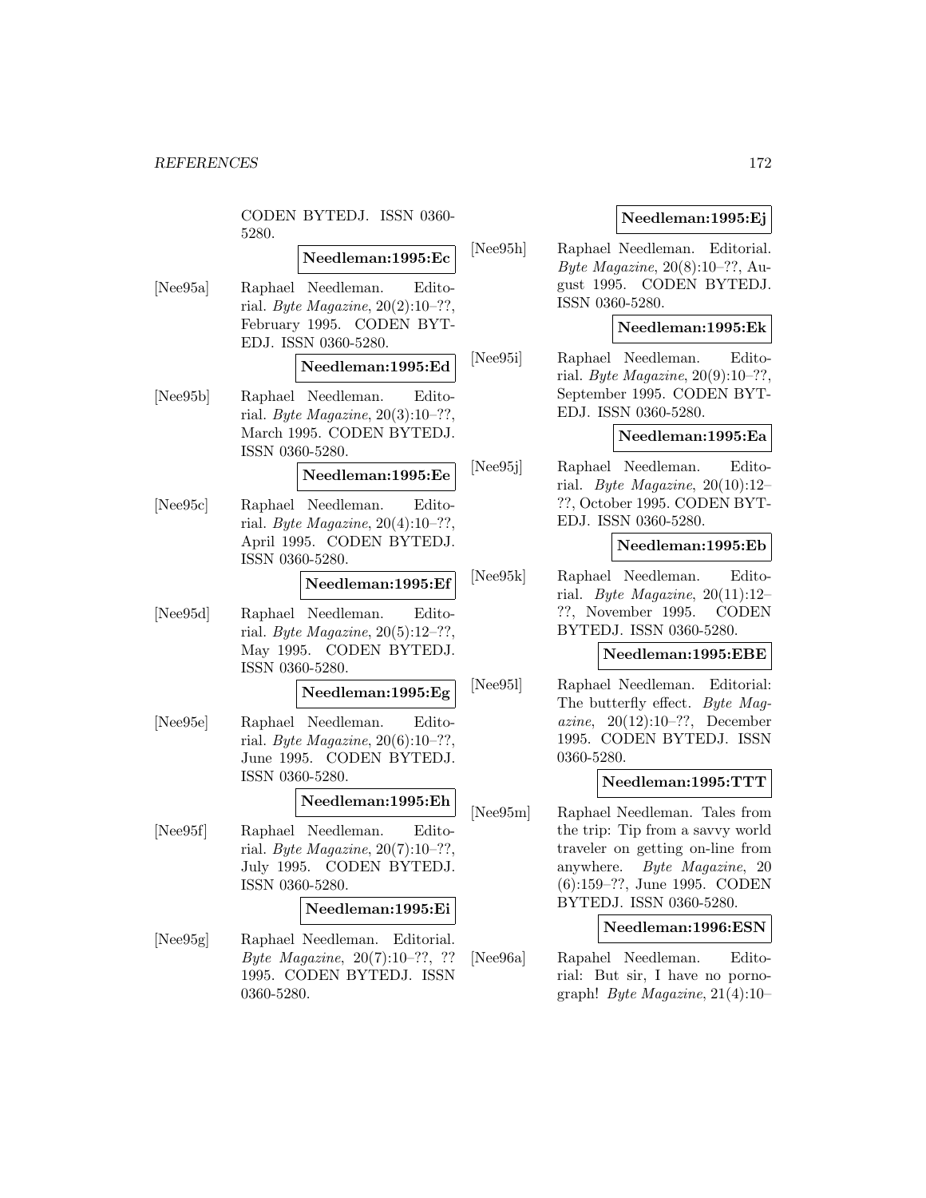CODEN BYTEDJ. ISSN 0360-5280.

**Needleman:1995:Ec**

[Nee95a] Raphael Needleman. Editorial. *Byte Magazine*, 20(2):10–??, February 1995. CODEN BYTEDJ. ISSN 0360-5280.

**Needleman:1995:Ed**

[Nee95b] Raphael Needleman. Editorial. *Byte Magazine*, 20(3):10–??, March 1995. CODEN BYTEDJ. ISSN 0360-5280.

**Needleman:1995:Ee**

[Nee95c] Raphael Needleman. Editorial. *Byte Magazine*, 20(4):10–??, April 1995. CODEN BYTEDJ. ISSN 0360-5280.

**Needleman:1995:Ef**

[Nee95d] Raphael Needleman. Editorial. *Byte Magazine*, 20(5):12–??, May 1995. CODEN BYTEDJ. ISSN 0360-5280.

**Needleman:1995:Eg**

[Nee95e] Raphael Needleman. Editorial. *Byte Magazine*, 20(6):10–??, June 1995. CODEN BYTEDJ. ISSN 0360-5280.

**Needleman:1995:Eh**

[Nee95f] Raphael Needleman. Editorial. *Byte Magazine*, 20(7):10–??, July 1995. CODEN BYTEDJ. ISSN 0360-5280.

**Needleman:1995:Ei**

[Nee95g] Raphael Needleman. Editorial. *Byte Magazine*, 20(7):10–??, ?? 1995. CODEN BYTEDJ. ISSN 0360-5280.

**Needleman:1995:Ej**

[Nee95h] Raphael Needleman. Editorial. *Byte Magazine*, 20(8):10–??, August 1995. CODEN BYTEDJ. ISSN 0360-5280.

**Needleman:1995:Ek**

[Nee95i] Raphael Needleman. Editorial. *Byte Magazine*, 20(9):10–??, September 1995. CODEN BYTEDJ. ISSN 0360-5280.

**Needleman:1995:Ea**

[Nee95j] Raphael Needleman. Editorial. *Byte Magazine*, 20(10):12–??, October 1995. CODEN BYTEDJ. ISSN 0360-5280.

**Needleman:1995:Eb**

[Nee95k] Raphael Needleman. Editorial. *Byte Magazine*, 20(11):12–??, November 1995. CODEN BYTEDJ. ISSN 0360-5280.

**Needleman:1995:EBE**

[Nee95l] Raphael Needleman. Editorial: The butterfly effect. *Byte Magazine*, 20(12):10–??, December 1995. CODEN BYTEDJ. ISSN 0360-5280.

**Needleman:1995:TTT**

[Nee95m] Raphael Needleman. Tales from the trip: Tip from a savvy world traveler on getting on-line from anywhere. *Byte Magazine*, 20 (6):159–??, June 1995. CODEN BYTEDJ. ISSN 0360-5280.

**Needleman:1996:ESN**

[Nee96a] Rapahel Needleman. Editorial: But sir, I have no pornograph! *Byte Magazine*, 21(4):10–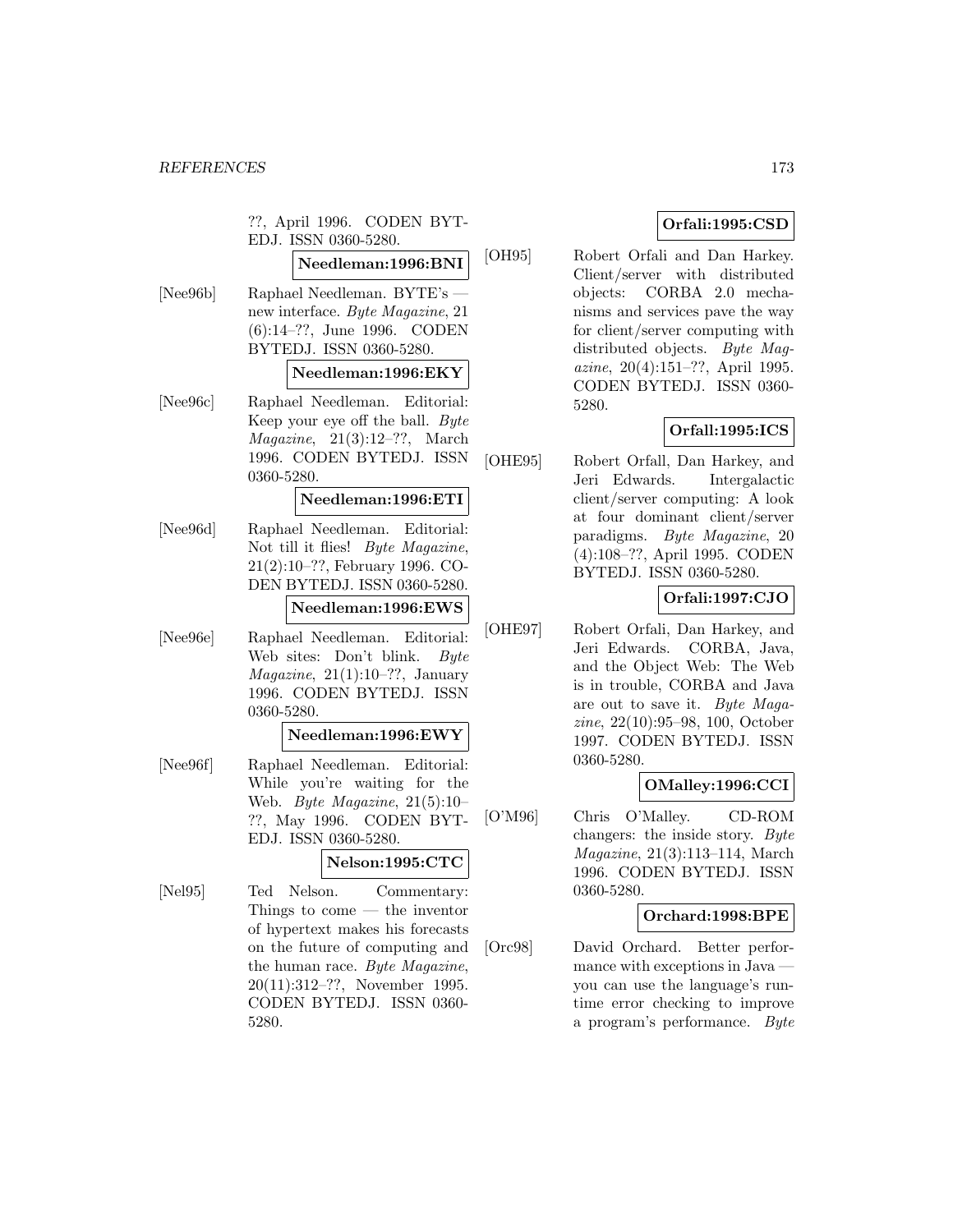??, April 1996. CODEN BYTEDJ. ISSN 0360-5280.

**Needleman:1996:BNI**

[Nee96b] Raphael Needleman. BYTE's — new interface. *Byte Magazine*, 21 (6):14–??, June 1996. CODEN BYTEDJ. ISSN 0360-5280.

**Needleman:1996:EKY**

[Nee96c] Raphael Needleman. Editorial: Keep your eye off the ball. *Byte Magazine*, 21(3):12–??, March 1996. CODEN BYTEDJ. ISSN 0360-5280.

**Needleman:1996:ETI**

[Nee96d] Raphael Needleman. Editorial: Not till it flies! *Byte Magazine*, 21(2):10–??, February 1996. CODEN BYTEDJ. ISSN 0360-5280.

**Needleman:1996:EWS**

[Nee96e] Raphael Needleman. Editorial: Web sites: Don't blink. *Byte Magazine*, 21(1):10–??, January 1996. CODEN BYTEDJ. ISSN 0360-5280.

**Needleman:1996:EWY**

[Nee96f] Raphael Needleman. Editorial: While you're waiting for the Web. *Byte Magazine*, 21(5):10–??, May 1996. CODEN BYTEDJ. ISSN 0360-5280.

**Nelson:1995:CTC**

[Nel95] Ted Nelson. Commentary: Things to come — the inventor of hypertext makes his forecasts on the future of computing and the human race. *Byte Magazine*, 20(11):312–??, November 1995. CODEN BYTEDJ. ISSN 0360-5280.

**Orfali:1995:CSD**

[OH95] Robert Orfali and Dan Harkey. Client/server with distributed objects: CORBA 2.0 mechanisms and services pave the way for client/server computing with distributed objects. *Byte Magazine*, 20(4):151–??, April 1995. CODEN BYTEDJ. ISSN 0360-5280.

**Orfall:1995:ICS**

[OHE95] Robert Orfall, Dan Harkey, and Jeri Edwards. Intergalactic client/server computing: A look at four dominant client/server paradigms. *Byte Magazine*, 20 (4):108–??, April 1995. CODEN BYTEDJ. ISSN 0360-5280.

**Orfali:1997:CJO**

[OHE97] Robert Orfali, Dan Harkey, and Jeri Edwards. CORBA, Java, and the Object Web: The Web is in trouble, CORBA and Java are out to save it. *Byte Magazine*, 22(10):95–98, 100, October 1997. CODEN BYTEDJ. ISSN 0360-5280.

**OMalley:1996:CCI**

[O'M96] Chris O'Malley. CD-ROM changers: the inside story. *Byte Magazine*, 21(3):113–114, March 1996. CODEN BYTEDJ. ISSN 0360-5280.

**Orchard:1998:BPE**

[Orc98] David Orchard. Better performance with exceptions in Java — you can use the language's runtime error checking to improve a program's performance. *Byte*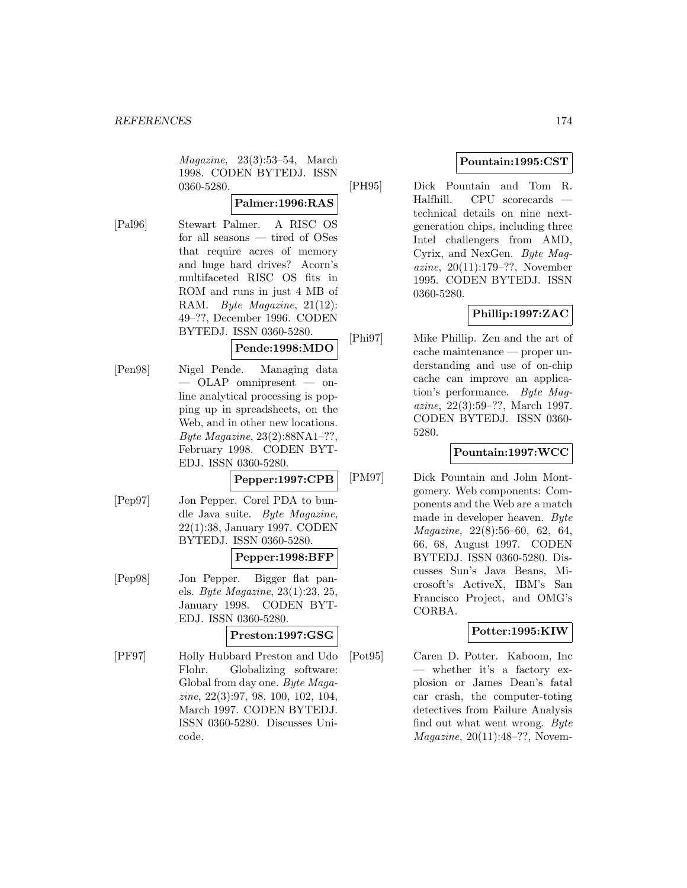*Magazine*, 23(3):53–54, March 1998. CODEN BYTEDJ. ISSN 0360-5280.

**Palmer:1996:RAS**

[Pal96] Stewart Palmer. A RISC OS for all seasons — tired of OSes that require acres of memory and huge hard drives? Acorn's multifaceted RISC OS fits in ROM and runs in just 4 MB of RAM. *Byte Magazine*, 21(12): 49–??, December 1996. CODEN BYTEDJ. ISSN 0360-5280.

**Pende:1998:MDO**

[Pen98] Nigel Pende. Managing data — OLAP omnipresent — online analytical processing is popping up in spreadsheets, on the Web, and in other new locations. *Byte Magazine*, 23(2):88NA1–??, February 1998. CODEN BYTEDJ. ISSN 0360-5280.

**Pepper:1997:CPB**

[Pep97] Jon Pepper. Corel PDA to bundle Java suite. *Byte Magazine*, 22(1):38, January 1997. CODEN BYTEDJ. ISSN 0360-5280.

**Pepper:1998:BFP**

[Pep98] Jon Pepper. Bigger flat panels. *Byte Magazine*, 23(1):23, 25, January 1998. CODEN BYTEDJ. ISSN 0360-5280.

**Preston:1997:GSG**

[PF97] Holly Hubbard Preston and Udo Flohr. Globalizing software: Global from day one. *Byte Magazine*, 22(3):97, 98, 100, 102, 104, March 1997. CODEN BYTEDJ. ISSN 0360-5280. Discusses Unicode.

**Pountain:1995:CST**

[PH95] Dick Pountain and Tom R. Halfhill. CPU scorecards — technical details on nine next-generation chips, including three Intel challengers from AMD, Cyrix, and NexGen. *Byte Magazine*, 20(11):179–??, November 1995. CODEN BYTEDJ. ISSN 0360-5280.

**Phillip:1997:ZAC**

[Phi97] Mike Phillip. Zen and the art of cache maintenance — proper understanding and use of on-chip cache can improve an application's performance. *Byte Magazine*, 22(3):59–??, March 1997. CODEN BYTEDJ. ISSN 0360-5280.

**Pountain:1997:WCC**

[PM97] Dick Pountain and John Montgomery. Web components: Components and the Web are a match made in developer heaven. *Byte Magazine*, 22(8):56–60, 62, 64, 66, 68, August 1997. CODEN BYTEDJ. ISSN 0360-5280. Discusses Sun's Java Beans, Microsoft's ActiveX, IBM's San Francisco Project, and OMG's CORBA.

**Potter:1995:KIW**

[Pot95] Caren D. Potter. Kaboom, Inc — whether it's a factory explosion or James Dean's fatal car crash, the computer-toting detectives from Failure Analysis find out what went wrong. *Byte Magazine*, 20(11):48–??, Novem-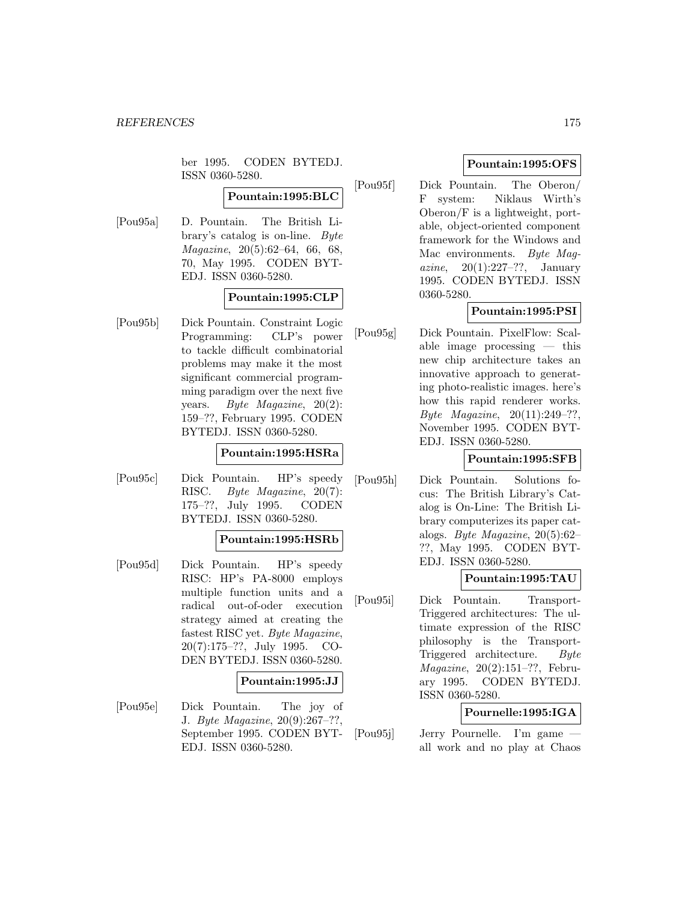ber 1995. CODEN BYTEDJ. ISSN 0360-5280.

**Pountain:1995:BLC**

[Pou95a] D. Pountain. The British Library's catalog is on-line. *Byte Magazine*, 20(5):62–64, 66, 68, 70, May 1995. CODEN BYTEDJ. ISSN 0360-5280.

**Pountain:1995:CLP**

[Pou95b] Dick Pountain. Constraint Logic Programming: CLP's power to tackle difficult combinatorial problems may make it the most significant commercial programming paradigm over the next five years. *Byte Magazine*, 20(2):159–??, February 1995. CODEN BYTEDJ. ISSN 0360-5280.

**Pountain:1995:HSRa**

[Pou95c] Dick Pountain. HP's speedy RISC. *Byte Magazine*, 20(7):175–??, July 1995. CODEN BYTEDJ. ISSN 0360-5280.

**Pountain:1995:HSRb**

[Pou95d] Dick Pountain. HP's speedy RISC: HP's PA-8000 employs multiple function units and a radical out-of-oder execution strategy aimed at creating the fastest RISC yet. *Byte Magazine*, 20(7):175–??, July 1995. CODEN BYTEDJ. ISSN 0360-5280.

**Pountain:1995:JJ**

[Pou95e] Dick Pountain. The joy of J. *Byte Magazine*, 20(9):267–??, September 1995. CODEN BYTEDJ. ISSN 0360-5280.

**Pountain:1995:OFS**

[Pou95f] Dick Pountain. The Oberon/F system: Niklaus Wirth's Oberon/F is a lightweight, portable, object-oriented component framework for the Windows and Mac environments. *Byte Magazine*, 20(1):227–??, January 1995. CODEN BYTEDJ. ISSN 0360-5280.

**Pountain:1995:PSI**

[Pou95g] Dick Pountain. PixelFlow: Scalable image processing — this new chip architecture takes an innovative approach to generating photo-realistic images. here's how this rapid renderer works. *Byte Magazine*, 20(11):249–??, November 1995. CODEN BYTEDJ. ISSN 0360-5280.

**Pountain:1995:SFB**

[Pou95h] Dick Pountain. Solutions focus: The British Library's Catalog is On-Line: The British Library computerizes its paper catalogs. *Byte Magazine*, 20(5):62–??, May 1995. CODEN BYTEDJ. ISSN 0360-5280.

**Pountain:1995:TAU**

[Pou95i] Dick Pountain. Transport-Triggered architectures: The ultimate expression of the RISC philosophy is the Transport-Triggered architecture. *Byte Magazine*, 20(2):151–??, February 1995. CODEN BYTEDJ. ISSN 0360-5280.

**Pournelle:1995:IGA**

[Pou95j] Jerry Pournelle. I'm game — all work and no play at Chaos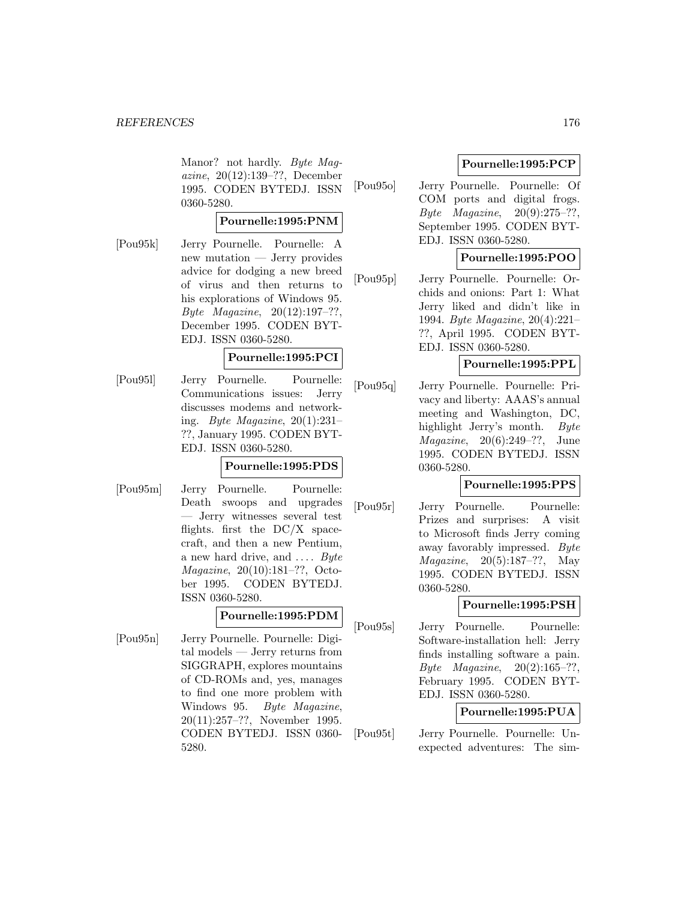Manor? not hardly. *Byte Magazine*, 20(12):139–??, December 1995. CODEN BYTEDJ. ISSN 0360-5280.

**Pournelle:1995:PNM**

[Pou95k] Jerry Pournelle. Pournelle: A new mutation — Jerry provides advice for dodging a new breed of virus and then returns to his explorations of Windows 95. *Byte Magazine*, 20(12):197–??, December 1995. CODEN BYTEDJ. ISSN 0360-5280.

**Pournelle:1995:PCI**

[Pou95l] Jerry Pournelle. Pournelle: Communications issues: Jerry discusses modems and networking. *Byte Magazine*, 20(1):231–??, January 1995. CODEN BYTEDJ. ISSN 0360-5280.

**Pournelle:1995:PDS**

[Pou95m] Jerry Pournelle. Pournelle: Death swoops and upgrades — Jerry witnesses several test flights. first the DC/X spacecraft, and then a new Pentium, a new hard drive, and .... *Byte Magazine*, 20(10):181–??, October 1995. CODEN BYTEDJ. ISSN 0360-5280.

**Pournelle:1995:PDM**

[Pou95n] Jerry Pournelle. Pournelle: Digital models — Jerry returns from SIGGRAPH, explores mountains of CD-ROMs and, yes, manages to find one more problem with Windows 95. *Byte Magazine*, 20(11):257–??, November 1995. CODEN BYTEDJ. ISSN 0360-5280.

**Pournelle:1995:PCP**

[Pou95o] Jerry Pournelle. Pournelle: Of COM ports and digital frogs. *Byte Magazine*, 20(9):275–??, September 1995. CODEN BYTEDJ. ISSN 0360-5280.

**Pournelle:1995:POO**

[Pou95p] Jerry Pournelle. Pournelle: Orchids and onions: Part 1: What Jerry liked and didn't like in 1994. *Byte Magazine*, 20(4):221–??, April 1995. CODEN BYTEDJ. ISSN 0360-5280.

**Pournelle:1995:PPL**

[Pou95q] Jerry Pournelle. Pournelle: Privacy and liberty: AAAS's annual meeting and Washington, DC, highlight Jerry's month. *Byte Magazine*, 20(6):249–??, June 1995. CODEN BYTEDJ. ISSN 0360-5280.

**Pournelle:1995:PPS**

[Pou95r] Jerry Pournelle. Pournelle: Prizes and surprises: A visit to Microsoft finds Jerry coming away favorably impressed. *Byte Magazine*, 20(5):187–??, May 1995. CODEN BYTEDJ. ISSN 0360-5280.

**Pournelle:1995:PSH**

[Pou95s] Jerry Pournelle. Pournelle: Software-installation hell: Jerry finds installing software a pain. *Byte Magazine*, 20(2):165–??, February 1995. CODEN BYTEDJ. ISSN 0360-5280.

**Pournelle:1995:PUA**

[Pou95t] Jerry Pournelle. Pournelle: Unexpected adventures: The sim-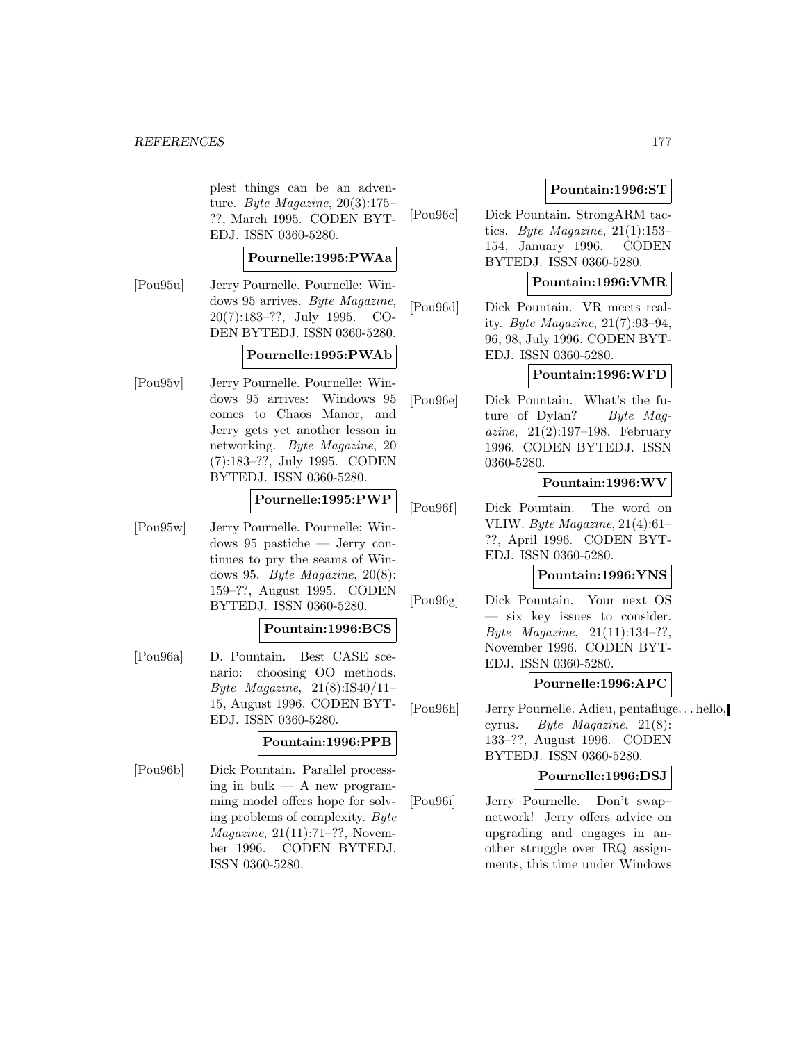plest things can be an adventure. *Byte Magazine*, 20(3):175–??, March 1995. CODEN BYTEDJ. ISSN 0360-5280.

**Pournelle:1995:PWAa**

[Pou95u] Jerry Pournelle. Pournelle: Windows 95 arrives. *Byte Magazine*, 20(7):183–??, July 1995. CODEN BYTEDJ. ISSN 0360-5280.

**Pournelle:1995:PWAb**

[Pou95v] Jerry Pournelle. Pournelle: Windows 95 arrives: Windows 95 comes to Chaos Manor, and Jerry gets yet another lesson in networking. *Byte Magazine*, 20 (7):183–??, July 1995. CODEN BYTEDJ. ISSN 0360-5280.

**Pournelle:1995:PWP**

[Pou95w] Jerry Pournelle. Pournelle: Windows 95 pastiche — Jerry continues to pry the seams of Windows 95. *Byte Magazine*, 20(8): 159–??, August 1995. CODEN BYTEDJ. ISSN 0360-5280.

**Pountain:1996:BCS**

[Pou96a] D. Pountain. Best CASE scenario: choosing OO methods. *Byte Magazine*, 21(8):IS40/11–15, August 1996. CODEN BYTEDJ. ISSN 0360-5280.

**Pountain:1996:PPB**

[Pou96b] Dick Pountain. Parallel processing in bulk — A new programming model offers hope for solving problems of complexity. *Byte Magazine*, 21(11):71–??, November 1996. CODEN BYTEDJ. ISSN 0360-5280.

**Pountain:1996:ST**

[Pou96c] Dick Pountain. StrongARM tactics. *Byte Magazine*, 21(1):153–154, January 1996. CODEN BYTEDJ. ISSN 0360-5280.

**Pountain:1996:VMR**

[Pou96d] Dick Pountain. VR meets reality. *Byte Magazine*, 21(7):93–94, 96, 98, July 1996. CODEN BYTEDJ. ISSN 0360-5280.

**Pountain:1996:WFD**

[Pou96e] Dick Pountain. What's the future of Dylan? *Byte Magazine*, 21(2):197–198, February 1996. CODEN BYTEDJ. ISSN 0360-5280.

**Pountain:1996:WV**

[Pou96f] Dick Pountain. The word on VLIW. *Byte Magazine*, 21(4):61–??, April 1996. CODEN BYTEDJ. ISSN 0360-5280.

**Pountain:1996:YNS**

[Pou96g] Dick Pountain. Your next OS — six key issues to consider. *Byte Magazine*, 21(11):134–??, November 1996. CODEN BYTEDJ. ISSN 0360-5280.

**Pournelle:1996:APC**

[Pou96h] Jerry Pournelle. Adieu, pentafluge... hello, cyrus. *Byte Magazine*, 21(8): 133–??, August 1996. CODEN BYTEDJ. ISSN 0360-5280.

**Pournelle:1996:DSJ**

[Pou96i] Jerry Pournelle. Don't swap–network! Jerry offers advice on upgrading and engages in another struggle over IRQ assignments, this time under Windows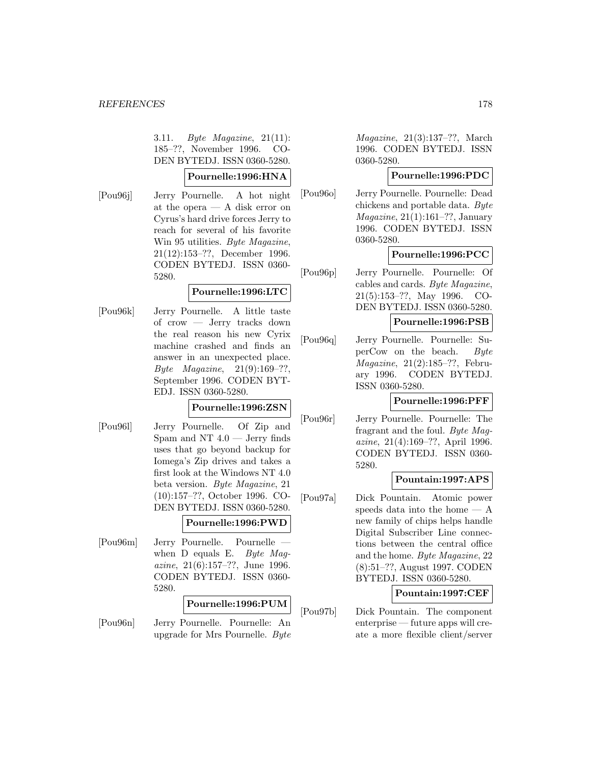3.11. *Byte Magazine*, 21(11): 185–??, November 1996. CODEN BYTEDJ. ISSN 0360-5280.

**Pournelle:1996:HNA**

[Pou96j] Jerry Pournelle. A hot night at the opera — A disk error on Cyrus's hard drive forces Jerry to reach for several of his favorite Win 95 utilities. *Byte Magazine*, 21(12):153–??, December 1996. CODEN BYTEDJ. ISSN 0360-5280.

**Pournelle:1996:LTC**

[Pou96k] Jerry Pournelle. A little taste of crow — Jerry tracks down the real reason his new Cyrix machine crashed and finds an answer in an unexpected place. *Byte Magazine*, 21(9):169–??, September 1996. CODEN BYTEDJ. ISSN 0360-5280.

**Pournelle:1996:ZSN**

[Pou96l] Jerry Pournelle. Of Zip and Spam and NT 4.0 — Jerry finds uses that go beyond backup for Iomega's Zip drives and takes a first look at the Windows NT 4.0 beta version. *Byte Magazine*, 21 (10):157–??, October 1996. CODEN BYTEDJ. ISSN 0360-5280.

**Pournelle:1996:PWD**

[Pou96m] Jerry Pournelle. Pournelle — when D equals E. *Byte Magazine*, 21(6):157–??, June 1996. CODEN BYTEDJ. ISSN 0360-5280.

**Pournelle:1996:PUM**

[Pou96n] Jerry Pournelle. Pournelle: An upgrade for Mrs Pournelle. *Byte Magazine*, 21(3):137–??, March 1996. CODEN BYTEDJ. ISSN 0360-5280.

**Pournelle:1996:PDC**

[Pou96o] Jerry Pournelle. Pournelle: Dead chickens and portable data. *Byte Magazine*, 21(1):161–??, January 1996. CODEN BYTEDJ. ISSN 0360-5280.

**Pournelle:1996:PCC**

[Pou96p] Jerry Pournelle. Pournelle: Of cables and cards. *Byte Magazine*, 21(5):153–??, May 1996. CODEN BYTEDJ. ISSN 0360-5280.

**Pournelle:1996:PSB**

[Pou96q] Jerry Pournelle. Pournelle: SuperCow on the beach. *Byte Magazine*, 21(2):185–??, February 1996. CODEN BYTEDJ. ISSN 0360-5280.

**Pournelle:1996:PFF**

[Pou96r] Jerry Pournelle. Pournelle: The fragrant and the foul. *Byte Magazine*, 21(4):169–??, April 1996. CODEN BYTEDJ. ISSN 0360-5280.

**Pountain:1997:APS**

[Pou97a] Dick Pountain. Atomic power speeds data into the home — A new family of chips helps handle Digital Subscriber Line connections between the central office and the home. *Byte Magazine*, 22 (8):51–??, August 1997. CODEN BYTEDJ. ISSN 0360-5280.

**Pountain:1997:CEF**

[Pou97b] Dick Pountain. The component enterprise — future apps will create a more flexible client/server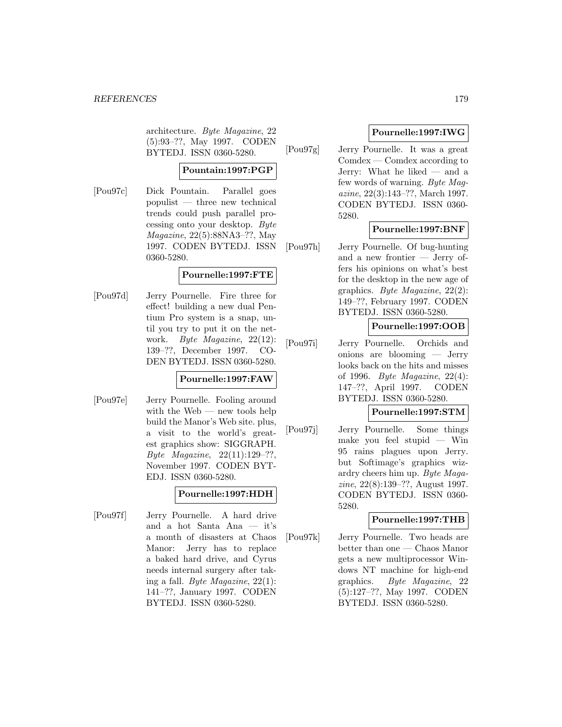architecture. *Byte Magazine*, 22 (5):93–??, May 1997. CODEN BYTEDJ. ISSN 0360-5280.

**Pountain:1997:PGP**

[Pou97c] Dick Pountain. Parallel goes populist — three new technical trends could push parallel processing onto your desktop. *Byte Magazine*, 22(5):88NA3–??, May 1997. CODEN BYTEDJ. ISSN 0360-5280.

**Pournelle:1997:FTE**

[Pou97d] Jerry Pournelle. Fire three for effect! building a new dual Pentium Pro system is a snap, until you try to put it on the network. *Byte Magazine*, 22(12): 139–??, December 1997. CODEN BYTEDJ. ISSN 0360-5280.

**Pournelle:1997:FAW**

[Pou97e] Jerry Pournelle. Fooling around with the Web — new tools help build the Manor's Web site. plus, a visit to the world's greatest graphics show: SIGGRAPH. *Byte Magazine*, 22(11):129–??, November 1997. CODEN BYTEDJ. ISSN 0360-5280.

**Pournelle:1997:HDH**

[Pou97f] Jerry Pournelle. A hard drive and a hot Santa Ana — it's a month of disasters at Chaos Manor: Jerry has to replace a baked hard drive, and Cyrus needs internal surgery after taking a fall. *Byte Magazine*, 22(1): 141–??, January 1997. CODEN BYTEDJ. ISSN 0360-5280.

**Pournelle:1997:IWG**

[Pou97g] Jerry Pournelle. It was a great Comdex — Comdex according to Jerry: What he liked — and a few words of warning. *Byte Magazine*, 22(3):143–??, March 1997. CODEN BYTEDJ. ISSN 0360-5280.

**Pournelle:1997:BNF**

[Pou97h] Jerry Pournelle. Of bug-hunting and a new frontier — Jerry offers his opinions on what's best for the desktop in the new age of graphics. *Byte Magazine*, 22(2): 149–??, February 1997. CODEN BYTEDJ. ISSN 0360-5280.

**Pournelle:1997:OOB**

[Pou97i] Jerry Pournelle. Orchids and onions are blooming — Jerry looks back on the hits and misses of 1996. *Byte Magazine*, 22(4): 147–??, April 1997. CODEN BYTEDJ. ISSN 0360-5280.

**Pournelle:1997:STM**

[Pou97j] Jerry Pournelle. Some things make you feel stupid — Win 95 rains plagues upon Jerry. but Softimage's graphics wizardry cheers him up. *Byte Magazine*, 22(8):139–??, August 1997. CODEN BYTEDJ. ISSN 0360-5280.

**Pournelle:1997:THB**

[Pou97k] Jerry Pournelle. Two heads are better than one — Chaos Manor gets a new multiprocessor Windows NT machine for high-end graphics. *Byte Magazine*, 22 (5):127–??, May 1997. CODEN BYTEDJ. ISSN 0360-5280.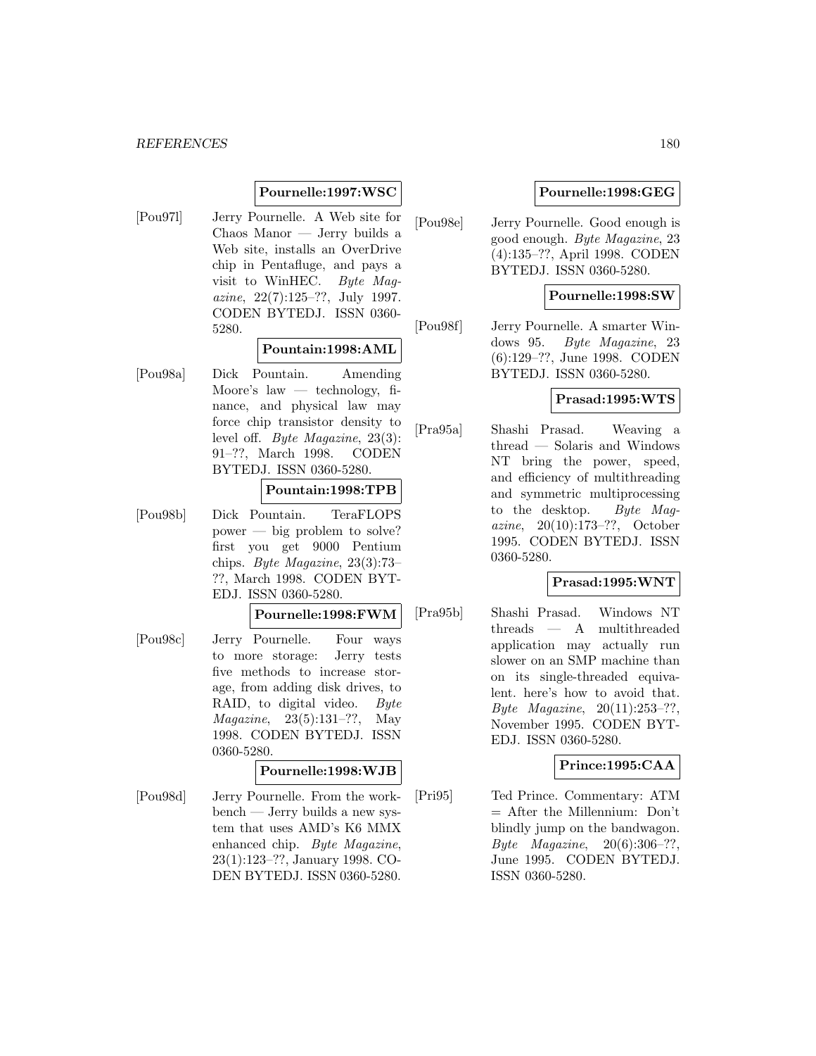**Pournelle:1997:WSC**

[Pou97l] Jerry Pournelle. A Web site for Chaos Manor — Jerry builds a Web site, installs an OverDrive chip in Pentafluge, and pays a visit to WinHEC. *Byte Magazine*, 22(7):125–??, July 1997. CODEN BYTEDJ. ISSN 0360-5280.

**Pountain:1998:AML**

[Pou98a] Dick Pountain. Amending Moore's law — technology, finance, and physical law may force chip transistor density to level off. *Byte Magazine*, 23(3): 91–??, March 1998. CODEN BYTEDJ. ISSN 0360-5280.

**Pountain:1998:TPB**

[Pou98b] Dick Pountain. TeraFLOPS power — big problem to solve? first you get 9000 Pentium chips. *Byte Magazine*, 23(3):73–??, March 1998. CODEN BYTEDJ. ISSN 0360-5280.

**Pournelle:1998:FWM**

[Pou98c] Jerry Pournelle. Four ways to more storage: Jerry tests five methods to increase storage, from adding disk drives, to RAID, to digital video. *Byte Magazine*, 23(5):131–??, May 1998. CODEN BYTEDJ. ISSN 0360-5280.

**Pournelle:1998:WJB**

[Pou98d] Jerry Pournelle. From the workbench — Jerry builds a new system that uses AMD's K6 MMX enhanced chip. *Byte Magazine*, 23(1):123–??, January 1998. CODEN BYTEDJ. ISSN 0360-5280.

**Pournelle:1998:GEG**

[Pou98e] Jerry Pournelle. Good enough is good enough. *Byte Magazine*, 23 (4):135–??, April 1998. CODEN BYTEDJ. ISSN 0360-5280.

**Pournelle:1998:SW**

[Pou98f] Jerry Pournelle. A smarter Windows 95. *Byte Magazine*, 23 (6):129–??, June 1998. CODEN BYTEDJ. ISSN 0360-5280.

**Prasad:1995:WTS**

[Pra95a] Shashi Prasad. Weaving a thread — Solaris and Windows NT bring the power, speed, and efficiency of multithreading and symmetric multiprocessing to the desktop. *Byte Magazine*, 20(10):173–??, October 1995. CODEN BYTEDJ. ISSN 0360-5280.

**Prasad:1995:WNT**

[Pra95b] Shashi Prasad. Windows NT threads — A multithreaded application may actually run slower on an SMP machine than on its single-threaded equivalent. here's how to avoid that. *Byte Magazine*, 20(11):253–??, November 1995. CODEN BYTEDJ. ISSN 0360-5280.

**Prince:1995:CAA**

[Pri95] Ted Prince. Commentary: ATM = After the Millennium: Don't blindly jump on the bandwagon. *Byte Magazine*, 20(6):306–??, June 1995. CODEN BYTEDJ. ISSN 0360-5280.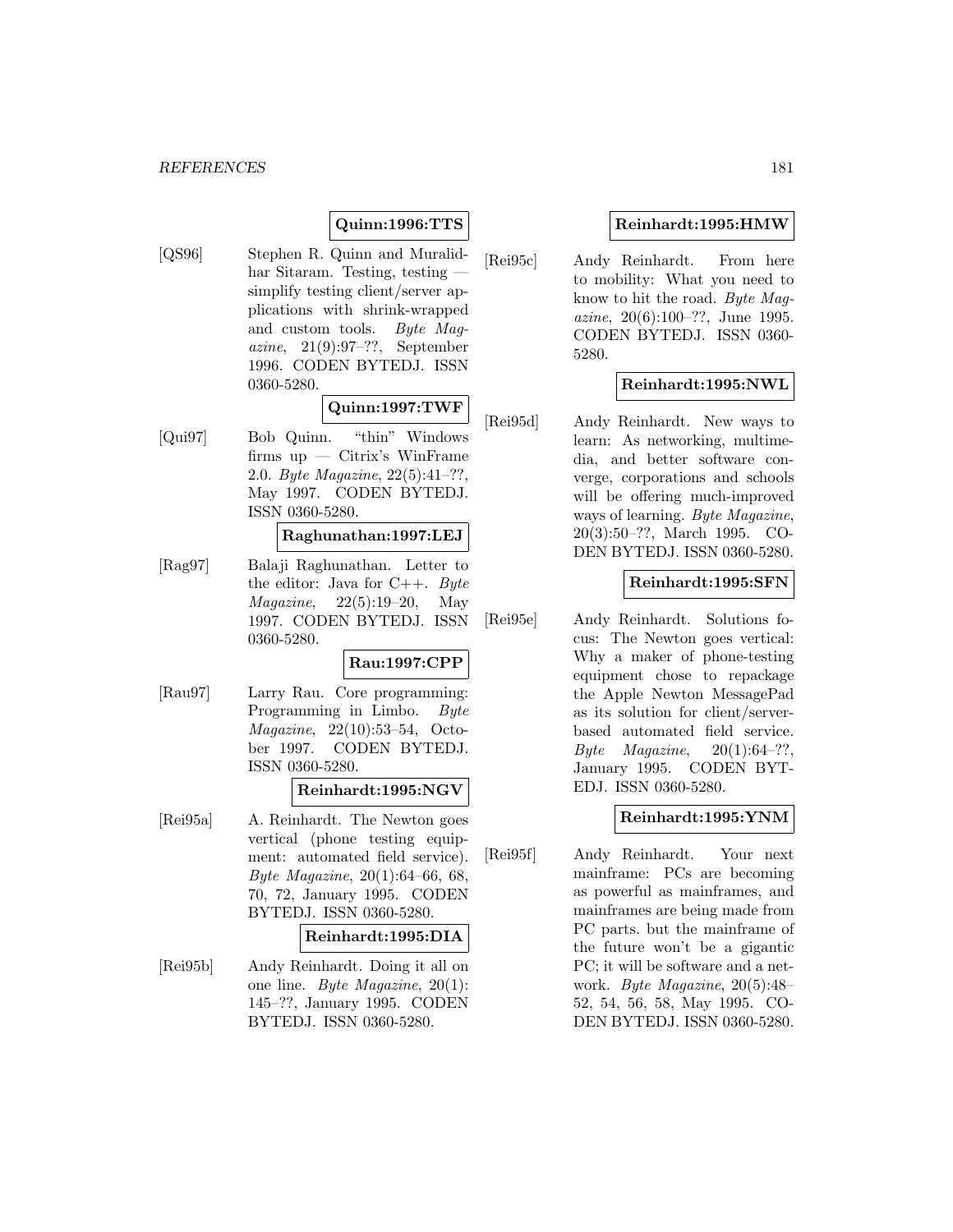**Quinn:1996:TTS**

[QS96] Stephen R. Quinn and Muralidhar Sitaram. Testing, testing — simplify testing client/server applications with shrink-wrapped and custom tools. *Byte Magazine*, 21(9):97–??, September 1996. CODEN BYTEDJ. ISSN 0360-5280.

**Quinn:1997:TWF**

[Qui97] Bob Quinn. "thin" Windows firms up — Citrix's WinFrame 2.0. *Byte Magazine*, 22(5):41–??, May 1997. CODEN BYTEDJ. ISSN 0360-5280.

**Raghunathan:1997:LEJ**

[Rag97] Balaji Raghunathan. Letter to the editor: Java for C++. *Byte Magazine*, 22(5):19–20, May 1997. CODEN BYTEDJ. ISSN 0360-5280.

**Rau:1997:CPP**

[Rau97] Larry Rau. Core programming: Programming in Limbo. *Byte Magazine*, 22(10):53–54, October 1997. CODEN BYTEDJ. ISSN 0360-5280.

**Reinhardt:1995:NGV**

[Rei95a] A. Reinhardt. The Newton goes vertical (phone testing equipment: automated field service). *Byte Magazine*, 20(1):64–66, 68, 70, 72, January 1995. CODEN BYTEDJ. ISSN 0360-5280.

**Reinhardt:1995:DIA**

[Rei95b] Andy Reinhardt. Doing it all on one line. *Byte Magazine*, 20(1): 145–??, January 1995. CODEN BYTEDJ. ISSN 0360-5280.

**Reinhardt:1995:HMW**

[Rei95c] Andy Reinhardt. From here to mobility: What you need to know to hit the road. *Byte Magazine*, 20(6):100–??, June 1995. CODEN BYTEDJ. ISSN 0360-5280.

**Reinhardt:1995:NWL**

[Rei95d] Andy Reinhardt. New ways to learn: As networking, multimedia, and better software converge, corporations and schools will be offering much-improved ways of learning. *Byte Magazine*, 20(3):50–??, March 1995. CODEN BYTEDJ. ISSN 0360-5280.

**Reinhardt:1995:SFN**

[Rei95e] Andy Reinhardt. Solutions focus: The Newton goes vertical: Why a maker of phone-testing equipment chose to repackage the Apple Newton MessagePad as its solution for client/server-based automated field service. *Byte Magazine*, 20(1):64–??, January 1995. CODEN BYTEDJ. ISSN 0360-5280.

**Reinhardt:1995:YNM**

[Rei95f] Andy Reinhardt. Your next mainframe: PCs are becoming as powerful as mainframes, and mainframes are being made from PC parts. but the mainframe of the future won't be a gigantic PC; it will be software and a network. *Byte Magazine*, 20(5):48–52, 54, 56, 58, May 1995. CODEN BYTEDJ. ISSN 0360-5280.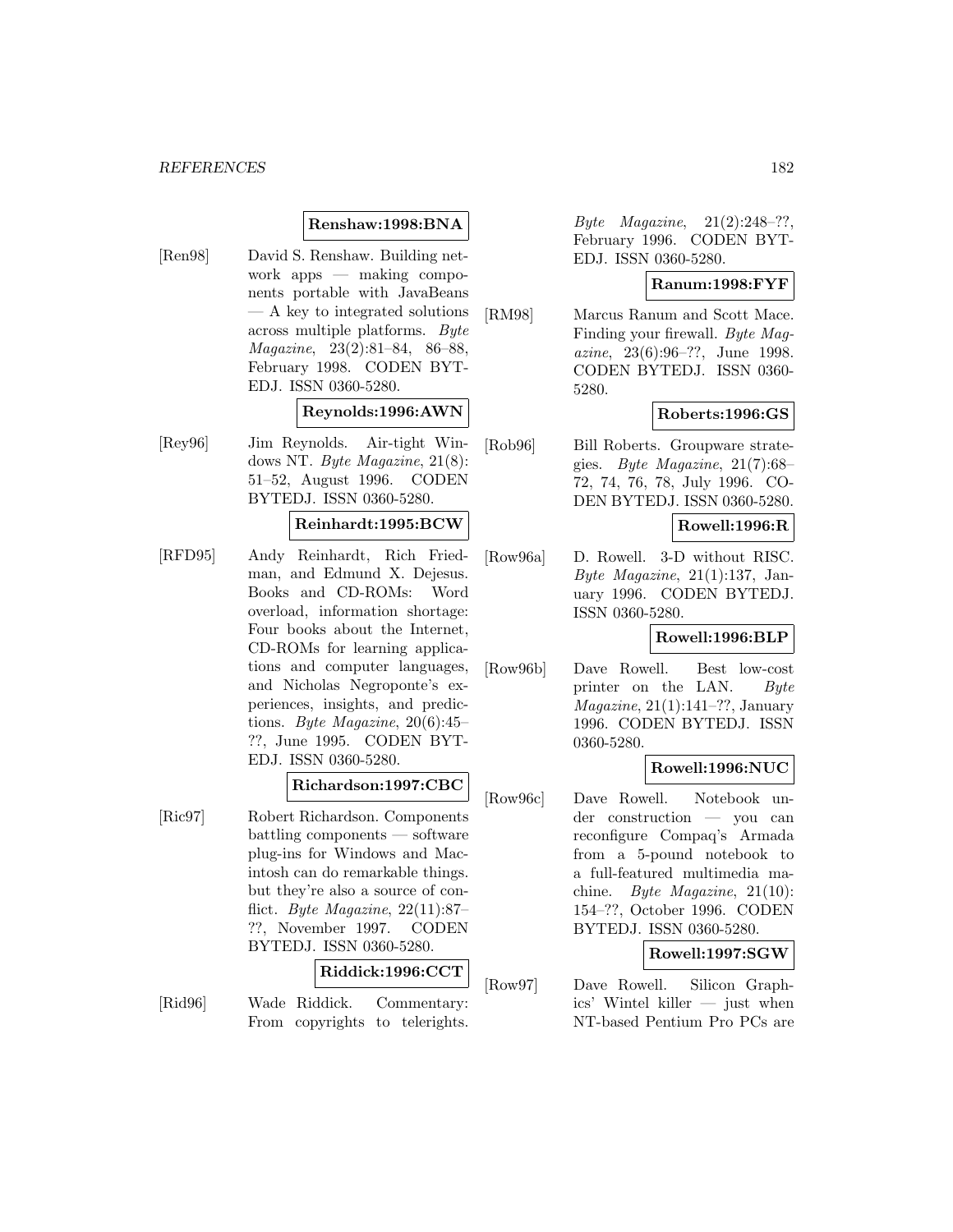**Renshaw:1998:BNA**

[Ren98] David S. Renshaw. Building network apps — making components portable with JavaBeans — A key to integrated solutions across multiple platforms. *Byte Magazine*, 23(2):81–84, 86–88, February 1998. CODEN BYTEDJ. ISSN 0360-5280.

**Reynolds:1996:AWN**

[Rey96] Jim Reynolds. Air-tight Windows NT. *Byte Magazine*, 21(8): 51–52, August 1996. CODEN BYTEDJ. ISSN 0360-5280.

**Reinhardt:1995:BCW**

[RFD95] Andy Reinhardt, Rich Friedman, and Edmund X. Dejesus. Books and CD-ROMs: Word overload, information shortage: Four books about the Internet, CD-ROMs for learning applications and computer languages, and Nicholas Negroponte's experiences, insights, and predictions. *Byte Magazine*, 20(6):45–??, June 1995. CODEN BYTEDJ. ISSN 0360-5280.

**Richardson:1997:CBC**

[Ric97] Robert Richardson. Components battling components — software plug-ins for Windows and Macintosh can do remarkable things. but they're also a source of conflict. *Byte Magazine*, 22(11):87–??, November 1997. CODEN BYTEDJ. ISSN 0360-5280.

**Riddick:1996:CCT**

[Rid96] Wade Riddick. Commentary: From copyrights to telerights. *Byte Magazine*, 21(2):248–??, February 1996. CODEN BYTEDJ. ISSN 0360-5280.

**Ranum:1998:FYF**

[RM98] Marcus Ranum and Scott Mace. Finding your firewall. *Byte Magazine*, 23(6):96–??, June 1998. CODEN BYTEDJ. ISSN 0360-5280.

**Roberts:1996:GS**

[Rob96] Bill Roberts. Groupware strategies. *Byte Magazine*, 21(7):68–72, 74, 76, 78, July 1996. CODEN BYTEDJ. ISSN 0360-5280.

**Rowell:1996:R**

[Row96a] D. Rowell. 3-D without RISC. *Byte Magazine*, 21(1):137, January 1996. CODEN BYTEDJ. ISSN 0360-5280.

**Rowell:1996:BLP**

[Row96b] Dave Rowell. Best low-cost printer on the LAN. *Byte Magazine*, 21(1):141–??, January 1996. CODEN BYTEDJ. ISSN 0360-5280.

**Rowell:1996:NUC**

[Row96c] Dave Rowell. Notebook under construction — you can reconfigure Compaq's Armada from a 5-pound notebook to a full-featured multimedia machine. *Byte Magazine*, 21(10): 154–??, October 1996. CODEN BYTEDJ. ISSN 0360-5280.

**Rowell:1997:SGW**

[Row97] Dave Rowell. Silicon Graphics' Wintel killer — just when NT-based Pentium Pro PCs are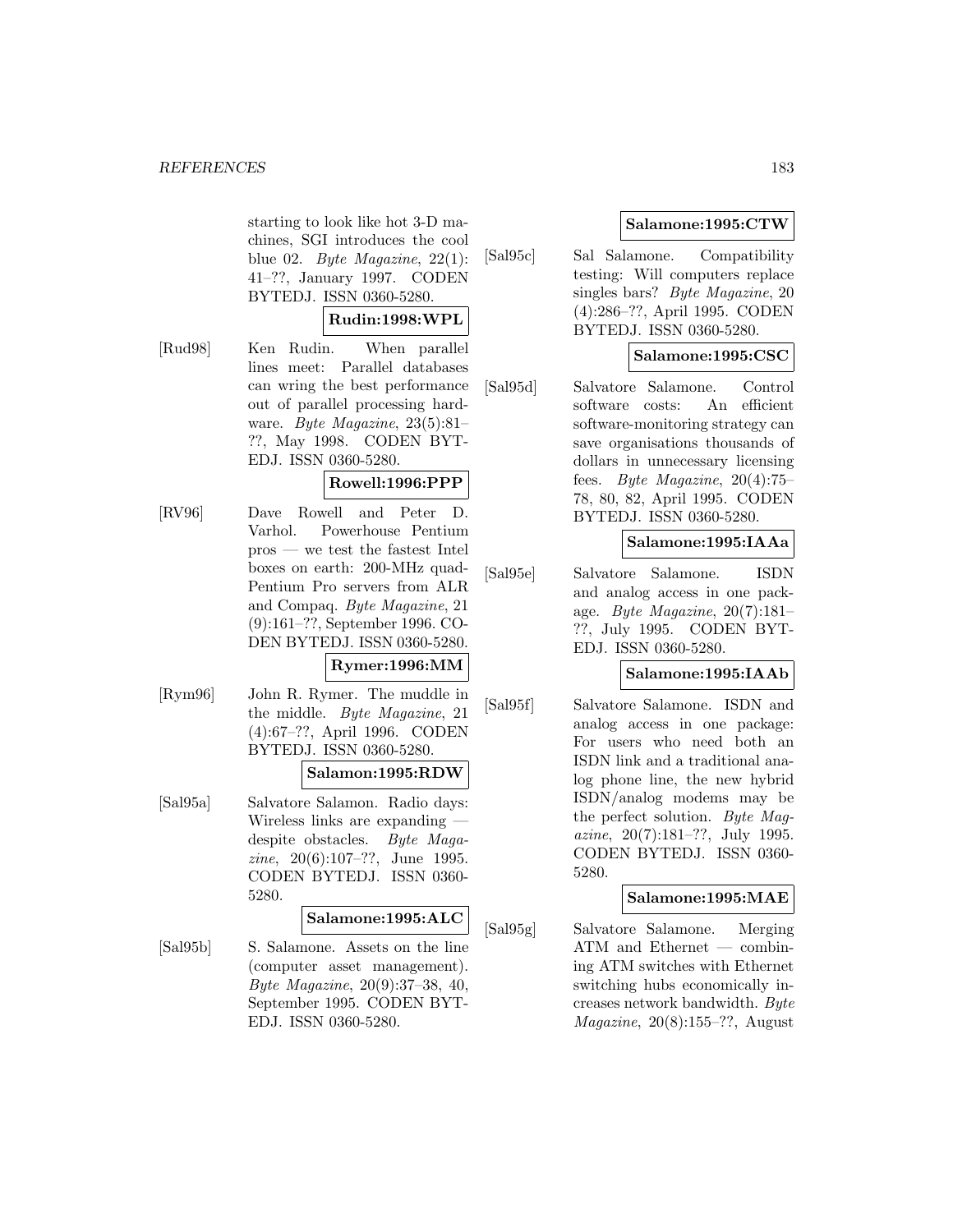starting to look like hot 3-D machines, SGI introduces the cool blue 02. *Byte Magazine*, 22(1): 41–??, January 1997. CODEN BYTEDJ. ISSN 0360-5280.

**Rudin:1998:WPL**

[Rud98] Ken Rudin. When parallel lines meet: Parallel databases can wring the best performance out of parallel processing hardware. *Byte Magazine*, 23(5):81–??, May 1998. CODEN BYTEDJ. ISSN 0360-5280.

**Rowell:1996:PPP**

[RV96] Dave Rowell and Peter D. Varhol. Powerhouse Pentium pros — we test the fastest Intel boxes on earth: 200-MHz quad-Pentium Pro servers from ALR and Compaq. *Byte Magazine*, 21 (9):161–??, September 1996. CODEN BYTEDJ. ISSN 0360-5280.

**Rymer:1996:MM**

[Rym96] John R. Rymer. The muddle in the middle. *Byte Magazine*, 21 (4):67–??, April 1996. CODEN BYTEDJ. ISSN 0360-5280.

**Salamon:1995:RDW**

[Sal95a] Salvatore Salamon. Radio days: Wireless links are expanding — despite obstacles. *Byte Magazine*, 20(6):107–??, June 1995. CODEN BYTEDJ. ISSN 0360-5280.

**Salamone:1995:ALC**

[Sal95b] S. Salamone. Assets on the line (computer asset management). *Byte Magazine*, 20(9):37–38, 40, September 1995. CODEN BYTEDJ. ISSN 0360-5280.

**Salamone:1995:CTW**

[Sal95c] Sal Salamone. Compatibility testing: Will computers replace singles bars? *Byte Magazine*, 20 (4):286–??, April 1995. CODEN BYTEDJ. ISSN 0360-5280.

**Salamone:1995:CSC**

[Sal95d] Salvatore Salamone. Control software costs: An efficient software-monitoring strategy can save organisations thousands of dollars in unnecessary licensing fees. *Byte Magazine*, 20(4):75–78, 80, 82, April 1995. CODEN BYTEDJ. ISSN 0360-5280.

**Salamone:1995:IAAa**

[Sal95e] Salvatore Salamone. ISDN and analog access in one package. *Byte Magazine*, 20(7):181–??, July 1995. CODEN BYTEDJ. ISSN 0360-5280.

**Salamone:1995:IAAb**

[Sal95f] Salvatore Salamone. ISDN and analog access in one package: For users who need both an ISDN link and a traditional analog phone line, the new hybrid ISDN/analog modems may be the perfect solution. *Byte Magazine*, 20(7):181–??, July 1995. CODEN BYTEDJ. ISSN 0360-5280.

**Salamone:1995:MAE**

[Sal95g] Salvatore Salamone. Merging ATM and Ethernet — combining ATM switches with Ethernet switching hubs economically increases network bandwidth. *Byte Magazine*, 20(8):155–??, August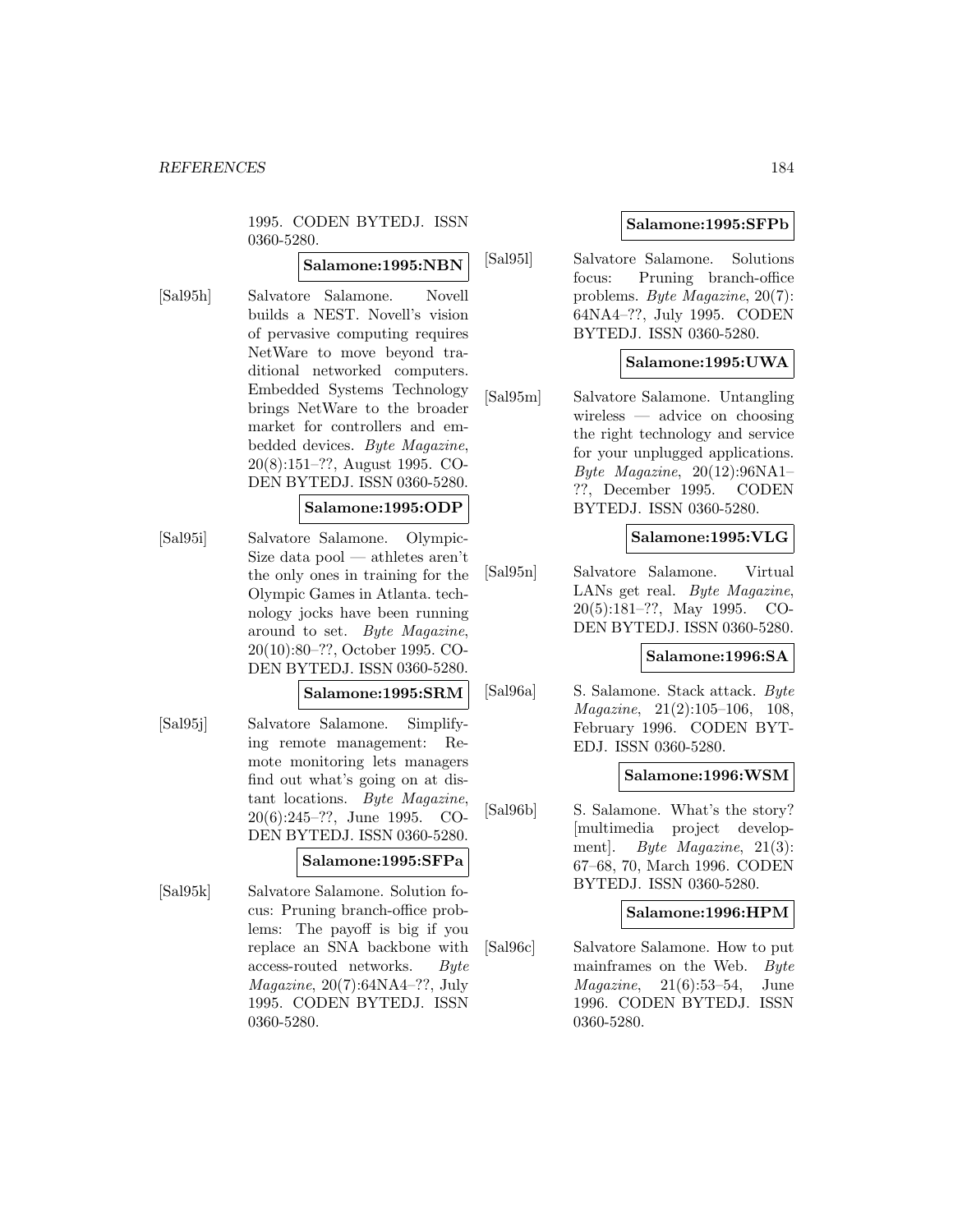1995. CODEN BYTEDJ. ISSN 0360-5280.

**Salamone:1995:NBN**

[Sal95h] Salvatore Salamone. Novell builds a NEST. Novell's vision of pervasive computing requires NetWare to move beyond traditional networked computers. Embedded Systems Technology brings NetWare to the broader market for controllers and embedded devices. *Byte Magazine*, 20(8):151–??, August 1995. CODEN BYTEDJ. ISSN 0360-5280.

**Salamone:1995:ODP**

[Sal95i] Salvatore Salamone. Olympic-Size data pool — athletes aren't the only ones in training for the Olympic Games in Atlanta. technology jocks have been running around to set. *Byte Magazine*, 20(10):80–??, October 1995. CODEN BYTEDJ. ISSN 0360-5280.

**Salamone:1995:SRM**

[Sal95j] Salvatore Salamone. Simplifying remote management: Remote monitoring lets managers find out what's going on at distant locations. *Byte Magazine*, 20(6):245–??, June 1995. CODEN BYTEDJ. ISSN 0360-5280.

**Salamone:1995:SFPa**

[Sal95k] Salvatore Salamone. Solution focus: Pruning branch-office problems: The payoff is big if you replace an SNA backbone with access-routed networks. *Byte Magazine*, 20(7):64NA4–??, July 1995. CODEN BYTEDJ. ISSN 0360-5280.

**Salamone:1995:SFPb**

[Sal95l] Salvatore Salamone. Solutions focus: Pruning branch-office problems. *Byte Magazine*, 20(7): 64NA4–??, July 1995. CODEN BYTEDJ. ISSN 0360-5280.

**Salamone:1995:UWA**

[Sal95m] Salvatore Salamone. Untangling wireless — advice on choosing the right technology and service for your unplugged applications. *Byte Magazine*, 20(12):96NA1–??, December 1995. CODEN BYTEDJ. ISSN 0360-5280.

**Salamone:1995:VLG**

[Sal95n] Salvatore Salamone. Virtual LANs get real. *Byte Magazine*, 20(5):181–??, May 1995. CODEN BYTEDJ. ISSN 0360-5280.

**Salamone:1996:SA**

[Sal96a] S. Salamone. Stack attack. *Byte Magazine*, 21(2):105–106, 108, February 1996. CODEN BYTEDJ. ISSN 0360-5280.

**Salamone:1996:WSM**

[Sal96b] S. Salamone. What's the story? [multimedia project development]. *Byte Magazine*, 21(3): 67–68, 70, March 1996. CODEN BYTEDJ. ISSN 0360-5280.

**Salamone:1996:HPM**

[Sal96c] Salvatore Salamone. How to put mainframes on the Web. *Byte Magazine*, 21(6):53–54, June 1996. CODEN BYTEDJ. ISSN 0360-5280.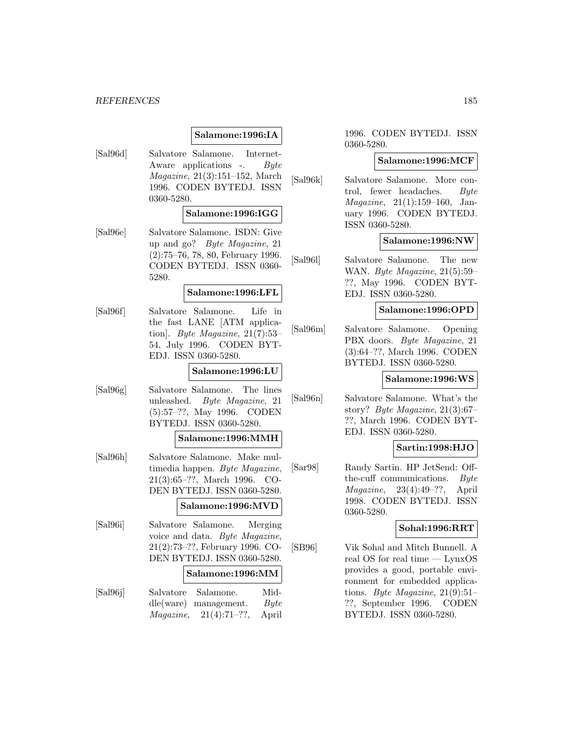**Salamone:1996:IA**

[Sal96d] Salvatore Salamone. Internet-Aware applications -. *Byte Magazine*, 21(3):151–152, March 1996. CODEN BYTEDJ. ISSN 0360-5280.

**Salamone:1996:IGG**

[Sal96e] Salvatore Salamone. ISDN: Give up and go? *Byte Magazine*, 21 (2):75–76, 78, 80, February 1996. CODEN BYTEDJ. ISSN 0360-5280.

**Salamone:1996:LFL**

[Sal96f] Salvatore Salamone. Life in the fast LANE [ATM application]. *Byte Magazine*, 21(7):53–54, July 1996. CODEN BYTEDJ. ISSN 0360-5280.

**Salamone:1996:LU**

[Sal96g] Salvatore Salamone. The lines unleashed. *Byte Magazine*, 21 (5):57–??, May 1996. CODEN BYTEDJ. ISSN 0360-5280.

**Salamone:1996:MMH**

[Sal96h] Salvatore Salamone. Make multimedia happen. *Byte Magazine*, 21(3):65–??, March 1996. CODEN BYTEDJ. ISSN 0360-5280.

**Salamone:1996:MVD**

[Sal96i] Salvatore Salamone. Merging voice and data. *Byte Magazine*, 21(2):73–??, February 1996. CODEN BYTEDJ. ISSN 0360-5280.

**Salamone:1996:MM**

[Sal96j] Salvatore Salamone. Middle(ware) management. *Byte Magazine*, 21(4):71–??, April 1996. CODEN BYTEDJ. ISSN 0360-5280.

**Salamone:1996:MCF**

[Sal96k] Salvatore Salamone. More control, fewer headaches. *Byte Magazine*, 21(1):159–160, January 1996. CODEN BYTEDJ. ISSN 0360-5280.

**Salamone:1996:NW**

[Sal96l] Salvatore Salamone. The new WAN. *Byte Magazine*, 21(5):59–??, May 1996. CODEN BYTEDJ. ISSN 0360-5280.

**Salamone:1996:OPD**

[Sal96m] Salvatore Salamone. Opening PBX doors. *Byte Magazine*, 21 (3):64–??, March 1996. CODEN BYTEDJ. ISSN 0360-5280.

**Salamone:1996:WS**

[Sal96n] Salvatore Salamone. What's the story? *Byte Magazine*, 21(3):67–??, March 1996. CODEN BYTEDJ. ISSN 0360-5280.

**Sartin:1998:HJO**

[Sar98] Randy Sartin. HP JetSend: Off-the-cuff communications. *Byte Magazine*, 23(4):49–??, April 1998. CODEN BYTEDJ. ISSN 0360-5280.

**Sohal:1996:RRT**

[SB96] Vik Sohal and Mitch Bunnell. A real OS for real time — LynxOS provides a good, portable environment for embedded applications. *Byte Magazine*, 21(9):51–??, September 1996. CODEN BYTEDJ. ISSN 0360-5280.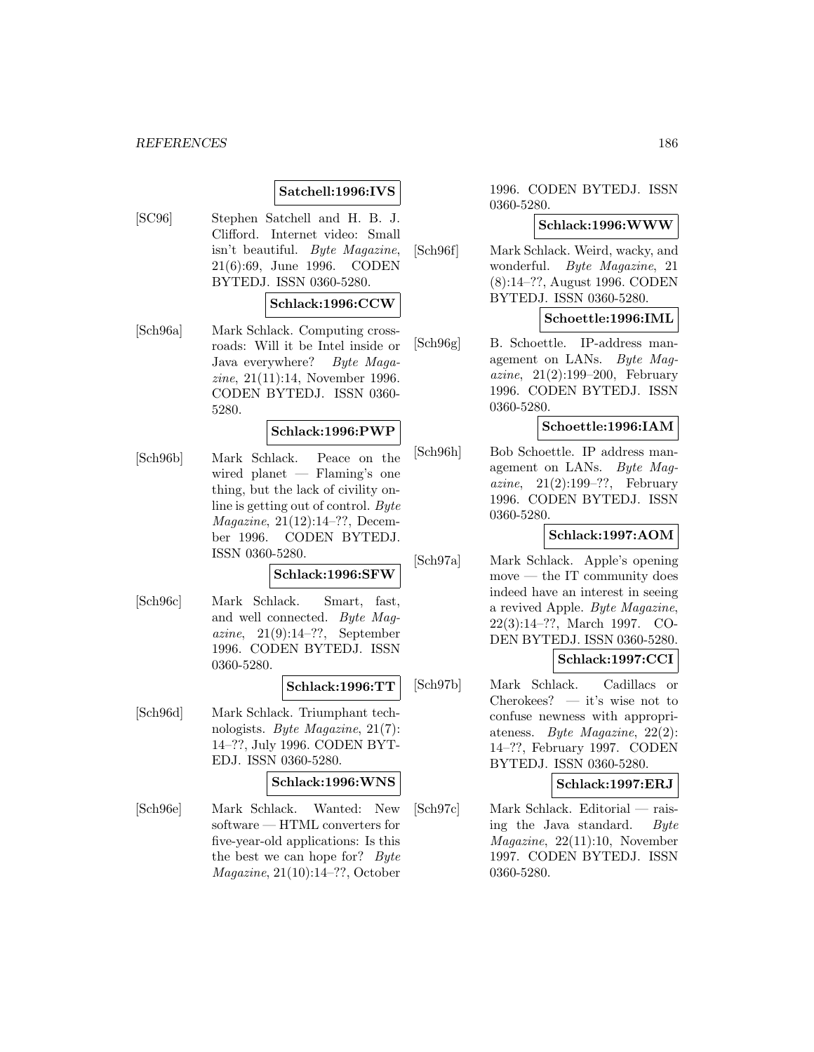**Satchell:1996:IVS**

[SC96] Stephen Satchell and H. B. J. Clifford. Internet video: Small isn't beautiful. *Byte Magazine*, 21(6):69, June 1996. CODEN BYTEDJ. ISSN 0360-5280.

**Schlack:1996:CCW**

[Sch96a] Mark Schlack. Computing crossroads: Will it be Intel inside or Java everywhere? *Byte Magazine*, 21(11):14, November 1996. CODEN BYTEDJ. ISSN 0360-5280.

**Schlack:1996:PWP**

[Sch96b] Mark Schlack. Peace on the wired planet — Flaming's one thing, but the lack of civility online is getting out of control. *Byte Magazine*, 21(12):14–??, December 1996. CODEN BYTEDJ. ISSN 0360-5280.

**Schlack:1996:SFW**

[Sch96c] Mark Schlack. Smart, fast, and well connected. *Byte Magazine*, 21(9):14–??, September 1996. CODEN BYTEDJ. ISSN 0360-5280.

**Schlack:1996:TT**

[Sch96d] Mark Schlack. Triumphant technologists. *Byte Magazine*, 21(7): 14–??, July 1996. CODEN BYTEDJ. ISSN 0360-5280.

**Schlack:1996:WNS**

[Sch96e] Mark Schlack. Wanted: New software — HTML converters for five-year-old applications: Is this the best we can hope for? *Byte Magazine*, 21(10):14–??, October 1996. CODEN BYTEDJ. ISSN 0360-5280.

**Schlack:1996:WWW**

[Sch96f] Mark Schlack. Weird, wacky, and wonderful. *Byte Magazine*, 21 (8):14–??, August 1996. CODEN BYTEDJ. ISSN 0360-5280.

**Schoettle:1996:IML**

[Sch96g] B. Schoettle. IP-address management on LANs. *Byte Magazine*, 21(2):199–200, February 1996. CODEN BYTEDJ. ISSN 0360-5280.

**Schoettle:1996:IAM**

[Sch96h] Bob Schoettle. IP address management on LANs. *Byte Magazine*, 21(2):199–??, February 1996. CODEN BYTEDJ. ISSN 0360-5280.

**Schlack:1997:AOM**

[Sch97a] Mark Schlack. Apple's opening move — the IT community does indeed have an interest in seeing a revived Apple. *Byte Magazine*, 22(3):14–??, March 1997. CODEN BYTEDJ. ISSN 0360-5280.

**Schlack:1997:CCI**

[Sch97b] Mark Schlack. Cadillacs or Cherokees? — it's wise not to confuse newness with appropriateness. *Byte Magazine*, 22(2): 14–??, February 1997. CODEN BYTEDJ. ISSN 0360-5280.

**Schlack:1997:ERJ**

[Sch97c] Mark Schlack. Editorial — raising the Java standard. *Byte Magazine*, 22(11):10, November 1997. CODEN BYTEDJ. ISSN 0360-5280.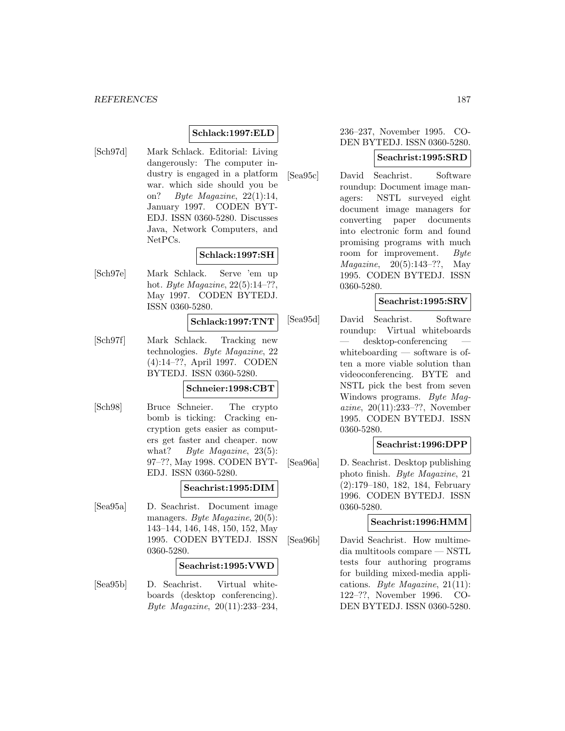**Schlack:1997:ELD**

[Sch97d] Mark Schlack. Editorial: Living dangerously: The computer industry is engaged in a platform war. which side should you be on? *Byte Magazine*, 22(1):14, January 1997. CODEN BYTEDJ. ISSN 0360-5280. Discusses Java, Network Computers, and NetPCs.

**Schlack:1997:SH**

[Sch97e] Mark Schlack. Serve 'em up hot. *Byte Magazine*, 22(5):14–??, May 1997. CODEN BYTEDJ. ISSN 0360-5280.

**Schlack:1997:TNT**

[Sch97f] Mark Schlack. Tracking new technologies. *Byte Magazine*, 22 (4):14–??, April 1997. CODEN BYTEDJ. ISSN 0360-5280.

**Schneier:1998:CBT**

[Sch98] Bruce Schneier. The crypto bomb is ticking: Cracking encryption gets easier as computers get faster and cheaper. now what? *Byte Magazine*, 23(5): 97–??, May 1998. CODEN BYTEDJ. ISSN 0360-5280.

**Seachrist:1995:DIM**

[Sea95a] D. Seachrist. Document image managers. *Byte Magazine*, 20(5): 143–144, 146, 148, 150, 152, May 1995. CODEN BYTEDJ. ISSN 0360-5280.

**Seachrist:1995:VWD**

[Sea95b] D. Seachrist. Virtual whiteboards (desktop conferencing). *Byte Magazine*, 20(11):233–234, 236–237, November 1995. CODEN BYTEDJ. ISSN 0360-5280.

**Seachrist:1995:SRD**

[Sea95c] David Seachrist. Software roundup: Document image managers: NSTL surveyed eight document image managers for converting paper documents into electronic form and found promising programs with much room for improvement. *Byte Magazine*, 20(5):143–??, May 1995. CODEN BYTEDJ. ISSN 0360-5280.

**Seachrist:1995:SRV**

[Sea95d] David Seachrist. Software roundup: Virtual whiteboards — desktop-conferencing — whiteboarding — software is often a more viable solution than videoconferencing. BYTE and NSTL pick the best from seven Windows programs. *Byte Magazine*, 20(11):233–??, November 1995. CODEN BYTEDJ. ISSN 0360-5280.

**Seachrist:1996:DPP**

[Sea96a] D. Seachrist. Desktop publishing photo finish. *Byte Magazine*, 21 (2):179–180, 182, 184, February 1996. CODEN BYTEDJ. ISSN 0360-5280.

**Seachrist:1996:HMM**

[Sea96b] David Seachrist. How multimedia multitools compare — NSTL tests four authoring programs for building mixed-media applications. *Byte Magazine*, 21(11): 122–??, November 1996. CODEN BYTEDJ. ISSN 0360-5280.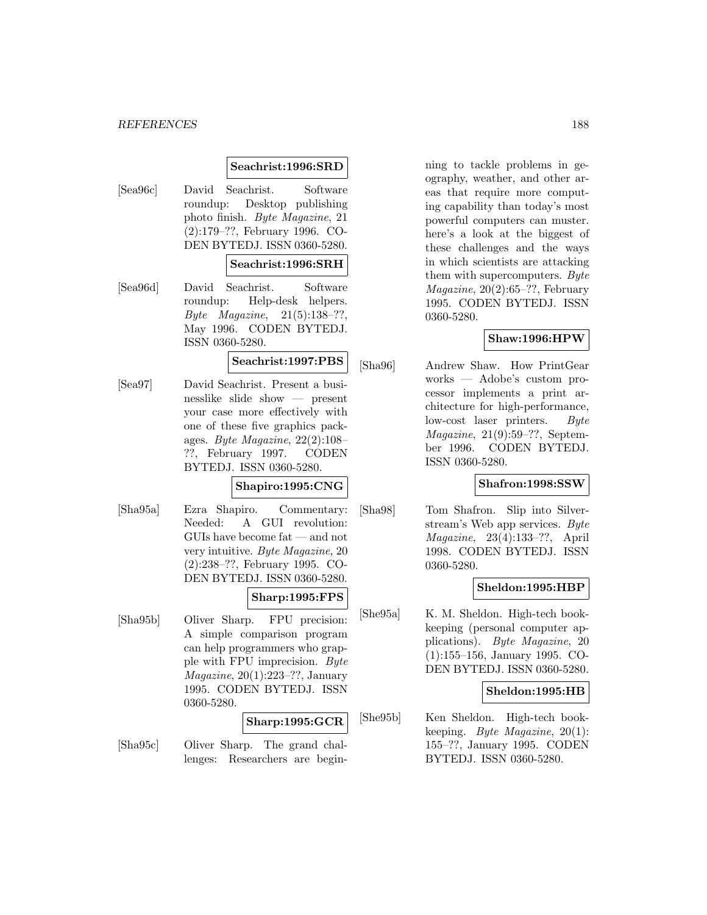**Seachrist:1996:SRD**

[Sea96c] David Seachrist. Software roundup: Desktop publishing photo finish. *Byte Magazine*, 21 (2):179–??, February 1996. CODEN BYTEDJ. ISSN 0360-5280.

**Seachrist:1996:SRH**

[Sea96d] David Seachrist. Software roundup: Help-desk helpers. *Byte Magazine*, 21(5):138–??, May 1996. CODEN BYTEDJ. ISSN 0360-5280.

**Seachrist:1997:PBS**

[Sea97] David Seachrist. Present a businesslike slide show — present your case more effectively with one of these five graphics packages. *Byte Magazine*, 22(2):108–??, February 1997. CODEN BYTEDJ. ISSN 0360-5280.

**Shapiro:1995:CNG**

[Sha95a] Ezra Shapiro. Commentary: Needed: A GUI revolution: GUIs have become fat — and not very intuitive. *Byte Magazine*, 20 (2):238–??, February 1995. CODEN BYTEDJ. ISSN 0360-5280.

**Sharp:1995:FPS**

[Sha95b] Oliver Sharp. FPU precision: A simple comparison program can help programmers who grapple with FPU imprecision. *Byte Magazine*, 20(1):223–??, January 1995. CODEN BYTEDJ. ISSN 0360-5280.

**Sharp:1995:GCR**

[Sha95c] Oliver Sharp. The grand challenges: Researchers are beginning to tackle problems in geography, weather, and other areas that require more computing capability than today's most powerful computers can muster. here's a look at the biggest of these challenges and the ways in which scientists are attacking them with supercomputers. *Byte Magazine*, 20(2):65–??, February 1995. CODEN BYTEDJ. ISSN 0360-5280.

**Shaw:1996:HPW**

[Sha96] Andrew Shaw. How PrintGear works — Adobe's custom processor implements a print architecture for high-performance, low-cost laser printers. *Byte Magazine*, 21(9):59–??, September 1996. CODEN BYTEDJ. ISSN 0360-5280.

**Shafron:1998:SSW**

[Sha98] Tom Shafron. Slip into Silverstream's Web app services. *Byte Magazine*, 23(4):133–??, April 1998. CODEN BYTEDJ. ISSN 0360-5280.

**Sheldon:1995:HBP**

[She95a] K. M. Sheldon. High-tech bookkeeping (personal computer applications). *Byte Magazine*, 20 (1):155–156, January 1995. CODEN BYTEDJ. ISSN 0360-5280.

**Sheldon:1995:HB**

[She95b] Ken Sheldon. High-tech bookkeeping. *Byte Magazine*, 20(1): 155–??, January 1995. CODEN BYTEDJ. ISSN 0360-5280.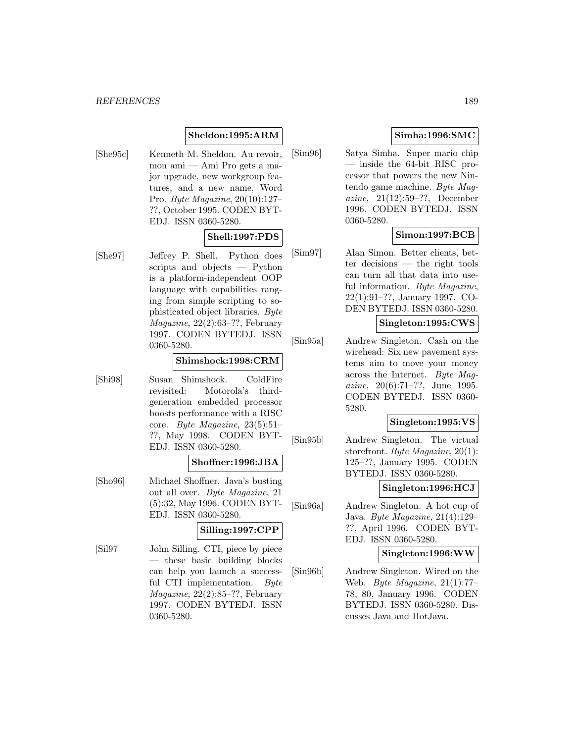**Sheldon:1995:ARM**

[She95c] Kenneth M. Sheldon. Au revoir, mon ami — Ami Pro gets a major upgrade, new workgroup features, and a new name, Word Pro. *Byte Magazine*, 20(10):127–??, October 1995. CODEN BYTEDJ. ISSN 0360-5280.

**Shell:1997:PDS**

[She97] Jeffrey P. Shell. Python does scripts and objects — Python is a platform-independent OOP language with capabilities ranging from simple scripting to sophisticated object libraries. *Byte Magazine*, 22(2):63–??, February 1997. CODEN BYTEDJ. ISSN 0360-5280.

**Shimshock:1998:CRM**

[Shi98] Susan Shimshock. ColdFire revisited: Motorola's third-generation embedded processor boosts performance with a RISC core. *Byte Magazine*, 23(5):51–??, May 1998. CODEN BYTEDJ. ISSN 0360-5280.

**Shoffner:1996:JBA**

[Sho96] Michael Shoffner. Java's busting out all over. *Byte Magazine*, 21 (5):32, May 1996. CODEN BYTEDJ. ISSN 0360-5280.

**Silling:1997:CPP**

[Sil97] John Silling. CTI, piece by piece — these basic building blocks can help you launch a successful CTI implementation. *Byte Magazine*, 22(2):85–??, February 1997. CODEN BYTEDJ. ISSN 0360-5280.

**Simha:1996:SMC**

[Sim96] Satya Simha. Super mario chip — inside the 64-bit RISC processor that powers the new Nintendo game machine. *Byte Magazine*, 21(12):59–??, December 1996. CODEN BYTEDJ. ISSN 0360-5280.

**Simon:1997:BCB**

[Sim97] Alan Simon. Better clients, better decisions — the right tools can turn all that data into useful information. *Byte Magazine*, 22(1):91–??, January 1997. CODEN BYTEDJ. ISSN 0360-5280.

**Singleton:1995:CWS**

[Sin95a] Andrew Singleton. Cash on the wirehead: Six new pavement systems aim to move your money across the Internet. *Byte Magazine*, 20(6):71–??, June 1995. CODEN BYTEDJ. ISSN 0360-5280.

**Singleton:1995:VS**

[Sin95b] Andrew Singleton. The virtual storefront. *Byte Magazine*, 20(1): 125–??, January 1995. CODEN BYTEDJ. ISSN 0360-5280.

**Singleton:1996:HCJ**

[Sin96a] Andrew Singleton. A hot cup of Java. *Byte Magazine*, 21(4):129–??, April 1996. CODEN BYTEDJ. ISSN 0360-5280.

**Singleton:1996:WW**

[Sin96b] Andrew Singleton. Wired on the Web. *Byte Magazine*, 21(1):77–78, 80, January 1996. CODEN BYTEDJ. ISSN 0360-5280. Discusses Java and HotJava.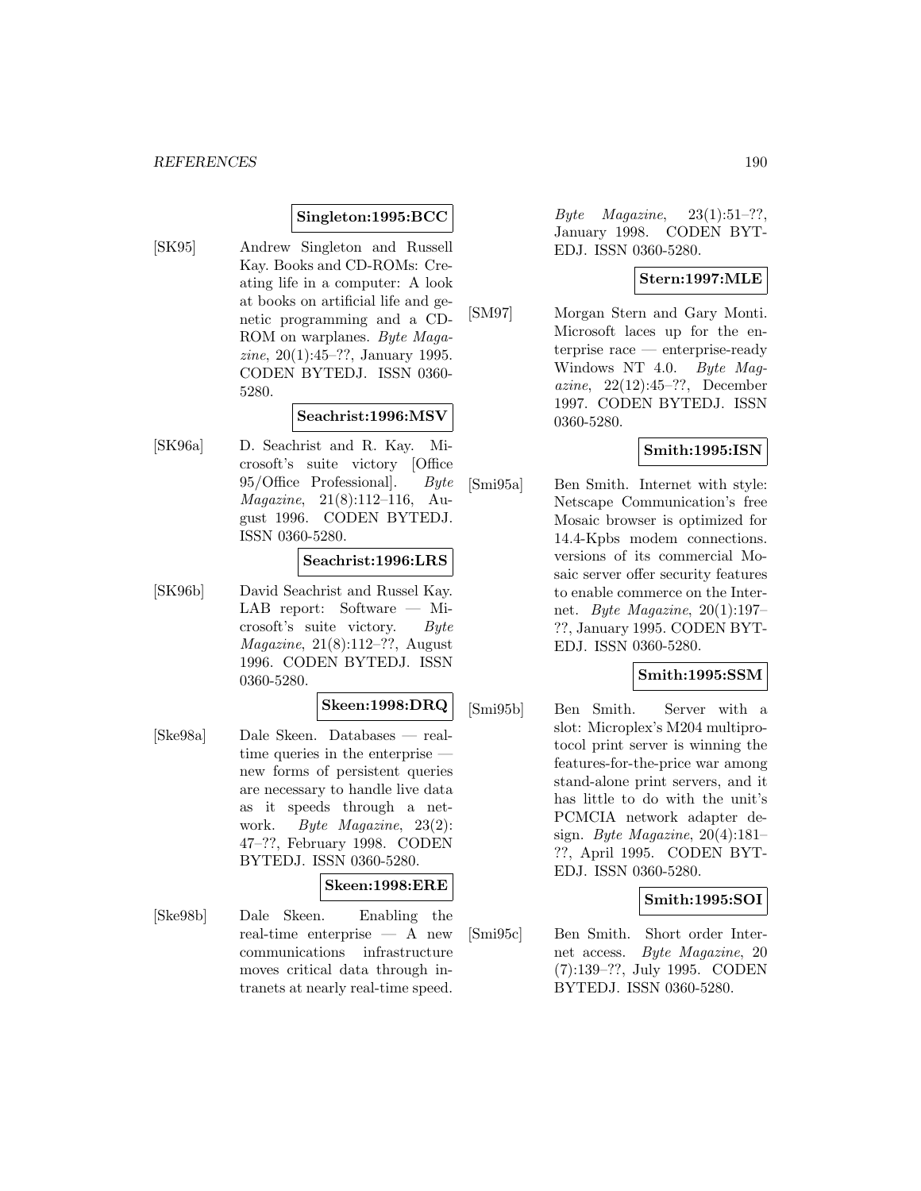**Singleton:1995:BCC**

[SK95] Andrew Singleton and Russell Kay. Books and CD-ROMs: Creating life in a computer: A look at books on artificial life and genetic programming and a CD-ROM on warplanes. *Byte Magazine*, 20(1):45–??, January 1995. CODEN BYTEDJ. ISSN 0360-5280.

**Seachrist:1996:MSV**

[SK96a] D. Seachrist and R. Kay. Microsoft's suite victory [Office 95/Office Professional]. *Byte Magazine*, 21(8):112–116, August 1996. CODEN BYTEDJ. ISSN 0360-5280.

**Seachrist:1996:LRS**

[SK96b] David Seachrist and Russel Kay. LAB report: Software — Microsoft's suite victory. *Byte Magazine*, 21(8):112–??, August 1996. CODEN BYTEDJ. ISSN 0360-5280.

**Skeen:1998:DRQ**

[Ske98a] Dale Skeen. Databases — real-time queries in the enterprise — new forms of persistent queries are necessary to handle live data as it speeds through a network. *Byte Magazine*, 23(2): 47–??, February 1998. CODEN BYTEDJ. ISSN 0360-5280.

**Skeen:1998:ERE**

[Ske98b] Dale Skeen. Enabling the real-time enterprise — A new communications infrastructure moves critical data through intranets at nearly real-time speed. *Byte Magazine*, 23(1):51–??, January 1998. CODEN BYTEDJ. ISSN 0360-5280.

**Stern:1997:MLE**

[SM97] Morgan Stern and Gary Monti. Microsoft laces up for the enterprise race — enterprise-ready Windows NT 4.0. *Byte Magazine*, 22(12):45–??, December 1997. CODEN BYTEDJ. ISSN 0360-5280.

**Smith:1995:ISN**

[Smi95a] Ben Smith. Internet with style: Netscape Communication's free Mosaic browser is optimized for 14.4-Kpbs modem connections. versions of its commercial Mosaic server offer security features to enable commerce on the Internet. *Byte Magazine*, 20(1):197–??, January 1995. CODEN BYTEDJ. ISSN 0360-5280.

**Smith:1995:SSM**

[Smi95b] Ben Smith. Server with a slot: Microplex's M204 multiprotocol print server is winning the features-for-the-price war among stand-alone print servers, and it has little to do with the unit's PCMCIA network adapter design. *Byte Magazine*, 20(4):181–??, April 1995. CODEN BYTEDJ. ISSN 0360-5280.

**Smith:1995:SOI**

[Smi95c] Ben Smith. Short order Internet access. *Byte Magazine*, 20 (7):139–??, July 1995. CODEN BYTEDJ. ISSN 0360-5280.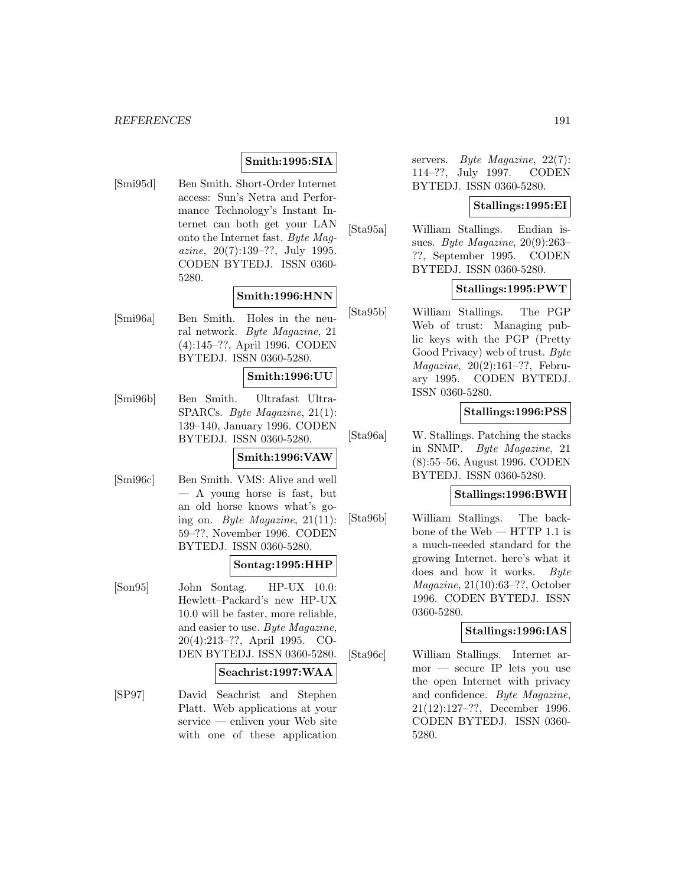**Smith:1995:SIA**

[Smi95d] Ben Smith. Short-Order Internet access: Sun's Netra and Performance Technology's Instant Internet can both get your LAN onto the Internet fast. *Byte Magazine*, 20(7):139–??, July 1995. CODEN BYTEDJ. ISSN 0360-5280.

**Smith:1996:HNN**

[Smi96a] Ben Smith. Holes in the neural network. *Byte Magazine*, 21 (4):145–??, April 1996. CODEN BYTEDJ. ISSN 0360-5280.

**Smith:1996:UU**

[Smi96b] Ben Smith. Ultrafast Ultra-SPARCs. *Byte Magazine*, 21(1): 139–140, January 1996. CODEN BYTEDJ. ISSN 0360-5280.

**Smith:1996:VAW**

[Smi96c] Ben Smith. VMS: Alive and well — A young horse is fast, but an old horse knows what's going on. *Byte Magazine*, 21(11): 59–??, November 1996. CODEN BYTEDJ. ISSN 0360-5280.

**Sontag:1995:HHP**

[Son95] John Sontag. HP-UX 10.0: Hewlett–Packard's new HP-UX 10.0 will be faster, more reliable, and easier to use. *Byte Magazine*, 20(4):213–??, April 1995. CODEN BYTEDJ. ISSN 0360-5280.

**Seachrist:1997:WAA**

[SP97] David Seachrist and Stephen Platt. Web applications at your service — enliven your Web site with one of these application servers. *Byte Magazine*, 22(7): 114–??, July 1997. CODEN BYTEDJ. ISSN 0360-5280.

**Stallings:1995:EI**

[Sta95a] William Stallings. Endian issues. *Byte Magazine*, 20(9):263–??, September 1995. CODEN BYTEDJ. ISSN 0360-5280.

**Stallings:1995:PWT**

[Sta95b] William Stallings. The PGP Web of trust: Managing public keys with the PGP (Pretty Good Privacy) web of trust. *Byte Magazine*, 20(2):161–??, February 1995. CODEN BYTEDJ. ISSN 0360-5280.

**Stallings:1996:PSS**

[Sta96a] W. Stallings. Patching the stacks in SNMP. *Byte Magazine*, 21 (8):55–56, August 1996. CODEN BYTEDJ. ISSN 0360-5280.

**Stallings:1996:BWH**

[Sta96b] William Stallings. The backbone of the Web — HTTP 1.1 is a much-needed standard for the growing Internet. here's what it does and how it works. *Byte Magazine*, 21(10):63–??, October 1996. CODEN BYTEDJ. ISSN 0360-5280.

**Stallings:1996:IAS**

[Sta96c] William Stallings. Internet armor — secure IP lets you use the open Internet with privacy and confidence. *Byte Magazine*, 21(12):127–??, December 1996. CODEN BYTEDJ. ISSN 0360-5280.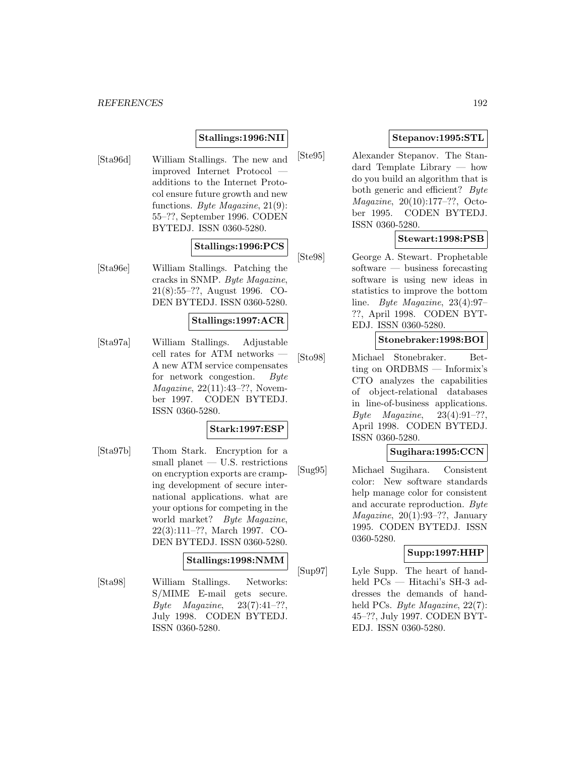**Stallings:1996:NII**

[Sta96d] William Stallings. The new and improved Internet Protocol — additions to the Internet Protocol ensure future growth and new functions. *Byte Magazine*, 21(9): 55–??, September 1996. CODEN BYTEDJ. ISSN 0360-5280.

**Stallings:1996:PCS**

[Sta96e] William Stallings. Patching the cracks in SNMP. *Byte Magazine*, 21(8):55–??, August 1996. CODEN BYTEDJ. ISSN 0360-5280.

**Stallings:1997:ACR**

[Sta97a] William Stallings. Adjustable cell rates for ATM networks — A new ATM service compensates for network congestion. *Byte Magazine*, 22(11):43–??, November 1997. CODEN BYTEDJ. ISSN 0360-5280.

**Stark:1997:ESP**

[Sta97b] Thom Stark. Encryption for a small planet — U.S. restrictions on encryption exports are cramping development of secure international applications. what are your options for competing in the world market? *Byte Magazine*, 22(3):111–??, March 1997. CODEN BYTEDJ. ISSN 0360-5280.

**Stallings:1998:NMM**

[Sta98] William Stallings. Networks: S/MIME E-mail gets secure. *Byte Magazine*, 23(7):41–??, July 1998. CODEN BYTEDJ. ISSN 0360-5280.

**Stepanov:1995:STL**

[Ste95] Alexander Stepanov. The Standard Template Library — how do you build an algorithm that is both generic and efficient? *Byte Magazine*, 20(10):177–??, October 1995. CODEN BYTEDJ. ISSN 0360-5280.

**Stewart:1998:PSB**

[Ste98] George A. Stewart. Prophetable software — business forecasting software is using new ideas in statistics to improve the bottom line. *Byte Magazine*, 23(4):97–??, April 1998. CODEN BYTEDJ. ISSN 0360-5280.

**Stonebraker:1998:BOI**

[Sto98] Michael Stonebraker. Betting on ORDBMS — Informix's CTO analyzes the capabilities of object-relational databases in line-of-business applications. *Byte Magazine*, 23(4):91–??, April 1998. CODEN BYTEDJ. ISSN 0360-5280.

**Sugihara:1995:CCN**

[Sug95] Michael Sugihara. Consistent color: New software standards help manage color for consistent and accurate reproduction. *Byte Magazine*, 20(1):93–??, January 1995. CODEN BYTEDJ. ISSN 0360-5280.

**Supp:1997:HHP**

[Sup97] Lyle Supp. The heart of handheld PCs — Hitachi's SH-3 addresses the demands of handheld PCs. *Byte Magazine*, 22(7): 45–??, July 1997. CODEN BYTEDJ. ISSN 0360-5280.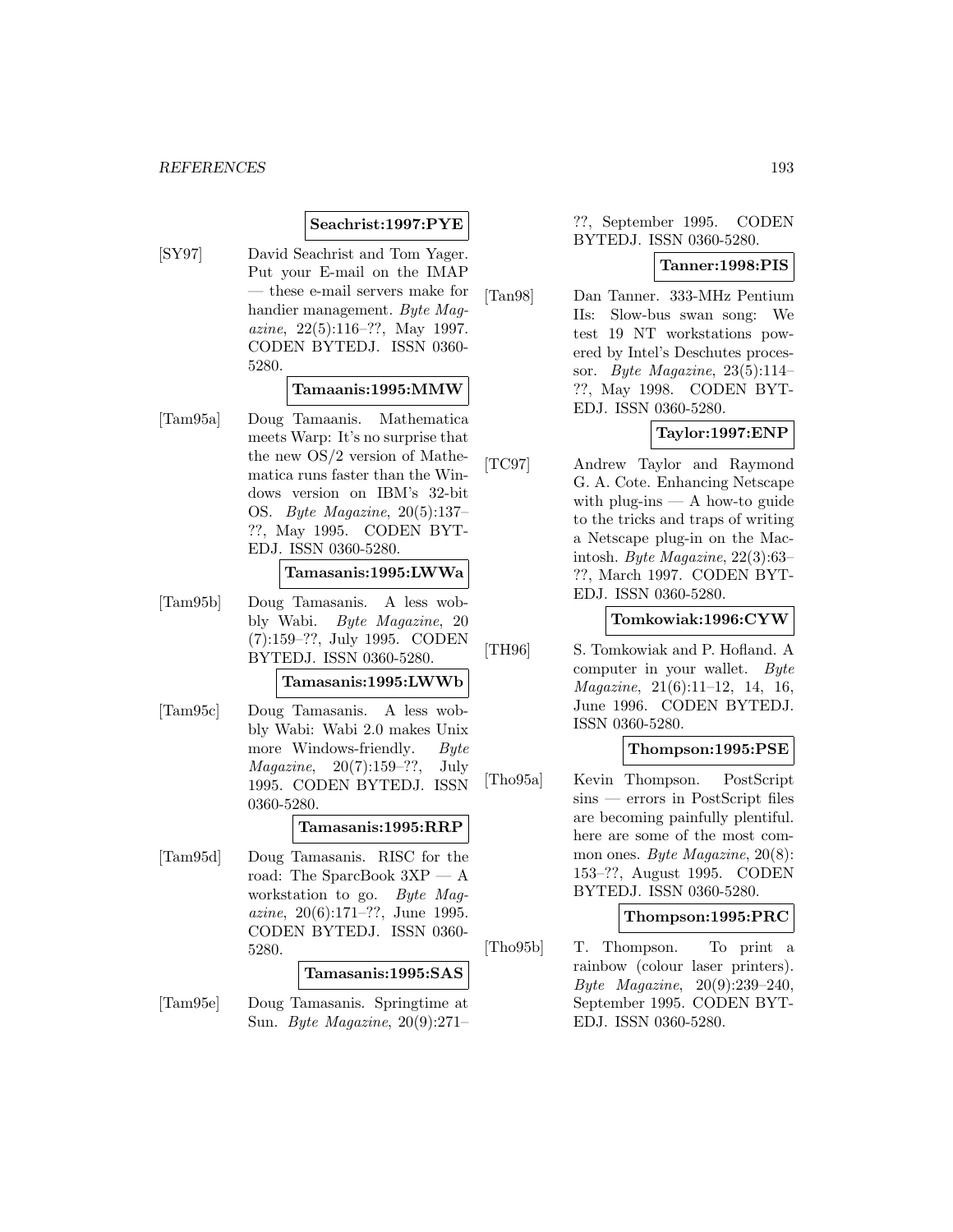**Seachrist:1997:PYE**

[SY97] David Seachrist and Tom Yager. Put your E-mail on the IMAP — these e-mail servers make for handier management. *Byte Magazine*, 22(5):116–??, May 1997. CODEN BYTEDJ. ISSN 0360-5280.

**Tamaanis:1995:MMW**

[Tam95a] Doug Tamaanis. Mathematica meets Warp: It's no surprise that the new OS/2 version of Mathematica runs faster than the Windows version on IBM's 32-bit OS. *Byte Magazine*, 20(5):137–??, May 1995. CODEN BYTEDJ. ISSN 0360-5280.

**Tamasanis:1995:LWWa**

[Tam95b] Doug Tamasanis. A less wobbly Wabi. *Byte Magazine*, 20 (7):159–??, July 1995. CODEN BYTEDJ. ISSN 0360-5280.

**Tamasanis:1995:LWWb**

[Tam95c] Doug Tamasanis. A less wobbly Wabi: Wabi 2.0 makes Unix more Windows-friendly. *Byte Magazine*, 20(7):159–??, July 1995. CODEN BYTEDJ. ISSN 0360-5280.

**Tamasanis:1995:RRP**

[Tam95d] Doug Tamasanis. RISC for the road: The SparcBook 3XP — A workstation to go. *Byte Magazine*, 20(6):171–??, June 1995. CODEN BYTEDJ. ISSN 0360-5280.

**Tamasanis:1995:SAS**

[Tam95e] Doug Tamasanis. Springtime at Sun. *Byte Magazine*, 20(9):271–??, September 1995. CODEN BYTEDJ. ISSN 0360-5280.

**Tanner:1998:PIS**

[Tan98] Dan Tanner. 333-MHz Pentium IIs: Slow-bus swan song: We test 19 NT workstations powered by Intel's Deschutes processor. *Byte Magazine*, 23(5):114–??, May 1998. CODEN BYTEDJ. ISSN 0360-5280.

**Taylor:1997:ENP**

[TC97] Andrew Taylor and Raymond G. A. Cote. Enhancing Netscape with plug-ins — A how-to guide to the tricks and traps of writing a Netscape plug-in on the Macintosh. *Byte Magazine*, 22(3):63–??, March 1997. CODEN BYTEDJ. ISSN 0360-5280.

**Tomkowiak:1996:CYW**

[TH96] S. Tomkowiak and P. Hofland. A computer in your wallet. *Byte Magazine*, 21(6):11–12, 14, 16, June 1996. CODEN BYTEDJ. ISSN 0360-5280.

**Thompson:1995:PSE**

[Tho95a] Kevin Thompson. PostScript sins — errors in PostScript files are becoming painfully plentiful. here are some of the most common ones. *Byte Magazine*, 20(8): 153–??, August 1995. CODEN BYTEDJ. ISSN 0360-5280.

**Thompson:1995:PRC**

[Tho95b] T. Thompson. To print a rainbow (colour laser printers). *Byte Magazine*, 20(9):239–240, September 1995. CODEN BYTEDJ. ISSN 0360-5280.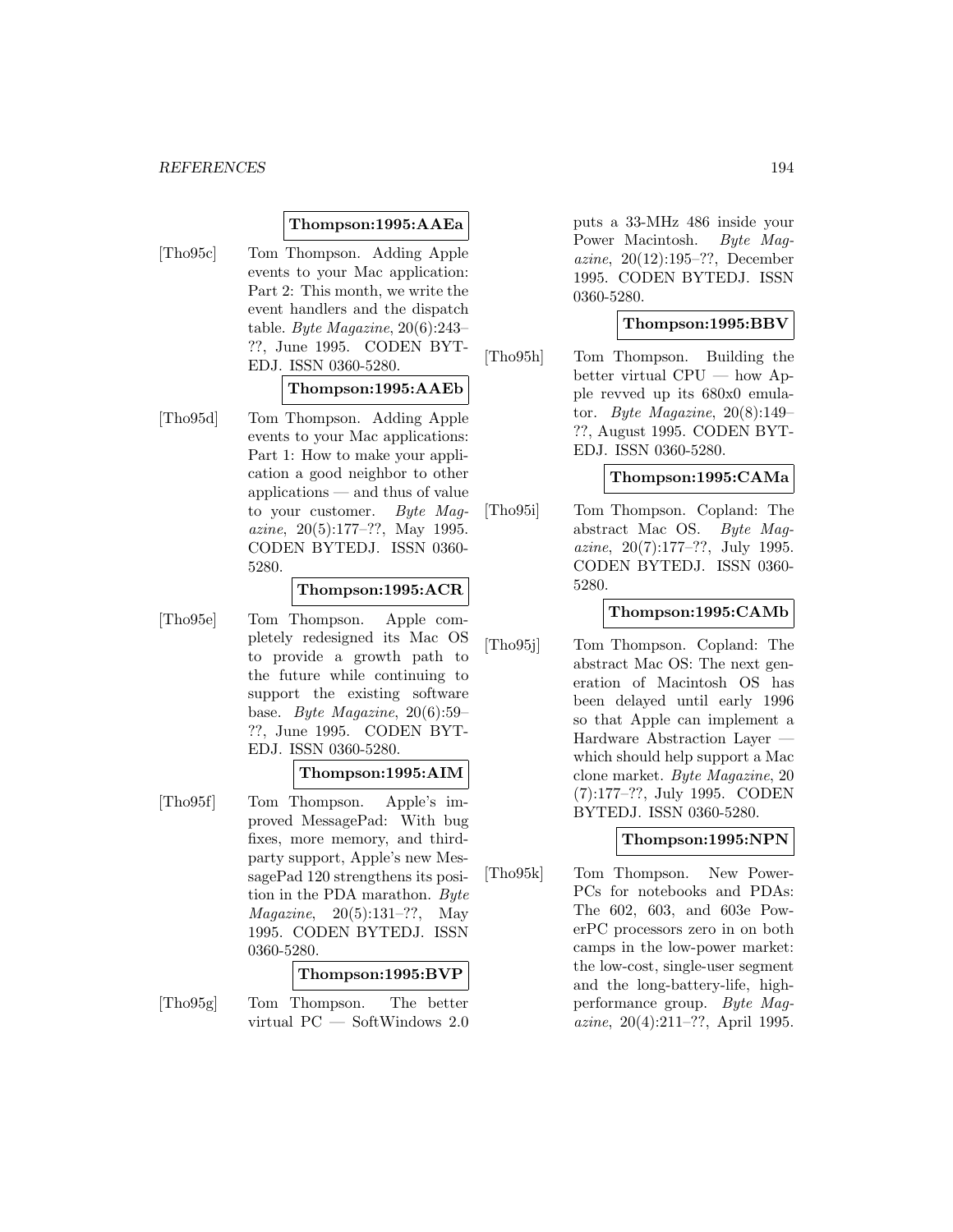**Thompson:1995:AAEa**

[Tho95c] Tom Thompson. Adding Apple events to your Mac application: Part 2: This month, we write the event handlers and the dispatch table. *Byte Magazine*, 20(6):243–??, June 1995. CODEN BYTEDJ. ISSN 0360-5280.

**Thompson:1995:AAEb**

[Tho95d] Tom Thompson. Adding Apple events to your Mac applications: Part 1: How to make your application a good neighbor to other applications — and thus of value to your customer. *Byte Magazine*, 20(5):177–??, May 1995. CODEN BYTEDJ. ISSN 0360-5280.

**Thompson:1995:ACR**

[Tho95e] Tom Thompson. Apple completely redesigned its Mac OS to provide a growth path to the future while continuing to support the existing software base. *Byte Magazine*, 20(6):59–??, June 1995. CODEN BYTEDJ. ISSN 0360-5280.

**Thompson:1995:AIM**

[Tho95f] Tom Thompson. Apple's improved MessagePad: With bug fixes, more memory, and third-party support, Apple's new MessagePad 120 strengthens its position in the PDA marathon. *Byte Magazine*, 20(5):131–??, May 1995. CODEN BYTEDJ. ISSN 0360-5280.

**Thompson:1995:BVP**

[Tho95g] Tom Thompson. The better virtual PC — SoftWindows 2.0 puts a 33-MHz 486 inside your Power Macintosh. *Byte Magazine*, 20(12):195–??, December 1995. CODEN BYTEDJ. ISSN 0360-5280.

**Thompson:1995:BBV**

[Tho95h] Tom Thompson. Building the better virtual CPU — how Apple revved up its 680x0 emulator. *Byte Magazine*, 20(8):149–??, August 1995. CODEN BYTEDJ. ISSN 0360-5280.

**Thompson:1995:CAMa**

[Tho95i] Tom Thompson. Copland: The abstract Mac OS. *Byte Magazine*, 20(7):177–??, July 1995. CODEN BYTEDJ. ISSN 0360-5280.

**Thompson:1995:CAMb**

[Tho95j] Tom Thompson. Copland: The abstract Mac OS: The next generation of Macintosh OS has been delayed until early 1996 so that Apple can implement a Hardware Abstraction Layer — which should help support a Mac clone market. *Byte Magazine*, 20 (7):177–??, July 1995. CODEN BYTEDJ. ISSN 0360-5280.

**Thompson:1995:NPN**

[Tho95k] Tom Thompson. New PowerPCs for notebooks and PDAs: The 602, 603, and 603e PowerPC processors zero in on both camps in the low-power market: the low-cost, single-user segment and the long-battery-life, high-performance group. *Byte Magazine*, 20(4):211–??, April 1995.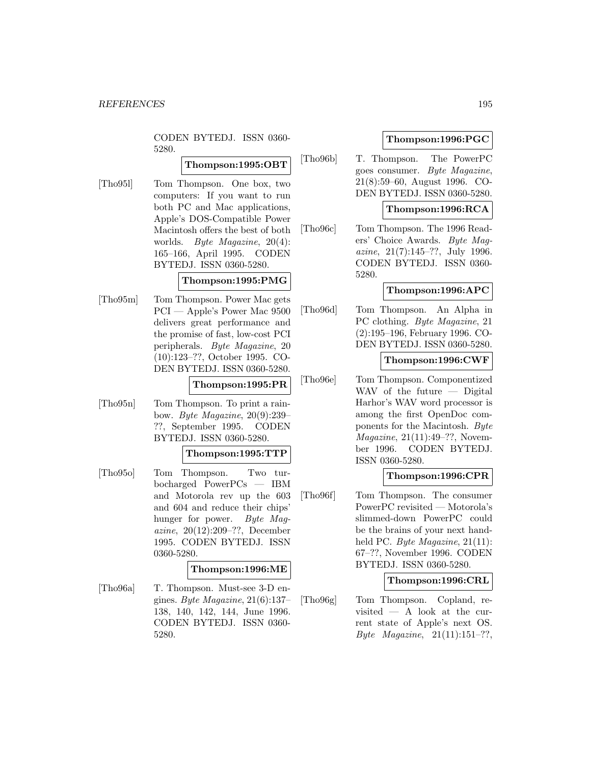CODEN BYTEDJ. ISSN 0360-5280.

**Thompson:1995:OBT**

[Tho95l] Tom Thompson. One box, two computers: If you want to run both PC and Mac applications, Apple's DOS-Compatible Power Macintosh offers the best of both worlds. *Byte Magazine*, 20(4): 165–166, April 1995. CODEN BYTEDJ. ISSN 0360-5280.

**Thompson:1995:PMG**

[Tho95m] Tom Thompson. Power Mac gets PCI — Apple's Power Mac 9500 delivers great performance and the promise of fast, low-cost PCI peripherals. *Byte Magazine*, 20 (10):123–??, October 1995. CODEN BYTEDJ. ISSN 0360-5280.

**Thompson:1995:PR**

[Tho95n] Tom Thompson. To print a rainbow. *Byte Magazine*, 20(9):239–??, September 1995. CODEN BYTEDJ. ISSN 0360-5280.

**Thompson:1995:TTP**

[Tho95o] Tom Thompson. Two turbocharged PowerPCs — IBM and Motorola rev up the 603 and 604 and reduce their chips' hunger for power. *Byte Magazine*, 20(12):209–??, December 1995. CODEN BYTEDJ. ISSN 0360-5280.

**Thompson:1996:ME**

[Tho96a] T. Thompson. Must-see 3-D engines. *Byte Magazine*, 21(6):137–138, 140, 142, 144, June 1996. CODEN BYTEDJ. ISSN 0360-5280.

**Thompson:1996:PGC**

[Tho96b] T. Thompson. The PowerPC goes consumer. *Byte Magazine*, 21(8):59–60, August 1996. CODEN BYTEDJ. ISSN 0360-5280.

**Thompson:1996:RCA**

[Tho96c] Tom Thompson. The 1996 Readers' Choice Awards. *Byte Magazine*, 21(7):145–??, July 1996. CODEN BYTEDJ. ISSN 0360-5280.

**Thompson:1996:APC**

[Tho96d] Tom Thompson. An Alpha in PC clothing. *Byte Magazine*, 21 (2):195–196, February 1996. CODEN BYTEDJ. ISSN 0360-5280.

**Thompson:1996:CWF**

[Tho96e] Tom Thompson. Componentized WAV of the future — Digital Harhor's WAV word processor is among the first OpenDoc components for the Macintosh. *Byte Magazine*, 21(11):49–??, November 1996. CODEN BYTEDJ. ISSN 0360-5280.

**Thompson:1996:CPR**

[Tho96f] Tom Thompson. The consumer PowerPC revisited — Motorola's slimmed-down PowerPC could be the brains of your next handheld PC. *Byte Magazine*, 21(11): 67–??, November 1996. CODEN BYTEDJ. ISSN 0360-5280.

**Thompson:1996:CRL**

[Tho96g] Tom Thompson. Copland, revisited — A look at the current state of Apple's next OS. *Byte Magazine*, 21(11):151–??,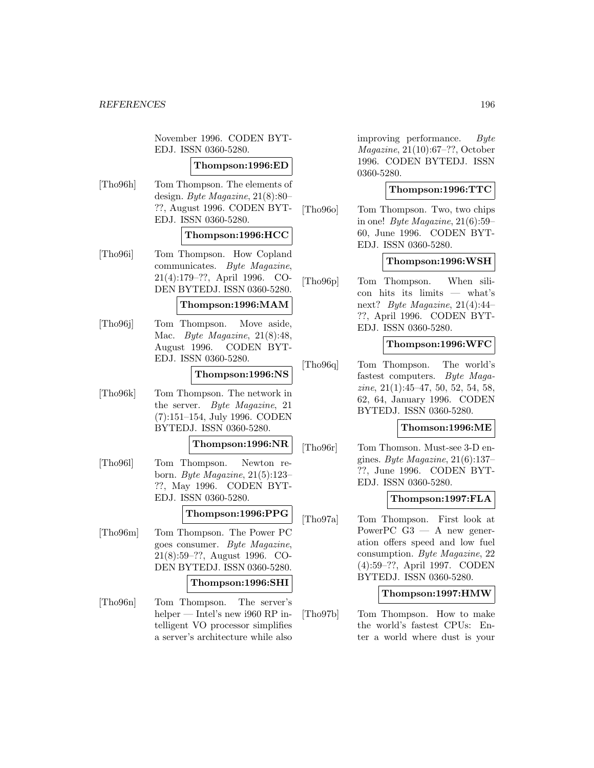November 1996. CODEN BYTEDJ. ISSN 0360-5280.

**Thompson:1996:ED**

[Tho96h] Tom Thompson. The elements of design. *Byte Magazine*, 21(8):80–??, August 1996. CODEN BYTEDJ. ISSN 0360-5280.

**Thompson:1996:HCC**

[Tho96i] Tom Thompson. How Copland communicates. *Byte Magazine*, 21(4):179–??, April 1996. CODEN BYTEDJ. ISSN 0360-5280.

**Thompson:1996:MAM**

[Tho96j] Tom Thompson. Move aside, Mac. *Byte Magazine*, 21(8):48, August 1996. CODEN BYTEDJ. ISSN 0360-5280.

**Thompson:1996:NS**

[Tho96k] Tom Thompson. The network in the server. *Byte Magazine*, 21 (7):151–154, July 1996. CODEN BYTEDJ. ISSN 0360-5280.

**Thompson:1996:NR**

[Tho96l] Tom Thompson. Newton reborn. *Byte Magazine*, 21(5):123–??, May 1996. CODEN BYTEDJ. ISSN 0360-5280.

**Thompson:1996:PPG**

[Tho96m] Tom Thompson. The Power PC goes consumer. *Byte Magazine*, 21(8):59–??, August 1996. CODEN BYTEDJ. ISSN 0360-5280.

**Thompson:1996:SHI**

[Tho96n] Tom Thompson. The server's helper — Intel's new i960 RP intelligent VO processor simplifies a server's architecture while also improving performance. *Byte Magazine*, 21(10):67–??, October 1996. CODEN BYTEDJ. ISSN 0360-5280.

**Thompson:1996:TTC**

[Tho96o] Tom Thompson. Two, two chips in one! *Byte Magazine*, 21(6):59–60, June 1996. CODEN BYTEDJ. ISSN 0360-5280.

**Thompson:1996:WSH**

[Tho96p] Tom Thompson. When silicon hits its limits — what's next? *Byte Magazine*, 21(4):44–??, April 1996. CODEN BYTEDJ. ISSN 0360-5280.

**Thompson:1996:WFC**

[Tho96q] Tom Thompson. The world's fastest computers. *Byte Magazine*, 21(1):45–47, 50, 52, 54, 58, 62, 64, January 1996. CODEN BYTEDJ. ISSN 0360-5280.

**Thomson:1996:ME**

[Tho96r] Tom Thomson. Must-see 3-D engines. *Byte Magazine*, 21(6):137–??, June 1996. CODEN BYTEDJ. ISSN 0360-5280.

**Thompson:1997:FLA**

[Tho97a] Tom Thompson. First look at PowerPC G3 — A new generation offers speed and low fuel consumption. *Byte Magazine*, 22 (4):59–??, April 1997. CODEN BYTEDJ. ISSN 0360-5280.

**Thompson:1997:HMW**

[Tho97b] Tom Thompson. How to make the world's fastest CPUs: Enter a world where dust is your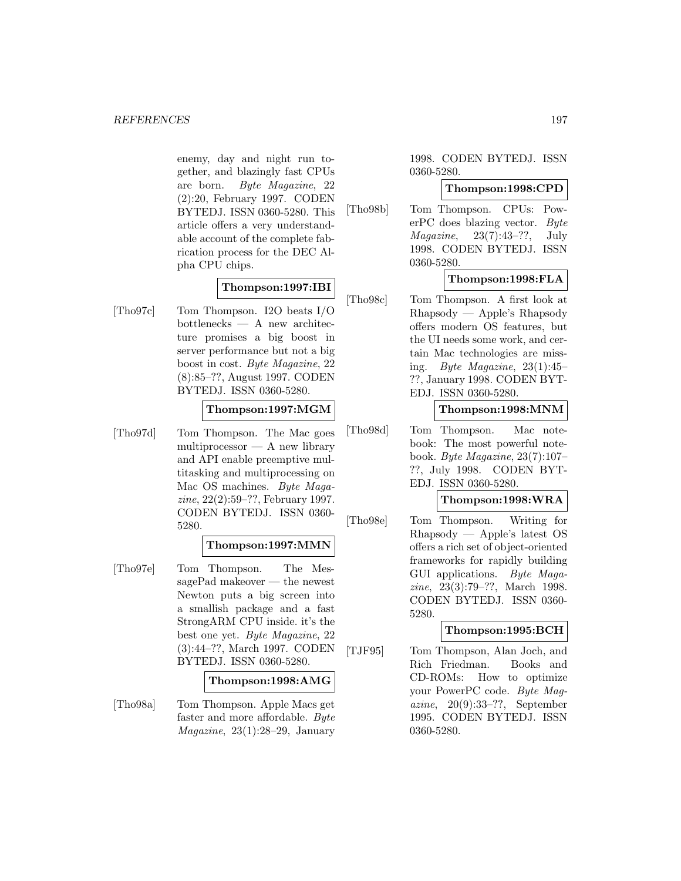enemy, day and night run together, and blazingly fast CPUs are born. *Byte Magazine*, 22 (2):20, February 1997. CODEN BYTEDJ. ISSN 0360-5280. This article offers a very understandable account of the complete fabrication process for the DEC Alpha CPU chips.

**Thompson:1997:IBI**

[Tho97c] Tom Thompson. I2O beats I/O bottlenecks — A new architecture promises a big boost in server performance but not a big boost in cost. *Byte Magazine*, 22 (8):85–??, August 1997. CODEN BYTEDJ. ISSN 0360-5280.

**Thompson:1997:MGM**

[Tho97d] Tom Thompson. The Mac goes multiprocessor — A new library and API enable preemptive multitasking and multiprocessing on Mac OS machines. *Byte Magazine*, 22(2):59–??, February 1997. CODEN BYTEDJ. ISSN 0360-5280.

**Thompson:1997:MMN**

[Tho97e] Tom Thompson. The MessagePad makeover — the newest Newton puts a big screen into a smallish package and a fast StrongARM CPU inside. it's the best one yet. *Byte Magazine*, 22 (3):44–??, March 1997. CODEN BYTEDJ. ISSN 0360-5280.

**Thompson:1998:AMG**

[Tho98a] Tom Thompson. Apple Macs get faster and more affordable. *Byte Magazine*, 23(1):28–29, January 1998. CODEN BYTEDJ. ISSN 0360-5280.

**Thompson:1998:CPD**

[Tho98b] Tom Thompson. CPUs: PowerPC does blazing vector. *Byte Magazine*, 23(7):43–??, July 1998. CODEN BYTEDJ. ISSN 0360-5280.

**Thompson:1998:FLA**

[Tho98c] Tom Thompson. A first look at Rhapsody — Apple's Rhapsody offers modern OS features, but the UI needs some work, and certain Mac technologies are missing. *Byte Magazine*, 23(1):45–??, January 1998. CODEN BYTEDJ. ISSN 0360-5280.

**Thompson:1998:MNM**

[Tho98d] Tom Thompson. Mac notebook: The most powerful notebook. *Byte Magazine*, 23(7):107–??, July 1998. CODEN BYTEDJ. ISSN 0360-5280.

**Thompson:1998:WRA**

[Tho98e] Tom Thompson. Writing for Rhapsody — Apple's latest OS offers a rich set of object-oriented frameworks for rapidly building GUI applications. *Byte Magazine*, 23(3):79–??, March 1998. CODEN BYTEDJ. ISSN 0360-5280.

**Thompson:1995:BCH**

[TJF95] Tom Thompson, Alan Joch, and Rich Friedman. Books and CD-ROMs: How to optimize your PowerPC code. *Byte Magazine*, 20(9):33–??, September 1995. CODEN BYTEDJ. ISSN 0360-5280.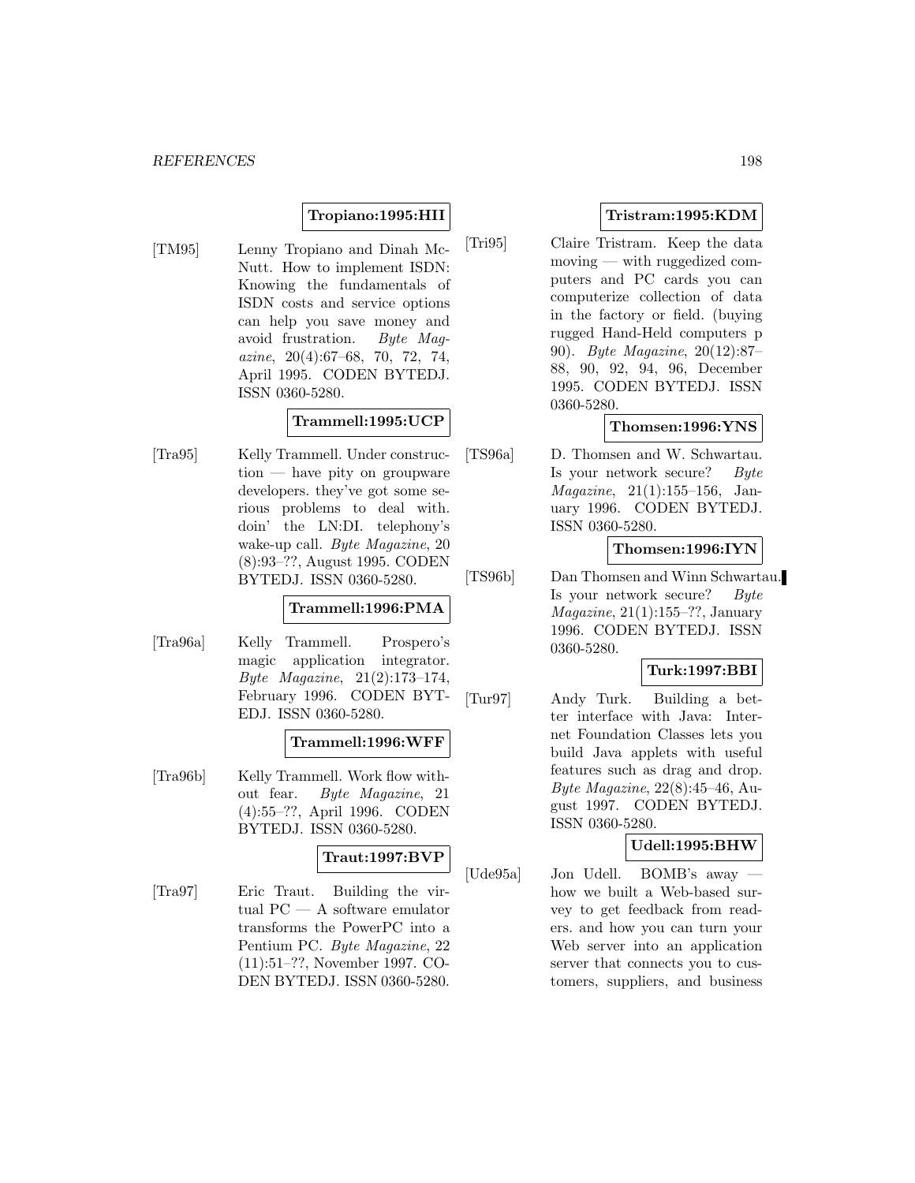**Tropiano:1995:HII**

[TM95] Lenny Tropiano and Dinah McNutt. How to implement ISDN: Knowing the fundamentals of ISDN costs and service options can help you save money and avoid frustration. *Byte Magazine*, 20(4):67–68, 70, 72, 74, April 1995. CODEN BYTEDJ. ISSN 0360-5280.

**Trammell:1995:UCP**

[Tra95] Kelly Trammell. Under construction — have pity on groupware developers. they've got some serious problems to deal with. doin' the LN:DI. telephony's wake-up call. *Byte Magazine*, 20 (8):93–??, August 1995. CODEN BYTEDJ. ISSN 0360-5280.

**Trammell:1996:PMA**

[Tra96a] Kelly Trammell. Prospero's magic application integrator. *Byte Magazine*, 21(2):173–174, February 1996. CODEN BYTEDJ. ISSN 0360-5280.

**Trammell:1996:WFF**

[Tra96b] Kelly Trammell. Work flow without fear. *Byte Magazine*, 21 (4):55–??, April 1996. CODEN BYTEDJ. ISSN 0360-5280.

**Traut:1997:BVP**

[Tra97] Eric Traut. Building the virtual PC — A software emulator transforms the PowerPC into a Pentium PC. *Byte Magazine*, 22 (11):51–??, November 1997. CODEN BYTEDJ. ISSN 0360-5280.

**Tristram:1995:KDM**

[Tri95] Claire Tristram. Keep the data moving — with ruggedized computers and PC cards you can computerize collection of data in the factory or field. (buying rugged Hand-Held computers p 90). *Byte Magazine*, 20(12):87–88, 90, 92, 94, 96, December 1995. CODEN BYTEDJ. ISSN 0360-5280.

**Thomsen:1996:YNS**

[TS96a] D. Thomsen and W. Schwartau. Is your network secure? *Byte Magazine*, 21(1):155–156, January 1996. CODEN BYTEDJ. ISSN 0360-5280.

**Thomsen:1996:IYN**

[TS96b] Dan Thomsen and Winn Schwartau. Is your network secure? *Byte Magazine*, 21(1):155–??, January 1996. CODEN BYTEDJ. ISSN 0360-5280.

**Turk:1997:BBI**

[Tur97] Andy Turk. Building a better interface with Java: Internet Foundation Classes lets you build Java applets with useful features such as drag and drop. *Byte Magazine*, 22(8):45–46, August 1997. CODEN BYTEDJ. ISSN 0360-5280.

**Udell:1995:BHW**

[Ude95a] Jon Udell. BOMB's away — how we built a Web-based survey to get feedback from readers. and how you can turn your Web server into an application server that connects you to customers, suppliers, and business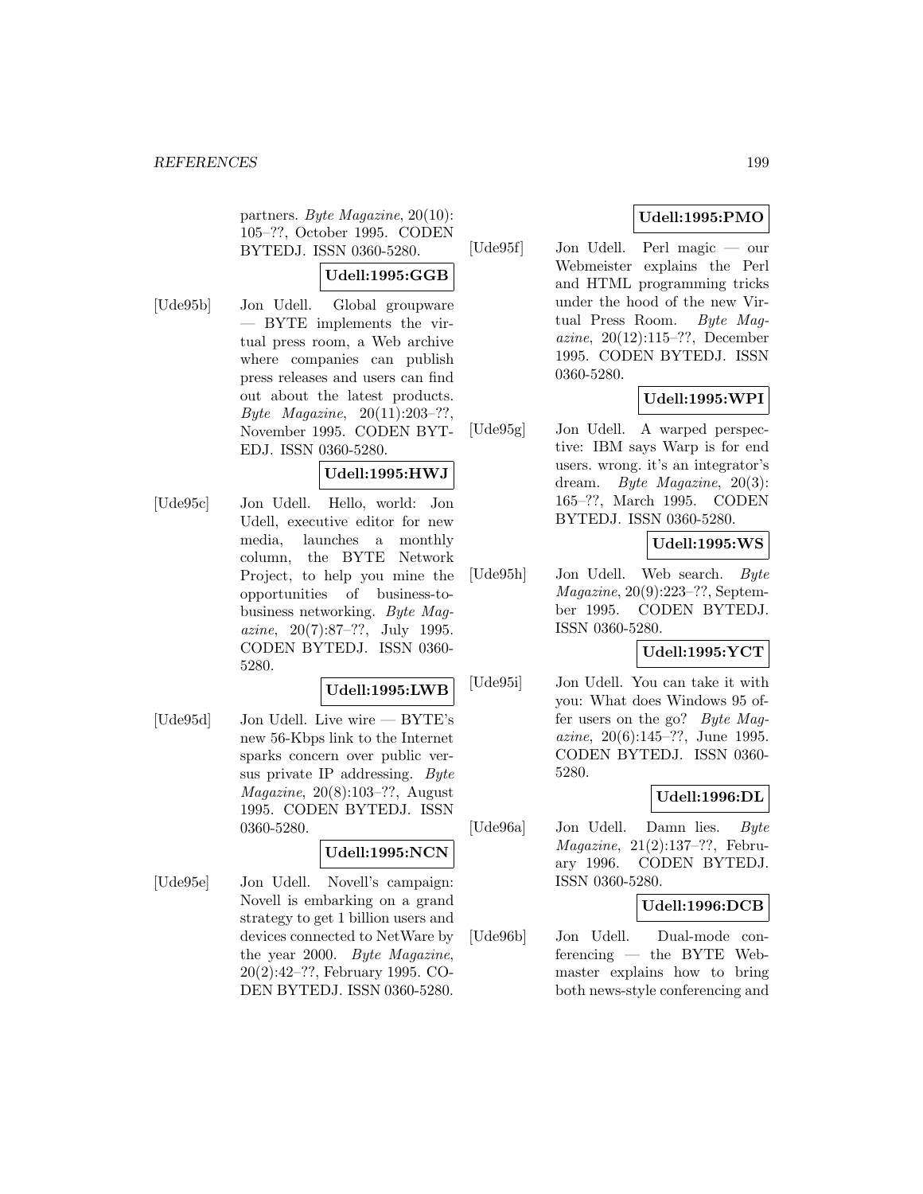partners. *Byte Magazine*, 20(10): 105–??, October 1995. CODEN BYTEDJ. ISSN 0360-5280.

**Udell:1995:GGB**

[Ude95b] Jon Udell. Global groupware — BYTE implements the virtual press room, a Web archive where companies can publish press releases and users can find out about the latest products. *Byte Magazine*, 20(11):203–??, November 1995. CODEN BYTEDJ. ISSN 0360-5280.

**Udell:1995:HWJ**

[Ude95c] Jon Udell. Hello, world: Jon Udell, executive editor for new media, launches a monthly column, the BYTE Network Project, to help you mine the opportunities of business-to-business networking. *Byte Magazine*, 20(7):87–??, July 1995. CODEN BYTEDJ. ISSN 0360-5280.

**Udell:1995:LWB**

[Ude95d] Jon Udell. Live wire — BYTE's new 56-Kbps link to the Internet sparks concern over public versus private IP addressing. *Byte Magazine*, 20(8):103–??, August 1995. CODEN BYTEDJ. ISSN 0360-5280.

**Udell:1995:NCN**

[Ude95e] Jon Udell. Novell's campaign: Novell is embarking on a grand strategy to get 1 billion users and devices connected to NetWare by the year 2000. *Byte Magazine*, 20(2):42–??, February 1995. CODEN BYTEDJ. ISSN 0360-5280.

**Udell:1995:PMO**

[Ude95f] Jon Udell. Perl magic — our Webmeister explains the Perl and HTML programming tricks under the hood of the new Virtual Press Room. *Byte Magazine*, 20(12):115–??, December 1995. CODEN BYTEDJ. ISSN 0360-5280.

**Udell:1995:WPI**

[Ude95g] Jon Udell. A warped perspective: IBM says Warp is for end users. wrong. it's an integrator's dream. *Byte Magazine*, 20(3): 165–??, March 1995. CODEN BYTEDJ. ISSN 0360-5280.

**Udell:1995:WS**

[Ude95h] Jon Udell. Web search. *Byte Magazine*, 20(9):223–??, September 1995. CODEN BYTEDJ. ISSN 0360-5280.

**Udell:1995:YCT**

[Ude95i] Jon Udell. You can take it with you: What does Windows 95 offer users on the go? *Byte Magazine*, 20(6):145–??, June 1995. CODEN BYTEDJ. ISSN 0360-5280.

**Udell:1996:DL**

[Ude96a] Jon Udell. Damn lies. *Byte Magazine*, 21(2):137–??, February 1996. CODEN BYTEDJ. ISSN 0360-5280.

**Udell:1996:DCB**

[Ude96b] Jon Udell. Dual-mode conferencing — the BYTE Webmaster explains how to bring both news-style conferencing and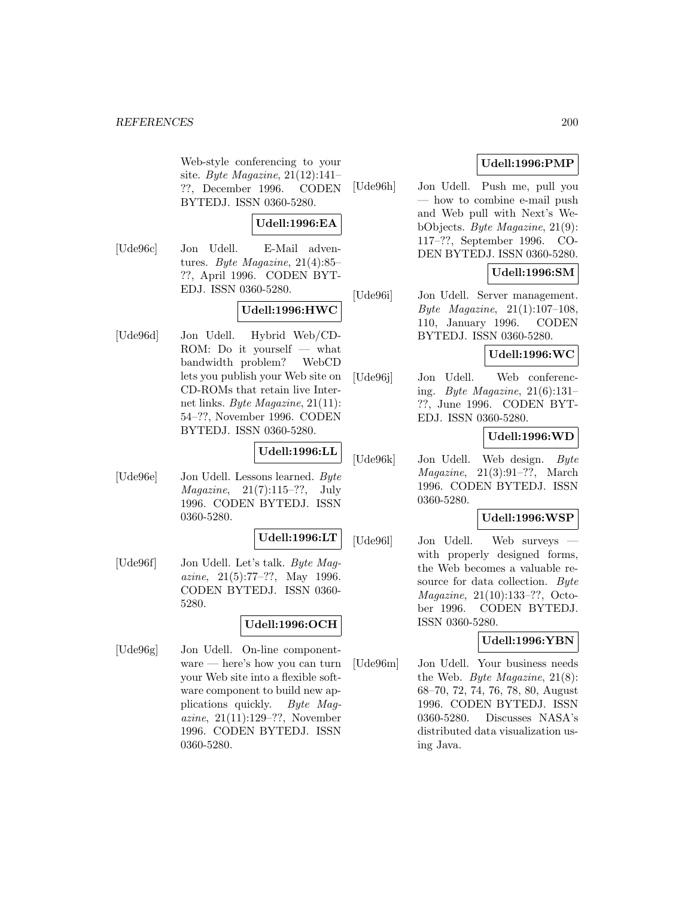Web-style conferencing to your site. *Byte Magazine*, 21(12):141–??, December 1996. CODEN BYTEDJ. ISSN 0360-5280.

**Udell:1996:EA**

[Ude96c] Jon Udell. E-Mail adventures. *Byte Magazine*, 21(4):85–??, April 1996. CODEN BYTEDJ. ISSN 0360-5280.

**Udell:1996:HWC**

[Ude96d] Jon Udell. Hybrid Web/CD-ROM: Do it yourself — what bandwidth problem? WebCD lets you publish your Web site on CD-ROMs that retain live Internet links. *Byte Magazine*, 21(11):54–??, November 1996. CODEN BYTEDJ. ISSN 0360-5280.

**Udell:1996:LL**

[Ude96e] Jon Udell. Lessons learned. *Byte Magazine*, 21(7):115–??, July 1996. CODEN BYTEDJ. ISSN 0360-5280.

**Udell:1996:LT**

[Ude96f] Jon Udell. Let's talk. *Byte Magazine*, 21(5):77–??, May 1996. CODEN BYTEDJ. ISSN 0360-5280.

**Udell:1996:OCH**

[Ude96g] Jon Udell. On-line componentware — here's how you can turn your Web site into a flexible software component to build new applications quickly. *Byte Magazine*, 21(11):129–??, November 1996. CODEN BYTEDJ. ISSN 0360-5280.

**Udell:1996:PMP**

[Ude96h] Jon Udell. Push me, pull you — how to combine e-mail push and Web pull with Next's WebObjects. *Byte Magazine*, 21(9):117–??, September 1996. CODEN BYTEDJ. ISSN 0360-5280.

**Udell:1996:SM**

[Ude96i] Jon Udell. Server management. *Byte Magazine*, 21(1):107–108, 110, January 1996. CODEN BYTEDJ. ISSN 0360-5280.

**Udell:1996:WC**

[Ude96j] Jon Udell. Web conferencing. *Byte Magazine*, 21(6):131–??, June 1996. CODEN BYTEDJ. ISSN 0360-5280.

**Udell:1996:WD**

[Ude96k] Jon Udell. Web design. *Byte Magazine*, 21(3):91–??, March 1996. CODEN BYTEDJ. ISSN 0360-5280.

**Udell:1996:WSP**

[Ude96l] Jon Udell. Web surveys — with properly designed forms, the Web becomes a valuable resource for data collection. *Byte Magazine*, 21(10):133–??, October 1996. CODEN BYTEDJ. ISSN 0360-5280.

**Udell:1996:YBN**

[Ude96m] Jon Udell. Your business needs the Web. *Byte Magazine*, 21(8):68–70, 72, 74, 76, 78, 80, August 1996. CODEN BYTEDJ. ISSN 0360-5280. Discusses NASA's distributed data visualization using Java.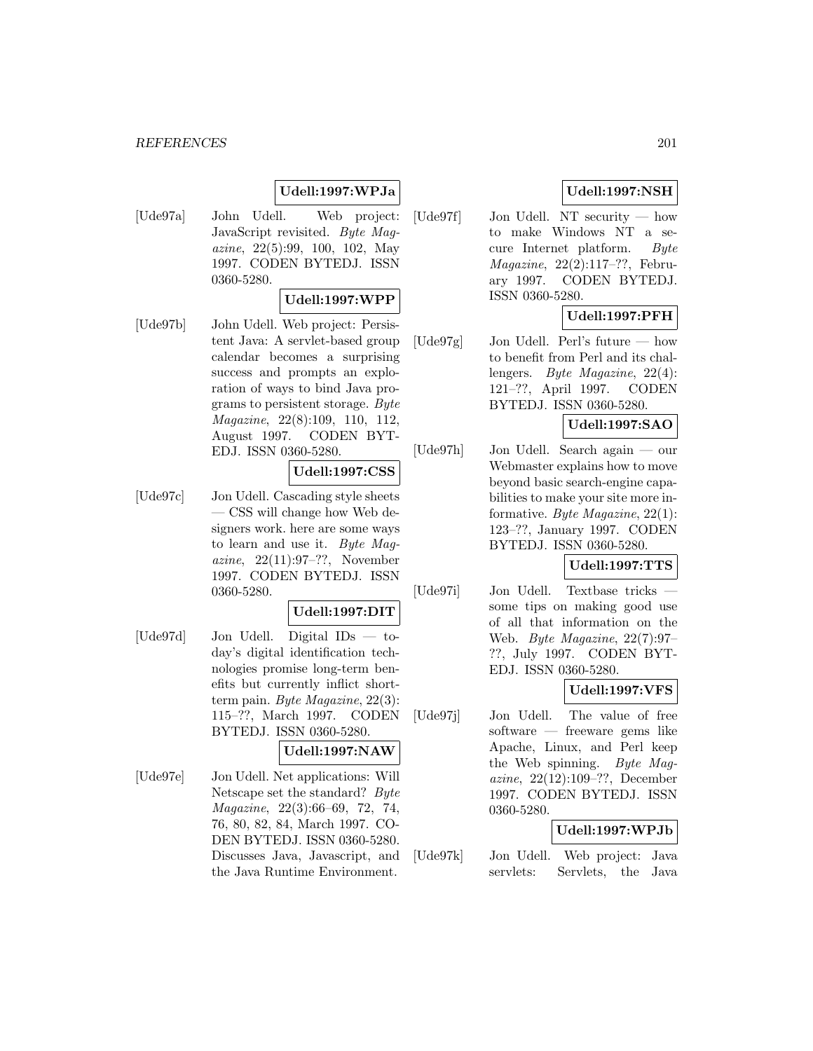**Udell:1997:WPJa**

[Ude97a] John Udell. Web project: JavaScript revisited. *Byte Magazine*, 22(5):99, 100, 102, May 1997. CODEN BYTEDJ. ISSN 0360-5280.

**Udell:1997:WPP**

[Ude97b] John Udell. Web project: Persistent Java: A servlet-based group calendar becomes a surprising success and prompts an exploration of ways to bind Java programs to persistent storage. *Byte Magazine*, 22(8):109, 110, 112, August 1997. CODEN BYTEDJ. ISSN 0360-5280.

**Udell:1997:CSS**

[Ude97c] Jon Udell. Cascading style sheets — CSS will change how Web designers work. here are some ways to learn and use it. *Byte Magazine*, 22(11):97–??, November 1997. CODEN BYTEDJ. ISSN 0360-5280.

**Udell:1997:DIT**

[Ude97d] Jon Udell. Digital IDs — today's digital identification technologies promise long-term benefits but currently inflict short-term pain. *Byte Magazine*, 22(3): 115–??, March 1997. CODEN BYTEDJ. ISSN 0360-5280.

**Udell:1997:NAW**

[Ude97e] Jon Udell. Net applications: Will Netscape set the standard? *Byte Magazine*, 22(3):66–69, 72, 74, 76, 80, 82, 84, March 1997. CODEN BYTEDJ. ISSN 0360-5280. Discusses Java, Javascript, and the Java Runtime Environment.

**Udell:1997:NSH**

[Ude97f] Jon Udell. NT security — how to make Windows NT a secure Internet platform. *Byte Magazine*, 22(2):117–??, February 1997. CODEN BYTEDJ. ISSN 0360-5280.

**Udell:1997:PFH**

[Ude97g] Jon Udell. Perl's future — how to benefit from Perl and its challengers. *Byte Magazine*, 22(4): 121–??, April 1997. CODEN BYTEDJ. ISSN 0360-5280.

**Udell:1997:SAO**

[Ude97h] Jon Udell. Search again — our Webmaster explains how to move beyond basic search-engine capabilities to make your site more informative. *Byte Magazine*, 22(1): 123–??, January 1997. CODEN BYTEDJ. ISSN 0360-5280.

**Udell:1997:TTS**

[Ude97i] Jon Udell. Textbase tricks — some tips on making good use of all that information on the Web. *Byte Magazine*, 22(7):97–??, July 1997. CODEN BYTEDJ. ISSN 0360-5280.

**Udell:1997:VFS**

[Ude97j] Jon Udell. The value of free software — freeware gems like Apache, Linux, and Perl keep the Web spinning. *Byte Magazine*, 22(12):109–??, December 1997. CODEN BYTEDJ. ISSN 0360-5280.

**Udell:1997:WPJb**

[Ude97k] Jon Udell. Web project: Java servlets: Servlets, the Java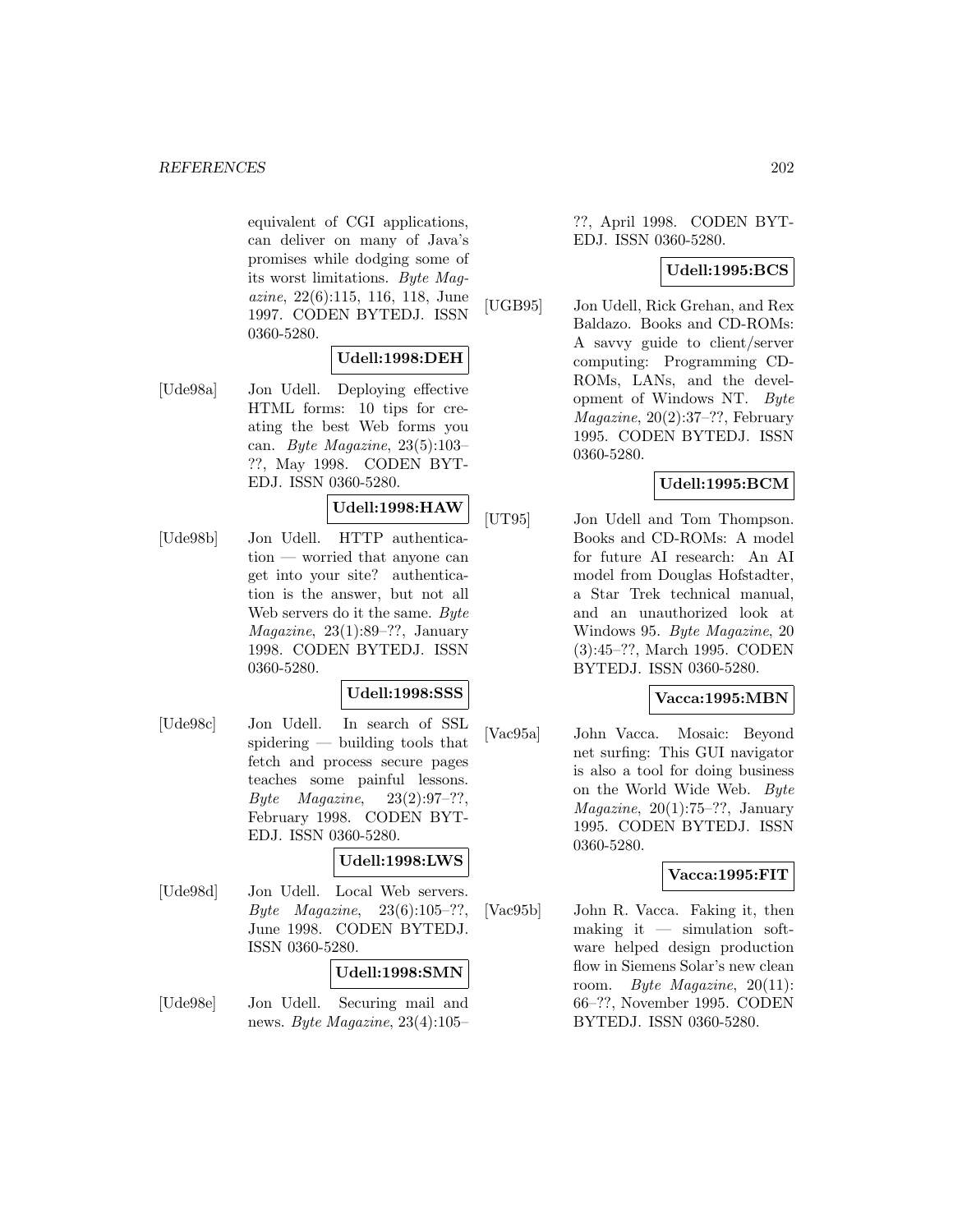equivalent of CGI applications, can deliver on many of Java's promises while dodging some of its worst limitations. *Byte Magazine*, 22(6):115, 116, 118, June 1997. CODEN BYTEDJ. ISSN 0360-5280.

**Udell:1998:DEH**

[Ude98a] Jon Udell. Deploying effective HTML forms: 10 tips for creating the best Web forms you can. *Byte Magazine*, 23(5):103–??, May 1998. CODEN BYTEDJ. ISSN 0360-5280.

**Udell:1998:HAW**

[Ude98b] Jon Udell. HTTP authentication — worried that anyone can get into your site? authentication is the answer, but not all Web servers do it the same. *Byte Magazine*, 23(1):89–??, January 1998. CODEN BYTEDJ. ISSN 0360-5280.

**Udell:1998:SSS**

[Ude98c] Jon Udell. In search of SSL spidering — building tools that fetch and process secure pages teaches some painful lessons. *Byte Magazine*, 23(2):97–??, February 1998. CODEN BYTEDJ. ISSN 0360-5280.

**Udell:1998:LWS**

[Ude98d] Jon Udell. Local Web servers. *Byte Magazine*, 23(6):105–??, June 1998. CODEN BYTEDJ. ISSN 0360-5280.

**Udell:1998:SMN**

[Ude98e] Jon Udell. Securing mail and news. *Byte Magazine*, 23(4):105–??, April 1998. CODEN BYTEDJ. ISSN 0360-5280.

**Udell:1995:BCS**

[UGB95] Jon Udell, Rick Grehan, and Rex Baldazo. Books and CD-ROMs: A savvy guide to client/server computing: Programming CD-ROMs, LANs, and the development of Windows NT. *Byte Magazine*, 20(2):37–??, February 1995. CODEN BYTEDJ. ISSN 0360-5280.

**Udell:1995:BCM**

[UT95] Jon Udell and Tom Thompson. Books and CD-ROMs: A model for future AI research: An AI model from Douglas Hofstadter, a Star Trek technical manual, and an unauthorized look at Windows 95. *Byte Magazine*, 20 (3):45–??, March 1995. CODEN BYTEDJ. ISSN 0360-5280.

**Vacca:1995:MBN**

[Vac95a] John Vacca. Mosaic: Beyond net surfing: This GUI navigator is also a tool for doing business on the World Wide Web. *Byte Magazine*, 20(1):75–??, January 1995. CODEN BYTEDJ. ISSN 0360-5280.

**Vacca:1995:FIT**

[Vac95b] John R. Vacca. Faking it, then making it — simulation software helped design production flow in Siemens Solar's new clean room. *Byte Magazine*, 20(11): 66–??, November 1995. CODEN BYTEDJ. ISSN 0360-5280.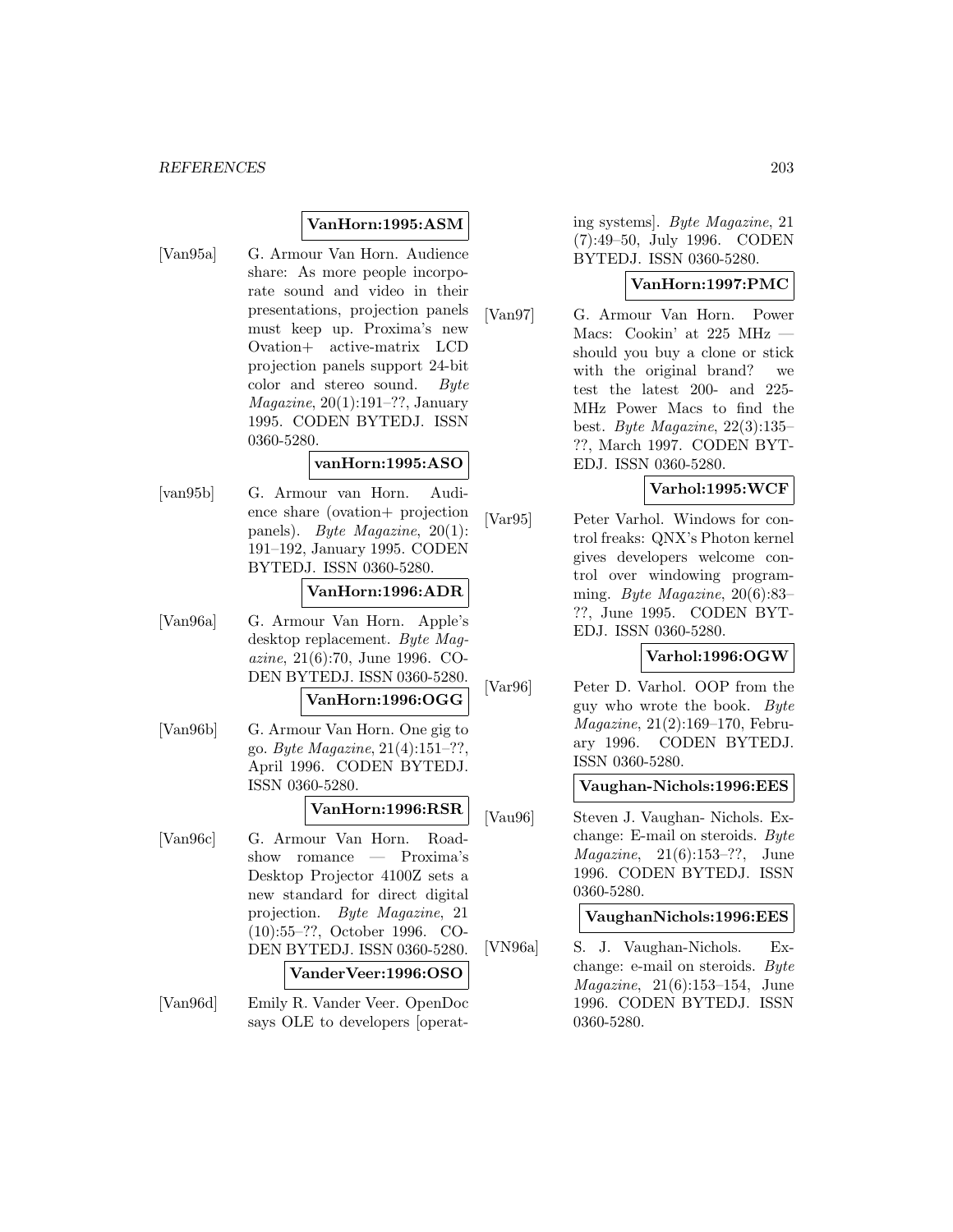**VanHorn:1995:ASM**

[Van95a] G. Armour Van Horn. Audience share: As more people incorporate sound and video in their presentations, projection panels must keep up. Proxima's new Ovation+ active-matrix LCD projection panels support 24-bit color and stereo sound. *Byte Magazine*, 20(1):191–??, January 1995. CODEN BYTEDJ. ISSN 0360-5280.

**vanHorn:1995:ASO**

[van95b] G. Armour van Horn. Audience share (ovation+ projection panels). *Byte Magazine*, 20(1): 191–192, January 1995. CODEN BYTEDJ. ISSN 0360-5280.

**VanHorn:1996:ADR**

[Van96a] G. Armour Van Horn. Apple's desktop replacement. *Byte Magazine*, 21(6):70, June 1996. CODEN BYTEDJ. ISSN 0360-5280.

**VanHorn:1996:OGG**

[Van96b] G. Armour Van Horn. One gig to go. *Byte Magazine*, 21(4):151–??, April 1996. CODEN BYTEDJ. ISSN 0360-5280.

**VanHorn:1996:RSR**

[Van96c] G. Armour Van Horn. Roadshow romance — Proxima's Desktop Projector 4100Z sets a new standard for direct digital projection. *Byte Magazine*, 21 (10):55–??, October 1996. CODEN BYTEDJ. ISSN 0360-5280.

**VanderVeer:1996:OSO**

[Van96d] Emily R. Vander Veer. OpenDoc says OLE to developers [operating systems]. *Byte Magazine*, 21 (7):49–50, July 1996. CODEN BYTEDJ. ISSN 0360-5280.

**VanHorn:1997:PMC**

[Van97] G. Armour Van Horn. Power Macs: Cookin' at 225 MHz — should you buy a clone or stick with the original brand? we test the latest 200- and 225-MHz Power Macs to find the best. *Byte Magazine*, 22(3):135–??, March 1997. CODEN BYTEDJ. ISSN 0360-5280.

**Varhol:1995:WCF**

[Var95] Peter Varhol. Windows for control freaks: QNX's Photon kernel gives developers welcome control over windowing programming. *Byte Magazine*, 20(6):83–??, June 1995. CODEN BYTEDJ. ISSN 0360-5280.

**Varhol:1996:OGW**

[Var96] Peter D. Varhol. OOP from the guy who wrote the book. *Byte Magazine*, 21(2):169–170, February 1996. CODEN BYTEDJ. ISSN 0360-5280.

**Vaughan-Nichols:1996:EES**

[Vau96] Steven J. Vaughan- Nichols. Exchange: E-mail on steroids. *Byte Magazine*, 21(6):153–??, June 1996. CODEN BYTEDJ. ISSN 0360-5280.

**VaughanNichols:1996:EES**

[VN96a] S. J. Vaughan-Nichols. Exchange: e-mail on steroids. *Byte Magazine*, 21(6):153–154, June 1996. CODEN BYTEDJ. ISSN 0360-5280.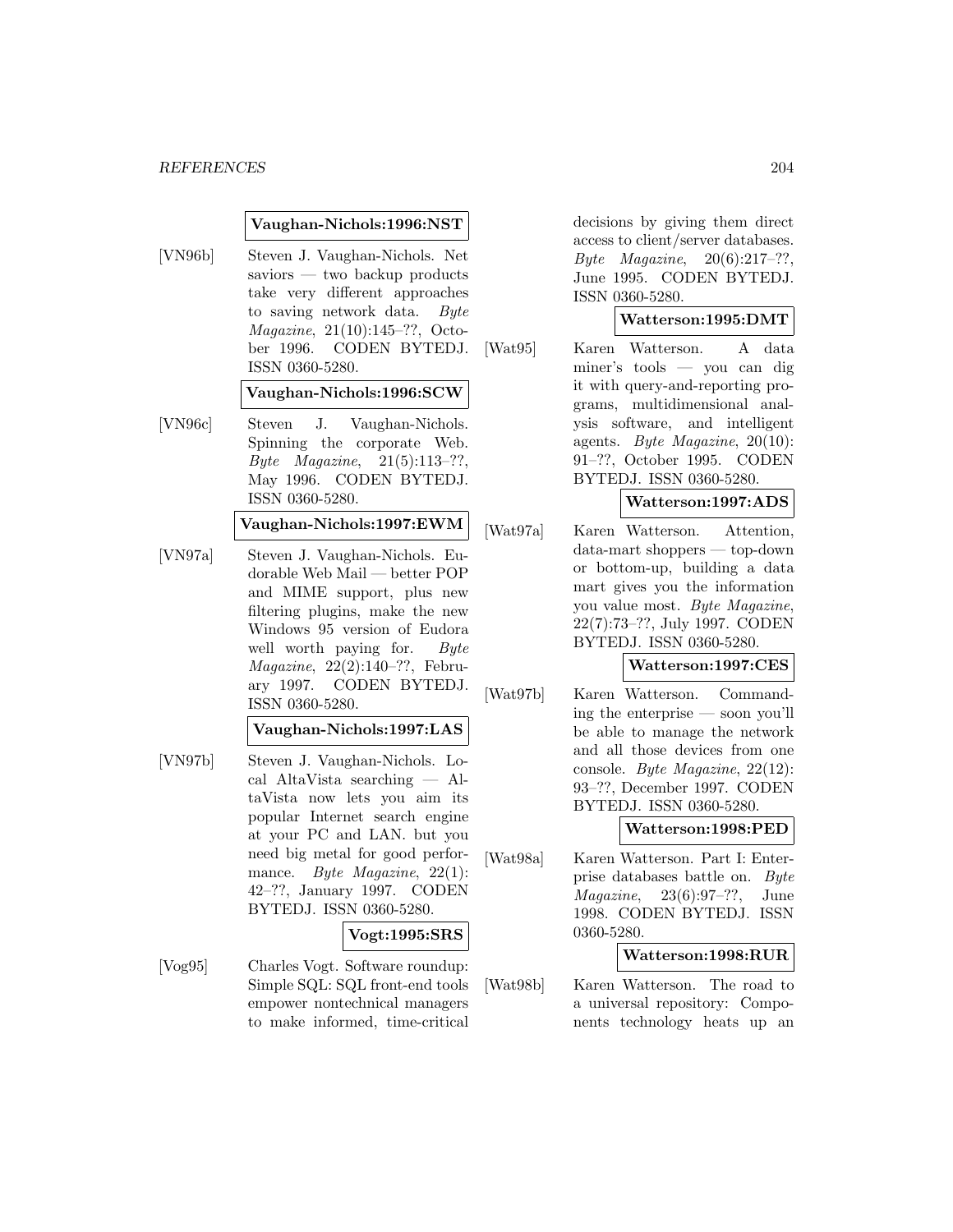**Vaughan-Nichols:1996:NST**

[VN96b] Steven J. Vaughan-Nichols. Net saviors — two backup products take very different approaches to saving network data. *Byte Magazine*, 21(10):145–??, October 1996. CODEN BYTEDJ. ISSN 0360-5280.

**Vaughan-Nichols:1996:SCW**

[VN96c] Steven J. Vaughan-Nichols. Spinning the corporate Web. *Byte Magazine*, 21(5):113–??, May 1996. CODEN BYTEDJ. ISSN 0360-5280.

**Vaughan-Nichols:1997:EWM**

[VN97a] Steven J. Vaughan-Nichols. Eudorable Web Mail — better POP and MIME support, plus new filtering plugins, make the new Windows 95 version of Eudora well worth paying for. *Byte Magazine*, 22(2):140–??, February 1997. CODEN BYTEDJ. ISSN 0360-5280.

**Vaughan-Nichols:1997:LAS**

[VN97b] Steven J. Vaughan-Nichols. Local AltaVista searching — AltaVista now lets you aim its popular Internet search engine at your PC and LAN. but you need big metal for good performance. *Byte Magazine*, 22(1):42–??, January 1997. CODEN BYTEDJ. ISSN 0360-5280.

**Vogt:1995:SRS**

[Vog95] Charles Vogt. Software roundup: Simple SQL: SQL front-end tools empower nontechnical managers to make informed, time-critical decisions by giving them direct access to client/server databases. *Byte Magazine*, 20(6):217–??, June 1995. CODEN BYTEDJ. ISSN 0360-5280.

**Watterson:1995:DMT**

[Wat95] Karen Watterson. A data miner's tools — you can dig it with query-and-reporting programs, multidimensional analysis software, and intelligent agents. *Byte Magazine*, 20(10):91–??, October 1995. CODEN BYTEDJ. ISSN 0360-5280.

**Watterson:1997:ADS**

[Wat97a] Karen Watterson. Attention, data-mart shoppers — top-down or bottom-up, building a data mart gives you the information you value most. *Byte Magazine*, 22(7):73–??, July 1997. CODEN BYTEDJ. ISSN 0360-5280.

**Watterson:1997:CES**

[Wat97b] Karen Watterson. Commanding the enterprise — soon you'll be able to manage the network and all those devices from one console. *Byte Magazine*, 22(12):93–??, December 1997. CODEN BYTEDJ. ISSN 0360-5280.

**Watterson:1998:PED**

[Wat98a] Karen Watterson. Part I: Enterprise databases battle on. *Byte Magazine*, 23(6):97–??, June 1998. CODEN BYTEDJ. ISSN 0360-5280.

**Watterson:1998:RUR**

[Wat98b] Karen Watterson. The road to a universal repository: Components technology heats up an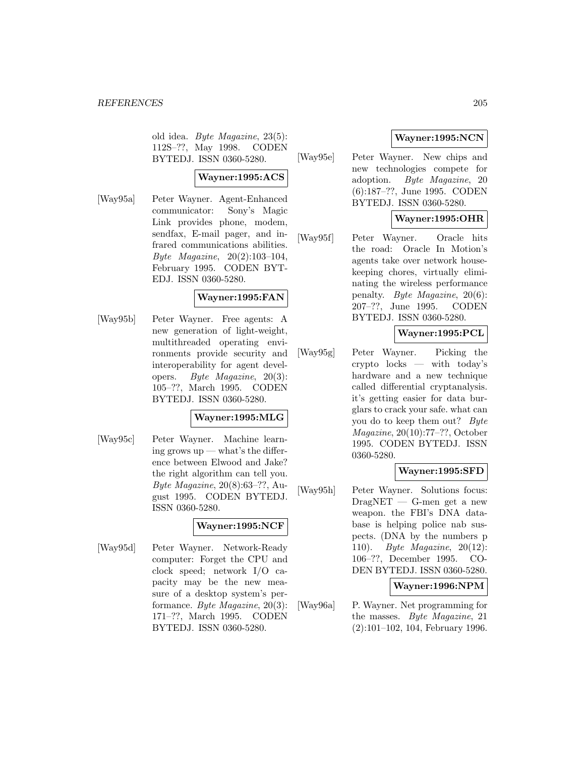old idea. *Byte Magazine*, 23(5): 112S–??, May 1998. CODEN BYTEDJ. ISSN 0360-5280.

**Wayner:1995:ACS**

[Way95a] Peter Wayner. Agent-Enhanced communicator: Sony's Magic Link provides phone, modem, sendfax, E-mail pager, and infrared communications abilities. *Byte Magazine*, 20(2):103–104, February 1995. CODEN BYTEDJ. ISSN 0360-5280.

**Wayner:1995:FAN**

[Way95b] Peter Wayner. Free agents: A new generation of light-weight, multithreaded operating environments provide security and interoperability for agent developers. *Byte Magazine*, 20(3): 105–??, March 1995. CODEN BYTEDJ. ISSN 0360-5280.

**Wayner:1995:MLG**

[Way95c] Peter Wayner. Machine learning grows up — what's the difference between Elwood and Jake? the right algorithm can tell you. *Byte Magazine*, 20(8):63–??, August 1995. CODEN BYTEDJ. ISSN 0360-5280.

**Wayner:1995:NCF**

[Way95d] Peter Wayner. Network-Ready computer: Forget the CPU and clock speed; network I/O capacity may be the new measure of a desktop system's performance. *Byte Magazine*, 20(3): 171–??, March 1995. CODEN BYTEDJ. ISSN 0360-5280.

**Wayner:1995:NCN**

[Way95e] Peter Wayner. New chips and new technologies compete for adoption. *Byte Magazine*, 20 (6):187–??, June 1995. CODEN BYTEDJ. ISSN 0360-5280.

**Wayner:1995:OHR**

[Way95f] Peter Wayner. Oracle hits the road: Oracle In Motion's agents take over network housekeeping chores, virtually eliminating the wireless performance penalty. *Byte Magazine*, 20(6): 207–??, June 1995. CODEN BYTEDJ. ISSN 0360-5280.

**Wayner:1995:PCL**

[Way95g] Peter Wayner. Picking the crypto locks — with today's hardware and a new technique called differential cryptanalysis. it's getting easier for data burglars to crack your safe. what can you do to keep them out? *Byte Magazine*, 20(10):77–??, October 1995. CODEN BYTEDJ. ISSN 0360-5280.

**Wayner:1995:SFD**

[Way95h] Peter Wayner. Solutions focus: DragNET — G-men get a new weapon. the FBI's DNA database is helping police nab suspects. (DNA by the numbers p 110). *Byte Magazine*, 20(12): 106–??, December 1995. CODEN BYTEDJ. ISSN 0360-5280.

**Wayner:1996:NPM**

[Way96a] P. Wayner. Net programming for the masses. *Byte Magazine*, 21 (2):101–102, 104, February 1996.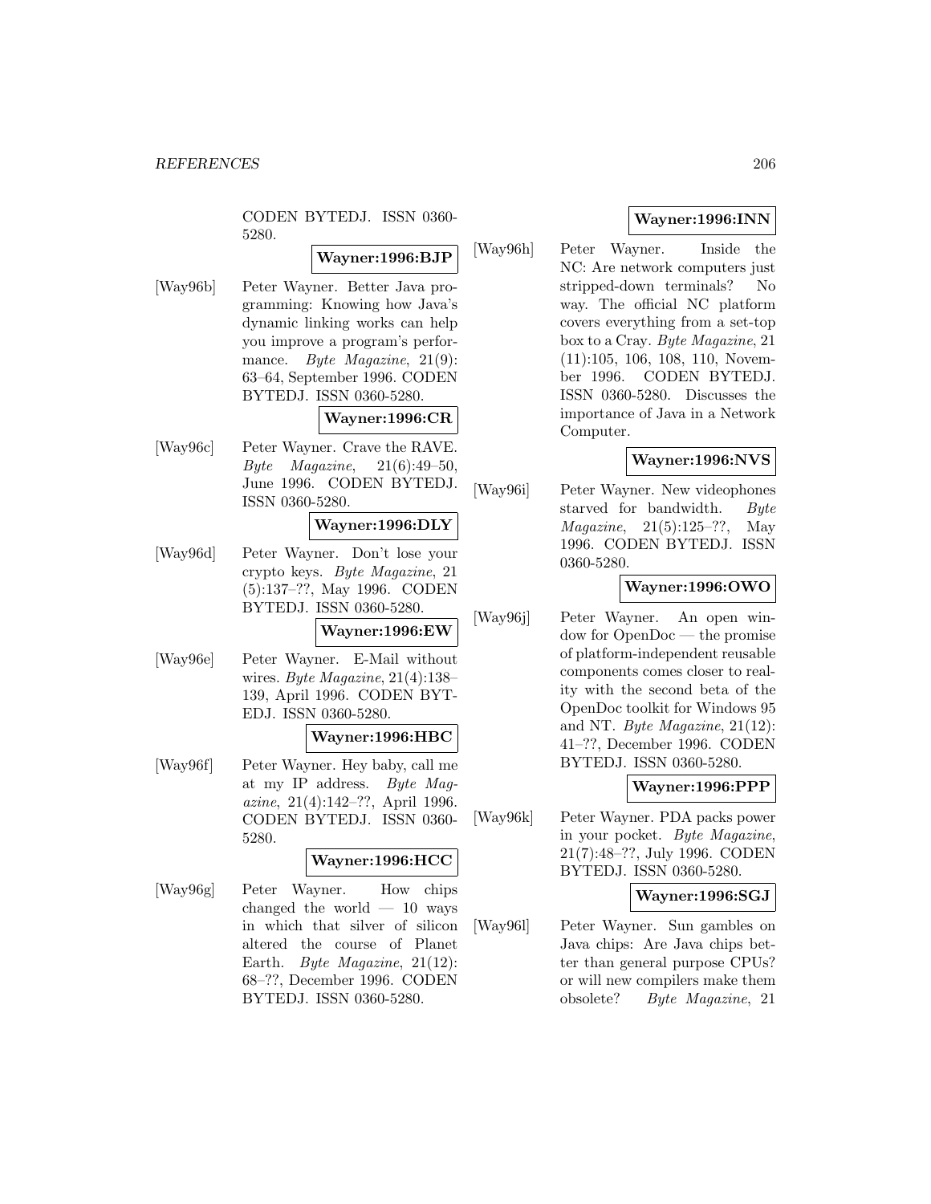CODEN BYTEDJ. ISSN 0360-5280.

**Wayner:1996:BJP**

[Way96b] Peter Wayner. Better Java programming: Knowing how Java's dynamic linking works can help you improve a program's performance. *Byte Magazine*, 21(9): 63–64, September 1996. CODEN BYTEDJ. ISSN 0360-5280.

**Wayner:1996:CR**

[Way96c] Peter Wayner. Crave the RAVE. *Byte Magazine*, 21(6):49–50, June 1996. CODEN BYTEDJ. ISSN 0360-5280.

**Wayner:1996:DLY**

[Way96d] Peter Wayner. Don't lose your crypto keys. *Byte Magazine*, 21 (5):137–??, May 1996. CODEN BYTEDJ. ISSN 0360-5280.

**Wayner:1996:EW**

[Way96e] Peter Wayner. E-Mail without wires. *Byte Magazine*, 21(4):138–139, April 1996. CODEN BYTEDJ. ISSN 0360-5280.

**Wayner:1996:HBC**

[Way96f] Peter Wayner. Hey baby, call me at my IP address. *Byte Magazine*, 21(4):142–??, April 1996. CODEN BYTEDJ. ISSN 0360-5280.

**Wayner:1996:HCC**

[Way96g] Peter Wayner. How chips changed the world — 10 ways in which that silver of silicon altered the course of Planet Earth. *Byte Magazine*, 21(12): 68–??, December 1996. CODEN BYTEDJ. ISSN 0360-5280.

**Wayner:1996:INN**

[Way96h] Peter Wayner. Inside the NC: Are network computers just stripped-down terminals? No way. The official NC platform covers everything from a set-top box to a Cray. *Byte Magazine*, 21 (11):105, 106, 108, 110, November 1996. CODEN BYTEDJ. ISSN 0360-5280. Discusses the importance of Java in a Network Computer.

**Wayner:1996:NVS**

[Way96i] Peter Wayner. New videophones starved for bandwidth. *Byte Magazine*, 21(5):125–??, May 1996. CODEN BYTEDJ. ISSN 0360-5280.

**Wayner:1996:OWO**

[Way96j] Peter Wayner. An open window for OpenDoc — the promise of platform-independent reusable components comes closer to reality with the second beta of the OpenDoc toolkit for Windows 95 and NT. *Byte Magazine*, 21(12): 41–??, December 1996. CODEN BYTEDJ. ISSN 0360-5280.

**Wayner:1996:PPP**

[Way96k] Peter Wayner. PDA packs power in your pocket. *Byte Magazine*, 21(7):48–??, July 1996. CODEN BYTEDJ. ISSN 0360-5280.

**Wayner:1996:SGJ**

[Way96l] Peter Wayner. Sun gambles on Java chips: Are Java chips better than general purpose CPUs? or will new compilers make them obsolete? *Byte Magazine*, 21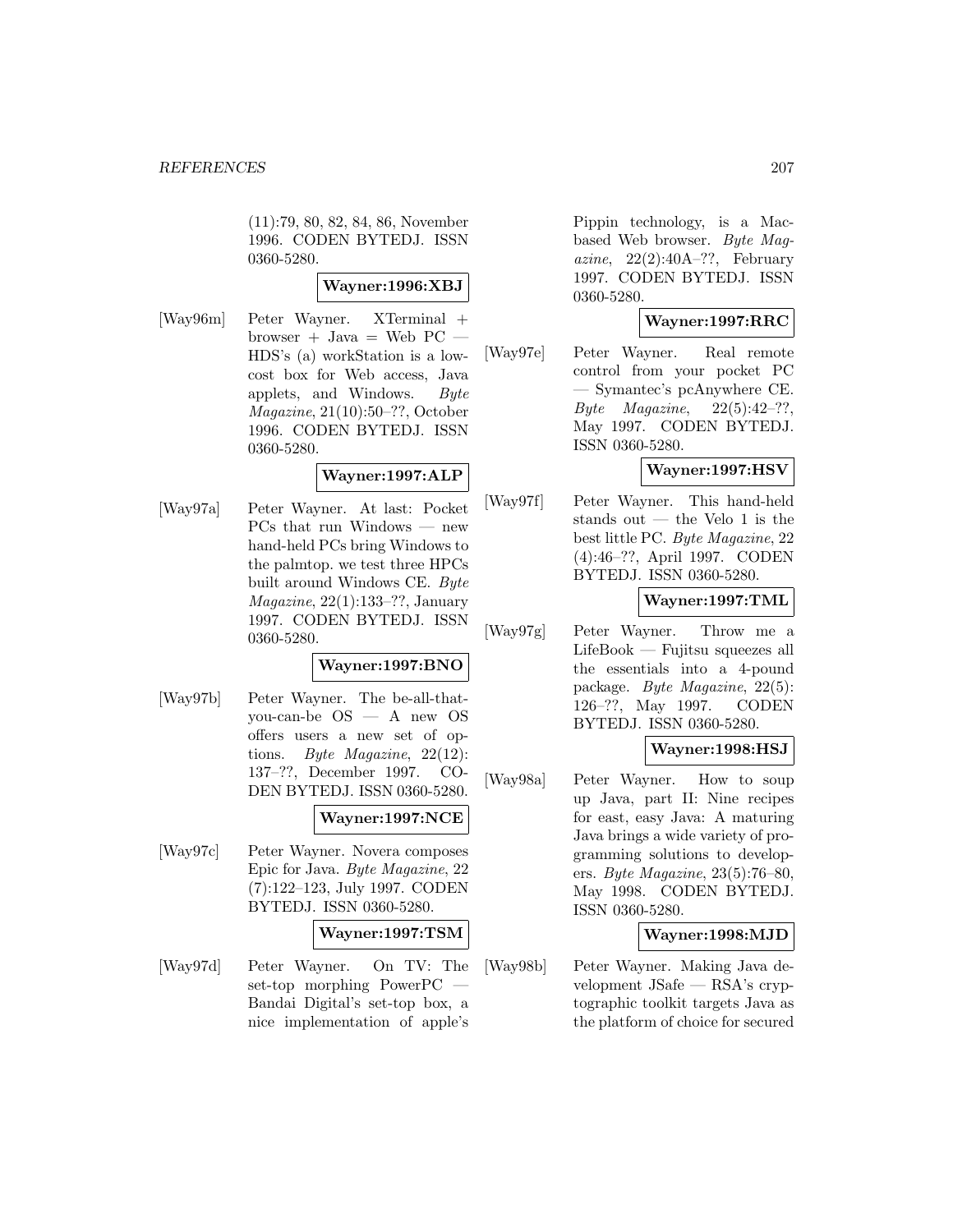(11):79, 80, 82, 84, 86, November 1996. CODEN BYTEDJ. ISSN 0360-5280.

**Wayner:1996:XBJ**

[Way96m] Peter Wayner. XTerminal + browser + Java = Web PC — HDS's (a) workStation is a low-cost box for Web access, Java applets, and Windows. *Byte Magazine*, 21(10):50–??, October 1996. CODEN BYTEDJ. ISSN 0360-5280.

**Wayner:1997:ALP**

[Way97a] Peter Wayner. At last: Pocket PCs that run Windows — new hand-held PCs bring Windows to the palmtop. we test three HPCs built around Windows CE. *Byte Magazine*, 22(1):133–??, January 1997. CODEN BYTEDJ. ISSN 0360-5280.

**Wayner:1997:BNO**

[Way97b] Peter Wayner. The be-all-that-you-can-be OS — A new OS offers users a new set of options. *Byte Magazine*, 22(12): 137–??, December 1997. CODEN BYTEDJ. ISSN 0360-5280.

**Wayner:1997:NCE**

[Way97c] Peter Wayner. Novera composes Epic for Java. *Byte Magazine*, 22 (7):122–123, July 1997. CODEN BYTEDJ. ISSN 0360-5280.

**Wayner:1997:TSM**

[Way97d] Peter Wayner. On TV: The set-top morphing PowerPC — Bandai Digital's set-top box, a nice implementation of apple's Pippin technology, is a Mac-based Web browser. *Byte Magazine*, 22(2):40A–??, February 1997. CODEN BYTEDJ. ISSN 0360-5280.

**Wayner:1997:RRC**

[Way97e] Peter Wayner. Real remote control from your pocket PC — Symantec's pcAnywhere CE. *Byte Magazine*, 22(5):42–??, May 1997. CODEN BYTEDJ. ISSN 0360-5280.

**Wayner:1997:HSV**

[Way97f] Peter Wayner. This hand-held stands out — the Velo 1 is the best little PC. *Byte Magazine*, 22 (4):46–??, April 1997. CODEN BYTEDJ. ISSN 0360-5280.

**Wayner:1997:TML**

[Way97g] Peter Wayner. Throw me a LifeBook — Fujitsu squeezes all the essentials into a 4-pound package. *Byte Magazine*, 22(5): 126–??, May 1997. CODEN BYTEDJ. ISSN 0360-5280.

**Wayner:1998:HSJ**

[Way98a] Peter Wayner. How to soup up Java, part II: Nine recipes for east, easy Java: A maturing Java brings a wide variety of programming solutions to developers. *Byte Magazine*, 23(5):76–80, May 1998. CODEN BYTEDJ. ISSN 0360-5280.

**Wayner:1998:MJD**

[Way98b] Peter Wayner. Making Java development JSafe — RSA's cryptographic toolkit targets Java as the platform of choice for secured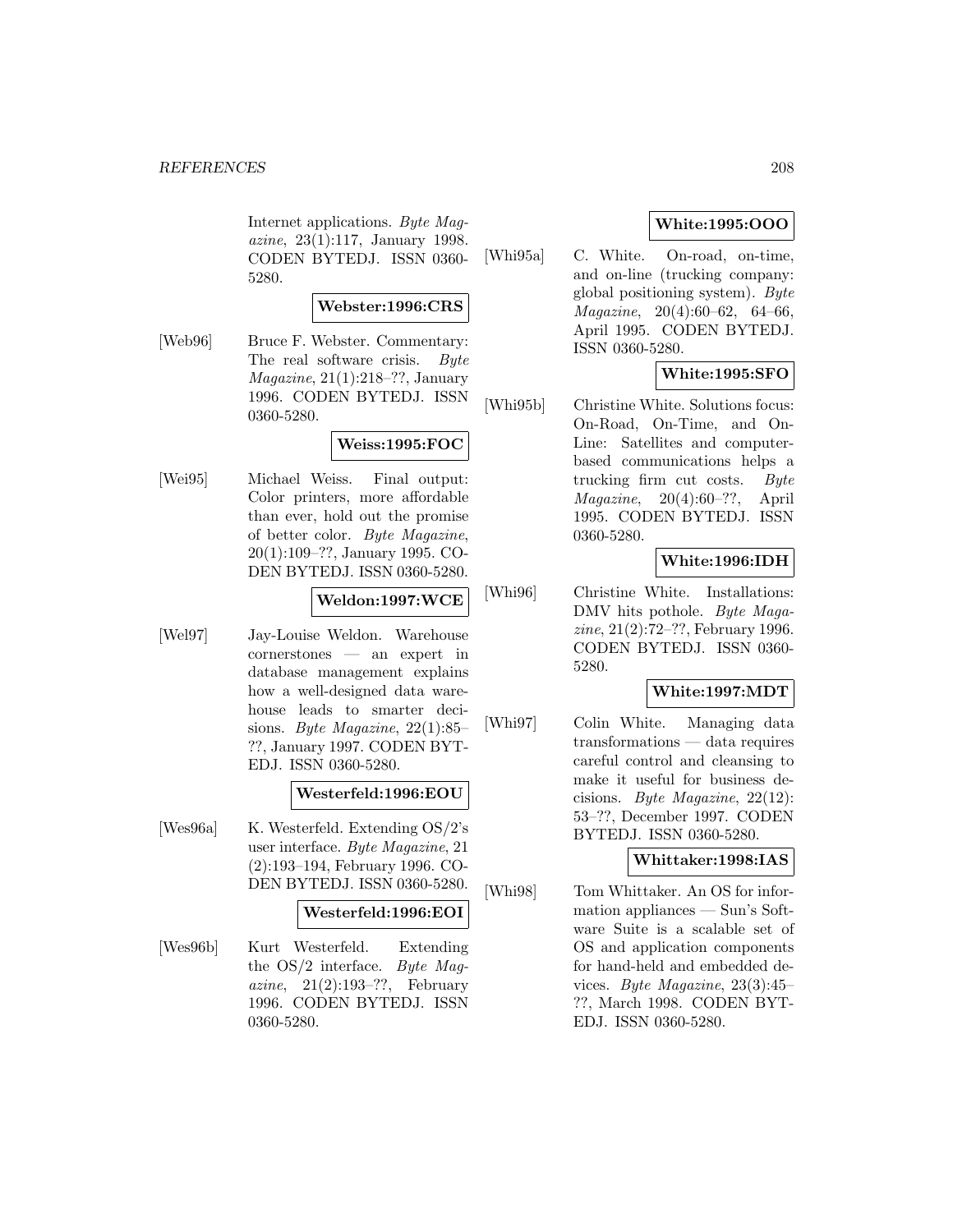Internet applications. *Byte Magazine*, 23(1):117, January 1998. CODEN BYTEDJ. ISSN 0360-5280.

**Webster:1996:CRS**

[Web96] Bruce F. Webster. Commentary: The real software crisis. *Byte Magazine*, 21(1):218–??, January 1996. CODEN BYTEDJ. ISSN 0360-5280.

**Weiss:1995:FOC**

[Wei95] Michael Weiss. Final output: Color printers, more affordable than ever, hold out the promise of better color. *Byte Magazine*, 20(1):109–??, January 1995. CODEN BYTEDJ. ISSN 0360-5280.

**Weldon:1997:WCE**

[Wel97] Jay-Louise Weldon. Warehouse cornerstones — an expert in database management explains how a well-designed data warehouse leads to smarter decisions. *Byte Magazine*, 22(1):85–??, January 1997. CODEN BYTEDJ. ISSN 0360-5280.

**Westerfeld:1996:EOU**

[Wes96a] K. Westerfeld. Extending OS/2's user interface. *Byte Magazine*, 21 (2):193–194, February 1996. CODEN BYTEDJ. ISSN 0360-5280.

**Westerfeld:1996:EOI**

[Wes96b] Kurt Westerfeld. Extending the OS/2 interface. *Byte Magazine*, 21(2):193–??, February 1996. CODEN BYTEDJ. ISSN 0360-5280.

**White:1995:OOO**

[Whi95a] C. White. On-road, on-time, and on-line (trucking company: global positioning system). *Byte Magazine*, 20(4):60–62, 64–66, April 1995. CODEN BYTEDJ. ISSN 0360-5280.

**White:1995:SFO**

[Whi95b] Christine White. Solutions focus: On-Road, On-Time, and On-Line: Satellites and computer-based communications helps a trucking firm cut costs. *Byte Magazine*, 20(4):60–??, April 1995. CODEN BYTEDJ. ISSN 0360-5280.

**White:1996:IDH**

[Whi96] Christine White. Installations: DMV hits pothole. *Byte Magazine*, 21(2):72–??, February 1996. CODEN BYTEDJ. ISSN 0360-5280.

**White:1997:MDT**

[Whi97] Colin White. Managing data transformations — data requires careful control and cleansing to make it useful for business decisions. *Byte Magazine*, 22(12): 53–??, December 1997. CODEN BYTEDJ. ISSN 0360-5280.

**Whittaker:1998:IAS**

[Whi98] Tom Whittaker. An OS for information appliances — Sun's Software Suite is a scalable set of OS and application components for hand-held and embedded devices. *Byte Magazine*, 23(3):45–??, March 1998. CODEN BYTEDJ. ISSN 0360-5280.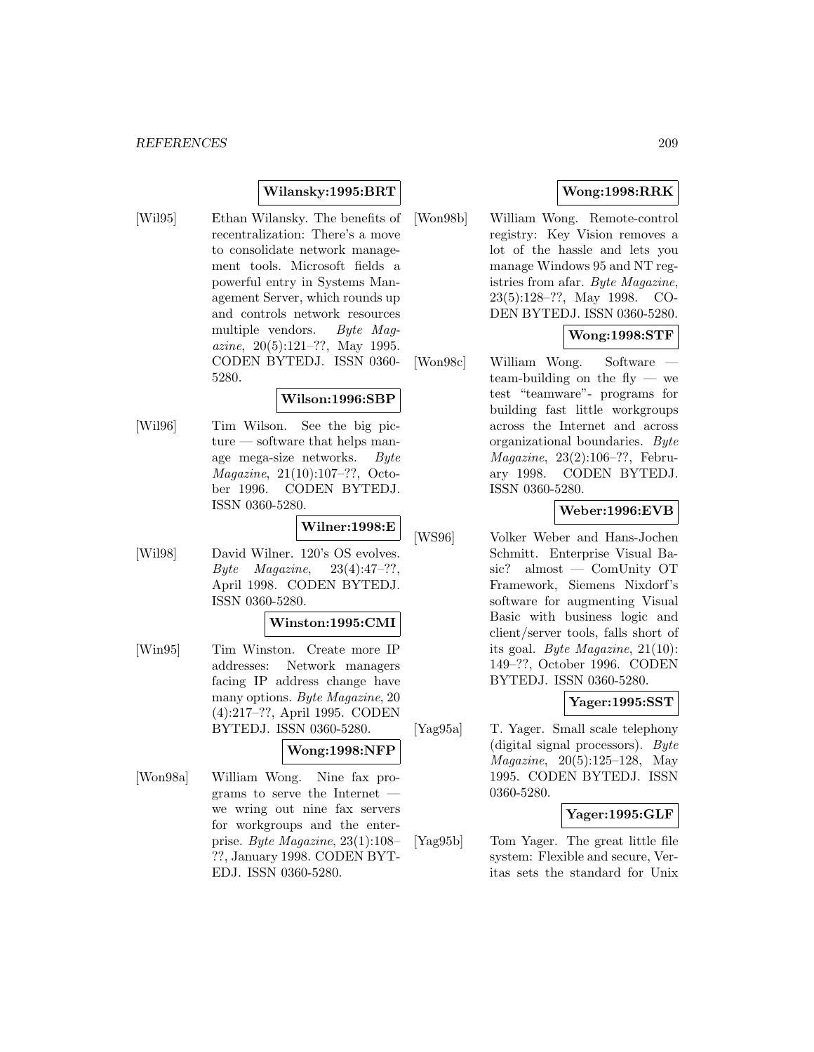**Wilansky:1995:BRT**

[Wil95] Ethan Wilansky. The benefits of recentralization: There's a move to consolidate network management tools. Microsoft fields a powerful entry in Systems Management Server, which rounds up and controls network resources multiple vendors. *Byte Magazine*, 20(5):121–??, May 1995. CODEN BYTEDJ. ISSN 0360-5280.

**Wilson:1996:SBP**

[Wil96] Tim Wilson. See the big picture — software that helps manage mega-size networks. *Byte Magazine*, 21(10):107–??, October 1996. CODEN BYTEDJ. ISSN 0360-5280.

**Wilner:1998:E**

[Wil98] David Wilner. 120's OS evolves. *Byte Magazine*, 23(4):47–??, April 1998. CODEN BYTEDJ. ISSN 0360-5280.

**Winston:1995:CMI**

[Win95] Tim Winston. Create more IP addresses: Network managers facing IP address change have many options. *Byte Magazine*, 20 (4):217–??, April 1995. CODEN BYTEDJ. ISSN 0360-5280.

**Wong:1998:NFP**

[Won98a] William Wong. Nine fax programs to serve the Internet — we wring out nine fax servers for workgroups and the enterprise. *Byte Magazine*, 23(1):108–??, January 1998. CODEN BYTEDJ. ISSN 0360-5280.

**Wong:1998:RRK**

[Won98b] William Wong. Remote-control registry: Key Vision removes a lot of the hassle and lets you manage Windows 95 and NT registries from afar. *Byte Magazine*, 23(5):128–??, May 1998. CODEN BYTEDJ. ISSN 0360-5280.

**Wong:1998:STF**

[Won98c] William Wong. Software — team-building on the fly — we test "teamware"- programs for building fast little workgroups across the Internet and across organizational boundaries. *Byte Magazine*, 23(2):106–??, February 1998. CODEN BYTEDJ. ISSN 0360-5280.

**Weber:1996:EVB**

[WS96] Volker Weber and Hans-Jochen Schmitt. Enterprise Visual Basic? almost — ComUnity OT Framework, Siemens Nixdorf's software for augmenting Visual Basic with business logic and client/server tools, falls short of its goal. *Byte Magazine*, 21(10): 149–??, October 1996. CODEN BYTEDJ. ISSN 0360-5280.

**Yager:1995:SST**

[Yag95a] T. Yager. Small scale telephony (digital signal processors). *Byte Magazine*, 20(5):125–128, May 1995. CODEN BYTEDJ. ISSN 0360-5280.

**Yager:1995:GLF**

[Yag95b] Tom Yager. The great little file system: Flexible and secure, Veritas sets the standard for Unix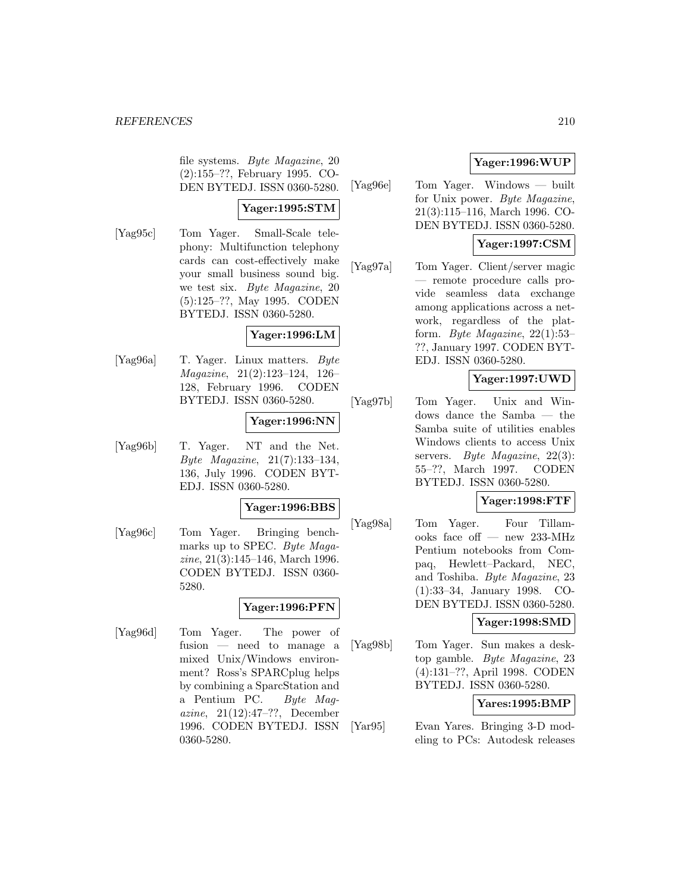file systems. *Byte Magazine*, 20 (2):155–??, February 1995. CODEN BYTEDJ. ISSN 0360-5280.

**Yager:1995:STM**

[Yag95c] Tom Yager. Small-Scale telephony: Multifunction telephony cards can cost-effectively make your small business sound big. we test six. *Byte Magazine*, 20 (5):125–??, May 1995. CODEN BYTEDJ. ISSN 0360-5280.

**Yager:1996:LM**

[Yag96a] T. Yager. Linux matters. *Byte Magazine*, 21(2):123–124, 126–128, February 1996. CODEN BYTEDJ. ISSN 0360-5280.

**Yager:1996:NN**

[Yag96b] T. Yager. NT and the Net. *Byte Magazine*, 21(7):133–134, 136, July 1996. CODEN BYTEDJ. ISSN 0360-5280.

**Yager:1996:BBS**

[Yag96c] Tom Yager. Bringing benchmarks up to SPEC. *Byte Magazine*, 21(3):145–146, March 1996. CODEN BYTEDJ. ISSN 0360-5280.

**Yager:1996:PFN**

[Yag96d] Tom Yager. The power of fusion — need to manage a mixed Unix/Windows environment? Ross's SPARCplug helps by combining a SparcStation and a Pentium PC. *Byte Magazine*, 21(12):47–??, December 1996. CODEN BYTEDJ. ISSN 0360-5280.

**Yager:1996:WUP**

[Yag96e] Tom Yager. Windows — built for Unix power. *Byte Magazine*, 21(3):115–116, March 1996. CODEN BYTEDJ. ISSN 0360-5280.

**Yager:1997:CSM**

[Yag97a] Tom Yager. Client/server magic — remote procedure calls provide seamless data exchange among applications across a network, regardless of the platform. *Byte Magazine*, 22(1):53–??, January 1997. CODEN BYTEDJ. ISSN 0360-5280.

**Yager:1997:UWD**

[Yag97b] Tom Yager. Unix and Windows dance the Samba — the Samba suite of utilities enables Windows clients to access Unix servers. *Byte Magazine*, 22(3): 55–??, March 1997. CODEN BYTEDJ. ISSN 0360-5280.

**Yager:1998:FTF**

[Yag98a] Tom Yager. Four Tillamooks face off — new 233-MHz Pentium notebooks from Compaq, Hewlett–Packard, NEC, and Toshiba. *Byte Magazine*, 23 (1):33–34, January 1998. CODEN BYTEDJ. ISSN 0360-5280.

**Yager:1998:SMD**

[Yag98b] Tom Yager. Sun makes a desktop gamble. *Byte Magazine*, 23 (4):131–??, April 1998. CODEN BYTEDJ. ISSN 0360-5280.

**Yares:1995:BMP**

[Yar95] Evan Yares. Bringing 3-D modeling to PCs: Autodesk releases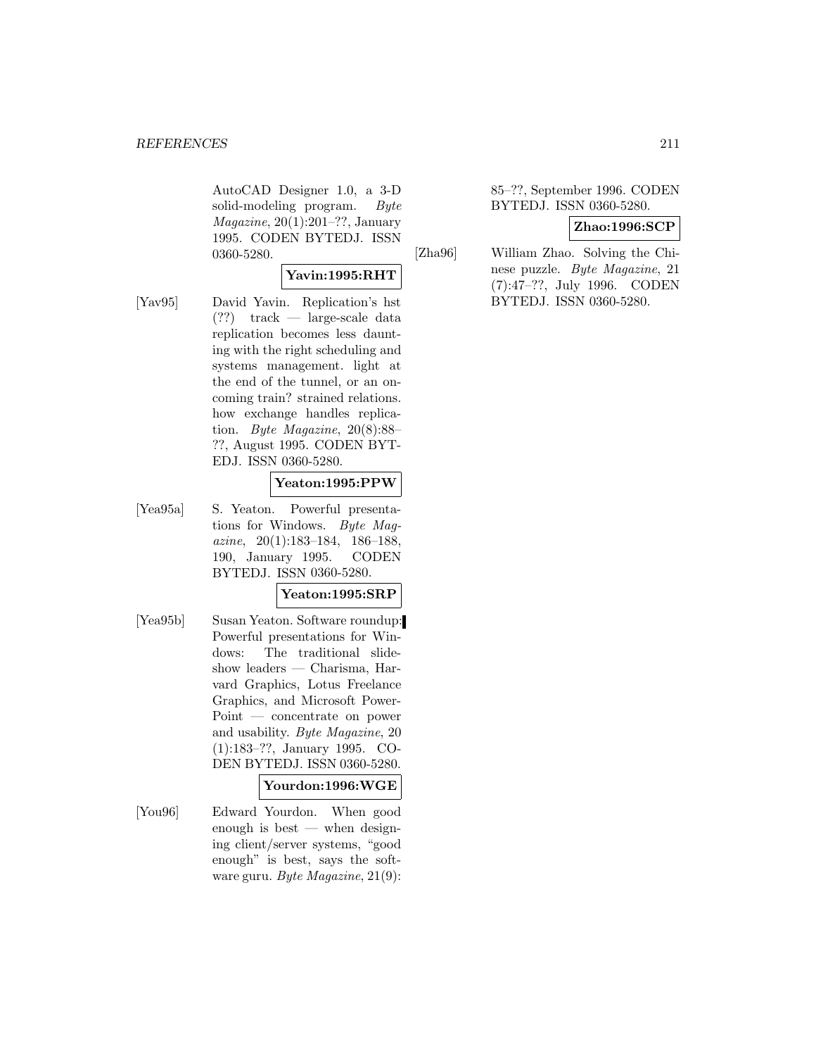AutoCAD Designer 1.0, a 3-D solid-modeling program. *Byte Magazine*, 20(1):201–??, January 1995. CODEN BYTEDJ. ISSN 0360-5280.

**Yavin:1995:RHT**

[Yav95] David Yavin. Replication's hst (??) track — large-scale data replication becomes less daunting with the right scheduling and systems management. light at the end of the tunnel, or an oncoming train? strained relations. how exchange handles replication. *Byte Magazine*, 20(8):88–??, August 1995. CODEN BYTEDJ. ISSN 0360-5280.

**Yeaton:1995:PPW**

[Yea95a] S. Yeaton. Powerful presentations for Windows. *Byte Magazine*, 20(1):183–184, 186–188, 190, January 1995. CODEN BYTEDJ. ISSN 0360-5280.

**Yeaton:1995:SRP**

[Yea95b] Susan Yeaton. Software roundup: Powerful presentations for Windows: The traditional slideshow leaders — Charisma, Harvard Graphics, Lotus Freelance Graphics, and Microsoft PowerPoint — concentrate on power and usability. *Byte Magazine*, 20 (1):183–??, January 1995. CODEN BYTEDJ. ISSN 0360-5280.

**Yourdon:1996:WGE**

[You96] Edward Yourdon. When good enough is best — when designing client/server systems, "good enough" is best, says the software guru. *Byte Magazine*, 21(9): 85–??, September 1996. CODEN BYTEDJ. ISSN 0360-5280.

**Zhao:1996:SCP**

[Zha96] William Zhao. Solving the Chinese puzzle. *Byte Magazine*, 21 (7):47–??, July 1996. CODEN BYTEDJ. ISSN 0360-5280.